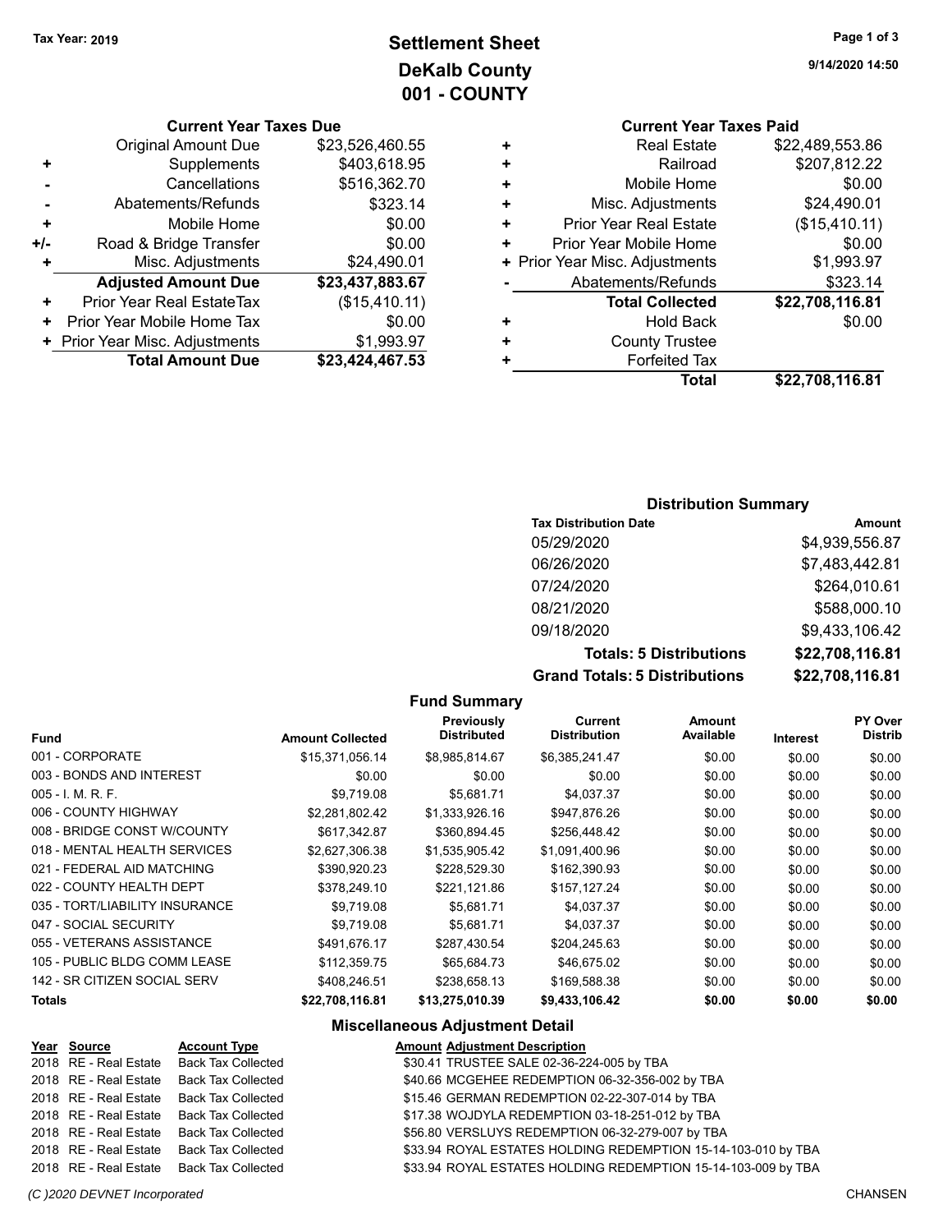Tax Year: 2019

# Settlement Sheet
## DeKalb County
## 001 - COUNTY

9/14/2020 14:50

### Current Year Taxes Due

| | | |
|---|---|---|
| | Original Amount Due | $23,526,460.55 |
| + | Supplements | $403,618.95 |
| - | Cancellations | $516,362.70 |
| - | Abatements/Refunds | $323.14 |
| + | Mobile Home | $0.00 |
| +/- | Road & Bridge Transfer | $0.00 |
| + | Misc. Adjustments | $24,490.01 |
| | **Adjusted Amount Due** | **$23,437,883.67** |
| + | Prior Year Real EstateTax | ($15,410.11) |
| + | Prior Year Mobile Home Tax | $0.00 |
| + | Prior Year Misc. Adjustments | $1,993.97 |
| | **Total Amount Due** | **$23,424,467.53** |

### Current Year Taxes Paid

| | | |
|---|---|---|
| + | Real Estate | $22,489,553.86 |
| + | Railroad | $207,812.22 |
| + | Mobile Home | $0.00 |
| + | Misc. Adjustments | $24,490.01 |
| + | Prior Year Real Estate | ($15,410.11) |
| + | Prior Year Mobile Home | $0.00 |
| + | Prior Year Misc. Adjustments | $1,993.97 |
| - | Abatements/Refunds | $323.14 |
| | **Total Collected** | **$22,708,116.81** |
| + | Hold Back | $0.00 |
| + | County Trustee | |
| + | Forfeited Tax | |
| | **Total** | **$22,708,116.81** |

### Distribution Summary

| Tax Distribution Date | Amount |
|---|---|
| 05/29/2020 | $4,939,556.87 |
| 06/26/2020 | $7,483,442.81 |
| 07/24/2020 | $264,010.61 |
| 08/21/2020 | $588,000.10 |
| 09/18/2020 | $9,433,106.42 |
| **Totals: 5 Distributions** | **$22,708,116.81** |
| **Grand Totals: 5 Distributions** | **$22,708,116.81** |

### Fund Summary

| Fund | Amount Collected | Previously Distributed | Current Distribution | Amount Available | Interest | PY Over Distrib |
|---|---|---|---|---|---|---|
| 001 - CORPORATE | $15,371,056.14 | $8,985,814.67 | $6,385,241.47 | $0.00 | $0.00 | $0.00 |
| 003 - BONDS AND INTEREST | $0.00 | $0.00 | $0.00 | $0.00 | $0.00 | $0.00 |
| 005 - I. M. R. F. | $9,719.08 | $5,681.71 | $4,037.37 | $0.00 | $0.00 | $0.00 |
| 006 - COUNTY HIGHWAY | $2,281,802.42 | $1,333,926.16 | $947,876.26 | $0.00 | $0.00 | $0.00 |
| 008 - BRIDGE CONST W/COUNTY | $617,342.87 | $360,894.45 | $256,448.42 | $0.00 | $0.00 | $0.00 |
| 018 - MENTAL HEALTH SERVICES | $2,627,306.38 | $1,535,905.42 | $1,091,400.96 | $0.00 | $0.00 | $0.00 |
| 021 - FEDERAL AID MATCHING | $390,920.23 | $228,529.30 | $162,390.93 | $0.00 | $0.00 | $0.00 |
| 022 - COUNTY HEALTH DEPT | $378,249.10 | $221,121.86 | $157,127.24 | $0.00 | $0.00 | $0.00 |
| 035 - TORT/LIABILITY INSURANCE | $9,719.08 | $5,681.71 | $4,037.37 | $0.00 | $0.00 | $0.00 |
| 047 - SOCIAL SECURITY | $9,719.08 | $5,681.71 | $4,037.37 | $0.00 | $0.00 | $0.00 |
| 055 - VETERANS ASSISTANCE | $491,676.17 | $287,430.54 | $204,245.63 | $0.00 | $0.00 | $0.00 |
| 105 - PUBLIC BLDG COMM LEASE | $112,359.75 | $65,684.73 | $46,675.02 | $0.00 | $0.00 | $0.00 |
| 142 - SR CITIZEN SOCIAL SERV | $408,246.51 | $238,658.13 | $169,588.38 | $0.00 | $0.00 | $0.00 |
| **Totals** | **$22,708,116.81** | **$13,275,010.39** | **$9,433,106.42** | **$0.00** | **$0.00** | **$0.00** |

### Miscellaneous Adjustment Detail

| Year | Source | Account Type | Amount | Adjustment Description |
|---|---|---|---|---|
| 2018 | RE - Real Estate | Back Tax Collected | $30.41 | TRUSTEE SALE 02-36-224-005 by TBA |
| 2018 | RE - Real Estate | Back Tax Collected | $40.66 | MCGEHEE REDEMPTION 06-32-356-002 by TBA |
| 2018 | RE - Real Estate | Back Tax Collected | $15.46 | GERMAN REDEMPTION 02-22-307-014 by TBA |
| 2018 | RE - Real Estate | Back Tax Collected | $17.38 | WOJDYLA REDEMPTION 03-18-251-012 by TBA |
| 2018 | RE - Real Estate | Back Tax Collected | $56.80 | VERSLUYS REDEMPTION 06-32-279-007 by TBA |
| 2018 | RE - Real Estate | Back Tax Collected | $33.94 | ROYAL ESTATES HOLDING REDEMPTION 15-14-103-010 by TBA |
| 2018 | RE - Real Estate | Back Tax Collected | $33.94 | ROYAL ESTATES HOLDING REDEMPTION 15-14-103-009 by TBA |

(C )2020 DEVNET Incorporated — CHANSEN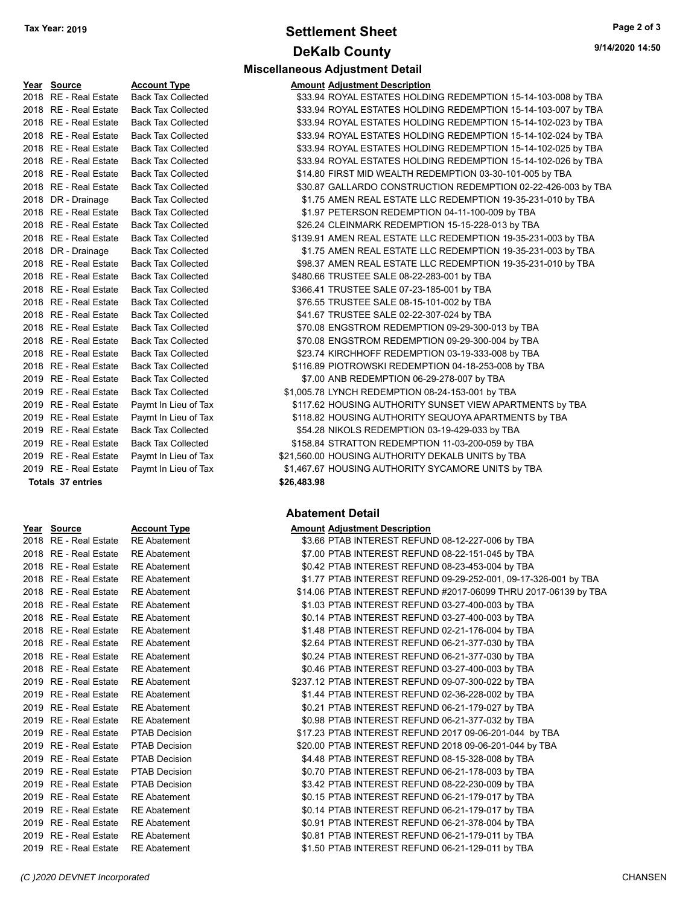# Settlement Sheet

## DeKalb County

Tax Year: 2019

### Miscellaneous Adjustment Detail

| Year | Source | Account Type | Amount | Adjustment Description |
|---|---|---|---|---|
| 2018 | RE - Real Estate | Back Tax Collected | $33.94 | ROYAL ESTATES HOLDING REDEMPTION 15-14-103-008 by TBA |
| 2018 | RE - Real Estate | Back Tax Collected | $33.94 | ROYAL ESTATES HOLDING REDEMPTION 15-14-103-007 by TBA |
| 2018 | RE - Real Estate | Back Tax Collected | $33.94 | ROYAL ESTATES HOLDING REDEMPTION 15-14-102-023 by TBA |
| 2018 | RE - Real Estate | Back Tax Collected | $33.94 | ROYAL ESTATES HOLDING REDEMPTION 15-14-102-024 by TBA |
| 2018 | RE - Real Estate | Back Tax Collected | $33.94 | ROYAL ESTATES HOLDING REDEMPTION 15-14-102-025 by TBA |
| 2018 | RE - Real Estate | Back Tax Collected | $33.94 | ROYAL ESTATES HOLDING REDEMPTION 15-14-102-026 by TBA |
| 2018 | RE - Real Estate | Back Tax Collected | $14.80 | FIRST MID WEALTH REDEMPTION 03-30-101-005 by TBA |
| 2018 | RE - Real Estate | Back Tax Collected | $30.87 | GALLARDO CONSTRUCTION REDEMPTION 02-22-426-003 by TBA |
| 2018 | DR - Drainage | Back Tax Collected | $1.75 | AMEN REAL ESTATE LLC REDEMPTION 19-35-231-010 by TBA |
| 2018 | RE - Real Estate | Back Tax Collected | $1.97 | PETERSON REDEMPTION 04-11-100-009 by TBA |
| 2018 | RE - Real Estate | Back Tax Collected | $26.24 | CLEINMARK REDEMPTION 15-15-228-013 by TBA |
| 2018 | RE - Real Estate | Back Tax Collected | $139.91 | AMEN REAL ESTATE LLC REDEMPTION 19-35-231-003 by TBA |
| 2018 | DR - Drainage | Back Tax Collected | $1.75 | AMEN REAL ESTATE LLC REDEMPTION 19-35-231-003 by TBA |
| 2018 | RE - Real Estate | Back Tax Collected | $98.37 | AMEN REAL ESTATE LLC REDEMPTION 19-35-231-010 by TBA |
| 2018 | RE - Real Estate | Back Tax Collected | $480.66 | TRUSTEE SALE 08-22-283-001 by TBA |
| 2018 | RE - Real Estate | Back Tax Collected | $366.41 | TRUSTEE SALE 07-23-185-001 by TBA |
| 2018 | RE - Real Estate | Back Tax Collected | $76.55 | TRUSTEE SALE 08-15-101-002 by TBA |
| 2018 | RE - Real Estate | Back Tax Collected | $41.67 | TRUSTEE SALE 02-22-307-024 by TBA |
| 2018 | RE - Real Estate | Back Tax Collected | $70.08 | ENGSTROM REDEMPTION 09-29-300-013 by TBA |
| 2018 | RE - Real Estate | Back Tax Collected | $70.08 | ENGSTROM REDEMPTION 09-29-300-004 by TBA |
| 2018 | RE - Real Estate | Back Tax Collected | $23.74 | KIRCHHOFF REDEMPTION 03-19-333-008 by TBA |
| 2018 | RE - Real Estate | Back Tax Collected | $116.89 | PIOTROWSKI REDEMPTION 04-18-253-008 by TBA |
| 2019 | RE - Real Estate | Back Tax Collected | $7.00 | ANB REDEMPTION 06-29-278-007 by TBA |
| 2019 | RE - Real Estate | Back Tax Collected | $1,005.78 | LYNCH REDEMPTION 08-24-153-001 by TBA |
| 2019 | RE - Real Estate | Paymt In Lieu of Tax | $117.62 | HOUSING AUTHORITY SUNSET VIEW APARTMENTS by TBA |
| 2019 | RE - Real Estate | Paymt In Lieu of Tax | $118.82 | HOUSING AUTHORITY SEQUOYA APARTMENTS by TBA |
| 2019 | RE - Real Estate | Back Tax Collected | $54.28 | NIKOLS REDEMPTION 03-19-429-033 by TBA |
| 2019 | RE - Real Estate | Back Tax Collected | $158.84 | STRATTON REDEMPTION 11-03-200-059 by TBA |
| 2019 | RE - Real Estate | Paymt In Lieu of Tax | $21,560.00 | HOUSING AUTHORITY DEKALB UNITS by TBA |
| 2019 | RE - Real Estate | Paymt In Lieu of Tax | $1,467.67 | HOUSING AUTHORITY SYCAMORE UNITS by TBA |
| **Totals 37 entries** | | | **$26,483.98** | |

### Abatement Detail

| Year | Source | Account Type | Amount | Adjustment Description |
|---|---|---|---|---|
| 2018 | RE - Real Estate | RE Abatement | $3.66 | PTAB INTEREST REFUND 08-12-227-006 by TBA |
| 2018 | RE - Real Estate | RE Abatement | $7.00 | PTAB INTEREST REFUND 08-22-151-045 by TBA |
| 2018 | RE - Real Estate | RE Abatement | $0.42 | PTAB INTEREST REFUND 08-23-453-004 by TBA |
| 2018 | RE - Real Estate | RE Abatement | $1.77 | PTAB INTEREST REFUND 09-29-252-001, 09-17-326-001 by TBA |
| 2018 | RE - Real Estate | RE Abatement | $14.06 | PTAB INTEREST REFUND #2017-06099 THRU 2017-06139 by TBA |
| 2018 | RE - Real Estate | RE Abatement | $1.03 | PTAB INTEREST REFUND 03-27-400-003 by TBA |
| 2018 | RE - Real Estate | RE Abatement | $0.14 | PTAB INTEREST REFUND 03-27-400-003 by TBA |
| 2018 | RE - Real Estate | RE Abatement | $1.48 | PTAB INTEREST REFUND 02-21-176-004 by TBA |
| 2018 | RE - Real Estate | RE Abatement | $2.64 | PTAB INTEREST REFUND 06-21-377-030 by TBA |
| 2018 | RE - Real Estate | RE Abatement | $0.24 | PTAB INTEREST REFUND 06-21-377-030 by TBA |
| 2018 | RE - Real Estate | RE Abatement | $0.46 | PTAB INTEREST REFUND 03-27-400-003 by TBA |
| 2019 | RE - Real Estate | RE Abatement | $237.12 | PTAB INTEREST REFUND 09-07-300-022 by TBA |
| 2019 | RE - Real Estate | RE Abatement | $1.44 | PTAB INTEREST REFUND 02-36-228-002 by TBA |
| 2019 | RE - Real Estate | RE Abatement | $0.21 | PTAB INTEREST REFUND 06-21-179-027 by TBA |
| 2019 | RE - Real Estate | RE Abatement | $0.98 | PTAB INTEREST REFUND 06-21-377-032 by TBA |
| 2019 | RE - Real Estate | PTAB Decision | $17.23 | PTAB INTEREST REFUND 2017 09-06-201-044 by TBA |
| 2019 | RE - Real Estate | PTAB Decision | $20.00 | PTAB INTEREST REFUND 2018 09-06-201-044 by TBA |
| 2019 | RE - Real Estate | PTAB Decision | $4.48 | PTAB INTEREST REFUND 08-15-328-008 by TBA |
| 2019 | RE - Real Estate | PTAB Decision | $0.70 | PTAB INTEREST REFUND 06-21-178-003 by TBA |
| 2019 | RE - Real Estate | PTAB Decision | $3.42 | PTAB INTEREST REFUND 08-22-230-009 by TBA |
| 2019 | RE - Real Estate | RE Abatement | $0.15 | PTAB INTEREST REFUND 06-21-179-017 by TBA |
| 2019 | RE - Real Estate | RE Abatement | $0.14 | PTAB INTEREST REFUND 06-21-179-017 by TBA |
| 2019 | RE - Real Estate | RE Abatement | $0.91 | PTAB INTEREST REFUND 06-21-378-004 by TBA |
| 2019 | RE - Real Estate | RE Abatement | $0.81 | PTAB INTEREST REFUND 06-21-179-011 by TBA |
| 2019 | RE - Real Estate | RE Abatement | $1.50 | PTAB INTEREST REFUND 06-21-129-011 by TBA |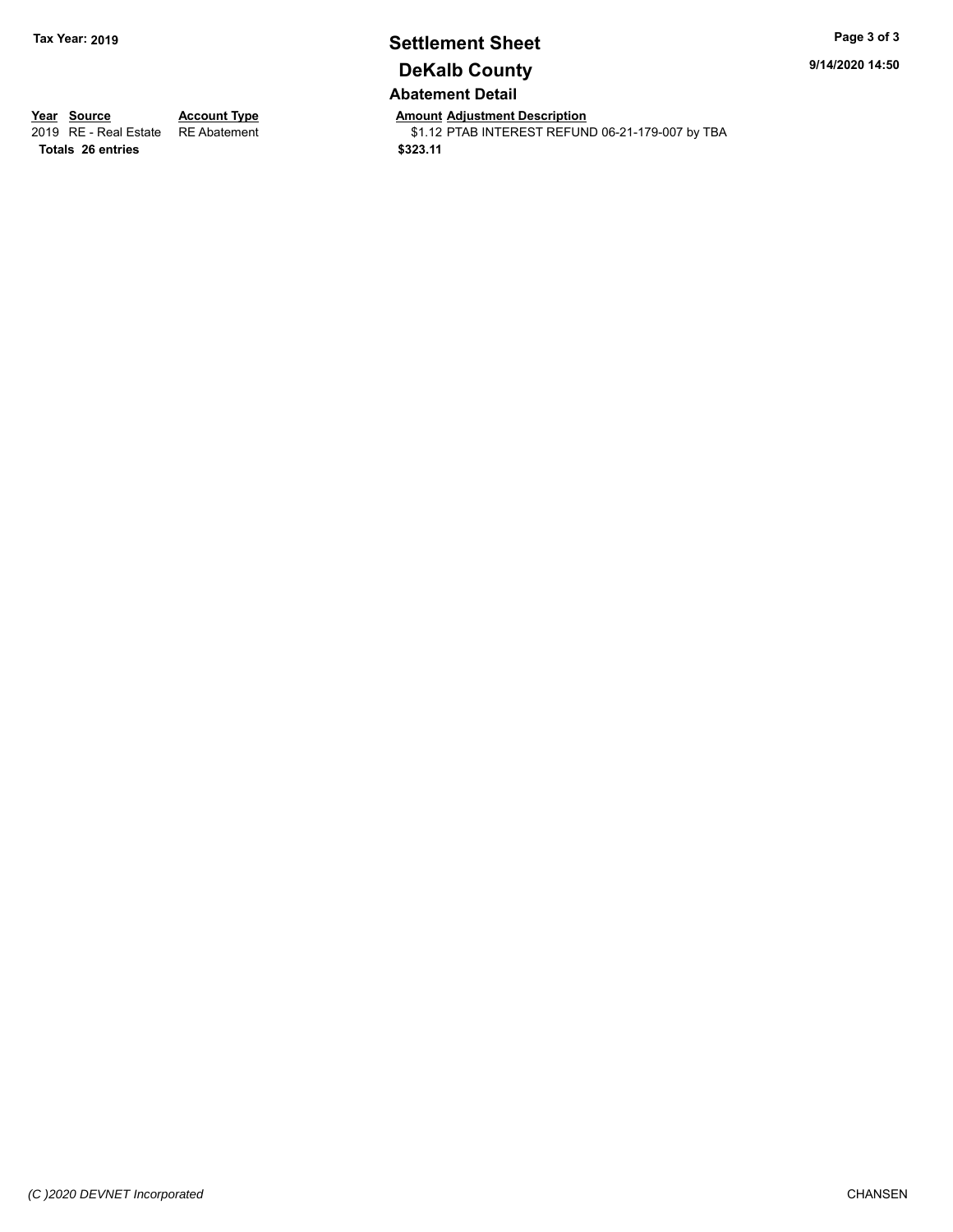## Abatement Detail

| Year | Source | Account Type | Amount | Adjustment Description |
|---|---|---|---|---|
| 2019 | RE - Real Estate | RE Abatement | $1.12 | PTAB INTEREST REFUND 06-21-179-007 by TBA |
| **Totals** | **26 entries** | | **$323.11** | |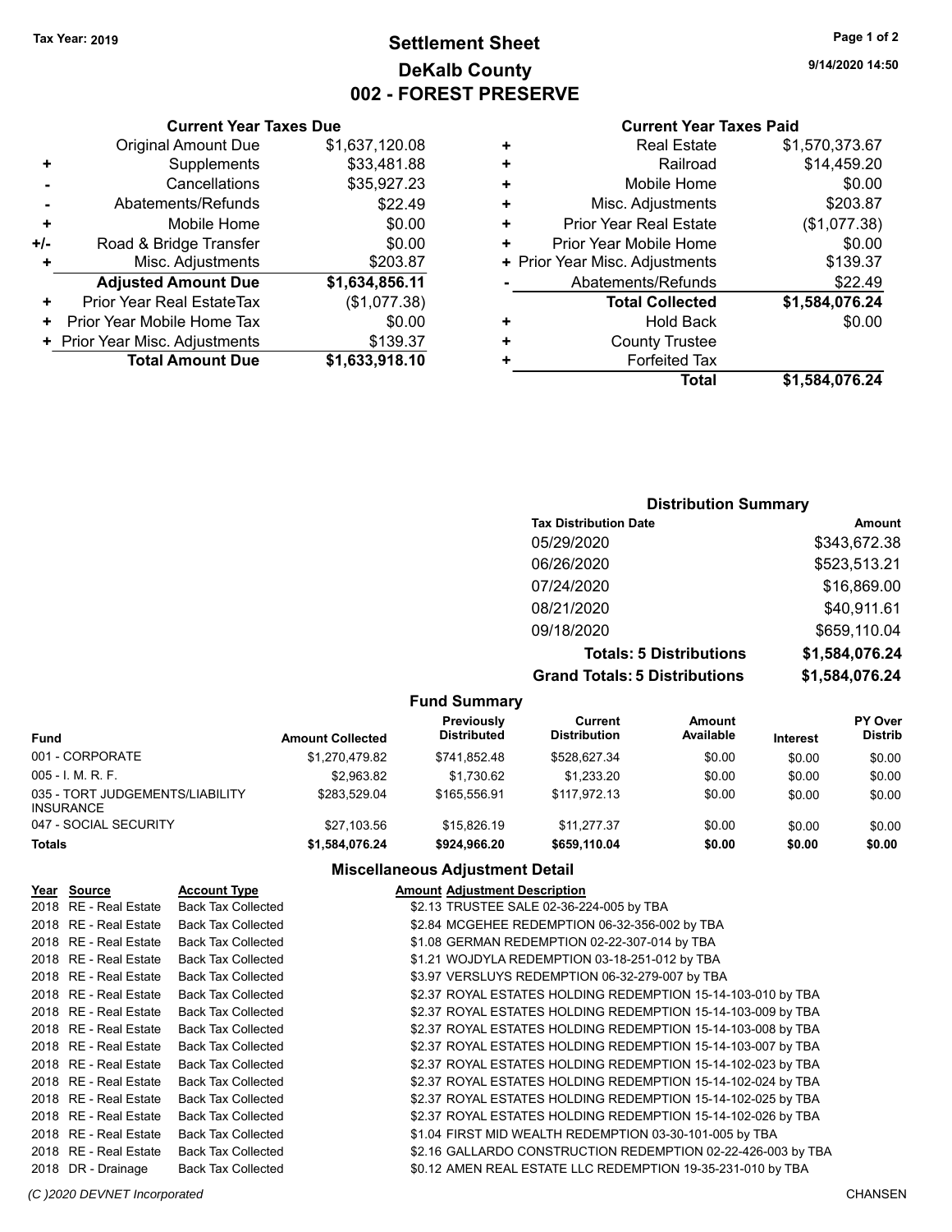Tax Year: 2019

# Settlement Sheet
## DeKalb County
## 002 - FOREST PRESERVE

9/14/2020 14:50

### Current Year Taxes Due

| | | |
|---|---|---|
| | Original Amount Due | $1,637,120.08 |
| + | Supplements | $33,481.88 |
| - | Cancellations | $35,927.23 |
| - | Abatements/Refunds | $22.49 |
| + | Mobile Home | $0.00 |
| +/- | Road & Bridge Transfer | $0.00 |
| + | Misc. Adjustments | $203.87 |
| | **Adjusted Amount Due** | **$1,634,856.11** |
| + | Prior Year Real EstateTax | ($1,077.38) |
| + | Prior Year Mobile Home Tax | $0.00 |
| + | Prior Year Misc. Adjustments | $139.37 |
| | **Total Amount Due** | **$1,633,918.10** |

### Current Year Taxes Paid

| | | |
|---|---|---|
| + | Real Estate | $1,570,373.67 |
| + | Railroad | $14,459.20 |
| + | Mobile Home | $0.00 |
| + | Misc. Adjustments | $203.87 |
| + | Prior Year Real Estate | ($1,077.38) |
| + | Prior Year Mobile Home | $0.00 |
| + | Prior Year Misc. Adjustments | $139.37 |
| - | Abatements/Refunds | $22.49 |
| | **Total Collected** | **$1,584,076.24** |
| + | Hold Back | $0.00 |
| + | County Trustee | |
| + | Forfeited Tax | |
| | **Total** | **$1,584,076.24** |

### Distribution Summary

| Tax Distribution Date | Amount |
|---|---|
| 05/29/2020 | $343,672.38 |
| 06/26/2020 | $523,513.21 |
| 07/24/2020 | $16,869.00 |
| 08/21/2020 | $40,911.61 |
| 09/18/2020 | $659,110.04 |
| **Totals: 5 Distributions** | **$1,584,076.24** |
| **Grand Totals: 5 Distributions** | **$1,584,076.24** |

### Fund Summary

| Fund | Amount Collected | Previously Distributed | Current Distribution | Amount Available | Interest | PY Over Distrib |
|---|---|---|---|---|---|---|
| 001 - CORPORATE | $1,270,479.82 | $741,852.48 | $528,627.34 | $0.00 | $0.00 | $0.00 |
| 005 - I. M. R. F. | $2,963.82 | $1,730.62 | $1,233.20 | $0.00 | $0.00 | $0.00 |
| 035 - TORT JUDGEMENTS/LIABILITY INSURANCE | $283,529.04 | $165,556.91 | $117,972.13 | $0.00 | $0.00 | $0.00 |
| 047 - SOCIAL SECURITY | $27,103.56 | $15,826.19 | $11,277.37 | $0.00 | $0.00 | $0.00 |
| **Totals** | **$1,584,076.24** | **$924,966.20** | **$659,110.04** | **$0.00** | **$0.00** | **$0.00** |

### Miscellaneous Adjustment Detail

| Year | Source | Account Type | Amount | Adjustment Description |
|---|---|---|---|---|
| 2018 | RE - Real Estate | Back Tax Collected | $2.13 | TRUSTEE SALE 02-36-224-005 by TBA |
| 2018 | RE - Real Estate | Back Tax Collected | $2.84 | MCGEHEE REDEMPTION 06-32-356-002 by TBA |
| 2018 | RE - Real Estate | Back Tax Collected | $1.08 | GERMAN REDEMPTION 02-22-307-014 by TBA |
| 2018 | RE - Real Estate | Back Tax Collected | $1.21 | WOJDYLA REDEMPTION 03-18-251-012 by TBA |
| 2018 | RE - Real Estate | Back Tax Collected | $3.97 | VERSLUYS REDEMPTION 06-32-279-007 by TBA |
| 2018 | RE - Real Estate | Back Tax Collected | $2.37 | ROYAL ESTATES HOLDING REDEMPTION 15-14-103-010 by TBA |
| 2018 | RE - Real Estate | Back Tax Collected | $2.37 | ROYAL ESTATES HOLDING REDEMPTION 15-14-103-009 by TBA |
| 2018 | RE - Real Estate | Back Tax Collected | $2.37 | ROYAL ESTATES HOLDING REDEMPTION 15-14-103-008 by TBA |
| 2018 | RE - Real Estate | Back Tax Collected | $2.37 | ROYAL ESTATES HOLDING REDEMPTION 15-14-103-007 by TBA |
| 2018 | RE - Real Estate | Back Tax Collected | $2.37 | ROYAL ESTATES HOLDING REDEMPTION 15-14-102-023 by TBA |
| 2018 | RE - Real Estate | Back Tax Collected | $2.37 | ROYAL ESTATES HOLDING REDEMPTION 15-14-102-024 by TBA |
| 2018 | RE - Real Estate | Back Tax Collected | $2.37 | ROYAL ESTATES HOLDING REDEMPTION 15-14-102-025 by TBA |
| 2018 | RE - Real Estate | Back Tax Collected | $2.37 | ROYAL ESTATES HOLDING REDEMPTION 15-14-102-026 by TBA |
| 2018 | RE - Real Estate | Back Tax Collected | $1.04 | FIRST MID WEALTH REDEMPTION 03-30-101-005 by TBA |
| 2018 | RE - Real Estate | Back Tax Collected | $2.16 | GALLARDO CONSTRUCTION REDEMPTION 02-22-426-003 by TBA |
| 2018 | DR - Drainage | Back Tax Collected | $0.12 | AMEN REAL ESTATE LLC REDEMPTION 19-35-231-010 by TBA |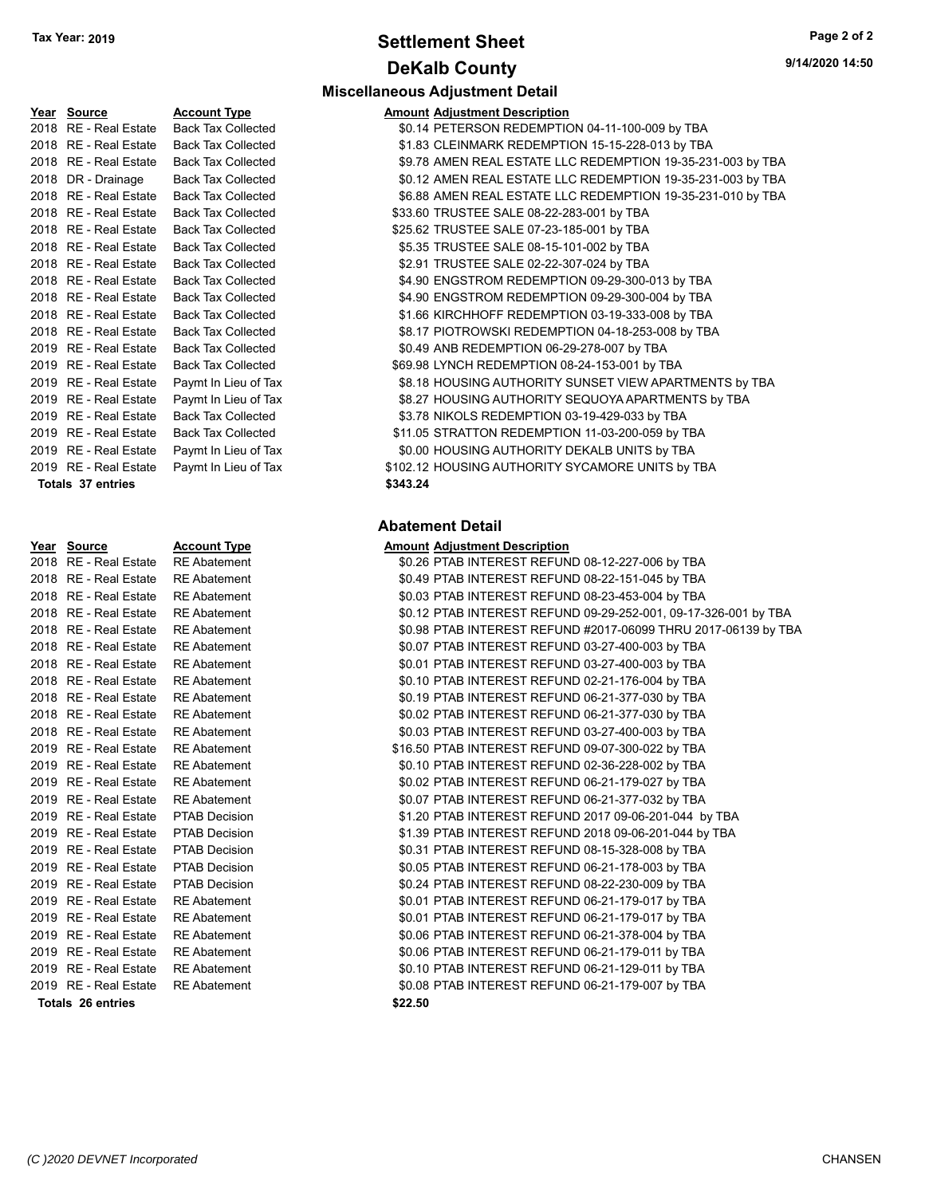# Settlement Sheet

## DeKalb County

Tax Year: 2019

### Miscellaneous Adjustment Detail

| Year | Source | Account Type | Amount | Adjustment Description |
|---|---|---|---|---|
| 2018 | RE - Real Estate | Back Tax Collected | $0.14 | PETERSON REDEMPTION 04-11-100-009 by TBA |
| 2018 | RE - Real Estate | Back Tax Collected | $1.83 | CLEINMARK REDEMPTION 15-15-228-013 by TBA |
| 2018 | RE - Real Estate | Back Tax Collected | $9.78 | AMEN REAL ESTATE LLC REDEMPTION 19-35-231-003 by TBA |
| 2018 | DR - Drainage | Back Tax Collected | $0.12 | AMEN REAL ESTATE LLC REDEMPTION 19-35-231-003 by TBA |
| 2018 | RE - Real Estate | Back Tax Collected | $6.88 | AMEN REAL ESTATE LLC REDEMPTION 19-35-231-010 by TBA |
| 2018 | RE - Real Estate | Back Tax Collected | $33.60 | TRUSTEE SALE 08-22-283-001 by TBA |
| 2018 | RE - Real Estate | Back Tax Collected | $25.62 | TRUSTEE SALE 07-23-185-001 by TBA |
| 2018 | RE - Real Estate | Back Tax Collected | $5.35 | TRUSTEE SALE 08-15-101-002 by TBA |
| 2018 | RE - Real Estate | Back Tax Collected | $2.91 | TRUSTEE SALE 02-22-307-024 by TBA |
| 2018 | RE - Real Estate | Back Tax Collected | $4.90 | ENGSTROM REDEMPTION 09-29-300-013 by TBA |
| 2018 | RE - Real Estate | Back Tax Collected | $4.90 | ENGSTROM REDEMPTION 09-29-300-004 by TBA |
| 2018 | RE - Real Estate | Back Tax Collected | $1.66 | KIRCHHOFF REDEMPTION 03-19-333-008 by TBA |
| 2018 | RE - Real Estate | Back Tax Collected | $8.17 | PIOTROWSKI REDEMPTION 04-18-253-008 by TBA |
| 2019 | RE - Real Estate | Back Tax Collected | $0.49 | ANB REDEMPTION 06-29-278-007 by TBA |
| 2019 | RE - Real Estate | Back Tax Collected | $69.98 | LYNCH REDEMPTION 08-24-153-001 by TBA |
| 2019 | RE - Real Estate | Paymt In Lieu of Tax | $8.18 | HOUSING AUTHORITY SUNSET VIEW APARTMENTS by TBA |
| 2019 | RE - Real Estate | Paymt In Lieu of Tax | $8.27 | HOUSING AUTHORITY SEQUOYA APARTMENTS by TBA |
| 2019 | RE - Real Estate | Back Tax Collected | $3.78 | NIKOLS REDEMPTION 03-19-429-033 by TBA |
| 2019 | RE - Real Estate | Back Tax Collected | $11.05 | STRATTON REDEMPTION 11-03-200-059 by TBA |
| 2019 | RE - Real Estate | Paymt In Lieu of Tax | $0.00 | HOUSING AUTHORITY DEKALB UNITS by TBA |
| 2019 | RE - Real Estate | Paymt In Lieu of Tax | $102.12 | HOUSING AUTHORITY SYCAMORE UNITS by TBA |
| **Totals 37 entries** | | | **$343.24** | |

### Abatement Detail

| Year | Source | Account Type | Amount | Adjustment Description |
|---|---|---|---|---|
| 2018 | RE - Real Estate | RE Abatement | $0.26 | PTAB INTEREST REFUND 08-12-227-006 by TBA |
| 2018 | RE - Real Estate | RE Abatement | $0.49 | PTAB INTEREST REFUND 08-22-151-045 by TBA |
| 2018 | RE - Real Estate | RE Abatement | $0.03 | PTAB INTEREST REFUND 08-23-453-004 by TBA |
| 2018 | RE - Real Estate | RE Abatement | $0.12 | PTAB INTEREST REFUND 09-29-252-001, 09-17-326-001 by TBA |
| 2018 | RE - Real Estate | RE Abatement | $0.98 | PTAB INTEREST REFUND #2017-06099 THRU 2017-06139 by TBA |
| 2018 | RE - Real Estate | RE Abatement | $0.07 | PTAB INTEREST REFUND 03-27-400-003 by TBA |
| 2018 | RE - Real Estate | RE Abatement | $0.01 | PTAB INTEREST REFUND 03-27-400-003 by TBA |
| 2018 | RE - Real Estate | RE Abatement | $0.10 | PTAB INTEREST REFUND 02-21-176-004 by TBA |
| 2018 | RE - Real Estate | RE Abatement | $0.19 | PTAB INTEREST REFUND 06-21-377-030 by TBA |
| 2018 | RE - Real Estate | RE Abatement | $0.02 | PTAB INTEREST REFUND 06-21-377-030 by TBA |
| 2018 | RE - Real Estate | RE Abatement | $0.03 | PTAB INTEREST REFUND 03-27-400-003 by TBA |
| 2019 | RE - Real Estate | RE Abatement | $16.50 | PTAB INTEREST REFUND 09-07-300-022 by TBA |
| 2019 | RE - Real Estate | RE Abatement | $0.10 | PTAB INTEREST REFUND 02-36-228-002 by TBA |
| 2019 | RE - Real Estate | RE Abatement | $0.02 | PTAB INTEREST REFUND 06-21-179-027 by TBA |
| 2019 | RE - Real Estate | RE Abatement | $0.07 | PTAB INTEREST REFUND 06-21-377-032 by TBA |
| 2019 | RE - Real Estate | PTAB Decision | $1.20 | PTAB INTEREST REFUND 2017 09-06-201-044 by TBA |
| 2019 | RE - Real Estate | PTAB Decision | $1.39 | PTAB INTEREST REFUND 2018 09-06-201-044 by TBA |
| 2019 | RE - Real Estate | PTAB Decision | $0.31 | PTAB INTEREST REFUND 08-15-328-008 by TBA |
| 2019 | RE - Real Estate | PTAB Decision | $0.05 | PTAB INTEREST REFUND 06-21-178-003 by TBA |
| 2019 | RE - Real Estate | PTAB Decision | $0.24 | PTAB INTEREST REFUND 08-22-230-009 by TBA |
| 2019 | RE - Real Estate | RE Abatement | $0.01 | PTAB INTEREST REFUND 06-21-179-017 by TBA |
| 2019 | RE - Real Estate | RE Abatement | $0.01 | PTAB INTEREST REFUND 06-21-179-017 by TBA |
| 2019 | RE - Real Estate | RE Abatement | $0.06 | PTAB INTEREST REFUND 06-21-378-004 by TBA |
| 2019 | RE - Real Estate | RE Abatement | $0.06 | PTAB INTEREST REFUND 06-21-179-011 by TBA |
| 2019 | RE - Real Estate | RE Abatement | $0.10 | PTAB INTEREST REFUND 06-21-129-011 by TBA |
| 2019 | RE - Real Estate | RE Abatement | $0.08 | PTAB INTEREST REFUND 06-21-179-007 by TBA |
| **Totals 26 entries** | | | **$22.50** | |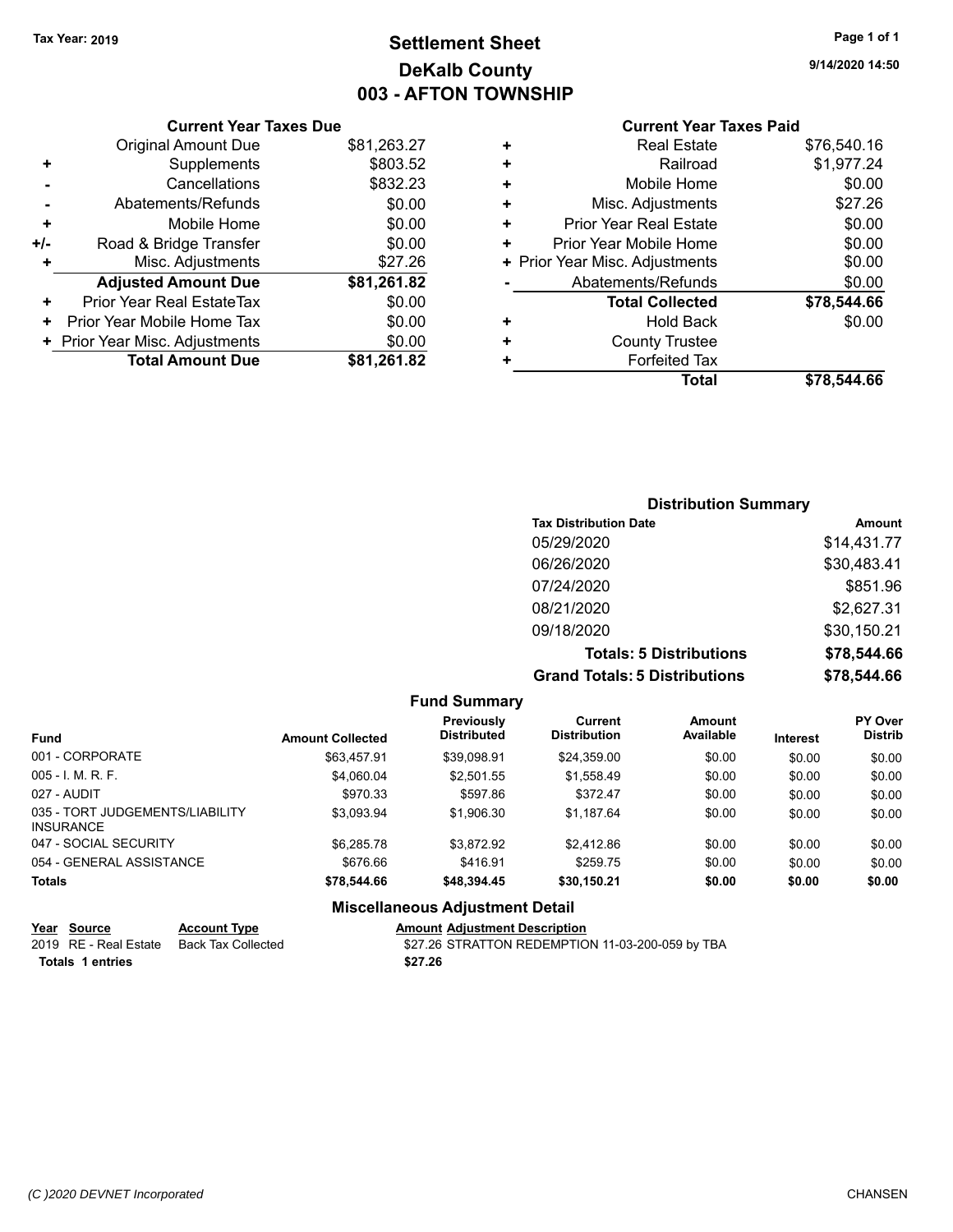Tax Year: 2019

# Settlement Sheet
## DeKalb County
## 003 - AFTON TOWNSHIP

9/14/2020 14:50

### Current Year Taxes Due

| | | |
|---|---|---|
| | Original Amount Due | $81,263.27 |
| + | Supplements | $803.52 |
| - | Cancellations | $832.23 |
| - | Abatements/Refunds | $0.00 |
| + | Mobile Home | $0.00 |
| +/- | Road & Bridge Transfer | $0.00 |
| + | Misc. Adjustments | $27.26 |
| | **Adjusted Amount Due** | **$81,261.82** |
| + | Prior Year Real EstateTax | $0.00 |
| + | Prior Year Mobile Home Tax | $0.00 |
| + | Prior Year Misc. Adjustments | $0.00 |
| | **Total Amount Due** | **$81,261.82** |

### Current Year Taxes Paid

| | | |
|---|---|---|
| + | Real Estate | $76,540.16 |
| + | Railroad | $1,977.24 |
| + | Mobile Home | $0.00 |
| + | Misc. Adjustments | $27.26 |
| + | Prior Year Real Estate | $0.00 |
| + | Prior Year Mobile Home | $0.00 |
| + | Prior Year Misc. Adjustments | $0.00 |
| - | Abatements/Refunds | $0.00 |
| | **Total Collected** | **$78,544.66** |
| + | Hold Back | $0.00 |
| + | County Trustee | |
| + | Forfeited Tax | |
| | **Total** | **$78,544.66** |

### Distribution Summary

| Tax Distribution Date | Amount |
|---|---|
| 05/29/2020 | $14,431.77 |
| 06/26/2020 | $30,483.41 |
| 07/24/2020 | $851.96 |
| 08/21/2020 | $2,627.31 |
| 09/18/2020 | $30,150.21 |
| **Totals: 5 Distributions** | **$78,544.66** |
| **Grand Totals: 5 Distributions** | **$78,544.66** |

### Fund Summary

| Fund | Amount Collected | Previously Distributed | Current Distribution | Amount Available | Interest | PY Over Distrib |
|---|---|---|---|---|---|---|
| 001 - CORPORATE | $63,457.91 | $39,098.91 | $24,359.00 | $0.00 | $0.00 | $0.00 |
| 005 - I. M. R. F. | $4,060.04 | $2,501.55 | $1,558.49 | $0.00 | $0.00 | $0.00 |
| 027 - AUDIT | $970.33 | $597.86 | $372.47 | $0.00 | $0.00 | $0.00 |
| 035 - TORT JUDGEMENTS/LIABILITY INSURANCE | $3,093.94 | $1,906.30 | $1,187.64 | $0.00 | $0.00 | $0.00 |
| 047 - SOCIAL SECURITY | $6,285.78 | $3,872.92 | $2,412.86 | $0.00 | $0.00 | $0.00 |
| 054 - GENERAL ASSISTANCE | $676.66 | $416.91 | $259.75 | $0.00 | $0.00 | $0.00 |
| **Totals** | **$78,544.66** | **$48,394.45** | **$30,150.21** | **$0.00** | **$0.00** | **$0.00** |

### Miscellaneous Adjustment Detail

| Year | Source | Account Type | Amount | Adjustment Description |
|---|---|---|---|---|
| 2019 | RE - Real Estate | Back Tax Collected | $27.26 | STRATTON REDEMPTION 11-03-200-059 by TBA |
| **Totals** | **1 entries** | | **$27.26** | |

(C )2020 DEVNET Incorporated — CHANSEN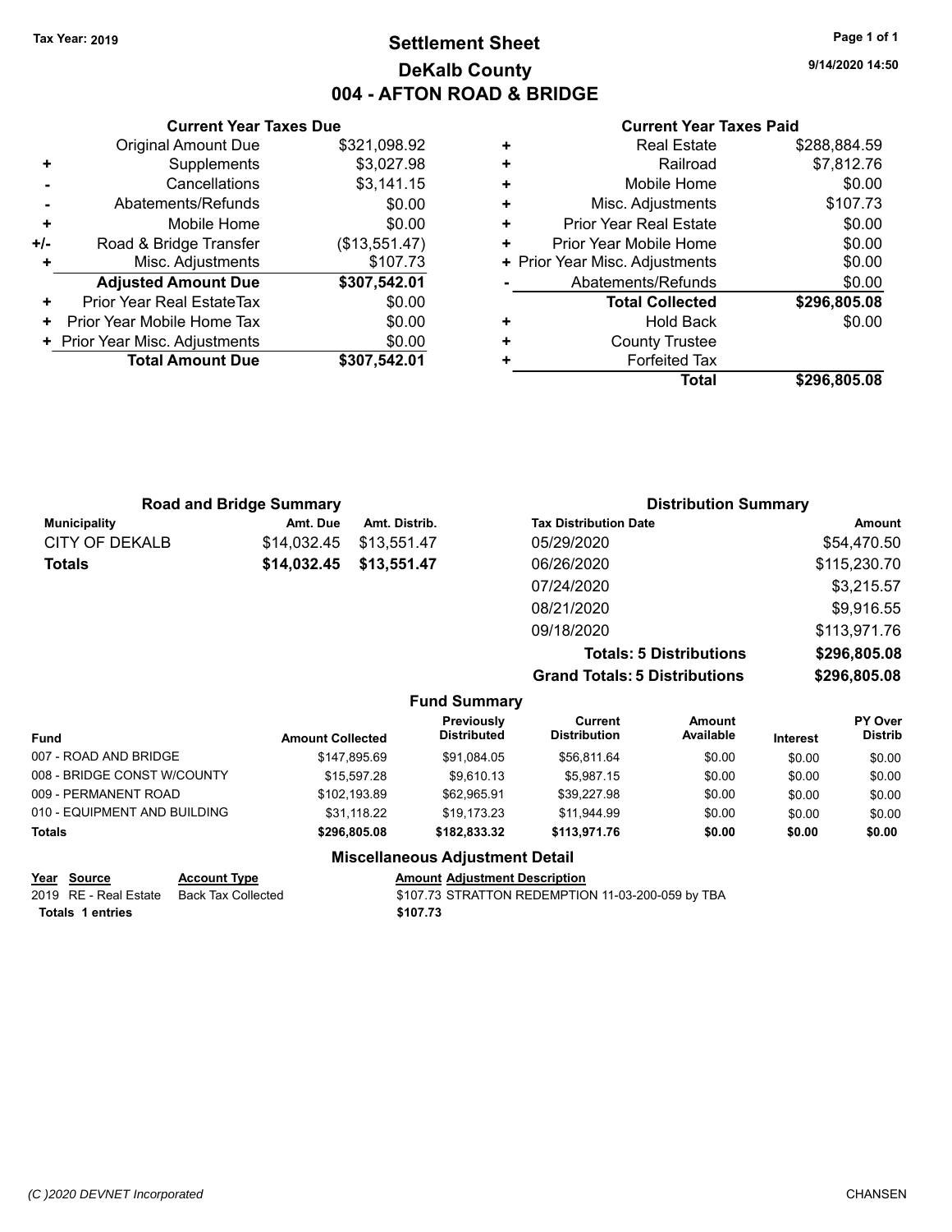**Tax Year: 2019**

# Settlement Sheet
## DeKalb County
## 004 - AFTON ROAD & BRIDGE

9/14/2020 14:50

### Current Year Taxes Due

| | | |
|---|---|---|
| | Original Amount Due | $321,098.92 |
| + | Supplements | $3,027.98 |
| - | Cancellations | $3,141.15 |
| - | Abatements/Refunds | $0.00 |
| + | Mobile Home | $0.00 |
| +/- | Road & Bridge Transfer | ($13,551.47) |
| + | Misc. Adjustments | $107.73 |
| | **Adjusted Amount Due** | **$307,542.01** |
| + | Prior Year Real EstateTax | $0.00 |
| + | Prior Year Mobile Home Tax | $0.00 |
| + | Prior Year Misc. Adjustments | $0.00 |
| | **Total Amount Due** | **$307,542.01** |

### Current Year Taxes Paid

| | | |
|---|---|---|
| + | Real Estate | $288,884.59 |
| + | Railroad | $7,812.76 |
| + | Mobile Home | $0.00 |
| + | Misc. Adjustments | $107.73 |
| + | Prior Year Real Estate | $0.00 |
| + | Prior Year Mobile Home | $0.00 |
| + | Prior Year Misc. Adjustments | $0.00 |
| - | Abatements/Refunds | $0.00 |
| | **Total Collected** | **$296,805.08** |
| + | Hold Back | $0.00 |
| + | County Trustee | |
| + | Forfeited Tax | |
| | **Total** | **$296,805.08** |

### Road and Bridge Summary

| Municipality | Amt. Due | Amt. Distrib. |
|---|---|---|
| CITY OF DEKALB | $14,032.45 | $13,551.47 |
| **Totals** | **$14,032.45** | **$13,551.47** |

### Distribution Summary

| Tax Distribution Date | Amount |
|---|---|
| 05/29/2020 | $54,470.50 |
| 06/26/2020 | $115,230.70 |
| 07/24/2020 | $3,215.57 |
| 08/21/2020 | $9,916.55 |
| 09/18/2020 | $113,971.76 |
| **Totals: 5 Distributions** | **$296,805.08** |
| **Grand Totals: 5 Distributions** | **$296,805.08** |

### Fund Summary

| Fund | Amount Collected | Previously Distributed | Current Distribution | Amount Available | Interest | PY Over Distrib |
|---|---|---|---|---|---|---|
| 007 - ROAD AND BRIDGE | $147,895.69 | $91,084.05 | $56,811.64 | $0.00 | $0.00 | $0.00 |
| 008 - BRIDGE CONST W/COUNTY | $15,597.28 | $9,610.13 | $5,987.15 | $0.00 | $0.00 | $0.00 |
| 009 - PERMANENT ROAD | $102,193.89 | $62,965.91 | $39,227.98 | $0.00 | $0.00 | $0.00 |
| 010 - EQUIPMENT AND BUILDING | $31,118.22 | $19,173.23 | $11,944.99 | $0.00 | $0.00 | $0.00 |
| **Totals** | **$296,805.08** | **$182,833.32** | **$113,971.76** | **$0.00** | **$0.00** | **$0.00** |

### Miscellaneous Adjustment Detail

| Year | Source | Account Type | Amount | Adjustment Description |
|---|---|---|---|---|
| 2019 | RE - Real Estate | Back Tax Collected | $107.73 | STRATTON REDEMPTION 11-03-200-059 by TBA |
| **Totals** | **1 entries** | | **$107.73** | |

(C )2020 DEVNET Incorporated CHANSEN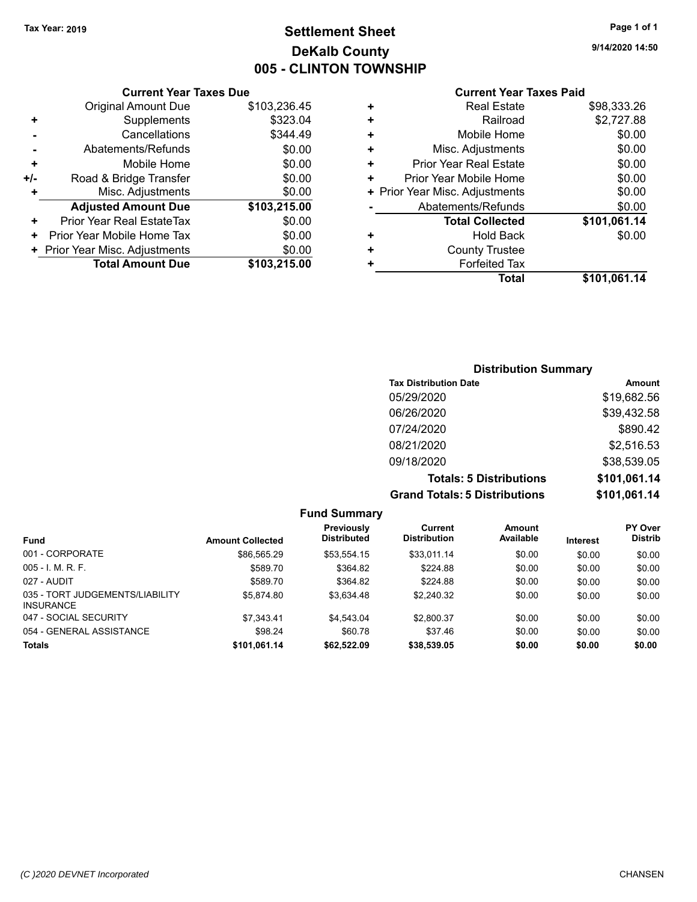Tax Year: 2019

# Settlement Sheet
## DeKalb County
## 005 - CLINTON TOWNSHIP

9/14/2020 14:50

### Current Year Taxes Due

| | | |
|---|---|---|
| | Original Amount Due | $103,236.45 |
| + | Supplements | $323.04 |
| - | Cancellations | $344.49 |
| - | Abatements/Refunds | $0.00 |
| + | Mobile Home | $0.00 |
| +/- | Road & Bridge Transfer | $0.00 |
| + | Misc. Adjustments | $0.00 |
| | **Adjusted Amount Due** | **$103,215.00** |
| + | Prior Year Real EstateTax | $0.00 |
| + | Prior Year Mobile Home Tax | $0.00 |
| + | Prior Year Misc. Adjustments | $0.00 |
| | **Total Amount Due** | **$103,215.00** |

### Current Year Taxes Paid

| | | |
|---|---|---|
| + | Real Estate | $98,333.26 |
| + | Railroad | $2,727.88 |
| + | Mobile Home | $0.00 |
| + | Misc. Adjustments | $0.00 |
| + | Prior Year Real Estate | $0.00 |
| + | Prior Year Mobile Home | $0.00 |
| + | Prior Year Misc. Adjustments | $0.00 |
| - | Abatements/Refunds | $0.00 |
| | **Total Collected** | **$101,061.14** |
| + | Hold Back | $0.00 |
| + | County Trustee | |
| + | Forfeited Tax | |
| | **Total** | **$101,061.14** |

### Distribution Summary

| Tax Distribution Date | Amount |
|---|---|
| 05/29/2020 | $19,682.56 |
| 06/26/2020 | $39,432.58 |
| 07/24/2020 | $890.42 |
| 08/21/2020 | $2,516.53 |
| 09/18/2020 | $38,539.05 |
| **Totals: 5 Distributions** | **$101,061.14** |
| **Grand Totals: 5 Distributions** | **$101,061.14** |

### Fund Summary

| Fund | Amount Collected | Previously Distributed | Current Distribution | Amount Available | Interest | PY Over Distrib |
|---|---|---|---|---|---|---|
| 001 - CORPORATE | $86,565.29 | $53,554.15 | $33,011.14 | $0.00 | $0.00 | $0.00 |
| 005 - I. M. R. F. | $589.70 | $364.82 | $224.88 | $0.00 | $0.00 | $0.00 |
| 027 - AUDIT | $589.70 | $364.82 | $224.88 | $0.00 | $0.00 | $0.00 |
| 035 - TORT JUDGEMENTS/LIABILITY INSURANCE | $5,874.80 | $3,634.48 | $2,240.32 | $0.00 | $0.00 | $0.00 |
| 047 - SOCIAL SECURITY | $7,343.41 | $4,543.04 | $2,800.37 | $0.00 | $0.00 | $0.00 |
| 054 - GENERAL ASSISTANCE | $98.24 | $60.78 | $37.46 | $0.00 | $0.00 | $0.00 |
| **Totals** | **$101,061.14** | **$62,522.09** | **$38,539.05** | **$0.00** | **$0.00** | **$0.00** |

(C )2020 DEVNET Incorporated CHANSEN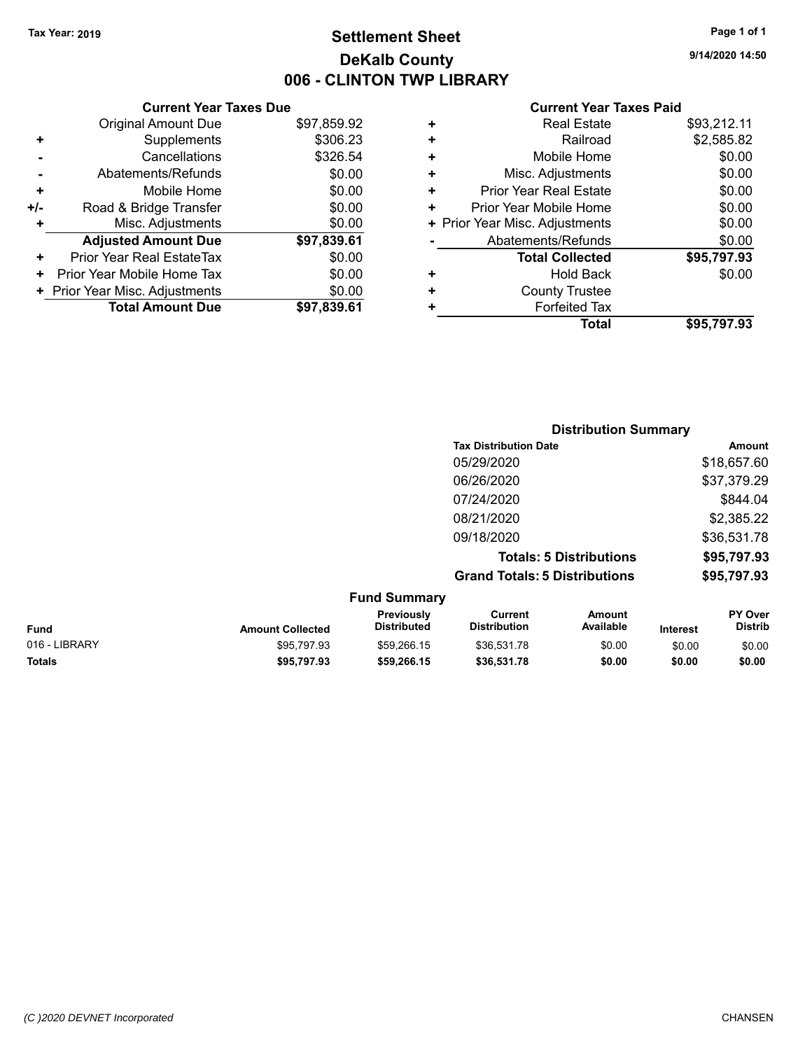Tax Year: 2019

# Settlement Sheet

## DeKalb County

## 006 - CLINTON TWP LIBRARY

9/14/2020 14:50

### Current Year Taxes Due

| | | |
|---|---|---|
| | Original Amount Due | $97,859.92 |
| + | Supplements | $306.23 |
| - | Cancellations | $326.54 |
| - | Abatements/Refunds | $0.00 |
| + | Mobile Home | $0.00 |
| +/- | Road & Bridge Transfer | $0.00 |
| + | Misc. Adjustments | $0.00 |
| | **Adjusted Amount Due** | **$97,839.61** |
| + | Prior Year Real EstateTax | $0.00 |
| + | Prior Year Mobile Home Tax | $0.00 |
| + | Prior Year Misc. Adjustments | $0.00 |
| | **Total Amount Due** | **$97,839.61** |

### Current Year Taxes Paid

| | | |
|---|---|---|
| + | Real Estate | $93,212.11 |
| + | Railroad | $2,585.82 |
| + | Mobile Home | $0.00 |
| + | Misc. Adjustments | $0.00 |
| + | Prior Year Real Estate | $0.00 |
| + | Prior Year Mobile Home | $0.00 |
| + | Prior Year Misc. Adjustments | $0.00 |
| - | Abatements/Refunds | $0.00 |
| | **Total Collected** | **$95,797.93** |
| + | Hold Back | $0.00 |
| + | County Trustee | |
| + | Forfeited Tax | |
| | **Total** | **$95,797.93** |

### Distribution Summary

| Tax Distribution Date | Amount |
|---|---|
| 05/29/2020 | $18,657.60 |
| 06/26/2020 | $37,379.29 |
| 07/24/2020 | $844.04 |
| 08/21/2020 | $2,385.22 |
| 09/18/2020 | $36,531.78 |
| **Totals: 5 Distributions** | **$95,797.93** |
| **Grand Totals: 5 Distributions** | **$95,797.93** |

### Fund Summary

| Fund | Amount Collected | Previously Distributed | Current Distribution | Amount Available | Interest | PY Over Distrib |
|---|---|---|---|---|---|---|
| 016 - LIBRARY | $95,797.93 | $59,266.15 | $36,531.78 | $0.00 | $0.00 | $0.00 |
| **Totals** | **$95,797.93** | **$59,266.15** | **$36,531.78** | **$0.00** | **$0.00** | **$0.00** |

(C )2020 DEVNET Incorporated CHANSEN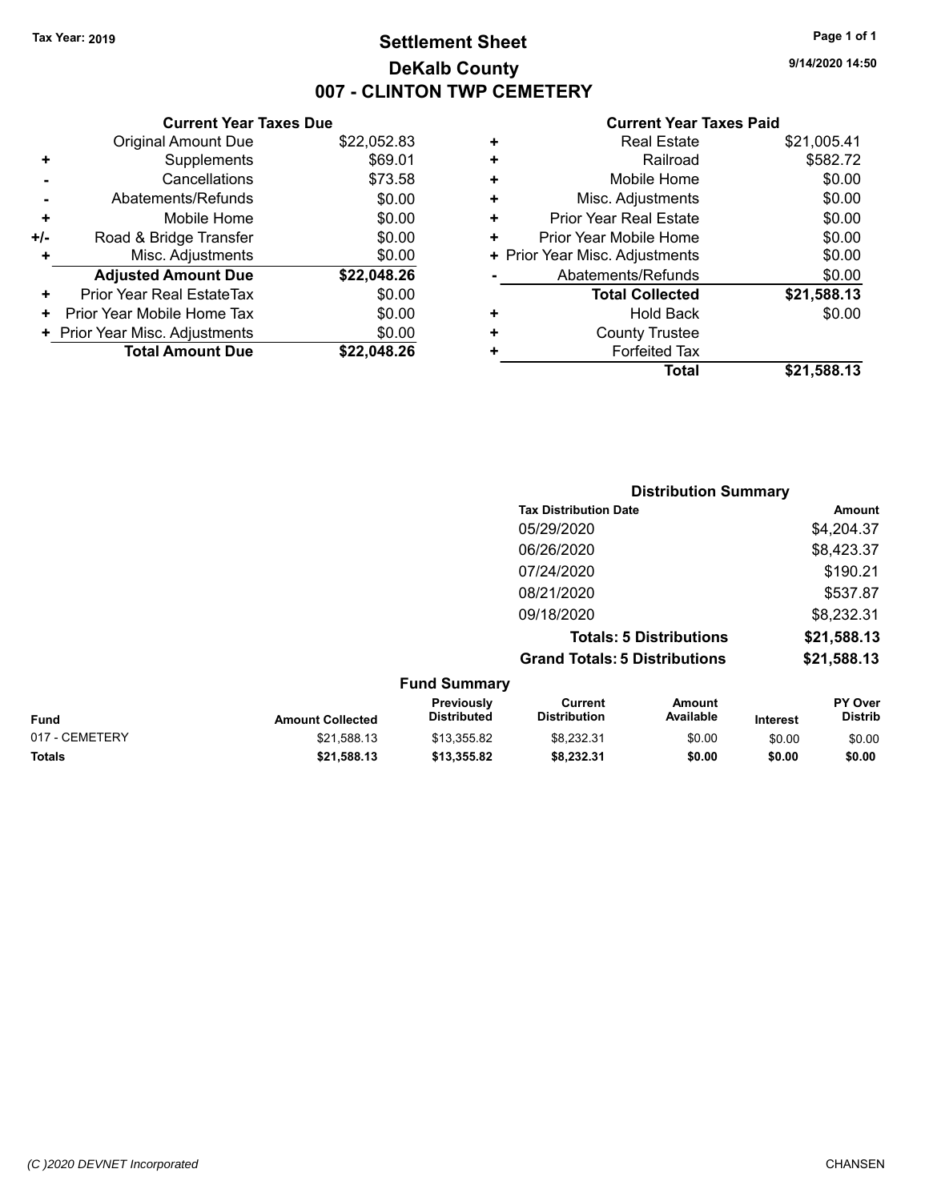Tax Year: 2019

# Settlement Sheet
## DeKalb County
## 007 - CLINTON TWP CEMETERY

9/14/2020 14:50

### Current Year Taxes Due

| | | |
|---|---|---|
| | Original Amount Due | $22,052.83 |
| + | Supplements | $69.01 |
| - | Cancellations | $73.58 |
| - | Abatements/Refunds | $0.00 |
| + | Mobile Home | $0.00 |
| +/- | Road & Bridge Transfer | $0.00 |
| + | Misc. Adjustments | $0.00 |
| | **Adjusted Amount Due** | **$22,048.26** |
| + | Prior Year Real EstateTax | $0.00 |
| + | Prior Year Mobile Home Tax | $0.00 |
| + | Prior Year Misc. Adjustments | $0.00 |
| | **Total Amount Due** | **$22,048.26** |

### Current Year Taxes Paid

| | | |
|---|---|---|
| + | Real Estate | $21,005.41 |
| + | Railroad | $582.72 |
| + | Mobile Home | $0.00 |
| + | Misc. Adjustments | $0.00 |
| + | Prior Year Real Estate | $0.00 |
| + | Prior Year Mobile Home | $0.00 |
| + | Prior Year Misc. Adjustments | $0.00 |
| - | Abatements/Refunds | $0.00 |
| | **Total Collected** | **$21,588.13** |
| + | Hold Back | $0.00 |
| + | County Trustee | |
| + | Forfeited Tax | |
| | **Total** | **$21,588.13** |

### Distribution Summary

| Tax Distribution Date | Amount |
|---|---|
| 05/29/2020 | $4,204.37 |
| 06/26/2020 | $8,423.37 |
| 07/24/2020 | $190.21 |
| 08/21/2020 | $537.87 |
| 09/18/2020 | $8,232.31 |
| **Totals: 5 Distributions** | **$21,588.13** |
| **Grand Totals: 5 Distributions** | **$21,588.13** |

### Fund Summary

| Fund | Amount Collected | Previously Distributed | Current Distribution | Amount Available | Interest | PY Over Distrib |
|---|---|---|---|---|---|---|
| 017 - CEMETERY | $21,588.13 | $13,355.82 | $8,232.31 | $0.00 | $0.00 | $0.00 |
| **Totals** | **$21,588.13** | **$13,355.82** | **$8,232.31** | **$0.00** | **$0.00** | **$0.00** |

(C )2020 DEVNET Incorporated CHANSEN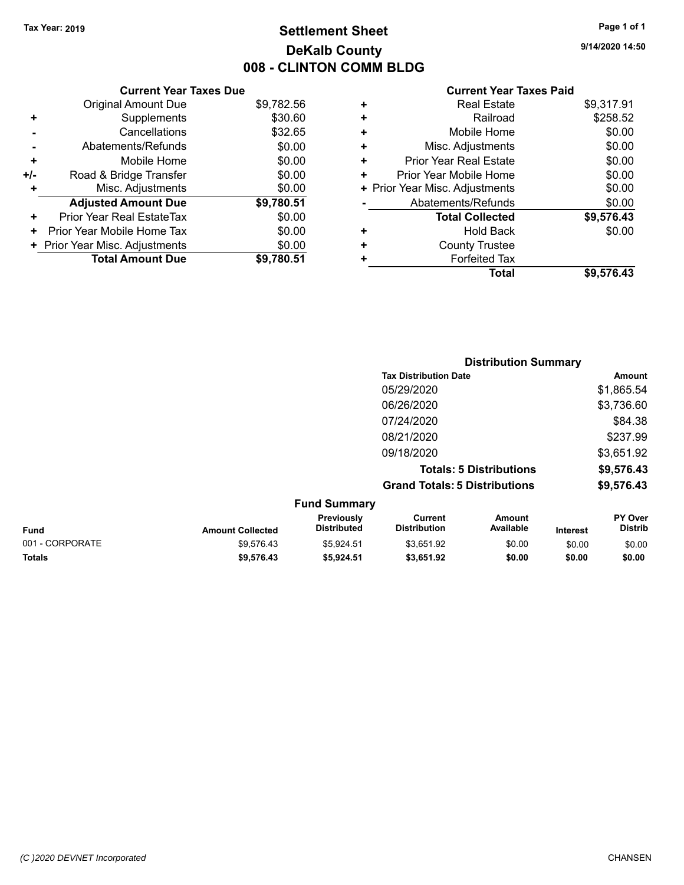**Tax Year: 2019**

# Settlement Sheet
## DeKalb County
## 008 - CLINTON COMM BLDG

9/14/2020 14:50

| | Current Year Taxes Due | |
|---|---|---|
| | Original Amount Due | $9,782.56 |
| + | Supplements | $30.60 |
| - | Cancellations | $32.65 |
| - | Abatements/Refunds | $0.00 |
| + | Mobile Home | $0.00 |
| +/- | Road & Bridge Transfer | $0.00 |
| + | Misc. Adjustments | $0.00 |
| | **Adjusted Amount Due** | **$9,780.51** |
| + | Prior Year Real EstateTax | $0.00 |
| + | Prior Year Mobile Home Tax | $0.00 |
| + | Prior Year Misc. Adjustments | $0.00 |
| | **Total Amount Due** | **$9,780.51** |

| | Current Year Taxes Paid | |
|---|---|---|
| + | Real Estate | $9,317.91 |
| + | Railroad | $258.52 |
| + | Mobile Home | $0.00 |
| + | Misc. Adjustments | $0.00 |
| + | Prior Year Real Estate | $0.00 |
| + | Prior Year Mobile Home | $0.00 |
| + | Prior Year Misc. Adjustments | $0.00 |
| - | Abatements/Refunds | $0.00 |
| | **Total Collected** | **$9,576.43** |
| + | Hold Back | $0.00 |
| + | County Trustee | |
| + | Forfeited Tax | |
| | **Total** | **$9,576.43** |

### Distribution Summary

| Tax Distribution Date | Amount |
|---|---|
| 05/29/2020 | $1,865.54 |
| 06/26/2020 | $3,736.60 |
| 07/24/2020 | $84.38 |
| 08/21/2020 | $237.99 |
| 09/18/2020 | $3,651.92 |
| **Totals: 5 Distributions** | **$9,576.43** |
| **Grand Totals: 5 Distributions** | **$9,576.43** |

### Fund Summary

| Fund | Amount Collected | Previously Distributed | Current Distribution | Amount Available | Interest | PY Over Distrib |
|---|---|---|---|---|---|---|
| 001 - CORPORATE | $9,576.43 | $5,924.51 | $3,651.92 | $0.00 | $0.00 | $0.00 |
| **Totals** | **$9,576.43** | **$5,924.51** | **$3,651.92** | **$0.00** | **$0.00** | **$0.00** |

(C )2020 DEVNET Incorporated — CHANSEN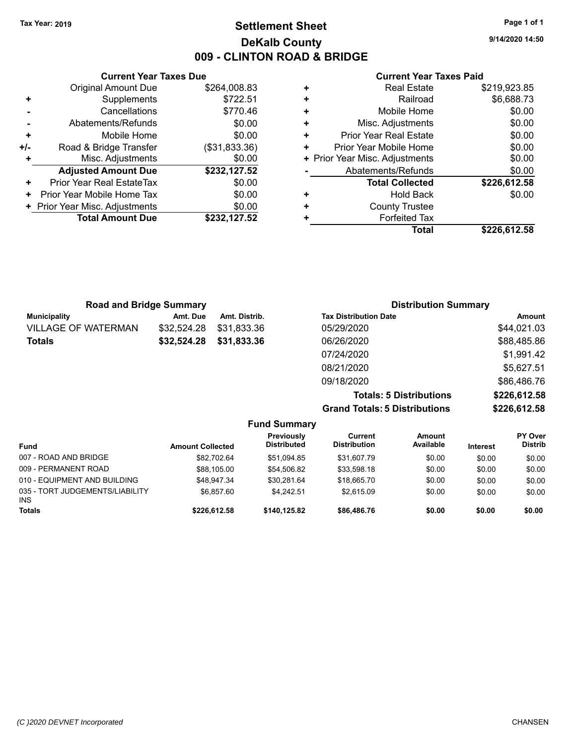Tax Year: 2019

# Settlement Sheet
## DeKalb County
## 009 - CLINTON ROAD & BRIDGE

9/14/2020 14:50

### Current Year Taxes Due

| | | |
|---|---|---|
| | Original Amount Due | $264,008.83 |
| + | Supplements | $722.51 |
| - | Cancellations | $770.46 |
| - | Abatements/Refunds | $0.00 |
| + | Mobile Home | $0.00 |
| +/- | Road & Bridge Transfer | ($31,833.36) |
| + | Misc. Adjustments | $0.00 |
| | **Adjusted Amount Due** | **$232,127.52** |
| + | Prior Year Real EstateTax | $0.00 |
| + | Prior Year Mobile Home Tax | $0.00 |
| + | Prior Year Misc. Adjustments | $0.00 |
| | **Total Amount Due** | **$232,127.52** |

### Current Year Taxes Paid

| | | |
|---|---|---|
| + | Real Estate | $219,923.85 |
| + | Railroad | $6,688.73 |
| + | Mobile Home | $0.00 |
| + | Misc. Adjustments | $0.00 |
| + | Prior Year Real Estate | $0.00 |
| + | Prior Year Mobile Home | $0.00 |
| + | Prior Year Misc. Adjustments | $0.00 |
| - | Abatements/Refunds | $0.00 |
| | **Total Collected** | **$226,612.58** |
| + | Hold Back | $0.00 |
| + | County Trustee | |
| + | Forfeited Tax | |
| | **Total** | **$226,612.58** |

### Road and Bridge Summary

| Municipality | Amt. Due | Amt. Distrib. |
|---|---|---|
| VILLAGE OF WATERMAN | $32,524.28 | $31,833.36 |
| **Totals** | **$32,524.28** | **$31,833.36** |

### Distribution Summary

| Tax Distribution Date | Amount |
|---|---|
| 05/29/2020 | $44,021.03 |
| 06/26/2020 | $88,485.86 |
| 07/24/2020 | $1,991.42 |
| 08/21/2020 | $5,627.51 |
| 09/18/2020 | $86,486.76 |
| **Totals: 5 Distributions** | **$226,612.58** |
| **Grand Totals: 5 Distributions** | **$226,612.58** |

### Fund Summary

| Fund | Amount Collected | Previously Distributed | Current Distribution | Amount Available | Interest | PY Over Distrib |
|---|---|---|---|---|---|---|
| 007 - ROAD AND BRIDGE | $82,702.64 | $51,094.85 | $31,607.79 | $0.00 | $0.00 | $0.00 |
| 009 - PERMANENT ROAD | $88,105.00 | $54,506.82 | $33,598.18 | $0.00 | $0.00 | $0.00 |
| 010 - EQUIPMENT AND BUILDING | $48,947.34 | $30,281.64 | $18,665.70 | $0.00 | $0.00 | $0.00 |
| 035 - TORT JUDGEMENTS/LIABILITY INS | $6,857.60 | $4,242.51 | $2,615.09 | $0.00 | $0.00 | $0.00 |
| **Totals** | **$226,612.58** | **$140,125.82** | **$86,486.76** | **$0.00** | **$0.00** | **$0.00** |

(C )2020 DEVNET Incorporated — CHANSEN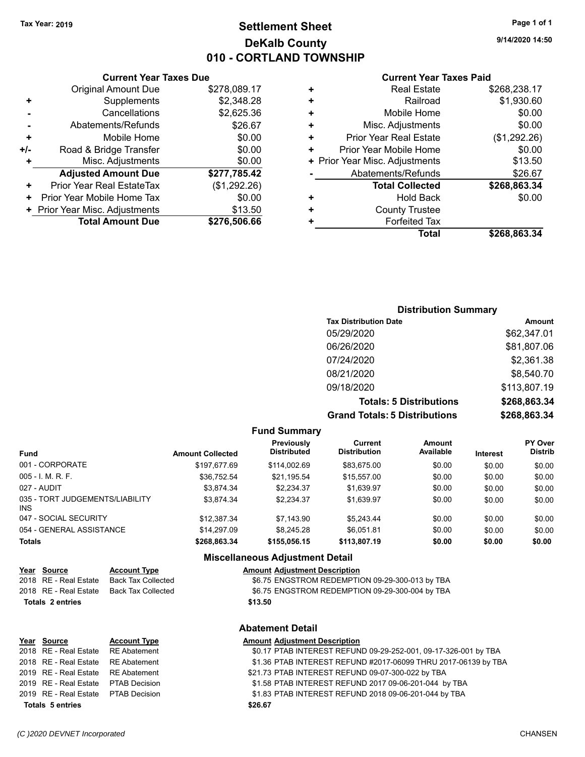Tax Year: 2019

# Settlement Sheet
## DeKalb County
## 010 - CORTLAND TOWNSHIP

9/14/2020 14:50

### Current Year Taxes Due

| | | |
|---|---|---|
| | Original Amount Due | $278,089.17 |
| + | Supplements | $2,348.28 |
| - | Cancellations | $2,625.36 |
| - | Abatements/Refunds | $26.67 |
| + | Mobile Home | $0.00 |
| +/- | Road & Bridge Transfer | $0.00 |
| + | Misc. Adjustments | $0.00 |
| | **Adjusted Amount Due** | **$277,785.42** |
| + | Prior Year Real EstateTax | ($1,292.26) |
| + | Prior Year Mobile Home Tax | $0.00 |
| + | Prior Year Misc. Adjustments | $13.50 |
| | **Total Amount Due** | **$276,506.66** |

### Current Year Taxes Paid

| | | |
|---|---|---|
| + | Real Estate | $268,238.17 |
| + | Railroad | $1,930.60 |
| + | Mobile Home | $0.00 |
| + | Misc. Adjustments | $0.00 |
| + | Prior Year Real Estate | ($1,292.26) |
| + | Prior Year Mobile Home | $0.00 |
| + | Prior Year Misc. Adjustments | $13.50 |
| - | Abatements/Refunds | $26.67 |
| | **Total Collected** | **$268,863.34** |
| + | Hold Back | $0.00 |
| + | County Trustee | |
| + | Forfeited Tax | |
| | **Total** | **$268,863.34** |

### Distribution Summary

| Tax Distribution Date | Amount |
|---|---|
| 05/29/2020 | $62,347.01 |
| 06/26/2020 | $81,807.06 |
| 07/24/2020 | $2,361.38 |
| 08/21/2020 | $8,540.70 |
| 09/18/2020 | $113,807.19 |
| **Totals: 5 Distributions** | **$268,863.34** |
| **Grand Totals: 5 Distributions** | **$268,863.34** |

### Fund Summary

| Fund | Amount Collected | Previously Distributed | Current Distribution | Amount Available | Interest | PY Over Distrib |
|---|---|---|---|---|---|---|
| 001 - CORPORATE | $197,677.69 | $114,002.69 | $83,675.00 | $0.00 | $0.00 | $0.00 |
| 005 - I. M. R. F. | $36,752.54 | $21,195.54 | $15,557.00 | $0.00 | $0.00 | $0.00 |
| 027 - AUDIT | $3,874.34 | $2,234.37 | $1,639.97 | $0.00 | $0.00 | $0.00 |
| 035 - TORT JUDGEMENTS/LIABILITY INS | $3,874.34 | $2,234.37 | $1,639.97 | $0.00 | $0.00 | $0.00 |
| 047 - SOCIAL SECURITY | $12,387.34 | $7,143.90 | $5,243.44 | $0.00 | $0.00 | $0.00 |
| 054 - GENERAL ASSISTANCE | $14,297.09 | $8,245.28 | $6,051.81 | $0.00 | $0.00 | $0.00 |
| **Totals** | **$268,863.34** | **$155,056.15** | **$113,807.19** | **$0.00** | **$0.00** | **$0.00** |

### Miscellaneous Adjustment Detail

| Year | Source | Account Type | Amount | Adjustment Description |
|---|---|---|---|---|
| 2018 | RE - Real Estate | Back Tax Collected | $6.75 | ENGSTROM REDEMPTION 09-29-300-013 by TBA |
| 2018 | RE - Real Estate | Back Tax Collected | $6.75 | ENGSTROM REDEMPTION 09-29-300-004 by TBA |
| **Totals 2 entries** | | | **$13.50** | |

### Abatement Detail

| Year | Source | Account Type | Amount | Adjustment Description |
|---|---|---|---|---|
| 2018 | RE - Real Estate | RE Abatement | $0.17 | PTAB INTEREST REFUND 09-29-252-001, 09-17-326-001 by TBA |
| 2018 | RE - Real Estate | RE Abatement | $1.36 | PTAB INTEREST REFUND #2017-06099 THRU 2017-06139 by TBA |
| 2019 | RE - Real Estate | RE Abatement | $21.73 | PTAB INTEREST REFUND 09-07-300-022 by TBA |
| 2019 | RE - Real Estate | PTAB Decision | $1.58 | PTAB INTEREST REFUND 2017 09-06-201-044 by TBA |
| 2019 | RE - Real Estate | PTAB Decision | $1.83 | PTAB INTEREST REFUND 2018 09-06-201-044 by TBA |
| **Totals 5 entries** | | | **$26.67** | |

(C )2020 DEVNET Incorporated CHANSEN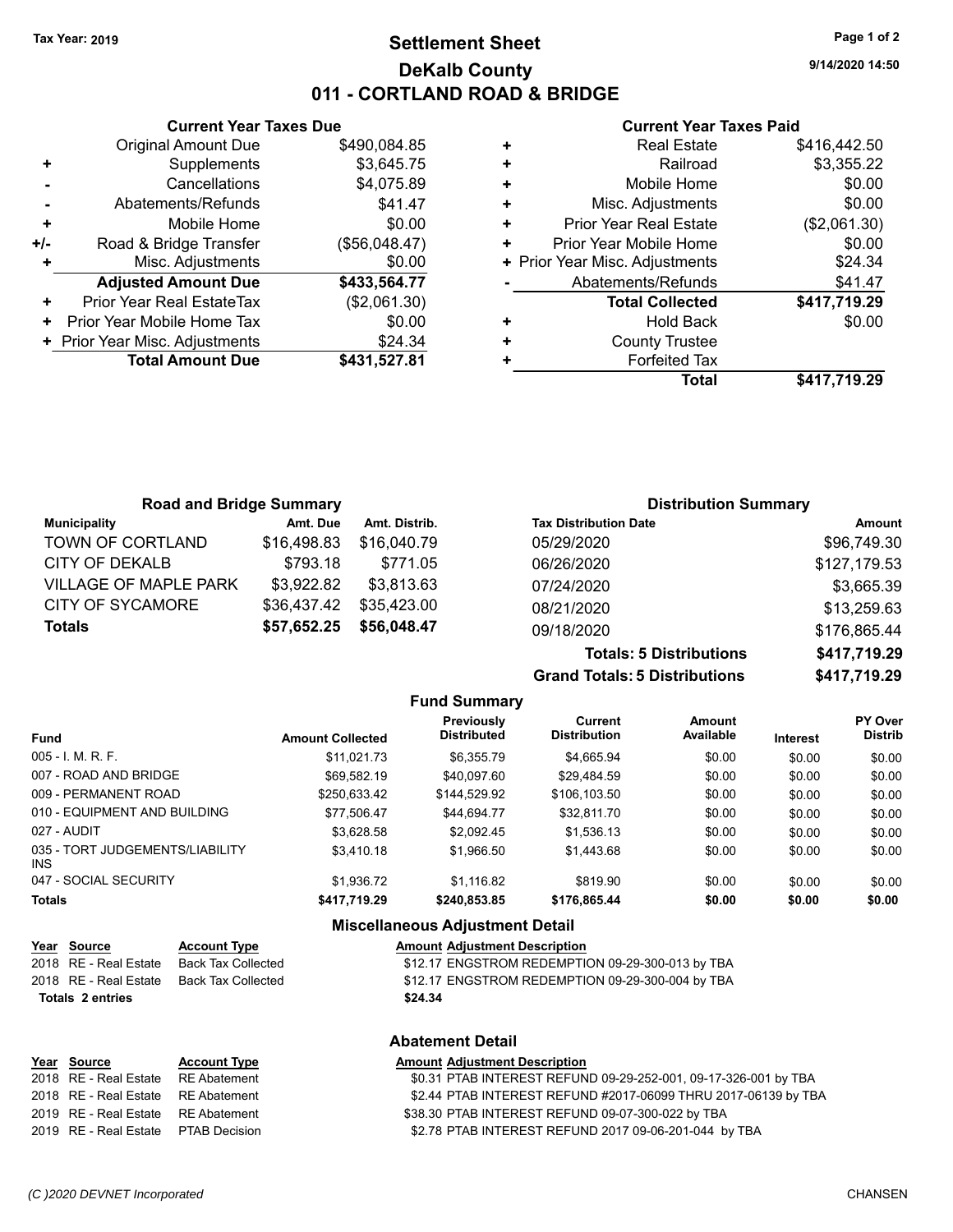Tax Year: 2019

# Settlement Sheet

## DeKalb County

## 011 - CORTLAND ROAD & BRIDGE

9/14/2020 14:50

### Current Year Taxes Due

| | | |
|---|---|---|
| | Original Amount Due | $490,084.85 |
| + | Supplements | $3,645.75 |
| - | Cancellations | $4,075.89 |
| - | Abatements/Refunds | $41.47 |
| + | Mobile Home | $0.00 |
| +/- | Road & Bridge Transfer | ($56,048.47) |
| + | Misc. Adjustments | $0.00 |
| | **Adjusted Amount Due** | **$433,564.77** |
| + | Prior Year Real EstateTax | ($2,061.30) |
| + | Prior Year Mobile Home Tax | $0.00 |
| + | Prior Year Misc. Adjustments | $24.34 |
| | **Total Amount Due** | **$431,527.81** |

### Current Year Taxes Paid

| | | |
|---|---|---|
| + | Real Estate | $416,442.50 |
| + | Railroad | $3,355.22 |
| + | Mobile Home | $0.00 |
| + | Misc. Adjustments | $0.00 |
| + | Prior Year Real Estate | ($2,061.30) |
| + | Prior Year Mobile Home | $0.00 |
| + | Prior Year Misc. Adjustments | $24.34 |
| - | Abatements/Refunds | $41.47 |
| | **Total Collected** | **$417,719.29** |
| + | Hold Back | $0.00 |
| + | County Trustee | |
| + | Forfeited Tax | |
| | **Total** | **$417,719.29** |

### Road and Bridge Summary

| Municipality | Amt. Due | Amt. Distrib. |
|---|---|---|
| TOWN OF CORTLAND | $16,498.83 | $16,040.79 |
| CITY OF DEKALB | $793.18 | $771.05 |
| VILLAGE OF MAPLE PARK | $3,922.82 | $3,813.63 |
| CITY OF SYCAMORE | $36,437.42 | $35,423.00 |
| **Totals** | **$57,652.25** | **$56,048.47** |

### Distribution Summary

| Tax Distribution Date | Amount |
|---|---|
| 05/29/2020 | $96,749.30 |
| 06/26/2020 | $127,179.53 |
| 07/24/2020 | $3,665.39 |
| 08/21/2020 | $13,259.63 |
| 09/18/2020 | $176,865.44 |
| **Totals: 5 Distributions** | **$417,719.29** |
| **Grand Totals: 5 Distributions** | **$417,719.29** |

### Fund Summary

| Fund | Amount Collected | Previously Distributed | Current Distribution | Amount Available | Interest | PY Over Distrib |
|---|---|---|---|---|---|---|
| 005 - I. M. R. F. | $11,021.73 | $6,355.79 | $4,665.94 | $0.00 | $0.00 | $0.00 |
| 007 - ROAD AND BRIDGE | $69,582.19 | $40,097.60 | $29,484.59 | $0.00 | $0.00 | $0.00 |
| 009 - PERMANENT ROAD | $250,633.42 | $144,529.92 | $106,103.50 | $0.00 | $0.00 | $0.00 |
| 010 - EQUIPMENT AND BUILDING | $77,506.47 | $44,694.77 | $32,811.70 | $0.00 | $0.00 | $0.00 |
| 027 - AUDIT | $3,628.58 | $2,092.45 | $1,536.13 | $0.00 | $0.00 | $0.00 |
| 035 - TORT JUDGEMENTS/LIABILITY INS | $3,410.18 | $1,966.50 | $1,443.68 | $0.00 | $0.00 | $0.00 |
| 047 - SOCIAL SECURITY | $1,936.72 | $1,116.82 | $819.90 | $0.00 | $0.00 | $0.00 |
| **Totals** | **$417,719.29** | **$240,853.85** | **$176,865.44** | **$0.00** | **$0.00** | **$0.00** |

### Miscellaneous Adjustment Detail

| Year | Source | Account Type | Amount | Adjustment Description |
|---|---|---|---|---|
| 2018 | RE - Real Estate | Back Tax Collected | $12.17 | ENGSTROM REDEMPTION 09-29-300-013 by TBA |
| 2018 | RE - Real Estate | Back Tax Collected | $12.17 | ENGSTROM REDEMPTION 09-29-300-004 by TBA |
| **Totals** | **2 entries** | | **$24.34** | |

### Abatement Detail

| Year | Source | Account Type | Amount | Adjustment Description |
|---|---|---|---|---|
| 2018 | RE - Real Estate | RE Abatement | $0.31 | PTAB INTEREST REFUND 09-29-252-001, 09-17-326-001 by TBA |
| 2018 | RE - Real Estate | RE Abatement | $2.44 | PTAB INTEREST REFUND #2017-06099 THRU 2017-06139 by TBA |
| 2019 | RE - Real Estate | RE Abatement | $38.30 | PTAB INTEREST REFUND 09-07-300-022 by TBA |
| 2019 | RE - Real Estate | PTAB Decision | $2.78 | PTAB INTEREST REFUND 2017 09-06-201-044 by TBA |

(C )2020 DEVNET Incorporated CHANSEN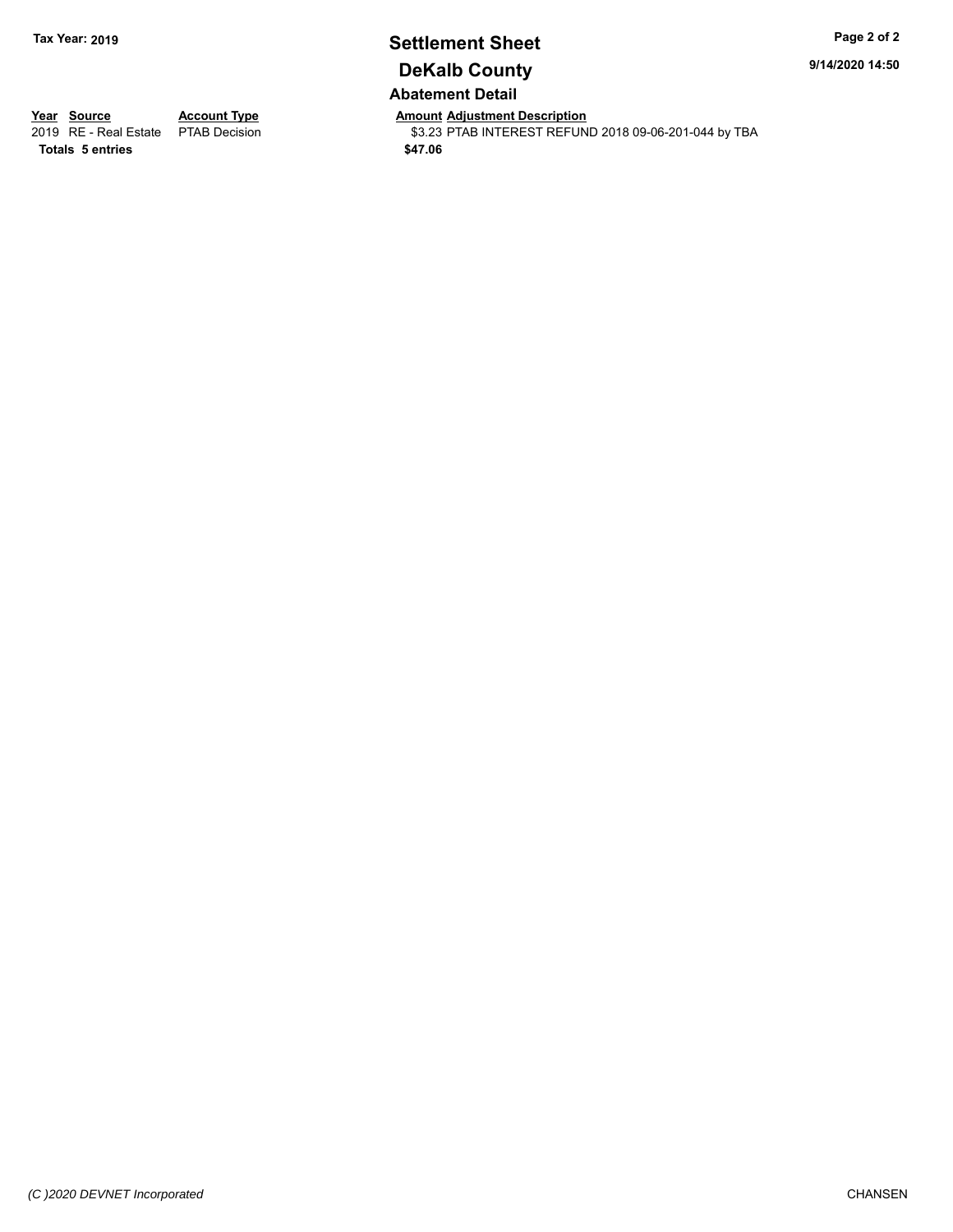**Tax Year: 2019**

# Settlement Sheet

## DeKalb County

### Abatement Detail

9/14/2020 14:50

| Year | Source | Account Type | Amount | Adjustment Description |
|---|---|---|---|---|
| 2019 | RE - Real Estate | PTAB Decision | $3.23 | PTAB INTEREST REFUND 2018 09-06-201-044 by TBA |
| **Totals** | **5 entries** | | **$47.06** | |

*(C )2020 DEVNET Incorporated* CHANSEN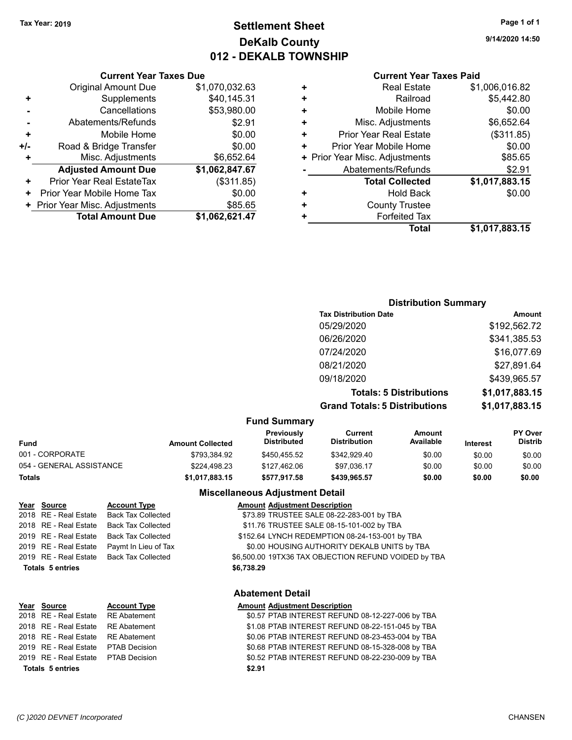Tax Year: 2019

# Settlement Sheet
## DeKalb County
## 012 - DEKALB TOWNSHIP

9/14/2020 14:50

### Current Year Taxes Due

| | | |
|---|---|---|
| | Original Amount Due | $1,070,032.63 |
| + | Supplements | $40,145.31 |
| - | Cancellations | $53,980.00 |
| - | Abatements/Refunds | $2.91 |
| + | Mobile Home | $0.00 |
| +/- | Road & Bridge Transfer | $0.00 |
| + | Misc. Adjustments | $6,652.64 |
| | **Adjusted Amount Due** | **$1,062,847.67** |
| + | Prior Year Real EstateTax | ($311.85) |
| + | Prior Year Mobile Home Tax | $0.00 |
| + | Prior Year Misc. Adjustments | $85.65 |
| | **Total Amount Due** | **$1,062,621.47** |

### Current Year Taxes Paid

| | | |
|---|---|---|
| + | Real Estate | $1,006,016.82 |
| + | Railroad | $5,442.80 |
| + | Mobile Home | $0.00 |
| + | Misc. Adjustments | $6,652.64 |
| + | Prior Year Real Estate | ($311.85) |
| + | Prior Year Mobile Home | $0.00 |
| + | Prior Year Misc. Adjustments | $85.65 |
| - | Abatements/Refunds | $2.91 |
| | **Total Collected** | **$1,017,883.15** |
| + | Hold Back | $0.00 |
| + | County Trustee | |
| + | Forfeited Tax | |
| | **Total** | **$1,017,883.15** |

### Distribution Summary

| Tax Distribution Date | Amount |
|---|---|
| 05/29/2020 | $192,562.72 |
| 06/26/2020 | $341,385.53 |
| 07/24/2020 | $16,077.69 |
| 08/21/2020 | $27,891.64 |
| 09/18/2020 | $439,965.57 |
| **Totals: 5 Distributions** | **$1,017,883.15** |
| **Grand Totals: 5 Distributions** | **$1,017,883.15** |

### Fund Summary

| Fund | Amount Collected | Previously Distributed | Current Distribution | Amount Available | Interest | PY Over Distrib |
|---|---|---|---|---|---|---|
| 001 - CORPORATE | $793,384.92 | $450,455.52 | $342,929.40 | $0.00 | $0.00 | $0.00 |
| 054 - GENERAL ASSISTANCE | $224,498.23 | $127,462.06 | $97,036.17 | $0.00 | $0.00 | $0.00 |
| **Totals** | **$1,017,883.15** | **$577,917.58** | **$439,965.57** | **$0.00** | **$0.00** | **$0.00** |

### Miscellaneous Adjustment Detail

| Year | Source | Account Type | Amount | Adjustment Description |
|---|---|---|---|---|
| 2018 | RE - Real Estate | Back Tax Collected | $73.89 | TRUSTEE SALE 08-22-283-001 by TBA |
| 2018 | RE - Real Estate | Back Tax Collected | $11.76 | TRUSTEE SALE 08-15-101-002 by TBA |
| 2019 | RE - Real Estate | Back Tax Collected | $152.64 | LYNCH REDEMPTION 08-24-153-001 by TBA |
| 2019 | RE - Real Estate | Paymt In Lieu of Tax | $0.00 | HOUSING AUTHORITY DEKALB UNITS by TBA |
| 2019 | RE - Real Estate | Back Tax Collected | $6,500.00 | 19TX36 TAX OBJECTION REFUND VOIDED by TBA |
| **Totals 5 entries** | | | **$6,738.29** | |

### Abatement Detail

| Year | Source | Account Type | Amount | Adjustment Description |
|---|---|---|---|---|
| 2018 | RE - Real Estate | RE Abatement | $0.57 | PTAB INTEREST REFUND 08-12-227-006 by TBA |
| 2018 | RE - Real Estate | RE Abatement | $1.08 | PTAB INTEREST REFUND 08-22-151-045 by TBA |
| 2018 | RE - Real Estate | RE Abatement | $0.06 | PTAB INTEREST REFUND 08-23-453-004 by TBA |
| 2019 | RE - Real Estate | PTAB Decision | $0.68 | PTAB INTEREST REFUND 08-15-328-008 by TBA |
| 2019 | RE - Real Estate | PTAB Decision | $0.52 | PTAB INTEREST REFUND 08-22-230-009 by TBA |
| **Totals 5 entries** | | | **$2.91** | |

(C )2020 DEVNET Incorporated — CHANSEN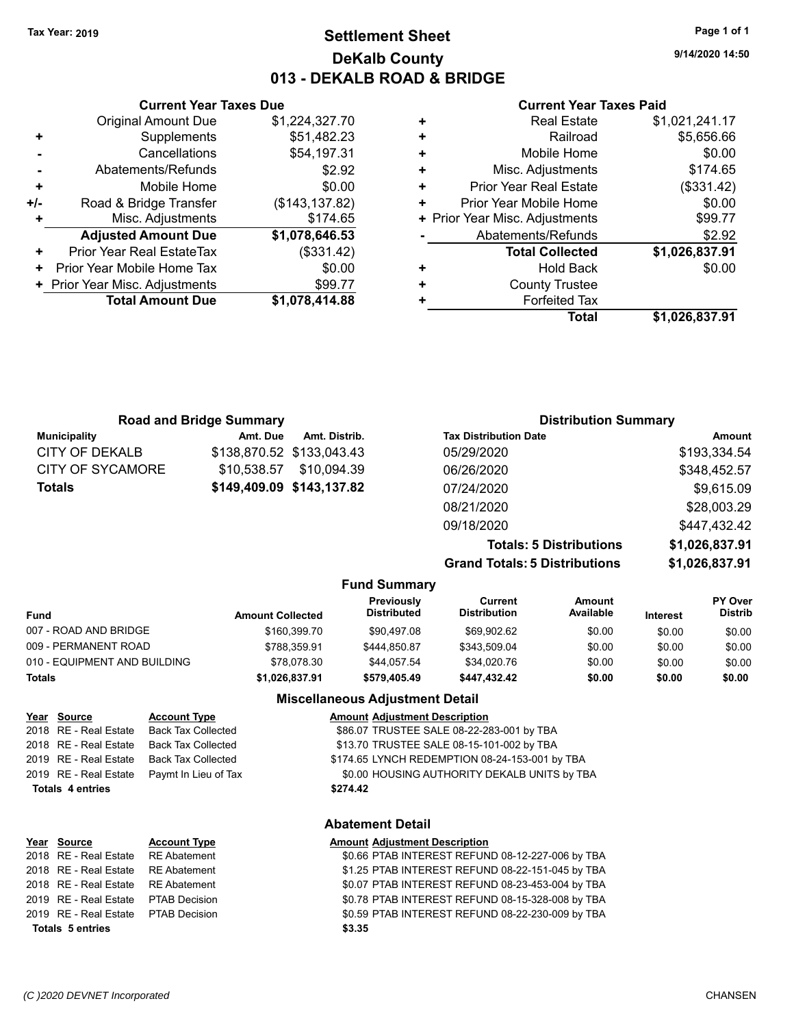Tax Year: 2019

# Settlement Sheet
## DeKalb County
## 013 - DEKALB ROAD & BRIDGE

9/14/2020 14:50

### Current Year Taxes Due

| | | |
|---|---|---|
| | Original Amount Due | $1,224,327.70 |
| + | Supplements | $51,482.23 |
| - | Cancellations | $54,197.31 |
| - | Abatements/Refunds | $2.92 |
| + | Mobile Home | $0.00 |
| +/- | Road & Bridge Transfer | ($143,137.82) |
| + | Misc. Adjustments | $174.65 |
| | **Adjusted Amount Due** | **$1,078,646.53** |
| + | Prior Year Real EstateTax | ($331.42) |
| + | Prior Year Mobile Home Tax | $0.00 |
| + | Prior Year Misc. Adjustments | $99.77 |
| | **Total Amount Due** | **$1,078,414.88** |

### Current Year Taxes Paid

| | | |
|---|---|---|
| + | Real Estate | $1,021,241.17 |
| + | Railroad | $5,656.66 |
| + | Mobile Home | $0.00 |
| + | Misc. Adjustments | $174.65 |
| + | Prior Year Real Estate | ($331.42) |
| + | Prior Year Mobile Home | $0.00 |
| + | Prior Year Misc. Adjustments | $99.77 |
| - | Abatements/Refunds | $2.92 |
| | **Total Collected** | **$1,026,837.91** |
| + | Hold Back | $0.00 |
| + | County Trustee | |
| + | Forfeited Tax | |
| | **Total** | **$1,026,837.91** |

### Road and Bridge Summary

| Municipality | Amt. Due | Amt. Distrib. |
|---|---|---|
| CITY OF DEKALB | $138,870.52 | $133,043.43 |
| CITY OF SYCAMORE | $10,538.57 | $10,094.39 |
| **Totals** | **$149,409.09** | **$143,137.82** |

### Distribution Summary

| Tax Distribution Date | Amount |
|---|---|
| 05/29/2020 | $193,334.54 |
| 06/26/2020 | $348,452.57 |
| 07/24/2020 | $9,615.09 |
| 08/21/2020 | $28,003.29 |
| 09/18/2020 | $447,432.42 |
| **Totals: 5 Distributions** | **$1,026,837.91** |
| **Grand Totals: 5 Distributions** | **$1,026,837.91** |

### Fund Summary

| Fund | Amount Collected | Previously Distributed | Current Distribution | Amount Available | Interest | PY Over Distrib |
|---|---|---|---|---|---|---|
| 007 - ROAD AND BRIDGE | $160,399.70 | $90,497.08 | $69,902.62 | $0.00 | $0.00 | $0.00 |
| 009 - PERMANENT ROAD | $788,359.91 | $444,850.87 | $343,509.04 | $0.00 | $0.00 | $0.00 |
| 010 - EQUIPMENT AND BUILDING | $78,078.30 | $44,057.54 | $34,020.76 | $0.00 | $0.00 | $0.00 |
| **Totals** | **$1,026,837.91** | **$579,405.49** | **$447,432.42** | **$0.00** | **$0.00** | **$0.00** |

### Miscellaneous Adjustment Detail

| Year | Source | Account Type | Amount | Adjustment Description |
|---|---|---|---|---|
| 2018 | RE - Real Estate | Back Tax Collected | $86.07 | TRUSTEE SALE 08-22-283-001 by TBA |
| 2018 | RE - Real Estate | Back Tax Collected | $13.70 | TRUSTEE SALE 08-15-101-002 by TBA |
| 2019 | RE - Real Estate | Back Tax Collected | $174.65 | LYNCH REDEMPTION 08-24-153-001 by TBA |
| 2019 | RE - Real Estate | Paymt In Lieu of Tax | $0.00 | HOUSING AUTHORITY DEKALB UNITS by TBA |
| **Totals 4 entries** | | | **$274.42** | |

### Abatement Detail

| Year | Source | Account Type | Amount | Adjustment Description |
|---|---|---|---|---|
| 2018 | RE - Real Estate | RE Abatement | $0.66 | PTAB INTEREST REFUND 08-12-227-006 by TBA |
| 2018 | RE - Real Estate | RE Abatement | $1.25 | PTAB INTEREST REFUND 08-22-151-045 by TBA |
| 2018 | RE - Real Estate | RE Abatement | $0.07 | PTAB INTEREST REFUND 08-23-453-004 by TBA |
| 2019 | RE - Real Estate | PTAB Decision | $0.78 | PTAB INTEREST REFUND 08-15-328-008 by TBA |
| 2019 | RE - Real Estate | PTAB Decision | $0.59 | PTAB INTEREST REFUND 08-22-230-009 by TBA |
| **Totals 5 entries** | | | **$3.35** | |

(C )2020 DEVNET Incorporated CHANSEN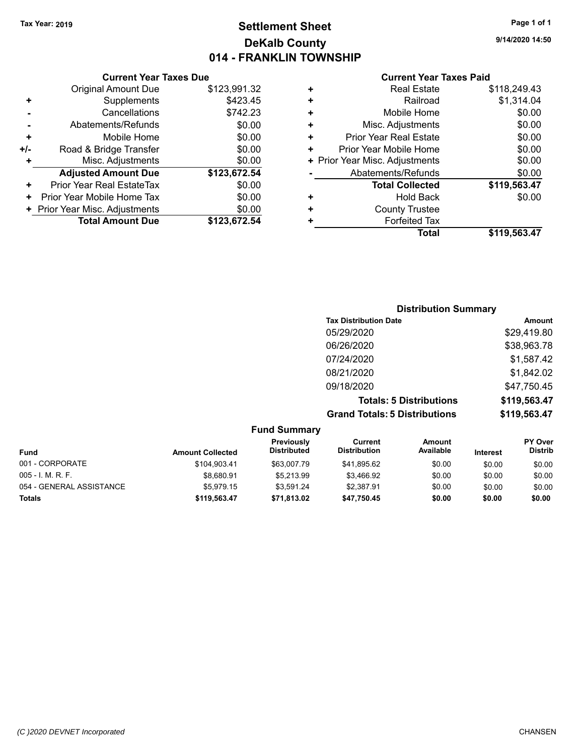**Tax Year: 2019**

# Settlement Sheet
## DeKalb County
## 014 - FRANKLIN TOWNSHIP

9/14/2020 14:50

### Current Year Taxes Due

| | | |
|---|---|---|
| | Original Amount Due | $123,991.32 |
| + | Supplements | $423.45 |
| - | Cancellations | $742.23 |
| - | Abatements/Refunds | $0.00 |
| + | Mobile Home | $0.00 |
| +/- | Road & Bridge Transfer | $0.00 |
| + | Misc. Adjustments | $0.00 |
| | **Adjusted Amount Due** | **$123,672.54** |
| + | Prior Year Real EstateTax | $0.00 |
| + | Prior Year Mobile Home Tax | $0.00 |
| + | Prior Year Misc. Adjustments | $0.00 |
| | **Total Amount Due** | **$123,672.54** |

### Current Year Taxes Paid

| | | |
|---|---|---|
| + | Real Estate | $118,249.43 |
| + | Railroad | $1,314.04 |
| + | Mobile Home | $0.00 |
| + | Misc. Adjustments | $0.00 |
| + | Prior Year Real Estate | $0.00 |
| + | Prior Year Mobile Home | $0.00 |
| + | Prior Year Misc. Adjustments | $0.00 |
| - | Abatements/Refunds | $0.00 |
| | **Total Collected** | **$119,563.47** |
| + | Hold Back | $0.00 |
| + | County Trustee | |
| + | Forfeited Tax | |
| | **Total** | **$119,563.47** |

### Distribution Summary

| Tax Distribution Date | Amount |
|---|---|
| 05/29/2020 | $29,419.80 |
| 06/26/2020 | $38,963.78 |
| 07/24/2020 | $1,587.42 |
| 08/21/2020 | $1,842.02 |
| 09/18/2020 | $47,750.45 |
| **Totals: 5 Distributions** | **$119,563.47** |
| **Grand Totals: 5 Distributions** | **$119,563.47** |

### Fund Summary

| Fund | Amount Collected | Previously Distributed | Current Distribution | Amount Available | Interest | PY Over Distrib |
|---|---|---|---|---|---|---|
| 001 - CORPORATE | $104,903.41 | $63,007.79 | $41,895.62 | $0.00 | $0.00 | $0.00 |
| 005 - I. M. R. F. | $8,680.91 | $5,213.99 | $3,466.92 | $0.00 | $0.00 | $0.00 |
| 054 - GENERAL ASSISTANCE | $5,979.15 | $3,591.24 | $2,387.91 | $0.00 | $0.00 | $0.00 |
| **Totals** | **$119,563.47** | **$71,813.02** | **$47,750.45** | **$0.00** | **$0.00** | **$0.00** |

(C )2020 DEVNET Incorporated CHANSEN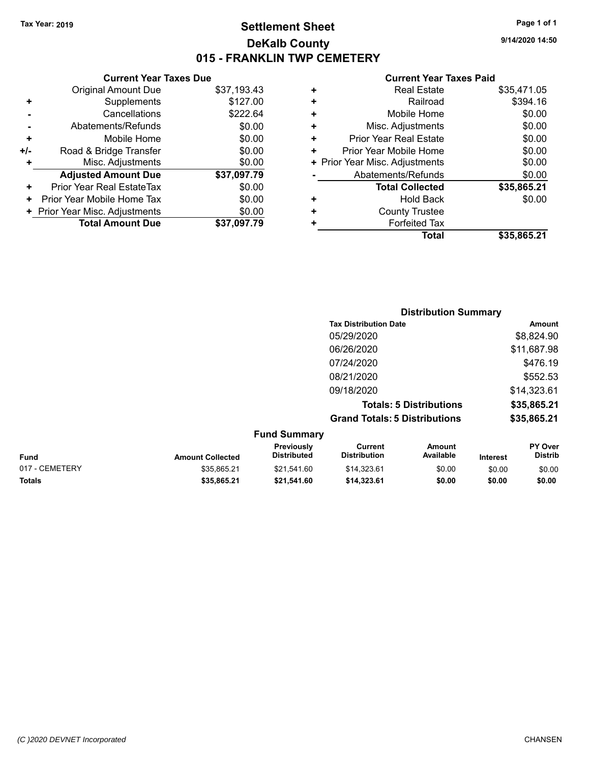Tax Year: 2019

# Settlement Sheet
## DeKalb County
## 015 - FRANKLIN TWP CEMETERY

9/14/2020 14:50

### Current Year Taxes Due

| | | |
|---|---|---|
| | Original Amount Due | $37,193.43 |
| + | Supplements | $127.00 |
| - | Cancellations | $222.64 |
| - | Abatements/Refunds | $0.00 |
| + | Mobile Home | $0.00 |
| +/- | Road & Bridge Transfer | $0.00 |
| + | Misc. Adjustments | $0.00 |
| | **Adjusted Amount Due** | **$37,097.79** |
| + | Prior Year Real EstateTax | $0.00 |
| + | Prior Year Mobile Home Tax | $0.00 |
| + | Prior Year Misc. Adjustments | $0.00 |
| | **Total Amount Due** | **$37,097.79** |

### Current Year Taxes Paid

| | | |
|---|---|---|
| + | Real Estate | $35,471.05 |
| + | Railroad | $394.16 |
| + | Mobile Home | $0.00 |
| + | Misc. Adjustments | $0.00 |
| + | Prior Year Real Estate | $0.00 |
| + | Prior Year Mobile Home | $0.00 |
| + | Prior Year Misc. Adjustments | $0.00 |
| - | Abatements/Refunds | $0.00 |
| | **Total Collected** | **$35,865.21** |
| + | Hold Back | $0.00 |
| + | County Trustee | |
| + | Forfeited Tax | |
| | **Total** | **$35,865.21** |

### Distribution Summary

| Tax Distribution Date | Amount |
|---|---|
| 05/29/2020 | $8,824.90 |
| 06/26/2020 | $11,687.98 |
| 07/24/2020 | $476.19 |
| 08/21/2020 | $552.53 |
| 09/18/2020 | $14,323.61 |
| **Totals: 5 Distributions** | **$35,865.21** |
| **Grand Totals: 5 Distributions** | **$35,865.21** |

### Fund Summary

| Fund | Amount Collected | Previously Distributed | Current Distribution | Amount Available | Interest | PY Over Distrib |
|---|---|---|---|---|---|---|
| 017 - CEMETERY | $35,865.21 | $21,541.60 | $14,323.61 | $0.00 | $0.00 | $0.00 |
| **Totals** | **$35,865.21** | **$21,541.60** | **$14,323.61** | **$0.00** | **$0.00** | **$0.00** |

(C )2020 DEVNET Incorporated CHANSEN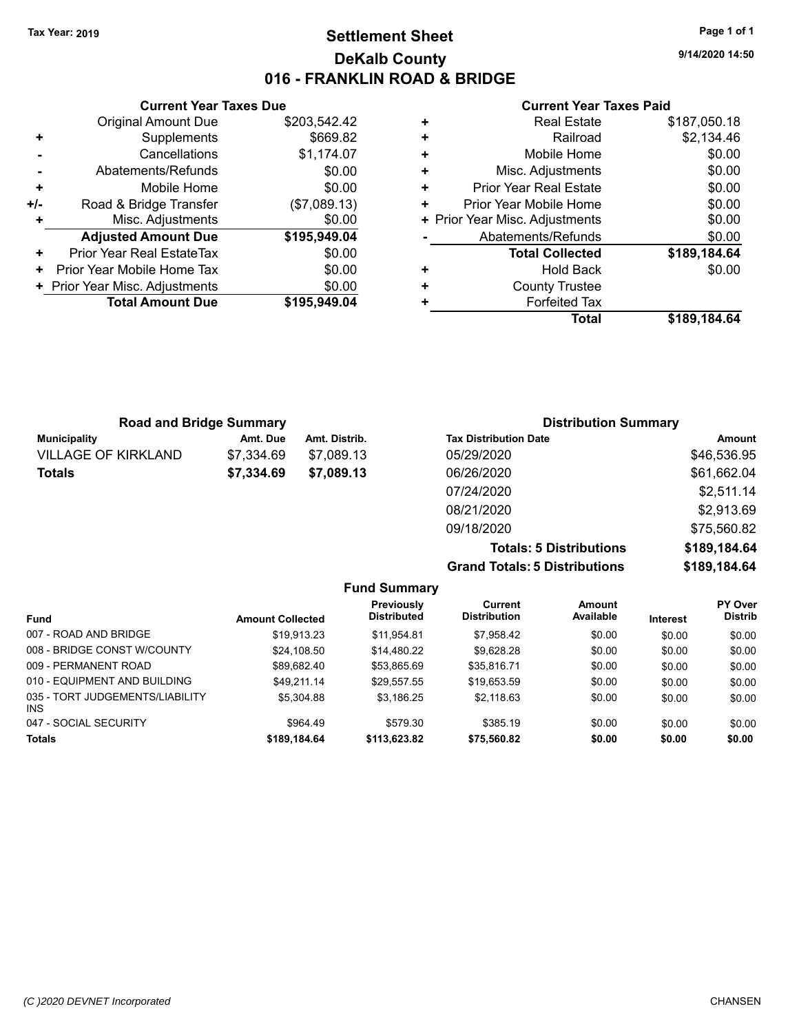**Tax Year: 2019**

# Settlement Sheet
## DeKalb County
## 016 - FRANKLIN ROAD & BRIDGE

9/14/2020 14:50

### Current Year Taxes Due

| | | |
|---|---|---|
| | Original Amount Due | $203,542.42 |
| + | Supplements | $669.82 |
| - | Cancellations | $1,174.07 |
| - | Abatements/Refunds | $0.00 |
| + | Mobile Home | $0.00 |
| +/- | Road & Bridge Transfer | ($7,089.13) |
| + | Misc. Adjustments | $0.00 |
| | **Adjusted Amount Due** | **$195,949.04** |
| + | Prior Year Real EstateTax | $0.00 |
| + | Prior Year Mobile Home Tax | $0.00 |
| + | Prior Year Misc. Adjustments | $0.00 |
| | **Total Amount Due** | **$195,949.04** |

### Current Year Taxes Paid

| | | |
|---|---|---|
| + | Real Estate | $187,050.18 |
| + | Railroad | $2,134.46 |
| + | Mobile Home | $0.00 |
| + | Misc. Adjustments | $0.00 |
| + | Prior Year Real Estate | $0.00 |
| + | Prior Year Mobile Home | $0.00 |
| + | Prior Year Misc. Adjustments | $0.00 |
| - | Abatements/Refunds | $0.00 |
| | **Total Collected** | **$189,184.64** |
| + | Hold Back | $0.00 |
| + | County Trustee | |
| + | Forfeited Tax | |
| | **Total** | **$189,184.64** |

### Road and Bridge Summary

| Municipality | Amt. Due | Amt. Distrib. |
|---|---|---|
| VILLAGE OF KIRKLAND | $7,334.69 | $7,089.13 |
| **Totals** | **$7,334.69** | **$7,089.13** |

### Distribution Summary

| Tax Distribution Date | Amount |
|---|---|
| 05/29/2020 | $46,536.95 |
| 06/26/2020 | $61,662.04 |
| 07/24/2020 | $2,511.14 |
| 08/21/2020 | $2,913.69 |
| 09/18/2020 | $75,560.82 |
| **Totals: 5 Distributions** | **$189,184.64** |
| **Grand Totals: 5 Distributions** | **$189,184.64** |

### Fund Summary

| Fund | Amount Collected | Previously Distributed | Current Distribution | Amount Available | Interest | PY Over Distrib |
|---|---|---|---|---|---|---|
| 007 - ROAD AND BRIDGE | $19,913.23 | $11,954.81 | $7,958.42 | $0.00 | $0.00 | $0.00 |
| 008 - BRIDGE CONST W/COUNTY | $24,108.50 | $14,480.22 | $9,628.28 | $0.00 | $0.00 | $0.00 |
| 009 - PERMANENT ROAD | $89,682.40 | $53,865.69 | $35,816.71 | $0.00 | $0.00 | $0.00 |
| 010 - EQUIPMENT AND BUILDING | $49,211.14 | $29,557.55 | $19,653.59 | $0.00 | $0.00 | $0.00 |
| 035 - TORT JUDGEMENTS/LIABILITY INS | $5,304.88 | $3,186.25 | $2,118.63 | $0.00 | $0.00 | $0.00 |
| 047 - SOCIAL SECURITY | $964.49 | $579.30 | $385.19 | $0.00 | $0.00 | $0.00 |
| **Totals** | **$189,184.64** | **$113,623.82** | **$75,560.82** | **$0.00** | **$0.00** | **$0.00** |

(C )2020 DEVNET Incorporated CHANSEN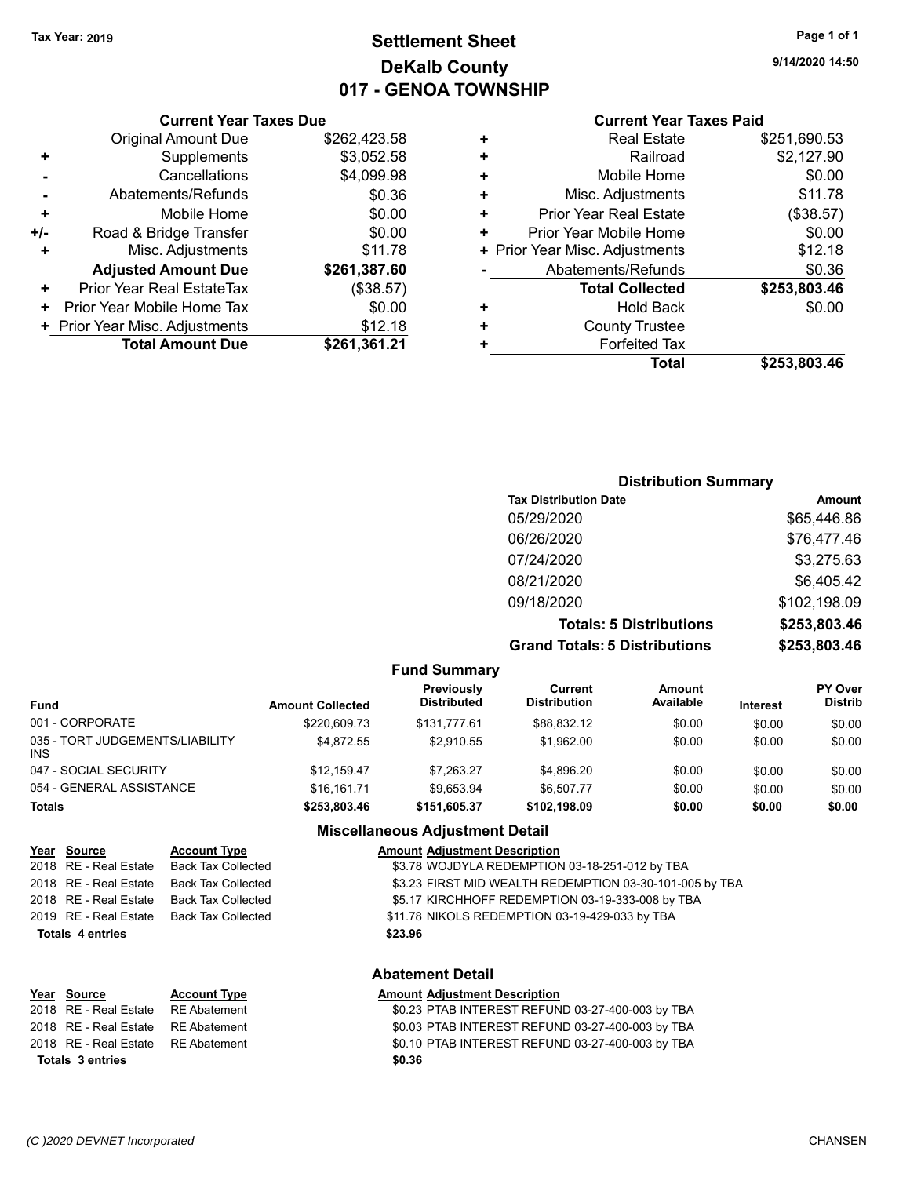Tax Year: 2019

# Settlement Sheet
## DeKalb County
## 017 - GENOA TOWNSHIP

9/14/2020 14:50

### Current Year Taxes Due

| | | |
|---|---|---|
| | Original Amount Due | $262,423.58 |
| + | Supplements | $3,052.58 |
| - | Cancellations | $4,099.98 |
| - | Abatements/Refunds | $0.36 |
| + | Mobile Home | $0.00 |
| +/- | Road & Bridge Transfer | $0.00 |
| + | Misc. Adjustments | $11.78 |
| | **Adjusted Amount Due** | **$261,387.60** |
| + | Prior Year Real EstateTax | ($38.57) |
| + | Prior Year Mobile Home Tax | $0.00 |
| + | Prior Year Misc. Adjustments | $12.18 |
| | **Total Amount Due** | **$261,361.21** |

### Current Year Taxes Paid

| | | |
|---|---|---|
| + | Real Estate | $251,690.53 |
| + | Railroad | $2,127.90 |
| + | Mobile Home | $0.00 |
| + | Misc. Adjustments | $11.78 |
| + | Prior Year Real Estate | ($38.57) |
| + | Prior Year Mobile Home | $0.00 |
| + | Prior Year Misc. Adjustments | $12.18 |
| - | Abatements/Refunds | $0.36 |
| | **Total Collected** | **$253,803.46** |
| + | Hold Back | $0.00 |
| + | County Trustee | |
| + | Forfeited Tax | |
| | **Total** | **$253,803.46** |

### Distribution Summary

| Tax Distribution Date | Amount |
|---|---|
| 05/29/2020 | $65,446.86 |
| 06/26/2020 | $76,477.46 |
| 07/24/2020 | $3,275.63 |
| 08/21/2020 | $6,405.42 |
| 09/18/2020 | $102,198.09 |
| **Totals: 5 Distributions** | **$253,803.46** |
| **Grand Totals: 5 Distributions** | **$253,803.46** |

### Fund Summary

| Fund | Amount Collected | Previously Distributed | Current Distribution | Amount Available | Interest | PY Over Distrib |
|---|---|---|---|---|---|---|
| 001 - CORPORATE | $220,609.73 | $131,777.61 | $88,832.12 | $0.00 | $0.00 | $0.00 |
| 035 - TORT JUDGEMENTS/LIABILITY INS | $4,872.55 | $2,910.55 | $1,962.00 | $0.00 | $0.00 | $0.00 |
| 047 - SOCIAL SECURITY | $12,159.47 | $7,263.27 | $4,896.20 | $0.00 | $0.00 | $0.00 |
| 054 - GENERAL ASSISTANCE | $16,161.71 | $9,653.94 | $6,507.77 | $0.00 | $0.00 | $0.00 |
| **Totals** | **$253,803.46** | **$151,605.37** | **$102,198.09** | **$0.00** | **$0.00** | **$0.00** |

### Miscellaneous Adjustment Detail

| Year | Source | Account Type | Amount | Adjustment Description |
|---|---|---|---|---|
| 2018 | RE - Real Estate | Back Tax Collected | $3.78 | WOJDYLA REDEMPTION 03-18-251-012 by TBA |
| 2018 | RE - Real Estate | Back Tax Collected | $3.23 | FIRST MID WEALTH REDEMPTION 03-30-101-005 by TBA |
| 2018 | RE - Real Estate | Back Tax Collected | $5.17 | KIRCHHOFF REDEMPTION 03-19-333-008 by TBA |
| 2019 | RE - Real Estate | Back Tax Collected | $11.78 | NIKOLS REDEMPTION 03-19-429-033 by TBA |
| **Totals 4 entries** | | | **$23.96** | |

### Abatement Detail

| Year | Source | Account Type | Amount | Adjustment Description |
|---|---|---|---|---|
| 2018 | RE - Real Estate | RE Abatement | $0.23 | PTAB INTEREST REFUND 03-27-400-003 by TBA |
| 2018 | RE - Real Estate | RE Abatement | $0.03 | PTAB INTEREST REFUND 03-27-400-003 by TBA |
| 2018 | RE - Real Estate | RE Abatement | $0.10 | PTAB INTEREST REFUND 03-27-400-003 by TBA |
| **Totals 3 entries** | | | **$0.36** | |

(C )2020 DEVNET Incorporated CHANSEN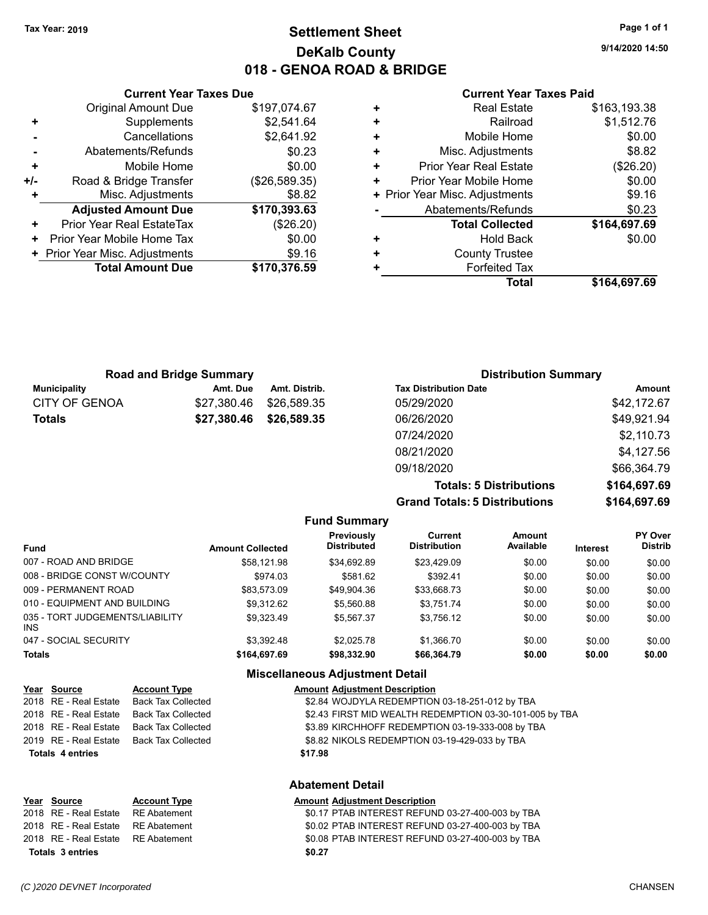Tax Year: 2019

# Settlement Sheet
## DeKalb County
## 018 - GENOA ROAD & BRIDGE

9/14/2020 14:50

### Current Year Taxes Due

| | | |
|---|---|---|
| | Original Amount Due | $197,074.67 |
| + | Supplements | $2,541.64 |
| - | Cancellations | $2,641.92 |
| - | Abatements/Refunds | $0.23 |
| + | Mobile Home | $0.00 |
| +/- | Road & Bridge Transfer | ($26,589.35) |
| + | Misc. Adjustments | $8.82 |
| | **Adjusted Amount Due** | **$170,393.63** |
| + | Prior Year Real EstateTax | ($26.20) |
| + | Prior Year Mobile Home Tax | $0.00 |
| + | Prior Year Misc. Adjustments | $9.16 |
| | **Total Amount Due** | **$170,376.59** |

### Current Year Taxes Paid

| | | |
|---|---|---|
| + | Real Estate | $163,193.38 |
| + | Railroad | $1,512.76 |
| + | Mobile Home | $0.00 |
| + | Misc. Adjustments | $8.82 |
| + | Prior Year Real Estate | ($26.20) |
| + | Prior Year Mobile Home | $0.00 |
| + | Prior Year Misc. Adjustments | $9.16 |
| - | Abatements/Refunds | $0.23 |
| | **Total Collected** | **$164,697.69** |
| + | Hold Back | $0.00 |
| + | County Trustee | |
| + | Forfeited Tax | |
| | **Total** | **$164,697.69** |

### Road and Bridge Summary

| Municipality | Amt. Due | Amt. Distrib. |
|---|---|---|
| CITY OF GENOA | $27,380.46 | $26,589.35 |
| **Totals** | **$27,380.46** | **$26,589.35** |

### Distribution Summary

| Tax Distribution Date | Amount |
|---|---|
| 05/29/2020 | $42,172.67 |
| 06/26/2020 | $49,921.94 |
| 07/24/2020 | $2,110.73 |
| 08/21/2020 | $4,127.56 |
| 09/18/2020 | $66,364.79 |
| **Totals: 5 Distributions** | **$164,697.69** |
| **Grand Totals: 5 Distributions** | **$164,697.69** |

### Fund Summary

| Fund | Amount Collected | Previously Distributed | Current Distribution | Amount Available | Interest | PY Over Distrib |
|---|---|---|---|---|---|---|
| 007 - ROAD AND BRIDGE | $58,121.98 | $34,692.89 | $23,429.09 | $0.00 | $0.00 | $0.00 |
| 008 - BRIDGE CONST W/COUNTY | $974.03 | $581.62 | $392.41 | $0.00 | $0.00 | $0.00 |
| 009 - PERMANENT ROAD | $83,573.09 | $49,904.36 | $33,668.73 | $0.00 | $0.00 | $0.00 |
| 010 - EQUIPMENT AND BUILDING | $9,312.62 | $5,560.88 | $3,751.74 | $0.00 | $0.00 | $0.00 |
| 035 - TORT JUDGEMENTS/LIABILITY INS | $9,323.49 | $5,567.37 | $3,756.12 | $0.00 | $0.00 | $0.00 |
| 047 - SOCIAL SECURITY | $3,392.48 | $2,025.78 | $1,366.70 | $0.00 | $0.00 | $0.00 |
| **Totals** | **$164,697.69** | **$98,332.90** | **$66,364.79** | **$0.00** | **$0.00** | **$0.00** |

### Miscellaneous Adjustment Detail

| Year | Source | Account Type | Amount | Adjustment Description |
|---|---|---|---|---|
| 2018 | RE - Real Estate | Back Tax Collected | $2.84 | WOJDYLA REDEMPTION 03-18-251-012 by TBA |
| 2018 | RE - Real Estate | Back Tax Collected | $2.43 | FIRST MID WEALTH REDEMPTION 03-30-101-005 by TBA |
| 2018 | RE - Real Estate | Back Tax Collected | $3.89 | KIRCHHOFF REDEMPTION 03-19-333-008 by TBA |
| 2019 | RE - Real Estate | Back Tax Collected | $8.82 | NIKOLS REDEMPTION 03-19-429-033 by TBA |
| **Totals 4 entries** | | | **$17.98** | |

### Abatement Detail

| Year | Source | Account Type | Amount | Adjustment Description |
|---|---|---|---|---|
| 2018 | RE - Real Estate | RE Abatement | $0.17 | PTAB INTEREST REFUND 03-27-400-003 by TBA |
| 2018 | RE - Real Estate | RE Abatement | $0.02 | PTAB INTEREST REFUND 03-27-400-003 by TBA |
| 2018 | RE - Real Estate | RE Abatement | $0.08 | PTAB INTEREST REFUND 03-27-400-003 by TBA |
| **Totals 3 entries** | | | **$0.27** | |

(C )2020 DEVNET Incorporated — CHANSEN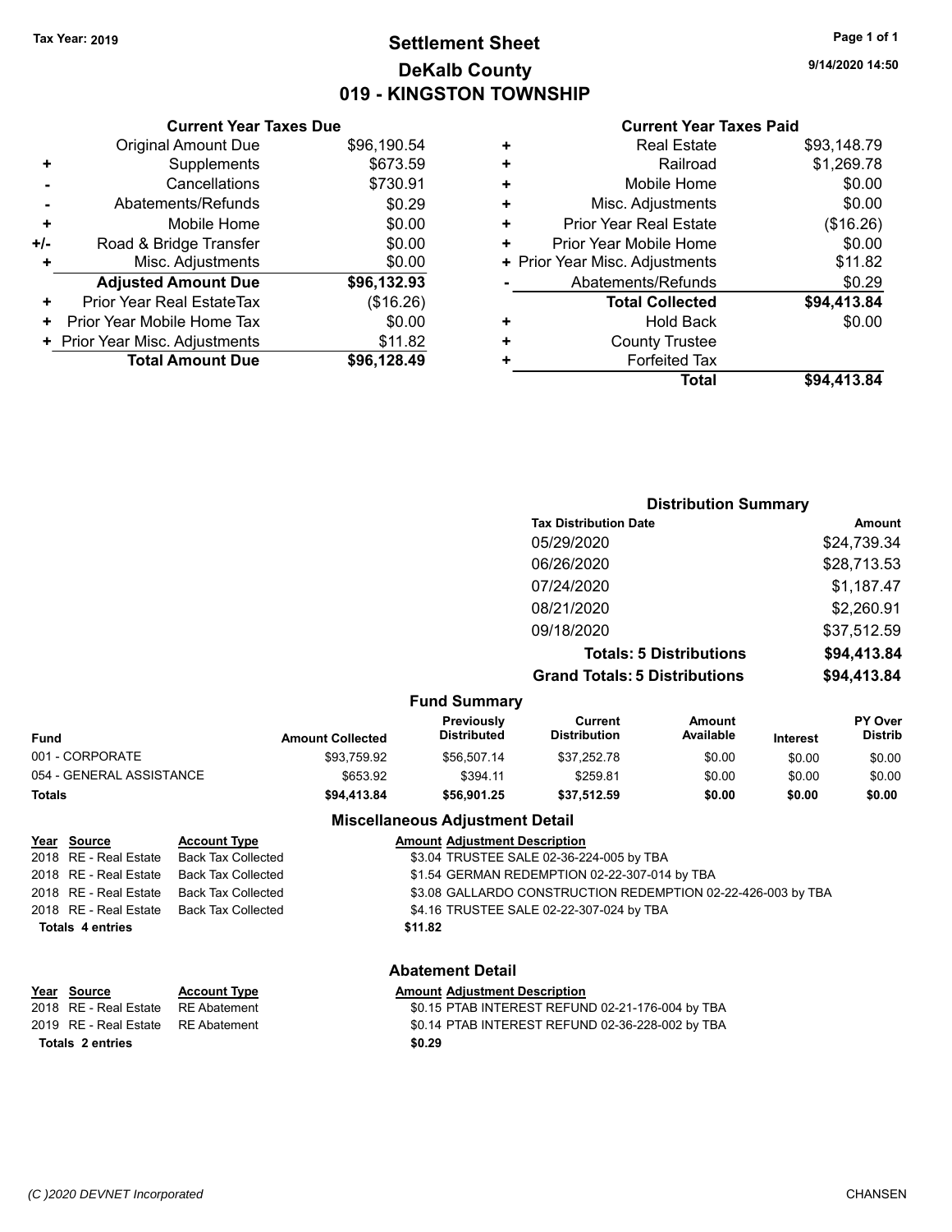Tax Year: 2019

# Settlement Sheet

## DeKalb County

## 019 - KINGSTON TOWNSHIP

9/14/2020 14:50

### Current Year Taxes Due

| | | |
|---|---|---|
| | Original Amount Due | $96,190.54 |
| + | Supplements | $673.59 |
| - | Cancellations | $730.91 |
| - | Abatements/Refunds | $0.29 |
| + | Mobile Home | $0.00 |
| +/- | Road & Bridge Transfer | $0.00 |
| + | Misc. Adjustments | $0.00 |
| | **Adjusted Amount Due** | **$96,132.93** |
| + | Prior Year Real EstateTax | ($16.26) |
| + | Prior Year Mobile Home Tax | $0.00 |
| + | Prior Year Misc. Adjustments | $11.82 |
| | **Total Amount Due** | **$96,128.49** |

### Current Year Taxes Paid

| | | |
|---|---|---|
| + | Real Estate | $93,148.79 |
| + | Railroad | $1,269.78 |
| + | Mobile Home | $0.00 |
| + | Misc. Adjustments | $0.00 |
| + | Prior Year Real Estate | ($16.26) |
| + | Prior Year Mobile Home | $0.00 |
| + | Prior Year Misc. Adjustments | $11.82 |
| - | Abatements/Refunds | $0.29 |
| | **Total Collected** | **$94,413.84** |
| + | Hold Back | $0.00 |
| + | County Trustee | |
| + | Forfeited Tax | |
| | **Total** | **$94,413.84** |

### Distribution Summary

| Tax Distribution Date | Amount |
|---|---|
| 05/29/2020 | $24,739.34 |
| 06/26/2020 | $28,713.53 |
| 07/24/2020 | $1,187.47 |
| 08/21/2020 | $2,260.91 |
| 09/18/2020 | $37,512.59 |
| **Totals: 5 Distributions** | **$94,413.84** |
| **Grand Totals: 5 Distributions** | **$94,413.84** |

### Fund Summary

| Fund | Amount Collected | Previously Distributed | Current Distribution | Amount Available | Interest | PY Over Distrib |
|---|---|---|---|---|---|---|
| 001 - CORPORATE | $93,759.92 | $56,507.14 | $37,252.78 | $0.00 | $0.00 | $0.00 |
| 054 - GENERAL ASSISTANCE | $653.92 | $394.11 | $259.81 | $0.00 | $0.00 | $0.00 |
| **Totals** | **$94,413.84** | **$56,901.25** | **$37,512.59** | **$0.00** | **$0.00** | **$0.00** |

### Miscellaneous Adjustment Detail

| Year | Source | Account Type | Amount | Adjustment Description |
|---|---|---|---|---|
| 2018 | RE - Real Estate | Back Tax Collected | $3.04 | TRUSTEE SALE 02-36-224-005 by TBA |
| 2018 | RE - Real Estate | Back Tax Collected | $1.54 | GERMAN REDEMPTION 02-22-307-014 by TBA |
| 2018 | RE - Real Estate | Back Tax Collected | $3.08 | GALLARDO CONSTRUCTION REDEMPTION 02-22-426-003 by TBA |
| 2018 | RE - Real Estate | Back Tax Collected | $4.16 | TRUSTEE SALE 02-22-307-024 by TBA |
| **Totals** | **4 entries** | | **$11.82** | |

### Abatement Detail

| Year | Source | Account Type | Amount | Adjustment Description |
|---|---|---|---|---|
| 2018 | RE - Real Estate | RE Abatement | $0.15 | PTAB INTEREST REFUND 02-21-176-004 by TBA |
| 2019 | RE - Real Estate | RE Abatement | $0.14 | PTAB INTEREST REFUND 02-36-228-002 by TBA |
| **Totals** | **2 entries** | | **$0.29** | |

(C )2020 DEVNET Incorporated CHANSEN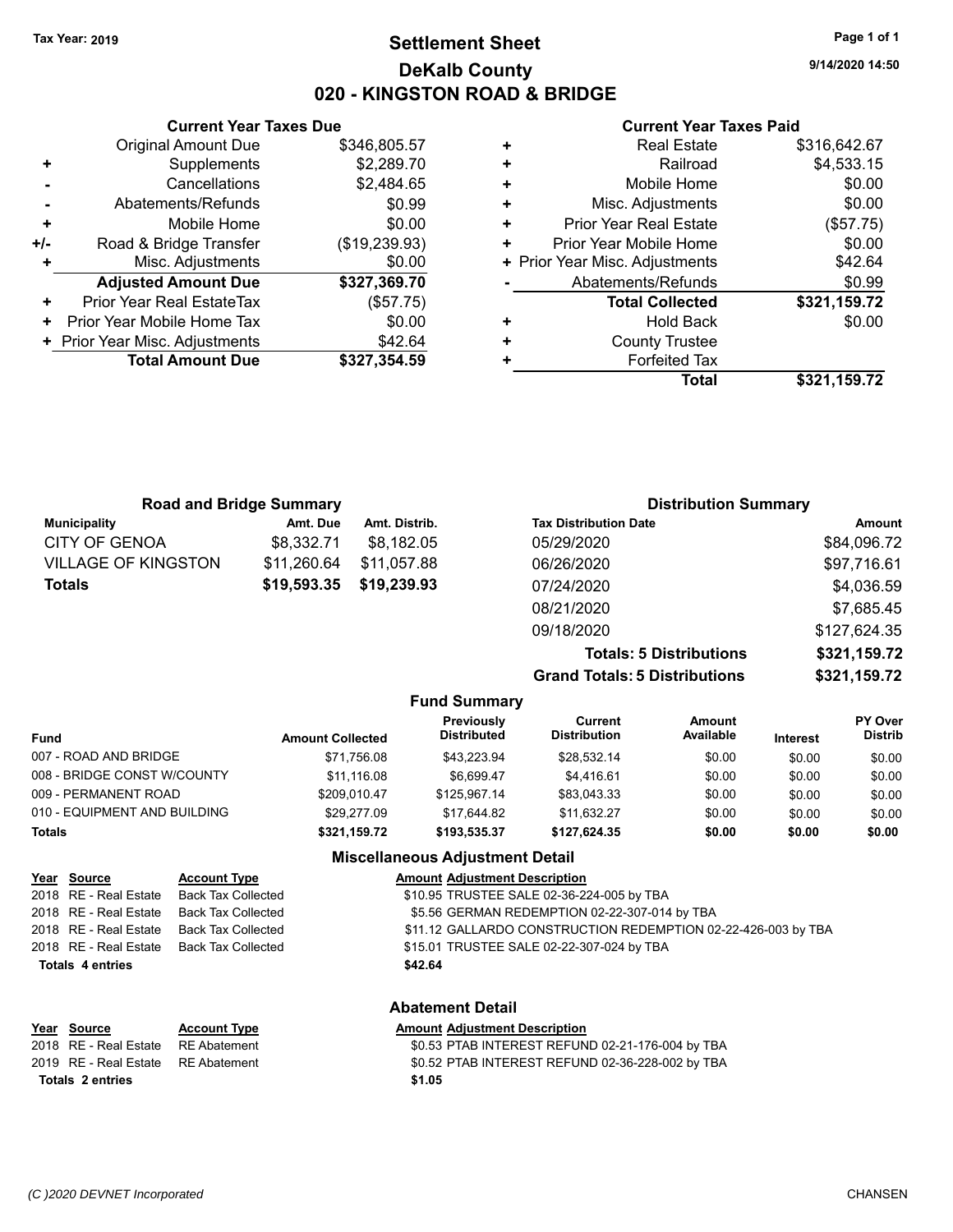Tax Year: 2019

# Settlement Sheet

## DeKalb County

## 020 - KINGSTON ROAD & BRIDGE

9/14/2020 14:50

### Current Year Taxes Due

| | | |
|---|---|---|
| | Original Amount Due | $346,805.57 |
| + | Supplements | $2,289.70 |
| - | Cancellations | $2,484.65 |
| - | Abatements/Refunds | $0.99 |
| + | Mobile Home | $0.00 |
| +/- | Road & Bridge Transfer | ($19,239.93) |
| + | Misc. Adjustments | $0.00 |
| | **Adjusted Amount Due** | **$327,369.70** |
| + | Prior Year Real EstateTax | ($57.75) |
| + | Prior Year Mobile Home Tax | $0.00 |
| + | Prior Year Misc. Adjustments | $42.64 |
| | **Total Amount Due** | **$327,354.59** |

### Current Year Taxes Paid

| | | |
|---|---|---|
| + | Real Estate | $316,642.67 |
| + | Railroad | $4,533.15 |
| + | Mobile Home | $0.00 |
| + | Misc. Adjustments | $0.00 |
| + | Prior Year Real Estate | ($57.75) |
| + | Prior Year Mobile Home | $0.00 |
| + | Prior Year Misc. Adjustments | $42.64 |
| - | Abatements/Refunds | $0.99 |
| | **Total Collected** | **$321,159.72** |
| + | Hold Back | $0.00 |
| + | County Trustee | |
| + | Forfeited Tax | |
| | **Total** | **$321,159.72** |

### Road and Bridge Summary

| Municipality | Amt. Due | Amt. Distrib. |
|---|---|---|
| CITY OF GENOA | $8,332.71 | $8,182.05 |
| VILLAGE OF KINGSTON | $11,260.64 | $11,057.88 |
| **Totals** | **$19,593.35** | **$19,239.93** |

### Distribution Summary

| Tax Distribution Date | Amount |
|---|---|
| 05/29/2020 | $84,096.72 |
| 06/26/2020 | $97,716.61 |
| 07/24/2020 | $4,036.59 |
| 08/21/2020 | $7,685.45 |
| 09/18/2020 | $127,624.35 |
| **Totals: 5 Distributions** | **$321,159.72** |
| **Grand Totals: 5 Distributions** | **$321,159.72** |

### Fund Summary

| Fund | Amount Collected | Previously Distributed | Current Distribution | Amount Available | Interest | PY Over Distrib |
|---|---|---|---|---|---|---|
| 007 - ROAD AND BRIDGE | $71,756.08 | $43,223.94 | $28,532.14 | $0.00 | $0.00 | $0.00 |
| 008 - BRIDGE CONST W/COUNTY | $11,116.08 | $6,699.47 | $4,416.61 | $0.00 | $0.00 | $0.00 |
| 009 - PERMANENT ROAD | $209,010.47 | $125,967.14 | $83,043.33 | $0.00 | $0.00 | $0.00 |
| 010 - EQUIPMENT AND BUILDING | $29,277.09 | $17,644.82 | $11,632.27 | $0.00 | $0.00 | $0.00 |
| **Totals** | **$321,159.72** | **$193,535.37** | **$127,624.35** | **$0.00** | **$0.00** | **$0.00** |

### Miscellaneous Adjustment Detail

| Year | Source | Account Type | Amount | Adjustment Description |
|---|---|---|---|---|
| 2018 | RE - Real Estate | Back Tax Collected | $10.95 | TRUSTEE SALE 02-36-224-005 by TBA |
| 2018 | RE - Real Estate | Back Tax Collected | $5.56 | GERMAN REDEMPTION 02-22-307-014 by TBA |
| 2018 | RE - Real Estate | Back Tax Collected | $11.12 | GALLARDO CONSTRUCTION REDEMPTION 02-22-426-003 by TBA |
| 2018 | RE - Real Estate | Back Tax Collected | $15.01 | TRUSTEE SALE 02-22-307-024 by TBA |
| **Totals 4 entries** | | | **$42.64** | |

### Abatement Detail

| Year | Source | Account Type | Amount | Adjustment Description |
|---|---|---|---|---|
| 2018 | RE - Real Estate | RE Abatement | $0.53 | PTAB INTEREST REFUND 02-21-176-004 by TBA |
| 2019 | RE - Real Estate | RE Abatement | $0.52 | PTAB INTEREST REFUND 02-36-228-002 by TBA |
| **Totals 2 entries** | | | **$1.05** | |

(C )2020 DEVNET Incorporated CHANSEN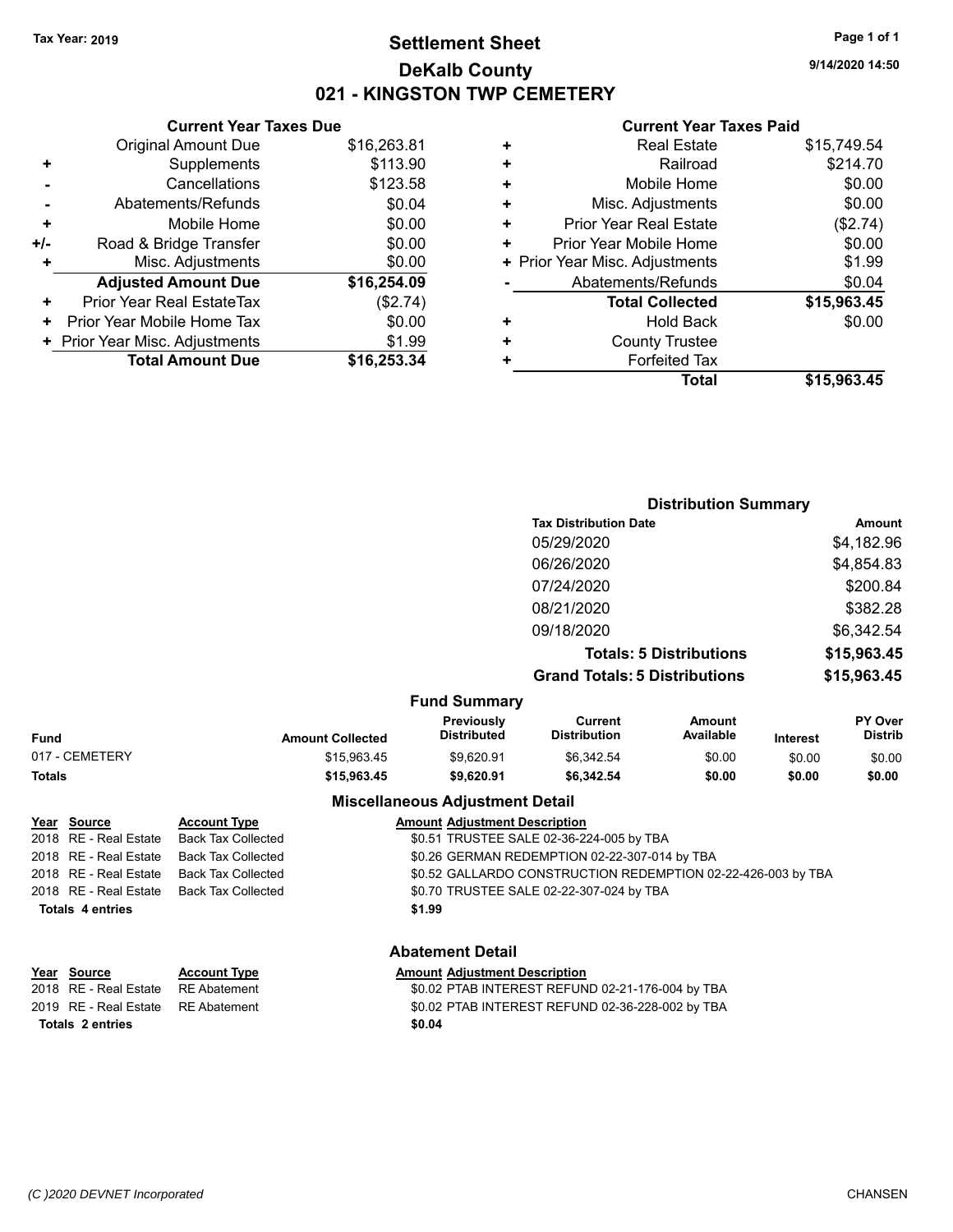**Tax Year: 2019**

# Settlement Sheet
## DeKalb County
## 021 - KINGSTON TWP CEMETERY

9/14/2020 14:50

### Current Year Taxes Due

| | | |
|---|---|---|
| | Original Amount Due | $16,263.81 |
| + | Supplements | $113.90 |
| - | Cancellations | $123.58 |
| - | Abatements/Refunds | $0.04 |
| + | Mobile Home | $0.00 |
| +/- | Road & Bridge Transfer | $0.00 |
| + | Misc. Adjustments | $0.00 |
| | **Adjusted Amount Due** | **$16,254.09** |
| + | Prior Year Real EstateTax | ($2.74) |
| + | Prior Year Mobile Home Tax | $0.00 |
| + | Prior Year Misc. Adjustments | $1.99 |
| | **Total Amount Due** | **$16,253.34** |

### Current Year Taxes Paid

| | | |
|---|---|---|
| + | Real Estate | $15,749.54 |
| + | Railroad | $214.70 |
| + | Mobile Home | $0.00 |
| + | Misc. Adjustments | $0.00 |
| + | Prior Year Real Estate | ($2.74) |
| + | Prior Year Mobile Home | $0.00 |
| + | Prior Year Misc. Adjustments | $1.99 |
| - | Abatements/Refunds | $0.04 |
| | **Total Collected** | **$15,963.45** |
| + | Hold Back | $0.00 |
| + | County Trustee | |
| + | Forfeited Tax | |
| | **Total** | **$15,963.45** |

### Distribution Summary

| Tax Distribution Date | Amount |
|---|---|
| 05/29/2020 | $4,182.96 |
| 06/26/2020 | $4,854.83 |
| 07/24/2020 | $200.84 |
| 08/21/2020 | $382.28 |
| 09/18/2020 | $6,342.54 |
| **Totals: 5 Distributions** | **$15,963.45** |
| **Grand Totals: 5 Distributions** | **$15,963.45** |

### Fund Summary

| Fund | Amount Collected | Previously Distributed | Current Distribution | Amount Available | Interest | PY Over Distrib |
|---|---|---|---|---|---|---|
| 017 - CEMETERY | $15,963.45 | $9,620.91 | $6,342.54 | $0.00 | $0.00 | $0.00 |
| **Totals** | **$15,963.45** | **$9,620.91** | **$6,342.54** | **$0.00** | **$0.00** | **$0.00** |

### Miscellaneous Adjustment Detail

| Year | Source | Account Type | Amount | Adjustment Description |
|---|---|---|---|---|
| 2018 | RE - Real Estate | Back Tax Collected | $0.51 | TRUSTEE SALE 02-36-224-005 by TBA |
| 2018 | RE - Real Estate | Back Tax Collected | $0.26 | GERMAN REDEMPTION 02-22-307-014 by TBA |
| 2018 | RE - Real Estate | Back Tax Collected | $0.52 | GALLARDO CONSTRUCTION REDEMPTION 02-22-426-003 by TBA |
| 2018 | RE - Real Estate | Back Tax Collected | $0.70 | TRUSTEE SALE 02-22-307-024 by TBA |
| **Totals 4 entries** | | | **$1.99** | |

### Abatement Detail

| Year | Source | Account Type | Amount | Adjustment Description |
|---|---|---|---|---|
| 2018 | RE - Real Estate | RE Abatement | $0.02 | PTAB INTEREST REFUND 02-21-176-004 by TBA |
| 2019 | RE - Real Estate | RE Abatement | $0.02 | PTAB INTEREST REFUND 02-36-228-002 by TBA |
| **Totals 2 entries** | | | **$0.04** | |

(C )2020 DEVNET Incorporated CHANSEN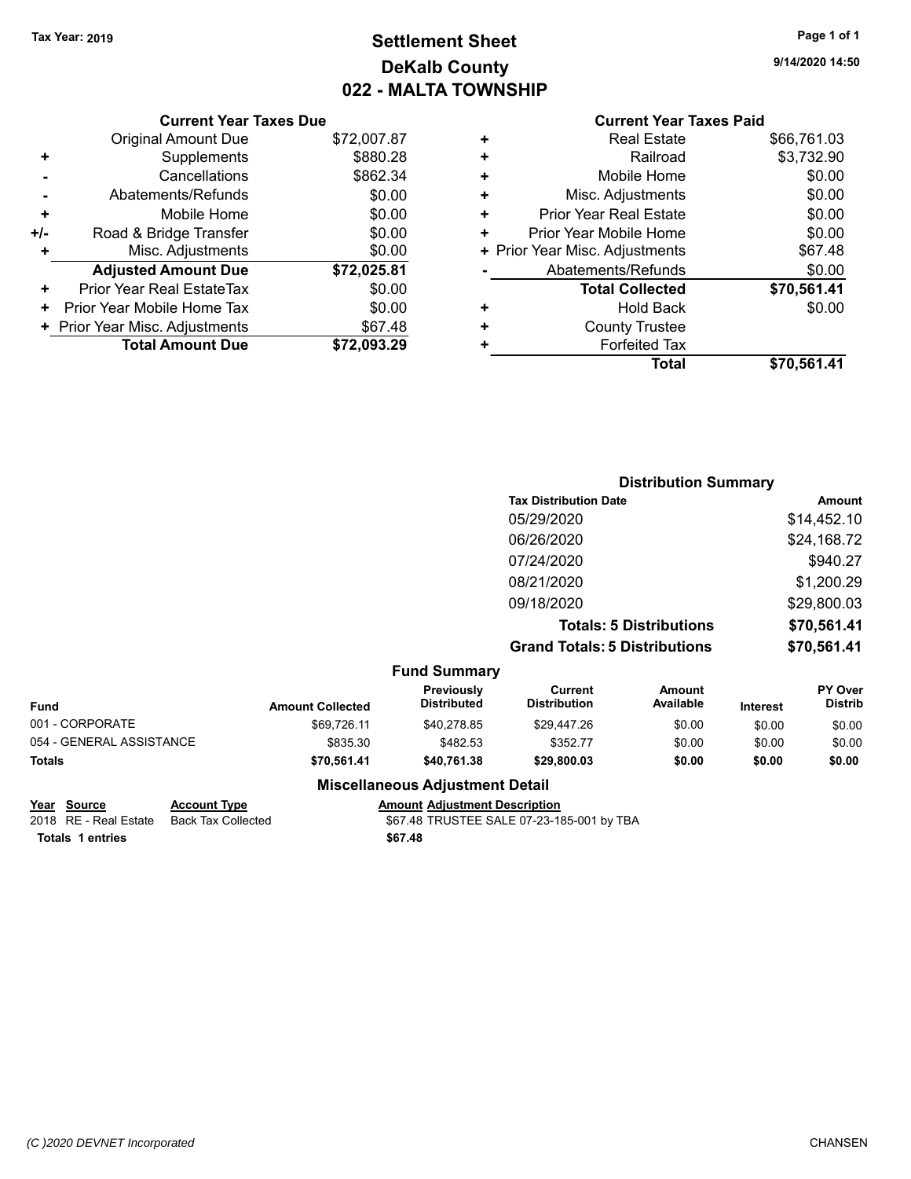Tax Year: 2019

# Settlement Sheet
## DeKalb County
## 022 - MALTA TOWNSHIP

9/14/2020 14:50

### Current Year Taxes Due

| | | |
|---|---|---|
| | Original Amount Due | $72,007.87 |
| + | Supplements | $880.28 |
| - | Cancellations | $862.34 |
| - | Abatements/Refunds | $0.00 |
| + | Mobile Home | $0.00 |
| +/- | Road & Bridge Transfer | $0.00 |
| + | Misc. Adjustments | $0.00 |
| | **Adjusted Amount Due** | **$72,025.81** |
| + | Prior Year Real EstateTax | $0.00 |
| + | Prior Year Mobile Home Tax | $0.00 |
| + | Prior Year Misc. Adjustments | $67.48 |
| | **Total Amount Due** | **$72,093.29** |

### Current Year Taxes Paid

| | | |
|---|---|---|
| + | Real Estate | $66,761.03 |
| + | Railroad | $3,732.90 |
| + | Mobile Home | $0.00 |
| + | Misc. Adjustments | $0.00 |
| + | Prior Year Real Estate | $0.00 |
| + | Prior Year Mobile Home | $0.00 |
| + | Prior Year Misc. Adjustments | $67.48 |
| - | Abatements/Refunds | $0.00 |
| | **Total Collected** | **$70,561.41** |
| + | Hold Back | $0.00 |
| + | County Trustee | |
| + | Forfeited Tax | |
| | **Total** | **$70,561.41** |

### Distribution Summary

| Tax Distribution Date | Amount |
|---|---|
| 05/29/2020 | $14,452.10 |
| 06/26/2020 | $24,168.72 |
| 07/24/2020 | $940.27 |
| 08/21/2020 | $1,200.29 |
| 09/18/2020 | $29,800.03 |
| **Totals: 5 Distributions** | **$70,561.41** |
| **Grand Totals: 5 Distributions** | **$70,561.41** |

### Fund Summary

| Fund | Amount Collected | Previously Distributed | Current Distribution | Amount Available | Interest | PY Over Distrib |
|---|---|---|---|---|---|---|
| 001 - CORPORATE | $69,726.11 | $40,278.85 | $29,447.26 | $0.00 | $0.00 | $0.00 |
| 054 - GENERAL ASSISTANCE | $835.30 | $482.53 | $352.77 | $0.00 | $0.00 | $0.00 |
| **Totals** | **$70,561.41** | **$40,761.38** | **$29,800.03** | **$0.00** | **$0.00** | **$0.00** |

### Miscellaneous Adjustment Detail

| Year | Source | Account Type | Amount | Adjustment Description |
|---|---|---|---|---|
| 2018 | RE - Real Estate | Back Tax Collected | $67.48 | TRUSTEE SALE 07-23-185-001 by TBA |
| **Totals** | **1 entries** | | **$67.48** | |

(C )2020 DEVNET Incorporated

CHANSEN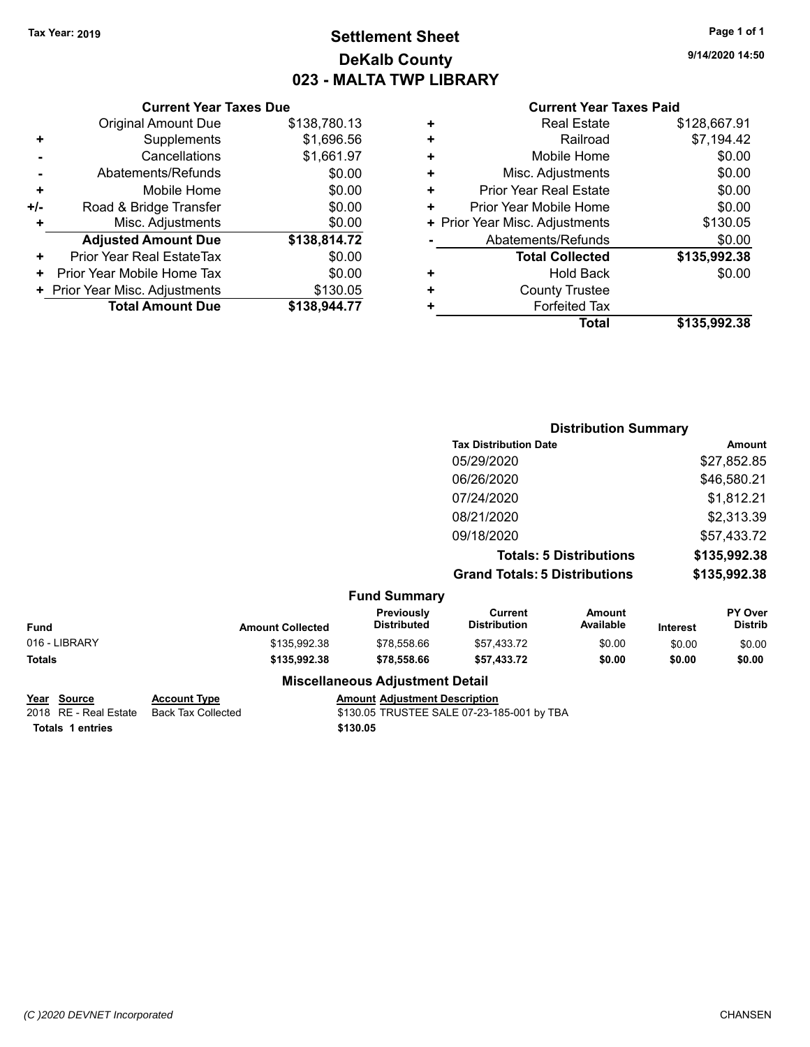Tax Year: 2019

# Settlement Sheet
## DeKalb County
## 023 - MALTA TWP LIBRARY

9/14/2020 14:50

### Current Year Taxes Due

| | | |
|---|---|---|
| | Original Amount Due | $138,780.13 |
| + | Supplements | $1,696.56 |
| - | Cancellations | $1,661.97 |
| - | Abatements/Refunds | $0.00 |
| + | Mobile Home | $0.00 |
| +/- | Road & Bridge Transfer | $0.00 |
| + | Misc. Adjustments | $0.00 |
| | **Adjusted Amount Due** | **$138,814.72** |
| + | Prior Year Real EstateTax | $0.00 |
| + | Prior Year Mobile Home Tax | $0.00 |
| + | Prior Year Misc. Adjustments | $130.05 |
| | **Total Amount Due** | **$138,944.77** |

### Current Year Taxes Paid

| | | |
|---|---|---|
| + | Real Estate | $128,667.91 |
| + | Railroad | $7,194.42 |
| + | Mobile Home | $0.00 |
| + | Misc. Adjustments | $0.00 |
| + | Prior Year Real Estate | $0.00 |
| + | Prior Year Mobile Home | $0.00 |
| + | Prior Year Misc. Adjustments | $130.05 |
| - | Abatements/Refunds | $0.00 |
| | **Total Collected** | **$135,992.38** |
| + | Hold Back | $0.00 |
| + | County Trustee | |
| + | Forfeited Tax | |
| | **Total** | **$135,992.38** |

### Distribution Summary

| Tax Distribution Date | Amount |
|---|---|
| 05/29/2020 | $27,852.85 |
| 06/26/2020 | $46,580.21 |
| 07/24/2020 | $1,812.21 |
| 08/21/2020 | $2,313.39 |
| 09/18/2020 | $57,433.72 |
| **Totals: 5 Distributions** | **$135,992.38** |
| **Grand Totals: 5 Distributions** | **$135,992.38** |

### Fund Summary

| Fund | Amount Collected | Previously Distributed | Current Distribution | Amount Available | Interest | PY Over Distrib |
|---|---|---|---|---|---|---|
| 016 - LIBRARY | $135,992.38 | $78,558.66 | $57,433.72 | $0.00 | $0.00 | $0.00 |
| **Totals** | **$135,992.38** | **$78,558.66** | **$57,433.72** | **$0.00** | **$0.00** | **$0.00** |

### Miscellaneous Adjustment Detail

| Year | Source | Account Type | Amount | Adjustment Description |
|---|---|---|---|---|
| 2018 | RE - Real Estate | Back Tax Collected | $130.05 | TRUSTEE SALE 07-23-185-001 by TBA |
| **Totals** | **1 entries** | | **$130.05** | |

(C )2020 DEVNET Incorporated — CHANSEN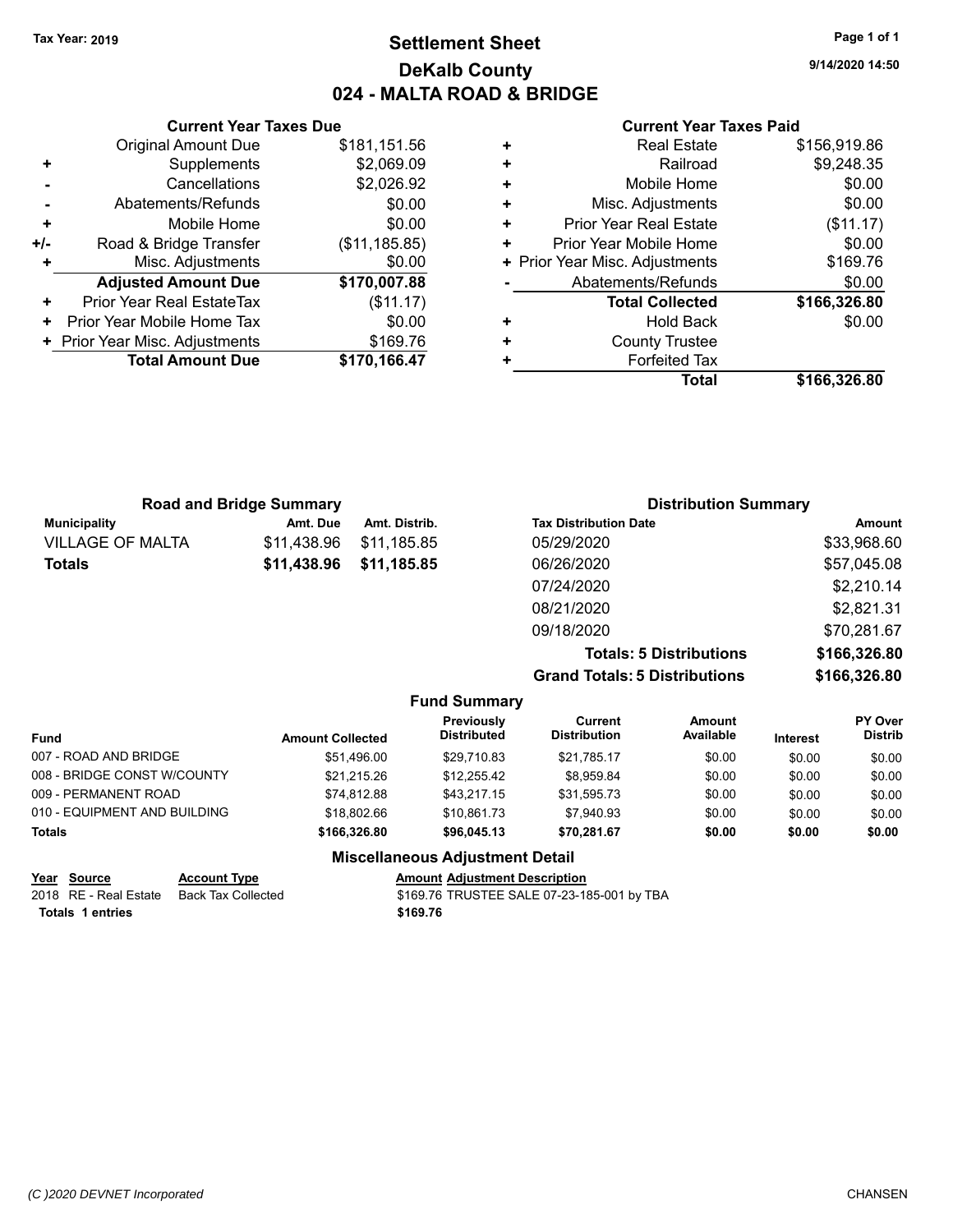Tax Year: 2019

# Settlement Sheet
## DeKalb County
## 024 - MALTA ROAD & BRIDGE

9/14/2020 14:50

### Current Year Taxes Due

| | | |
|---|---|---|
| | Original Amount Due | $181,151.56 |
| + | Supplements | $2,069.09 |
| - | Cancellations | $2,026.92 |
| - | Abatements/Refunds | $0.00 |
| + | Mobile Home | $0.00 |
| +/- | Road & Bridge Transfer | ($11,185.85) |
| + | Misc. Adjustments | $0.00 |
| | **Adjusted Amount Due** | **$170,007.88** |
| + | Prior Year Real EstateTax | ($11.17) |
| + | Prior Year Mobile Home Tax | $0.00 |
| + | Prior Year Misc. Adjustments | $169.76 |
| | **Total Amount Due** | **$170,166.47** |

### Current Year Taxes Paid

| | | |
|---|---|---|
| + | Real Estate | $156,919.86 |
| + | Railroad | $9,248.35 |
| + | Mobile Home | $0.00 |
| + | Misc. Adjustments | $0.00 |
| + | Prior Year Real Estate | ($11.17) |
| + | Prior Year Mobile Home | $0.00 |
| + | Prior Year Misc. Adjustments | $169.76 |
| - | Abatements/Refunds | $0.00 |
| | **Total Collected** | **$166,326.80** |
| + | Hold Back | $0.00 |
| + | County Trustee | |
| + | Forfeited Tax | |
| | **Total** | **$166,326.80** |

### Road and Bridge Summary

| Municipality | Amt. Due | Amt. Distrib. |
|---|---|---|
| VILLAGE OF MALTA | $11,438.96 | $11,185.85 |
| **Totals** | **$11,438.96** | **$11,185.85** |

### Distribution Summary

| Tax Distribution Date | Amount |
|---|---|
| 05/29/2020 | $33,968.60 |
| 06/26/2020 | $57,045.08 |
| 07/24/2020 | $2,210.14 |
| 08/21/2020 | $2,821.31 |
| 09/18/2020 | $70,281.67 |
| **Totals: 5 Distributions** | **$166,326.80** |
| **Grand Totals: 5 Distributions** | **$166,326.80** |

### Fund Summary

| Fund | Amount Collected | Previously Distributed | Current Distribution | Amount Available | Interest | PY Over Distrib |
|---|---|---|---|---|---|---|
| 007 - ROAD AND BRIDGE | $51,496.00 | $29,710.83 | $21,785.17 | $0.00 | $0.00 | $0.00 |
| 008 - BRIDGE CONST W/COUNTY | $21,215.26 | $12,255.42 | $8,959.84 | $0.00 | $0.00 | $0.00 |
| 009 - PERMANENT ROAD | $74,812.88 | $43,217.15 | $31,595.73 | $0.00 | $0.00 | $0.00 |
| 010 - EQUIPMENT AND BUILDING | $18,802.66 | $10,861.73 | $7,940.93 | $0.00 | $0.00 | $0.00 |
| **Totals** | **$166,326.80** | **$96,045.13** | **$70,281.67** | **$0.00** | **$0.00** | **$0.00** |

### Miscellaneous Adjustment Detail

| Year | Source | Account Type | Amount | Adjustment Description |
|---|---|---|---|---|
| 2018 | RE - Real Estate | Back Tax Collected | $169.76 | TRUSTEE SALE 07-23-185-001 by TBA |
| **Totals** | **1 entries** | | **$169.76** | |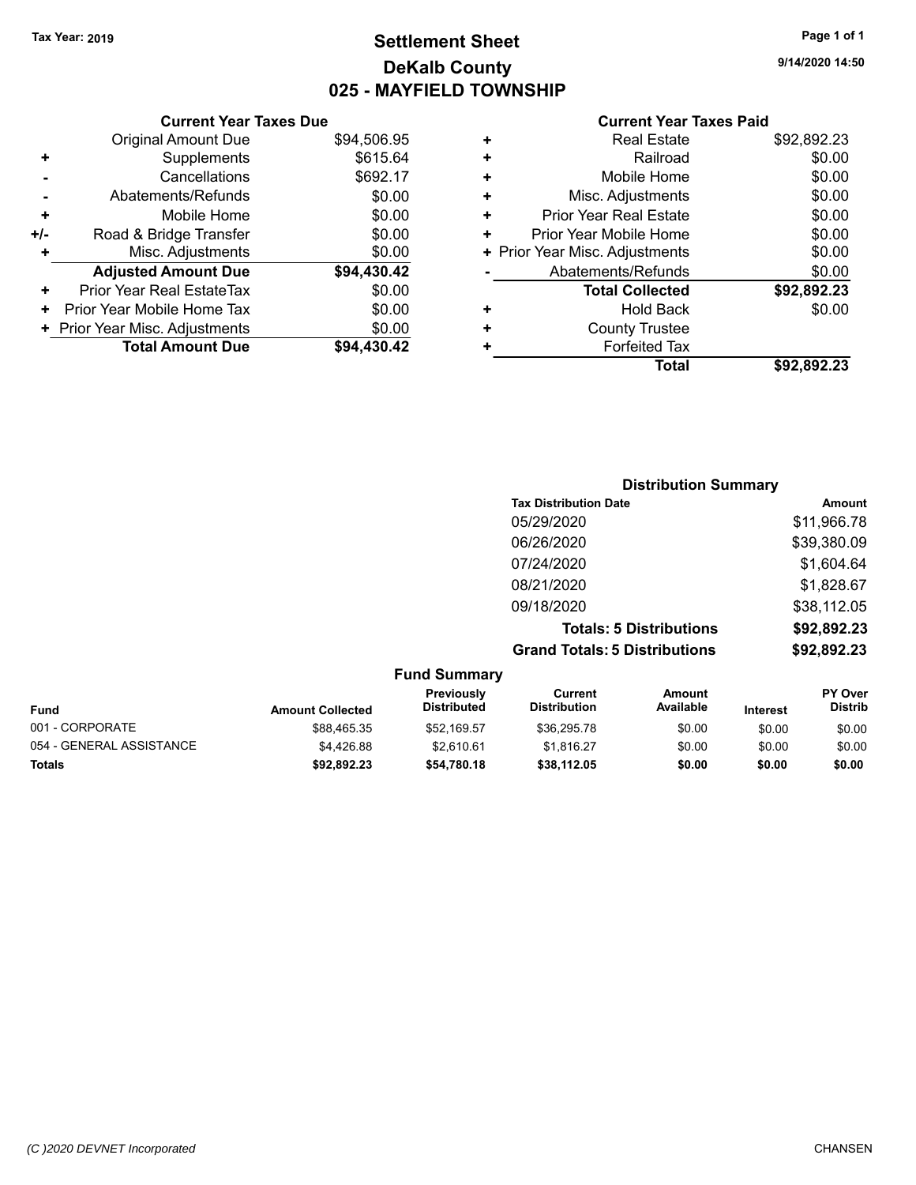**Tax Year: 2019**

# Settlement Sheet
## DeKalb County
## 025 - MAYFIELD TOWNSHIP

9/14/2020 14:50

### Current Year Taxes Due

| | | |
|---|---|---|
| | Original Amount Due | $94,506.95 |
| + | Supplements | $615.64 |
| - | Cancellations | $692.17 |
| - | Abatements/Refunds | $0.00 |
| + | Mobile Home | $0.00 |
| +/- | Road & Bridge Transfer | $0.00 |
| + | Misc. Adjustments | $0.00 |
| | **Adjusted Amount Due** | **$94,430.42** |
| + | Prior Year Real EstateTax | $0.00 |
| + | Prior Year Mobile Home Tax | $0.00 |
| + | Prior Year Misc. Adjustments | $0.00 |
| | **Total Amount Due** | **$94,430.42** |

### Current Year Taxes Paid

| | | |
|---|---|---|
| + | Real Estate | $92,892.23 |
| + | Railroad | $0.00 |
| + | Mobile Home | $0.00 |
| + | Misc. Adjustments | $0.00 |
| + | Prior Year Real Estate | $0.00 |
| + | Prior Year Mobile Home | $0.00 |
| + | Prior Year Misc. Adjustments | $0.00 |
| - | Abatements/Refunds | $0.00 |
| | **Total Collected** | **$92,892.23** |
| + | Hold Back | $0.00 |
| + | County Trustee | |
| + | Forfeited Tax | |
| | **Total** | **$92,892.23** |

### Distribution Summary

| Tax Distribution Date | Amount |
|---|---|
| 05/29/2020 | $11,966.78 |
| 06/26/2020 | $39,380.09 |
| 07/24/2020 | $1,604.64 |
| 08/21/2020 | $1,828.67 |
| 09/18/2020 | $38,112.05 |
| **Totals: 5 Distributions** | **$92,892.23** |
| **Grand Totals: 5 Distributions** | **$92,892.23** |

### Fund Summary

| Fund | Amount Collected | Previously Distributed | Current Distribution | Amount Available | Interest | PY Over Distrib |
|---|---|---|---|---|---|---|
| 001 - CORPORATE | $88,465.35 | $52,169.57 | $36,295.78 | $0.00 | $0.00 | $0.00 |
| 054 - GENERAL ASSISTANCE | $4,426.88 | $2,610.61 | $1,816.27 | $0.00 | $0.00 | $0.00 |
| **Totals** | **$92,892.23** | **$54,780.18** | **$38,112.05** | **$0.00** | **$0.00** | **$0.00** |

(C )2020 DEVNET Incorporated

CHANSEN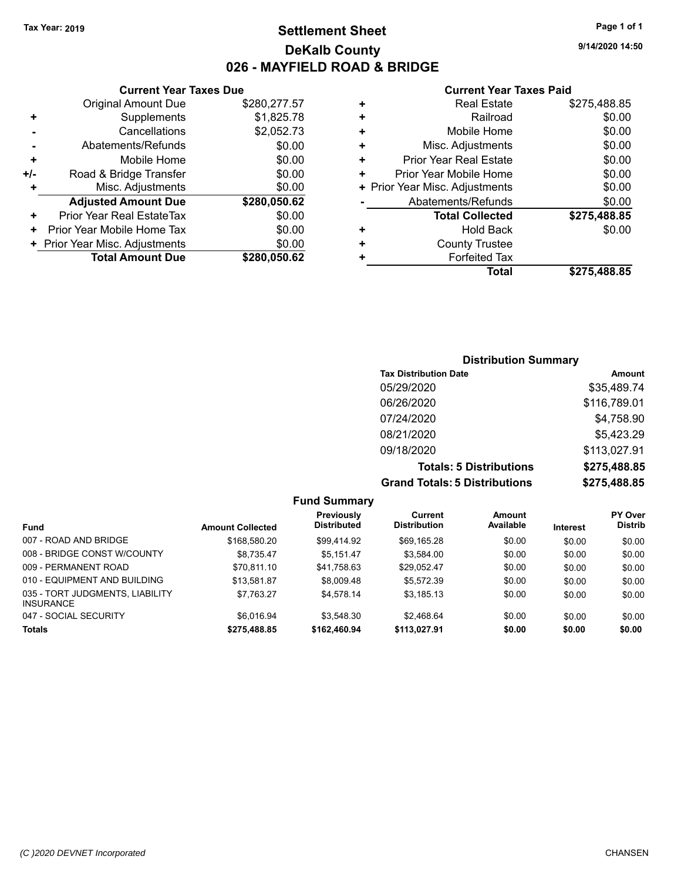Tax Year: 2019

# Settlement Sheet

## DeKalb County

## 026 - MAYFIELD ROAD & BRIDGE

9/14/2020 14:50

### Current Year Taxes Due

| | | |
|---|---|---|
| | Original Amount Due | $280,277.57 |
| + | Supplements | $1,825.78 |
| - | Cancellations | $2,052.73 |
| - | Abatements/Refunds | $0.00 |
| + | Mobile Home | $0.00 |
| +/- | Road & Bridge Transfer | $0.00 |
| + | Misc. Adjustments | $0.00 |
| | **Adjusted Amount Due** | **$280,050.62** |
| + | Prior Year Real EstateTax | $0.00 |
| + | Prior Year Mobile Home Tax | $0.00 |
| + | Prior Year Misc. Adjustments | $0.00 |
| | **Total Amount Due** | **$280,050.62** |

### Current Year Taxes Paid

| | | |
|---|---|---|
| + | Real Estate | $275,488.85 |
| + | Railroad | $0.00 |
| + | Mobile Home | $0.00 |
| + | Misc. Adjustments | $0.00 |
| + | Prior Year Real Estate | $0.00 |
| + | Prior Year Mobile Home | $0.00 |
| + | Prior Year Misc. Adjustments | $0.00 |
| - | Abatements/Refunds | $0.00 |
| | **Total Collected** | **$275,488.85** |
| + | Hold Back | $0.00 |
| + | County Trustee | |
| + | Forfeited Tax | |
| | **Total** | **$275,488.85** |

### Distribution Summary

| Tax Distribution Date | Amount |
|---|---|
| 05/29/2020 | $35,489.74 |
| 06/26/2020 | $116,789.01 |
| 07/24/2020 | $4,758.90 |
| 08/21/2020 | $5,423.29 |
| 09/18/2020 | $113,027.91 |
| **Totals: 5 Distributions** | **$275,488.85** |
| **Grand Totals: 5 Distributions** | **$275,488.85** |

### Fund Summary

| Fund | Amount Collected | Previously Distributed | Current Distribution | Amount Available | Interest | PY Over Distrib |
|---|---|---|---|---|---|---|
| 007 - ROAD AND BRIDGE | $168,580.20 | $99,414.92 | $69,165.28 | $0.00 | $0.00 | $0.00 |
| 008 - BRIDGE CONST W/COUNTY | $8,735.47 | $5,151.47 | $3,584.00 | $0.00 | $0.00 | $0.00 |
| 009 - PERMANENT ROAD | $70,811.10 | $41,758.63 | $29,052.47 | $0.00 | $0.00 | $0.00 |
| 010 - EQUIPMENT AND BUILDING | $13,581.87 | $8,009.48 | $5,572.39 | $0.00 | $0.00 | $0.00 |
| 035 - TORT JUDGMENTS, LIABILITY INSURANCE | $7,763.27 | $4,578.14 | $3,185.13 | $0.00 | $0.00 | $0.00 |
| 047 - SOCIAL SECURITY | $6,016.94 | $3,548.30 | $2,468.64 | $0.00 | $0.00 | $0.00 |
| **Totals** | **$275,488.85** | **$162,460.94** | **$113,027.91** | **$0.00** | **$0.00** | **$0.00** |

(C )2020 DEVNET Incorporated

CHANSEN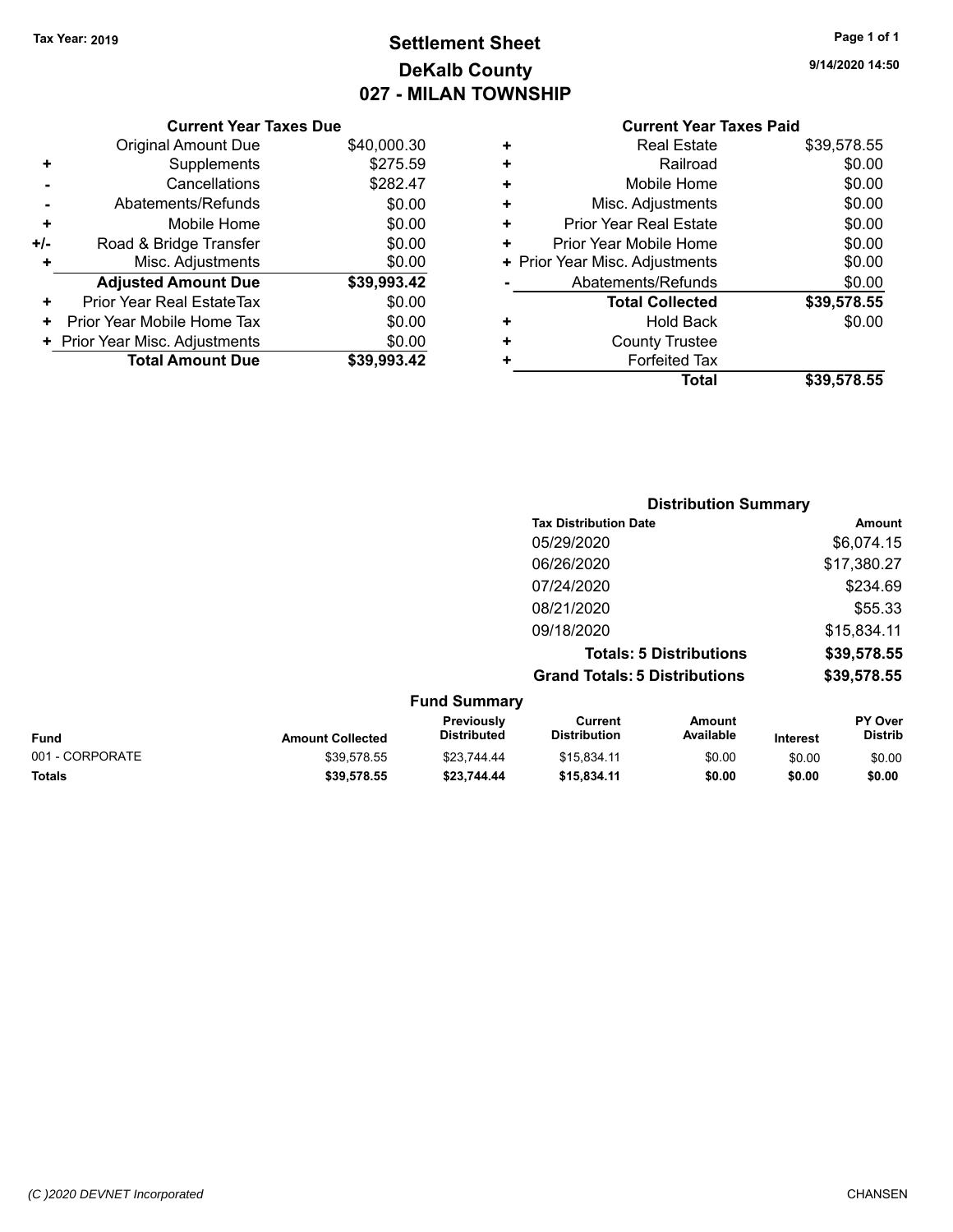**Tax Year: 2019**

# Settlement Sheet
## DeKalb County
## 027 - MILAN TOWNSHIP

9/14/2020 14:50

### Current Year Taxes Due

| | | |
|---|---|---|
| | Original Amount Due | $40,000.30 |
| + | Supplements | $275.59 |
| - | Cancellations | $282.47 |
| - | Abatements/Refunds | $0.00 |
| + | Mobile Home | $0.00 |
| +/- | Road & Bridge Transfer | $0.00 |
| + | Misc. Adjustments | $0.00 |
| | **Adjusted Amount Due** | **$39,993.42** |
| + | Prior Year Real EstateTax | $0.00 |
| + | Prior Year Mobile Home Tax | $0.00 |
| + | Prior Year Misc. Adjustments | $0.00 |
| | **Total Amount Due** | **$39,993.42** |

### Current Year Taxes Paid

| | | |
|---|---|---|
| + | Real Estate | $39,578.55 |
| + | Railroad | $0.00 |
| + | Mobile Home | $0.00 |
| + | Misc. Adjustments | $0.00 |
| + | Prior Year Real Estate | $0.00 |
| + | Prior Year Mobile Home | $0.00 |
| + | Prior Year Misc. Adjustments | $0.00 |
| - | Abatements/Refunds | $0.00 |
| | **Total Collected** | **$39,578.55** |
| + | Hold Back | $0.00 |
| + | County Trustee | |
| + | Forfeited Tax | |
| | **Total** | **$39,578.55** |

### Distribution Summary

| Tax Distribution Date | Amount |
|---|---|
| 05/29/2020 | $6,074.15 |
| 06/26/2020 | $17,380.27 |
| 07/24/2020 | $234.69 |
| 08/21/2020 | $55.33 |
| 09/18/2020 | $15,834.11 |
| **Totals: 5 Distributions** | **$39,578.55** |
| **Grand Totals: 5 Distributions** | **$39,578.55** |

### Fund Summary

| Fund | Amount Collected | Previously Distributed | Current Distribution | Amount Available | Interest | PY Over Distrib |
|---|---|---|---|---|---|---|
| 001 - CORPORATE | $39,578.55 | $23,744.44 | $15,834.11 | $0.00 | $0.00 | $0.00 |
| **Totals** | **$39,578.55** | **$23,744.44** | **$15,834.11** | **$0.00** | **$0.00** | **$0.00** |

(C )2020 DEVNET Incorporated

CHANSEN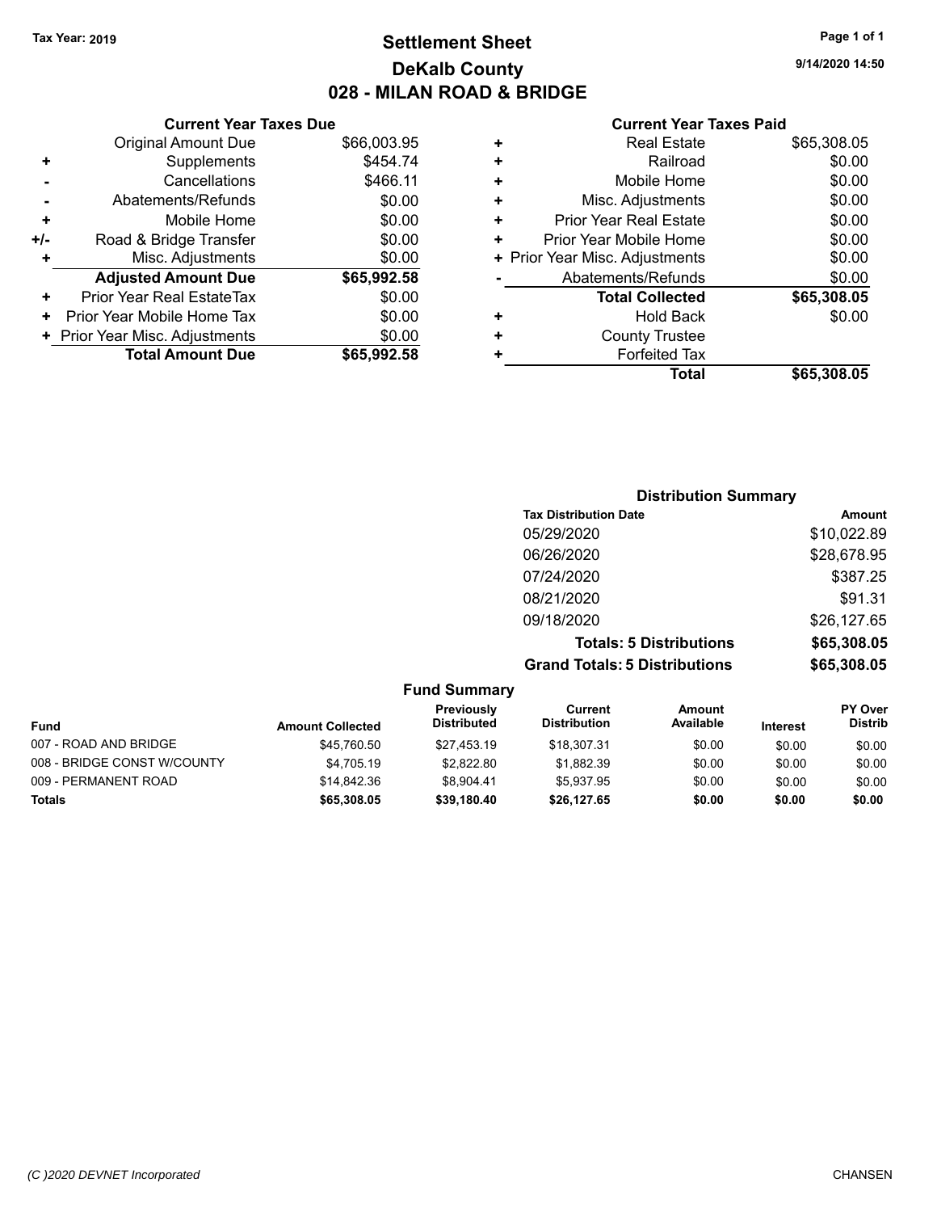Tax Year: 2019

# Settlement Sheet

## DeKalb County

## 028 - MILAN ROAD & BRIDGE

9/14/2020 14:50

### Current Year Taxes Due

| | | |
|---|---|---|
| | Original Amount Due | $66,003.95 |
| + | Supplements | $454.74 |
| - | Cancellations | $466.11 |
| - | Abatements/Refunds | $0.00 |
| + | Mobile Home | $0.00 |
| +/- | Road & Bridge Transfer | $0.00 |
| + | Misc. Adjustments | $0.00 |
| | **Adjusted Amount Due** | **$65,992.58** |
| + | Prior Year Real EstateTax | $0.00 |
| + | Prior Year Mobile Home Tax | $0.00 |
| + | Prior Year Misc. Adjustments | $0.00 |
| | **Total Amount Due** | **$65,992.58** |

### Current Year Taxes Paid

| | | |
|---|---|---|
| + | Real Estate | $65,308.05 |
| + | Railroad | $0.00 |
| + | Mobile Home | $0.00 |
| + | Misc. Adjustments | $0.00 |
| + | Prior Year Real Estate | $0.00 |
| + | Prior Year Mobile Home | $0.00 |
| + | Prior Year Misc. Adjustments | $0.00 |
| - | Abatements/Refunds | $0.00 |
| | **Total Collected** | **$65,308.05** |
| + | Hold Back | $0.00 |
| + | County Trustee | |
| + | Forfeited Tax | |
| | **Total** | **$65,308.05** |

### Distribution Summary

| Tax Distribution Date | Amount |
|---|---|
| 05/29/2020 | $10,022.89 |
| 06/26/2020 | $28,678.95 |
| 07/24/2020 | $387.25 |
| 08/21/2020 | $91.31 |
| 09/18/2020 | $26,127.65 |
| **Totals: 5 Distributions** | **$65,308.05** |
| **Grand Totals: 5 Distributions** | **$65,308.05** |

### Fund Summary

| Fund | Amount Collected | Previously Distributed | Current Distribution | Amount Available | Interest | PY Over Distrib |
|---|---|---|---|---|---|---|
| 007 - ROAD AND BRIDGE | $45,760.50 | $27,453.19 | $18,307.31 | $0.00 | $0.00 | $0.00 |
| 008 - BRIDGE CONST W/COUNTY | $4,705.19 | $2,822.80 | $1,882.39 | $0.00 | $0.00 | $0.00 |
| 009 - PERMANENT ROAD | $14,842.36 | $8,904.41 | $5,937.95 | $0.00 | $0.00 | $0.00 |
| **Totals** | **$65,308.05** | **$39,180.40** | **$26,127.65** | **$0.00** | **$0.00** | **$0.00** |

(C )2020 DEVNET Incorporated

CHANSEN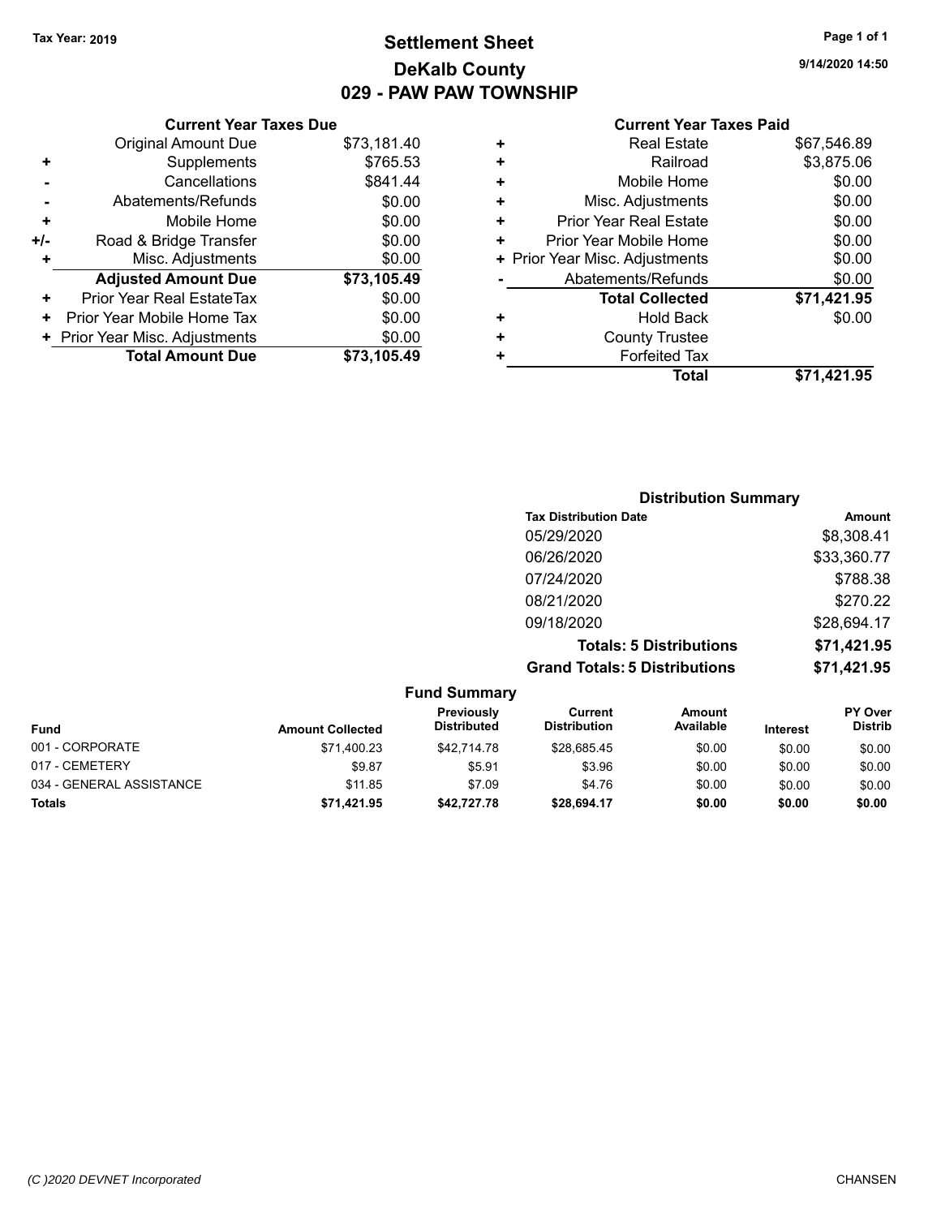Tax Year: 2019

# Settlement Sheet
## DeKalb County
## 029 - PAW PAW TOWNSHIP

9/14/2020 14:50

### Current Year Taxes Due

| | | |
|---|---|---|
| | Original Amount Due | $73,181.40 |
| + | Supplements | $765.53 |
| - | Cancellations | $841.44 |
| - | Abatements/Refunds | $0.00 |
| + | Mobile Home | $0.00 |
| +/- | Road & Bridge Transfer | $0.00 |
| + | Misc. Adjustments | $0.00 |
| | **Adjusted Amount Due** | **$73,105.49** |
| + | Prior Year Real EstateTax | $0.00 |
| + | Prior Year Mobile Home Tax | $0.00 |
| + | Prior Year Misc. Adjustments | $0.00 |
| | **Total Amount Due** | **$73,105.49** |

### Current Year Taxes Paid

| | | |
|---|---|---|
| + | Real Estate | $67,546.89 |
| + | Railroad | $3,875.06 |
| + | Mobile Home | $0.00 |
| + | Misc. Adjustments | $0.00 |
| + | Prior Year Real Estate | $0.00 |
| + | Prior Year Mobile Home | $0.00 |
| + | Prior Year Misc. Adjustments | $0.00 |
| - | Abatements/Refunds | $0.00 |
| | **Total Collected** | **$71,421.95** |
| + | Hold Back | $0.00 |
| + | County Trustee | |
| + | Forfeited Tax | |
| | **Total** | **$71,421.95** |

### Distribution Summary

| Tax Distribution Date | Amount |
|---|---|
| 05/29/2020 | $8,308.41 |
| 06/26/2020 | $33,360.77 |
| 07/24/2020 | $788.38 |
| 08/21/2020 | $270.22 |
| 09/18/2020 | $28,694.17 |
| **Totals: 5 Distributions** | **$71,421.95** |
| **Grand Totals: 5 Distributions** | **$71,421.95** |

### Fund Summary

| Fund | Amount Collected | Previously Distributed | Current Distribution | Amount Available | Interest | PY Over Distrib |
|---|---|---|---|---|---|---|
| 001 - CORPORATE | $71,400.23 | $42,714.78 | $28,685.45 | $0.00 | $0.00 | $0.00 |
| 017 - CEMETERY | $9.87 | $5.91 | $3.96 | $0.00 | $0.00 | $0.00 |
| 034 - GENERAL ASSISTANCE | $11.85 | $7.09 | $4.76 | $0.00 | $0.00 | $0.00 |
| **Totals** | **$71,421.95** | **$42,727.78** | **$28,694.17** | **$0.00** | **$0.00** | **$0.00** |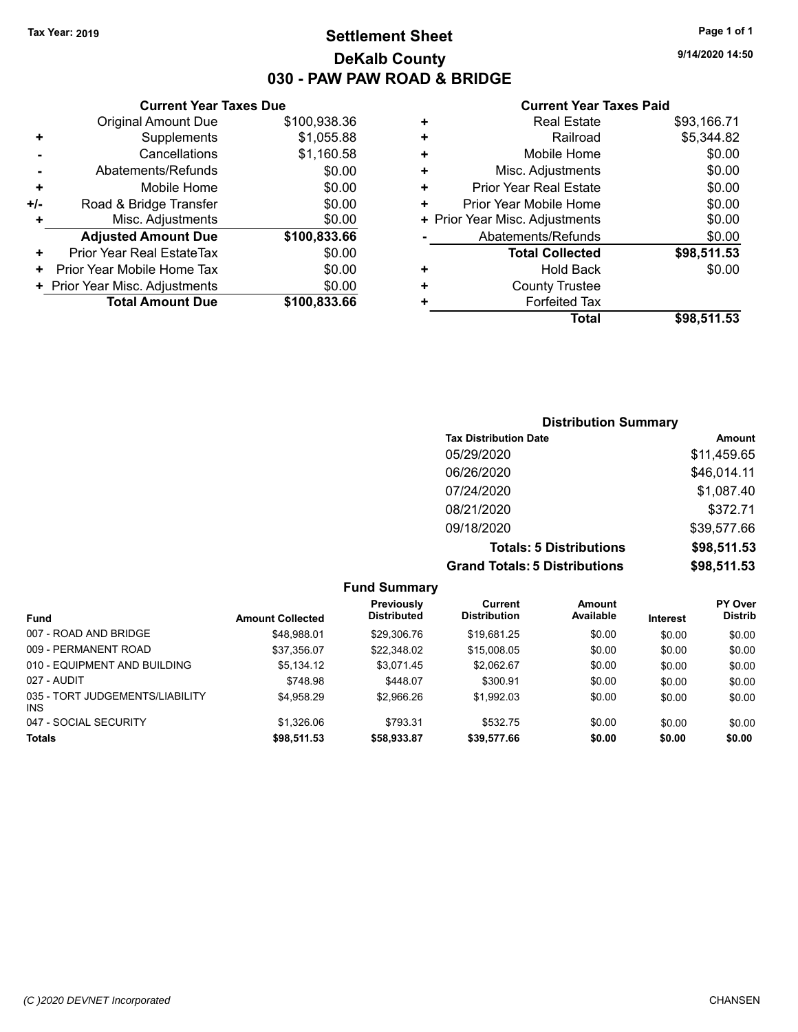Tax Year: 2019

# Settlement Sheet

## DeKalb County

## 030 - PAW PAW ROAD & BRIDGE

9/14/2020 14:50

### Current Year Taxes Due

| | | |
|---|---|---|
| | Original Amount Due | $100,938.36 |
| + | Supplements | $1,055.88 |
| - | Cancellations | $1,160.58 |
| - | Abatements/Refunds | $0.00 |
| + | Mobile Home | $0.00 |
| +/- | Road & Bridge Transfer | $0.00 |
| + | Misc. Adjustments | $0.00 |
| | **Adjusted Amount Due** | **$100,833.66** |
| + | Prior Year Real EstateTax | $0.00 |
| + | Prior Year Mobile Home Tax | $0.00 |
| + | Prior Year Misc. Adjustments | $0.00 |
| | **Total Amount Due** | **$100,833.66** |

### Current Year Taxes Paid

| | | |
|---|---|---|
| + | Real Estate | $93,166.71 |
| + | Railroad | $5,344.82 |
| + | Mobile Home | $0.00 |
| + | Misc. Adjustments | $0.00 |
| + | Prior Year Real Estate | $0.00 |
| + | Prior Year Mobile Home | $0.00 |
| + | Prior Year Misc. Adjustments | $0.00 |
| - | Abatements/Refunds | $0.00 |
| | **Total Collected** | **$98,511.53** |
| + | Hold Back | $0.00 |
| + | County Trustee | |
| + | Forfeited Tax | |
| | **Total** | **$98,511.53** |

### Distribution Summary

| Tax Distribution Date | Amount |
|---|---|
| 05/29/2020 | $11,459.65 |
| 06/26/2020 | $46,014.11 |
| 07/24/2020 | $1,087.40 |
| 08/21/2020 | $372.71 |
| 09/18/2020 | $39,577.66 |
| **Totals: 5 Distributions** | **$98,511.53** |
| **Grand Totals: 5 Distributions** | **$98,511.53** |

### Fund Summary

| Fund | Amount Collected | Previously Distributed | Current Distribution | Amount Available | Interest | PY Over Distrib |
|---|---|---|---|---|---|---|
| 007 - ROAD AND BRIDGE | $48,988.01 | $29,306.76 | $19,681.25 | $0.00 | $0.00 | $0.00 |
| 009 - PERMANENT ROAD | $37,356.07 | $22,348.02 | $15,008.05 | $0.00 | $0.00 | $0.00 |
| 010 - EQUIPMENT AND BUILDING | $5,134.12 | $3,071.45 | $2,062.67 | $0.00 | $0.00 | $0.00 |
| 027 - AUDIT | $748.98 | $448.07 | $300.91 | $0.00 | $0.00 | $0.00 |
| 035 - TORT JUDGEMENTS/LIABILITY INS | $4,958.29 | $2,966.26 | $1,992.03 | $0.00 | $0.00 | $0.00 |
| 047 - SOCIAL SECURITY | $1,326.06 | $793.31 | $532.75 | $0.00 | $0.00 | $0.00 |
| **Totals** | **$98,511.53** | **$58,933.87** | **$39,577.66** | **$0.00** | **$0.00** | **$0.00** |

(C )2020 DEVNET Incorporated

CHANSEN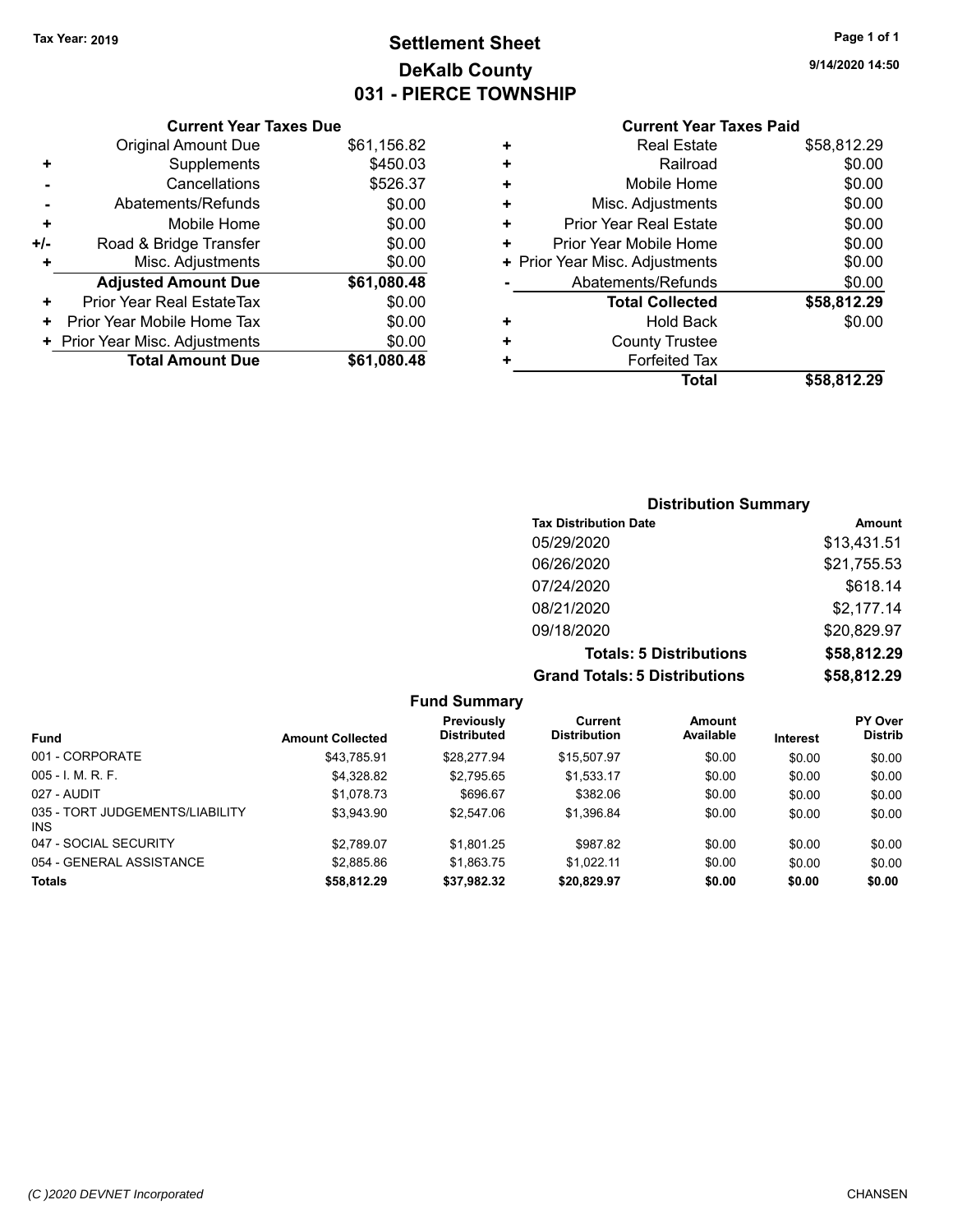Tax Year: 2019

# Settlement Sheet
## DeKalb County
## 031 - PIERCE TOWNSHIP

9/14/2020 14:50

### Current Year Taxes Due

| | | |
|---|---|---|
| | Original Amount Due | $61,156.82 |
| + | Supplements | $450.03 |
| - | Cancellations | $526.37 |
| - | Abatements/Refunds | $0.00 |
| + | Mobile Home | $0.00 |
| +/- | Road & Bridge Transfer | $0.00 |
| + | Misc. Adjustments | $0.00 |
| | **Adjusted Amount Due** | **$61,080.48** |
| + | Prior Year Real EstateTax | $0.00 |
| + | Prior Year Mobile Home Tax | $0.00 |
| + | Prior Year Misc. Adjustments | $0.00 |
| | **Total Amount Due** | **$61,080.48** |

### Current Year Taxes Paid

| | | |
|---|---|---|
| + | Real Estate | $58,812.29 |
| + | Railroad | $0.00 |
| + | Mobile Home | $0.00 |
| + | Misc. Adjustments | $0.00 |
| + | Prior Year Real Estate | $0.00 |
| + | Prior Year Mobile Home | $0.00 |
| + | Prior Year Misc. Adjustments | $0.00 |
| - | Abatements/Refunds | $0.00 |
| | **Total Collected** | **$58,812.29** |
| + | Hold Back | $0.00 |
| + | County Trustee | |
| + | Forfeited Tax | |
| | **Total** | **$58,812.29** |

### Distribution Summary

| Tax Distribution Date | Amount |
|---|---|
| 05/29/2020 | $13,431.51 |
| 06/26/2020 | $21,755.53 |
| 07/24/2020 | $618.14 |
| 08/21/2020 | $2,177.14 |
| 09/18/2020 | $20,829.97 |
| **Totals: 5 Distributions** | **$58,812.29** |
| **Grand Totals: 5 Distributions** | **$58,812.29** |

### Fund Summary

| Fund | Amount Collected | Previously Distributed | Current Distribution | Amount Available | Interest | PY Over Distrib |
|---|---|---|---|---|---|---|
| 001 - CORPORATE | $43,785.91 | $28,277.94 | $15,507.97 | $0.00 | $0.00 | $0.00 |
| 005 - I. M. R. F. | $4,328.82 | $2,795.65 | $1,533.17 | $0.00 | $0.00 | $0.00 |
| 027 - AUDIT | $1,078.73 | $696.67 | $382.06 | $0.00 | $0.00 | $0.00 |
| 035 - TORT JUDGEMENTS/LIABILITY INS | $3,943.90 | $2,547.06 | $1,396.84 | $0.00 | $0.00 | $0.00 |
| 047 - SOCIAL SECURITY | $2,789.07 | $1,801.25 | $987.82 | $0.00 | $0.00 | $0.00 |
| 054 - GENERAL ASSISTANCE | $2,885.86 | $1,863.75 | $1,022.11 | $0.00 | $0.00 | $0.00 |
| **Totals** | **$58,812.29** | **$37,982.32** | **$20,829.97** | **$0.00** | **$0.00** | **$0.00** |

(C )2020 DEVNET Incorporated — CHANSEN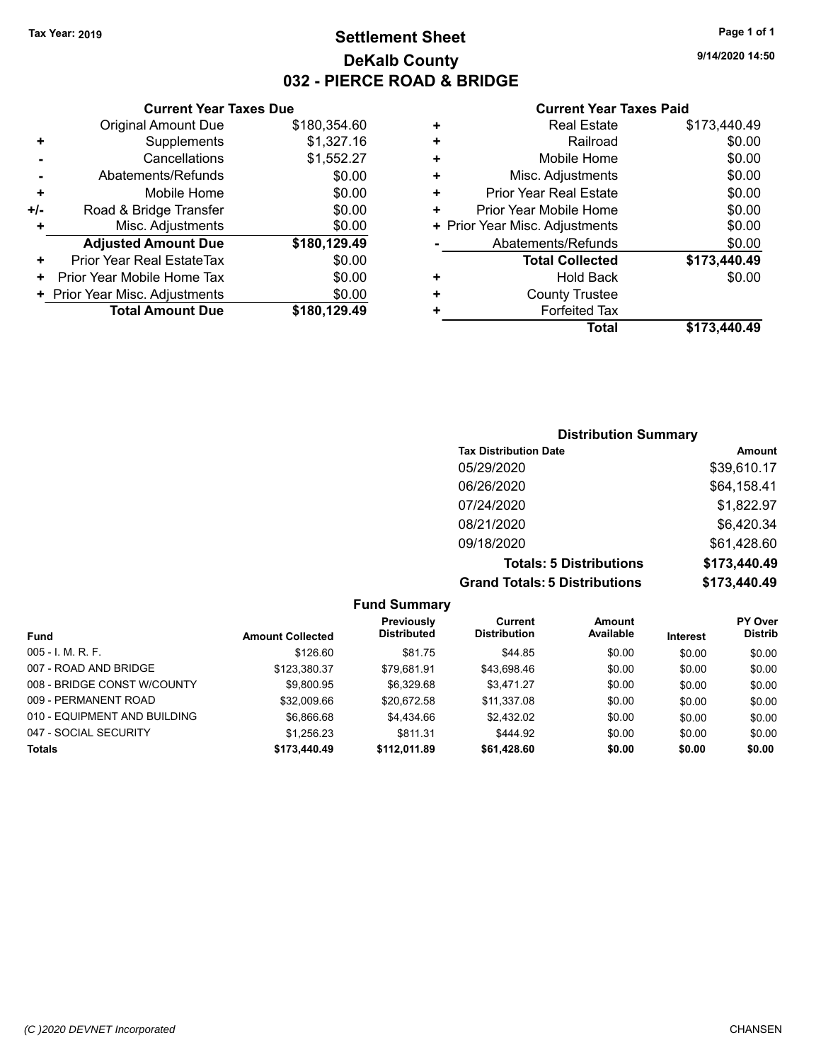Tax Year: 2019

# Settlement Sheet

## DeKalb County

## 032 - PIERCE ROAD & BRIDGE

9/14/2020 14:50

### Current Year Taxes Due

| | | |
|---|---|---|
| | Original Amount Due | $180,354.60 |
| + | Supplements | $1,327.16 |
| - | Cancellations | $1,552.27 |
| - | Abatements/Refunds | $0.00 |
| + | Mobile Home | $0.00 |
| +/- | Road & Bridge Transfer | $0.00 |
| + | Misc. Adjustments | $0.00 |
| | **Adjusted Amount Due** | **$180,129.49** |
| + | Prior Year Real EstateTax | $0.00 |
| + | Prior Year Mobile Home Tax | $0.00 |
| + | Prior Year Misc. Adjustments | $0.00 |
| | **Total Amount Due** | **$180,129.49** |

### Current Year Taxes Paid

| | | |
|---|---|---|
| + | Real Estate | $173,440.49 |
| + | Railroad | $0.00 |
| + | Mobile Home | $0.00 |
| + | Misc. Adjustments | $0.00 |
| + | Prior Year Real Estate | $0.00 |
| + | Prior Year Mobile Home | $0.00 |
| + | Prior Year Misc. Adjustments | $0.00 |
| - | Abatements/Refunds | $0.00 |
| | **Total Collected** | **$173,440.49** |
| + | Hold Back | $0.00 |
| + | County Trustee | |
| + | Forfeited Tax | |
| | **Total** | **$173,440.49** |

### Distribution Summary

| Tax Distribution Date | Amount |
|---|---|
| 05/29/2020 | $39,610.17 |
| 06/26/2020 | $64,158.41 |
| 07/24/2020 | $1,822.97 |
| 08/21/2020 | $6,420.34 |
| 09/18/2020 | $61,428.60 |
| **Totals: 5 Distributions** | **$173,440.49** |
| **Grand Totals: 5 Distributions** | **$173,440.49** |

### Fund Summary

| Fund | Amount Collected | Previously Distributed | Current Distribution | Amount Available | Interest | PY Over Distrib |
|---|---|---|---|---|---|---|
| 005 - I. M. R. F. | $126.60 | $81.75 | $44.85 | $0.00 | $0.00 | $0.00 |
| 007 - ROAD AND BRIDGE | $123,380.37 | $79,681.91 | $43,698.46 | $0.00 | $0.00 | $0.00 |
| 008 - BRIDGE CONST W/COUNTY | $9,800.95 | $6,329.68 | $3,471.27 | $0.00 | $0.00 | $0.00 |
| 009 - PERMANENT ROAD | $32,009.66 | $20,672.58 | $11,337.08 | $0.00 | $0.00 | $0.00 |
| 010 - EQUIPMENT AND BUILDING | $6,866.68 | $4,434.66 | $2,432.02 | $0.00 | $0.00 | $0.00 |
| 047 - SOCIAL SECURITY | $1,256.23 | $811.31 | $444.92 | $0.00 | $0.00 | $0.00 |
| **Totals** | **$173,440.49** | **$112,011.89** | **$61,428.60** | **$0.00** | **$0.00** | **$0.00** |

(C )2020 DEVNET Incorporated CHANSEN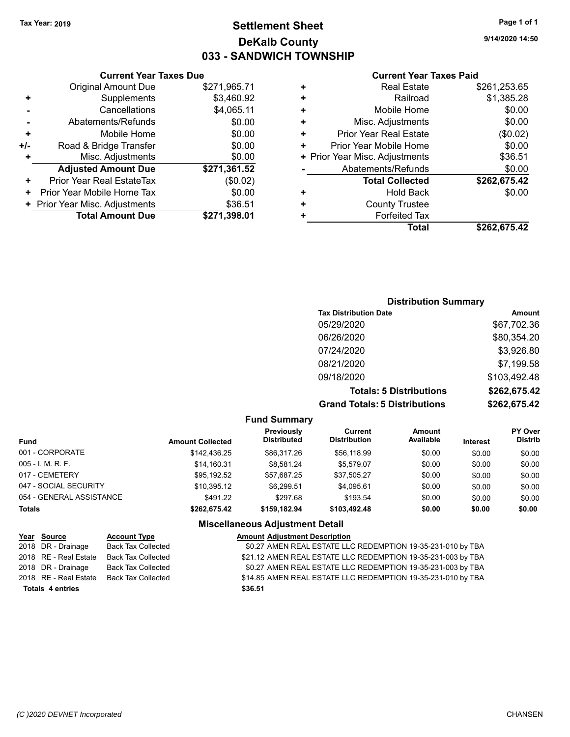Tax Year: 2019

# Settlement Sheet
## DeKalb County
## 033 - SANDWICH TOWNSHIP

9/14/2020 14:50

### Current Year Taxes Due

| | | |
|---|---|---|
| | Original Amount Due | $271,965.71 |
| + | Supplements | $3,460.92 |
| - | Cancellations | $4,065.11 |
| - | Abatements/Refunds | $0.00 |
| + | Mobile Home | $0.00 |
| +/- | Road & Bridge Transfer | $0.00 |
| + | Misc. Adjustments | $0.00 |
| | **Adjusted Amount Due** | **$271,361.52** |
| + | Prior Year Real EstateTax | ($0.02) |
| + | Prior Year Mobile Home Tax | $0.00 |
| + | Prior Year Misc. Adjustments | $36.51 |
| | **Total Amount Due** | **$271,398.01** |

### Current Year Taxes Paid

| | | |
|---|---|---|
| + | Real Estate | $261,253.65 |
| + | Railroad | $1,385.28 |
| + | Mobile Home | $0.00 |
| + | Misc. Adjustments | $0.00 |
| + | Prior Year Real Estate | ($0.02) |
| + | Prior Year Mobile Home | $0.00 |
| + | Prior Year Misc. Adjustments | $36.51 |
| - | Abatements/Refunds | $0.00 |
| | **Total Collected** | **$262,675.42** |
| + | Hold Back | $0.00 |
| + | County Trustee | |
| + | Forfeited Tax | |
| | **Total** | **$262,675.42** |

### Distribution Summary

| Tax Distribution Date | Amount |
|---|---|
| 05/29/2020 | $67,702.36 |
| 06/26/2020 | $80,354.20 |
| 07/24/2020 | $3,926.80 |
| 08/21/2020 | $7,199.58 |
| 09/18/2020 | $103,492.48 |
| **Totals: 5 Distributions** | **$262,675.42** |
| **Grand Totals: 5 Distributions** | **$262,675.42** |

### Fund Summary

| Fund | Amount Collected | Previously Distributed | Current Distribution | Amount Available | Interest | PY Over Distrib |
|---|---|---|---|---|---|---|
| 001 - CORPORATE | $142,436.25 | $86,317.26 | $56,118.99 | $0.00 | $0.00 | $0.00 |
| 005 - I. M. R. F. | $14,160.31 | $8,581.24 | $5,579.07 | $0.00 | $0.00 | $0.00 |
| 017 - CEMETERY | $95,192.52 | $57,687.25 | $37,505.27 | $0.00 | $0.00 | $0.00 |
| 047 - SOCIAL SECURITY | $10,395.12 | $6,299.51 | $4,095.61 | $0.00 | $0.00 | $0.00 |
| 054 - GENERAL ASSISTANCE | $491.22 | $297.68 | $193.54 | $0.00 | $0.00 | $0.00 |
| **Totals** | **$262,675.42** | **$159,182.94** | **$103,492.48** | **$0.00** | **$0.00** | **$0.00** |

### Miscellaneous Adjustment Detail

| Year | Source | Account Type | Amount | Adjustment Description |
|---|---|---|---|---|
| 2018 | DR - Drainage | Back Tax Collected | $0.27 | AMEN REAL ESTATE LLC REDEMPTION 19-35-231-010 by TBA |
| 2018 | RE - Real Estate | Back Tax Collected | $21.12 | AMEN REAL ESTATE LLC REDEMPTION 19-35-231-003 by TBA |
| 2018 | DR - Drainage | Back Tax Collected | $0.27 | AMEN REAL ESTATE LLC REDEMPTION 19-35-231-003 by TBA |
| 2018 | RE - Real Estate | Back Tax Collected | $14.85 | AMEN REAL ESTATE LLC REDEMPTION 19-35-231-010 by TBA |
| **Totals 4 entries** | | | **$36.51** | |

(C )2020 DEVNET Incorporated — CHANSEN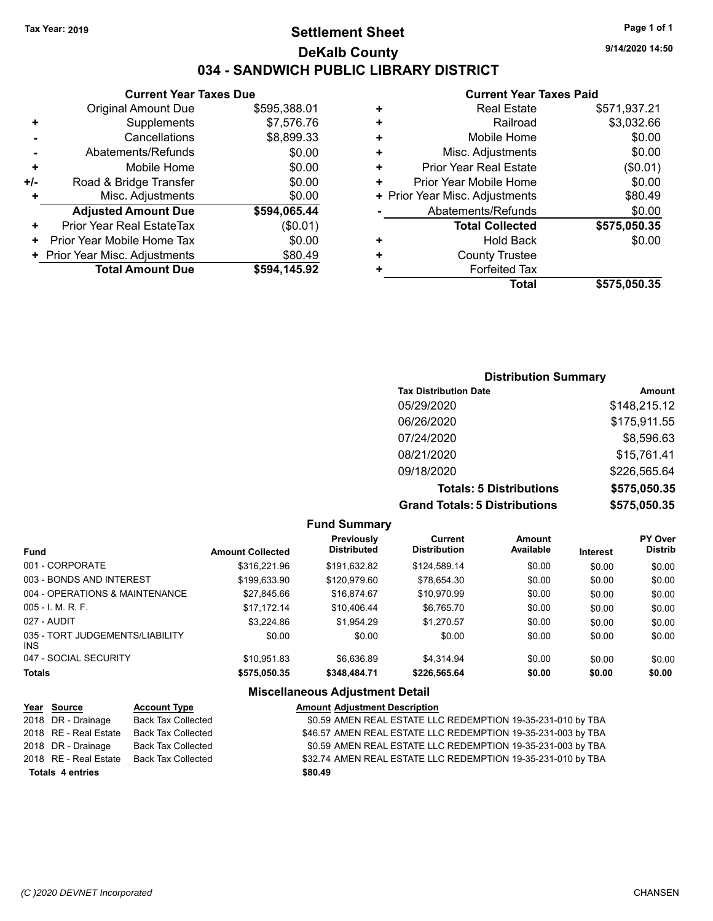Tax Year: 2019

# Settlement Sheet

## DeKalb County

## 034 - SANDWICH PUBLIC LIBRARY DISTRICT

9/14/2020 14:50

### Current Year Taxes Due

| | | |
|---|---|---|
| | Original Amount Due | $595,388.01 |
| + | Supplements | $7,576.76 |
| - | Cancellations | $8,899.33 |
| - | Abatements/Refunds | $0.00 |
| + | Mobile Home | $0.00 |
| +/- | Road & Bridge Transfer | $0.00 |
| + | Misc. Adjustments | $0.00 |
| | **Adjusted Amount Due** | **$594,065.44** |
| + | Prior Year Real EstateTax | ($0.01) |
| + | Prior Year Mobile Home Tax | $0.00 |
| + | Prior Year Misc. Adjustments | $80.49 |
| | **Total Amount Due** | **$594,145.92** |

### Current Year Taxes Paid

| | | |
|---|---|---|
| + | Real Estate | $571,937.21 |
| + | Railroad | $3,032.66 |
| + | Mobile Home | $0.00 |
| + | Misc. Adjustments | $0.00 |
| + | Prior Year Real Estate | ($0.01) |
| + | Prior Year Mobile Home | $0.00 |
| + | Prior Year Misc. Adjustments | $80.49 |
| - | Abatements/Refunds | $0.00 |
| | **Total Collected** | **$575,050.35** |
| + | Hold Back | $0.00 |
| + | County Trustee | |
| + | Forfeited Tax | |
| | **Total** | **$575,050.35** |

### Distribution Summary

| Tax Distribution Date | Amount |
|---|---|
| 05/29/2020 | $148,215.12 |
| 06/26/2020 | $175,911.55 |
| 07/24/2020 | $8,596.63 |
| 08/21/2020 | $15,761.41 |
| 09/18/2020 | $226,565.64 |
| **Totals: 5 Distributions** | **$575,050.35** |
| **Grand Totals: 5 Distributions** | **$575,050.35** |

### Fund Summary

| Fund | Amount Collected | Previously Distributed | Current Distribution | Amount Available | Interest | PY Over Distrib |
|---|---|---|---|---|---|---|
| 001 - CORPORATE | $316,221.96 | $191,632.82 | $124,589.14 | $0.00 | $0.00 | $0.00 |
| 003 - BONDS AND INTEREST | $199,633.90 | $120,979.60 | $78,654.30 | $0.00 | $0.00 | $0.00 |
| 004 - OPERATIONS & MAINTENANCE | $27,845.66 | $16,874.67 | $10,970.99 | $0.00 | $0.00 | $0.00 |
| 005 - I. M. R. F. | $17,172.14 | $10,406.44 | $6,765.70 | $0.00 | $0.00 | $0.00 |
| 027 - AUDIT | $3,224.86 | $1,954.29 | $1,270.57 | $0.00 | $0.00 | $0.00 |
| 035 - TORT JUDGEMENTS/LIABILITY INS | $0.00 | $0.00 | $0.00 | $0.00 | $0.00 | $0.00 |
| 047 - SOCIAL SECURITY | $10,951.83 | $6,636.89 | $4,314.94 | $0.00 | $0.00 | $0.00 |
| **Totals** | **$575,050.35** | **$348,484.71** | **$226,565.64** | **$0.00** | **$0.00** | **$0.00** |

### Miscellaneous Adjustment Detail

| Year | Source | Account Type | Amount | Adjustment Description |
|---|---|---|---|---|
| 2018 | DR - Drainage | Back Tax Collected | $0.59 | AMEN REAL ESTATE LLC REDEMPTION 19-35-231-010 by TBA |
| 2018 | RE - Real Estate | Back Tax Collected | $46.57 | AMEN REAL ESTATE LLC REDEMPTION 19-35-231-003 by TBA |
| 2018 | DR - Drainage | Back Tax Collected | $0.59 | AMEN REAL ESTATE LLC REDEMPTION 19-35-231-003 by TBA |
| 2018 | RE - Real Estate | Back Tax Collected | $32.74 | AMEN REAL ESTATE LLC REDEMPTION 19-35-231-010 by TBA |
| **Totals** | **4 entries** | | **$80.49** | |

(C )2020 DEVNET Incorporated CHANSEN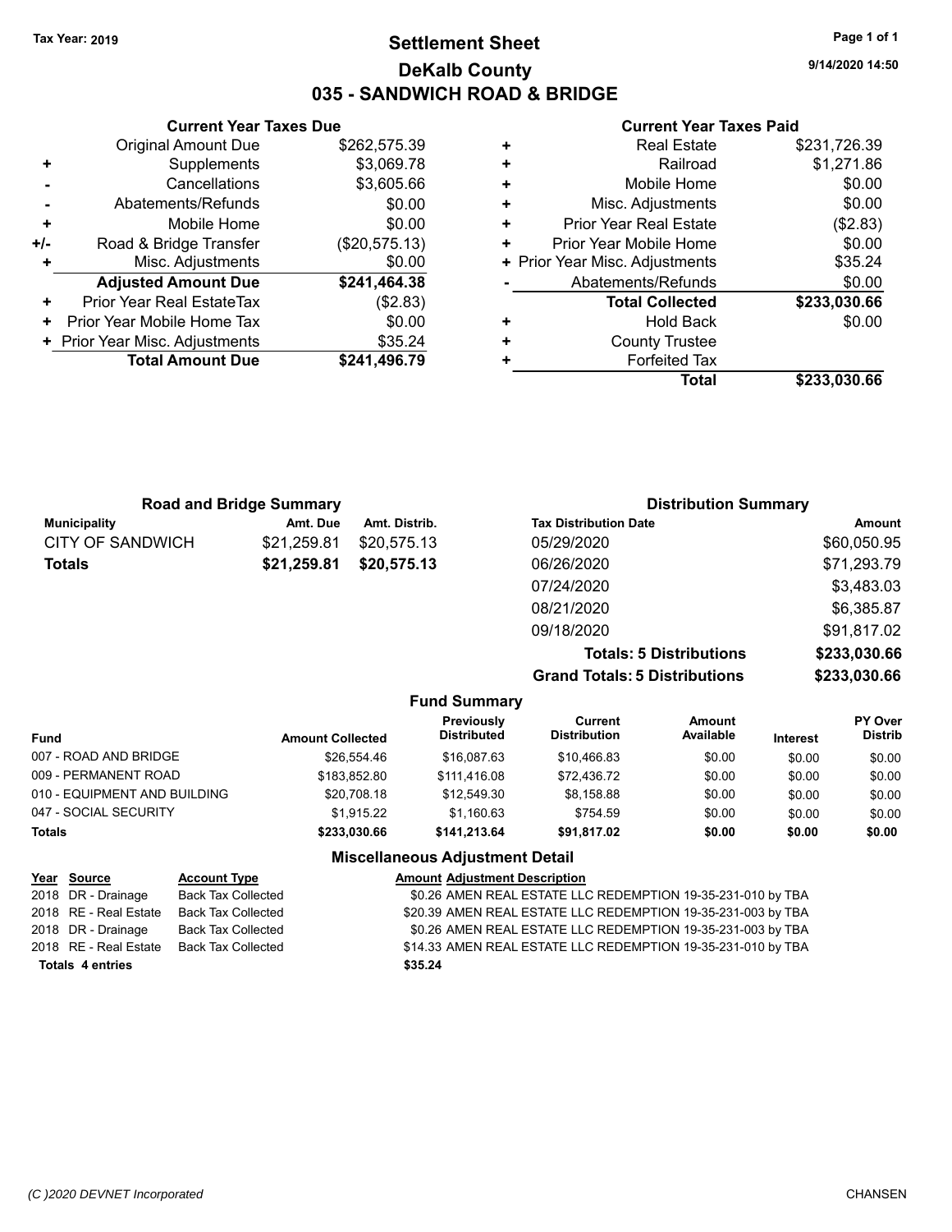**Tax Year: 2019**

# Settlement Sheet
## DeKalb County
## 035 - SANDWICH ROAD & BRIDGE

9/14/2020 14:50

### Current Year Taxes Due

| | | |
|---|---|---|
| | Original Amount Due | $262,575.39 |
| + | Supplements | $3,069.78 |
| - | Cancellations | $3,605.66 |
| - | Abatements/Refunds | $0.00 |
| + | Mobile Home | $0.00 |
| +/- | Road & Bridge Transfer | ($20,575.13) |
| + | Misc. Adjustments | $0.00 |
| | **Adjusted Amount Due** | **$241,464.38** |
| + | Prior Year Real EstateTax | ($2.83) |
| + | Prior Year Mobile Home Tax | $0.00 |
| + | Prior Year Misc. Adjustments | $35.24 |
| | **Total Amount Due** | **$241,496.79** |

### Current Year Taxes Paid

| | | |
|---|---|---|
| + | Real Estate | $231,726.39 |
| + | Railroad | $1,271.86 |
| + | Mobile Home | $0.00 |
| + | Misc. Adjustments | $0.00 |
| + | Prior Year Real Estate | ($2.83) |
| + | Prior Year Mobile Home | $0.00 |
| + | Prior Year Misc. Adjustments | $35.24 |
| - | Abatements/Refunds | $0.00 |
| | **Total Collected** | **$233,030.66** |
| + | Hold Back | $0.00 |
| + | County Trustee | |
| + | Forfeited Tax | |
| | **Total** | **$233,030.66** |

### Road and Bridge Summary

| Municipality | Amt. Due | Amt. Distrib. |
|---|---|---|
| CITY OF SANDWICH | $21,259.81 | $20,575.13 |
| **Totals** | **$21,259.81** | **$20,575.13** |

### Distribution Summary

| Tax Distribution Date | Amount |
|---|---|
| 05/29/2020 | $60,050.95 |
| 06/26/2020 | $71,293.79 |
| 07/24/2020 | $3,483.03 |
| 08/21/2020 | $6,385.87 |
| 09/18/2020 | $91,817.02 |
| **Totals: 5 Distributions** | **$233,030.66** |
| **Grand Totals: 5 Distributions** | **$233,030.66** |

### Fund Summary

| Fund | Amount Collected | Previously Distributed | Current Distribution | Amount Available | Interest | PY Over Distrib |
|---|---|---|---|---|---|---|
| 007 - ROAD AND BRIDGE | $26,554.46 | $16,087.63 | $10,466.83 | $0.00 | $0.00 | $0.00 |
| 009 - PERMANENT ROAD | $183,852.80 | $111,416.08 | $72,436.72 | $0.00 | $0.00 | $0.00 |
| 010 - EQUIPMENT AND BUILDING | $20,708.18 | $12,549.30 | $8,158.88 | $0.00 | $0.00 | $0.00 |
| 047 - SOCIAL SECURITY | $1,915.22 | $1,160.63 | $754.59 | $0.00 | $0.00 | $0.00 |
| **Totals** | **$233,030.66** | **$141,213.64** | **$91,817.02** | **$0.00** | **$0.00** | **$0.00** |

### Miscellaneous Adjustment Detail

| Year | Source | Account Type | Amount | Adjustment Description |
|---|---|---|---|---|
| 2018 | DR - Drainage | Back Tax Collected | $0.26 | AMEN REAL ESTATE LLC REDEMPTION 19-35-231-010 by TBA |
| 2018 | RE - Real Estate | Back Tax Collected | $20.39 | AMEN REAL ESTATE LLC REDEMPTION 19-35-231-003 by TBA |
| 2018 | DR - Drainage | Back Tax Collected | $0.26 | AMEN REAL ESTATE LLC REDEMPTION 19-35-231-003 by TBA |
| 2018 | RE - Real Estate | Back Tax Collected | $14.33 | AMEN REAL ESTATE LLC REDEMPTION 19-35-231-010 by TBA |
| **Totals 4 entries** | | | **$35.24** | |

(C )2020 DEVNET Incorporated CHANSEN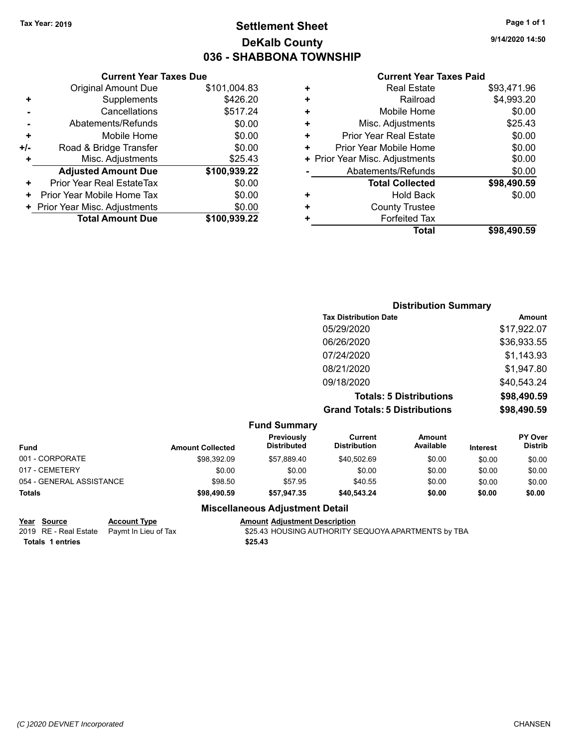Tax Year: 2019

# Settlement Sheet
## DeKalb County
## 036 - SHABBONA TOWNSHIP

9/14/2020 14:50

### Current Year Taxes Due

| | | |
|---|---|---|
| | Original Amount Due | $101,004.83 |
| + | Supplements | $426.20 |
| - | Cancellations | $517.24 |
| - | Abatements/Refunds | $0.00 |
| + | Mobile Home | $0.00 |
| +/- | Road & Bridge Transfer | $0.00 |
| + | Misc. Adjustments | $25.43 |
| | **Adjusted Amount Due** | **$100,939.22** |
| + | Prior Year Real EstateTax | $0.00 |
| + | Prior Year Mobile Home Tax | $0.00 |
| + | Prior Year Misc. Adjustments | $0.00 |
| | **Total Amount Due** | **$100,939.22** |

### Current Year Taxes Paid

| | | |
|---|---|---|
| + | Real Estate | $93,471.96 |
| + | Railroad | $4,993.20 |
| + | Mobile Home | $0.00 |
| + | Misc. Adjustments | $25.43 |
| + | Prior Year Real Estate | $0.00 |
| + | Prior Year Mobile Home | $0.00 |
| + | Prior Year Misc. Adjustments | $0.00 |
| - | Abatements/Refunds | $0.00 |
| | **Total Collected** | **$98,490.59** |
| + | Hold Back | $0.00 |
| + | County Trustee | |
| + | Forfeited Tax | |
| | **Total** | **$98,490.59** |

### Distribution Summary

| Tax Distribution Date | Amount |
|---|---|
| 05/29/2020 | $17,922.07 |
| 06/26/2020 | $36,933.55 |
| 07/24/2020 | $1,143.93 |
| 08/21/2020 | $1,947.80 |
| 09/18/2020 | $40,543.24 |
| **Totals: 5 Distributions** | **$98,490.59** |
| **Grand Totals: 5 Distributions** | **$98,490.59** |

### Fund Summary

| Fund | Amount Collected | Previously Distributed | Current Distribution | Amount Available | Interest | PY Over Distrib |
|---|---|---|---|---|---|---|
| 001 - CORPORATE | $98,392.09 | $57,889.40 | $40,502.69 | $0.00 | $0.00 | $0.00 |
| 017 - CEMETERY | $0.00 | $0.00 | $0.00 | $0.00 | $0.00 | $0.00 |
| 054 - GENERAL ASSISTANCE | $98.50 | $57.95 | $40.55 | $0.00 | $0.00 | $0.00 |
| **Totals** | **$98,490.59** | **$57,947.35** | **$40,543.24** | **$0.00** | **$0.00** | **$0.00** |

### Miscellaneous Adjustment Detail

| Year | Source | Account Type | Amount | Adjustment Description |
|---|---|---|---|---|
| 2019 | RE - Real Estate | Paymt In Lieu of Tax | $25.43 | HOUSING AUTHORITY SEQUOYA APARTMENTS by TBA |
| **Totals** | **1 entries** | | **$25.43** | |

(C )2020 DEVNET Incorporated — CHANSEN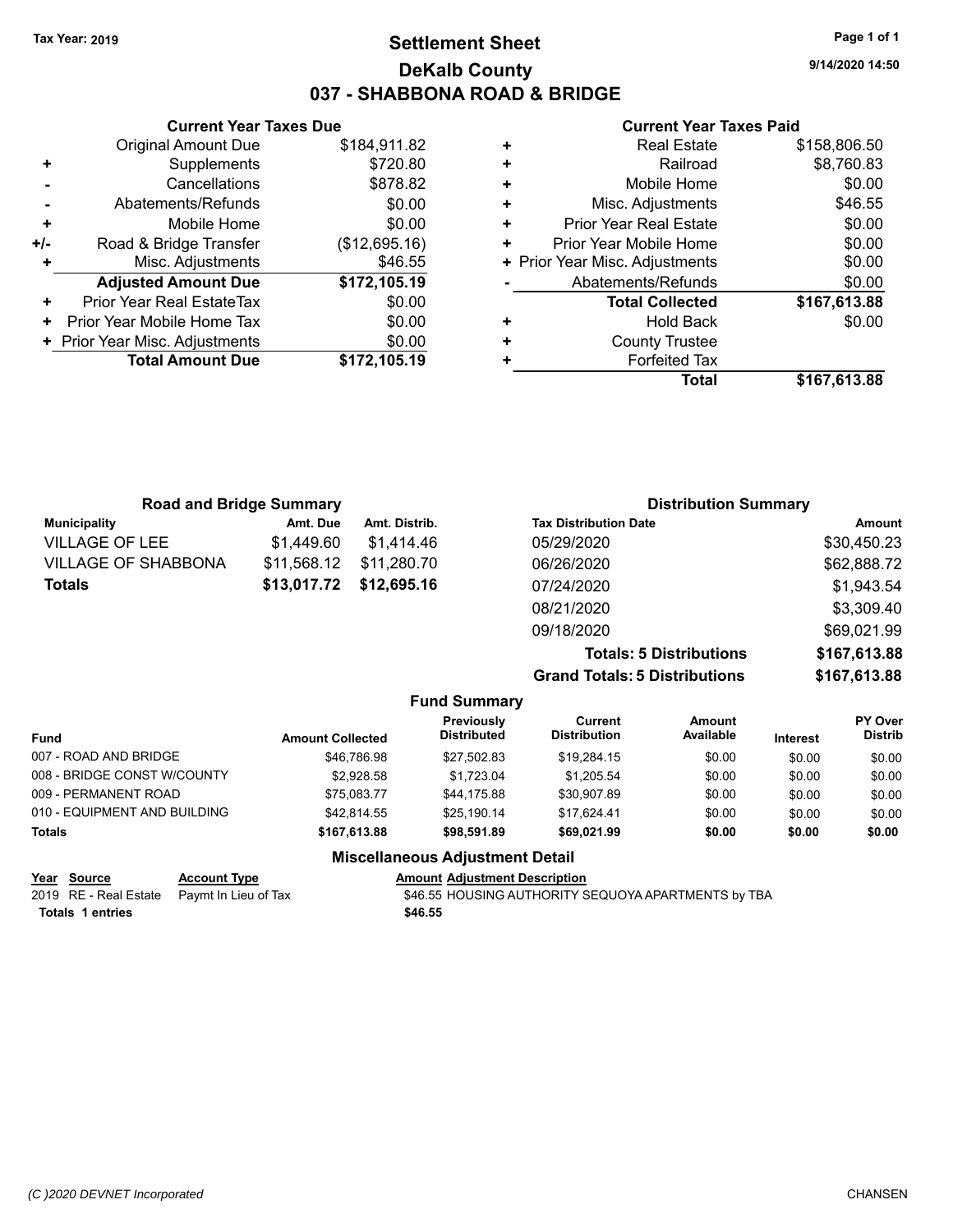Tax Year: 2019

# Settlement Sheet

## DeKalb County

## 037 - SHABBONA ROAD & BRIDGE

9/14/2020 14:50

### Current Year Taxes Due

| | | |
|---|---|---|
| | Original Amount Due | $184,911.82 |
| + | Supplements | $720.80 |
| - | Cancellations | $878.82 |
| - | Abatements/Refunds | $0.00 |
| + | Mobile Home | $0.00 |
| +/- | Road & Bridge Transfer | ($12,695.16) |
| + | Misc. Adjustments | $46.55 |
| | **Adjusted Amount Due** | **$172,105.19** |
| + | Prior Year Real EstateTax | $0.00 |
| + | Prior Year Mobile Home Tax | $0.00 |
| + | Prior Year Misc. Adjustments | $0.00 |
| | **Total Amount Due** | **$172,105.19** |

### Current Year Taxes Paid

| | | |
|---|---|---|
| + | Real Estate | $158,806.50 |
| + | Railroad | $8,760.83 |
| + | Mobile Home | $0.00 |
| + | Misc. Adjustments | $46.55 |
| + | Prior Year Real Estate | $0.00 |
| + | Prior Year Mobile Home | $0.00 |
| + | Prior Year Misc. Adjustments | $0.00 |
| - | Abatements/Refunds | $0.00 |
| | **Total Collected** | **$167,613.88** |
| + | Hold Back | $0.00 |
| + | County Trustee | |
| + | Forfeited Tax | |
| | **Total** | **$167,613.88** |

### Road and Bridge Summary

| Municipality | Amt. Due | Amt. Distrib. |
|---|---|---|
| VILLAGE OF LEE | $1,449.60 | $1,414.46 |
| VILLAGE OF SHABBONA | $11,568.12 | $11,280.70 |
| **Totals** | **$13,017.72** | **$12,695.16** |

### Distribution Summary

| Tax Distribution Date | Amount |
|---|---|
| 05/29/2020 | $30,450.23 |
| 06/26/2020 | $62,888.72 |
| 07/24/2020 | $1,943.54 |
| 08/21/2020 | $3,309.40 |
| 09/18/2020 | $69,021.99 |
| **Totals: 5 Distributions** | **$167,613.88** |
| **Grand Totals: 5 Distributions** | **$167,613.88** |

### Fund Summary

| Fund | Amount Collected | Previously Distributed | Current Distribution | Amount Available | Interest | PY Over Distrib |
|---|---|---|---|---|---|---|
| 007 - ROAD AND BRIDGE | $46,786.98 | $27,502.83 | $19,284.15 | $0.00 | $0.00 | $0.00 |
| 008 - BRIDGE CONST W/COUNTY | $2,928.58 | $1,723.04 | $1,205.54 | $0.00 | $0.00 | $0.00 |
| 009 - PERMANENT ROAD | $75,083.77 | $44,175.88 | $30,907.89 | $0.00 | $0.00 | $0.00 |
| 010 - EQUIPMENT AND BUILDING | $42,814.55 | $25,190.14 | $17,624.41 | $0.00 | $0.00 | $0.00 |
| **Totals** | **$167,613.88** | **$98,591.89** | **$69,021.99** | **$0.00** | **$0.00** | **$0.00** |

### Miscellaneous Adjustment Detail

| Year | Source | Account Type | Amount | Adjustment Description |
|---|---|---|---|---|
| 2019 | RE - Real Estate | Paymt In Lieu of Tax | $46.55 | HOUSING AUTHORITY SEQUOYA APARTMENTS by TBA |
| **Totals** | **1 entries** | | **$46.55** | |

(C )2020 DEVNET Incorporated CHANSEN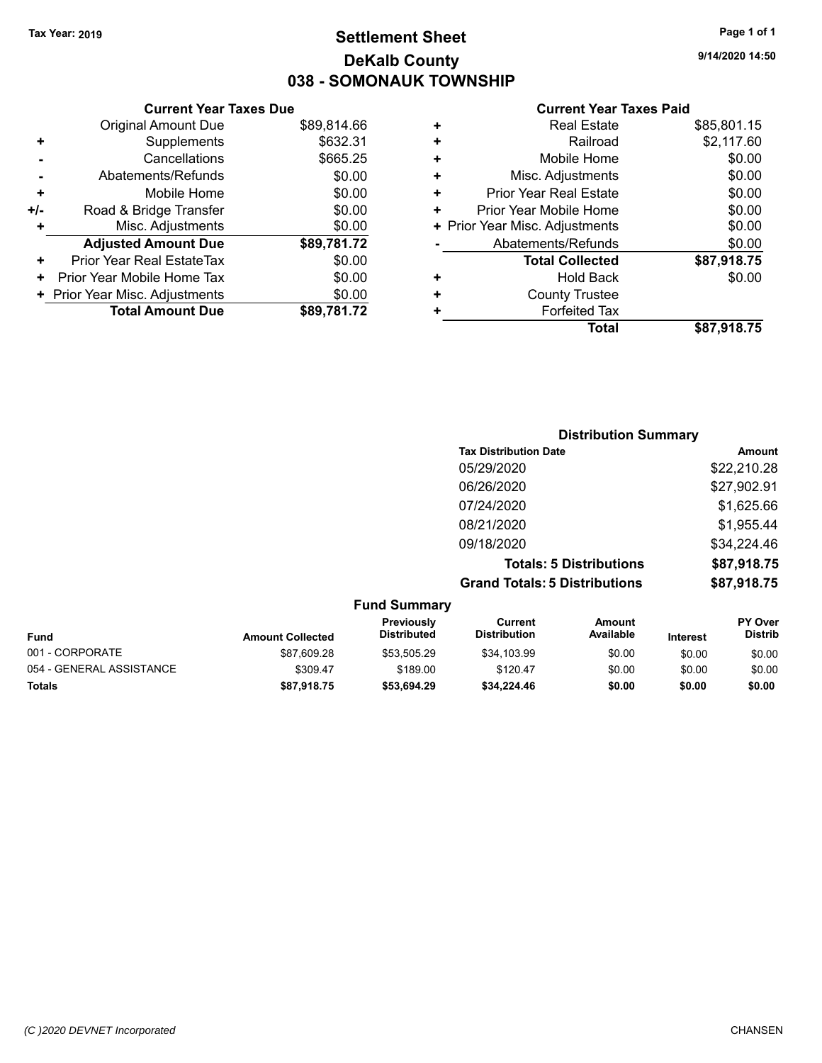Tax Year: 2019

# Settlement Sheet

## DeKalb County

## 038 - SOMONAUK TOWNSHIP

9/14/2020 14:50

### Current Year Taxes Due

| | | |
|---|---|---|
| | Original Amount Due | $89,814.66 |
| + | Supplements | $632.31 |
| - | Cancellations | $665.25 |
| - | Abatements/Refunds | $0.00 |
| + | Mobile Home | $0.00 |
| +/- | Road & Bridge Transfer | $0.00 |
| + | Misc. Adjustments | $0.00 |
| | **Adjusted Amount Due** | **$89,781.72** |
| + | Prior Year Real EstateTax | $0.00 |
| + | Prior Year Mobile Home Tax | $0.00 |
| + | Prior Year Misc. Adjustments | $0.00 |
| | **Total Amount Due** | **$89,781.72** |

### Current Year Taxes Paid

| | | |
|---|---|---|
| + | Real Estate | $85,801.15 |
| + | Railroad | $2,117.60 |
| + | Mobile Home | $0.00 |
| + | Misc. Adjustments | $0.00 |
| + | Prior Year Real Estate | $0.00 |
| + | Prior Year Mobile Home | $0.00 |
| + | Prior Year Misc. Adjustments | $0.00 |
| - | Abatements/Refunds | $0.00 |
| | **Total Collected** | **$87,918.75** |
| + | Hold Back | $0.00 |
| + | County Trustee | |
| + | Forfeited Tax | |
| | **Total** | **$87,918.75** |

### Distribution Summary

| Tax Distribution Date | Amount |
|---|---|
| 05/29/2020 | $22,210.28 |
| 06/26/2020 | $27,902.91 |
| 07/24/2020 | $1,625.66 |
| 08/21/2020 | $1,955.44 |
| 09/18/2020 | $34,224.46 |
| **Totals: 5 Distributions** | **$87,918.75** |
| **Grand Totals: 5 Distributions** | **$87,918.75** |

### Fund Summary

| Fund | Amount Collected | Previously Distributed | Current Distribution | Amount Available | Interest | PY Over Distrib |
|---|---|---|---|---|---|---|
| 001 - CORPORATE | $87,609.28 | $53,505.29 | $34,103.99 | $0.00 | $0.00 | $0.00 |
| 054 - GENERAL ASSISTANCE | $309.47 | $189.00 | $120.47 | $0.00 | $0.00 | $0.00 |
| **Totals** | **$87,918.75** | **$53,694.29** | **$34,224.46** | **$0.00** | **$0.00** | **$0.00** |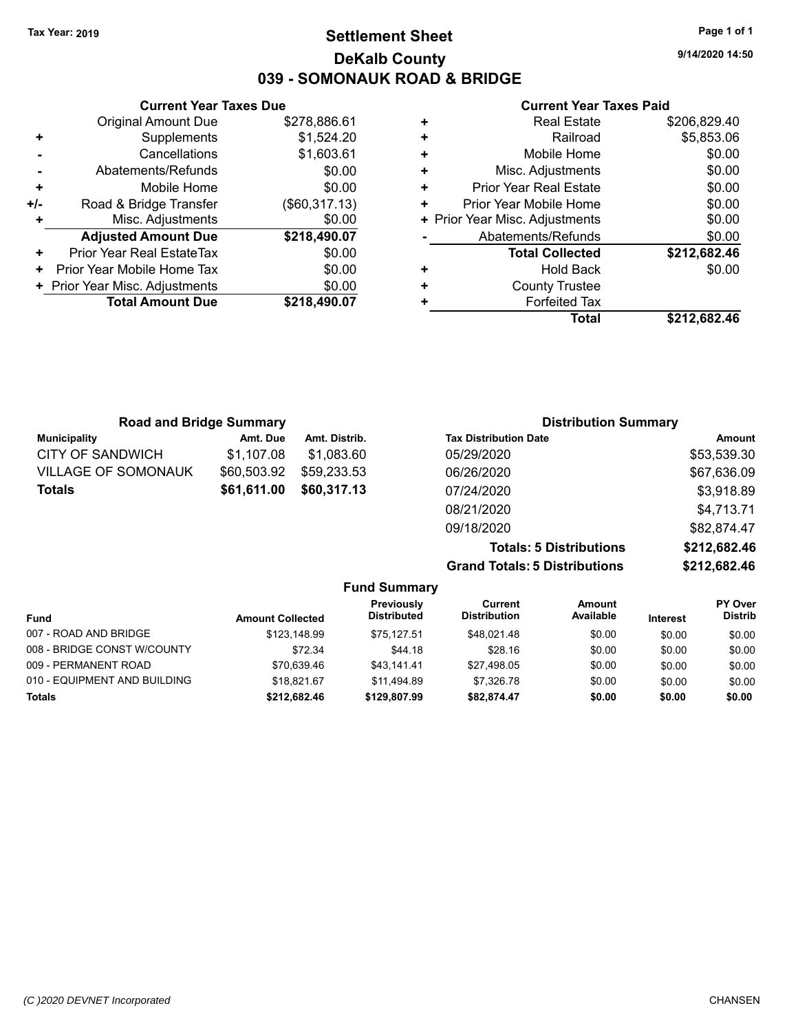Tax Year: 2019

# Settlement Sheet

## DeKalb County

## 039 - SOMONAUK ROAD & BRIDGE

9/14/2020 14:50

### Current Year Taxes Due

| | | |
|---|---|---|
| | Original Amount Due | $278,886.61 |
| + | Supplements | $1,524.20 |
| - | Cancellations | $1,603.61 |
| - | Abatements/Refunds | $0.00 |
| + | Mobile Home | $0.00 |
| +/- | Road & Bridge Transfer | ($60,317.13) |
| + | Misc. Adjustments | $0.00 |
| | **Adjusted Amount Due** | **$218,490.07** |
| + | Prior Year Real EstateTax | $0.00 |
| + | Prior Year Mobile Home Tax | $0.00 |
| + | Prior Year Misc. Adjustments | $0.00 |
| | **Total Amount Due** | **$218,490.07** |

### Current Year Taxes Paid

| | | |
|---|---|---|
| + | Real Estate | $206,829.40 |
| + | Railroad | $5,853.06 |
| + | Mobile Home | $0.00 |
| + | Misc. Adjustments | $0.00 |
| + | Prior Year Real Estate | $0.00 |
| + | Prior Year Mobile Home | $0.00 |
| + | Prior Year Misc. Adjustments | $0.00 |
| - | Abatements/Refunds | $0.00 |
| | **Total Collected** | **$212,682.46** |
| + | Hold Back | $0.00 |
| + | County Trustee | |
| + | Forfeited Tax | |
| | **Total** | **$212,682.46** |

### Road and Bridge Summary

| Municipality | Amt. Due | Amt. Distrib. |
|---|---|---|
| CITY OF SANDWICH | $1,107.08 | $1,083.60 |
| VILLAGE OF SOMONAUK | $60,503.92 | $59,233.53 |
| **Totals** | **$61,611.00** | **$60,317.13** |

### Distribution Summary

| Tax Distribution Date | Amount |
|---|---|
| 05/29/2020 | $53,539.30 |
| 06/26/2020 | $67,636.09 |
| 07/24/2020 | $3,918.89 |
| 08/21/2020 | $4,713.71 |
| 09/18/2020 | $82,874.47 |
| **Totals: 5 Distributions** | **$212,682.46** |
| **Grand Totals: 5 Distributions** | **$212,682.46** |

### Fund Summary

| Fund | Amount Collected | Previously Distributed | Current Distribution | Amount Available | Interest | PY Over Distrib |
|---|---|---|---|---|---|---|
| 007 - ROAD AND BRIDGE | $123,148.99 | $75,127.51 | $48,021.48 | $0.00 | $0.00 | $0.00 |
| 008 - BRIDGE CONST W/COUNTY | $72.34 | $44.18 | $28.16 | $0.00 | $0.00 | $0.00 |
| 009 - PERMANENT ROAD | $70,639.46 | $43,141.41 | $27,498.05 | $0.00 | $0.00 | $0.00 |
| 010 - EQUIPMENT AND BUILDING | $18,821.67 | $11,494.89 | $7,326.78 | $0.00 | $0.00 | $0.00 |
| **Totals** | **$212,682.46** | **$129,807.99** | **$82,874.47** | **$0.00** | **$0.00** | **$0.00** |

(C )2020 DEVNET Incorporated CHANSEN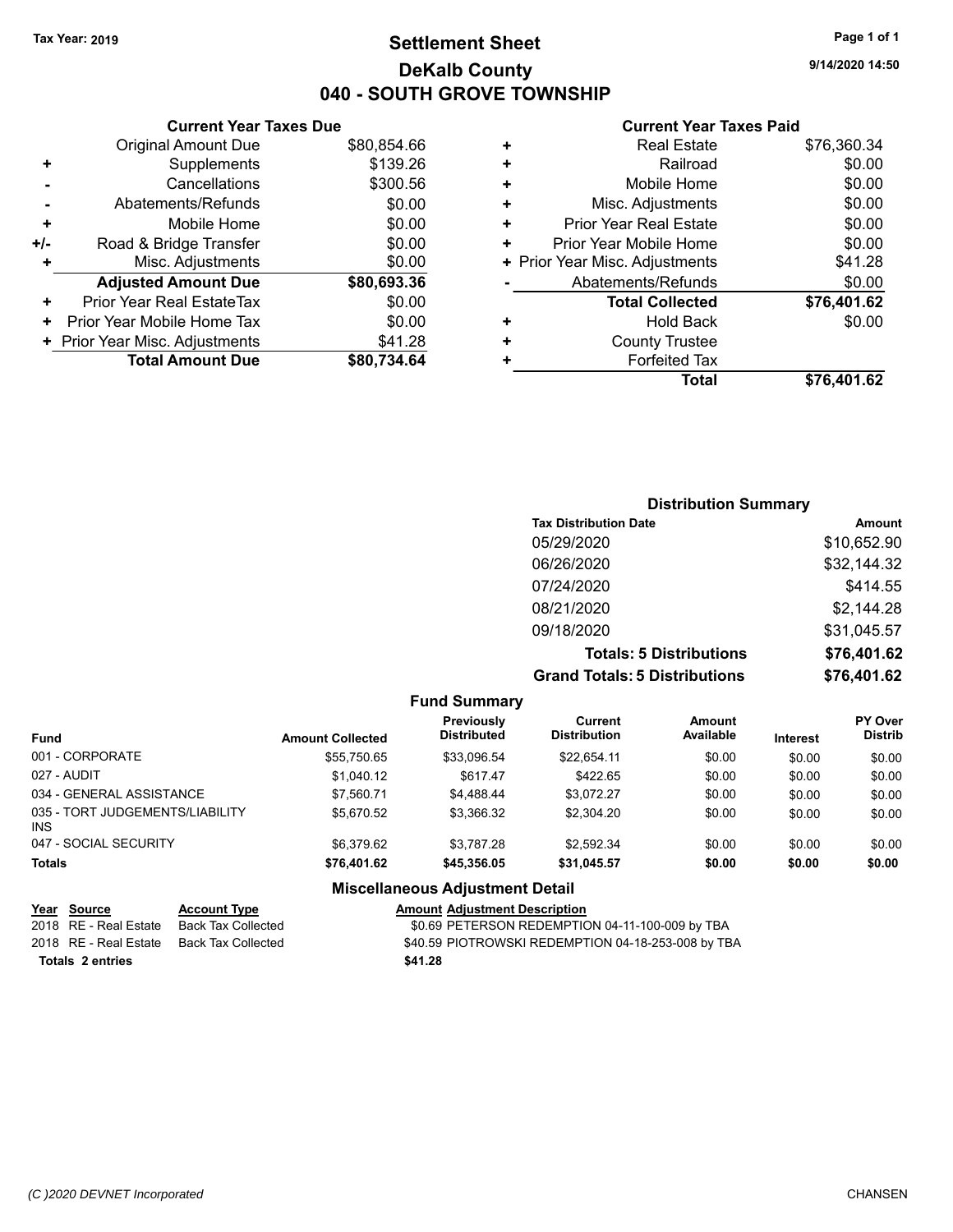Tax Year: 2019

# Settlement Sheet
## DeKalb County
## 040 - SOUTH GROVE TOWNSHIP

9/14/2020 14:50

### Current Year Taxes Due

| | | |
|---|---|---|
| | Original Amount Due | $80,854.66 |
| + | Supplements | $139.26 |
| - | Cancellations | $300.56 |
| - | Abatements/Refunds | $0.00 |
| + | Mobile Home | $0.00 |
| +/- | Road & Bridge Transfer | $0.00 |
| + | Misc. Adjustments | $0.00 |
| | **Adjusted Amount Due** | **$80,693.36** |
| + | Prior Year Real EstateTax | $0.00 |
| + | Prior Year Mobile Home Tax | $0.00 |
| + | Prior Year Misc. Adjustments | $41.28 |
| | **Total Amount Due** | **$80,734.64** |

### Current Year Taxes Paid

| | | |
|---|---|---|
| + | Real Estate | $76,360.34 |
| + | Railroad | $0.00 |
| + | Mobile Home | $0.00 |
| + | Misc. Adjustments | $0.00 |
| + | Prior Year Real Estate | $0.00 |
| + | Prior Year Mobile Home | $0.00 |
| + | Prior Year Misc. Adjustments | $41.28 |
| - | Abatements/Refunds | $0.00 |
| | **Total Collected** | **$76,401.62** |
| + | Hold Back | $0.00 |
| + | County Trustee | |
| + | Forfeited Tax | |
| | **Total** | **$76,401.62** |

### Distribution Summary

| Tax Distribution Date | Amount |
|---|---|
| 05/29/2020 | $10,652.90 |
| 06/26/2020 | $32,144.32 |
| 07/24/2020 | $414.55 |
| 08/21/2020 | $2,144.28 |
| 09/18/2020 | $31,045.57 |
| **Totals: 5 Distributions** | **$76,401.62** |
| **Grand Totals: 5 Distributions** | **$76,401.62** |

### Fund Summary

| Fund | Amount Collected | Previously Distributed | Current Distribution | Amount Available | Interest | PY Over Distrib |
|---|---|---|---|---|---|---|
| 001 - CORPORATE | $55,750.65 | $33,096.54 | $22,654.11 | $0.00 | $0.00 | $0.00 |
| 027 - AUDIT | $1,040.12 | $617.47 | $422.65 | $0.00 | $0.00 | $0.00 |
| 034 - GENERAL ASSISTANCE | $7,560.71 | $4,488.44 | $3,072.27 | $0.00 | $0.00 | $0.00 |
| 035 - TORT JUDGEMENTS/LIABILITY INS | $5,670.52 | $3,366.32 | $2,304.20 | $0.00 | $0.00 | $0.00 |
| 047 - SOCIAL SECURITY | $6,379.62 | $3,787.28 | $2,592.34 | $0.00 | $0.00 | $0.00 |
| **Totals** | **$76,401.62** | **$45,356.05** | **$31,045.57** | **$0.00** | **$0.00** | **$0.00** |

### Miscellaneous Adjustment Detail

| Year | Source | Account Type | Amount | Adjustment Description |
|---|---|---|---|---|
| 2018 | RE - Real Estate | Back Tax Collected | $0.69 | PETERSON REDEMPTION 04-11-100-009 by TBA |
| 2018 | RE - Real Estate | Back Tax Collected | $40.59 | PIOTROWSKI REDEMPTION 04-18-253-008 by TBA |
| **Totals** | **2 entries** | | **$41.28** | |

(C )2020 DEVNET Incorporated CHANSEN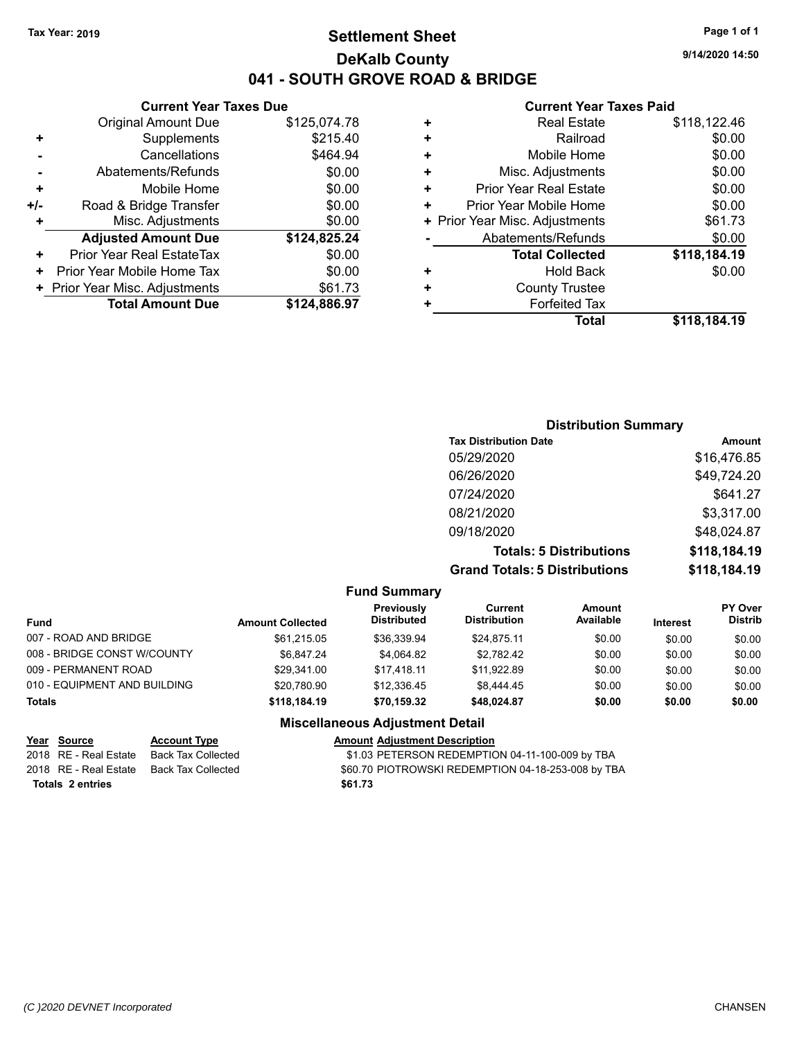Tax Year: 2019

# Settlement Sheet

## DeKalb County

## 041 - SOUTH GROVE ROAD & BRIDGE

9/14/2020 14:50

### Current Year Taxes Due

| | | |
|---|---|---|
| | Original Amount Due | $125,074.78 |
| + | Supplements | $215.40 |
| - | Cancellations | $464.94 |
| - | Abatements/Refunds | $0.00 |
| + | Mobile Home | $0.00 |
| +/- | Road & Bridge Transfer | $0.00 |
| + | Misc. Adjustments | $0.00 |
| | **Adjusted Amount Due** | **$124,825.24** |
| + | Prior Year Real EstateTax | $0.00 |
| + | Prior Year Mobile Home Tax | $0.00 |
| + | Prior Year Misc. Adjustments | $61.73 |
| | **Total Amount Due** | **$124,886.97** |

### Current Year Taxes Paid

| | | |
|---|---|---|
| + | Real Estate | $118,122.46 |
| + | Railroad | $0.00 |
| + | Mobile Home | $0.00 |
| + | Misc. Adjustments | $0.00 |
| + | Prior Year Real Estate | $0.00 |
| + | Prior Year Mobile Home | $0.00 |
| + | Prior Year Misc. Adjustments | $61.73 |
| - | Abatements/Refunds | $0.00 |
| | **Total Collected** | **$118,184.19** |
| + | Hold Back | $0.00 |
| + | County Trustee | |
| + | Forfeited Tax | |
| | **Total** | **$118,184.19** |

### Distribution Summary

| Tax Distribution Date | Amount |
|---|---|
| 05/29/2020 | $16,476.85 |
| 06/26/2020 | $49,724.20 |
| 07/24/2020 | $641.27 |
| 08/21/2020 | $3,317.00 |
| 09/18/2020 | $48,024.87 |
| **Totals: 5 Distributions** | **$118,184.19** |
| **Grand Totals: 5 Distributions** | **$118,184.19** |

### Fund Summary

| Fund | Amount Collected | Previously Distributed | Current Distribution | Amount Available | Interest | PY Over Distrib |
|---|---|---|---|---|---|---|
| 007 - ROAD AND BRIDGE | $61,215.05 | $36,339.94 | $24,875.11 | $0.00 | $0.00 | $0.00 |
| 008 - BRIDGE CONST W/COUNTY | $6,847.24 | $4,064.82 | $2,782.42 | $0.00 | $0.00 | $0.00 |
| 009 - PERMANENT ROAD | $29,341.00 | $17,418.11 | $11,922.89 | $0.00 | $0.00 | $0.00 |
| 010 - EQUIPMENT AND BUILDING | $20,780.90 | $12,336.45 | $8,444.45 | $0.00 | $0.00 | $0.00 |
| **Totals** | **$118,184.19** | **$70,159.32** | **$48,024.87** | **$0.00** | **$0.00** | **$0.00** |

### Miscellaneous Adjustment Detail

| Year | Source | Account Type | Amount | Adjustment Description |
|---|---|---|---|---|
| 2018 | RE - Real Estate | Back Tax Collected | $1.03 | PETERSON REDEMPTION 04-11-100-009 by TBA |
| 2018 | RE - Real Estate | Back Tax Collected | $60.70 | PIOTROWSKI REDEMPTION 04-18-253-008 by TBA |
| **Totals 2 entries** | | | **$61.73** | |

(C )2020 DEVNET Incorporated CHANSEN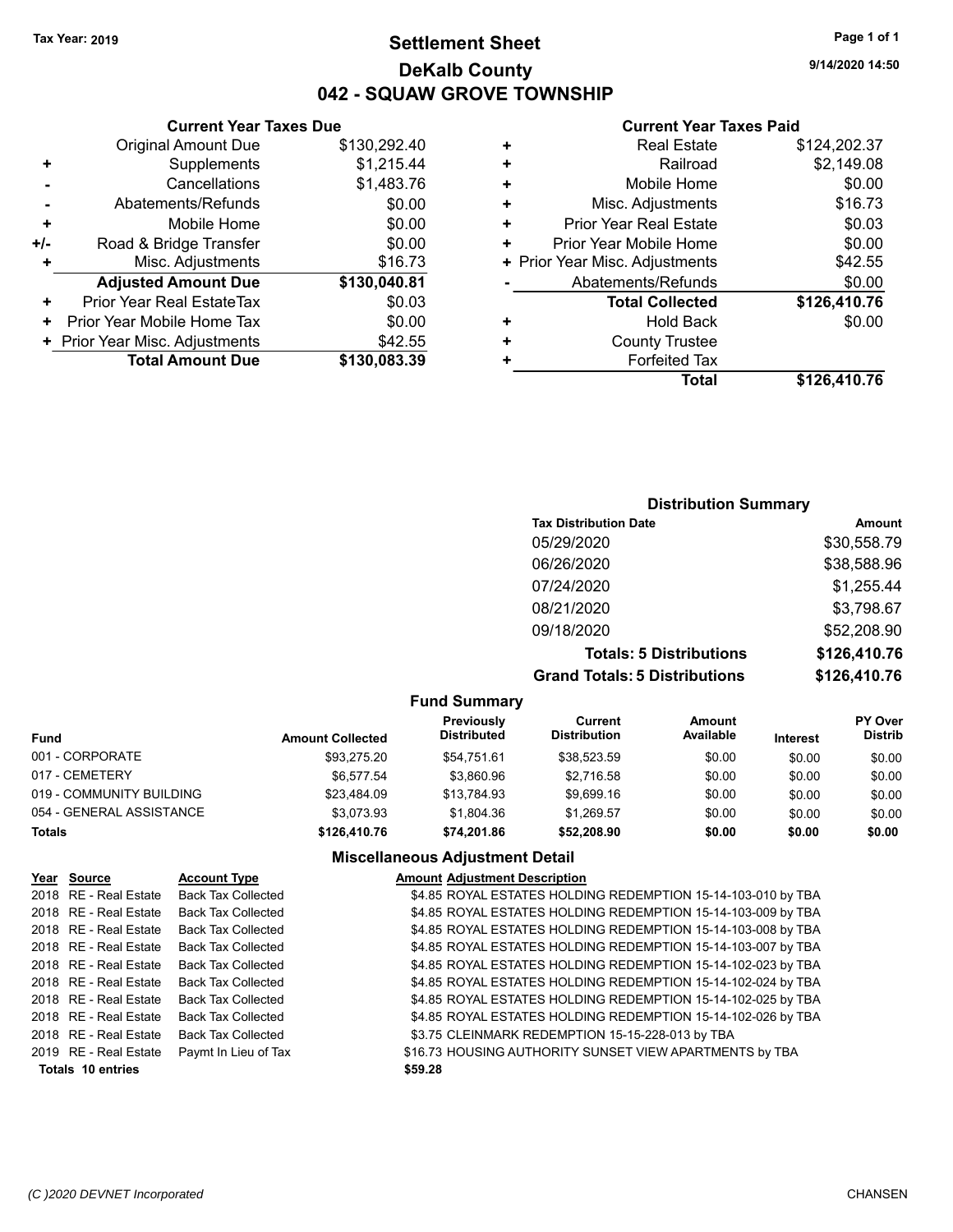Tax Year: 2019

# Settlement Sheet
## DeKalb County
## 042 - SQUAW GROVE TOWNSHIP

9/14/2020 14:50

### Current Year Taxes Due

| | | |
|---|---|---|
| | Original Amount Due | $130,292.40 |
| + | Supplements | $1,215.44 |
| - | Cancellations | $1,483.76 |
| - | Abatements/Refunds | $0.00 |
| + | Mobile Home | $0.00 |
| +/- | Road & Bridge Transfer | $0.00 |
| + | Misc. Adjustments | $16.73 |
| | **Adjusted Amount Due** | **$130,040.81** |
| + | Prior Year Real EstateTax | $0.03 |
| + | Prior Year Mobile Home Tax | $0.00 |
| + | Prior Year Misc. Adjustments | $42.55 |
| | **Total Amount Due** | **$130,083.39** |

### Current Year Taxes Paid

| | | |
|---|---|---|
| + | Real Estate | $124,202.37 |
| + | Railroad | $2,149.08 |
| + | Mobile Home | $0.00 |
| + | Misc. Adjustments | $16.73 |
| + | Prior Year Real Estate | $0.03 |
| + | Prior Year Mobile Home | $0.00 |
| + | Prior Year Misc. Adjustments | $42.55 |
| - | Abatements/Refunds | $0.00 |
| | **Total Collected** | **$126,410.76** |
| + | Hold Back | $0.00 |
| + | County Trustee | |
| + | Forfeited Tax | |
| | **Total** | **$126,410.76** |

### Distribution Summary

| Tax Distribution Date | Amount |
|---|---|
| 05/29/2020 | $30,558.79 |
| 06/26/2020 | $38,588.96 |
| 07/24/2020 | $1,255.44 |
| 08/21/2020 | $3,798.67 |
| 09/18/2020 | $52,208.90 |
| **Totals: 5 Distributions** | **$126,410.76** |
| **Grand Totals: 5 Distributions** | **$126,410.76** |

### Fund Summary

| Fund | Amount Collected | Previously Distributed | Current Distribution | Amount Available | Interest | PY Over Distrib |
|---|---|---|---|---|---|---|
| 001 - CORPORATE | $93,275.20 | $54,751.61 | $38,523.59 | $0.00 | $0.00 | $0.00 |
| 017 - CEMETERY | $6,577.54 | $3,860.96 | $2,716.58 | $0.00 | $0.00 | $0.00 |
| 019 - COMMUNITY BUILDING | $23,484.09 | $13,784.93 | $9,699.16 | $0.00 | $0.00 | $0.00 |
| 054 - GENERAL ASSISTANCE | $3,073.93 | $1,804.36 | $1,269.57 | $0.00 | $0.00 | $0.00 |
| **Totals** | **$126,410.76** | **$74,201.86** | **$52,208.90** | **$0.00** | **$0.00** | **$0.00** |

### Miscellaneous Adjustment Detail

| Year | Source | Account Type | Amount | Adjustment Description |
|---|---|---|---|---|
| 2018 | RE - Real Estate | Back Tax Collected | $4.85 | ROYAL ESTATES HOLDING REDEMPTION 15-14-103-010 by TBA |
| 2018 | RE - Real Estate | Back Tax Collected | $4.85 | ROYAL ESTATES HOLDING REDEMPTION 15-14-103-009 by TBA |
| 2018 | RE - Real Estate | Back Tax Collected | $4.85 | ROYAL ESTATES HOLDING REDEMPTION 15-14-103-008 by TBA |
| 2018 | RE - Real Estate | Back Tax Collected | $4.85 | ROYAL ESTATES HOLDING REDEMPTION 15-14-103-007 by TBA |
| 2018 | RE - Real Estate | Back Tax Collected | $4.85 | ROYAL ESTATES HOLDING REDEMPTION 15-14-102-023 by TBA |
| 2018 | RE - Real Estate | Back Tax Collected | $4.85 | ROYAL ESTATES HOLDING REDEMPTION 15-14-102-024 by TBA |
| 2018 | RE - Real Estate | Back Tax Collected | $4.85 | ROYAL ESTATES HOLDING REDEMPTION 15-14-102-025 by TBA |
| 2018 | RE - Real Estate | Back Tax Collected | $4.85 | ROYAL ESTATES HOLDING REDEMPTION 15-14-102-026 by TBA |
| 2018 | RE - Real Estate | Back Tax Collected | $3.75 | CLEINMARK REDEMPTION 15-15-228-013 by TBA |
| 2019 | RE - Real Estate | Paymt In Lieu of Tax | $16.73 | HOUSING AUTHORITY SUNSET VIEW APARTMENTS by TBA |
| **Totals** | **10 entries** | | **$59.28** | |

(C )2020 DEVNET Incorporated CHANSEN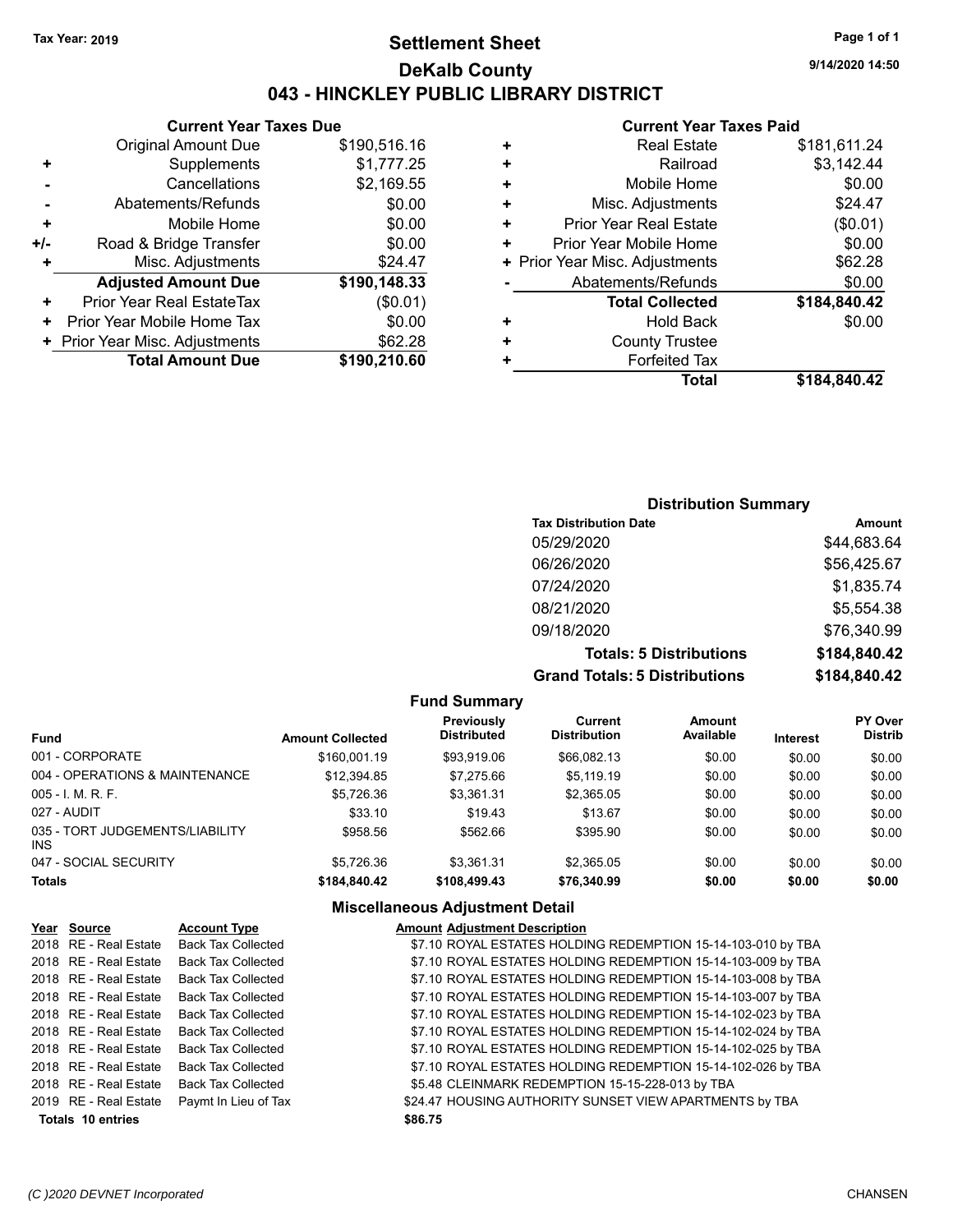Tax Year: 2019

# Settlement Sheet

## DeKalb County

## 043 - HINCKLEY PUBLIC LIBRARY DISTRICT

9/14/2020 14:50

### Current Year Taxes Due

| | | |
|---|---|---|
| | Original Amount Due | $190,516.16 |
| + | Supplements | $1,777.25 |
| - | Cancellations | $2,169.55 |
| - | Abatements/Refunds | $0.00 |
| + | Mobile Home | $0.00 |
| +/- | Road & Bridge Transfer | $0.00 |
| + | Misc. Adjustments | $24.47 |
| | **Adjusted Amount Due** | **$190,148.33** |
| + | Prior Year Real EstateTax | ($0.01) |
| + | Prior Year Mobile Home Tax | $0.00 |
| + | Prior Year Misc. Adjustments | $62.28 |
| | **Total Amount Due** | **$190,210.60** |

### Current Year Taxes Paid

| | | |
|---|---|---|
| + | Real Estate | $181,611.24 |
| + | Railroad | $3,142.44 |
| + | Mobile Home | $0.00 |
| + | Misc. Adjustments | $24.47 |
| + | Prior Year Real Estate | ($0.01) |
| + | Prior Year Mobile Home | $0.00 |
| + | Prior Year Misc. Adjustments | $62.28 |
| - | Abatements/Refunds | $0.00 |
| | **Total Collected** | **$184,840.42** |
| + | Hold Back | $0.00 |
| + | County Trustee | |
| + | Forfeited Tax | |
| | **Total** | **$184,840.42** |

### Distribution Summary

| Tax Distribution Date | Amount |
|---|---|
| 05/29/2020 | $44,683.64 |
| 06/26/2020 | $56,425.67 |
| 07/24/2020 | $1,835.74 |
| 08/21/2020 | $5,554.38 |
| 09/18/2020 | $76,340.99 |
| **Totals: 5 Distributions** | **$184,840.42** |
| **Grand Totals: 5 Distributions** | **$184,840.42** |

### Fund Summary

| Fund | Amount Collected | Previously Distributed | Current Distribution | Amount Available | Interest | PY Over Distrib |
|---|---|---|---|---|---|---|
| 001 - CORPORATE | $160,001.19 | $93,919.06 | $66,082.13 | $0.00 | $0.00 | $0.00 |
| 004 - OPERATIONS & MAINTENANCE | $12,394.85 | $7,275.66 | $5,119.19 | $0.00 | $0.00 | $0.00 |
| 005 - I. M. R. F. | $5,726.36 | $3,361.31 | $2,365.05 | $0.00 | $0.00 | $0.00 |
| 027 - AUDIT | $33.10 | $19.43 | $13.67 | $0.00 | $0.00 | $0.00 |
| 035 - TORT JUDGEMENTS/LIABILITY INS | $958.56 | $562.66 | $395.90 | $0.00 | $0.00 | $0.00 |
| 047 - SOCIAL SECURITY | $5,726.36 | $3,361.31 | $2,365.05 | $0.00 | $0.00 | $0.00 |
| **Totals** | **$184,840.42** | **$108,499.43** | **$76,340.99** | **$0.00** | **$0.00** | **$0.00** |

### Miscellaneous Adjustment Detail

| Year | Source | Account Type | Amount | Adjustment Description |
|---|---|---|---|---|
| 2018 | RE - Real Estate | Back Tax Collected | $7.10 | ROYAL ESTATES HOLDING REDEMPTION 15-14-103-010 by TBA |
| 2018 | RE - Real Estate | Back Tax Collected | $7.10 | ROYAL ESTATES HOLDING REDEMPTION 15-14-103-009 by TBA |
| 2018 | RE - Real Estate | Back Tax Collected | $7.10 | ROYAL ESTATES HOLDING REDEMPTION 15-14-103-008 by TBA |
| 2018 | RE - Real Estate | Back Tax Collected | $7.10 | ROYAL ESTATES HOLDING REDEMPTION 15-14-103-007 by TBA |
| 2018 | RE - Real Estate | Back Tax Collected | $7.10 | ROYAL ESTATES HOLDING REDEMPTION 15-14-102-023 by TBA |
| 2018 | RE - Real Estate | Back Tax Collected | $7.10 | ROYAL ESTATES HOLDING REDEMPTION 15-14-102-024 by TBA |
| 2018 | RE - Real Estate | Back Tax Collected | $7.10 | ROYAL ESTATES HOLDING REDEMPTION 15-14-102-025 by TBA |
| 2018 | RE - Real Estate | Back Tax Collected | $7.10 | ROYAL ESTATES HOLDING REDEMPTION 15-14-102-026 by TBA |
| 2018 | RE - Real Estate | Back Tax Collected | $5.48 | CLEINMARK REDEMPTION 15-15-228-013 by TBA |
| 2019 | RE - Real Estate | Paymt In Lieu of Tax | $24.47 | HOUSING AUTHORITY SUNSET VIEW APARTMENTS by TBA |
| **Totals** | **10 entries** | | **$86.75** | |

(C )2020 DEVNET Incorporated CHANSEN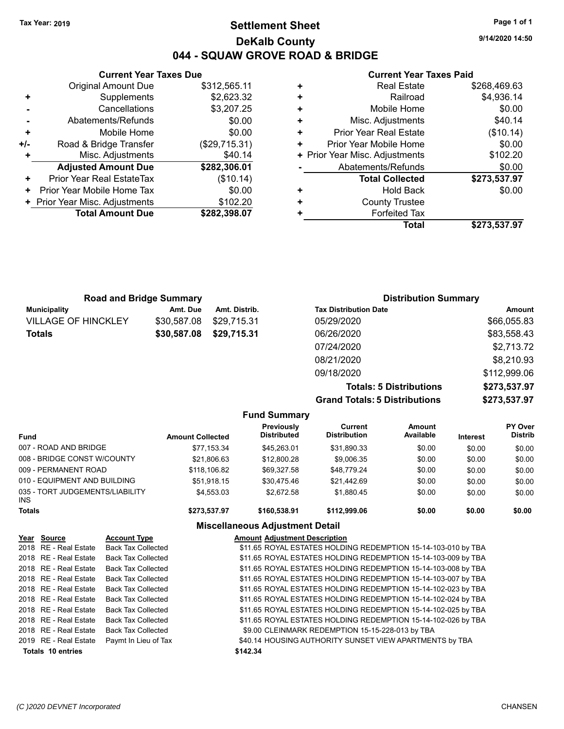Tax Year: 2019

# Settlement Sheet

## DeKalb County

## 044 - SQUAW GROVE ROAD & BRIDGE

9/14/2020 14:50

### Current Year Taxes Due

| | | |
|---|---|---|
| | Original Amount Due | $312,565.11 |
| + | Supplements | $2,623.32 |
| - | Cancellations | $3,207.25 |
| - | Abatements/Refunds | $0.00 |
| + | Mobile Home | $0.00 |
| +/- | Road & Bridge Transfer | ($29,715.31) |
| + | Misc. Adjustments | $40.14 |
| | **Adjusted Amount Due** | **$282,306.01** |
| + | Prior Year Real EstateTax | ($10.14) |
| + | Prior Year Mobile Home Tax | $0.00 |
| + | Prior Year Misc. Adjustments | $102.20 |
| | **Total Amount Due** | **$282,398.07** |

### Current Year Taxes Paid

| | | |
|---|---|---|
| + | Real Estate | $268,469.63 |
| + | Railroad | $4,936.14 |
| + | Mobile Home | $0.00 |
| + | Misc. Adjustments | $40.14 |
| + | Prior Year Real Estate | ($10.14) |
| + | Prior Year Mobile Home | $0.00 |
| + | Prior Year Misc. Adjustments | $102.20 |
| - | Abatements/Refunds | $0.00 |
| | **Total Collected** | **$273,537.97** |
| + | Hold Back | $0.00 |
| + | County Trustee | |
| + | Forfeited Tax | |
| | **Total** | **$273,537.97** |

### Road and Bridge Summary

| Municipality | Amt. Due | Amt. Distrib. |
|---|---|---|
| VILLAGE OF HINCKLEY | $30,587.08 | $29,715.31 |
| **Totals** | **$30,587.08** | **$29,715.31** |

### Distribution Summary

| Tax Distribution Date | Amount |
|---|---|
| 05/29/2020 | $66,055.83 |
| 06/26/2020 | $83,558.43 |
| 07/24/2020 | $2,713.72 |
| 08/21/2020 | $8,210.93 |
| 09/18/2020 | $112,999.06 |
| **Totals: 5 Distributions** | **$273,537.97** |
| **Grand Totals: 5 Distributions** | **$273,537.97** |

### Fund Summary

| Fund | Amount Collected | Previously Distributed | Current Distribution | Amount Available | Interest | PY Over Distrib |
|---|---|---|---|---|---|---|
| 007 - ROAD AND BRIDGE | $77,153.34 | $45,263.01 | $31,890.33 | $0.00 | $0.00 | $0.00 |
| 008 - BRIDGE CONST W/COUNTY | $21,806.63 | $12,800.28 | $9,006.35 | $0.00 | $0.00 | $0.00 |
| 009 - PERMANENT ROAD | $118,106.82 | $69,327.58 | $48,779.24 | $0.00 | $0.00 | $0.00 |
| 010 - EQUIPMENT AND BUILDING | $51,918.15 | $30,475.46 | $21,442.69 | $0.00 | $0.00 | $0.00 |
| 035 - TORT JUDGEMENTS/LIABILITY INS | $4,553.03 | $2,672.58 | $1,880.45 | $0.00 | $0.00 | $0.00 |
| **Totals** | **$273,537.97** | **$160,538.91** | **$112,999.06** | **$0.00** | **$0.00** | **$0.00** |

### Miscellaneous Adjustment Detail

| Year | Source | Account Type | Amount | Adjustment Description |
|---|---|---|---|---|
| 2018 | RE - Real Estate | Back Tax Collected | $11.65 | ROYAL ESTATES HOLDING REDEMPTION 15-14-103-010 by TBA |
| 2018 | RE - Real Estate | Back Tax Collected | $11.65 | ROYAL ESTATES HOLDING REDEMPTION 15-14-103-009 by TBA |
| 2018 | RE - Real Estate | Back Tax Collected | $11.65 | ROYAL ESTATES HOLDING REDEMPTION 15-14-103-008 by TBA |
| 2018 | RE - Real Estate | Back Tax Collected | $11.65 | ROYAL ESTATES HOLDING REDEMPTION 15-14-103-007 by TBA |
| 2018 | RE - Real Estate | Back Tax Collected | $11.65 | ROYAL ESTATES HOLDING REDEMPTION 15-14-102-023 by TBA |
| 2018 | RE - Real Estate | Back Tax Collected | $11.65 | ROYAL ESTATES HOLDING REDEMPTION 15-14-102-024 by TBA |
| 2018 | RE - Real Estate | Back Tax Collected | $11.65 | ROYAL ESTATES HOLDING REDEMPTION 15-14-102-025 by TBA |
| 2018 | RE - Real Estate | Back Tax Collected | $11.65 | ROYAL ESTATES HOLDING REDEMPTION 15-14-102-026 by TBA |
| 2018 | RE - Real Estate | Back Tax Collected | $9.00 | CLEINMARK REDEMPTION 15-15-228-013 by TBA |
| 2019 | RE - Real Estate | Paymt In Lieu of Tax | $40.14 | HOUSING AUTHORITY SUNSET VIEW APARTMENTS by TBA |
| **Totals 10 entries** | | | **$142.34** | |

(C )2020 DEVNET Incorporated CHANSEN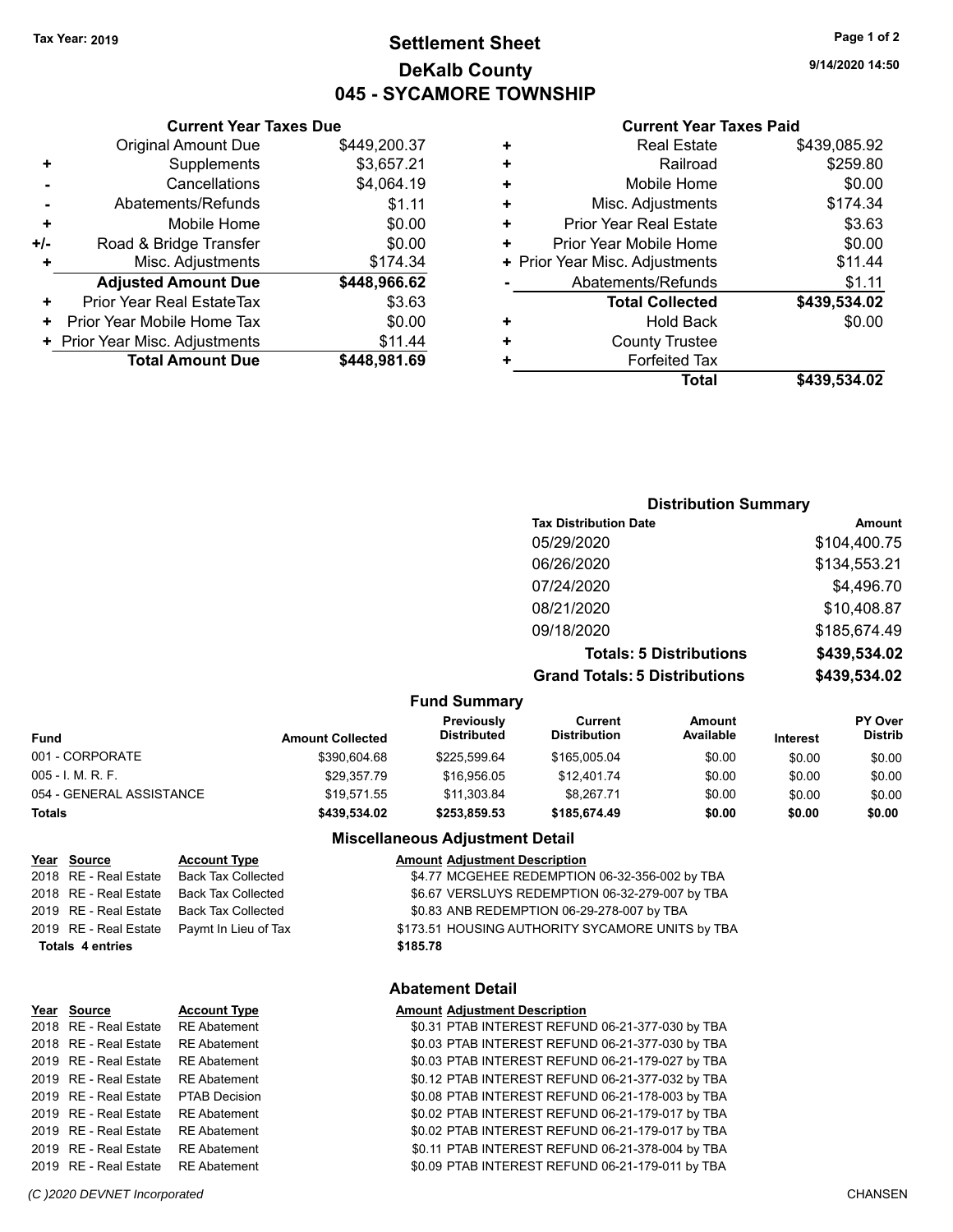Tax Year: 2019

# Settlement Sheet
## DeKalb County
## 045 - SYCAMORE TOWNSHIP

9/14/2020 14:50

### Current Year Taxes Due

| | | |
|---|---|---|
| | Original Amount Due | $449,200.37 |
| + | Supplements | $3,657.21 |
| - | Cancellations | $4,064.19 |
| - | Abatements/Refunds | $1.11 |
| + | Mobile Home | $0.00 |
| +/- | Road & Bridge Transfer | $0.00 |
| + | Misc. Adjustments | $174.34 |
| | **Adjusted Amount Due** | **$448,966.62** |
| + | Prior Year Real EstateTax | $3.63 |
| + | Prior Year Mobile Home Tax | $0.00 |
| + | Prior Year Misc. Adjustments | $11.44 |
| | **Total Amount Due** | **$448,981.69** |

### Current Year Taxes Paid

| | | |
|---|---|---|
| + | Real Estate | $439,085.92 |
| + | Railroad | $259.80 |
| + | Mobile Home | $0.00 |
| + | Misc. Adjustments | $174.34 |
| + | Prior Year Real Estate | $3.63 |
| + | Prior Year Mobile Home | $0.00 |
| + | Prior Year Misc. Adjustments | $11.44 |
| - | Abatements/Refunds | $1.11 |
| | **Total Collected** | **$439,534.02** |
| + | Hold Back | $0.00 |
| + | County Trustee | |
| + | Forfeited Tax | |
| | **Total** | **$439,534.02** |

### Distribution Summary

| Tax Distribution Date | Amount |
|---|---|
| 05/29/2020 | $104,400.75 |
| 06/26/2020 | $134,553.21 |
| 07/24/2020 | $4,496.70 |
| 08/21/2020 | $10,408.87 |
| 09/18/2020 | $185,674.49 |
| **Totals: 5 Distributions** | **$439,534.02** |
| **Grand Totals: 5 Distributions** | **$439,534.02** |

### Fund Summary

| Fund | Amount Collected | Previously Distributed | Current Distribution | Amount Available | Interest | PY Over Distrib |
|---|---|---|---|---|---|---|
| 001 - CORPORATE | $390,604.68 | $225,599.64 | $165,005.04 | $0.00 | $0.00 | $0.00 |
| 005 - I. M. R. F. | $29,357.79 | $16,956.05 | $12,401.74 | $0.00 | $0.00 | $0.00 |
| 054 - GENERAL ASSISTANCE | $19,571.55 | $11,303.84 | $8,267.71 | $0.00 | $0.00 | $0.00 |
| **Totals** | **$439,534.02** | **$253,859.53** | **$185,674.49** | **$0.00** | **$0.00** | **$0.00** |

### Miscellaneous Adjustment Detail

| Year | Source | Account Type | Amount | Adjustment Description |
|---|---|---|---|---|
| 2018 | RE - Real Estate | Back Tax Collected | $4.77 | MCGEHEE REDEMPTION 06-32-356-002 by TBA |
| 2018 | RE - Real Estate | Back Tax Collected | $6.67 | VERSLUYS REDEMPTION 06-32-279-007 by TBA |
| 2019 | RE - Real Estate | Back Tax Collected | $0.83 | ANB REDEMPTION 06-29-278-007 by TBA |
| 2019 | RE - Real Estate | Paymt In Lieu of Tax | $173.51 | HOUSING AUTHORITY SYCAMORE UNITS by TBA |
| **Totals 4 entries** | | | **$185.78** | |

### Abatement Detail

| Year | Source | Account Type | Amount | Adjustment Description |
|---|---|---|---|---|
| 2018 | RE - Real Estate | RE Abatement | $0.31 | PTAB INTEREST REFUND 06-21-377-030 by TBA |
| 2018 | RE - Real Estate | RE Abatement | $0.03 | PTAB INTEREST REFUND 06-21-377-030 by TBA |
| 2019 | RE - Real Estate | RE Abatement | $0.03 | PTAB INTEREST REFUND 06-21-179-027 by TBA |
| 2019 | RE - Real Estate | RE Abatement | $0.12 | PTAB INTEREST REFUND 06-21-377-032 by TBA |
| 2019 | RE - Real Estate | PTAB Decision | $0.08 | PTAB INTEREST REFUND 06-21-178-003 by TBA |
| 2019 | RE - Real Estate | RE Abatement | $0.02 | PTAB INTEREST REFUND 06-21-179-017 by TBA |
| 2019 | RE - Real Estate | RE Abatement | $0.02 | PTAB INTEREST REFUND 06-21-179-017 by TBA |
| 2019 | RE - Real Estate | RE Abatement | $0.11 | PTAB INTEREST REFUND 06-21-378-004 by TBA |
| 2019 | RE - Real Estate | RE Abatement | $0.09 | PTAB INTEREST REFUND 06-21-179-011 by TBA |

(C )2020 DEVNET Incorporated CHANSEN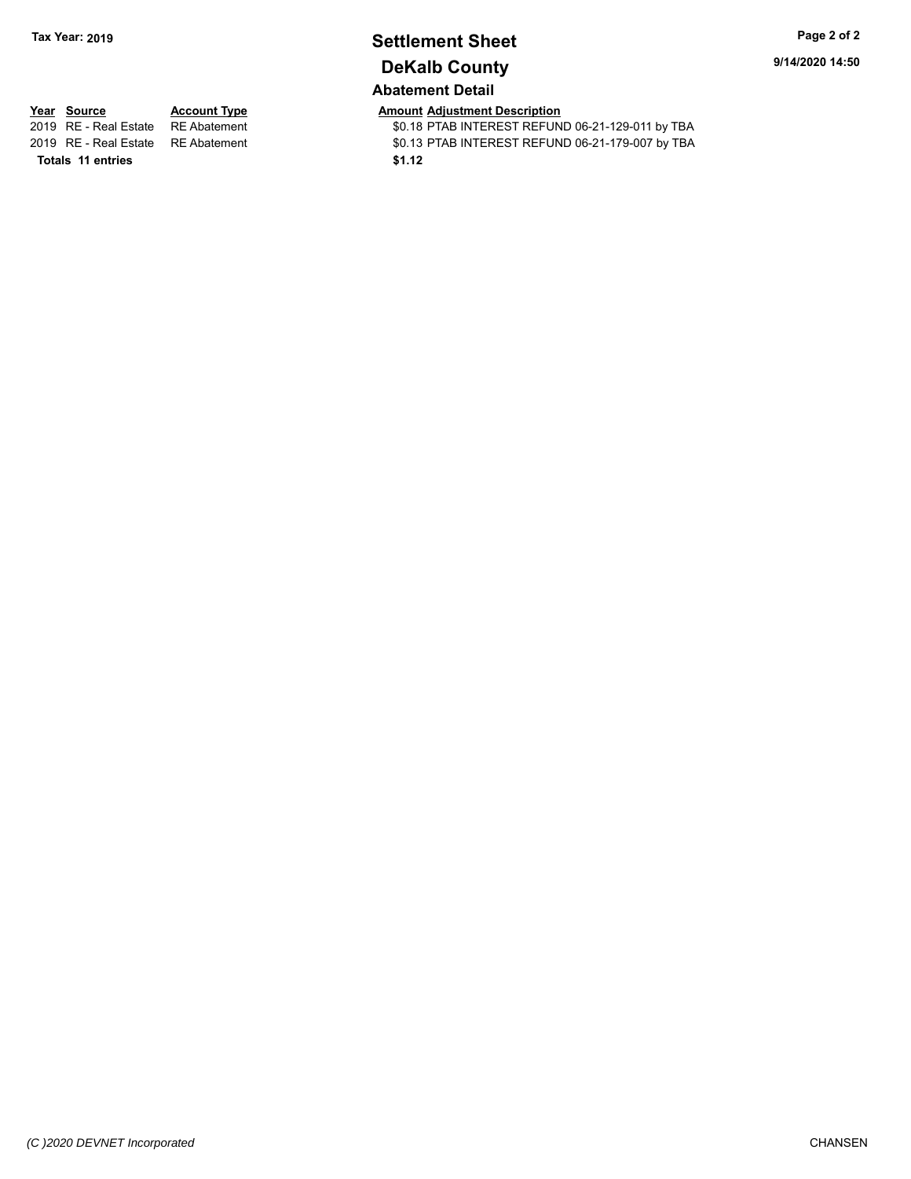**Tax Year: 2019**

# Settlement Sheet

## DeKalb County

9/14/2020 14:50

### Abatement Detail

| Year | Source | Account Type | Amount | Adjustment Description |
|---|---|---|---|---|
| 2019 | RE - Real Estate | RE Abatement | $0.18 | PTAB INTEREST REFUND 06-21-129-011 by TBA |
| 2019 | RE - Real Estate | RE Abatement | $0.13 | PTAB INTEREST REFUND 06-21-179-007 by TBA |
| **Totals** | **11 entries** | | **$1.12** | |

*(C )2020 DEVNET Incorporated*

CHANSEN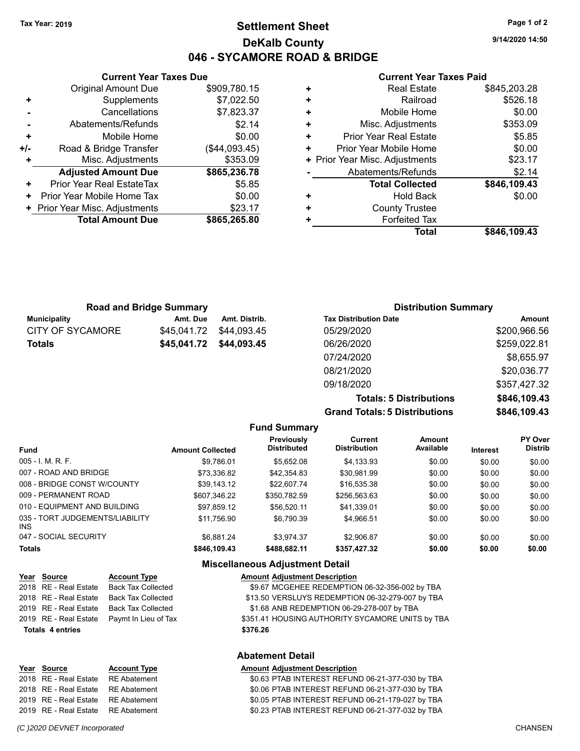Tax Year: 2019

# Settlement Sheet

## DeKalb County

## 046 - SYCAMORE ROAD & BRIDGE

9/14/2020 14:50

### Current Year Taxes Due

| | | |
|---|---|---|
| | Original Amount Due | $909,780.15 |
| + | Supplements | $7,022.50 |
| - | Cancellations | $7,823.37 |
| - | Abatements/Refunds | $2.14 |
| + | Mobile Home | $0.00 |
| +/- | Road & Bridge Transfer | ($44,093.45) |
| + | Misc. Adjustments | $353.09 |
| | **Adjusted Amount Due** | **$865,236.78** |
| + | Prior Year Real EstateTax | $5.85 |
| + | Prior Year Mobile Home Tax | $0.00 |
| + | Prior Year Misc. Adjustments | $23.17 |
| | **Total Amount Due** | **$865,265.80** |

### Current Year Taxes Paid

| | | |
|---|---|---|
| + | Real Estate | $845,203.28 |
| + | Railroad | $526.18 |
| + | Mobile Home | $0.00 |
| + | Misc. Adjustments | $353.09 |
| + | Prior Year Real Estate | $5.85 |
| + | Prior Year Mobile Home | $0.00 |
| + | Prior Year Misc. Adjustments | $23.17 |
| - | Abatements/Refunds | $2.14 |
| | **Total Collected** | **$846,109.43** |
| + | Hold Back | $0.00 |
| + | County Trustee | |
| + | Forfeited Tax | |
| | **Total** | **$846,109.43** |

### Road and Bridge Summary

| Municipality | Amt. Due | Amt. Distrib. |
|---|---|---|
| CITY OF SYCAMORE | $45,041.72 | $44,093.45 |
| **Totals** | **$45,041.72** | **$44,093.45** |

### Distribution Summary

| Tax Distribution Date | Amount |
|---|---|
| 05/29/2020 | $200,966.56 |
| 06/26/2020 | $259,022.81 |
| 07/24/2020 | $8,655.97 |
| 08/21/2020 | $20,036.77 |
| 09/18/2020 | $357,427.32 |
| **Totals: 5 Distributions** | **$846,109.43** |
| **Grand Totals: 5 Distributions** | **$846,109.43** |

### Fund Summary

| Fund | Amount Collected | Previously Distributed | Current Distribution | Amount Available | Interest | PY Over Distrib |
|---|---|---|---|---|---|---|
| 005 - I. M. R. F. | $9,786.01 | $5,652.08 | $4,133.93 | $0.00 | $0.00 | $0.00 |
| 007 - ROAD AND BRIDGE | $73,336.82 | $42,354.83 | $30,981.99 | $0.00 | $0.00 | $0.00 |
| 008 - BRIDGE CONST W/COUNTY | $39,143.12 | $22,607.74 | $16,535.38 | $0.00 | $0.00 | $0.00 |
| 009 - PERMANENT ROAD | $607,346.22 | $350,782.59 | $256,563.63 | $0.00 | $0.00 | $0.00 |
| 010 - EQUIPMENT AND BUILDING | $97,859.12 | $56,520.11 | $41,339.01 | $0.00 | $0.00 | $0.00 |
| 035 - TORT JUDGEMENTS/LIABILITY INS | $11,756.90 | $6,790.39 | $4,966.51 | $0.00 | $0.00 | $0.00 |
| 047 - SOCIAL SECURITY | $6,881.24 | $3,974.37 | $2,906.87 | $0.00 | $0.00 | $0.00 |
| **Totals** | **$846,109.43** | **$488,682.11** | **$357,427.32** | **$0.00** | **$0.00** | **$0.00** |

### Miscellaneous Adjustment Detail

| Year | Source | Account Type | Amount | Adjustment Description |
|---|---|---|---|---|
| 2018 | RE - Real Estate | Back Tax Collected | $9.67 | MCGEHEE REDEMPTION 06-32-356-002 by TBA |
| 2018 | RE - Real Estate | Back Tax Collected | $13.50 | VERSLUYS REDEMPTION 06-32-279-007 by TBA |
| 2019 | RE - Real Estate | Back Tax Collected | $1.68 | ANB REDEMPTION 06-29-278-007 by TBA |
| 2019 | RE - Real Estate | Paymt In Lieu of Tax | $351.41 | HOUSING AUTHORITY SYCAMORE UNITS by TBA |
| **Totals 4 entries** | | | **$376.26** | |

### Abatement Detail

| Year | Source | Account Type | Amount | Adjustment Description |
|---|---|---|---|---|
| 2018 | RE - Real Estate | RE Abatement | $0.63 | PTAB INTEREST REFUND 06-21-377-030 by TBA |
| 2018 | RE - Real Estate | RE Abatement | $0.06 | PTAB INTEREST REFUND 06-21-377-030 by TBA |
| 2019 | RE - Real Estate | RE Abatement | $0.05 | PTAB INTEREST REFUND 06-21-179-027 by TBA |
| 2019 | RE - Real Estate | RE Abatement | $0.23 | PTAB INTEREST REFUND 06-21-377-032 by TBA |

(C )2020 DEVNET Incorporated CHANSEN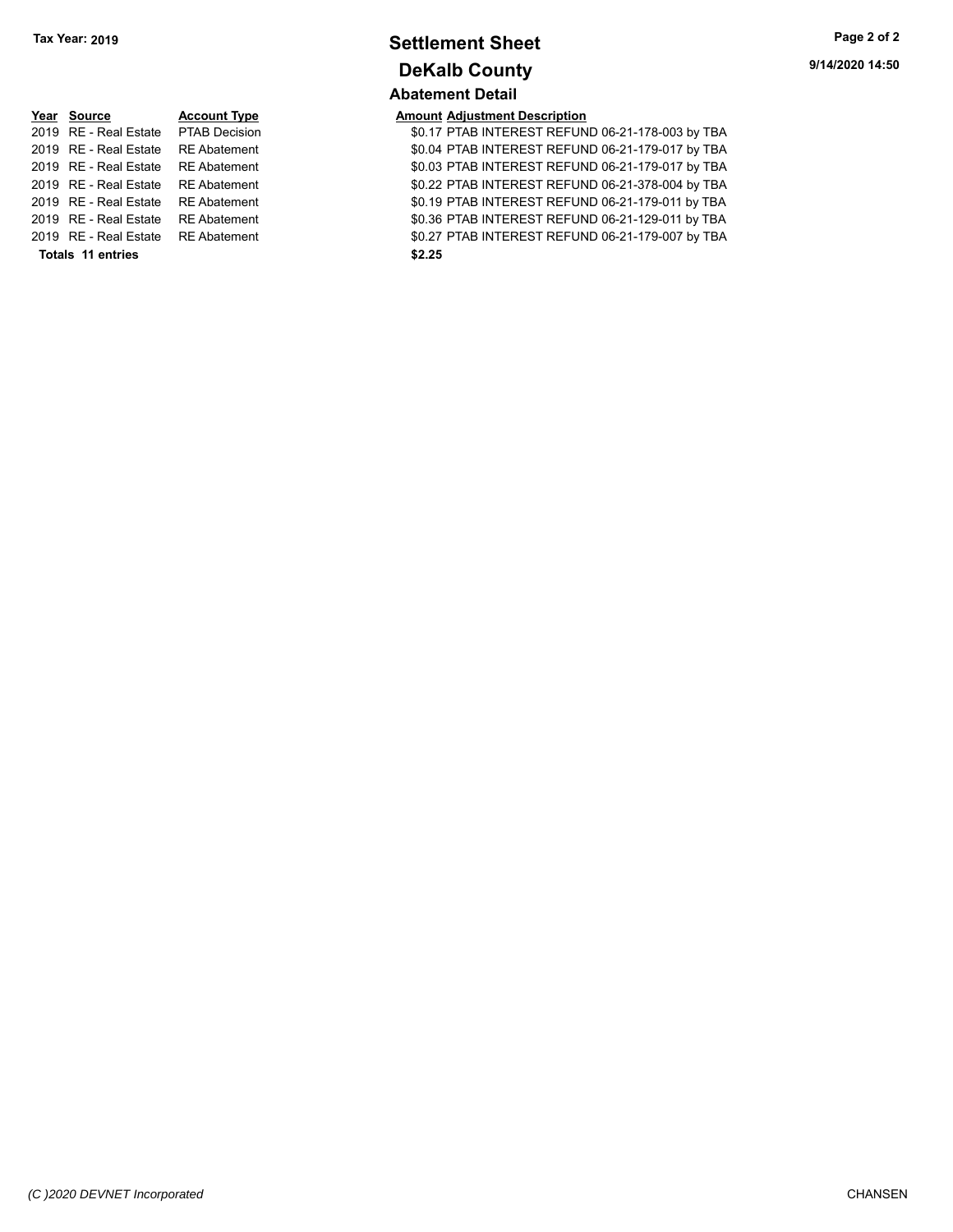**Tax Year: 2019**

# Settlement Sheet

## DeKalb County

9/14/2020 14:50

### Abatement Detail

| Year | Source | Account Type | Amount | Adjustment Description |
|---|---|---|---|---|
| 2019 | RE - Real Estate | PTAB Decision | $0.17 | PTAB INTEREST REFUND 06-21-178-003 by TBA |
| 2019 | RE - Real Estate | RE Abatement | $0.04 | PTAB INTEREST REFUND 06-21-179-017 by TBA |
| 2019 | RE - Real Estate | RE Abatement | $0.03 | PTAB INTEREST REFUND 06-21-179-017 by TBA |
| 2019 | RE - Real Estate | RE Abatement | $0.22 | PTAB INTEREST REFUND 06-21-378-004 by TBA |
| 2019 | RE - Real Estate | RE Abatement | $0.19 | PTAB INTEREST REFUND 06-21-179-011 by TBA |
| 2019 | RE - Real Estate | RE Abatement | $0.36 | PTAB INTEREST REFUND 06-21-129-011 by TBA |
| 2019 | RE - Real Estate | RE Abatement | $0.27 | PTAB INTEREST REFUND 06-21-179-007 by TBA |
| **Totals** | **11 entries** | | **$2.25** | |

*(C )2020 DEVNET Incorporated*

CHANSEN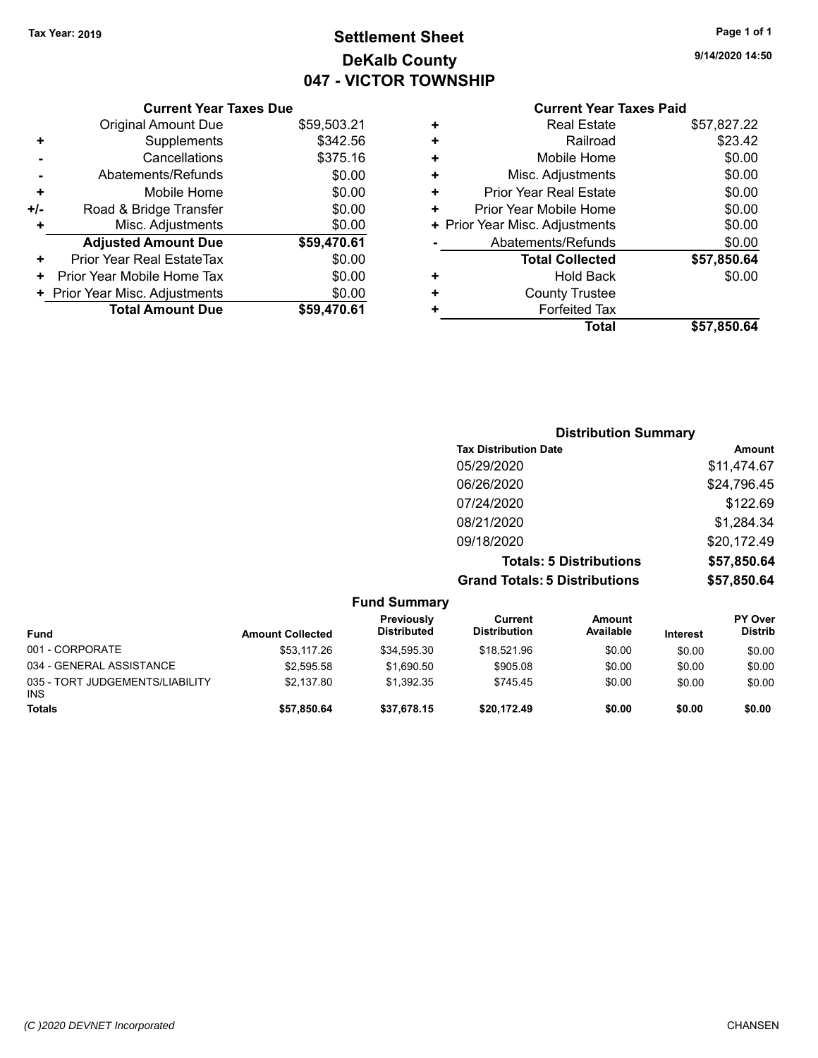Tax Year: 2019

# Settlement Sheet
## DeKalb County
## 047 - VICTOR TOWNSHIP

9/14/2020 14:50

### Current Year Taxes Due

| | | |
|---|---|---|
| | Original Amount Due | $59,503.21 |
| + | Supplements | $342.56 |
| - | Cancellations | $375.16 |
| - | Abatements/Refunds | $0.00 |
| + | Mobile Home | $0.00 |
| +/- | Road & Bridge Transfer | $0.00 |
| + | Misc. Adjustments | $0.00 |
| | **Adjusted Amount Due** | **$59,470.61** |
| + | Prior Year Real EstateTax | $0.00 |
| + | Prior Year Mobile Home Tax | $0.00 |
| + | Prior Year Misc. Adjustments | $0.00 |
| | **Total Amount Due** | **$59,470.61** |

### Current Year Taxes Paid

| | | |
|---|---|---|
| + | Real Estate | $57,827.22 |
| + | Railroad | $23.42 |
| + | Mobile Home | $0.00 |
| + | Misc. Adjustments | $0.00 |
| + | Prior Year Real Estate | $0.00 |
| + | Prior Year Mobile Home | $0.00 |
| + | Prior Year Misc. Adjustments | $0.00 |
| - | Abatements/Refunds | $0.00 |
| | **Total Collected** | **$57,850.64** |
| + | Hold Back | $0.00 |
| + | County Trustee | |
| + | Forfeited Tax | |
| | **Total** | **$57,850.64** |

### Distribution Summary

| Tax Distribution Date | Amount |
|---|---|
| 05/29/2020 | $11,474.67 |
| 06/26/2020 | $24,796.45 |
| 07/24/2020 | $122.69 |
| 08/21/2020 | $1,284.34 |
| 09/18/2020 | $20,172.49 |
| **Totals: 5 Distributions** | **$57,850.64** |
| **Grand Totals: 5 Distributions** | **$57,850.64** |

### Fund Summary

| Fund | Amount Collected | Previously Distributed | Current Distribution | Amount Available | Interest | PY Over Distrib |
|---|---|---|---|---|---|---|
| 001 - CORPORATE | $53,117.26 | $34,595.30 | $18,521.96 | $0.00 | $0.00 | $0.00 |
| 034 - GENERAL ASSISTANCE | $2,595.58 | $1,690.50 | $905.08 | $0.00 | $0.00 | $0.00 |
| 035 - TORT JUDGEMENTS/LIABILITY INS | $2,137.80 | $1,392.35 | $745.45 | $0.00 | $0.00 | $0.00 |
| **Totals** | **$57,850.64** | **$37,678.15** | **$20,172.49** | **$0.00** | **$0.00** | **$0.00** |

(C )2020 DEVNET Incorporated CHANSEN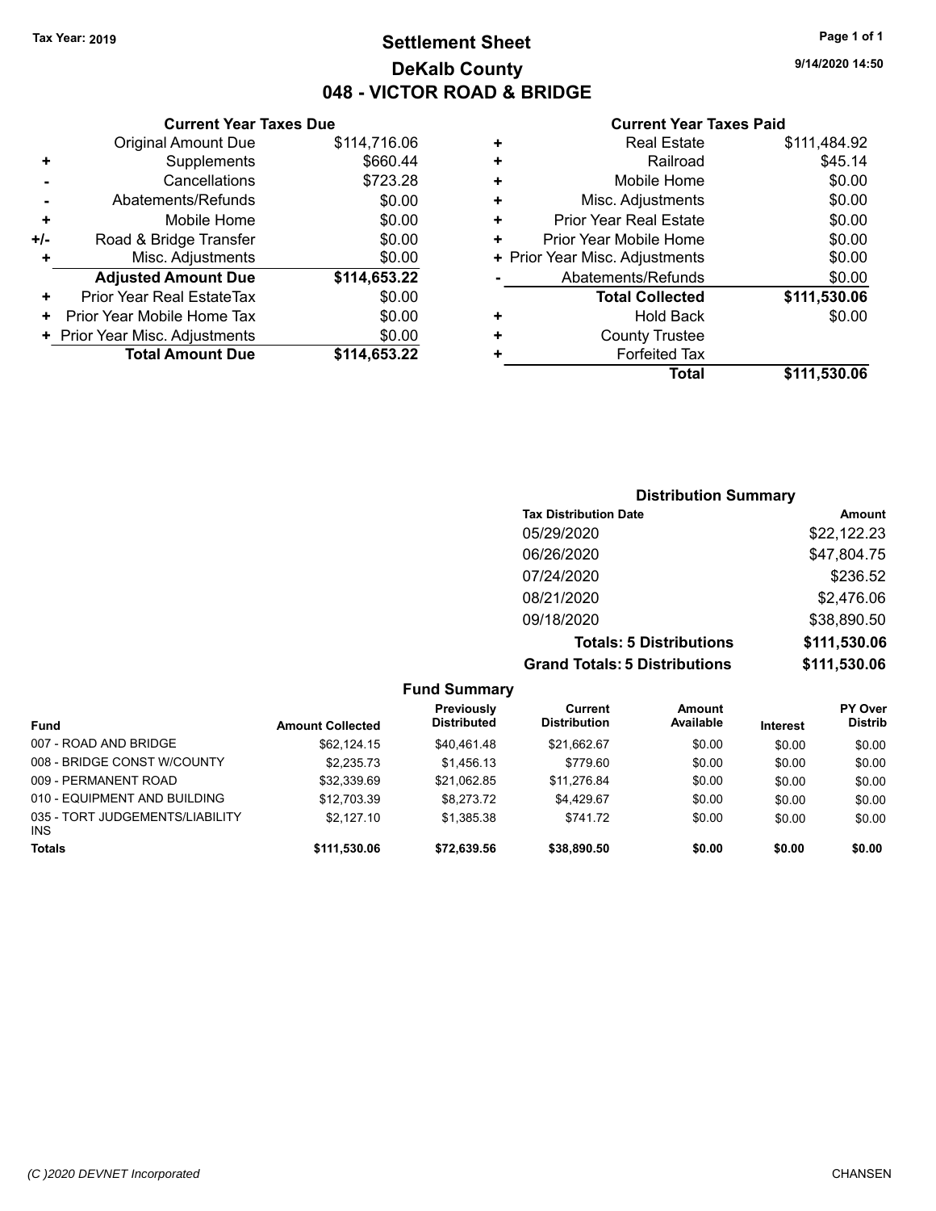Tax Year: 2019

# Settlement Sheet

## DeKalb County

## 048 - VICTOR ROAD & BRIDGE

9/14/2020 14:50

### Current Year Taxes Due

| | | |
|---|---|---|
| | Original Amount Due | $114,716.06 |
| + | Supplements | $660.44 |
| - | Cancellations | $723.28 |
| - | Abatements/Refunds | $0.00 |
| + | Mobile Home | $0.00 |
| +/- | Road & Bridge Transfer | $0.00 |
| + | Misc. Adjustments | $0.00 |
| | **Adjusted Amount Due** | **$114,653.22** |
| + | Prior Year Real EstateTax | $0.00 |
| + | Prior Year Mobile Home Tax | $0.00 |
| + | Prior Year Misc. Adjustments | $0.00 |
| | **Total Amount Due** | **$114,653.22** |

### Current Year Taxes Paid

| | | |
|---|---|---|
| + | Real Estate | $111,484.92 |
| + | Railroad | $45.14 |
| + | Mobile Home | $0.00 |
| + | Misc. Adjustments | $0.00 |
| + | Prior Year Real Estate | $0.00 |
| + | Prior Year Mobile Home | $0.00 |
| + | Prior Year Misc. Adjustments | $0.00 |
| - | Abatements/Refunds | $0.00 |
| | **Total Collected** | **$111,530.06** |
| + | Hold Back | $0.00 |
| + | County Trustee | |
| + | Forfeited Tax | |
| | **Total** | **$111,530.06** |

### Distribution Summary

| Tax Distribution Date | Amount |
|---|---|
| 05/29/2020 | $22,122.23 |
| 06/26/2020 | $47,804.75 |
| 07/24/2020 | $236.52 |
| 08/21/2020 | $2,476.06 |
| 09/18/2020 | $38,890.50 |
| **Totals: 5 Distributions** | **$111,530.06** |
| **Grand Totals: 5 Distributions** | **$111,530.06** |

### Fund Summary

| Fund | Amount Collected | Previously Distributed | Current Distribution | Amount Available | Interest | PY Over Distrib |
|---|---|---|---|---|---|---|
| 007 - ROAD AND BRIDGE | $62,124.15 | $40,461.48 | $21,662.67 | $0.00 | $0.00 | $0.00 |
| 008 - BRIDGE CONST W/COUNTY | $2,235.73 | $1,456.13 | $779.60 | $0.00 | $0.00 | $0.00 |
| 009 - PERMANENT ROAD | $32,339.69 | $21,062.85 | $11,276.84 | $0.00 | $0.00 | $0.00 |
| 010 - EQUIPMENT AND BUILDING | $12,703.39 | $8,273.72 | $4,429.67 | $0.00 | $0.00 | $0.00 |
| 035 - TORT JUDGEMENTS/LIABILITY INS | $2,127.10 | $1,385.38 | $741.72 | $0.00 | $0.00 | $0.00 |
| **Totals** | **$111,530.06** | **$72,639.56** | **$38,890.50** | **$0.00** | **$0.00** | **$0.00** |

(C )2020 DEVNET Incorporated CHANSEN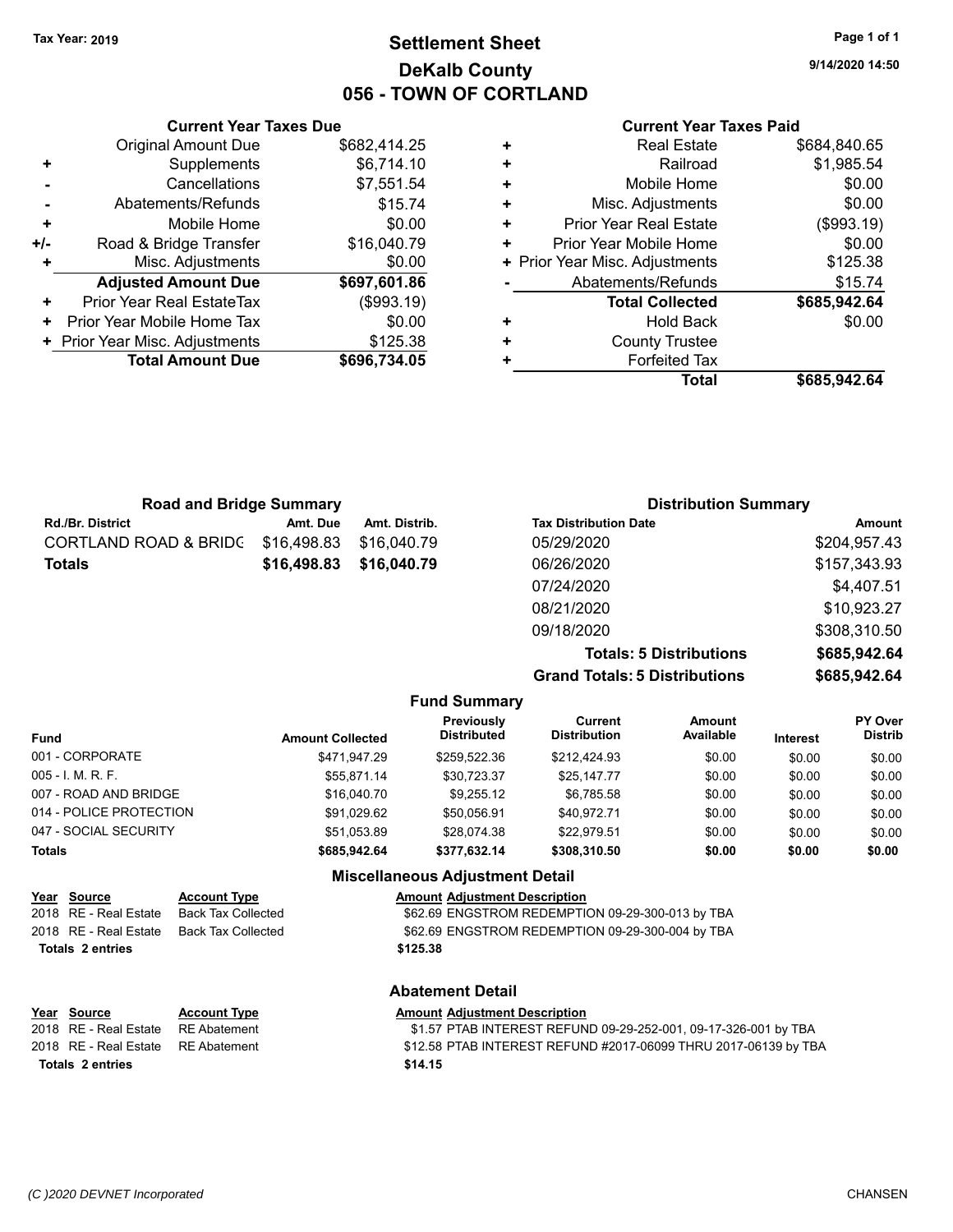Tax Year: 2019

# Settlement Sheet
## DeKalb County
## 056 - TOWN OF CORTLAND

9/14/2020 14:50

### Current Year Taxes Due

| | | |
|---|---|---|
| | Original Amount Due | $682,414.25 |
| + | Supplements | $6,714.10 |
| - | Cancellations | $7,551.54 |
| - | Abatements/Refunds | $15.74 |
| + | Mobile Home | $0.00 |
| +/- | Road & Bridge Transfer | $16,040.79 |
| + | Misc. Adjustments | $0.00 |
| | **Adjusted Amount Due** | **$697,601.86** |
| + | Prior Year Real EstateTax | ($993.19) |
| + | Prior Year Mobile Home Tax | $0.00 |
| + | Prior Year Misc. Adjustments | $125.38 |
| | **Total Amount Due** | **$696,734.05** |

### Current Year Taxes Paid

| | | |
|---|---|---|
| + | Real Estate | $684,840.65 |
| + | Railroad | $1,985.54 |
| + | Mobile Home | $0.00 |
| + | Misc. Adjustments | $0.00 |
| + | Prior Year Real Estate | ($993.19) |
| + | Prior Year Mobile Home | $0.00 |
| + | Prior Year Misc. Adjustments | $125.38 |
| - | Abatements/Refunds | $15.74 |
| | **Total Collected** | **$685,942.64** |
| + | Hold Back | $0.00 |
| + | County Trustee | |
| + | Forfeited Tax | |
| | **Total** | **$685,942.64** |

### Road and Bridge Summary

| Rd./Br. District | Amt. Due | Amt. Distrib. |
|---|---|---|
| CORTLAND ROAD & BRIDG | $16,498.83 | $16,040.79 |
| **Totals** | **$16,498.83** | **$16,040.79** |

### Distribution Summary

| Tax Distribution Date | Amount |
|---|---|
| 05/29/2020 | $204,957.43 |
| 06/26/2020 | $157,343.93 |
| 07/24/2020 | $4,407.51 |
| 08/21/2020 | $10,923.27 |
| 09/18/2020 | $308,310.50 |
| **Totals: 5 Distributions** | **$685,942.64** |
| **Grand Totals: 5 Distributions** | **$685,942.64** |

### Fund Summary

| Fund | Amount Collected | Previously Distributed | Current Distribution | Amount Available | Interest | PY Over Distrib |
|---|---|---|---|---|---|---|
| 001 - CORPORATE | $471,947.29 | $259,522.36 | $212,424.93 | $0.00 | $0.00 | $0.00 |
| 005 - I. M. R. F. | $55,871.14 | $30,723.37 | $25,147.77 | $0.00 | $0.00 | $0.00 |
| 007 - ROAD AND BRIDGE | $16,040.70 | $9,255.12 | $6,785.58 | $0.00 | $0.00 | $0.00 |
| 014 - POLICE PROTECTION | $91,029.62 | $50,056.91 | $40,972.71 | $0.00 | $0.00 | $0.00 |
| 047 - SOCIAL SECURITY | $51,053.89 | $28,074.38 | $22,979.51 | $0.00 | $0.00 | $0.00 |
| **Totals** | **$685,942.64** | **$377,632.14** | **$308,310.50** | **$0.00** | **$0.00** | **$0.00** |

### Miscellaneous Adjustment Detail

| Year | Source | Account Type | Amount | Adjustment Description |
|---|---|---|---|---|
| 2018 | RE - Real Estate | Back Tax Collected | $62.69 | ENGSTROM REDEMPTION 09-29-300-013 by TBA |
| 2018 | RE - Real Estate | Back Tax Collected | $62.69 | ENGSTROM REDEMPTION 09-29-300-004 by TBA |
| **Totals 2 entries** | | | **$125.38** | |

### Abatement Detail

| Year | Source | Account Type | Amount | Adjustment Description |
|---|---|---|---|---|
| 2018 | RE - Real Estate | RE Abatement | $1.57 | PTAB INTEREST REFUND 09-29-252-001, 09-17-326-001 by TBA |
| 2018 | RE - Real Estate | RE Abatement | $12.58 | PTAB INTEREST REFUND #2017-06099 THRU 2017-06139 by TBA |
| **Totals 2 entries** | | | **$14.15** | |

(C )2020 DEVNET Incorporated CHANSEN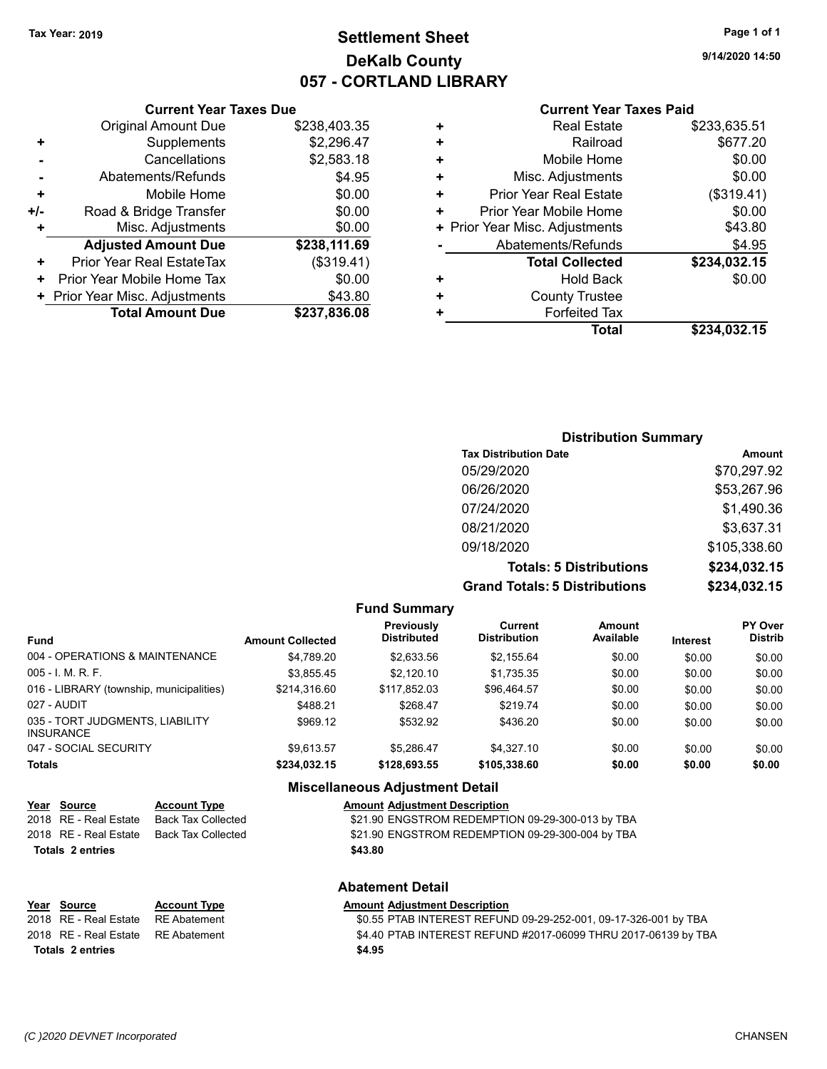Tax Year: 2019

# Settlement Sheet
## DeKalb County
## 057 - CORTLAND LIBRARY

9/14/2020 14:50

### Current Year Taxes Due

| | | |
|---|---|---|
| | Original Amount Due | $238,403.35 |
| + | Supplements | $2,296.47 |
| - | Cancellations | $2,583.18 |
| - | Abatements/Refunds | $4.95 |
| + | Mobile Home | $0.00 |
| +/- | Road & Bridge Transfer | $0.00 |
| + | Misc. Adjustments | $0.00 |
| | **Adjusted Amount Due** | **$238,111.69** |
| + | Prior Year Real EstateTax | ($319.41) |
| + | Prior Year Mobile Home Tax | $0.00 |
| + | Prior Year Misc. Adjustments | $43.80 |
| | **Total Amount Due** | **$237,836.08** |

### Current Year Taxes Paid

| | | |
|---|---|---|
| + | Real Estate | $233,635.51 |
| + | Railroad | $677.20 |
| + | Mobile Home | $0.00 |
| + | Misc. Adjustments | $0.00 |
| + | Prior Year Real Estate | ($319.41) |
| + | Prior Year Mobile Home | $0.00 |
| + | Prior Year Misc. Adjustments | $43.80 |
| - | Abatements/Refunds | $4.95 |
| | **Total Collected** | **$234,032.15** |
| + | Hold Back | $0.00 |
| + | County Trustee | |
| + | Forfeited Tax | |
| | **Total** | **$234,032.15** |

### Distribution Summary

| Tax Distribution Date | Amount |
|---|---|
| 05/29/2020 | $70,297.92 |
| 06/26/2020 | $53,267.96 |
| 07/24/2020 | $1,490.36 |
| 08/21/2020 | $3,637.31 |
| 09/18/2020 | $105,338.60 |
| **Totals: 5 Distributions** | **$234,032.15** |
| **Grand Totals: 5 Distributions** | **$234,032.15** |

### Fund Summary

| Fund | Amount Collected | Previously Distributed | Current Distribution | Amount Available | Interest | PY Over Distrib |
|---|---|---|---|---|---|---|
| 004 - OPERATIONS & MAINTENANCE | $4,789.20 | $2,633.56 | $2,155.64 | $0.00 | $0.00 | $0.00 |
| 005 - I. M. R. F. | $3,855.45 | $2,120.10 | $1,735.35 | $0.00 | $0.00 | $0.00 |
| 016 - LIBRARY (township, municipalities) | $214,316.60 | $117,852.03 | $96,464.57 | $0.00 | $0.00 | $0.00 |
| 027 - AUDIT | $488.21 | $268.47 | $219.74 | $0.00 | $0.00 | $0.00 |
| 035 - TORT JUDGMENTS, LIABILITY INSURANCE | $969.12 | $532.92 | $436.20 | $0.00 | $0.00 | $0.00 |
| 047 - SOCIAL SECURITY | $9,613.57 | $5,286.47 | $4,327.10 | $0.00 | $0.00 | $0.00 |
| **Totals** | **$234,032.15** | **$128,693.55** | **$105,338.60** | **$0.00** | **$0.00** | **$0.00** |

### Miscellaneous Adjustment Detail

| Year | Source | Account Type | Amount | Adjustment Description |
|---|---|---|---|---|
| 2018 | RE - Real Estate | Back Tax Collected | $21.90 | ENGSTROM REDEMPTION 09-29-300-013 by TBA |
| 2018 | RE - Real Estate | Back Tax Collected | $21.90 | ENGSTROM REDEMPTION 09-29-300-004 by TBA |
| **Totals 2 entries** | | | **$43.80** | |

### Abatement Detail

| Year | Source | Account Type | Amount | Adjustment Description |
|---|---|---|---|---|
| 2018 | RE - Real Estate | RE Abatement | $0.55 | PTAB INTEREST REFUND 09-29-252-001, 09-17-326-001 by TBA |
| 2018 | RE - Real Estate | RE Abatement | $4.40 | PTAB INTEREST REFUND #2017-06099 THRU 2017-06139 by TBA |
| **Totals 2 entries** | | | **$4.95** | |

(C )2020 DEVNET Incorporated CHANSEN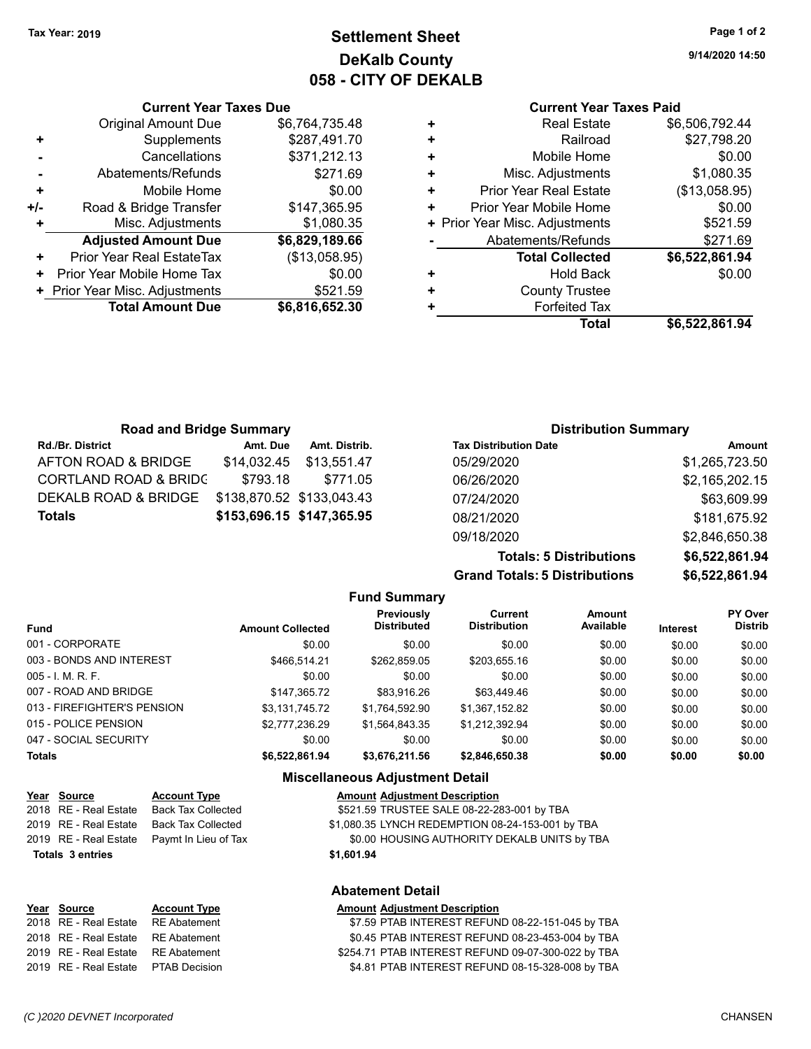Tax Year: 2019

# Settlement Sheet
## DeKalb County
## 058 - CITY OF DEKALB

9/14/2020 14:50

### Current Year Taxes Due

| | | |
|---|---|---|
| | Original Amount Due | $6,764,735.48 |
| + | Supplements | $287,491.70 |
| - | Cancellations | $371,212.13 |
| - | Abatements/Refunds | $271.69 |
| + | Mobile Home | $0.00 |
| +/- | Road & Bridge Transfer | $147,365.95 |
| + | Misc. Adjustments | $1,080.35 |
| | **Adjusted Amount Due** | **$6,829,189.66** |
| + | Prior Year Real EstateTax | ($13,058.95) |
| + | Prior Year Mobile Home Tax | $0.00 |
| + | Prior Year Misc. Adjustments | $521.59 |
| | **Total Amount Due** | **$6,816,652.30** |

### Current Year Taxes Paid

| | | |
|---|---|---|
| + | Real Estate | $6,506,792.44 |
| + | Railroad | $27,798.20 |
| + | Mobile Home | $0.00 |
| + | Misc. Adjustments | $1,080.35 |
| + | Prior Year Real Estate | ($13,058.95) |
| + | Prior Year Mobile Home | $0.00 |
| + | Prior Year Misc. Adjustments | $521.59 |
| - | Abatements/Refunds | $271.69 |
| | **Total Collected** | **$6,522,861.94** |
| + | Hold Back | $0.00 |
| + | County Trustee | |
| + | Forfeited Tax | |
| | **Total** | **$6,522,861.94** |

### Road and Bridge Summary

| Rd./Br. District | Amt. Due | Amt. Distrib. |
|---|---|---|
| AFTON ROAD & BRIDGE | $14,032.45 | $13,551.47 |
| CORTLAND ROAD & BRIDG | $793.18 | $771.05 |
| DEKALB ROAD & BRIDGE | $138,870.52 | $133,043.43 |
| **Totals** | **$153,696.15** | **$147,365.95** |

### Distribution Summary

| Tax Distribution Date | Amount |
|---|---|
| 05/29/2020 | $1,265,723.50 |
| 06/26/2020 | $2,165,202.15 |
| 07/24/2020 | $63,609.99 |
| 08/21/2020 | $181,675.92 |
| 09/18/2020 | $2,846,650.38 |
| **Totals: 5 Distributions** | **$6,522,861.94** |
| **Grand Totals: 5 Distributions** | **$6,522,861.94** |

### Fund Summary

| Fund | Amount Collected | Previously Distributed | Current Distribution | Amount Available | Interest | PY Over Distrib |
|---|---|---|---|---|---|---|
| 001 - CORPORATE | $0.00 | $0.00 | $0.00 | $0.00 | $0.00 | $0.00 |
| 003 - BONDS AND INTEREST | $466,514.21 | $262,859.05 | $203,655.16 | $0.00 | $0.00 | $0.00 |
| 005 - I. M. R. F. | $0.00 | $0.00 | $0.00 | $0.00 | $0.00 | $0.00 |
| 007 - ROAD AND BRIDGE | $147,365.72 | $83,916.26 | $63,449.46 | $0.00 | $0.00 | $0.00 |
| 013 - FIREFIGHTER'S PENSION | $3,131,745.72 | $1,764,592.90 | $1,367,152.82 | $0.00 | $0.00 | $0.00 |
| 015 - POLICE PENSION | $2,777,236.29 | $1,564,843.35 | $1,212,392.94 | $0.00 | $0.00 | $0.00 |
| 047 - SOCIAL SECURITY | $0.00 | $0.00 | $0.00 | $0.00 | $0.00 | $0.00 |
| **Totals** | **$6,522,861.94** | **$3,676,211.56** | **$2,846,650.38** | **$0.00** | **$0.00** | **$0.00** |

### Miscellaneous Adjustment Detail

| Year | Source | Account Type | Amount | Adjustment Description |
|---|---|---|---|---|
| 2018 | RE - Real Estate | Back Tax Collected | $521.59 | TRUSTEE SALE 08-22-283-001 by TBA |
| 2019 | RE - Real Estate | Back Tax Collected | $1,080.35 | LYNCH REDEMPTION 08-24-153-001 by TBA |
| 2019 | RE - Real Estate | Paymt In Lieu of Tax | $0.00 | HOUSING AUTHORITY DEKALB UNITS by TBA |
| **Totals 3 entries** | | | **$1,601.94** | |

### Abatement Detail

| Year | Source | Account Type | Amount | Adjustment Description |
|---|---|---|---|---|
| 2018 | RE - Real Estate | RE Abatement | $7.59 | PTAB INTEREST REFUND 08-22-151-045 by TBA |
| 2018 | RE - Real Estate | RE Abatement | $0.45 | PTAB INTEREST REFUND 08-23-453-004 by TBA |
| 2019 | RE - Real Estate | RE Abatement | $254.71 | PTAB INTEREST REFUND 09-07-300-022 by TBA |
| 2019 | RE - Real Estate | PTAB Decision | $4.81 | PTAB INTEREST REFUND 08-15-328-008 by TBA |

(C )2020 DEVNET Incorporated CHANSEN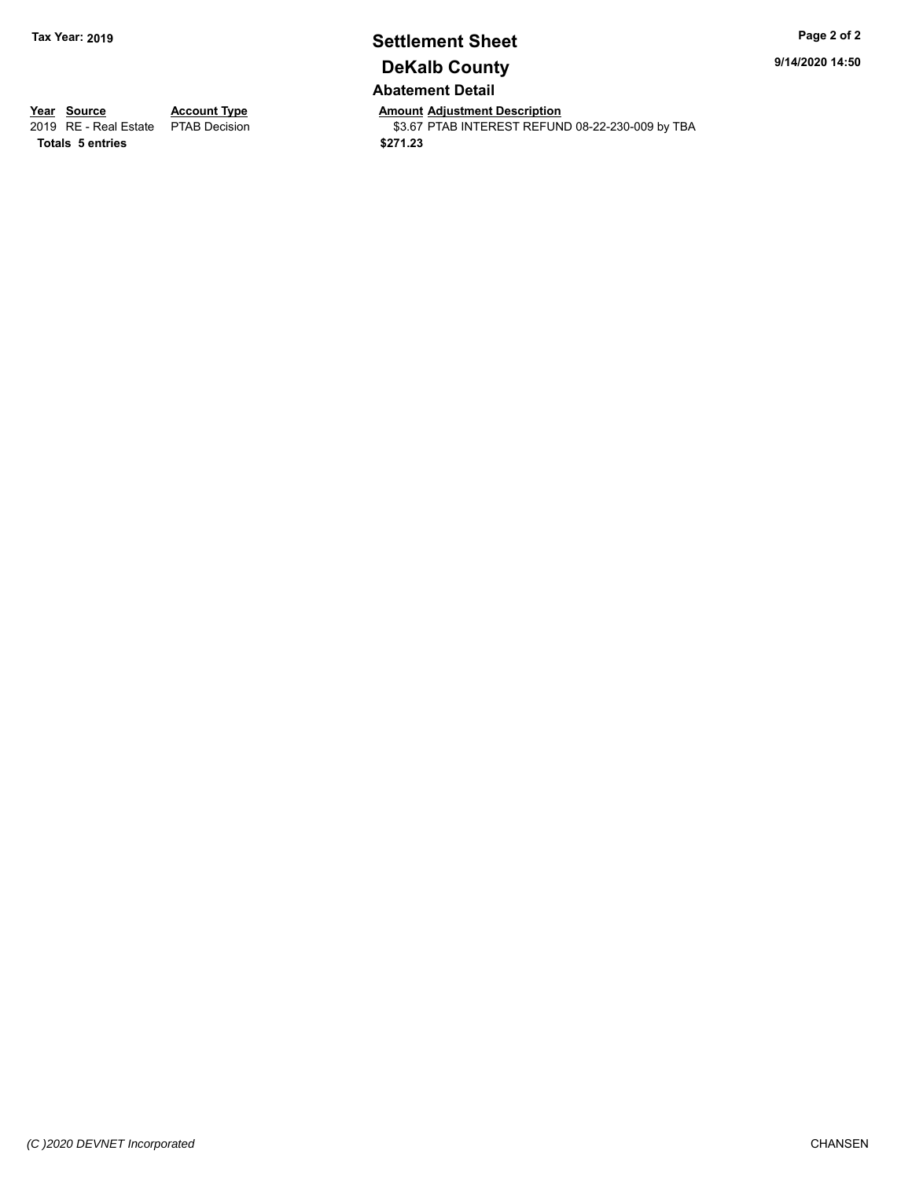# Settlement Sheet

## DeKalb County

Tax Year: 2019

9/14/2020 14:50

### Abatement Detail

| Year | Source | Account Type | Amount | Adjustment Description |
| --- | --- | --- | --- | --- |
| 2019 | RE - Real Estate | PTAB Decision | $3.67 | PTAB INTEREST REFUND 08-22-230-009 by TBA |
| **Totals** | **5 entries** | | **$271.23** | |

*(C )2020 DEVNET Incorporated*

CHANSEN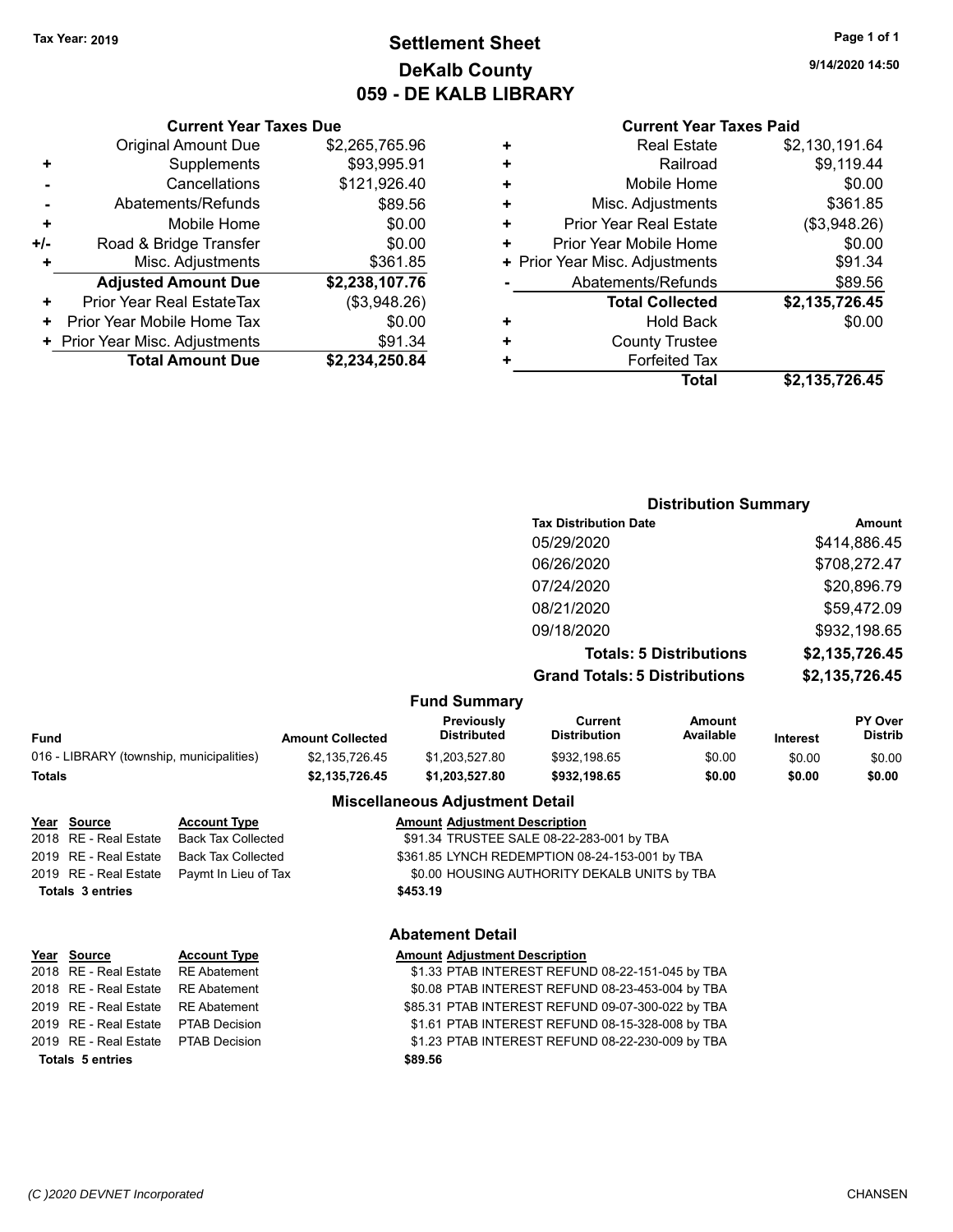Tax Year: 2019

# Settlement Sheet
## DeKalb County
## 059 - DE KALB LIBRARY

9/14/2020 14:50

### Current Year Taxes Due

| | | |
|---|---|---|
| | Original Amount Due | $2,265,765.96 |
| + | Supplements | $93,995.91 |
| - | Cancellations | $121,926.40 |
| - | Abatements/Refunds | $89.56 |
| + | Mobile Home | $0.00 |
| +/- | Road & Bridge Transfer | $0.00 |
| + | Misc. Adjustments | $361.85 |
| | **Adjusted Amount Due** | **$2,238,107.76** |
| + | Prior Year Real EstateTax | ($3,948.26) |
| + | Prior Year Mobile Home Tax | $0.00 |
| + | Prior Year Misc. Adjustments | $91.34 |
| | **Total Amount Due** | **$2,234,250.84** |

### Current Year Taxes Paid

| | | |
|---|---|---|
| + | Real Estate | $2,130,191.64 |
| + | Railroad | $9,119.44 |
| + | Mobile Home | $0.00 |
| + | Misc. Adjustments | $361.85 |
| + | Prior Year Real Estate | ($3,948.26) |
| + | Prior Year Mobile Home | $0.00 |
| + | Prior Year Misc. Adjustments | $91.34 |
| - | Abatements/Refunds | $89.56 |
| | **Total Collected** | **$2,135,726.45** |
| + | Hold Back | $0.00 |
| + | County Trustee | |
| + | Forfeited Tax | |
| | **Total** | **$2,135,726.45** |

### Distribution Summary

| Tax Distribution Date | Amount |
|---|---|
| 05/29/2020 | $414,886.45 |
| 06/26/2020 | $708,272.47 |
| 07/24/2020 | $20,896.79 |
| 08/21/2020 | $59,472.09 |
| 09/18/2020 | $932,198.65 |
| **Totals: 5 Distributions** | **$2,135,726.45** |
| **Grand Totals: 5 Distributions** | **$2,135,726.45** |

### Fund Summary

| Fund | Amount Collected | Previously Distributed | Current Distribution | Amount Available | Interest | PY Over Distrib |
|---|---|---|---|---|---|---|
| 016 - LIBRARY (township, municipalities) | $2,135,726.45 | $1,203,527.80 | $932,198.65 | $0.00 | $0.00 | $0.00 |
| **Totals** | **$2,135,726.45** | **$1,203,527.80** | **$932,198.65** | **$0.00** | **$0.00** | **$0.00** |

### Miscellaneous Adjustment Detail

| Year | Source | Account Type | Amount | Adjustment Description |
|---|---|---|---|---|
| 2018 | RE - Real Estate | Back Tax Collected | $91.34 | TRUSTEE SALE 08-22-283-001 by TBA |
| 2019 | RE - Real Estate | Back Tax Collected | $361.85 | LYNCH REDEMPTION 08-24-153-001 by TBA |
| 2019 | RE - Real Estate | Paymt In Lieu of Tax | $0.00 | HOUSING AUTHORITY DEKALB UNITS by TBA |
| **Totals 3 entries** | | | **$453.19** | |

### Abatement Detail

| Year | Source | Account Type | Amount | Adjustment Description |
|---|---|---|---|---|
| 2018 | RE - Real Estate | RE Abatement | $1.33 | PTAB INTEREST REFUND 08-22-151-045 by TBA |
| 2018 | RE - Real Estate | RE Abatement | $0.08 | PTAB INTEREST REFUND 08-23-453-004 by TBA |
| 2019 | RE - Real Estate | RE Abatement | $85.31 | PTAB INTEREST REFUND 09-07-300-022 by TBA |
| 2019 | RE - Real Estate | PTAB Decision | $1.61 | PTAB INTEREST REFUND 08-15-328-008 by TBA |
| 2019 | RE - Real Estate | PTAB Decision | $1.23 | PTAB INTEREST REFUND 08-22-230-009 by TBA |
| **Totals 5 entries** | | | **$89.56** | |

(C )2020 DEVNET Incorporated CHANSEN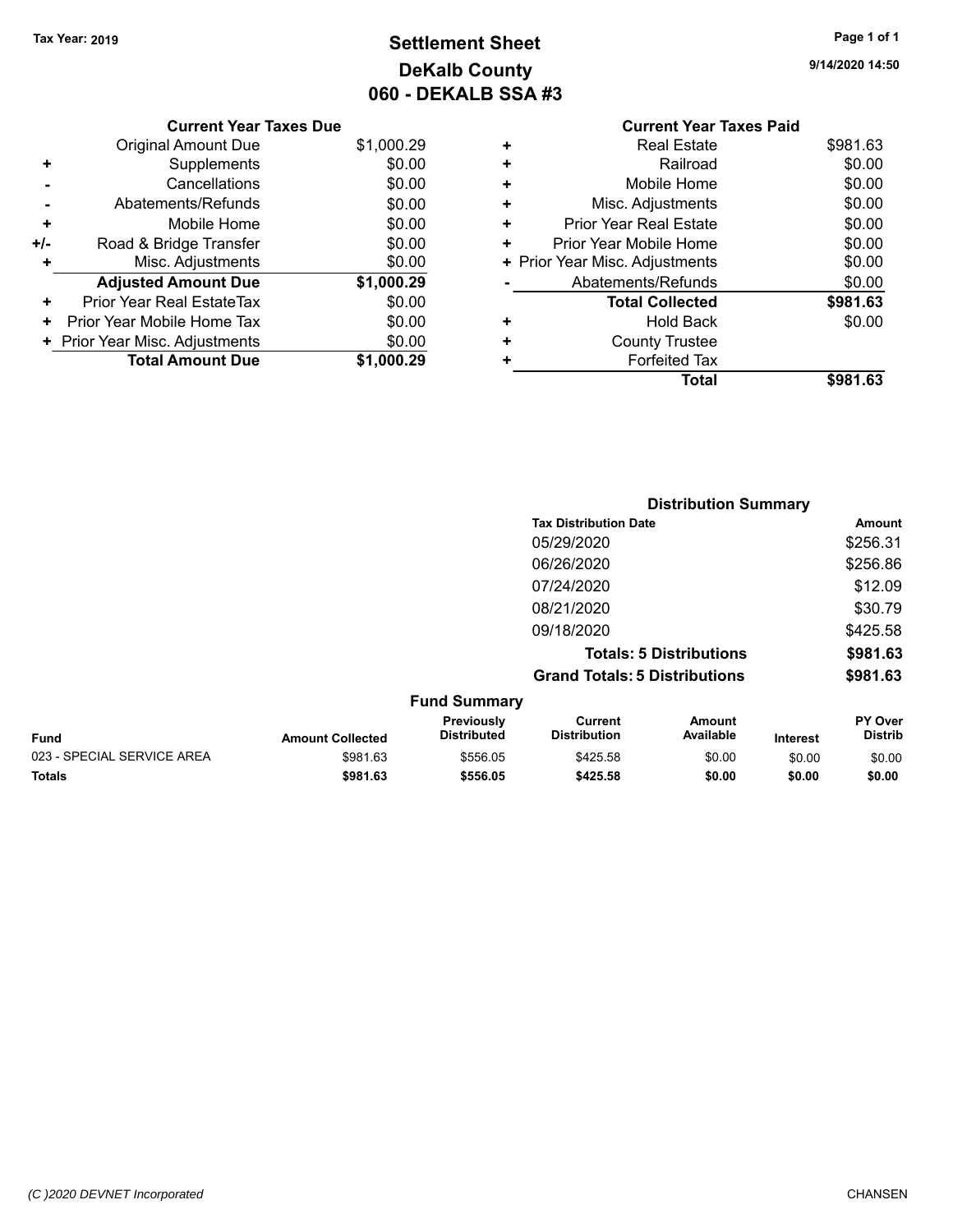Tax Year: 2019

# Settlement Sheet
## DeKalb County
## 060 - DEKALB SSA #3

9/14/2020 14:50

| | Current Year Taxes Due | |
|---|---|---|
| | Original Amount Due | $1,000.29 |
| + | Supplements | $0.00 |
| - | Cancellations | $0.00 |
| - | Abatements/Refunds | $0.00 |
| + | Mobile Home | $0.00 |
| +/- | Road & Bridge Transfer | $0.00 |
| + | Misc. Adjustments | $0.00 |
| | **Adjusted Amount Due** | **$1,000.29** |
| + | Prior Year Real EstateTax | $0.00 |
| + | Prior Year Mobile Home Tax | $0.00 |
| + | Prior Year Misc. Adjustments | $0.00 |
| | **Total Amount Due** | **$1,000.29** |

| | Current Year Taxes Paid | |
|---|---|---|
| + | Real Estate | $981.63 |
| + | Railroad | $0.00 |
| + | Mobile Home | $0.00 |
| + | Misc. Adjustments | $0.00 |
| + | Prior Year Real Estate | $0.00 |
| + | Prior Year Mobile Home | $0.00 |
| + | Prior Year Misc. Adjustments | $0.00 |
| - | Abatements/Refunds | $0.00 |
| | **Total Collected** | **$981.63** |
| + | Hold Back | $0.00 |
| + | County Trustee | |
| + | Forfeited Tax | |
| | **Total** | **$981.63** |

### Distribution Summary

| Tax Distribution Date | Amount |
|---|---|
| 05/29/2020 | $256.31 |
| 06/26/2020 | $256.86 |
| 07/24/2020 | $12.09 |
| 08/21/2020 | $30.79 |
| 09/18/2020 | $425.58 |
| **Totals: 5 Distributions** | **$981.63** |
| **Grand Totals: 5 Distributions** | **$981.63** |

### Fund Summary

| Fund | Amount Collected | Previously Distributed | Current Distribution | Amount Available | Interest | PY Over Distrib |
|---|---|---|---|---|---|---|
| 023 - SPECIAL SERVICE AREA | $981.63 | $556.05 | $425.58 | $0.00 | $0.00 | $0.00 |
| **Totals** | **$981.63** | **$556.05** | **$425.58** | **$0.00** | **$0.00** | **$0.00** |

(C )2020 DEVNET Incorporated CHANSEN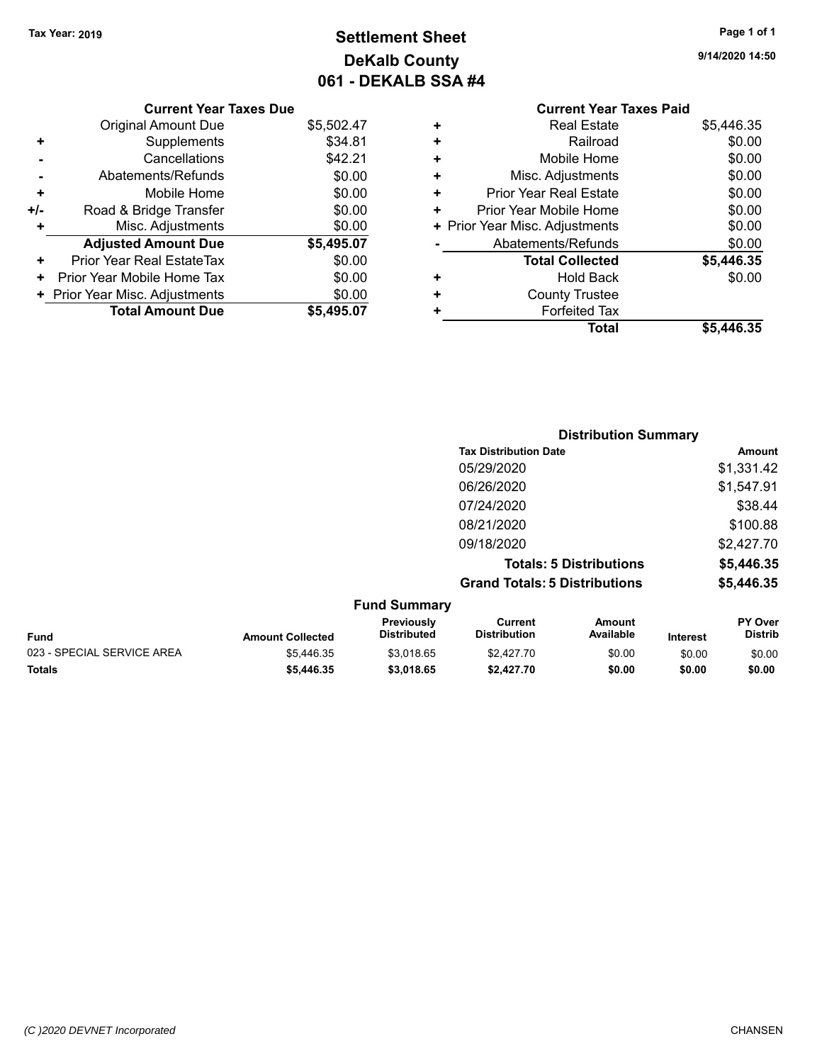Tax Year: 2019

# Settlement Sheet

## DeKalb County

## 061 - DEKALB SSA #4

9/14/2020 14:50

### Current Year Taxes Due

| | | |
|---|---|---|
| | Original Amount Due | $5,502.47 |
| + | Supplements | $34.81 |
| - | Cancellations | $42.21 |
| - | Abatements/Refunds | $0.00 |
| + | Mobile Home | $0.00 |
| +/- | Road & Bridge Transfer | $0.00 |
| + | Misc. Adjustments | $0.00 |
| | **Adjusted Amount Due** | **$5,495.07** |
| + | Prior Year Real EstateTax | $0.00 |
| + | Prior Year Mobile Home Tax | $0.00 |
| + | Prior Year Misc. Adjustments | $0.00 |
| | **Total Amount Due** | **$5,495.07** |

### Current Year Taxes Paid

| | | |
|---|---|---|
| + | Real Estate | $5,446.35 |
| + | Railroad | $0.00 |
| + | Mobile Home | $0.00 |
| + | Misc. Adjustments | $0.00 |
| + | Prior Year Real Estate | $0.00 |
| + | Prior Year Mobile Home | $0.00 |
| + | Prior Year Misc. Adjustments | $0.00 |
| - | Abatements/Refunds | $0.00 |
| | **Total Collected** | **$5,446.35** |
| + | Hold Back | $0.00 |
| + | County Trustee | |
| + | Forfeited Tax | |
| | **Total** | **$5,446.35** |

### Distribution Summary

| Tax Distribution Date | Amount |
|---|---|
| 05/29/2020 | $1,331.42 |
| 06/26/2020 | $1,547.91 |
| 07/24/2020 | $38.44 |
| 08/21/2020 | $100.88 |
| 09/18/2020 | $2,427.70 |
| **Totals: 5 Distributions** | **$5,446.35** |
| **Grand Totals: 5 Distributions** | **$5,446.35** |

### Fund Summary

| Fund | Amount Collected | Previously Distributed | Current Distribution | Amount Available | Interest | PY Over Distrib |
|---|---|---|---|---|---|---|
| 023 - SPECIAL SERVICE AREA | $5,446.35 | $3,018.65 | $2,427.70 | $0.00 | $0.00 | $0.00 |
| **Totals** | **$5,446.35** | **$3,018.65** | **$2,427.70** | **$0.00** | **$0.00** | **$0.00** |

(C )2020 DEVNET Incorporated — CHANSEN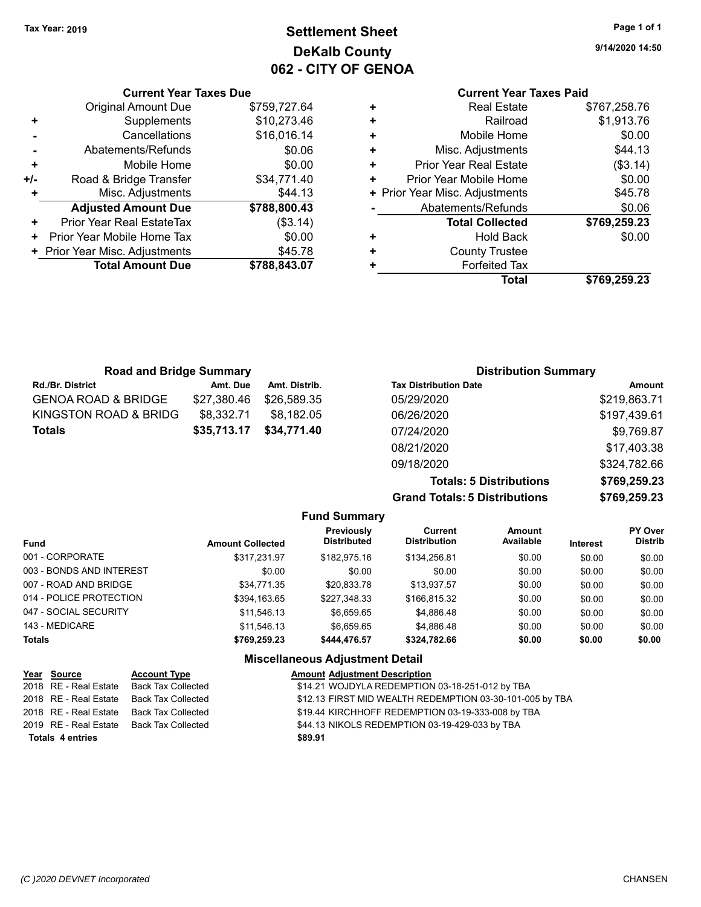Tax Year: 2019

# Settlement Sheet
## DeKalb County
## 062 - CITY OF GENOA

9/14/2020 14:50

### Current Year Taxes Due

| | | |
|---|---|---|
| | Original Amount Due | $759,727.64 |
| + | Supplements | $10,273.46 |
| - | Cancellations | $16,016.14 |
| - | Abatements/Refunds | $0.06 |
| + | Mobile Home | $0.00 |
| +/- | Road & Bridge Transfer | $34,771.40 |
| + | Misc. Adjustments | $44.13 |
| | **Adjusted Amount Due** | **$788,800.43** |
| + | Prior Year Real EstateTax | ($3.14) |
| + | Prior Year Mobile Home Tax | $0.00 |
| + | Prior Year Misc. Adjustments | $45.78 |
| | **Total Amount Due** | **$788,843.07** |

### Current Year Taxes Paid

| | | |
|---|---|---|
| + | Real Estate | $767,258.76 |
| + | Railroad | $1,913.76 |
| + | Mobile Home | $0.00 |
| + | Misc. Adjustments | $44.13 |
| + | Prior Year Real Estate | ($3.14) |
| + | Prior Year Mobile Home | $0.00 |
| + | Prior Year Misc. Adjustments | $45.78 |
| - | Abatements/Refunds | $0.06 |
| | **Total Collected** | **$769,259.23** |
| + | Hold Back | $0.00 |
| + | County Trustee | |
| + | Forfeited Tax | |
| | **Total** | **$769,259.23** |

### Road and Bridge Summary

| Rd./Br. District | Amt. Due | Amt. Distrib. |
|---|---|---|
| GENOA ROAD & BRIDGE | $27,380.46 | $26,589.35 |
| KINGSTON ROAD & BRIDG | $8,332.71 | $8,182.05 |
| **Totals** | **$35,713.17** | **$34,771.40** |

### Distribution Summary

| Tax Distribution Date | Amount |
|---|---|
| 05/29/2020 | $219,863.71 |
| 06/26/2020 | $197,439.61 |
| 07/24/2020 | $9,769.87 |
| 08/21/2020 | $17,403.38 |
| 09/18/2020 | $324,782.66 |
| **Totals: 5 Distributions** | **$769,259.23** |
| **Grand Totals: 5 Distributions** | **$769,259.23** |

### Fund Summary

| Fund | Amount Collected | Previously Distributed | Current Distribution | Amount Available | Interest | PY Over Distrib |
|---|---|---|---|---|---|---|
| 001 - CORPORATE | $317,231.97 | $182,975.16 | $134,256.81 | $0.00 | $0.00 | $0.00 |
| 003 - BONDS AND INTEREST | $0.00 | $0.00 | $0.00 | $0.00 | $0.00 | $0.00 |
| 007 - ROAD AND BRIDGE | $34,771.35 | $20,833.78 | $13,937.57 | $0.00 | $0.00 | $0.00 |
| 014 - POLICE PROTECTION | $394,163.65 | $227,348.33 | $166,815.32 | $0.00 | $0.00 | $0.00 |
| 047 - SOCIAL SECURITY | $11,546.13 | $6,659.65 | $4,886.48 | $0.00 | $0.00 | $0.00 |
| 143 - MEDICARE | $11,546.13 | $6,659.65 | $4,886.48 | $0.00 | $0.00 | $0.00 |
| **Totals** | **$769,259.23** | **$444,476.57** | **$324,782.66** | **$0.00** | **$0.00** | **$0.00** |

### Miscellaneous Adjustment Detail

| Year | Source | Account Type | Amount | Adjustment Description |
|---|---|---|---|---|
| 2018 | RE - Real Estate | Back Tax Collected | $14.21 | WOJDYLA REDEMPTION 03-18-251-012 by TBA |
| 2018 | RE - Real Estate | Back Tax Collected | $12.13 | FIRST MID WEALTH REDEMPTION 03-30-101-005 by TBA |
| 2018 | RE - Real Estate | Back Tax Collected | $19.44 | KIRCHHOFF REDEMPTION 03-19-333-008 by TBA |
| 2019 | RE - Real Estate | Back Tax Collected | $44.13 | NIKOLS REDEMPTION 03-19-429-033 by TBA |
| **Totals 4 entries** | | | **$89.91** | |

(C )2020 DEVNET Incorporated CHANSEN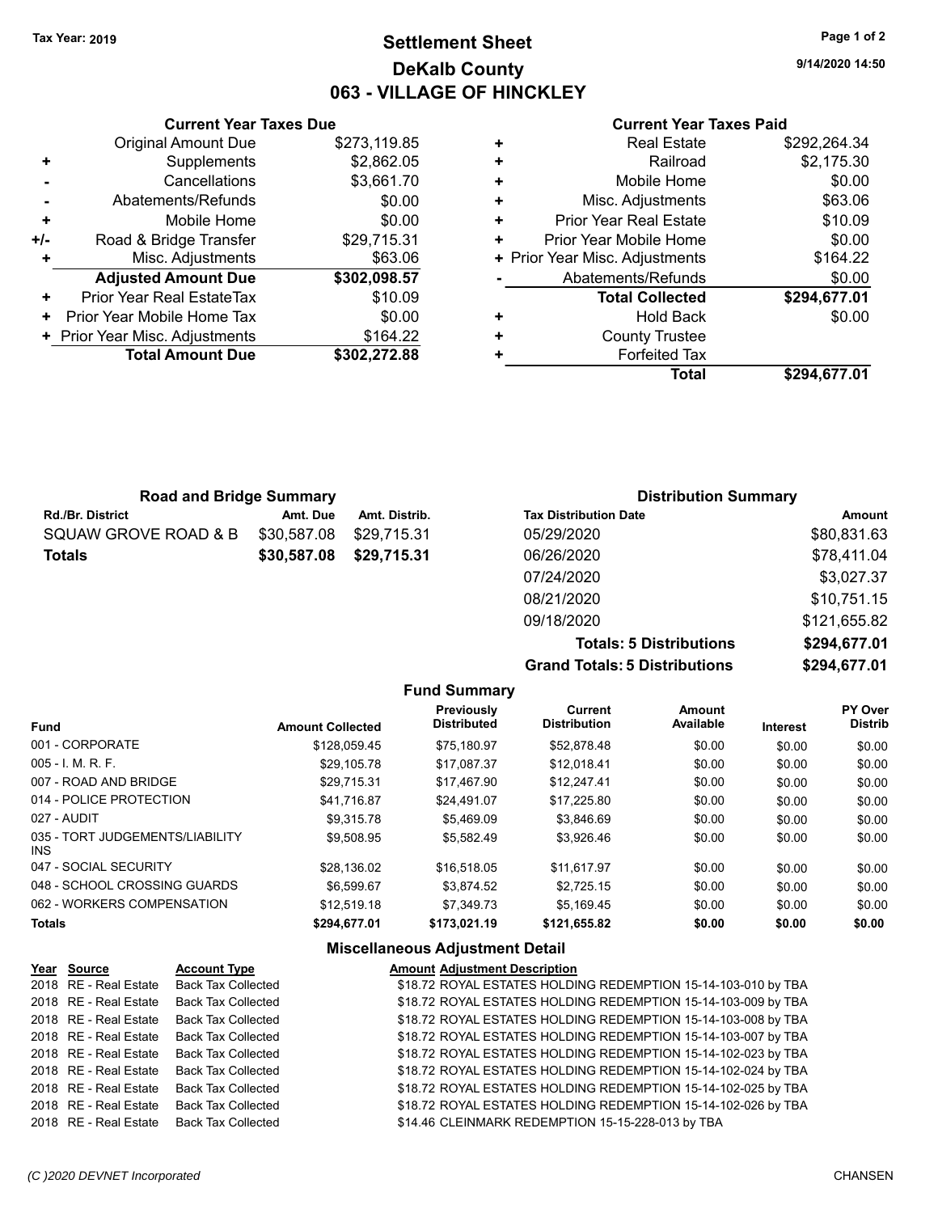Tax Year: 2019

# Settlement Sheet

## DeKalb County

## 063 - VILLAGE OF HINCKLEY

9/14/2020 14:50

### Current Year Taxes Due

| | | |
|---|---|---|
| | Original Amount Due | $273,119.85 |
| + | Supplements | $2,862.05 |
| - | Cancellations | $3,661.70 |
| - | Abatements/Refunds | $0.00 |
| + | Mobile Home | $0.00 |
| +/- | Road & Bridge Transfer | $29,715.31 |
| + | Misc. Adjustments | $63.06 |
| | **Adjusted Amount Due** | **$302,098.57** |
| + | Prior Year Real EstateTax | $10.09 |
| + | Prior Year Mobile Home Tax | $0.00 |
| + | Prior Year Misc. Adjustments | $164.22 |
| | **Total Amount Due** | **$302,272.88** |

### Current Year Taxes Paid

| | | |
|---|---|---|
| + | Real Estate | $292,264.34 |
| + | Railroad | $2,175.30 |
| + | Mobile Home | $0.00 |
| + | Misc. Adjustments | $63.06 |
| + | Prior Year Real Estate | $10.09 |
| + | Prior Year Mobile Home | $0.00 |
| + | Prior Year Misc. Adjustments | $164.22 |
| - | Abatements/Refunds | $0.00 |
| | **Total Collected** | **$294,677.01** |
| + | Hold Back | $0.00 |
| + | County Trustee | |
| + | Forfeited Tax | |
| | **Total** | **$294,677.01** |

### Road and Bridge Summary

| Rd./Br. District | Amt. Due | Amt. Distrib. |
|---|---|---|
| SQUAW GROVE ROAD & B | $30,587.08 | $29,715.31 |
| **Totals** | **$30,587.08** | **$29,715.31** |

### Distribution Summary

| Tax Distribution Date | Amount |
|---|---|
| 05/29/2020 | $80,831.63 |
| 06/26/2020 | $78,411.04 |
| 07/24/2020 | $3,027.37 |
| 08/21/2020 | $10,751.15 |
| 09/18/2020 | $121,655.82 |
| **Totals: 5 Distributions** | **$294,677.01** |
| **Grand Totals: 5 Distributions** | **$294,677.01** |

### Fund Summary

| Fund | Amount Collected | Previously Distributed | Current Distribution | Amount Available | Interest | PY Over Distrib |
|---|---|---|---|---|---|---|
| 001 - CORPORATE | $128,059.45 | $75,180.97 | $52,878.48 | $0.00 | $0.00 | $0.00 |
| 005 - I. M. R. F. | $29,105.78 | $17,087.37 | $12,018.41 | $0.00 | $0.00 | $0.00 |
| 007 - ROAD AND BRIDGE | $29,715.31 | $17,467.90 | $12,247.41 | $0.00 | $0.00 | $0.00 |
| 014 - POLICE PROTECTION | $41,716.87 | $24,491.07 | $17,225.80 | $0.00 | $0.00 | $0.00 |
| 027 - AUDIT | $9,315.78 | $5,469.09 | $3,846.69 | $0.00 | $0.00 | $0.00 |
| 035 - TORT JUDGEMENTS/LIABILITY INS | $9,508.95 | $5,582.49 | $3,926.46 | $0.00 | $0.00 | $0.00 |
| 047 - SOCIAL SECURITY | $28,136.02 | $16,518.05 | $11,617.97 | $0.00 | $0.00 | $0.00 |
| 048 - SCHOOL CROSSING GUARDS | $6,599.67 | $3,874.52 | $2,725.15 | $0.00 | $0.00 | $0.00 |
| 062 - WORKERS COMPENSATION | $12,519.18 | $7,349.73 | $5,169.45 | $0.00 | $0.00 | $0.00 |
| **Totals** | **$294,677.01** | **$173,021.19** | **$121,655.82** | **$0.00** | **$0.00** | **$0.00** |

### Miscellaneous Adjustment Detail

| Year | Source | Account Type | Amount | Adjustment Description |
|---|---|---|---|---|
| 2018 | RE - Real Estate | Back Tax Collected | $18.72 | ROYAL ESTATES HOLDING REDEMPTION 15-14-103-010 by TBA |
| 2018 | RE - Real Estate | Back Tax Collected | $18.72 | ROYAL ESTATES HOLDING REDEMPTION 15-14-103-009 by TBA |
| 2018 | RE - Real Estate | Back Tax Collected | $18.72 | ROYAL ESTATES HOLDING REDEMPTION 15-14-103-008 by TBA |
| 2018 | RE - Real Estate | Back Tax Collected | $18.72 | ROYAL ESTATES HOLDING REDEMPTION 15-14-103-007 by TBA |
| 2018 | RE - Real Estate | Back Tax Collected | $18.72 | ROYAL ESTATES HOLDING REDEMPTION 15-14-102-023 by TBA |
| 2018 | RE - Real Estate | Back Tax Collected | $18.72 | ROYAL ESTATES HOLDING REDEMPTION 15-14-102-024 by TBA |
| 2018 | RE - Real Estate | Back Tax Collected | $18.72 | ROYAL ESTATES HOLDING REDEMPTION 15-14-102-025 by TBA |
| 2018 | RE - Real Estate | Back Tax Collected | $18.72 | ROYAL ESTATES HOLDING REDEMPTION 15-14-102-026 by TBA |
| 2018 | RE - Real Estate | Back Tax Collected | $14.46 | CLEINMARK REDEMPTION 15-15-228-013 by TBA |

(C )2020 DEVNET Incorporated CHANSEN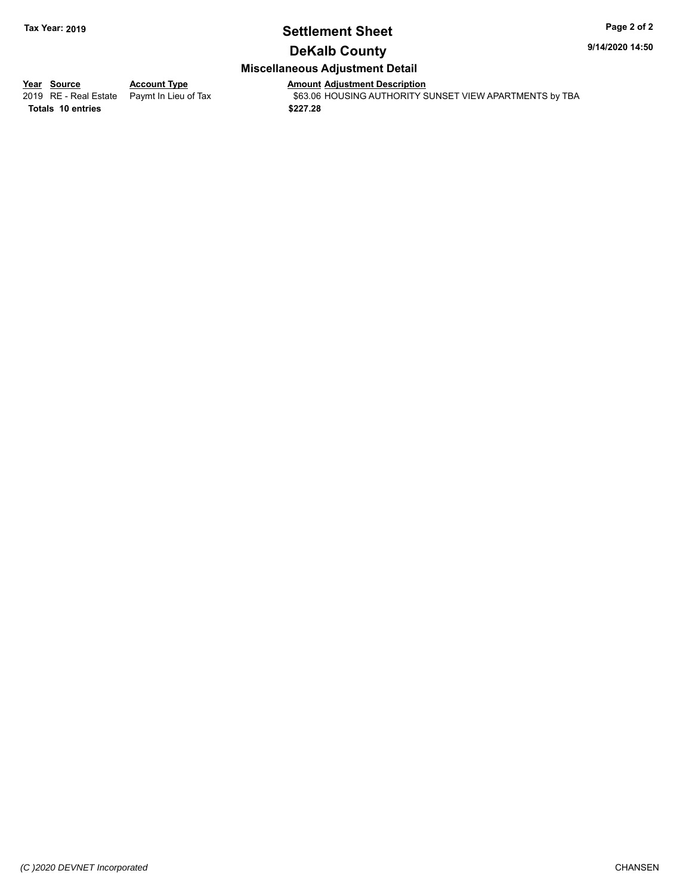**Tax Year: 2019**

# Settlement Sheet

## DeKalb County

9/14/2020 14:50

### Miscellaneous Adjustment Detail

| Year | Source | Account Type | Amount | Adjustment Description |
|---|---|---|---|---|
| 2019 | RE - Real Estate | Paymt In Lieu of Tax | $63.06 | HOUSING AUTHORITY SUNSET VIEW APARTMENTS by TBA |
| **Totals** | **10 entries** | | **$227.28** | |

*(C )2020 DEVNET Incorporated*

CHANSEN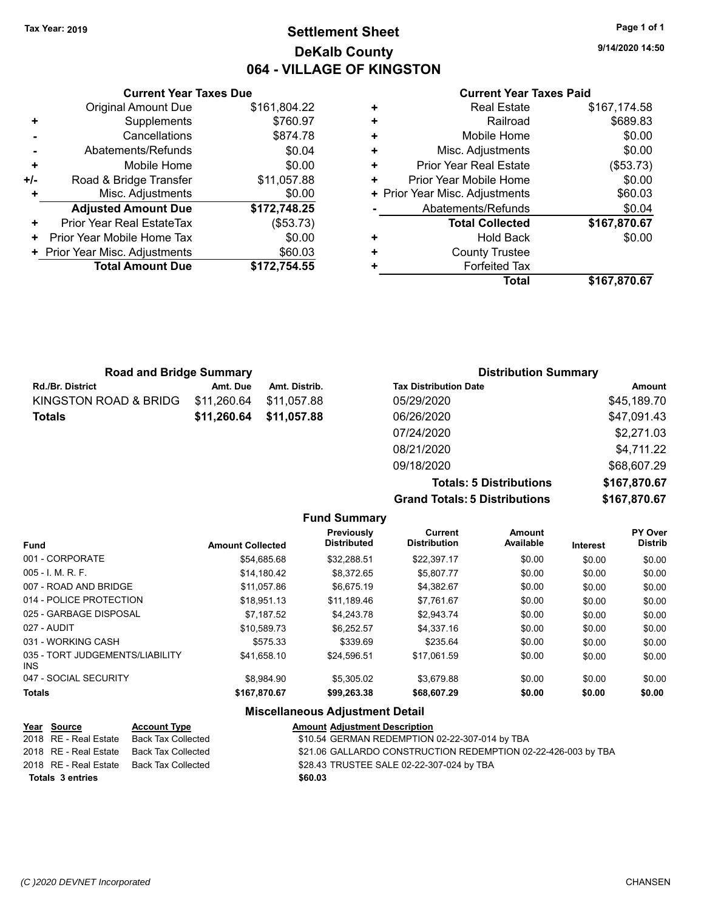Tax Year: 2019

# Settlement Sheet

## DeKalb County

## 064 - VILLAGE OF KINGSTON

9/14/2020 14:50

### Current Year Taxes Due

| | | |
|---|---|---|
| | Original Amount Due | $161,804.22 |
| + | Supplements | $760.97 |
| - | Cancellations | $874.78 |
| - | Abatements/Refunds | $0.04 |
| + | Mobile Home | $0.00 |
| +/- | Road & Bridge Transfer | $11,057.88 |
| + | Misc. Adjustments | $0.00 |
| | **Adjusted Amount Due** | **$172,748.25** |
| + | Prior Year Real EstateTax | ($53.73) |
| + | Prior Year Mobile Home Tax | $0.00 |
| + | Prior Year Misc. Adjustments | $60.03 |
| | **Total Amount Due** | **$172,754.55** |

### Current Year Taxes Paid

| | | |
|---|---|---|
| + | Real Estate | $167,174.58 |
| + | Railroad | $689.83 |
| + | Mobile Home | $0.00 |
| + | Misc. Adjustments | $0.00 |
| + | Prior Year Real Estate | ($53.73) |
| + | Prior Year Mobile Home | $0.00 |
| + | Prior Year Misc. Adjustments | $60.03 |
| - | Abatements/Refunds | $0.04 |
| | **Total Collected** | **$167,870.67** |
| + | Hold Back | $0.00 |
| + | County Trustee | |
| + | Forfeited Tax | |
| | **Total** | **$167,870.67** |

### Road and Bridge Summary

| Rd./Br. District | Amt. Due | Amt. Distrib. |
|---|---|---|
| KINGSTON ROAD & BRIDG | $11,260.64 | $11,057.88 |
| **Totals** | **$11,260.64** | **$11,057.88** |

### Distribution Summary

| Tax Distribution Date | Amount |
|---|---|
| 05/29/2020 | $45,189.70 |
| 06/26/2020 | $47,091.43 |
| 07/24/2020 | $2,271.03 |
| 08/21/2020 | $4,711.22 |
| 09/18/2020 | $68,607.29 |
| **Totals: 5 Distributions** | **$167,870.67** |
| **Grand Totals: 5 Distributions** | **$167,870.67** |

### Fund Summary

| Fund | Amount Collected | Previously Distributed | Current Distribution | Amount Available | Interest | PY Over Distrib |
|---|---|---|---|---|---|---|
| 001 - CORPORATE | $54,685.68 | $32,288.51 | $22,397.17 | $0.00 | $0.00 | $0.00 |
| 005 - I. M. R. F. | $14,180.42 | $8,372.65 | $5,807.77 | $0.00 | $0.00 | $0.00 |
| 007 - ROAD AND BRIDGE | $11,057.86 | $6,675.19 | $4,382.67 | $0.00 | $0.00 | $0.00 |
| 014 - POLICE PROTECTION | $18,951.13 | $11,189.46 | $7,761.67 | $0.00 | $0.00 | $0.00 |
| 025 - GARBAGE DISPOSAL | $7,187.52 | $4,243.78 | $2,943.74 | $0.00 | $0.00 | $0.00 |
| 027 - AUDIT | $10,589.73 | $6,252.57 | $4,337.16 | $0.00 | $0.00 | $0.00 |
| 031 - WORKING CASH | $575.33 | $339.69 | $235.64 | $0.00 | $0.00 | $0.00 |
| 035 - TORT JUDGEMENTS/LIABILITY INS | $41,658.10 | $24,596.51 | $17,061.59 | $0.00 | $0.00 | $0.00 |
| 047 - SOCIAL SECURITY | $8,984.90 | $5,305.02 | $3,679.88 | $0.00 | $0.00 | $0.00 |
| **Totals** | **$167,870.67** | **$99,263.38** | **$68,607.29** | **$0.00** | **$0.00** | **$0.00** |

### Miscellaneous Adjustment Detail

| Year | Source | Account Type | Amount | Adjustment Description |
|---|---|---|---|---|
| 2018 | RE - Real Estate | Back Tax Collected | $10.54 | GERMAN REDEMPTION 02-22-307-014 by TBA |
| 2018 | RE - Real Estate | Back Tax Collected | $21.06 | GALLARDO CONSTRUCTION REDEMPTION 02-22-426-003 by TBA |
| 2018 | RE - Real Estate | Back Tax Collected | $28.43 | TRUSTEE SALE 02-22-307-024 by TBA |
| **Totals** | **3 entries** | | **$60.03** | |

(C )2020 DEVNET Incorporated — CHANSEN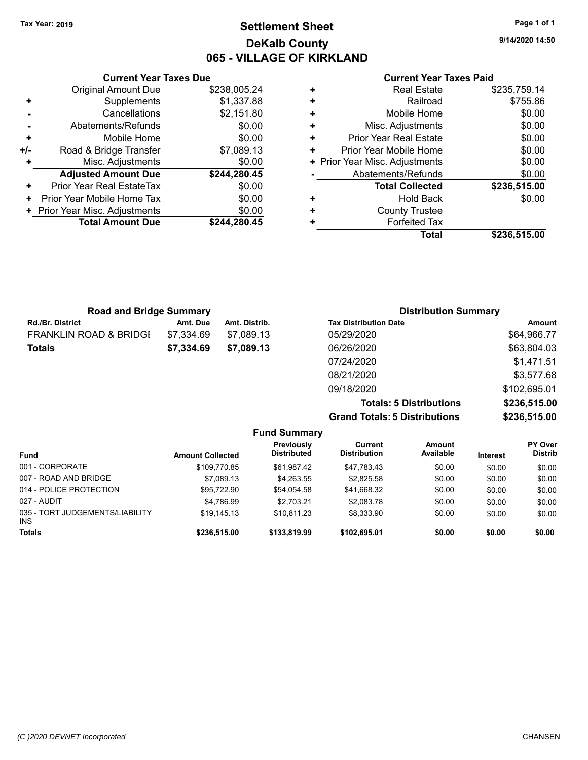Tax Year: 2019

# Settlement Sheet

## DeKalb County

## 065 - VILLAGE OF KIRKLAND

9/14/2020 14:50

### Current Year Taxes Due

| | | |
|---|---|---|
| | Original Amount Due | $238,005.24 |
| + | Supplements | $1,337.88 |
| - | Cancellations | $2,151.80 |
| - | Abatements/Refunds | $0.00 |
| + | Mobile Home | $0.00 |
| +/- | Road & Bridge Transfer | $7,089.13 |
| + | Misc. Adjustments | $0.00 |
| | **Adjusted Amount Due** | **$244,280.45** |
| + | Prior Year Real EstateTax | $0.00 |
| + | Prior Year Mobile Home Tax | $0.00 |
| + | Prior Year Misc. Adjustments | $0.00 |
| | **Total Amount Due** | **$244,280.45** |

### Current Year Taxes Paid

| | | |
|---|---|---|
| + | Real Estate | $235,759.14 |
| + | Railroad | $755.86 |
| + | Mobile Home | $0.00 |
| + | Misc. Adjustments | $0.00 |
| + | Prior Year Real Estate | $0.00 |
| + | Prior Year Mobile Home | $0.00 |
| + | Prior Year Misc. Adjustments | $0.00 |
| - | Abatements/Refunds | $0.00 |
| | **Total Collected** | **$236,515.00** |
| + | Hold Back | $0.00 |
| + | County Trustee | |
| + | Forfeited Tax | |
| | **Total** | **$236,515.00** |

### Road and Bridge Summary

| Rd./Br. District | Amt. Due | Amt. Distrib. |
|---|---|---|
| FRANKLIN ROAD & BRIDGI | $7,334.69 | $7,089.13 |
| **Totals** | **$7,334.69** | **$7,089.13** |

### Distribution Summary

| Tax Distribution Date | Amount |
|---|---|
| 05/29/2020 | $64,966.77 |
| 06/26/2020 | $63,804.03 |
| 07/24/2020 | $1,471.51 |
| 08/21/2020 | $3,577.68 |
| 09/18/2020 | $102,695.01 |
| **Totals: 5 Distributions** | **$236,515.00** |
| **Grand Totals: 5 Distributions** | **$236,515.00** |

### Fund Summary

| Fund | Amount Collected | Previously Distributed | Current Distribution | Amount Available | Interest | PY Over Distrib |
|---|---|---|---|---|---|---|
| 001 - CORPORATE | $109,770.85 | $61,987.42 | $47,783.43 | $0.00 | $0.00 | $0.00 |
| 007 - ROAD AND BRIDGE | $7,089.13 | $4,263.55 | $2,825.58 | $0.00 | $0.00 | $0.00 |
| 014 - POLICE PROTECTION | $95,722.90 | $54,054.58 | $41,668.32 | $0.00 | $0.00 | $0.00 |
| 027 - AUDIT | $4,786.99 | $2,703.21 | $2,083.78 | $0.00 | $0.00 | $0.00 |
| 035 - TORT JUDGEMENTS/LIABILITY INS | $19,145.13 | $10,811.23 | $8,333.90 | $0.00 | $0.00 | $0.00 |
| **Totals** | **$236,515.00** | **$133,819.99** | **$102,695.01** | **$0.00** | **$0.00** | **$0.00** |

(C )2020 DEVNET Incorporated

CHANSEN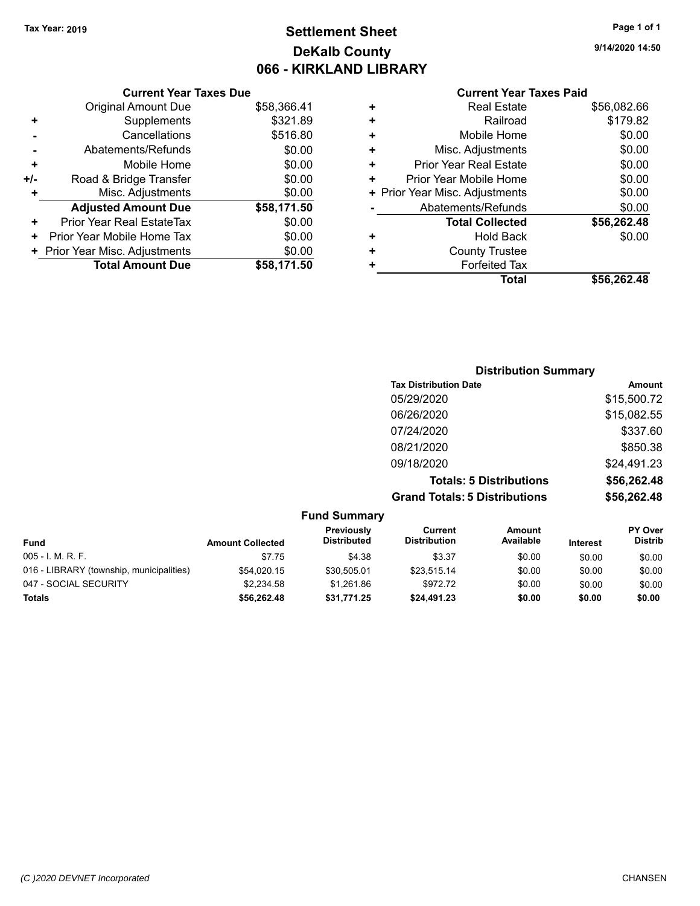Tax Year: 2019

# Settlement Sheet

## DeKalb County

## 066 - KIRKLAND LIBRARY

9/14/2020 14:50

### Current Year Taxes Due

| | | |
|---|---|---|
| | Original Amount Due | $58,366.41 |
| + | Supplements | $321.89 |
| - | Cancellations | $516.80 |
| - | Abatements/Refunds | $0.00 |
| + | Mobile Home | $0.00 |
| +/- | Road & Bridge Transfer | $0.00 |
| + | Misc. Adjustments | $0.00 |
| | **Adjusted Amount Due** | **$58,171.50** |
| + | Prior Year Real EstateTax | $0.00 |
| + | Prior Year Mobile Home Tax | $0.00 |
| + | Prior Year Misc. Adjustments | $0.00 |
| | **Total Amount Due** | **$58,171.50** |

### Current Year Taxes Paid

| | | |
|---|---|---|
| + | Real Estate | $56,082.66 |
| + | Railroad | $179.82 |
| + | Mobile Home | $0.00 |
| + | Misc. Adjustments | $0.00 |
| + | Prior Year Real Estate | $0.00 |
| + | Prior Year Mobile Home | $0.00 |
| + | Prior Year Misc. Adjustments | $0.00 |
| - | Abatements/Refunds | $0.00 |
| | **Total Collected** | **$56,262.48** |
| + | Hold Back | $0.00 |
| + | County Trustee | |
| + | Forfeited Tax | |
| | **Total** | **$56,262.48** |

### Distribution Summary

| Tax Distribution Date | Amount |
|---|---|
| 05/29/2020 | $15,500.72 |
| 06/26/2020 | $15,082.55 |
| 07/24/2020 | $337.60 |
| 08/21/2020 | $850.38 |
| 09/18/2020 | $24,491.23 |
| **Totals: 5 Distributions** | **$56,262.48** |
| **Grand Totals: 5 Distributions** | **$56,262.48** |

### Fund Summary

| Fund | Amount Collected | Previously Distributed | Current Distribution | Amount Available | Interest | PY Over Distrib |
|---|---|---|---|---|---|---|
| 005 - I. M. R. F. | $7.75 | $4.38 | $3.37 | $0.00 | $0.00 | $0.00 |
| 016 - LIBRARY (township, municipalities) | $54,020.15 | $30,505.01 | $23,515.14 | $0.00 | $0.00 | $0.00 |
| 047 - SOCIAL SECURITY | $2,234.58 | $1,261.86 | $972.72 | $0.00 | $0.00 | $0.00 |
| **Totals** | **$56,262.48** | **$31,771.25** | **$24,491.23** | **$0.00** | **$0.00** | **$0.00** |

(C )2020 DEVNET Incorporated CHANSEN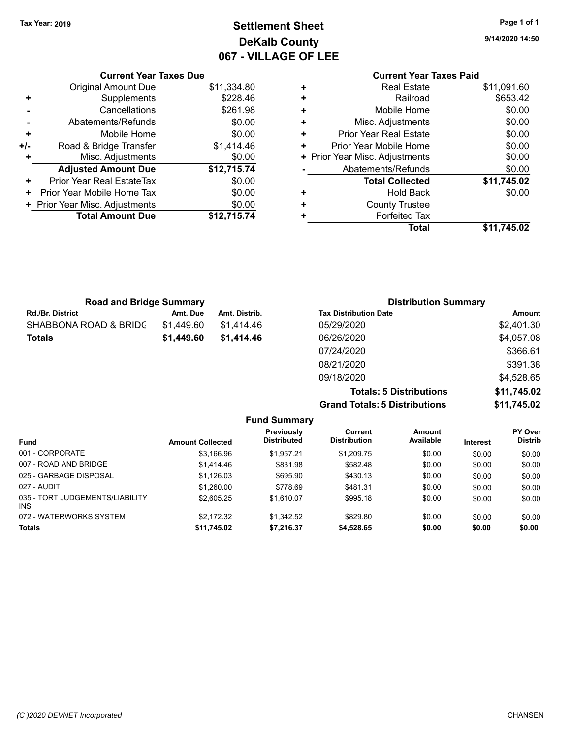Tax Year: 2019

# Settlement Sheet
## DeKalb County
## 067 - VILLAGE OF LEE

9/14/2020 14:50

| | Current Year Taxes Due | |
|---|---|---|
| | Original Amount Due | $11,334.80 |
| + | Supplements | $228.46 |
| - | Cancellations | $261.98 |
| - | Abatements/Refunds | $0.00 |
| + | Mobile Home | $0.00 |
| +/- | Road & Bridge Transfer | $1,414.46 |
| + | Misc. Adjustments | $0.00 |
| | **Adjusted Amount Due** | **$12,715.74** |
| + | Prior Year Real EstateTax | $0.00 |
| + | Prior Year Mobile Home Tax | $0.00 |
| + | Prior Year Misc. Adjustments | $0.00 |
| | **Total Amount Due** | **$12,715.74** |

| | Current Year Taxes Paid | |
|---|---|---|
| + | Real Estate | $11,091.60 |
| + | Railroad | $653.42 |
| + | Mobile Home | $0.00 |
| + | Misc. Adjustments | $0.00 |
| + | Prior Year Real Estate | $0.00 |
| + | Prior Year Mobile Home | $0.00 |
| + | Prior Year Misc. Adjustments | $0.00 |
| - | Abatements/Refunds | $0.00 |
| | **Total Collected** | **$11,745.02** |
| + | Hold Back | $0.00 |
| + | County Trustee | |
| + | Forfeited Tax | |
| | **Total** | **$11,745.02** |

### Road and Bridge Summary

| Rd./Br. District | Amt. Due | Amt. Distrib. |
|---|---|---|
| SHABBONA ROAD & BRIDG | $1,449.60 | $1,414.46 |
| **Totals** | **$1,449.60** | **$1,414.46** |

### Distribution Summary

| Tax Distribution Date | Amount |
|---|---|
| 05/29/2020 | $2,401.30 |
| 06/26/2020 | $4,057.08 |
| 07/24/2020 | $366.61 |
| 08/21/2020 | $391.38 |
| 09/18/2020 | $4,528.65 |
| **Totals: 5 Distributions** | **$11,745.02** |
| **Grand Totals: 5 Distributions** | **$11,745.02** |

### Fund Summary

| Fund | Amount Collected | Previously Distributed | Current Distribution | Amount Available | Interest | PY Over Distrib |
|---|---|---|---|---|---|---|
| 001 - CORPORATE | $3,166.96 | $1,957.21 | $1,209.75 | $0.00 | $0.00 | $0.00 |
| 007 - ROAD AND BRIDGE | $1,414.46 | $831.98 | $582.48 | $0.00 | $0.00 | $0.00 |
| 025 - GARBAGE DISPOSAL | $1,126.03 | $695.90 | $430.13 | $0.00 | $0.00 | $0.00 |
| 027 - AUDIT | $1,260.00 | $778.69 | $481.31 | $0.00 | $0.00 | $0.00 |
| 035 - TORT JUDGEMENTS/LIABILITY INS | $2,605.25 | $1,610.07 | $995.18 | $0.00 | $0.00 | $0.00 |
| 072 - WATERWORKS SYSTEM | $2,172.32 | $1,342.52 | $829.80 | $0.00 | $0.00 | $0.00 |
| **Totals** | **$11,745.02** | **$7,216.37** | **$4,528.65** | **$0.00** | **$0.00** | **$0.00** |

(C )2020 DEVNET Incorporated CHANSEN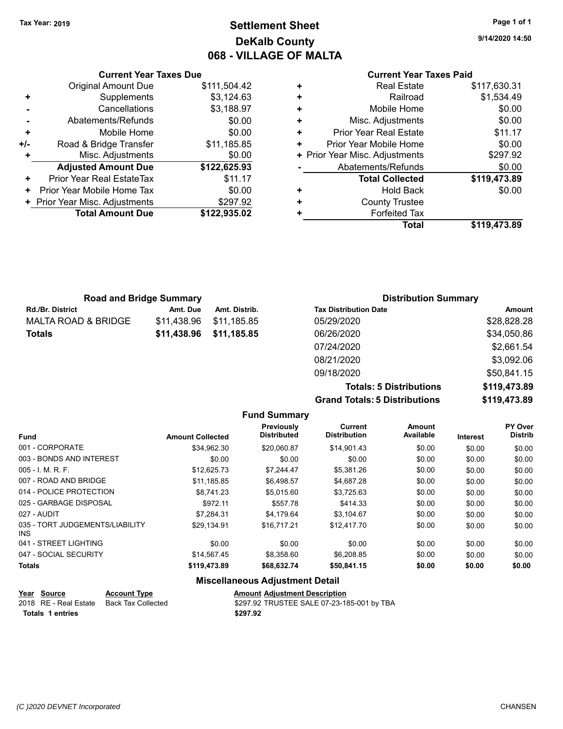Tax Year: 2019

# Settlement Sheet
## DeKalb County
## 068 - VILLAGE OF MALTA

9/14/2020 14:50

### Current Year Taxes Due

| | | |
|---|---|---|
| | Original Amount Due | $111,504.42 |
| + | Supplements | $3,124.63 |
| - | Cancellations | $3,188.97 |
| - | Abatements/Refunds | $0.00 |
| + | Mobile Home | $0.00 |
| +/- | Road & Bridge Transfer | $11,185.85 |
| + | Misc. Adjustments | $0.00 |
| | **Adjusted Amount Due** | **$122,625.93** |
| + | Prior Year Real EstateTax | $11.17 |
| + | Prior Year Mobile Home Tax | $0.00 |
| + | Prior Year Misc. Adjustments | $297.92 |
| | **Total Amount Due** | **$122,935.02** |

### Current Year Taxes Paid

| | | |
|---|---|---|
| + | Real Estate | $117,630.31 |
| + | Railroad | $1,534.49 |
| + | Mobile Home | $0.00 |
| + | Misc. Adjustments | $0.00 |
| + | Prior Year Real Estate | $11.17 |
| + | Prior Year Mobile Home | $0.00 |
| + | Prior Year Misc. Adjustments | $297.92 |
| - | Abatements/Refunds | $0.00 |
| | **Total Collected** | **$119,473.89** |
| + | Hold Back | $0.00 |
| + | County Trustee | |
| + | Forfeited Tax | |
| | **Total** | **$119,473.89** |

### Road and Bridge Summary

| Rd./Br. District | Amt. Due | Amt. Distrib. |
|---|---|---|
| MALTA ROAD & BRIDGE | $11,438.96 | $11,185.85 |
| **Totals** | **$11,438.96** | **$11,185.85** |

### Distribution Summary

| Tax Distribution Date | Amount |
|---|---|
| 05/29/2020 | $28,828.28 |
| 06/26/2020 | $34,050.86 |
| 07/24/2020 | $2,661.54 |
| 08/21/2020 | $3,092.06 |
| 09/18/2020 | $50,841.15 |
| **Totals: 5 Distributions** | **$119,473.89** |
| **Grand Totals: 5 Distributions** | **$119,473.89** |

### Fund Summary

| Fund | Amount Collected | Previously Distributed | Current Distribution | Amount Available | Interest | PY Over Distrib |
|---|---|---|---|---|---|---|
| 001 - CORPORATE | $34,962.30 | $20,060.87 | $14,901.43 | $0.00 | $0.00 | $0.00 |
| 003 - BONDS AND INTEREST | $0.00 | $0.00 | $0.00 | $0.00 | $0.00 | $0.00 |
| 005 - I. M. R. F. | $12,625.73 | $7,244.47 | $5,381.26 | $0.00 | $0.00 | $0.00 |
| 007 - ROAD AND BRIDGE | $11,185.85 | $6,498.57 | $4,687.28 | $0.00 | $0.00 | $0.00 |
| 014 - POLICE PROTECTION | $8,741.23 | $5,015.60 | $3,725.63 | $0.00 | $0.00 | $0.00 |
| 025 - GARBAGE DISPOSAL | $972.11 | $557.78 | $414.33 | $0.00 | $0.00 | $0.00 |
| 027 - AUDIT | $7,284.31 | $4,179.64 | $3,104.67 | $0.00 | $0.00 | $0.00 |
| 035 - TORT JUDGEMENTS/LIABILITY INS | $29,134.91 | $16,717.21 | $12,417.70 | $0.00 | $0.00 | $0.00 |
| 041 - STREET LIGHTING | $0.00 | $0.00 | $0.00 | $0.00 | $0.00 | $0.00 |
| 047 - SOCIAL SECURITY | $14,567.45 | $8,358.60 | $6,208.85 | $0.00 | $0.00 | $0.00 |
| **Totals** | **$119,473.89** | **$68,632.74** | **$50,841.15** | **$0.00** | **$0.00** | **$0.00** |

### Miscellaneous Adjustment Detail

| Year | Source | Account Type | Amount | Adjustment Description |
|---|---|---|---|---|
| 2018 | RE - Real Estate | Back Tax Collected | $297.92 | TRUSTEE SALE 07-23-185-001 by TBA |
| **Totals** | **1 entries** | | **$297.92** | |

(C )2020 DEVNET Incorporated

CHANSEN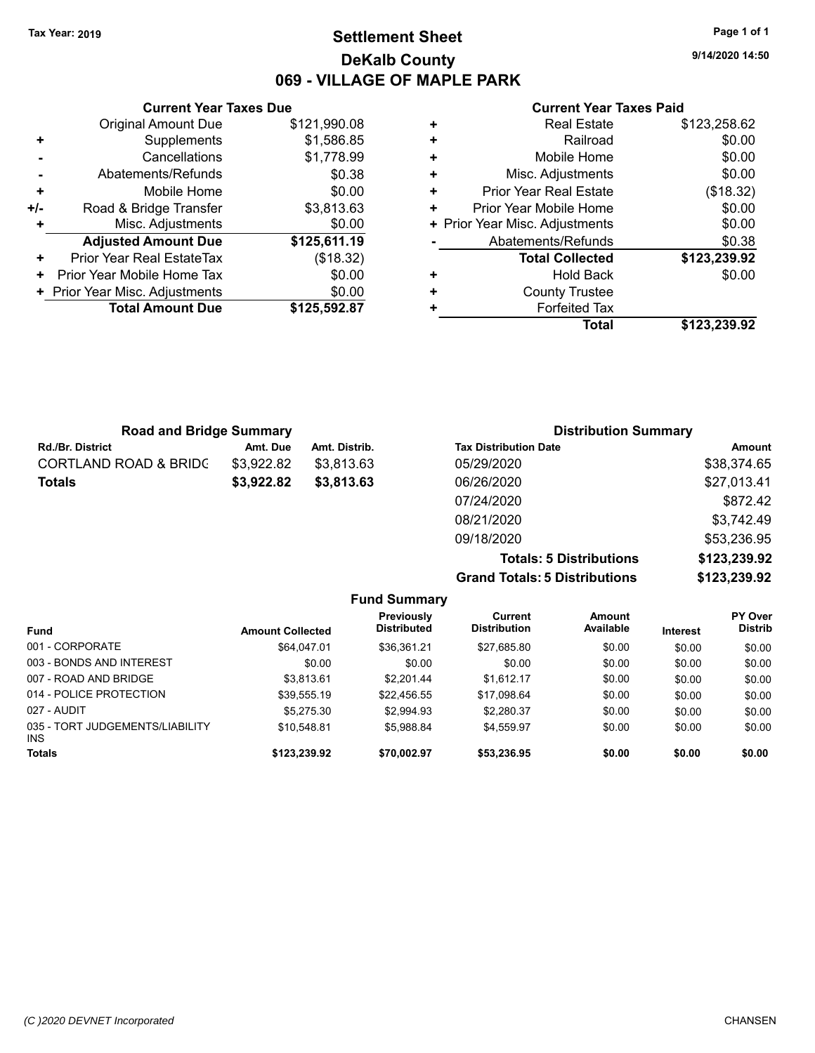**Tax Year: 2019**

# Settlement Sheet
## DeKalb County
## 069 - VILLAGE OF MAPLE PARK

9/14/2020 14:50

### Current Year Taxes Due

| | | |
|---|---|---|
| | Original Amount Due | $121,990.08 |
| + | Supplements | $1,586.85 |
| - | Cancellations | $1,778.99 |
| - | Abatements/Refunds | $0.38 |
| + | Mobile Home | $0.00 |
| +/- | Road & Bridge Transfer | $3,813.63 |
| + | Misc. Adjustments | $0.00 |
| | **Adjusted Amount Due** | **$125,611.19** |
| + | Prior Year Real EstateTax | ($18.32) |
| + | Prior Year Mobile Home Tax | $0.00 |
| + | Prior Year Misc. Adjustments | $0.00 |
| | **Total Amount Due** | **$125,592.87** |

### Current Year Taxes Paid

| | | |
|---|---|---|
| + | Real Estate | $123,258.62 |
| + | Railroad | $0.00 |
| + | Mobile Home | $0.00 |
| + | Misc. Adjustments | $0.00 |
| + | Prior Year Real Estate | ($18.32) |
| + | Prior Year Mobile Home | $0.00 |
| + | Prior Year Misc. Adjustments | $0.00 |
| - | Abatements/Refunds | $0.38 |
| | **Total Collected** | **$123,239.92** |
| + | Hold Back | $0.00 |
| + | County Trustee | |
| + | Forfeited Tax | |
| | **Total** | **$123,239.92** |

### Road and Bridge Summary

| Rd./Br. District | Amt. Due | Amt. Distrib. |
|---|---|---|
| CORTLAND ROAD & BRIDG | $3,922.82 | $3,813.63 |
| **Totals** | **$3,922.82** | **$3,813.63** |

### Distribution Summary

| Tax Distribution Date | Amount |
|---|---|
| 05/29/2020 | $38,374.65 |
| 06/26/2020 | $27,013.41 |
| 07/24/2020 | $872.42 |
| 08/21/2020 | $3,742.49 |
| 09/18/2020 | $53,236.95 |
| **Totals: 5 Distributions** | **$123,239.92** |
| **Grand Totals: 5 Distributions** | **$123,239.92** |

### Fund Summary

| Fund | Amount Collected | Previously Distributed | Current Distribution | Amount Available | Interest | PY Over Distrib |
|---|---|---|---|---|---|---|
| 001 - CORPORATE | $64,047.01 | $36,361.21 | $27,685.80 | $0.00 | $0.00 | $0.00 |
| 003 - BONDS AND INTEREST | $0.00 | $0.00 | $0.00 | $0.00 | $0.00 | $0.00 |
| 007 - ROAD AND BRIDGE | $3,813.61 | $2,201.44 | $1,612.17 | $0.00 | $0.00 | $0.00 |
| 014 - POLICE PROTECTION | $39,555.19 | $22,456.55 | $17,098.64 | $0.00 | $0.00 | $0.00 |
| 027 - AUDIT | $5,275.30 | $2,994.93 | $2,280.37 | $0.00 | $0.00 | $0.00 |
| 035 - TORT JUDGEMENTS/LIABILITY INS | $10,548.81 | $5,988.84 | $4,559.97 | $0.00 | $0.00 | $0.00 |
| **Totals** | **$123,239.92** | **$70,002.97** | **$53,236.95** | **$0.00** | **$0.00** | **$0.00** |

(C )2020 DEVNET Incorporated — CHANSEN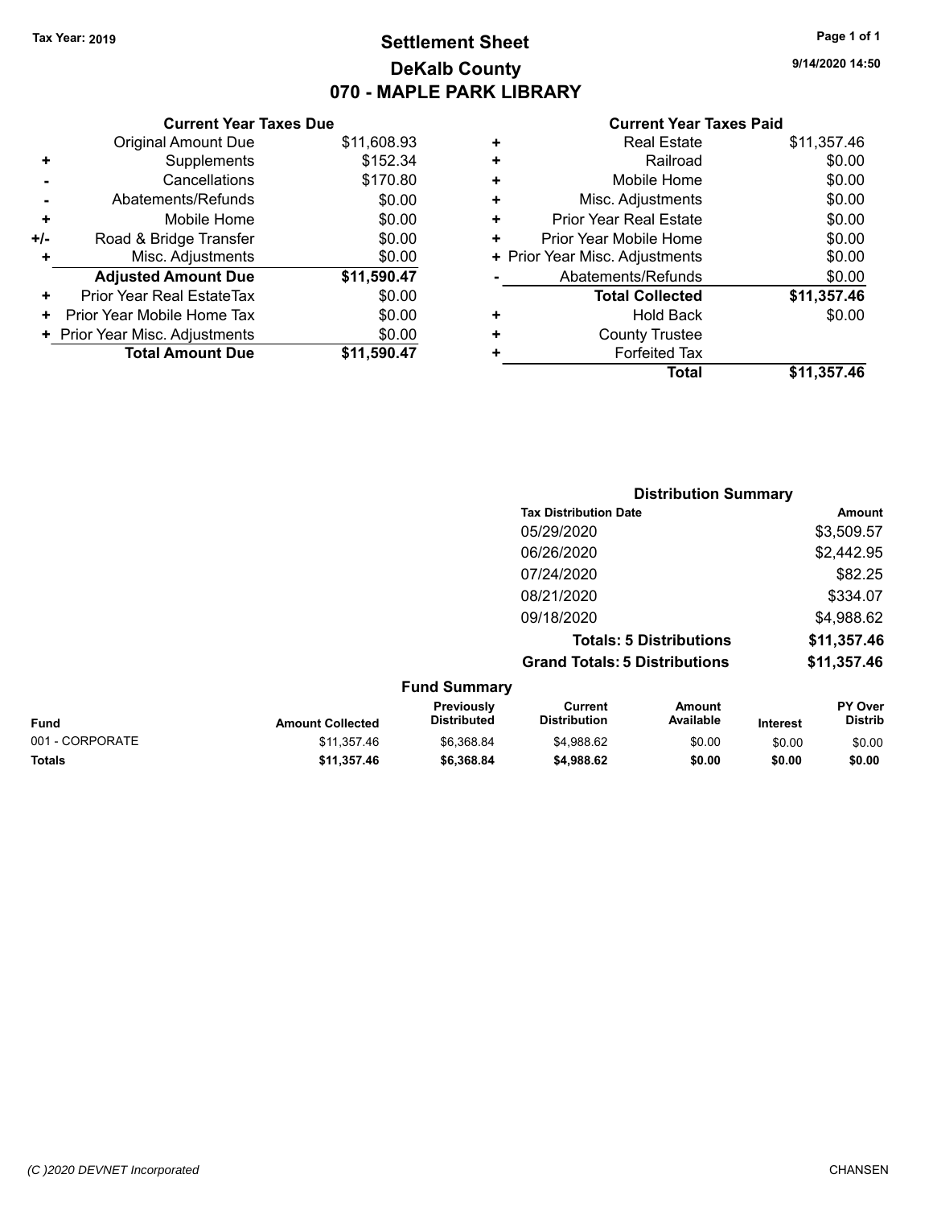Tax Year: 2019

# Settlement Sheet
## DeKalb County
## 070 - MAPLE PARK LIBRARY

9/14/2020 14:50

### Current Year Taxes Due

| | | |
|---|---|---|
| | Original Amount Due | $11,608.93 |
| + | Supplements | $152.34 |
| - | Cancellations | $170.80 |
| - | Abatements/Refunds | $0.00 |
| + | Mobile Home | $0.00 |
| +/- | Road & Bridge Transfer | $0.00 |
| + | Misc. Adjustments | $0.00 |
| | **Adjusted Amount Due** | **$11,590.47** |
| + | Prior Year Real EstateTax | $0.00 |
| + | Prior Year Mobile Home Tax | $0.00 |
| + | Prior Year Misc. Adjustments | $0.00 |
| | **Total Amount Due** | **$11,590.47** |

### Current Year Taxes Paid

| | | |
|---|---|---|
| + | Real Estate | $11,357.46 |
| + | Railroad | $0.00 |
| + | Mobile Home | $0.00 |
| + | Misc. Adjustments | $0.00 |
| + | Prior Year Real Estate | $0.00 |
| + | Prior Year Mobile Home | $0.00 |
| + | Prior Year Misc. Adjustments | $0.00 |
| - | Abatements/Refunds | $0.00 |
| | **Total Collected** | **$11,357.46** |
| + | Hold Back | $0.00 |
| + | County Trustee | |
| + | Forfeited Tax | |
| | **Total** | **$11,357.46** |

### Distribution Summary

| Tax Distribution Date | Amount |
|---|---|
| 05/29/2020 | $3,509.57 |
| 06/26/2020 | $2,442.95 |
| 07/24/2020 | $82.25 |
| 08/21/2020 | $334.07 |
| 09/18/2020 | $4,988.62 |
| **Totals: 5 Distributions** | **$11,357.46** |
| **Grand Totals: 5 Distributions** | **$11,357.46** |

### Fund Summary

| Fund | Amount Collected | Previously Distributed | Current Distribution | Amount Available | Interest | PY Over Distrib |
|---|---|---|---|---|---|---|
| 001 - CORPORATE | $11,357.46 | $6,368.84 | $4,988.62 | $0.00 | $0.00 | $0.00 |
| **Totals** | **$11,357.46** | **$6,368.84** | **$4,988.62** | **$0.00** | **$0.00** | **$0.00** |

(C )2020 DEVNET Incorporated

CHANSEN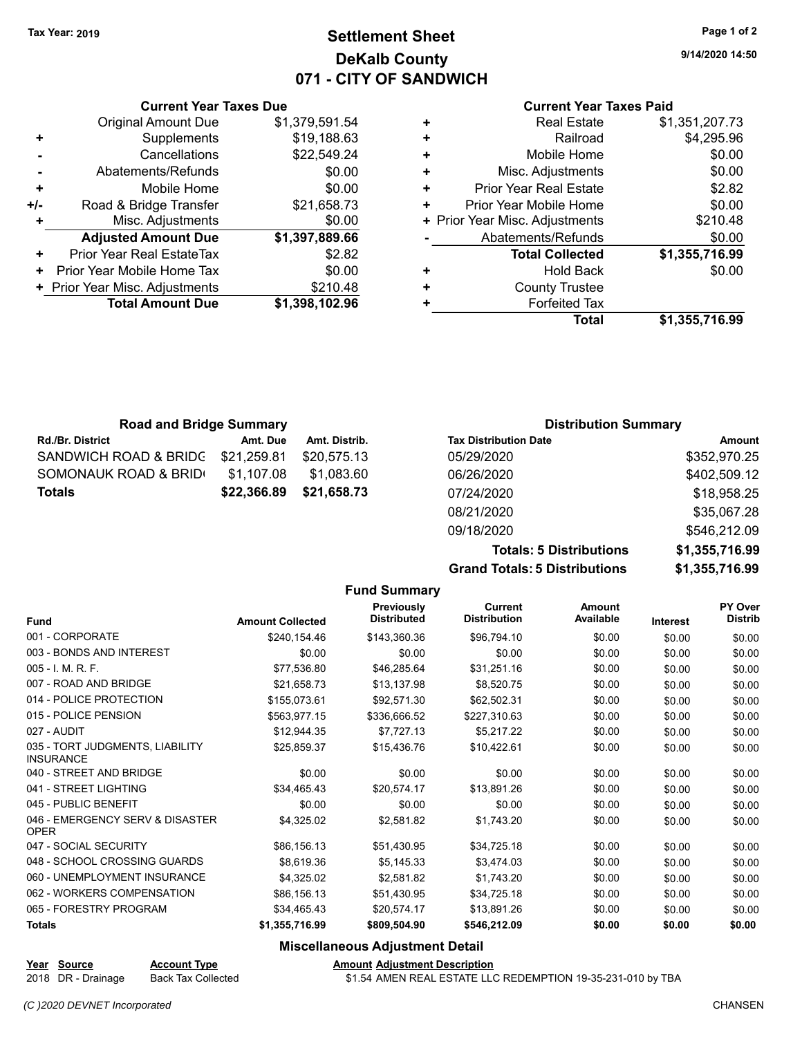**Tax Year: 2019**

# Settlement Sheet
## DeKalb County
## 071 - CITY OF SANDWICH

9/14/2020 14:50

### Current Year Taxes Due

| | | |
|---|---|---|
| | Original Amount Due | $1,379,591.54 |
| + | Supplements | $19,188.63 |
| - | Cancellations | $22,549.24 |
| - | Abatements/Refunds | $0.00 |
| + | Mobile Home | $0.00 |
| +/- | Road & Bridge Transfer | $21,658.73 |
| + | Misc. Adjustments | $0.00 |
| | **Adjusted Amount Due** | **$1,397,889.66** |
| + | Prior Year Real EstateTax | $2.82 |
| + | Prior Year Mobile Home Tax | $0.00 |
| + | Prior Year Misc. Adjustments | $210.48 |
| | **Total Amount Due** | **$1,398,102.96** |

### Current Year Taxes Paid

| | | |
|---|---|---|
| + | Real Estate | $1,351,207.73 |
| + | Railroad | $4,295.96 |
| + | Mobile Home | $0.00 |
| + | Misc. Adjustments | $0.00 |
| + | Prior Year Real Estate | $2.82 |
| + | Prior Year Mobile Home | $0.00 |
| + | Prior Year Misc. Adjustments | $210.48 |
| - | Abatements/Refunds | $0.00 |
| | **Total Collected** | **$1,355,716.99** |
| + | Hold Back | $0.00 |
| + | County Trustee | |
| + | Forfeited Tax | |
| | **Total** | **$1,355,716.99** |

### Road and Bridge Summary

| Rd./Br. District | Amt. Due | Amt. Distrib. |
|---|---|---|
| SANDWICH ROAD & BRIDG | $21,259.81 | $20,575.13 |
| SOMONAUK ROAD & BRID | $1,107.08 | $1,083.60 |
| **Totals** | **$22,366.89** | **$21,658.73** |

### Distribution Summary

| Tax Distribution Date | Amount |
|---|---|
| 05/29/2020 | $352,970.25 |
| 06/26/2020 | $402,509.12 |
| 07/24/2020 | $18,958.25 |
| 08/21/2020 | $35,067.28 |
| 09/18/2020 | $546,212.09 |
| **Totals: 5 Distributions** | **$1,355,716.99** |
| **Grand Totals: 5 Distributions** | **$1,355,716.99** |

### Fund Summary

| Fund | Amount Collected | Previously Distributed | Current Distribution | Amount Available | Interest | PY Over Distrib |
|---|---|---|---|---|---|---|
| 001 - CORPORATE | $240,154.46 | $143,360.36 | $96,794.10 | $0.00 | $0.00 | $0.00 |
| 003 - BONDS AND INTEREST | $0.00 | $0.00 | $0.00 | $0.00 | $0.00 | $0.00 |
| 005 - I. M. R. F. | $77,536.80 | $46,285.64 | $31,251.16 | $0.00 | $0.00 | $0.00 |
| 007 - ROAD AND BRIDGE | $21,658.73 | $13,137.98 | $8,520.75 | $0.00 | $0.00 | $0.00 |
| 014 - POLICE PROTECTION | $155,073.61 | $92,571.30 | $62,502.31 | $0.00 | $0.00 | $0.00 |
| 015 - POLICE PENSION | $563,977.15 | $336,666.52 | $227,310.63 | $0.00 | $0.00 | $0.00 |
| 027 - AUDIT | $12,944.35 | $7,727.13 | $5,217.22 | $0.00 | $0.00 | $0.00 |
| 035 - TORT JUDGMENTS, LIABILITY INSURANCE | $25,859.37 | $15,436.76 | $10,422.61 | $0.00 | $0.00 | $0.00 |
| 040 - STREET AND BRIDGE | $0.00 | $0.00 | $0.00 | $0.00 | $0.00 | $0.00 |
| 041 - STREET LIGHTING | $34,465.43 | $20,574.17 | $13,891.26 | $0.00 | $0.00 | $0.00 |
| 045 - PUBLIC BENEFIT | $0.00 | $0.00 | $0.00 | $0.00 | $0.00 | $0.00 |
| 046 - EMERGENCY SERV & DISASTER OPER | $4,325.02 | $2,581.82 | $1,743.20 | $0.00 | $0.00 | $0.00 |
| 047 - SOCIAL SECURITY | $86,156.13 | $51,430.95 | $34,725.18 | $0.00 | $0.00 | $0.00 |
| 048 - SCHOOL CROSSING GUARDS | $8,619.36 | $5,145.33 | $3,474.03 | $0.00 | $0.00 | $0.00 |
| 060 - UNEMPLOYMENT INSURANCE | $4,325.02 | $2,581.82 | $1,743.20 | $0.00 | $0.00 | $0.00 |
| 062 - WORKERS COMPENSATION | $86,156.13 | $51,430.95 | $34,725.18 | $0.00 | $0.00 | $0.00 |
| 065 - FORESTRY PROGRAM | $34,465.43 | $20,574.17 | $13,891.26 | $0.00 | $0.00 | $0.00 |
| **Totals** | **$1,355,716.99** | **$809,504.90** | **$546,212.09** | **$0.00** | **$0.00** | **$0.00** |

### Miscellaneous Adjustment Detail

| Year | Source | Account Type | Amount | Adjustment Description |
|---|---|---|---|---|
| 2018 | DR - Drainage | Back Tax Collected | $1.54 | AMEN REAL ESTATE LLC REDEMPTION 19-35-231-010 by TBA |

*(C )2020 DEVNET Incorporated* CHANSEN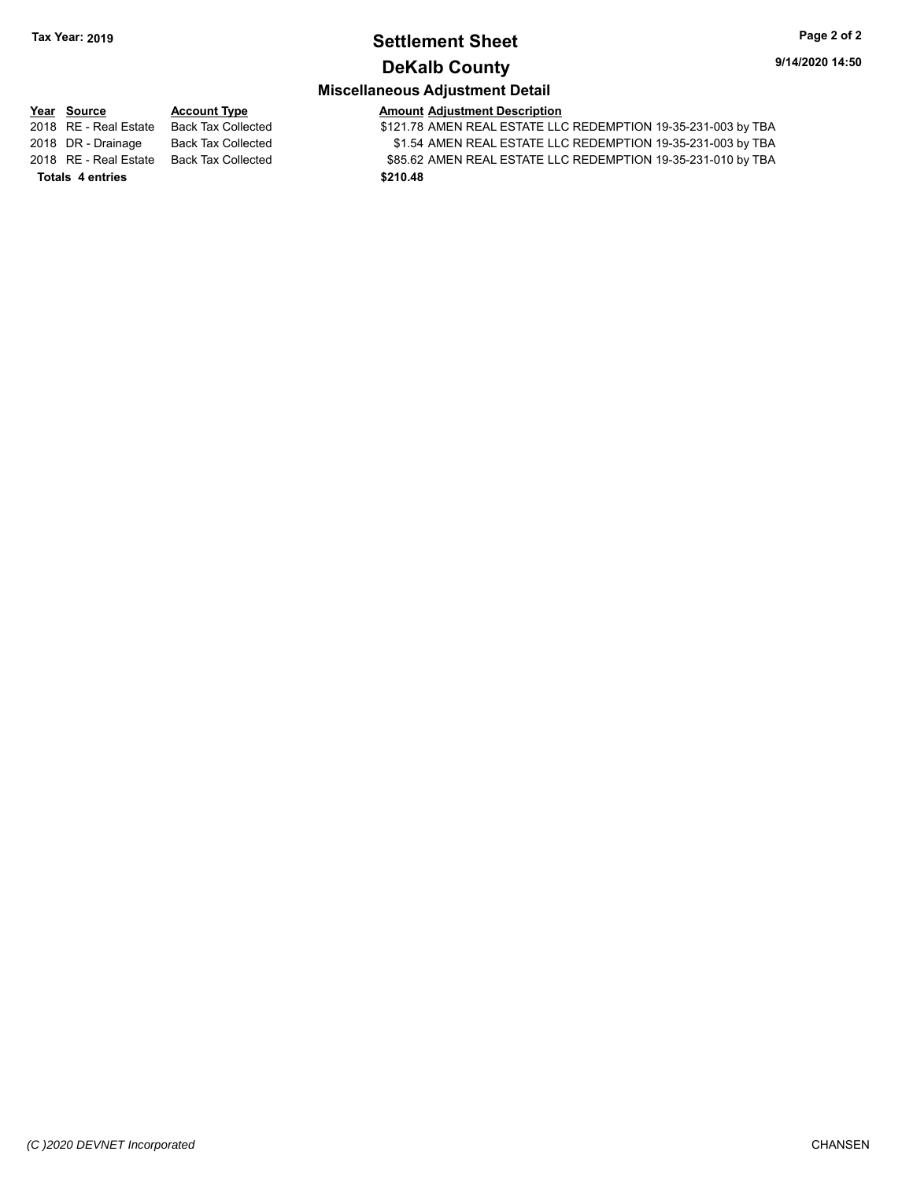**Tax Year: 2019**

# Settlement Sheet

## DeKalb County

### Miscellaneous Adjustment Detail

| Year | Source | Account Type | Amount | Adjustment Description |
|---|---|---|---|---|
| 2018 | RE - Real Estate | Back Tax Collected | $121.78 | AMEN REAL ESTATE LLC REDEMPTION 19-35-231-003 by TBA |
| 2018 | DR - Drainage | Back Tax Collected | $1.54 | AMEN REAL ESTATE LLC REDEMPTION 19-35-231-003 by TBA |
| 2018 | RE - Real Estate | Back Tax Collected | $85.62 | AMEN REAL ESTATE LLC REDEMPTION 19-35-231-010 by TBA |
| **Totals** | **4 entries** | | **$210.48** | |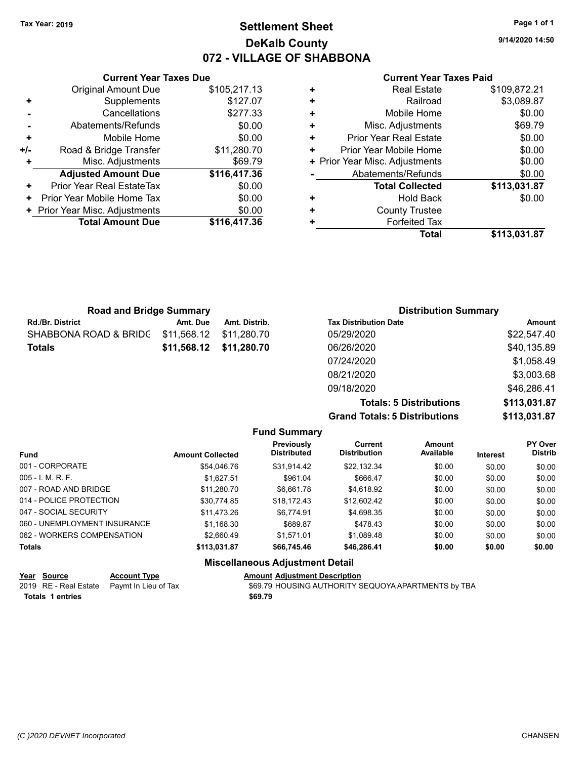Tax Year: 2019

# Settlement Sheet
## DeKalb County
## 072 - VILLAGE OF SHABBONA

9/14/2020 14:50

### Current Year Taxes Due

| | | |
|---|---|---|
| | Original Amount Due | $105,217.13 |
| + | Supplements | $127.07 |
| - | Cancellations | $277.33 |
| - | Abatements/Refunds | $0.00 |
| + | Mobile Home | $0.00 |
| +/- | Road & Bridge Transfer | $11,280.70 |
| + | Misc. Adjustments | $69.79 |
| | **Adjusted Amount Due** | **$116,417.36** |
| + | Prior Year Real EstateTax | $0.00 |
| + | Prior Year Mobile Home Tax | $0.00 |
| + | Prior Year Misc. Adjustments | $0.00 |
| | **Total Amount Due** | **$116,417.36** |

### Current Year Taxes Paid

| | | |
|---|---|---|
| + | Real Estate | $109,872.21 |
| + | Railroad | $3,089.87 |
| + | Mobile Home | $0.00 |
| + | Misc. Adjustments | $69.79 |
| + | Prior Year Real Estate | $0.00 |
| + | Prior Year Mobile Home | $0.00 |
| + | Prior Year Misc. Adjustments | $0.00 |
| - | Abatements/Refunds | $0.00 |
| | **Total Collected** | **$113,031.87** |
| + | Hold Back | $0.00 |
| + | County Trustee | |
| + | Forfeited Tax | |
| | **Total** | **$113,031.87** |

### Road and Bridge Summary

| Rd./Br. District | Amt. Due | Amt. Distrib. |
|---|---|---|
| SHABBONA ROAD & BRIDG | $11,568.12 | $11,280.70 |
| **Totals** | **$11,568.12** | **$11,280.70** |

### Distribution Summary

| Tax Distribution Date | Amount |
|---|---|
| 05/29/2020 | $22,547.40 |
| 06/26/2020 | $40,135.89 |
| 07/24/2020 | $1,058.49 |
| 08/21/2020 | $3,003.68 |
| 09/18/2020 | $46,286.41 |
| **Totals: 5 Distributions** | **$113,031.87** |
| **Grand Totals: 5 Distributions** | **$113,031.87** |

### Fund Summary

| Fund | Amount Collected | Previously Distributed | Current Distribution | Amount Available | Interest | PY Over Distrib |
|---|---|---|---|---|---|---|
| 001 - CORPORATE | $54,046.76 | $31,914.42 | $22,132.34 | $0.00 | $0.00 | $0.00 |
| 005 - I. M. R. F. | $1,627.51 | $961.04 | $666.47 | $0.00 | $0.00 | $0.00 |
| 007 - ROAD AND BRIDGE | $11,280.70 | $6,661.78 | $4,618.92 | $0.00 | $0.00 | $0.00 |
| 014 - POLICE PROTECTION | $30,774.85 | $18,172.43 | $12,602.42 | $0.00 | $0.00 | $0.00 |
| 047 - SOCIAL SECURITY | $11,473.26 | $6,774.91 | $4,698.35 | $0.00 | $0.00 | $0.00 |
| 060 - UNEMPLOYMENT INSURANCE | $1,168.30 | $689.87 | $478.43 | $0.00 | $0.00 | $0.00 |
| 062 - WORKERS COMPENSATION | $2,660.49 | $1,571.01 | $1,089.48 | $0.00 | $0.00 | $0.00 |
| **Totals** | **$113,031.87** | **$66,745.46** | **$46,286.41** | **$0.00** | **$0.00** | **$0.00** |

### Miscellaneous Adjustment Detail

| Year | Source | Account Type | Amount | Adjustment Description |
|---|---|---|---|---|
| 2019 | RE - Real Estate | Paymt In Lieu of Tax | $69.79 | HOUSING AUTHORITY SEQUOYA APARTMENTS by TBA |
| **Totals 1 entries** | | | **$69.79** | |

(C )2020 DEVNET Incorporated — CHANSEN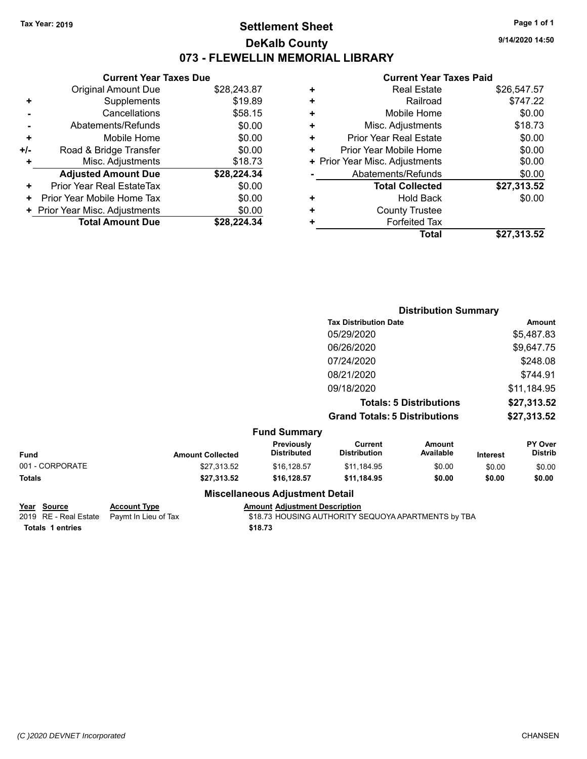Tax Year: 2019

# Settlement Sheet

## DeKalb County

## 073 - FLEWELLIN MEMORIAL LIBRARY

9/14/2020 14:50

### Current Year Taxes Due

| | | |
|---|---|---|
| | Original Amount Due | $28,243.87 |
| + | Supplements | $19.89 |
| - | Cancellations | $58.15 |
| - | Abatements/Refunds | $0.00 |
| + | Mobile Home | $0.00 |
| +/- | Road & Bridge Transfer | $0.00 |
| + | Misc. Adjustments | $18.73 |
| | **Adjusted Amount Due** | **$28,224.34** |
| + | Prior Year Real EstateTax | $0.00 |
| + | Prior Year Mobile Home Tax | $0.00 |
| + | Prior Year Misc. Adjustments | $0.00 |
| | **Total Amount Due** | **$28,224.34** |

### Current Year Taxes Paid

| | | |
|---|---|---|
| + | Real Estate | $26,547.57 |
| + | Railroad | $747.22 |
| + | Mobile Home | $0.00 |
| + | Misc. Adjustments | $18.73 |
| + | Prior Year Real Estate | $0.00 |
| + | Prior Year Mobile Home | $0.00 |
| + | Prior Year Misc. Adjustments | $0.00 |
| - | Abatements/Refunds | $0.00 |
| | **Total Collected** | **$27,313.52** |
| + | Hold Back | $0.00 |
| + | County Trustee | |
| + | Forfeited Tax | |
| | **Total** | **$27,313.52** |

### Distribution Summary

| Tax Distribution Date | Amount |
|---|---|
| 05/29/2020 | $5,487.83 |
| 06/26/2020 | $9,647.75 |
| 07/24/2020 | $248.08 |
| 08/21/2020 | $744.91 |
| 09/18/2020 | $11,184.95 |
| **Totals: 5 Distributions** | **$27,313.52** |
| **Grand Totals: 5 Distributions** | **$27,313.52** |

### Fund Summary

| Fund | Amount Collected | Previously Distributed | Current Distribution | Amount Available | Interest | PY Over Distrib |
|---|---|---|---|---|---|---|
| 001 - CORPORATE | $27,313.52 | $16,128.57 | $11,184.95 | $0.00 | $0.00 | $0.00 |
| **Totals** | **$27,313.52** | **$16,128.57** | **$11,184.95** | **$0.00** | **$0.00** | **$0.00** |

### Miscellaneous Adjustment Detail

| Year | Source | Account Type | Amount | Adjustment Description |
|---|---|---|---|---|
| 2019 | RE - Real Estate | Paymt In Lieu of Tax | $18.73 | HOUSING AUTHORITY SEQUOYA APARTMENTS by TBA |
| **Totals** | **1 entries** | | **$18.73** | |

(C )2020 DEVNET Incorporated — CHANSEN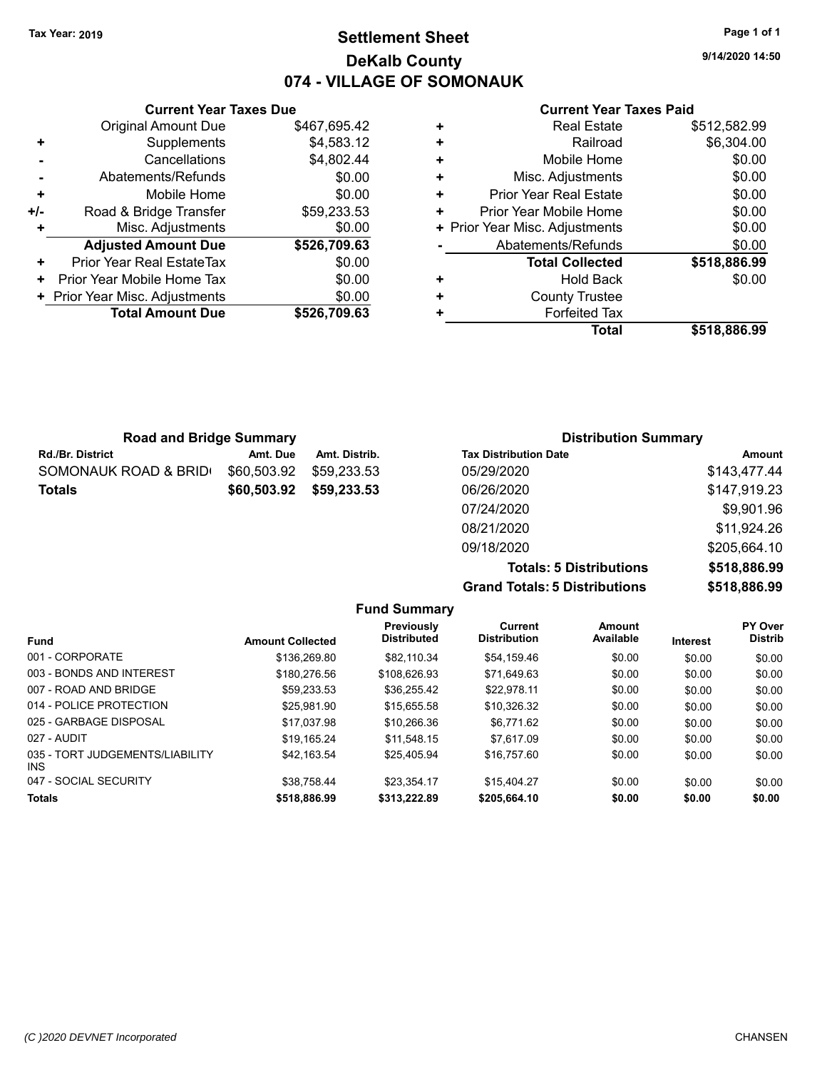Tax Year: 2019

# Settlement Sheet

## DeKalb County

## 074 - VILLAGE OF SOMONAUK

9/14/2020 14:50

### Current Year Taxes Due

| | | |
|---|---|---|
| | Original Amount Due | $467,695.42 |
| + | Supplements | $4,583.12 |
| - | Cancellations | $4,802.44 |
| - | Abatements/Refunds | $0.00 |
| + | Mobile Home | $0.00 |
| +/- | Road & Bridge Transfer | $59,233.53 |
| + | Misc. Adjustments | $0.00 |
| | **Adjusted Amount Due** | **$526,709.63** |
| + | Prior Year Real EstateTax | $0.00 |
| + | Prior Year Mobile Home Tax | $0.00 |
| + | Prior Year Misc. Adjustments | $0.00 |
| | **Total Amount Due** | **$526,709.63** |

### Current Year Taxes Paid

| | | |
|---|---|---|
| + | Real Estate | $512,582.99 |
| + | Railroad | $6,304.00 |
| + | Mobile Home | $0.00 |
| + | Misc. Adjustments | $0.00 |
| + | Prior Year Real Estate | $0.00 |
| + | Prior Year Mobile Home | $0.00 |
| + | Prior Year Misc. Adjustments | $0.00 |
| - | Abatements/Refunds | $0.00 |
| | **Total Collected** | **$518,886.99** |
| + | Hold Back | $0.00 |
| + | County Trustee | |
| + | Forfeited Tax | |
| | **Total** | **$518,886.99** |

### Road and Bridge Summary

| Rd./Br. District | Amt. Due | Amt. Distrib. |
|---|---|---|
| SOMONAUK ROAD & BRID | $60,503.92 | $59,233.53 |
| **Totals** | **$60,503.92** | **$59,233.53** |

### Distribution Summary

| Tax Distribution Date | Amount |
|---|---|
| 05/29/2020 | $143,477.44 |
| 06/26/2020 | $147,919.23 |
| 07/24/2020 | $9,901.96 |
| 08/21/2020 | $11,924.26 |
| 09/18/2020 | $205,664.10 |
| **Totals: 5 Distributions** | **$518,886.99** |
| **Grand Totals: 5 Distributions** | **$518,886.99** |

### Fund Summary

| Fund | Amount Collected | Previously Distributed | Current Distribution | Amount Available | Interest | PY Over Distrib |
|---|---|---|---|---|---|---|
| 001 - CORPORATE | $136,269.80 | $82,110.34 | $54,159.46 | $0.00 | $0.00 | $0.00 |
| 003 - BONDS AND INTEREST | $180,276.56 | $108,626.93 | $71,649.63 | $0.00 | $0.00 | $0.00 |
| 007 - ROAD AND BRIDGE | $59,233.53 | $36,255.42 | $22,978.11 | $0.00 | $0.00 | $0.00 |
| 014 - POLICE PROTECTION | $25,981.90 | $15,655.58 | $10,326.32 | $0.00 | $0.00 | $0.00 |
| 025 - GARBAGE DISPOSAL | $17,037.98 | $10,266.36 | $6,771.62 | $0.00 | $0.00 | $0.00 |
| 027 - AUDIT | $19,165.24 | $11,548.15 | $7,617.09 | $0.00 | $0.00 | $0.00 |
| 035 - TORT JUDGEMENTS/LIABILITY INS | $42,163.54 | $25,405.94 | $16,757.60 | $0.00 | $0.00 | $0.00 |
| 047 - SOCIAL SECURITY | $38,758.44 | $23,354.17 | $15,404.27 | $0.00 | $0.00 | $0.00 |
| **Totals** | **$518,886.99** | **$313,222.89** | **$205,664.10** | **$0.00** | **$0.00** | **$0.00** |

(C )2020 DEVNET Incorporated CHANSEN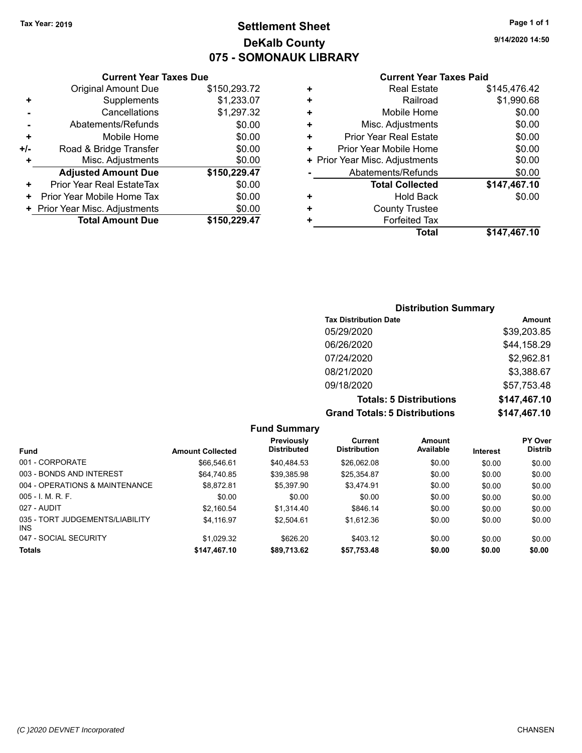Tax Year: 2019

# Settlement Sheet
## DeKalb County
## 075 - SOMONAUK LIBRARY

9/14/2020 14:50

### Current Year Taxes Due

| | | |
|---|---|---|
| | Original Amount Due | $150,293.72 |
| + | Supplements | $1,233.07 |
| - | Cancellations | $1,297.32 |
| - | Abatements/Refunds | $0.00 |
| + | Mobile Home | $0.00 |
| +/- | Road & Bridge Transfer | $0.00 |
| + | Misc. Adjustments | $0.00 |
| | **Adjusted Amount Due** | **$150,229.47** |
| + | Prior Year Real EstateTax | $0.00 |
| + | Prior Year Mobile Home Tax | $0.00 |
| + | Prior Year Misc. Adjustments | $0.00 |
| | **Total Amount Due** | **$150,229.47** |

### Current Year Taxes Paid

| | | |
|---|---|---|
| + | Real Estate | $145,476.42 |
| + | Railroad | $1,990.68 |
| + | Mobile Home | $0.00 |
| + | Misc. Adjustments | $0.00 |
| + | Prior Year Real Estate | $0.00 |
| + | Prior Year Mobile Home | $0.00 |
| + | Prior Year Misc. Adjustments | $0.00 |
| - | Abatements/Refunds | $0.00 |
| | **Total Collected** | **$147,467.10** |
| + | Hold Back | $0.00 |
| + | County Trustee | |
| + | Forfeited Tax | |
| | **Total** | **$147,467.10** |

### Distribution Summary

| Tax Distribution Date | Amount |
|---|---|
| 05/29/2020 | $39,203.85 |
| 06/26/2020 | $44,158.29 |
| 07/24/2020 | $2,962.81 |
| 08/21/2020 | $3,388.67 |
| 09/18/2020 | $57,753.48 |
| **Totals: 5 Distributions** | **$147,467.10** |
| **Grand Totals: 5 Distributions** | **$147,467.10** |

### Fund Summary

| Fund | Amount Collected | Previously Distributed | Current Distribution | Amount Available | Interest | PY Over Distrib |
|---|---|---|---|---|---|---|
| 001 - CORPORATE | $66,546.61 | $40,484.53 | $26,062.08 | $0.00 | $0.00 | $0.00 |
| 003 - BONDS AND INTEREST | $64,740.85 | $39,385.98 | $25,354.87 | $0.00 | $0.00 | $0.00 |
| 004 - OPERATIONS & MAINTENANCE | $8,872.81 | $5,397.90 | $3,474.91 | $0.00 | $0.00 | $0.00 |
| 005 - I. M. R. F. | $0.00 | $0.00 | $0.00 | $0.00 | $0.00 | $0.00 |
| 027 - AUDIT | $2,160.54 | $1,314.40 | $846.14 | $0.00 | $0.00 | $0.00 |
| 035 - TORT JUDGEMENTS/LIABILITY INS | $4,116.97 | $2,504.61 | $1,612.36 | $0.00 | $0.00 | $0.00 |
| 047 - SOCIAL SECURITY | $1,029.32 | $626.20 | $403.12 | $0.00 | $0.00 | $0.00 |
| **Totals** | **$147,467.10** | **$89,713.62** | **$57,753.48** | **$0.00** | **$0.00** | **$0.00** |

(C )2020 DEVNET Incorporated CHANSEN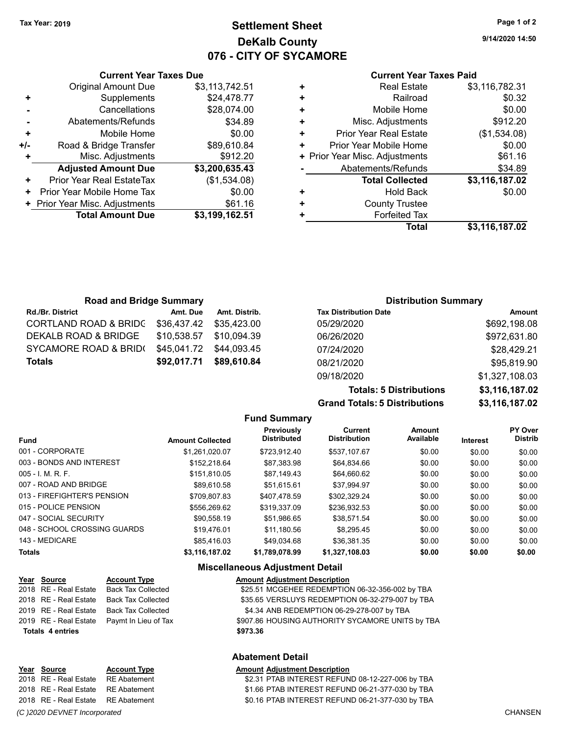Tax Year: 2019

# Settlement Sheet
## DeKalb County
## 076 - CITY OF SYCAMORE

9/14/2020 14:50

### Current Year Taxes Due

| | | |
|---|---|---|
| | Original Amount Due | $3,113,742.51 |
| + | Supplements | $24,478.77 |
| - | Cancellations | $28,074.00 |
| - | Abatements/Refunds | $34.89 |
| + | Mobile Home | $0.00 |
| +/- | Road & Bridge Transfer | $89,610.84 |
| + | Misc. Adjustments | $912.20 |
| | **Adjusted Amount Due** | **$3,200,635.43** |
| + | Prior Year Real EstateTax | ($1,534.08) |
| + | Prior Year Mobile Home Tax | $0.00 |
| + | Prior Year Misc. Adjustments | $61.16 |
| | **Total Amount Due** | **$3,199,162.51** |

### Current Year Taxes Paid

| | | |
|---|---|---|
| + | Real Estate | $3,116,782.31 |
| + | Railroad | $0.32 |
| + | Mobile Home | $0.00 |
| + | Misc. Adjustments | $912.20 |
| + | Prior Year Real Estate | ($1,534.08) |
| + | Prior Year Mobile Home | $0.00 |
| + | Prior Year Misc. Adjustments | $61.16 |
| - | Abatements/Refunds | $34.89 |
| | **Total Collected** | **$3,116,187.02** |
| + | Hold Back | $0.00 |
| + | County Trustee | |
| + | Forfeited Tax | |
| | **Total** | **$3,116,187.02** |

### Road and Bridge Summary

| Rd./Br. District | Amt. Due | Amt. Distrib. |
|---|---|---|
| CORTLAND ROAD & BRIDG | $36,437.42 | $35,423.00 |
| DEKALB ROAD & BRIDGE | $10,538.57 | $10,094.39 |
| SYCAMORE ROAD & BRID( | $45,041.72 | $44,093.45 |
| **Totals** | **$92,017.71** | **$89,610.84** |

### Distribution Summary

| Tax Distribution Date | Amount |
|---|---|
| 05/29/2020 | $692,198.08 |
| 06/26/2020 | $972,631.80 |
| 07/24/2020 | $28,429.21 |
| 08/21/2020 | $95,819.90 |
| 09/18/2020 | $1,327,108.03 |
| **Totals: 5 Distributions** | **$3,116,187.02** |
| **Grand Totals: 5 Distributions** | **$3,116,187.02** |

### Fund Summary

| Fund | Amount Collected | Previously Distributed | Current Distribution | Amount Available | Interest | PY Over Distrib |
|---|---|---|---|---|---|---|
| 001 - CORPORATE | $1,261,020.07 | $723,912.40 | $537,107.67 | $0.00 | $0.00 | $0.00 |
| 003 - BONDS AND INTEREST | $152,218.64 | $87,383.98 | $64,834.66 | $0.00 | $0.00 | $0.00 |
| 005 - I. M. R. F. | $151,810.05 | $87,149.43 | $64,660.62 | $0.00 | $0.00 | $0.00 |
| 007 - ROAD AND BRIDGE | $89,610.58 | $51,615.61 | $37,994.97 | $0.00 | $0.00 | $0.00 |
| 013 - FIREFIGHTER'S PENSION | $709,807.83 | $407,478.59 | $302,329.24 | $0.00 | $0.00 | $0.00 |
| 015 - POLICE PENSION | $556,269.62 | $319,337.09 | $236,932.53 | $0.00 | $0.00 | $0.00 |
| 047 - SOCIAL SECURITY | $90,558.19 | $51,986.65 | $38,571.54 | $0.00 | $0.00 | $0.00 |
| 048 - SCHOOL CROSSING GUARDS | $19,476.01 | $11,180.56 | $8,295.45 | $0.00 | $0.00 | $0.00 |
| 143 - MEDICARE | $85,416.03 | $49,034.68 | $36,381.35 | $0.00 | $0.00 | $0.00 |
| **Totals** | **$3,116,187.02** | **$1,789,078.99** | **$1,327,108.03** | **$0.00** | **$0.00** | **$0.00** |

### Miscellaneous Adjustment Detail

| Year | Source | Account Type | Amount | Adjustment Description |
|---|---|---|---|---|
| 2018 | RE - Real Estate | Back Tax Collected | $25.51 | MCGEHEE REDEMPTION 06-32-356-002 by TBA |
| 2018 | RE - Real Estate | Back Tax Collected | $35.65 | VERSLUYS REDEMPTION 06-32-279-007 by TBA |
| 2019 | RE - Real Estate | Back Tax Collected | $4.34 | ANB REDEMPTION 06-29-278-007 by TBA |
| 2019 | RE - Real Estate | Paymt In Lieu of Tax | $907.86 | HOUSING AUTHORITY SYCAMORE UNITS by TBA |
| **Totals** | **4 entries** | | **$973.36** | |

### Abatement Detail

| Year | Source | Account Type | Amount | Adjustment Description |
|---|---|---|---|---|
| 2018 | RE - Real Estate | RE Abatement | $2.31 | PTAB INTEREST REFUND 08-12-227-006 by TBA |
| 2018 | RE - Real Estate | RE Abatement | $1.66 | PTAB INTEREST REFUND 06-21-377-030 by TBA |
| 2018 | RE - Real Estate | RE Abatement | $0.16 | PTAB INTEREST REFUND 06-21-377-030 by TBA |

(C )2020 DEVNET Incorporated CHANSEN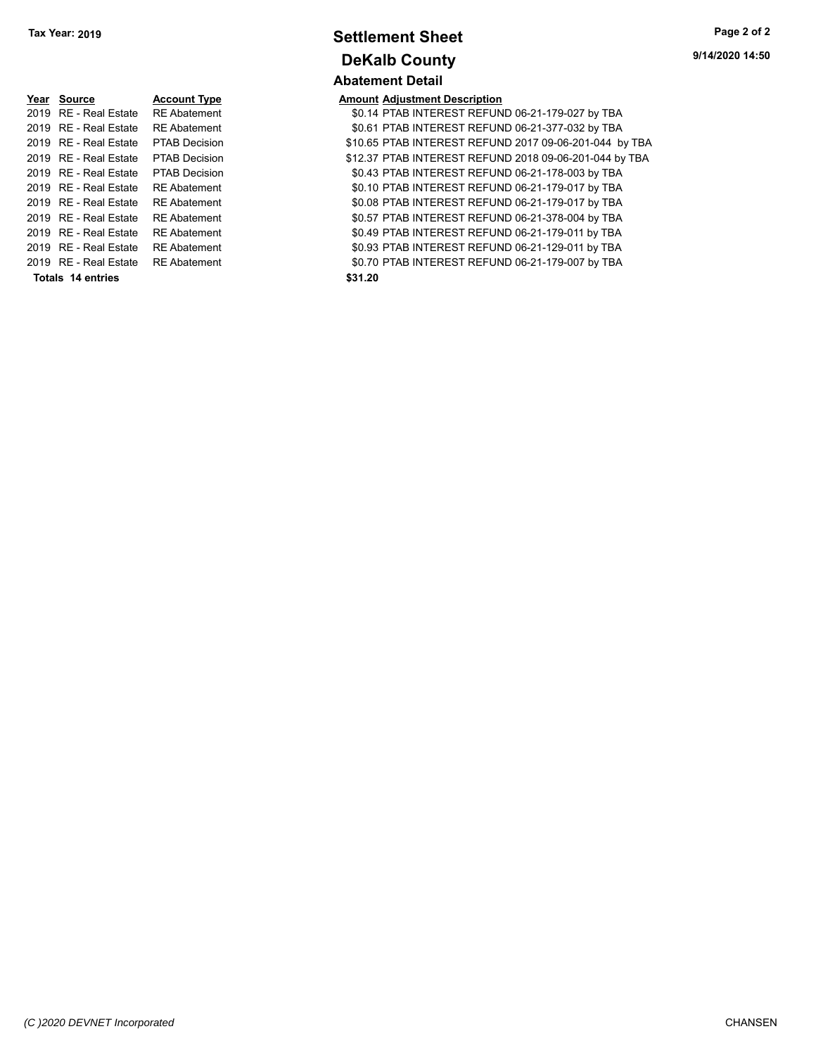**Tax Year: 2019**

# Settlement Sheet

## DeKalb County

9/14/2020 14:50

### Abatement Detail

| Year | Source | Account Type | Amount | Adjustment Description |
|---|---|---|---|---|
| 2019 | RE - Real Estate | RE Abatement | $0.14 | PTAB INTEREST REFUND 06-21-179-027 by TBA |
| 2019 | RE - Real Estate | RE Abatement | $0.61 | PTAB INTEREST REFUND 06-21-377-032 by TBA |
| 2019 | RE - Real Estate | PTAB Decision | $10.65 | PTAB INTEREST REFUND 2017 09-06-201-044 by TBA |
| 2019 | RE - Real Estate | PTAB Decision | $12.37 | PTAB INTEREST REFUND 2018 09-06-201-044 by TBA |
| 2019 | RE - Real Estate | PTAB Decision | $0.43 | PTAB INTEREST REFUND 06-21-178-003 by TBA |
| 2019 | RE - Real Estate | RE Abatement | $0.10 | PTAB INTEREST REFUND 06-21-179-017 by TBA |
| 2019 | RE - Real Estate | RE Abatement | $0.08 | PTAB INTEREST REFUND 06-21-179-017 by TBA |
| 2019 | RE - Real Estate | RE Abatement | $0.57 | PTAB INTEREST REFUND 06-21-378-004 by TBA |
| 2019 | RE - Real Estate | RE Abatement | $0.49 | PTAB INTEREST REFUND 06-21-179-011 by TBA |
| 2019 | RE - Real Estate | RE Abatement | $0.93 | PTAB INTEREST REFUND 06-21-129-011 by TBA |
| 2019 | RE - Real Estate | RE Abatement | $0.70 | PTAB INTEREST REFUND 06-21-179-007 by TBA |
| **Totals 14 entries** | | | **$31.20** | |

*(C )2020 DEVNET Incorporated* CHANSEN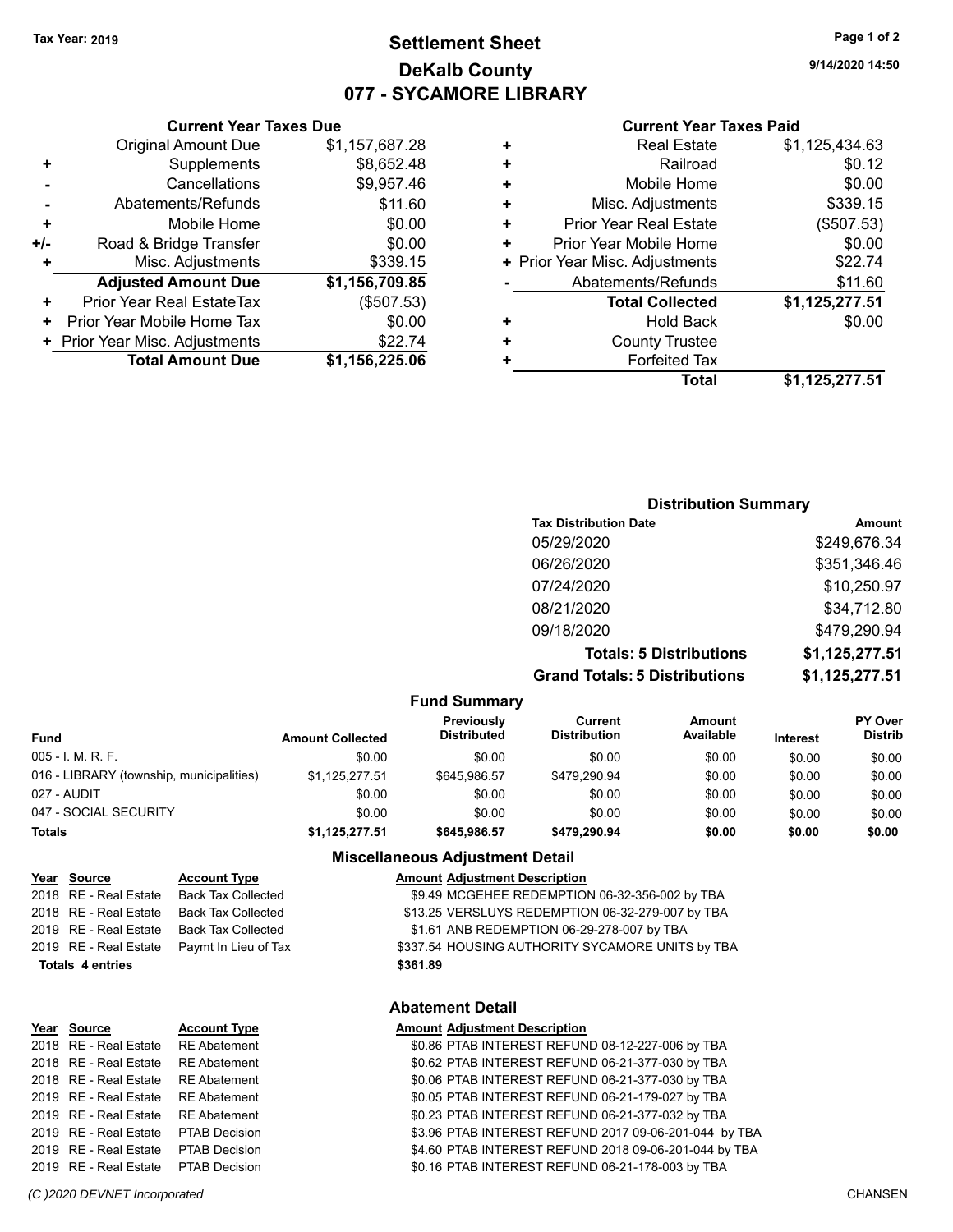**Tax Year: 2019**

# Settlement Sheet
## DeKalb County
## 077 - SYCAMORE LIBRARY

9/14/2020 14:50

### Current Year Taxes Due

| | | |
|---|---|---|
| | Original Amount Due | $1,157,687.28 |
| + | Supplements | $8,652.48 |
| - | Cancellations | $9,957.46 |
| - | Abatements/Refunds | $11.60 |
| + | Mobile Home | $0.00 |
| +/- | Road & Bridge Transfer | $0.00 |
| + | Misc. Adjustments | $339.15 |
| | **Adjusted Amount Due** | **$1,156,709.85** |
| + | Prior Year Real EstateTax | ($507.53) |
| + | Prior Year Mobile Home Tax | $0.00 |
| + | Prior Year Misc. Adjustments | $22.74 |
| | **Total Amount Due** | **$1,156,225.06** |

### Current Year Taxes Paid

| | | |
|---|---|---|
| + | Real Estate | $1,125,434.63 |
| + | Railroad | $0.12 |
| + | Mobile Home | $0.00 |
| + | Misc. Adjustments | $339.15 |
| + | Prior Year Real Estate | ($507.53) |
| + | Prior Year Mobile Home | $0.00 |
| + | Prior Year Misc. Adjustments | $22.74 |
| - | Abatements/Refunds | $11.60 |
| | **Total Collected** | **$1,125,277.51** |
| + | Hold Back | $0.00 |
| + | County Trustee | |
| + | Forfeited Tax | |
| | **Total** | **$1,125,277.51** |

### Distribution Summary

| Tax Distribution Date | Amount |
|---|---|
| 05/29/2020 | $249,676.34 |
| 06/26/2020 | $351,346.46 |
| 07/24/2020 | $10,250.97 |
| 08/21/2020 | $34,712.80 |
| 09/18/2020 | $479,290.94 |
| **Totals: 5 Distributions** | **$1,125,277.51** |
| **Grand Totals: 5 Distributions** | **$1,125,277.51** |

### Fund Summary

| Fund | Amount Collected | Previously Distributed | Current Distribution | Amount Available | Interest | PY Over Distrib |
|---|---|---|---|---|---|---|
| 005 - I. M. R. F. | $0.00 | $0.00 | $0.00 | $0.00 | $0.00 | $0.00 |
| 016 - LIBRARY (township, municipalities) | $1,125,277.51 | $645,986.57 | $479,290.94 | $0.00 | $0.00 | $0.00 |
| 027 - AUDIT | $0.00 | $0.00 | $0.00 | $0.00 | $0.00 | $0.00 |
| 047 - SOCIAL SECURITY | $0.00 | $0.00 | $0.00 | $0.00 | $0.00 | $0.00 |
| **Totals** | **$1,125,277.51** | **$645,986.57** | **$479,290.94** | **$0.00** | **$0.00** | **$0.00** |

### Miscellaneous Adjustment Detail

| Year | Source | Account Type | Amount | Adjustment Description |
|---|---|---|---|---|
| 2018 | RE - Real Estate | Back Tax Collected | $9.49 | MCGEHEE REDEMPTION 06-32-356-002 by TBA |
| 2018 | RE - Real Estate | Back Tax Collected | $13.25 | VERSLUYS REDEMPTION 06-32-279-007 by TBA |
| 2019 | RE - Real Estate | Back Tax Collected | $1.61 | ANB REDEMPTION 06-29-278-007 by TBA |
| 2019 | RE - Real Estate | Paymt In Lieu of Tax | $337.54 | HOUSING AUTHORITY SYCAMORE UNITS by TBA |
| **Totals 4 entries** | | | **$361.89** | |

### Abatement Detail

| Year | Source | Account Type | Amount | Adjustment Description |
|---|---|---|---|---|
| 2018 | RE - Real Estate | RE Abatement | $0.86 | PTAB INTEREST REFUND 08-12-227-006 by TBA |
| 2018 | RE - Real Estate | RE Abatement | $0.62 | PTAB INTEREST REFUND 06-21-377-030 by TBA |
| 2018 | RE - Real Estate | RE Abatement | $0.06 | PTAB INTEREST REFUND 06-21-377-030 by TBA |
| 2019 | RE - Real Estate | RE Abatement | $0.05 | PTAB INTEREST REFUND 06-21-179-027 by TBA |
| 2019 | RE - Real Estate | RE Abatement | $0.23 | PTAB INTEREST REFUND 06-21-377-032 by TBA |
| 2019 | RE - Real Estate | PTAB Decision | $3.96 | PTAB INTEREST REFUND 2017 09-06-201-044 by TBA |
| 2019 | RE - Real Estate | PTAB Decision | $4.60 | PTAB INTEREST REFUND 2018 09-06-201-044 by TBA |
| 2019 | RE - Real Estate | PTAB Decision | $0.16 | PTAB INTEREST REFUND 06-21-178-003 by TBA |

*(C )2020 DEVNET Incorporated* CHANSEN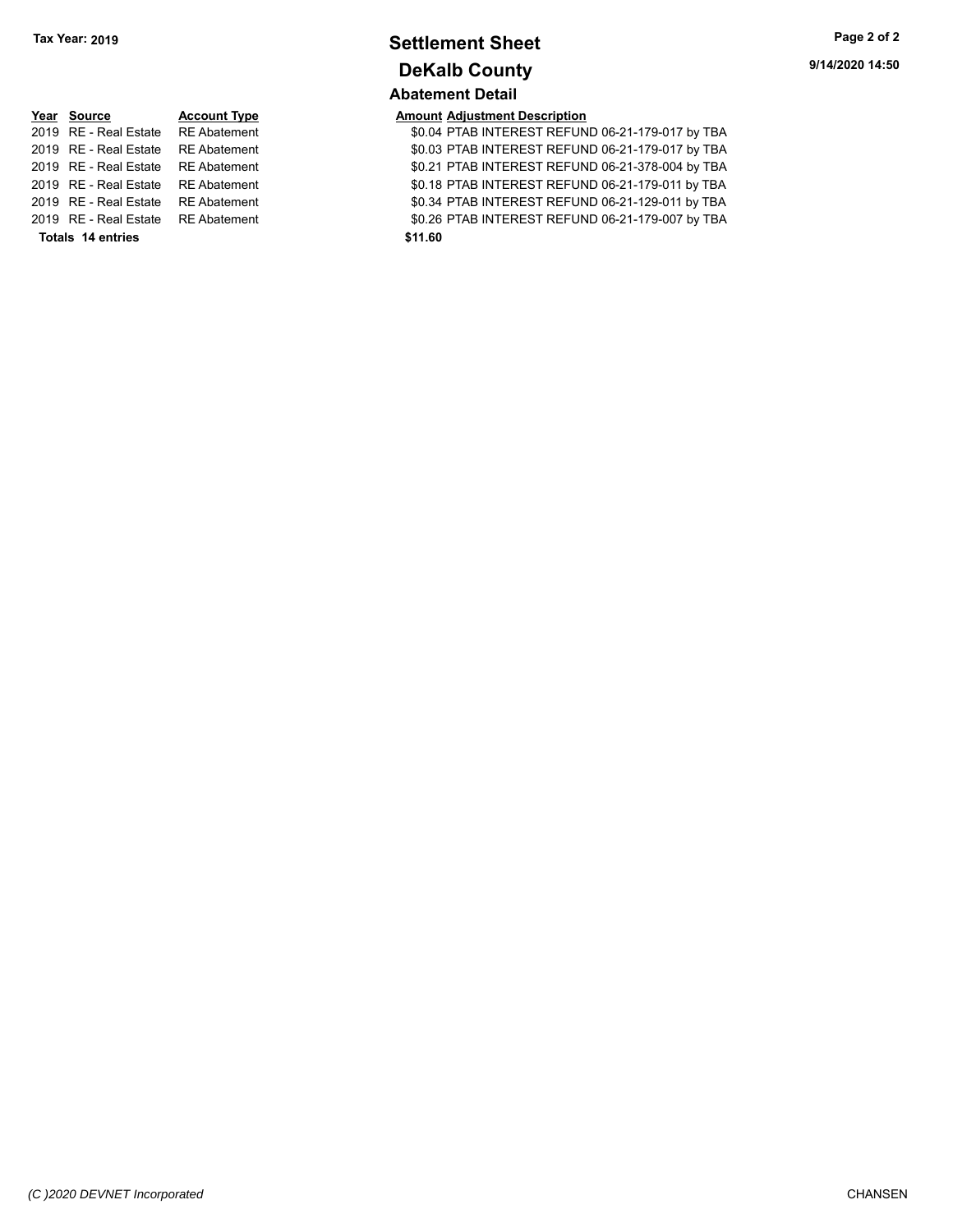**Tax Year: 2019**

# Settlement Sheet

## DeKalb County

### Abatement Detail

9/14/2020 14:50

| Year | Source | Account Type | Amount | Adjustment Description |
|---|---|---|---|---|
| 2019 | RE - Real Estate | RE Abatement | $0.04 | PTAB INTEREST REFUND 06-21-179-017 by TBA |
| 2019 | RE - Real Estate | RE Abatement | $0.03 | PTAB INTEREST REFUND 06-21-179-017 by TBA |
| 2019 | RE - Real Estate | RE Abatement | $0.21 | PTAB INTEREST REFUND 06-21-378-004 by TBA |
| 2019 | RE - Real Estate | RE Abatement | $0.18 | PTAB INTEREST REFUND 06-21-179-011 by TBA |
| 2019 | RE - Real Estate | RE Abatement | $0.34 | PTAB INTEREST REFUND 06-21-129-011 by TBA |
| 2019 | RE - Real Estate | RE Abatement | $0.26 | PTAB INTEREST REFUND 06-21-179-007 by TBA |
| **Totals** | **14 entries** | | **$11.60** | |

*(C )2020 DEVNET Incorporated*

CHANSEN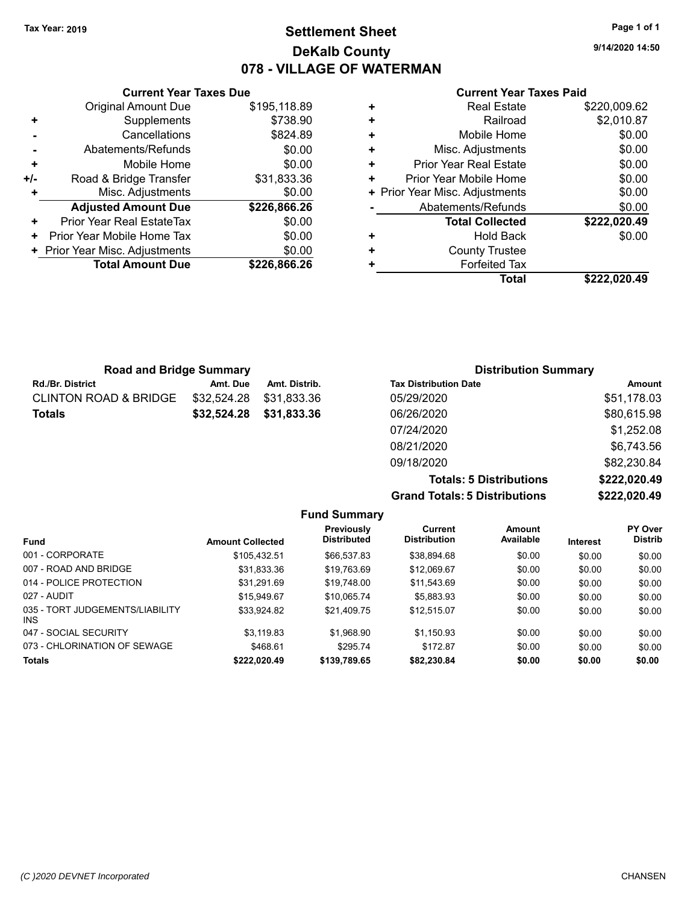Tax Year: 2019

# Settlement Sheet

## DeKalb County

## 078 - VILLAGE OF WATERMAN

9/14/2020 14:50

### Current Year Taxes Due

| | | |
|---|---|---|
| | Original Amount Due | $195,118.89 |
| + | Supplements | $738.90 |
| - | Cancellations | $824.89 |
| - | Abatements/Refunds | $0.00 |
| + | Mobile Home | $0.00 |
| +/- | Road & Bridge Transfer | $31,833.36 |
| + | Misc. Adjustments | $0.00 |
| | **Adjusted Amount Due** | **$226,866.26** |
| + | Prior Year Real EstateTax | $0.00 |
| + | Prior Year Mobile Home Tax | $0.00 |
| + | Prior Year Misc. Adjustments | $0.00 |
| | **Total Amount Due** | **$226,866.26** |

### Current Year Taxes Paid

| | | |
|---|---|---|
| + | Real Estate | $220,009.62 |
| + | Railroad | $2,010.87 |
| + | Mobile Home | $0.00 |
| + | Misc. Adjustments | $0.00 |
| + | Prior Year Real Estate | $0.00 |
| + | Prior Year Mobile Home | $0.00 |
| + | Prior Year Misc. Adjustments | $0.00 |
| - | Abatements/Refunds | $0.00 |
| | **Total Collected** | **$222,020.49** |
| + | Hold Back | $0.00 |
| + | County Trustee | |
| + | Forfeited Tax | |
| | **Total** | **$222,020.49** |

### Road and Bridge Summary

| Rd./Br. District | Amt. Due | Amt. Distrib. |
|---|---|---|
| CLINTON ROAD & BRIDGE | $32,524.28 | $31,833.36 |
| **Totals** | **$32,524.28** | **$31,833.36** |

### Distribution Summary

| Tax Distribution Date | Amount |
|---|---|
| 05/29/2020 | $51,178.03 |
| 06/26/2020 | $80,615.98 |
| 07/24/2020 | $1,252.08 |
| 08/21/2020 | $6,743.56 |
| 09/18/2020 | $82,230.84 |
| **Totals: 5 Distributions** | **$222,020.49** |
| **Grand Totals: 5 Distributions** | **$222,020.49** |

### Fund Summary

| Fund | Amount Collected | Previously Distributed | Current Distribution | Amount Available | Interest | PY Over Distrib |
|---|---|---|---|---|---|---|
| 001 - CORPORATE | $105,432.51 | $66,537.83 | $38,894.68 | $0.00 | $0.00 | $0.00 |
| 007 - ROAD AND BRIDGE | $31,833.36 | $19,763.69 | $12,069.67 | $0.00 | $0.00 | $0.00 |
| 014 - POLICE PROTECTION | $31,291.69 | $19,748.00 | $11,543.69 | $0.00 | $0.00 | $0.00 |
| 027 - AUDIT | $15,949.67 | $10,065.74 | $5,883.93 | $0.00 | $0.00 | $0.00 |
| 035 - TORT JUDGEMENTS/LIABILITY INS | $33,924.82 | $21,409.75 | $12,515.07 | $0.00 | $0.00 | $0.00 |
| 047 - SOCIAL SECURITY | $3,119.83 | $1,968.90 | $1,150.93 | $0.00 | $0.00 | $0.00 |
| 073 - CHLORINATION OF SEWAGE | $468.61 | $295.74 | $172.87 | $0.00 | $0.00 | $0.00 |
| **Totals** | **$222,020.49** | **$139,789.65** | **$82,230.84** | **$0.00** | **$0.00** | **$0.00** |

(C )2020 DEVNET Incorporated CHANSEN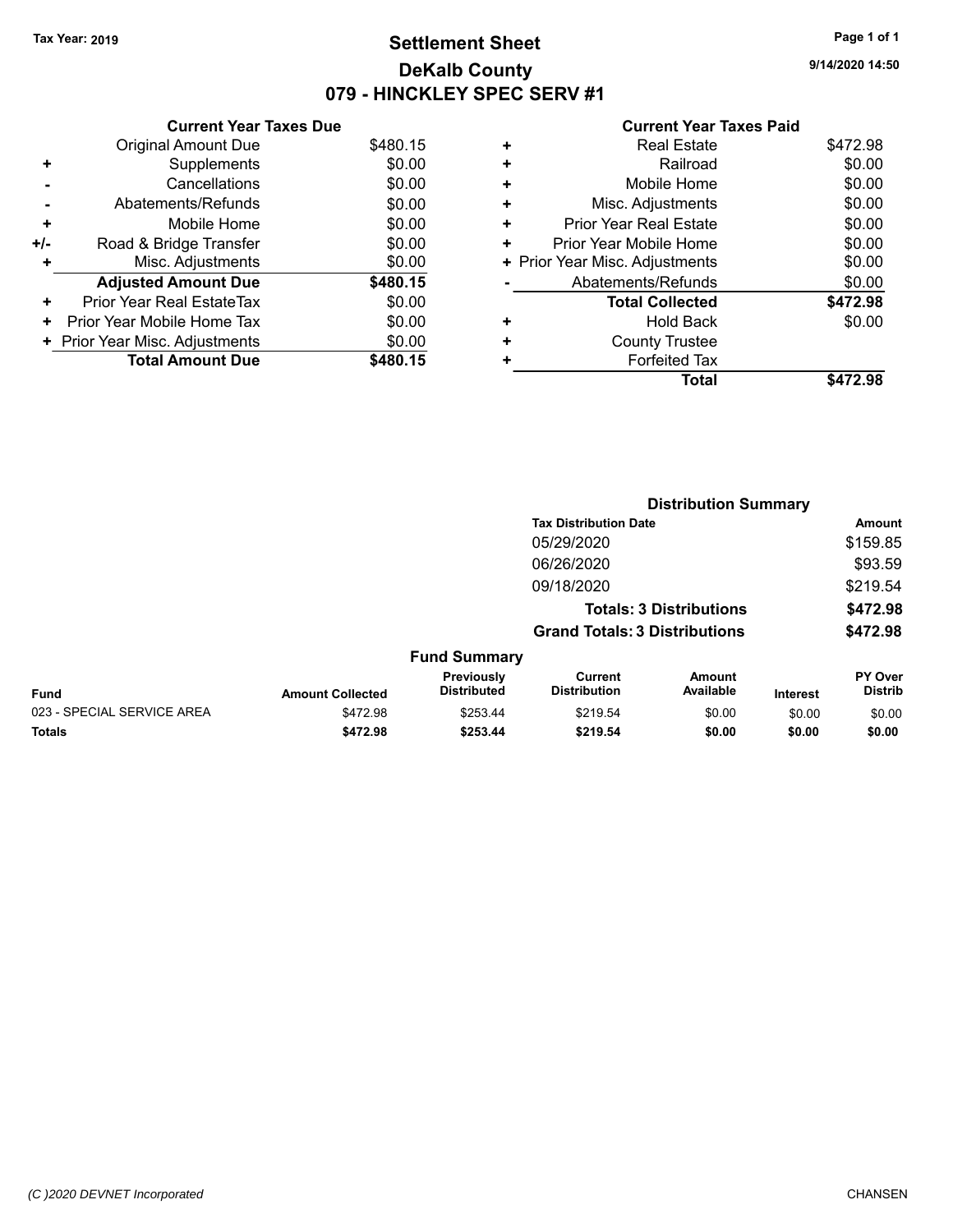Tax Year: 2019

# Settlement Sheet
## DeKalb County
## 079 - HINCKLEY SPEC SERV #1

9/14/2020 14:50

| | Current Year Taxes Due | |
|---|---|---|
| | Original Amount Due | $480.15 |
| + | Supplements | $0.00 |
| - | Cancellations | $0.00 |
| - | Abatements/Refunds | $0.00 |
| + | Mobile Home | $0.00 |
| +/- | Road & Bridge Transfer | $0.00 |
| + | Misc. Adjustments | $0.00 |
| | **Adjusted Amount Due** | **$480.15** |
| + | Prior Year Real EstateTax | $0.00 |
| + | Prior Year Mobile Home Tax | $0.00 |
| + | Prior Year Misc. Adjustments | $0.00 |
| | **Total Amount Due** | **$480.15** |

| | Current Year Taxes Paid | |
|---|---|---|
| + | Real Estate | $472.98 |
| + | Railroad | $0.00 |
| + | Mobile Home | $0.00 |
| + | Misc. Adjustments | $0.00 |
| + | Prior Year Real Estate | $0.00 |
| + | Prior Year Mobile Home | $0.00 |
| + | Prior Year Misc. Adjustments | $0.00 |
| - | Abatements/Refunds | $0.00 |
| | **Total Collected** | **$472.98** |
| + | Hold Back | $0.00 |
| + | County Trustee | |
| + | Forfeited Tax | |
| | **Total** | **$472.98** |

### Distribution Summary

| Tax Distribution Date | Amount |
|---|---|
| 05/29/2020 | $159.85 |
| 06/26/2020 | $93.59 |
| 09/18/2020 | $219.54 |
| **Totals: 3 Distributions** | **$472.98** |
| **Grand Totals: 3 Distributions** | **$472.98** |

### Fund Summary

| Fund | Amount Collected | Previously Distributed | Current Distribution | Amount Available | Interest | PY Over Distrib |
|---|---|---|---|---|---|---|
| 023 - SPECIAL SERVICE AREA | $472.98 | $253.44 | $219.54 | $0.00 | $0.00 | $0.00 |
| **Totals** | **$472.98** | **$253.44** | **$219.54** | **$0.00** | **$0.00** | **$0.00** |

(C )2020 DEVNET Incorporated

CHANSEN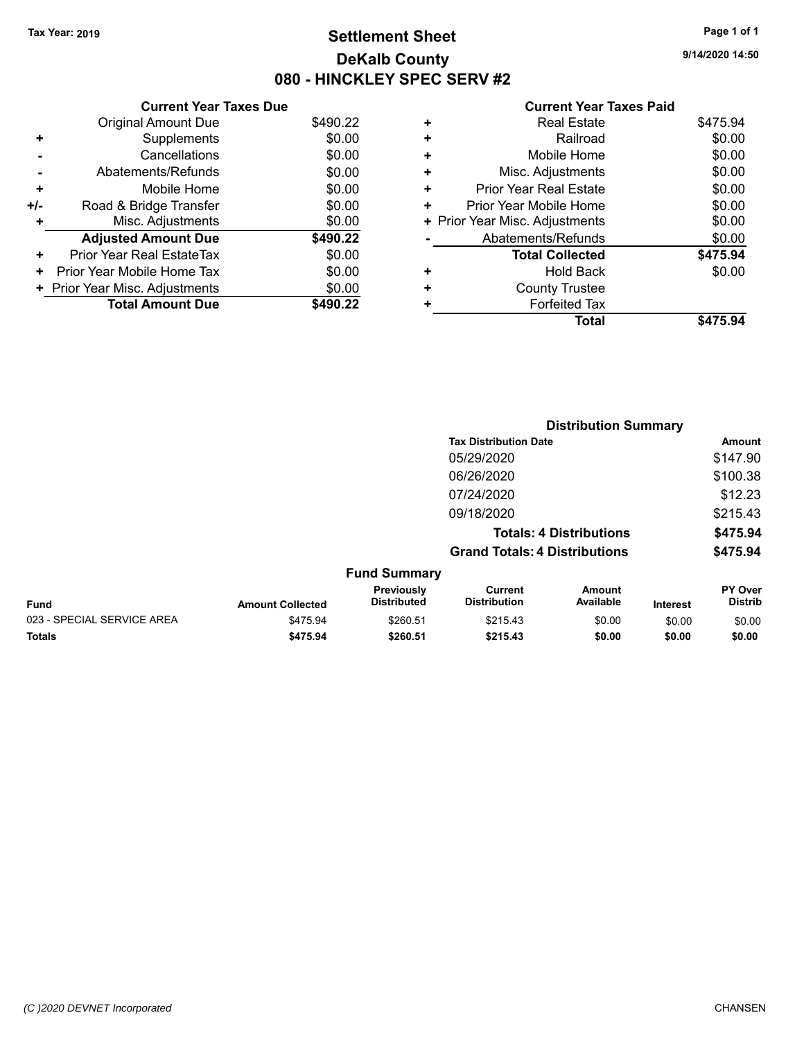Tax Year: 2019

# Settlement Sheet

## DeKalb County

## 080 - HINCKLEY SPEC SERV #2

9/14/2020 14:50

### Current Year Taxes Due

| | | |
|---|---|---|
| | Original Amount Due | $490.22 |
| + | Supplements | $0.00 |
| - | Cancellations | $0.00 |
| - | Abatements/Refunds | $0.00 |
| + | Mobile Home | $0.00 |
| +/- | Road & Bridge Transfer | $0.00 |
| + | Misc. Adjustments | $0.00 |
| | **Adjusted Amount Due** | **$490.22** |
| + | Prior Year Real EstateTax | $0.00 |
| + | Prior Year Mobile Home Tax | $0.00 |
| + | Prior Year Misc. Adjustments | $0.00 |
| | **Total Amount Due** | **$490.22** |

### Current Year Taxes Paid

| | | |
|---|---|---|
| + | Real Estate | $475.94 |
| + | Railroad | $0.00 |
| + | Mobile Home | $0.00 |
| + | Misc. Adjustments | $0.00 |
| + | Prior Year Real Estate | $0.00 |
| + | Prior Year Mobile Home | $0.00 |
| + | Prior Year Misc. Adjustments | $0.00 |
| - | Abatements/Refunds | $0.00 |
| | **Total Collected** | **$475.94** |
| + | Hold Back | $0.00 |
| + | County Trustee | |
| + | Forfeited Tax | |
| | **Total** | **$475.94** |

### Distribution Summary

| Tax Distribution Date | Amount |
|---|---|
| 05/29/2020 | $147.90 |
| 06/26/2020 | $100.38 |
| 07/24/2020 | $12.23 |
| 09/18/2020 | $215.43 |
| **Totals: 4 Distributions** | **$475.94** |
| **Grand Totals: 4 Distributions** | **$475.94** |

### Fund Summary

| Fund | Amount Collected | Previously Distributed | Current Distribution | Amount Available | Interest | PY Over Distrib |
|---|---|---|---|---|---|---|
| 023 - SPECIAL SERVICE AREA | $475.94 | $260.51 | $215.43 | $0.00 | $0.00 | $0.00 |
| **Totals** | **$475.94** | **$260.51** | **$215.43** | **$0.00** | **$0.00** | **$0.00** |

(C )2020 DEVNET Incorporated CHANSEN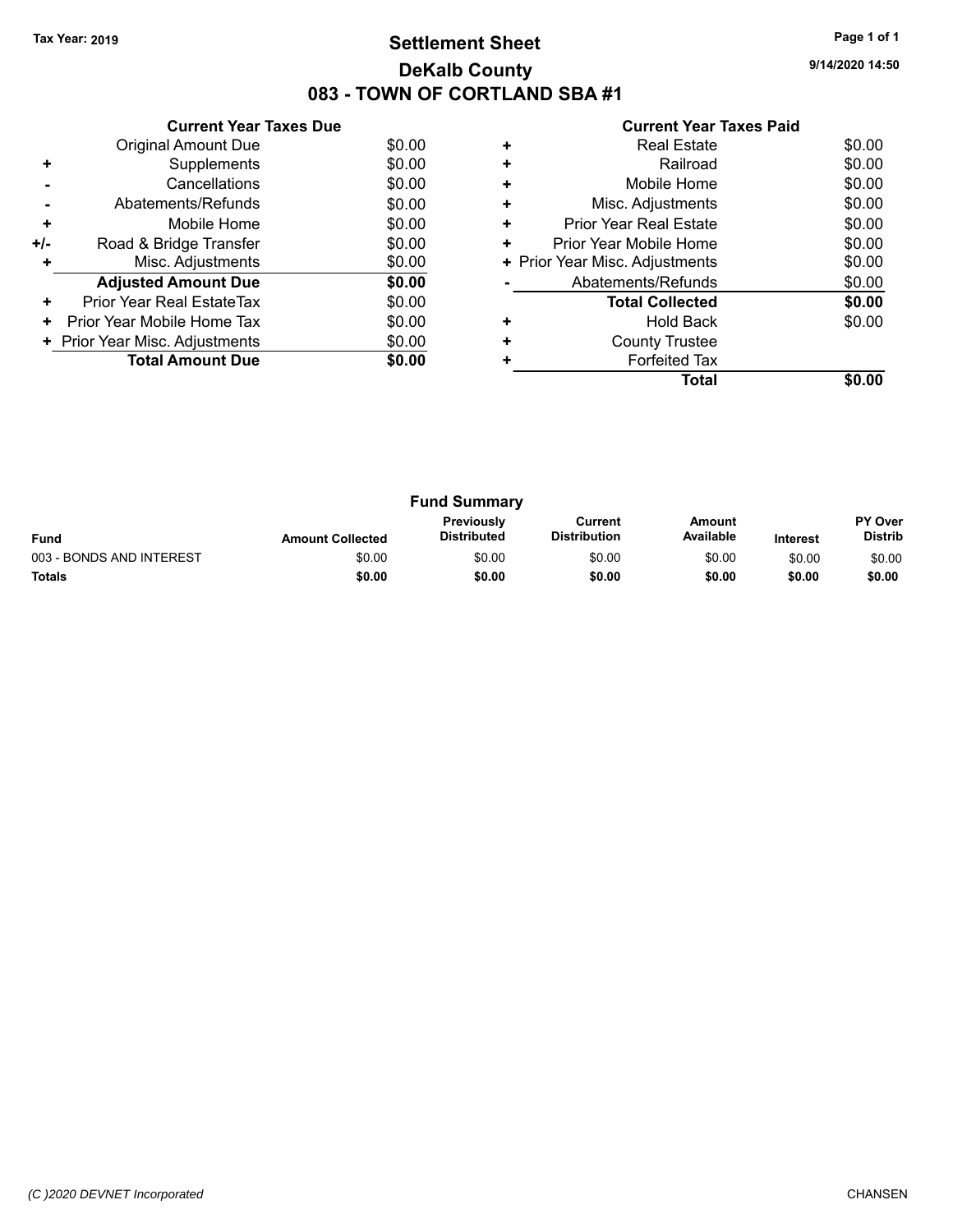**Tax Year: 2019**

# Settlement Sheet

## DeKalb County

## 083 - TOWN OF CORTLAND SBA #1

9/14/2020 14:50

### Current Year Taxes Due

| | | |
|---|---|---|
| | Original Amount Due | $0.00 |
| + | Supplements | $0.00 |
| - | Cancellations | $0.00 |
| - | Abatements/Refunds | $0.00 |
| + | Mobile Home | $0.00 |
| +/- | Road & Bridge Transfer | $0.00 |
| + | Misc. Adjustments | $0.00 |
| | **Adjusted Amount Due** | **$0.00** |
| + | Prior Year Real EstateTax | $0.00 |
| + | Prior Year Mobile Home Tax | $0.00 |
| + | Prior Year Misc. Adjustments | $0.00 |
| | **Total Amount Due** | **$0.00** |

### Current Year Taxes Paid

| | | |
|---|---|---|
| + | Real Estate | $0.00 |
| + | Railroad | $0.00 |
| + | Mobile Home | $0.00 |
| + | Misc. Adjustments | $0.00 |
| + | Prior Year Real Estate | $0.00 |
| + | Prior Year Mobile Home | $0.00 |
| + | Prior Year Misc. Adjustments | $0.00 |
| - | Abatements/Refunds | $0.00 |
| | **Total Collected** | **$0.00** |
| + | Hold Back | $0.00 |
| + | County Trustee | |
| + | Forfeited Tax | |
| | **Total** | **$0.00** |

### Fund Summary

| Fund | Amount Collected | Previously Distributed | Current Distribution | Amount Available | Interest | PY Over Distrib |
|---|---|---|---|---|---|---|
| 003 - BONDS AND INTEREST | $0.00 | $0.00 | $0.00 | $0.00 | $0.00 | $0.00 |
| **Totals** | **$0.00** | **$0.00** | **$0.00** | **$0.00** | **$0.00** | **$0.00** |

*(C )2020 DEVNET Incorporated* CHANSEN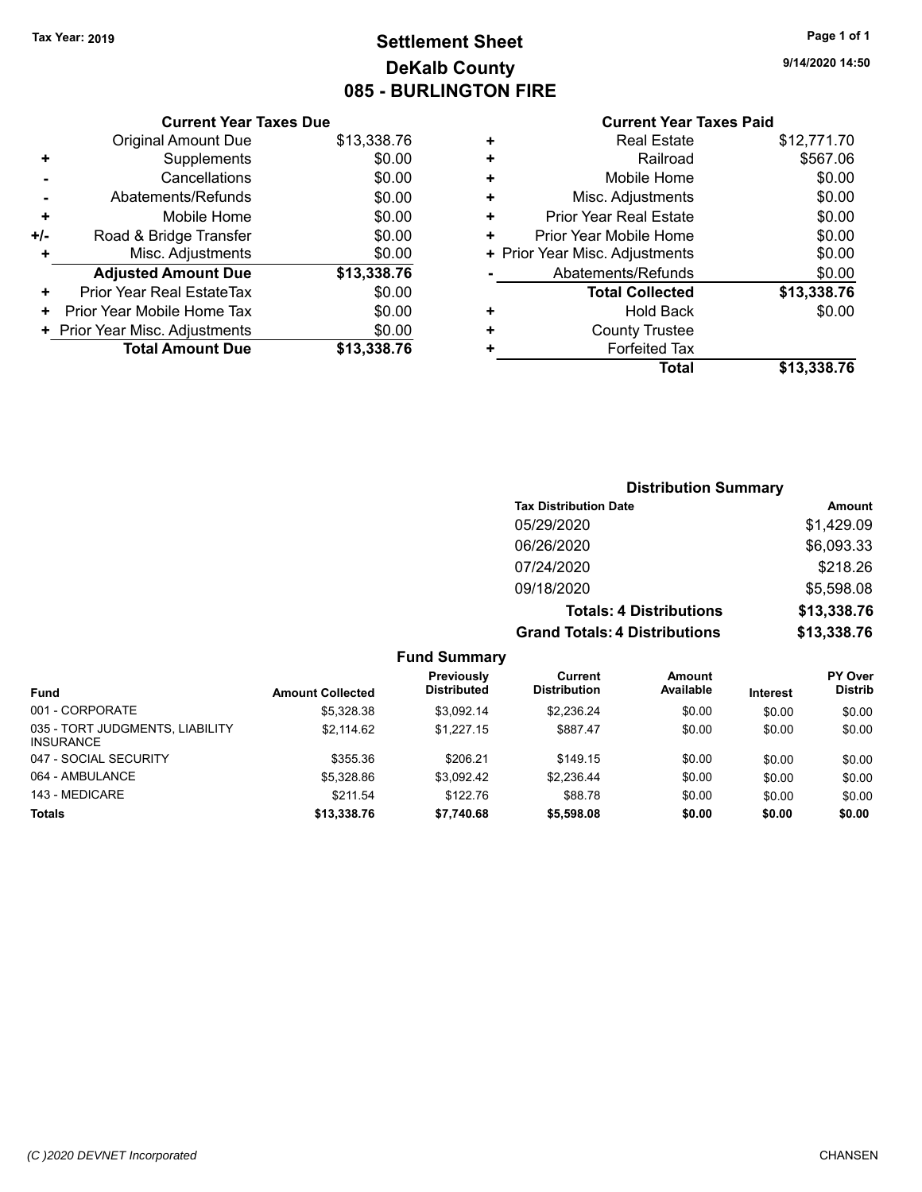Tax Year: 2019

# Settlement Sheet
## DeKalb County
## 085 - BURLINGTON FIRE

9/14/2020 14:50

| | Current Year Taxes Due | |
|---|---|---|
| | Original Amount Due | $13,338.76 |
| + | Supplements | $0.00 |
| - | Cancellations | $0.00 |
| - | Abatements/Refunds | $0.00 |
| + | Mobile Home | $0.00 |
| +/- | Road & Bridge Transfer | $0.00 |
| + | Misc. Adjustments | $0.00 |
| | **Adjusted Amount Due** | **$13,338.76** |
| + | Prior Year Real EstateTax | $0.00 |
| + | Prior Year Mobile Home Tax | $0.00 |
| + | Prior Year Misc. Adjustments | $0.00 |
| | **Total Amount Due** | **$13,338.76** |

| | Current Year Taxes Paid | |
|---|---|---|
| + | Real Estate | $12,771.70 |
| + | Railroad | $567.06 |
| + | Mobile Home | $0.00 |
| + | Misc. Adjustments | $0.00 |
| + | Prior Year Real Estate | $0.00 |
| + | Prior Year Mobile Home | $0.00 |
| + | Prior Year Misc. Adjustments | $0.00 |
| - | Abatements/Refunds | $0.00 |
| | **Total Collected** | **$13,338.76** |
| + | Hold Back | $0.00 |
| + | County Trustee | |
| + | Forfeited Tax | |
| | **Total** | **$13,338.76** |

### Distribution Summary

| Tax Distribution Date | Amount |
|---|---|
| 05/29/2020 | $1,429.09 |
| 06/26/2020 | $6,093.33 |
| 07/24/2020 | $218.26 |
| 09/18/2020 | $5,598.08 |
| **Totals: 4 Distributions** | **$13,338.76** |
| **Grand Totals: 4 Distributions** | **$13,338.76** |

### Fund Summary

| Fund | Amount Collected | Previously Distributed | Current Distribution | Amount Available | Interest | PY Over Distrib |
|---|---|---|---|---|---|---|
| 001 - CORPORATE | $5,328.38 | $3,092.14 | $2,236.24 | $0.00 | $0.00 | $0.00 |
| 035 - TORT JUDGMENTS, LIABILITY INSURANCE | $2,114.62 | $1,227.15 | $887.47 | $0.00 | $0.00 | $0.00 |
| 047 - SOCIAL SECURITY | $355.36 | $206.21 | $149.15 | $0.00 | $0.00 | $0.00 |
| 064 - AMBULANCE | $5,328.86 | $3,092.42 | $2,236.44 | $0.00 | $0.00 | $0.00 |
| 143 - MEDICARE | $211.54 | $122.76 | $88.78 | $0.00 | $0.00 | $0.00 |
| **Totals** | **$13,338.76** | **$7,740.68** | **$5,598.08** | **$0.00** | **$0.00** | **$0.00** |

(C )2020 DEVNET Incorporated — CHANSEN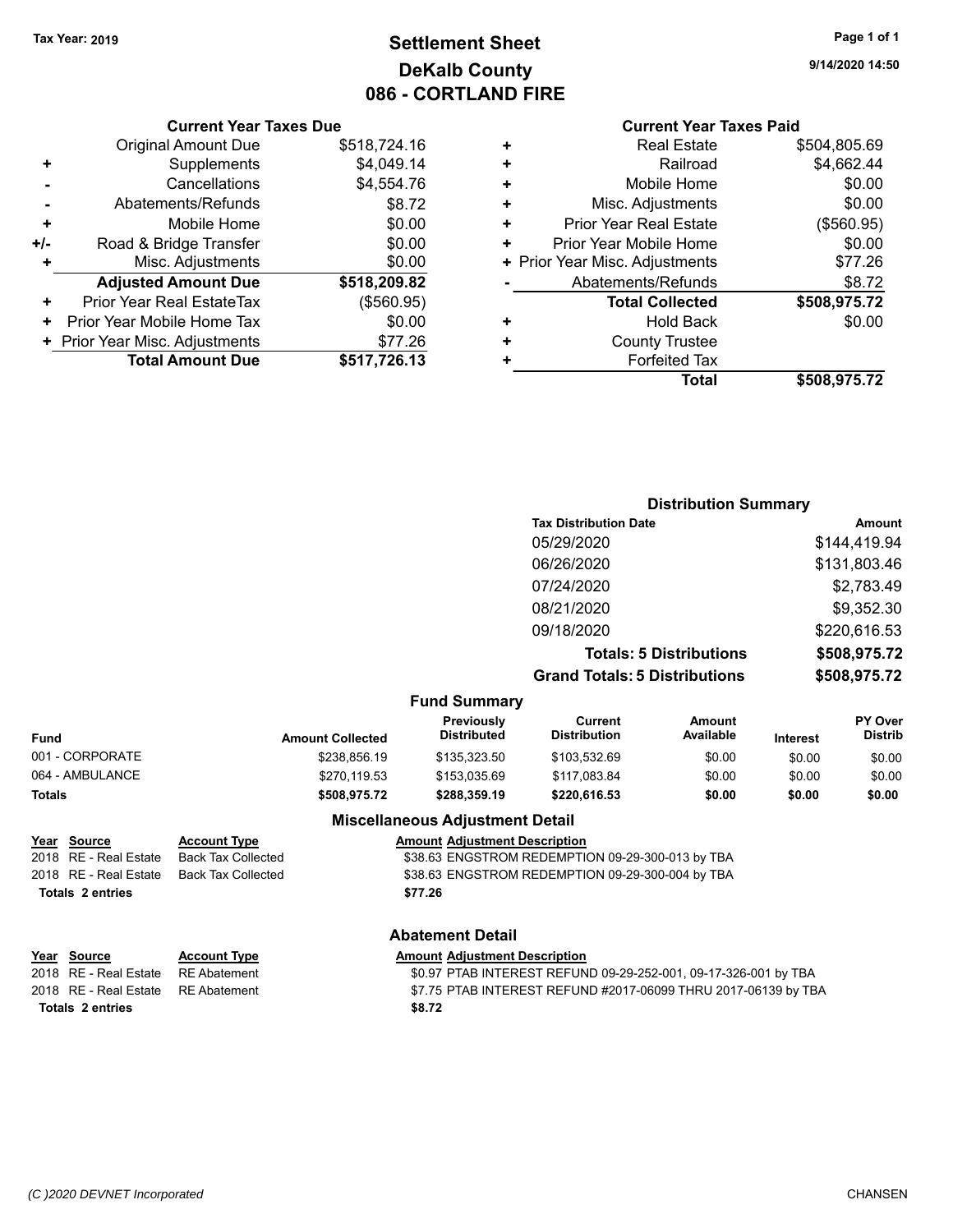Tax Year: 2019

# Settlement Sheet
## DeKalb County
## 086 - CORTLAND FIRE

9/14/2020 14:50

### Current Year Taxes Due

| | | |
|---|---|---|
| | Original Amount Due | $518,724.16 |
| + | Supplements | $4,049.14 |
| - | Cancellations | $4,554.76 |
| - | Abatements/Refunds | $8.72 |
| + | Mobile Home | $0.00 |
| +/- | Road & Bridge Transfer | $0.00 |
| + | Misc. Adjustments | $0.00 |
| | **Adjusted Amount Due** | **$518,209.82** |
| + | Prior Year Real EstateTax | ($560.95) |
| + | Prior Year Mobile Home Tax | $0.00 |
| + | Prior Year Misc. Adjustments | $77.26 |
| | **Total Amount Due** | **$517,726.13** |

### Current Year Taxes Paid

| | | |
|---|---|---|
| + | Real Estate | $504,805.69 |
| + | Railroad | $4,662.44 |
| + | Mobile Home | $0.00 |
| + | Misc. Adjustments | $0.00 |
| + | Prior Year Real Estate | ($560.95) |
| + | Prior Year Mobile Home | $0.00 |
| + | Prior Year Misc. Adjustments | $77.26 |
| - | Abatements/Refunds | $8.72 |
| | **Total Collected** | **$508,975.72** |
| + | Hold Back | $0.00 |
| + | County Trustee | |
| + | Forfeited Tax | |
| | **Total** | **$508,975.72** |

### Distribution Summary

| Tax Distribution Date | Amount |
|---|---|
| 05/29/2020 | $144,419.94 |
| 06/26/2020 | $131,803.46 |
| 07/24/2020 | $2,783.49 |
| 08/21/2020 | $9,352.30 |
| 09/18/2020 | $220,616.53 |
| **Totals: 5 Distributions** | **$508,975.72** |
| **Grand Totals: 5 Distributions** | **$508,975.72** |

### Fund Summary

| Fund | Amount Collected | Previously Distributed | Current Distribution | Amount Available | Interest | PY Over Distrib |
|---|---|---|---|---|---|---|
| 001 - CORPORATE | $238,856.19 | $135,323.50 | $103,532.69 | $0.00 | $0.00 | $0.00 |
| 064 - AMBULANCE | $270,119.53 | $153,035.69 | $117,083.84 | $0.00 | $0.00 | $0.00 |
| **Totals** | **$508,975.72** | **$288,359.19** | **$220,616.53** | **$0.00** | **$0.00** | **$0.00** |

### Miscellaneous Adjustment Detail

| Year | Source | Account Type | Amount | Adjustment Description |
|---|---|---|---|---|
| 2018 | RE - Real Estate | Back Tax Collected | $38.63 | ENGSTROM REDEMPTION 09-29-300-013 by TBA |
| 2018 | RE - Real Estate | Back Tax Collected | $38.63 | ENGSTROM REDEMPTION 09-29-300-004 by TBA |
| **Totals 2 entries** | | | **$77.26** | |

### Abatement Detail

| Year | Source | Account Type | Amount | Adjustment Description |
|---|---|---|---|---|
| 2018 | RE - Real Estate | RE Abatement | $0.97 | PTAB INTEREST REFUND 09-29-252-001, 09-17-326-001 by TBA |
| 2018 | RE - Real Estate | RE Abatement | $7.75 | PTAB INTEREST REFUND #2017-06099 THRU 2017-06139 by TBA |
| **Totals 2 entries** | | | **$8.72** | |

(C )2020 DEVNET Incorporated CHANSEN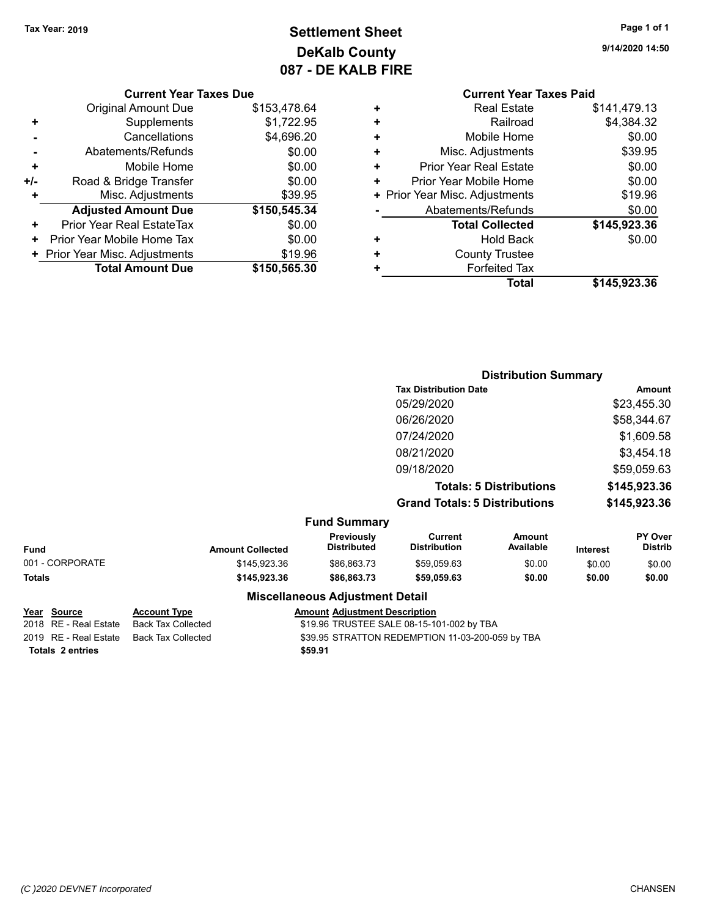Tax Year: 2019

# Settlement Sheet

## DeKalb County

## 087 - DE KALB FIRE

9/14/2020 14:50

### Current Year Taxes Due

| | | |
|---|---|---|
| | Original Amount Due | $153,478.64 |
| + | Supplements | $1,722.95 |
| - | Cancellations | $4,696.20 |
| - | Abatements/Refunds | $0.00 |
| + | Mobile Home | $0.00 |
| +/- | Road & Bridge Transfer | $0.00 |
| + | Misc. Adjustments | $39.95 |
| | **Adjusted Amount Due** | **$150,545.34** |
| + | Prior Year Real EstateTax | $0.00 |
| + | Prior Year Mobile Home Tax | $0.00 |
| + | Prior Year Misc. Adjustments | $19.96 |
| | **Total Amount Due** | **$150,565.30** |

### Current Year Taxes Paid

| | | |
|---|---|---|
| + | Real Estate | $141,479.13 |
| + | Railroad | $4,384.32 |
| + | Mobile Home | $0.00 |
| + | Misc. Adjustments | $39.95 |
| + | Prior Year Real Estate | $0.00 |
| + | Prior Year Mobile Home | $0.00 |
| + | Prior Year Misc. Adjustments | $19.96 |
| - | Abatements/Refunds | $0.00 |
| | **Total Collected** | **$145,923.36** |
| + | Hold Back | $0.00 |
| + | County Trustee | |
| + | Forfeited Tax | |
| | **Total** | **$145,923.36** |

### Distribution Summary

| Tax Distribution Date | Amount |
|---|---|
| 05/29/2020 | $23,455.30 |
| 06/26/2020 | $58,344.67 |
| 07/24/2020 | $1,609.58 |
| 08/21/2020 | $3,454.18 |
| 09/18/2020 | $59,059.63 |
| **Totals: 5 Distributions** | **$145,923.36** |
| **Grand Totals: 5 Distributions** | **$145,923.36** |

### Fund Summary

| Fund | Amount Collected | Previously Distributed | Current Distribution | Amount Available | Interest | PY Over Distrib |
|---|---|---|---|---|---|---|
| 001 - CORPORATE | $145,923.36 | $86,863.73 | $59,059.63 | $0.00 | $0.00 | $0.00 |
| **Totals** | **$145,923.36** | **$86,863.73** | **$59,059.63** | **$0.00** | **$0.00** | **$0.00** |

### Miscellaneous Adjustment Detail

| Year | Source | Account Type | Amount | Adjustment Description |
|---|---|---|---|---|
| 2018 | RE - Real Estate | Back Tax Collected | $19.96 | TRUSTEE SALE 08-15-101-002 by TBA |
| 2019 | RE - Real Estate | Back Tax Collected | $39.95 | STRATTON REDEMPTION 11-03-200-059 by TBA |
| **Totals** | **2 entries** | | **$59.91** | |

(C )2020 DEVNET Incorporated CHANSEN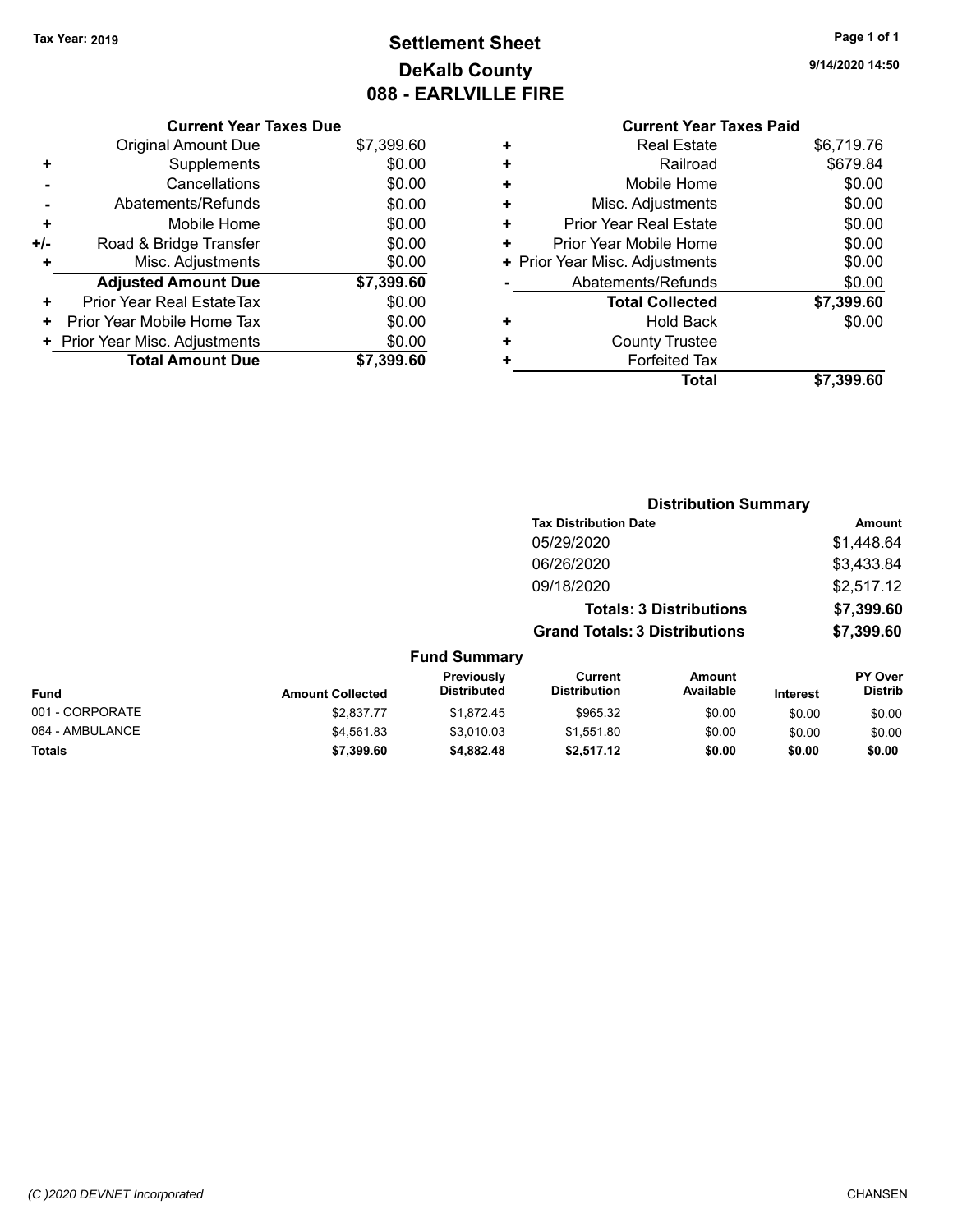Tax Year: 2019

# Settlement Sheet
## DeKalb County
## 088 - EARLVILLE FIRE

9/14/2020 14:50

| | Current Year Taxes Due | |
|---|---|---|
| | Original Amount Due | $7,399.60 |
| + | Supplements | $0.00 |
| - | Cancellations | $0.00 |
| - | Abatements/Refunds | $0.00 |
| + | Mobile Home | $0.00 |
| +/- | Road & Bridge Transfer | $0.00 |
| + | Misc. Adjustments | $0.00 |
| | **Adjusted Amount Due** | **$7,399.60** |
| + | Prior Year Real EstateTax | $0.00 |
| + | Prior Year Mobile Home Tax | $0.00 |
| + | Prior Year Misc. Adjustments | $0.00 |
| | **Total Amount Due** | **$7,399.60** |

| | Current Year Taxes Paid | |
|---|---|---|
| + | Real Estate | $6,719.76 |
| + | Railroad | $679.84 |
| + | Mobile Home | $0.00 |
| + | Misc. Adjustments | $0.00 |
| + | Prior Year Real Estate | $0.00 |
| + | Prior Year Mobile Home | $0.00 |
| + | Prior Year Misc. Adjustments | $0.00 |
| - | Abatements/Refunds | $0.00 |
| | **Total Collected** | **$7,399.60** |
| + | Hold Back | $0.00 |
| + | County Trustee | |
| + | Forfeited Tax | |
| | **Total** | **$7,399.60** |

### Distribution Summary

| Tax Distribution Date | Amount |
|---|---|
| 05/29/2020 | $1,448.64 |
| 06/26/2020 | $3,433.84 |
| 09/18/2020 | $2,517.12 |
| **Totals: 3 Distributions** | **$7,399.60** |
| **Grand Totals: 3 Distributions** | **$7,399.60** |

### Fund Summary

| Fund | Amount Collected | Previously Distributed | Current Distribution | Amount Available | Interest | PY Over Distrib |
|---|---|---|---|---|---|---|
| 001 - CORPORATE | $2,837.77 | $1,872.45 | $965.32 | $0.00 | $0.00 | $0.00 |
| 064 - AMBULANCE | $4,561.83 | $3,010.03 | $1,551.80 | $0.00 | $0.00 | $0.00 |
| **Totals** | **$7,399.60** | **$4,882.48** | **$2,517.12** | **$0.00** | **$0.00** | **$0.00** |

(C )2020 DEVNET Incorporated CHANSEN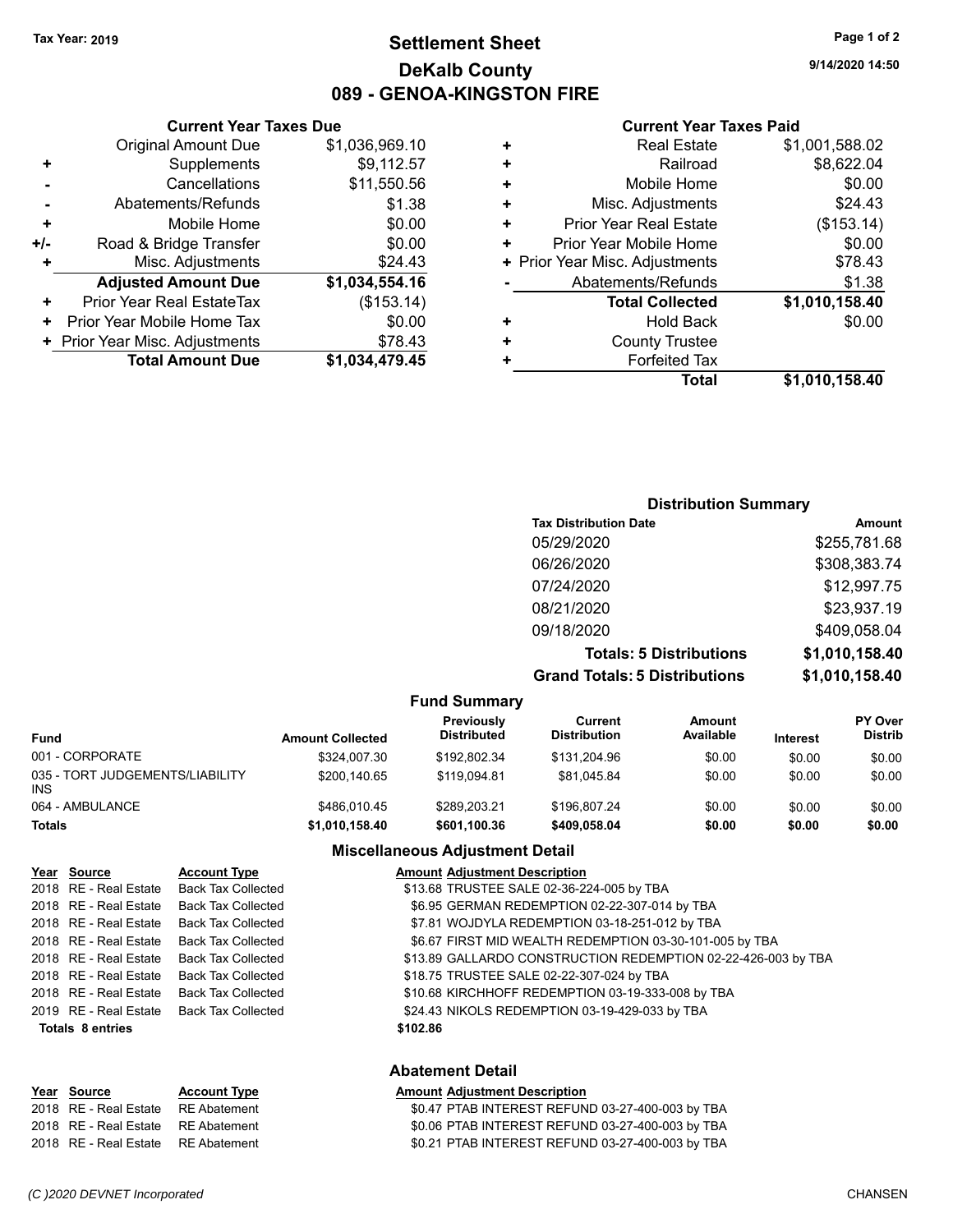Tax Year: 2019

# Settlement Sheet
## DeKalb County
## 089 - GENOA-KINGSTON FIRE

9/14/2020 14:50

### Current Year Taxes Due

| | | |
|---|---|---|
| | Original Amount Due | $1,036,969.10 |
| + | Supplements | $9,112.57 |
| - | Cancellations | $11,550.56 |
| - | Abatements/Refunds | $1.38 |
| + | Mobile Home | $0.00 |
| +/- | Road & Bridge Transfer | $0.00 |
| + | Misc. Adjustments | $24.43 |
| | **Adjusted Amount Due** | **$1,034,554.16** |
| + | Prior Year Real EstateTax | ($153.14) |
| + | Prior Year Mobile Home Tax | $0.00 |
| + | Prior Year Misc. Adjustments | $78.43 |
| | **Total Amount Due** | **$1,034,479.45** |

### Current Year Taxes Paid

| | | |
|---|---|---|
| + | Real Estate | $1,001,588.02 |
| + | Railroad | $8,622.04 |
| + | Mobile Home | $0.00 |
| + | Misc. Adjustments | $24.43 |
| + | Prior Year Real Estate | ($153.14) |
| + | Prior Year Mobile Home | $0.00 |
| + | Prior Year Misc. Adjustments | $78.43 |
| - | Abatements/Refunds | $1.38 |
| | **Total Collected** | **$1,010,158.40** |
| + | Hold Back | $0.00 |
| + | County Trustee | |
| + | Forfeited Tax | |
| | **Total** | **$1,010,158.40** |

### Distribution Summary

| Tax Distribution Date | Amount |
|---|---|
| 05/29/2020 | $255,781.68 |
| 06/26/2020 | $308,383.74 |
| 07/24/2020 | $12,997.75 |
| 08/21/2020 | $23,937.19 |
| 09/18/2020 | $409,058.04 |
| **Totals: 5 Distributions** | **$1,010,158.40** |
| **Grand Totals: 5 Distributions** | **$1,010,158.40** |

### Fund Summary

| Fund | Amount Collected | Previously Distributed | Current Distribution | Amount Available | Interest | PY Over Distrib |
|---|---|---|---|---|---|---|
| 001 - CORPORATE | $324,007.30 | $192,802.34 | $131,204.96 | $0.00 | $0.00 | $0.00 |
| 035 - TORT JUDGEMENTS/LIABILITY INS | $200,140.65 | $119,094.81 | $81,045.84 | $0.00 | $0.00 | $0.00 |
| 064 - AMBULANCE | $486,010.45 | $289,203.21 | $196,807.24 | $0.00 | $0.00 | $0.00 |
| **Totals** | **$1,010,158.40** | **$601,100.36** | **$409,058.04** | **$0.00** | **$0.00** | **$0.00** |

### Miscellaneous Adjustment Detail

| Year | Source | Account Type | Amount | Adjustment Description |
|---|---|---|---|---|
| 2018 | RE - Real Estate | Back Tax Collected | $13.68 | TRUSTEE SALE 02-36-224-005 by TBA |
| 2018 | RE - Real Estate | Back Tax Collected | $6.95 | GERMAN REDEMPTION 02-22-307-014 by TBA |
| 2018 | RE - Real Estate | Back Tax Collected | $7.81 | WOJDYLA REDEMPTION 03-18-251-012 by TBA |
| 2018 | RE - Real Estate | Back Tax Collected | $6.67 | FIRST MID WEALTH REDEMPTION 03-30-101-005 by TBA |
| 2018 | RE - Real Estate | Back Tax Collected | $13.89 | GALLARDO CONSTRUCTION REDEMPTION 02-22-426-003 by TBA |
| 2018 | RE - Real Estate | Back Tax Collected | $18.75 | TRUSTEE SALE 02-22-307-024 by TBA |
| 2018 | RE - Real Estate | Back Tax Collected | $10.68 | KIRCHHOFF REDEMPTION 03-19-333-008 by TBA |
| 2019 | RE - Real Estate | Back Tax Collected | $24.43 | NIKOLS REDEMPTION 03-19-429-033 by TBA |
| **Totals 8 entries** | | | **$102.86** | |

### Abatement Detail

| Year | Source | Account Type | Amount | Adjustment Description |
|---|---|---|---|---|
| 2018 | RE - Real Estate | RE Abatement | $0.47 | PTAB INTEREST REFUND 03-27-400-003 by TBA |
| 2018 | RE - Real Estate | RE Abatement | $0.06 | PTAB INTEREST REFUND 03-27-400-003 by TBA |
| 2018 | RE - Real Estate | RE Abatement | $0.21 | PTAB INTEREST REFUND 03-27-400-003 by TBA |

(C )2020 DEVNET Incorporated CHANSEN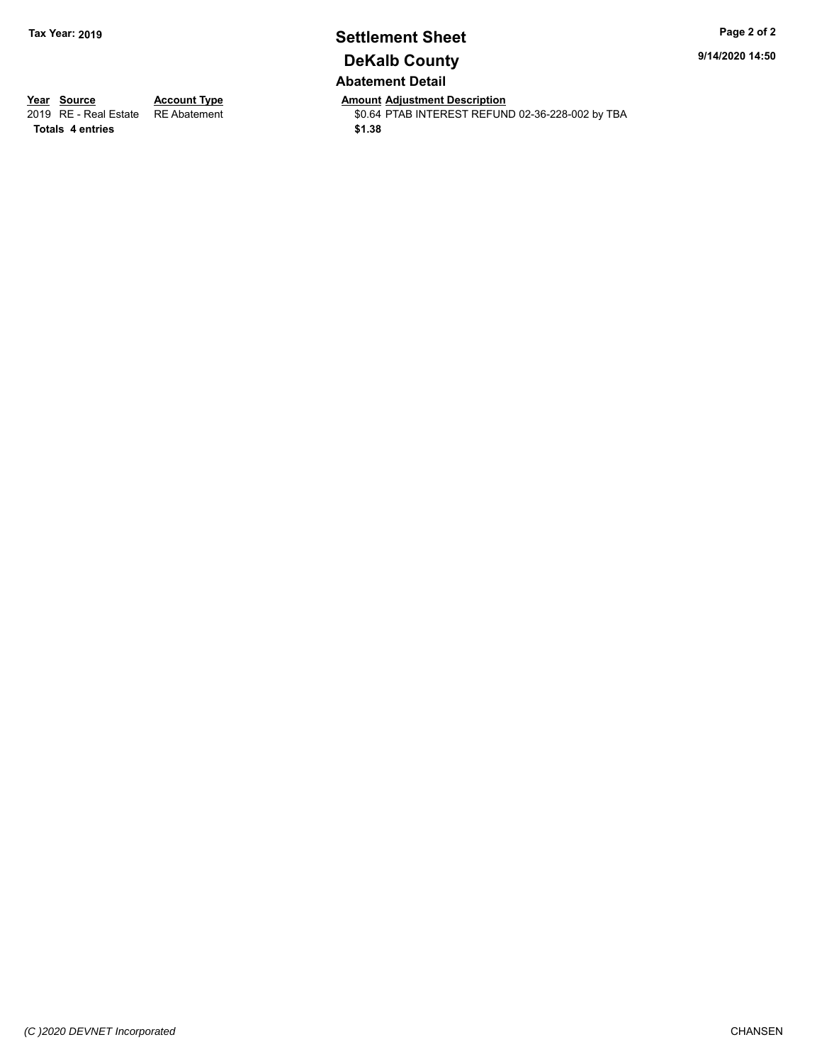**Tax Year: 2019**

# Settlement Sheet

## DeKalb County

**9/14/2020 14:50**

### Abatement Detail

| Year | Source | Account Type | Amount | Adjustment Description |
|---|---|---|---|---|
| 2019 | RE - Real Estate | RE Abatement | $0.64 | PTAB INTEREST REFUND 02-36-228-002 by TBA |
| **Totals 4 entries** | | | **$1.38** | |

*(C )2020 DEVNET Incorporated*

CHANSEN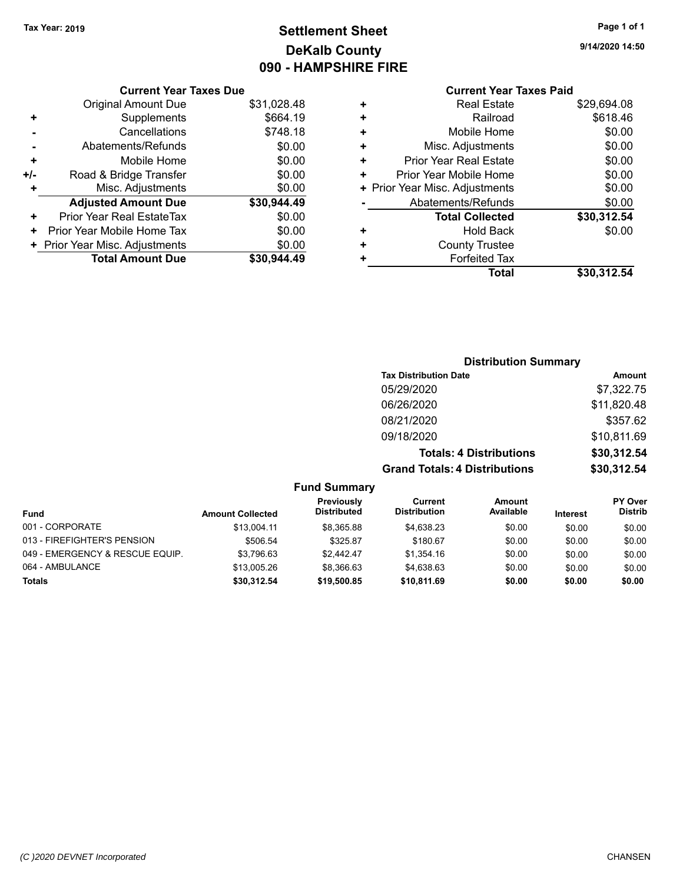Tax Year: 2019

# Settlement Sheet
## DeKalb County
## 090 - HAMPSHIRE FIRE

9/14/2020 14:50

### Current Year Taxes Due

| | | |
|---|---|---|
| | Original Amount Due | $31,028.48 |
| + | Supplements | $664.19 |
| - | Cancellations | $748.18 |
| - | Abatements/Refunds | $0.00 |
| + | Mobile Home | $0.00 |
| +/- | Road & Bridge Transfer | $0.00 |
| + | Misc. Adjustments | $0.00 |
| | **Adjusted Amount Due** | **$30,944.49** |
| + | Prior Year Real EstateTax | $0.00 |
| + | Prior Year Mobile Home Tax | $0.00 |
| + | Prior Year Misc. Adjustments | $0.00 |
| | **Total Amount Due** | **$30,944.49** |

### Current Year Taxes Paid

| | | |
|---|---|---|
| + | Real Estate | $29,694.08 |
| + | Railroad | $618.46 |
| + | Mobile Home | $0.00 |
| + | Misc. Adjustments | $0.00 |
| + | Prior Year Real Estate | $0.00 |
| + | Prior Year Mobile Home | $0.00 |
| + | Prior Year Misc. Adjustments | $0.00 |
| - | Abatements/Refunds | $0.00 |
| | **Total Collected** | **$30,312.54** |
| + | Hold Back | $0.00 |
| + | County Trustee | |
| + | Forfeited Tax | |
| | **Total** | **$30,312.54** |

### Distribution Summary

| Tax Distribution Date | Amount |
|---|---|
| 05/29/2020 | $7,322.75 |
| 06/26/2020 | $11,820.48 |
| 08/21/2020 | $357.62 |
| 09/18/2020 | $10,811.69 |
| **Totals: 4 Distributions** | **$30,312.54** |
| **Grand Totals: 4 Distributions** | **$30,312.54** |

### Fund Summary

| Fund | Amount Collected | Previously Distributed | Current Distribution | Amount Available | Interest | PY Over Distrib |
|---|---|---|---|---|---|---|
| 001 - CORPORATE | $13,004.11 | $8,365.88 | $4,638.23 | $0.00 | $0.00 | $0.00 |
| 013 - FIREFIGHTER'S PENSION | $506.54 | $325.87 | $180.67 | $0.00 | $0.00 | $0.00 |
| 049 - EMERGENCY & RESCUE EQUIP. | $3,796.63 | $2,442.47 | $1,354.16 | $0.00 | $0.00 | $0.00 |
| 064 - AMBULANCE | $13,005.26 | $8,366.63 | $4,638.63 | $0.00 | $0.00 | $0.00 |
| **Totals** | **$30,312.54** | **$19,500.85** | **$10,811.69** | **$0.00** | **$0.00** | **$0.00** |

(C )2020 DEVNET Incorporated CHANSEN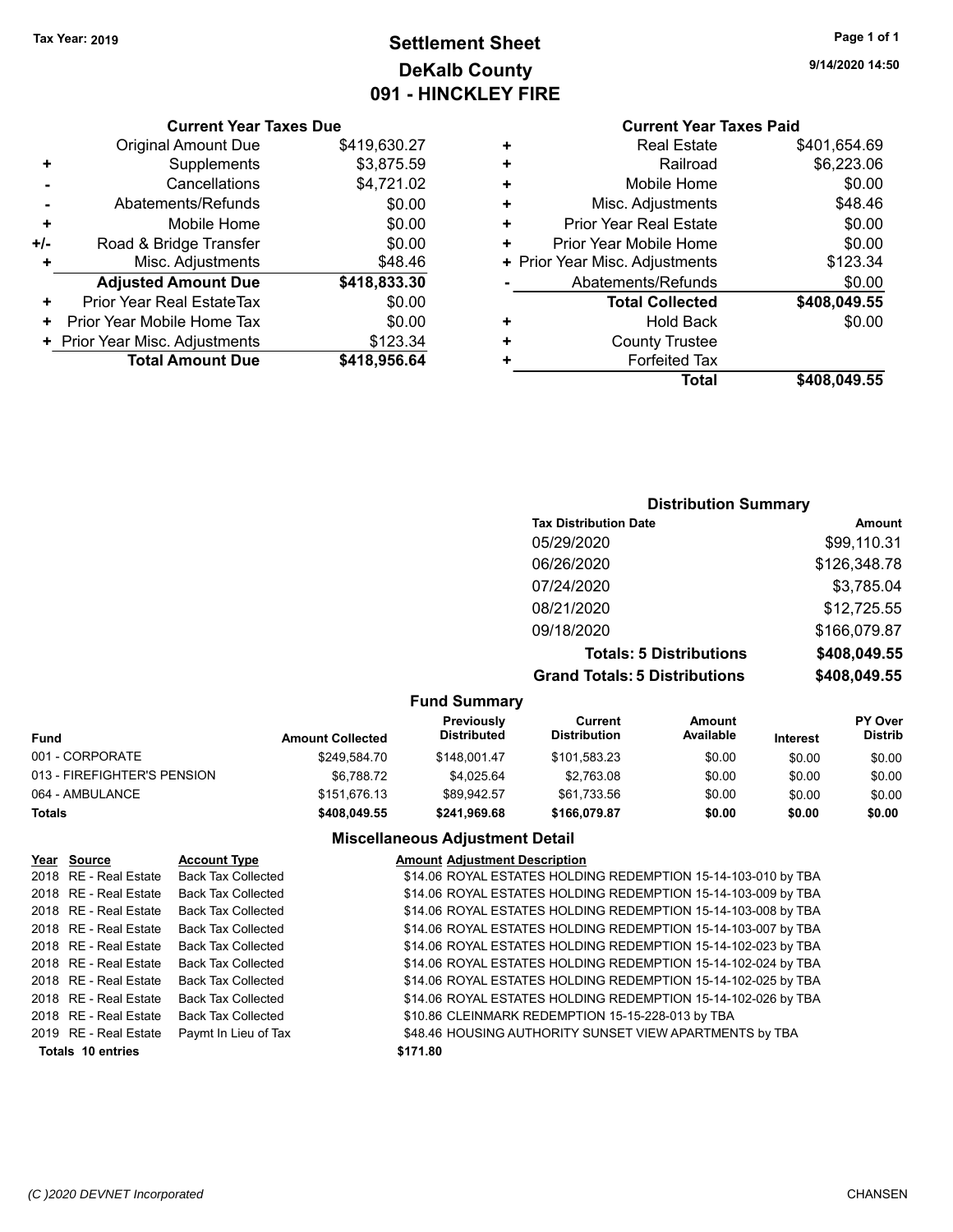Tax Year: 2019

# Settlement Sheet
## DeKalb County
## 091 - HINCKLEY FIRE

9/14/2020 14:50

### Current Year Taxes Due

| | | |
|---|---|---|
| | Original Amount Due | $419,630.27 |
| + | Supplements | $3,875.59 |
| - | Cancellations | $4,721.02 |
| - | Abatements/Refunds | $0.00 |
| + | Mobile Home | $0.00 |
| +/- | Road & Bridge Transfer | $0.00 |
| + | Misc. Adjustments | $48.46 |
| | **Adjusted Amount Due** | **$418,833.30** |
| + | Prior Year Real EstateTax | $0.00 |
| + | Prior Year Mobile Home Tax | $0.00 |
| + | Prior Year Misc. Adjustments | $123.34 |
| | **Total Amount Due** | **$418,956.64** |

### Current Year Taxes Paid

| | | |
|---|---|---|
| + | Real Estate | $401,654.69 |
| + | Railroad | $6,223.06 |
| + | Mobile Home | $0.00 |
| + | Misc. Adjustments | $48.46 |
| + | Prior Year Real Estate | $0.00 |
| + | Prior Year Mobile Home | $0.00 |
| + | Prior Year Misc. Adjustments | $123.34 |
| - | Abatements/Refunds | $0.00 |
| | **Total Collected** | **$408,049.55** |
| + | Hold Back | $0.00 |
| + | County Trustee | |
| + | Forfeited Tax | |
| | **Total** | **$408,049.55** |

### Distribution Summary

| Tax Distribution Date | Amount |
|---|---|
| 05/29/2020 | $99,110.31 |
| 06/26/2020 | $126,348.78 |
| 07/24/2020 | $3,785.04 |
| 08/21/2020 | $12,725.55 |
| 09/18/2020 | $166,079.87 |
| **Totals: 5 Distributions** | **$408,049.55** |
| **Grand Totals: 5 Distributions** | **$408,049.55** |

### Fund Summary

| Fund | Amount Collected | Previously Distributed | Current Distribution | Amount Available | Interest | PY Over Distrib |
|---|---|---|---|---|---|---|
| 001 - CORPORATE | $249,584.70 | $148,001.47 | $101,583.23 | $0.00 | $0.00 | $0.00 |
| 013 - FIREFIGHTER'S PENSION | $6,788.72 | $4,025.64 | $2,763.08 | $0.00 | $0.00 | $0.00 |
| 064 - AMBULANCE | $151,676.13 | $89,942.57 | $61,733.56 | $0.00 | $0.00 | $0.00 |
| **Totals** | **$408,049.55** | **$241,969.68** | **$166,079.87** | **$0.00** | **$0.00** | **$0.00** |

### Miscellaneous Adjustment Detail

| Year | Source | Account Type | Amount | Adjustment Description |
|---|---|---|---|---|
| 2018 | RE - Real Estate | Back Tax Collected | $14.06 | ROYAL ESTATES HOLDING REDEMPTION 15-14-103-010 by TBA |
| 2018 | RE - Real Estate | Back Tax Collected | $14.06 | ROYAL ESTATES HOLDING REDEMPTION 15-14-103-009 by TBA |
| 2018 | RE - Real Estate | Back Tax Collected | $14.06 | ROYAL ESTATES HOLDING REDEMPTION 15-14-103-008 by TBA |
| 2018 | RE - Real Estate | Back Tax Collected | $14.06 | ROYAL ESTATES HOLDING REDEMPTION 15-14-103-007 by TBA |
| 2018 | RE - Real Estate | Back Tax Collected | $14.06 | ROYAL ESTATES HOLDING REDEMPTION 15-14-102-023 by TBA |
| 2018 | RE - Real Estate | Back Tax Collected | $14.06 | ROYAL ESTATES HOLDING REDEMPTION 15-14-102-024 by TBA |
| 2018 | RE - Real Estate | Back Tax Collected | $14.06 | ROYAL ESTATES HOLDING REDEMPTION 15-14-102-025 by TBA |
| 2018 | RE - Real Estate | Back Tax Collected | $14.06 | ROYAL ESTATES HOLDING REDEMPTION 15-14-102-026 by TBA |
| 2018 | RE - Real Estate | Back Tax Collected | $10.86 | CLEINMARK REDEMPTION 15-15-228-013 by TBA |
| 2019 | RE - Real Estate | Paymt In Lieu of Tax | $48.46 | HOUSING AUTHORITY SUNSET VIEW APARTMENTS by TBA |
| **Totals** | **10 entries** | | **$171.80** | |

(C )2020 DEVNET Incorporated CHANSEN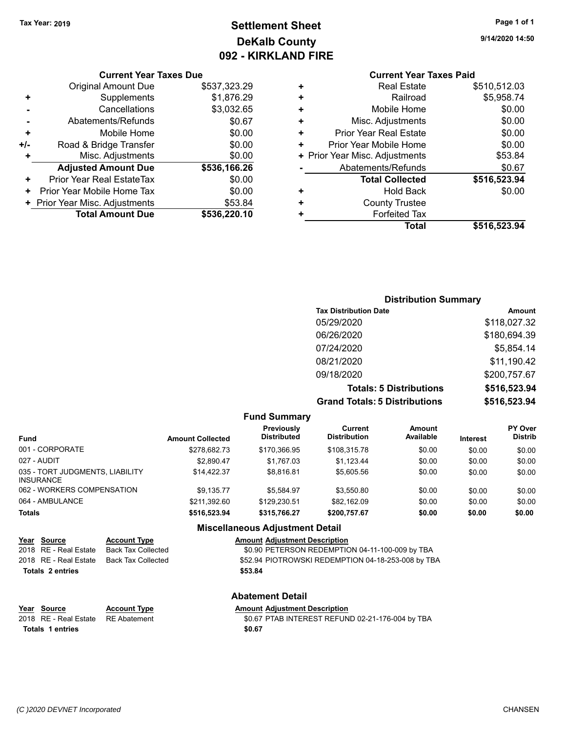Tax Year: 2019

# Settlement Sheet
## DeKalb County
## 092 - KIRKLAND FIRE

9/14/2020 14:50

### Current Year Taxes Due

| | | |
|---|---|---|
| | Original Amount Due | $537,323.29 |
| + | Supplements | $1,876.29 |
| - | Cancellations | $3,032.65 |
| - | Abatements/Refunds | $0.67 |
| + | Mobile Home | $0.00 |
| +/- | Road & Bridge Transfer | $0.00 |
| + | Misc. Adjustments | $0.00 |
| | **Adjusted Amount Due** | **$536,166.26** |
| + | Prior Year Real EstateTax | $0.00 |
| + | Prior Year Mobile Home Tax | $0.00 |
| + | Prior Year Misc. Adjustments | $53.84 |
| | **Total Amount Due** | **$536,220.10** |

### Current Year Taxes Paid

| | | |
|---|---|---|
| + | Real Estate | $510,512.03 |
| + | Railroad | $5,958.74 |
| + | Mobile Home | $0.00 |
| + | Misc. Adjustments | $0.00 |
| + | Prior Year Real Estate | $0.00 |
| + | Prior Year Mobile Home | $0.00 |
| + | Prior Year Misc. Adjustments | $53.84 |
| - | Abatements/Refunds | $0.67 |
| | **Total Collected** | **$516,523.94** |
| + | Hold Back | $0.00 |
| + | County Trustee | |
| + | Forfeited Tax | |
| | **Total** | **$516,523.94** |

### Distribution Summary

| Tax Distribution Date | Amount |
|---|---|
| 05/29/2020 | $118,027.32 |
| 06/26/2020 | $180,694.39 |
| 07/24/2020 | $5,854.14 |
| 08/21/2020 | $11,190.42 |
| 09/18/2020 | $200,757.67 |
| **Totals: 5 Distributions** | **$516,523.94** |
| **Grand Totals: 5 Distributions** | **$516,523.94** |

### Fund Summary

| Fund | Amount Collected | Previously Distributed | Current Distribution | Amount Available | Interest | PY Over Distrib |
|---|---|---|---|---|---|---|
| 001 - CORPORATE | $278,682.73 | $170,366.95 | $108,315.78 | $0.00 | $0.00 | $0.00 |
| 027 - AUDIT | $2,890.47 | $1,767.03 | $1,123.44 | $0.00 | $0.00 | $0.00 |
| 035 - TORT JUDGMENTS, LIABILITY INSURANCE | $14,422.37 | $8,816.81 | $5,605.56 | $0.00 | $0.00 | $0.00 |
| 062 - WORKERS COMPENSATION | $9,135.77 | $5,584.97 | $3,550.80 | $0.00 | $0.00 | $0.00 |
| 064 - AMBULANCE | $211,392.60 | $129,230.51 | $82,162.09 | $0.00 | $0.00 | $0.00 |
| **Totals** | **$516,523.94** | **$315,766.27** | **$200,757.67** | **$0.00** | **$0.00** | **$0.00** |

### Miscellaneous Adjustment Detail

| Year | Source | Account Type | Amount | Adjustment Description |
|---|---|---|---|---|
| 2018 | RE - Real Estate | Back Tax Collected | $0.90 | PETERSON REDEMPTION 04-11-100-009 by TBA |
| 2018 | RE - Real Estate | Back Tax Collected | $52.94 | PIOTROWSKI REDEMPTION 04-18-253-008 by TBA |
| **Totals 2 entries** | | | **$53.84** | |

### Abatement Detail

| Year | Source | Account Type | Amount | Adjustment Description |
|---|---|---|---|---|
| 2018 | RE - Real Estate | RE Abatement | $0.67 | PTAB INTEREST REFUND 02-21-176-004 by TBA |
| **Totals 1 entries** | | | **$0.67** | |

(C )2020 DEVNET Incorporated — CHANSEN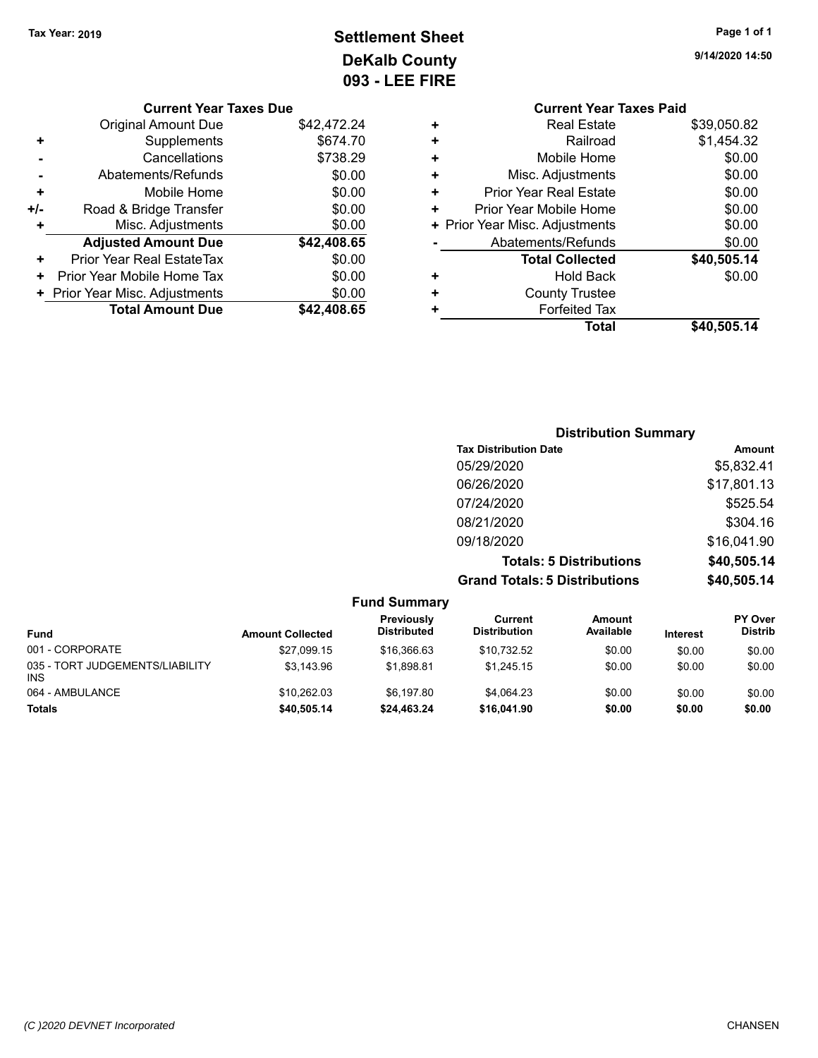Tax Year: 2019

# Settlement Sheet
## DeKalb County
## 093 - LEE FIRE

9/14/2020 14:50

### Current Year Taxes Due

| | | |
|---|---|---|
| | Original Amount Due | $42,472.24 |
| + | Supplements | $674.70 |
| - | Cancellations | $738.29 |
| - | Abatements/Refunds | $0.00 |
| + | Mobile Home | $0.00 |
| +/- | Road & Bridge Transfer | $0.00 |
| + | Misc. Adjustments | $0.00 |
| | **Adjusted Amount Due** | **$42,408.65** |
| + | Prior Year Real EstateTax | $0.00 |
| + | Prior Year Mobile Home Tax | $0.00 |
| + | Prior Year Misc. Adjustments | $0.00 |
| | **Total Amount Due** | **$42,408.65** |

### Current Year Taxes Paid

| | | |
|---|---|---|
| + | Real Estate | $39,050.82 |
| + | Railroad | $1,454.32 |
| + | Mobile Home | $0.00 |
| + | Misc. Adjustments | $0.00 |
| + | Prior Year Real Estate | $0.00 |
| + | Prior Year Mobile Home | $0.00 |
| + | Prior Year Misc. Adjustments | $0.00 |
| - | Abatements/Refunds | $0.00 |
| | **Total Collected** | **$40,505.14** |
| + | Hold Back | $0.00 |
| + | County Trustee | |
| + | Forfeited Tax | |
| | **Total** | **$40,505.14** |

### Distribution Summary

| Tax Distribution Date | Amount |
|---|---|
| 05/29/2020 | $5,832.41 |
| 06/26/2020 | $17,801.13 |
| 07/24/2020 | $525.54 |
| 08/21/2020 | $304.16 |
| 09/18/2020 | $16,041.90 |
| **Totals: 5 Distributions** | **$40,505.14** |
| **Grand Totals: 5 Distributions** | **$40,505.14** |

### Fund Summary

| Fund | Amount Collected | Previously Distributed | Current Distribution | Amount Available | Interest | PY Over Distrib |
|---|---|---|---|---|---|---|
| 001 - CORPORATE | $27,099.15 | $16,366.63 | $10,732.52 | $0.00 | $0.00 | $0.00 |
| 035 - TORT JUDGEMENTS/LIABILITY INS | $3,143.96 | $1,898.81 | $1,245.15 | $0.00 | $0.00 | $0.00 |
| 064 - AMBULANCE | $10,262.03 | $6,197.80 | $4,064.23 | $0.00 | $0.00 | $0.00 |
| **Totals** | **$40,505.14** | **$24,463.24** | **$16,041.90** | **$0.00** | **$0.00** | **$0.00** |

(C )2020 DEVNET Incorporated

CHANSEN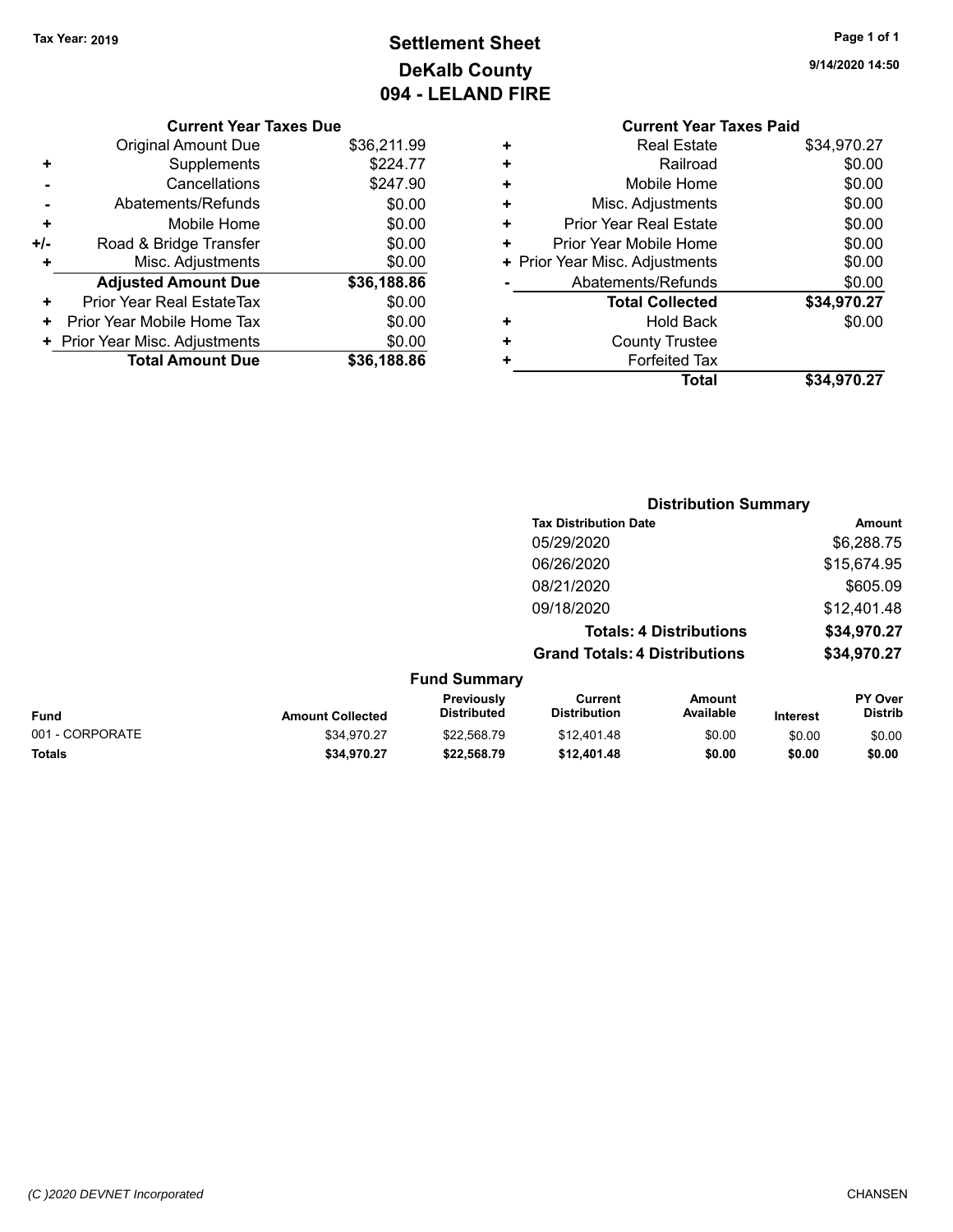Tax Year: 2019

# Settlement Sheet
## DeKalb County
## 094 - LELAND FIRE

9/14/2020 14:50

### Current Year Taxes Due

| | | |
|---|---|---|
| | Original Amount Due | $36,211.99 |
| + | Supplements | $224.77 |
| - | Cancellations | $247.90 |
| - | Abatements/Refunds | $0.00 |
| + | Mobile Home | $0.00 |
| +/- | Road & Bridge Transfer | $0.00 |
| + | Misc. Adjustments | $0.00 |
| | **Adjusted Amount Due** | **$36,188.86** |
| + | Prior Year Real EstateTax | $0.00 |
| + | Prior Year Mobile Home Tax | $0.00 |
| + | Prior Year Misc. Adjustments | $0.00 |
| | **Total Amount Due** | **$36,188.86** |

### Current Year Taxes Paid

| | | |
|---|---|---|
| + | Real Estate | $34,970.27 |
| + | Railroad | $0.00 |
| + | Mobile Home | $0.00 |
| + | Misc. Adjustments | $0.00 |
| + | Prior Year Real Estate | $0.00 |
| + | Prior Year Mobile Home | $0.00 |
| + | Prior Year Misc. Adjustments | $0.00 |
| - | Abatements/Refunds | $0.00 |
| | **Total Collected** | **$34,970.27** |
| + | Hold Back | $0.00 |
| + | County Trustee | |
| + | Forfeited Tax | |
| | **Total** | **$34,970.27** |

### Distribution Summary

| Tax Distribution Date | Amount |
|---|---|
| 05/29/2020 | $6,288.75 |
| 06/26/2020 | $15,674.95 |
| 08/21/2020 | $605.09 |
| 09/18/2020 | $12,401.48 |
| **Totals: 4 Distributions** | **$34,970.27** |
| **Grand Totals: 4 Distributions** | **$34,970.27** |

### Fund Summary

| Fund | Amount Collected | Previously Distributed | Current Distribution | Amount Available | Interest | PY Over Distrib |
|---|---|---|---|---|---|---|
| 001 - CORPORATE | $34,970.27 | $22,568.79 | $12,401.48 | $0.00 | $0.00 | $0.00 |
| **Totals** | **$34,970.27** | **$22,568.79** | **$12,401.48** | **$0.00** | **$0.00** | **$0.00** |

(C )2020 DEVNET Incorporated CHANSEN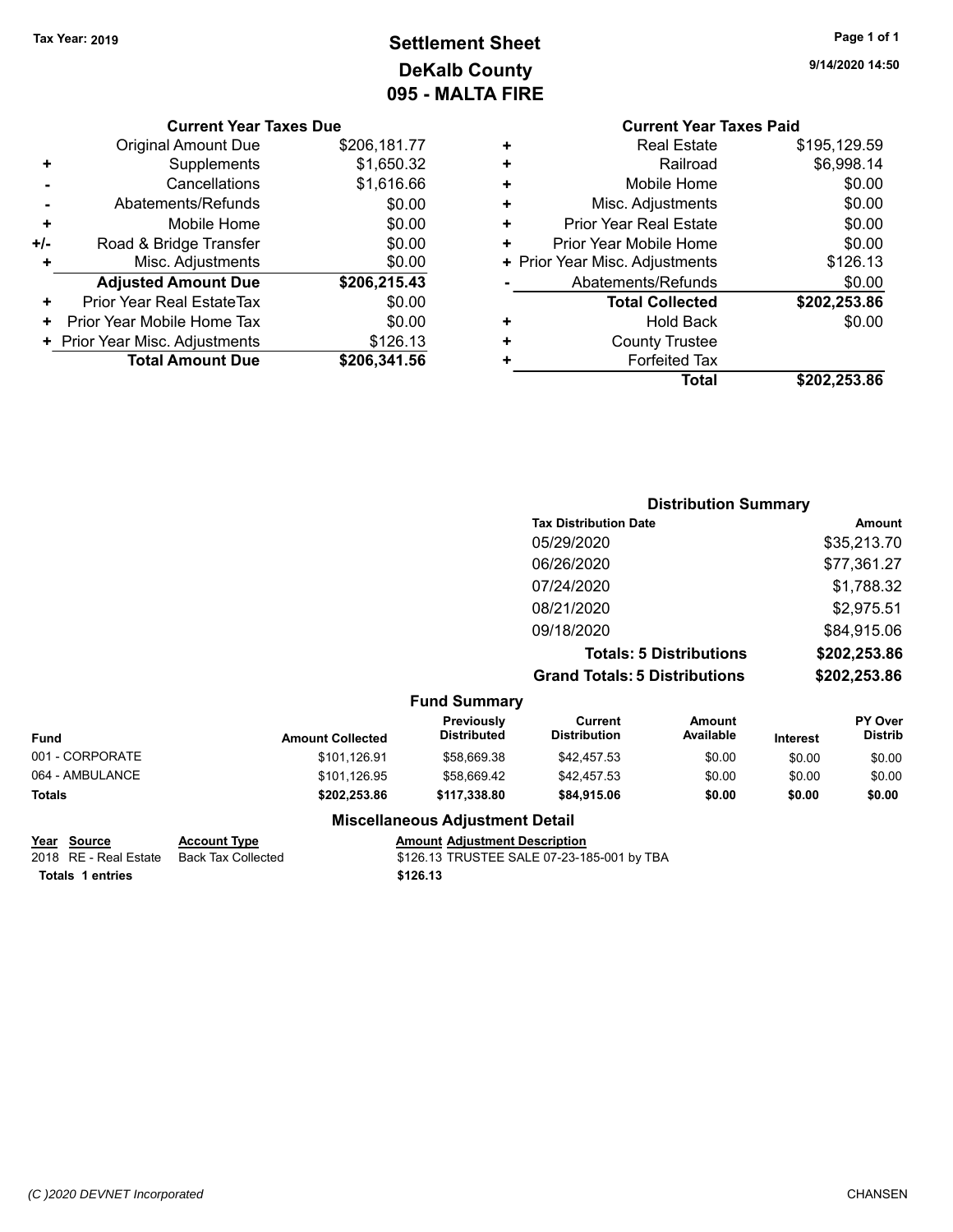Tax Year: 2019

# Settlement Sheet
## DeKalb County
## 095 - MALTA FIRE

9/14/2020 14:50

### Current Year Taxes Due

| | | |
|---|---|---|
| | Original Amount Due | $206,181.77 |
| + | Supplements | $1,650.32 |
| - | Cancellations | $1,616.66 |
| - | Abatements/Refunds | $0.00 |
| + | Mobile Home | $0.00 |
| +/- | Road & Bridge Transfer | $0.00 |
| + | Misc. Adjustments | $0.00 |
| | **Adjusted Amount Due** | **$206,215.43** |
| + | Prior Year Real EstateTax | $0.00 |
| + | Prior Year Mobile Home Tax | $0.00 |
| + | Prior Year Misc. Adjustments | $126.13 |
| | **Total Amount Due** | **$206,341.56** |

### Current Year Taxes Paid

| | | |
|---|---|---|
| + | Real Estate | $195,129.59 |
| + | Railroad | $6,998.14 |
| + | Mobile Home | $0.00 |
| + | Misc. Adjustments | $0.00 |
| + | Prior Year Real Estate | $0.00 |
| + | Prior Year Mobile Home | $0.00 |
| + | Prior Year Misc. Adjustments | $126.13 |
| - | Abatements/Refunds | $0.00 |
| | **Total Collected** | **$202,253.86** |
| + | Hold Back | $0.00 |
| + | County Trustee | |
| + | Forfeited Tax | |
| | **Total** | **$202,253.86** |

### Distribution Summary

| Tax Distribution Date | Amount |
|---|---|
| 05/29/2020 | $35,213.70 |
| 06/26/2020 | $77,361.27 |
| 07/24/2020 | $1,788.32 |
| 08/21/2020 | $2,975.51 |
| 09/18/2020 | $84,915.06 |
| **Totals: 5 Distributions** | **$202,253.86** |
| **Grand Totals: 5 Distributions** | **$202,253.86** |

### Fund Summary

| Fund | Amount Collected | Previously Distributed | Current Distribution | Amount Available | Interest | PY Over Distrib |
|---|---|---|---|---|---|---|
| 001 - CORPORATE | $101,126.91 | $58,669.38 | $42,457.53 | $0.00 | $0.00 | $0.00 |
| 064 - AMBULANCE | $101,126.95 | $58,669.42 | $42,457.53 | $0.00 | $0.00 | $0.00 |
| **Totals** | **$202,253.86** | **$117,338.80** | **$84,915.06** | **$0.00** | **$0.00** | **$0.00** |

### Miscellaneous Adjustment Detail

| Year | Source | Account Type | Amount | Adjustment Description |
|---|---|---|---|---|
| 2018 | RE - Real Estate | Back Tax Collected | $126.13 | TRUSTEE SALE 07-23-185-001 by TBA |
| **Totals** | **1 entries** | | **$126.13** | |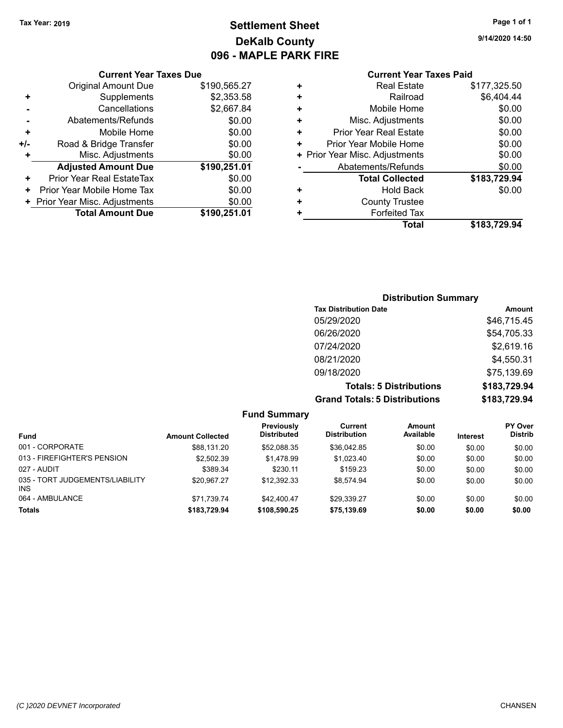Tax Year: 2019

# Settlement Sheet
## DeKalb County
## 096 - MAPLE PARK FIRE

9/14/2020 14:50

### Current Year Taxes Due

| | | |
|---|---|---|
| | Original Amount Due | $190,565.27 |
| + | Supplements | $2,353.58 |
| - | Cancellations | $2,667.84 |
| - | Abatements/Refunds | $0.00 |
| + | Mobile Home | $0.00 |
| +/- | Road & Bridge Transfer | $0.00 |
| + | Misc. Adjustments | $0.00 |
| | **Adjusted Amount Due** | **$190,251.01** |
| + | Prior Year Real EstateTax | $0.00 |
| + | Prior Year Mobile Home Tax | $0.00 |
| + | Prior Year Misc. Adjustments | $0.00 |
| | **Total Amount Due** | **$190,251.01** |

### Current Year Taxes Paid

| | | |
|---|---|---|
| + | Real Estate | $177,325.50 |
| + | Railroad | $6,404.44 |
| + | Mobile Home | $0.00 |
| + | Misc. Adjustments | $0.00 |
| + | Prior Year Real Estate | $0.00 |
| + | Prior Year Mobile Home | $0.00 |
| + | Prior Year Misc. Adjustments | $0.00 |
| - | Abatements/Refunds | $0.00 |
| | **Total Collected** | **$183,729.94** |
| + | Hold Back | $0.00 |
| + | County Trustee | |
| + | Forfeited Tax | |
| | **Total** | **$183,729.94** |

### Distribution Summary

| Tax Distribution Date | Amount |
|---|---|
| 05/29/2020 | $46,715.45 |
| 06/26/2020 | $54,705.33 |
| 07/24/2020 | $2,619.16 |
| 08/21/2020 | $4,550.31 |
| 09/18/2020 | $75,139.69 |
| **Totals: 5 Distributions** | **$183,729.94** |
| **Grand Totals: 5 Distributions** | **$183,729.94** |

### Fund Summary

| Fund | Amount Collected | Previously Distributed | Current Distribution | Amount Available | Interest | PY Over Distrib |
|---|---|---|---|---|---|---|
| 001 - CORPORATE | $88,131.20 | $52,088.35 | $36,042.85 | $0.00 | $0.00 | $0.00 |
| 013 - FIREFIGHTER'S PENSION | $2,502.39 | $1,478.99 | $1,023.40 | $0.00 | $0.00 | $0.00 |
| 027 - AUDIT | $389.34 | $230.11 | $159.23 | $0.00 | $0.00 | $0.00 |
| 035 - TORT JUDGEMENTS/LIABILITY INS | $20,967.27 | $12,392.33 | $8,574.94 | $0.00 | $0.00 | $0.00 |
| 064 - AMBULANCE | $71,739.74 | $42,400.47 | $29,339.27 | $0.00 | $0.00 | $0.00 |
| **Totals** | **$183,729.94** | **$108,590.25** | **$75,139.69** | **$0.00** | **$0.00** | **$0.00** |

(C )2020 DEVNET Incorporated CHANSEN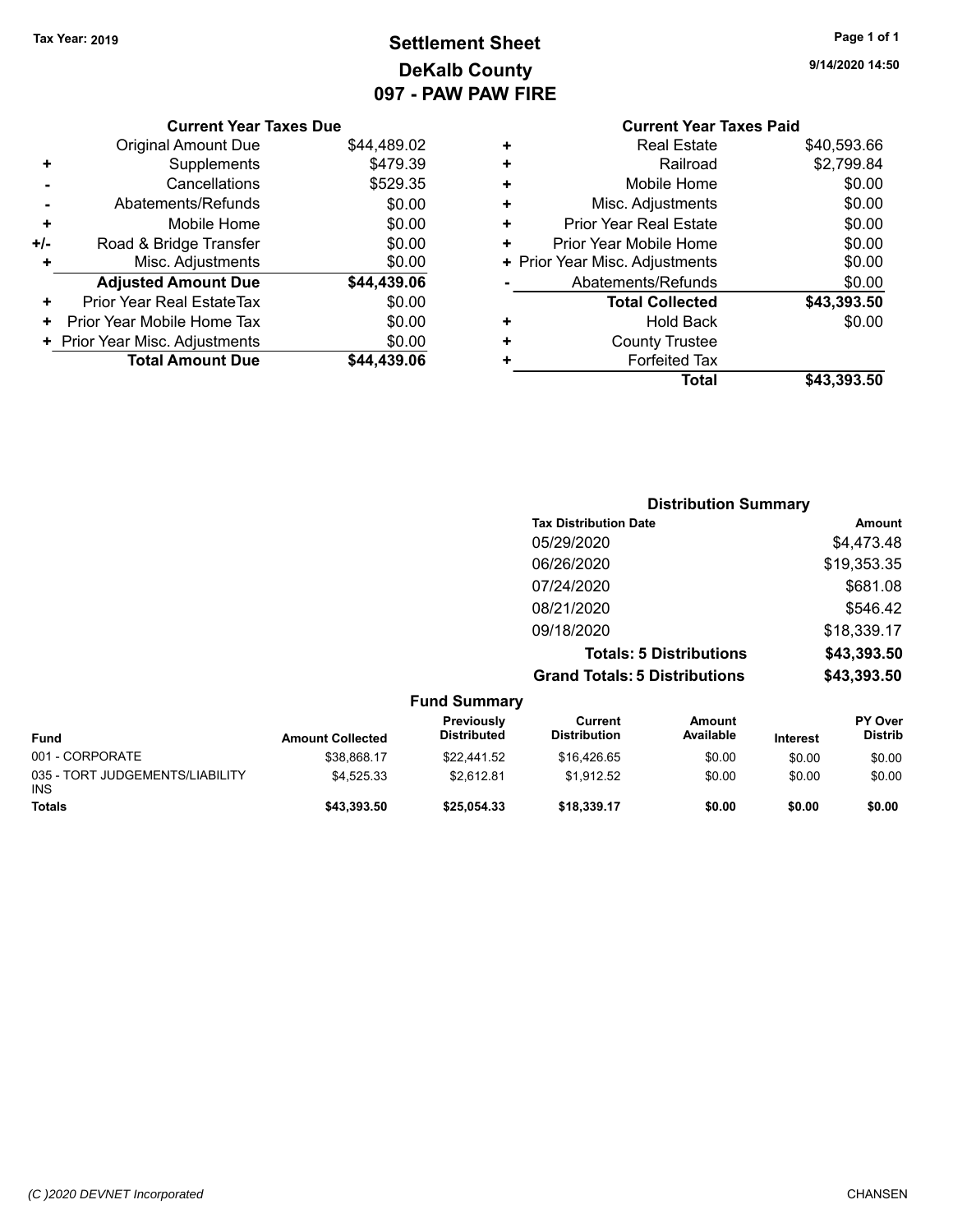Tax Year: 2019

# Settlement Sheet
## DeKalb County
## 097 - PAW PAW FIRE

9/14/2020 14:50

### Current Year Taxes Due

| | | |
|---|---|---|
| | Original Amount Due | $44,489.02 |
| + | Supplements | $479.39 |
| - | Cancellations | $529.35 |
| - | Abatements/Refunds | $0.00 |
| + | Mobile Home | $0.00 |
| +/- | Road & Bridge Transfer | $0.00 |
| + | Misc. Adjustments | $0.00 |
| | **Adjusted Amount Due** | **$44,439.06** |
| + | Prior Year Real EstateTax | $0.00 |
| + | Prior Year Mobile Home Tax | $0.00 |
| + | Prior Year Misc. Adjustments | $0.00 |
| | **Total Amount Due** | **$44,439.06** |

### Current Year Taxes Paid

| | | |
|---|---|---|
| + | Real Estate | $40,593.66 |
| + | Railroad | $2,799.84 |
| + | Mobile Home | $0.00 |
| + | Misc. Adjustments | $0.00 |
| + | Prior Year Real Estate | $0.00 |
| + | Prior Year Mobile Home | $0.00 |
| + | Prior Year Misc. Adjustments | $0.00 |
| - | Abatements/Refunds | $0.00 |
| | **Total Collected** | **$43,393.50** |
| + | Hold Back | $0.00 |
| + | County Trustee | |
| + | Forfeited Tax | |
| | **Total** | **$43,393.50** |

### Distribution Summary

| Tax Distribution Date | Amount |
|---|---|
| 05/29/2020 | $4,473.48 |
| 06/26/2020 | $19,353.35 |
| 07/24/2020 | $681.08 |
| 08/21/2020 | $546.42 |
| 09/18/2020 | $18,339.17 |
| **Totals: 5 Distributions** | **$43,393.50** |
| **Grand Totals: 5 Distributions** | **$43,393.50** |

### Fund Summary

| Fund | Amount Collected | Previously Distributed | Current Distribution | Amount Available | Interest | PY Over Distrib |
|---|---|---|---|---|---|---|
| 001 - CORPORATE | $38,868.17 | $22,441.52 | $16,426.65 | $0.00 | $0.00 | $0.00 |
| 035 - TORT JUDGEMENTS/LIABILITY INS | $4,525.33 | $2,612.81 | $1,912.52 | $0.00 | $0.00 | $0.00 |
| **Totals** | **$43,393.50** | **$25,054.33** | **$18,339.17** | **$0.00** | **$0.00** | **$0.00** |

(C )2020 DEVNET Incorporated CHANSEN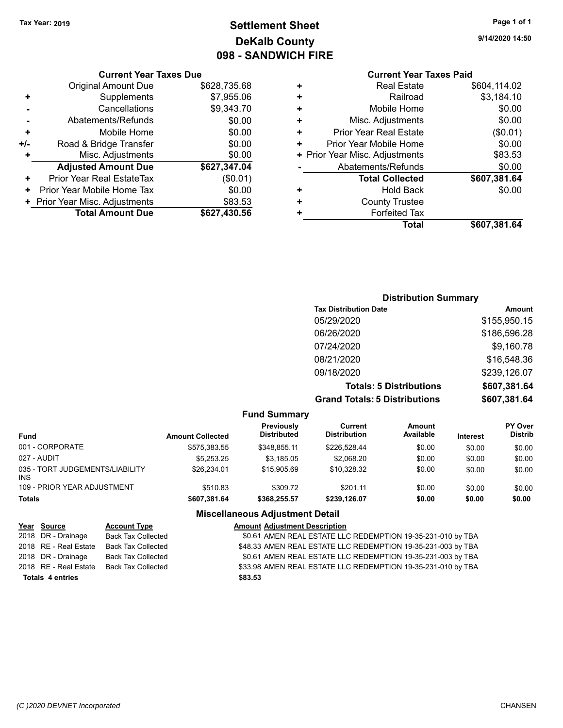Tax Year: 2019

# Settlement Sheet

## DeKalb County

## 098 - SANDWICH FIRE

9/14/2020 14:50

### Current Year Taxes Due

| | | |
|---|---|---|
| | Original Amount Due | $628,735.68 |
| + | Supplements | $7,955.06 |
| - | Cancellations | $9,343.70 |
| - | Abatements/Refunds | $0.00 |
| + | Mobile Home | $0.00 |
| +/- | Road & Bridge Transfer | $0.00 |
| + | Misc. Adjustments | $0.00 |
| | **Adjusted Amount Due** | **$627,347.04** |
| + | Prior Year Real EstateTax | ($0.01) |
| + | Prior Year Mobile Home Tax | $0.00 |
| + | Prior Year Misc. Adjustments | $83.53 |
| | **Total Amount Due** | **$627,430.56** |

### Current Year Taxes Paid

| | | |
|---|---|---|
| + | Real Estate | $604,114.02 |
| + | Railroad | $3,184.10 |
| + | Mobile Home | $0.00 |
| + | Misc. Adjustments | $0.00 |
| + | Prior Year Real Estate | ($0.01) |
| + | Prior Year Mobile Home | $0.00 |
| + | Prior Year Misc. Adjustments | $83.53 |
| - | Abatements/Refunds | $0.00 |
| | **Total Collected** | **$607,381.64** |
| + | Hold Back | $0.00 |
| + | County Trustee | |
| + | Forfeited Tax | |
| | **Total** | **$607,381.64** |

### Distribution Summary

| Tax Distribution Date | Amount |
|---|---|
| 05/29/2020 | $155,950.15 |
| 06/26/2020 | $186,596.28 |
| 07/24/2020 | $9,160.78 |
| 08/21/2020 | $16,548.36 |
| 09/18/2020 | $239,126.07 |
| **Totals: 5 Distributions** | **$607,381.64** |
| **Grand Totals: 5 Distributions** | **$607,381.64** |

### Fund Summary

| Fund | Amount Collected | Previously Distributed | Current Distribution | Amount Available | Interest | PY Over Distrib |
|---|---|---|---|---|---|---|
| 001 - CORPORATE | $575,383.55 | $348,855.11 | $226,528.44 | $0.00 | $0.00 | $0.00 |
| 027 - AUDIT | $5,253.25 | $3,185.05 | $2,068.20 | $0.00 | $0.00 | $0.00 |
| 035 - TORT JUDGEMENTS/LIABILITY INS | $26,234.01 | $15,905.69 | $10,328.32 | $0.00 | $0.00 | $0.00 |
| 109 - PRIOR YEAR ADJUSTMENT | $510.83 | $309.72 | $201.11 | $0.00 | $0.00 | $0.00 |
| **Totals** | **$607,381.64** | **$368,255.57** | **$239,126.07** | **$0.00** | **$0.00** | **$0.00** |

### Miscellaneous Adjustment Detail

| Year | Source | Account Type | Amount | Adjustment Description |
|---|---|---|---|---|
| 2018 | DR - Drainage | Back Tax Collected | $0.61 | AMEN REAL ESTATE LLC REDEMPTION 19-35-231-010 by TBA |
| 2018 | RE - Real Estate | Back Tax Collected | $48.33 | AMEN REAL ESTATE LLC REDEMPTION 19-35-231-003 by TBA |
| 2018 | DR - Drainage | Back Tax Collected | $0.61 | AMEN REAL ESTATE LLC REDEMPTION 19-35-231-003 by TBA |
| 2018 | RE - Real Estate | Back Tax Collected | $33.98 | AMEN REAL ESTATE LLC REDEMPTION 19-35-231-010 by TBA |
| **Totals 4 entries** | | | **$83.53** | |

(C )2020 DEVNET Incorporated CHANSEN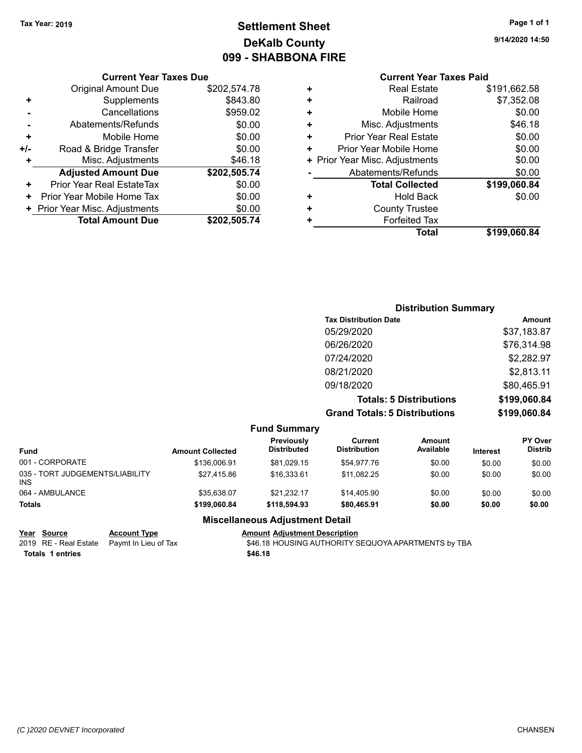Tax Year: 2019

# Settlement Sheet
## DeKalb County
## 099 - SHABBONA FIRE

9/14/2020 14:50

### Current Year Taxes Due

| | | |
|---|---|---|
| | Original Amount Due | $202,574.78 |
| + | Supplements | $843.80 |
| - | Cancellations | $959.02 |
| - | Abatements/Refunds | $0.00 |
| + | Mobile Home | $0.00 |
| +/- | Road & Bridge Transfer | $0.00 |
| + | Misc. Adjustments | $46.18 |
| | **Adjusted Amount Due** | **$202,505.74** |
| + | Prior Year Real EstateTax | $0.00 |
| + | Prior Year Mobile Home Tax | $0.00 |
| + | Prior Year Misc. Adjustments | $0.00 |
| | **Total Amount Due** | **$202,505.74** |

### Current Year Taxes Paid

| | | |
|---|---|---|
| + | Real Estate | $191,662.58 |
| + | Railroad | $7,352.08 |
| + | Mobile Home | $0.00 |
| + | Misc. Adjustments | $46.18 |
| + | Prior Year Real Estate | $0.00 |
| + | Prior Year Mobile Home | $0.00 |
| + | Prior Year Misc. Adjustments | $0.00 |
| - | Abatements/Refunds | $0.00 |
| | **Total Collected** | **$199,060.84** |
| + | Hold Back | $0.00 |
| + | County Trustee | |
| + | Forfeited Tax | |
| | **Total** | **$199,060.84** |

### Distribution Summary

| Tax Distribution Date | Amount |
|---|---|
| 05/29/2020 | $37,183.87 |
| 06/26/2020 | $76,314.98 |
| 07/24/2020 | $2,282.97 |
| 08/21/2020 | $2,813.11 |
| 09/18/2020 | $80,465.91 |
| **Totals: 5 Distributions** | **$199,060.84** |
| **Grand Totals: 5 Distributions** | **$199,060.84** |

### Fund Summary

| Fund | Amount Collected | Previously Distributed | Current Distribution | Amount Available | Interest | PY Over Distrib |
|---|---|---|---|---|---|---|
| 001 - CORPORATE | $136,006.91 | $81,029.15 | $54,977.76 | $0.00 | $0.00 | $0.00 |
| 035 - TORT JUDGEMENTS/LIABILITY INS | $27,415.86 | $16,333.61 | $11,082.25 | $0.00 | $0.00 | $0.00 |
| 064 - AMBULANCE | $35,638.07 | $21,232.17 | $14,405.90 | $0.00 | $0.00 | $0.00 |
| **Totals** | **$199,060.84** | **$118,594.93** | **$80,465.91** | **$0.00** | **$0.00** | **$0.00** |

### Miscellaneous Adjustment Detail

| Year | Source | Account Type | Amount | Adjustment Description |
|---|---|---|---|---|
| 2019 | RE - Real Estate | Paymt In Lieu of Tax | $46.18 | HOUSING AUTHORITY SEQUOYA APARTMENTS by TBA |
| **Totals** | **1 entries** | | **$46.18** | |

(C )2020 DEVNET Incorporated CHANSEN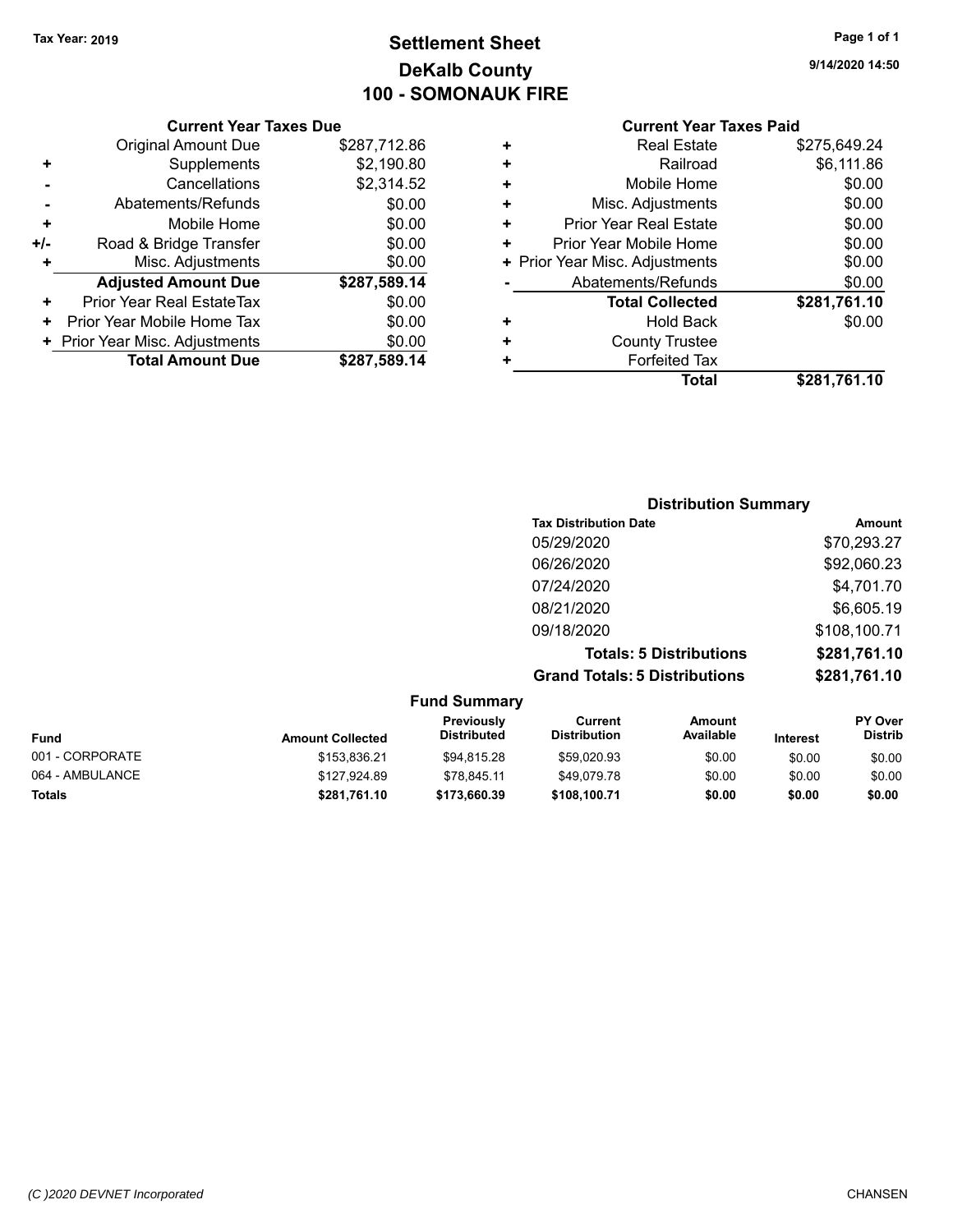**Tax Year: 2019**

# Settlement Sheet
## DeKalb County
## 100 - SOMONAUK FIRE

9/14/2020 14:50

### Current Year Taxes Due

| | | |
|---|---|---|
| | Original Amount Due | $287,712.86 |
| + | Supplements | $2,190.80 |
| - | Cancellations | $2,314.52 |
| - | Abatements/Refunds | $0.00 |
| + | Mobile Home | $0.00 |
| +/- | Road & Bridge Transfer | $0.00 |
| + | Misc. Adjustments | $0.00 |
| | **Adjusted Amount Due** | **$287,589.14** |
| + | Prior Year Real EstateTax | $0.00 |
| + | Prior Year Mobile Home Tax | $0.00 |
| + | Prior Year Misc. Adjustments | $0.00 |
| | **Total Amount Due** | **$287,589.14** |

### Current Year Taxes Paid

| | | |
|---|---|---|
| + | Real Estate | $275,649.24 |
| + | Railroad | $6,111.86 |
| + | Mobile Home | $0.00 |
| + | Misc. Adjustments | $0.00 |
| + | Prior Year Real Estate | $0.00 |
| + | Prior Year Mobile Home | $0.00 |
| + | Prior Year Misc. Adjustments | $0.00 |
| - | Abatements/Refunds | $0.00 |
| | **Total Collected** | **$281,761.10** |
| + | Hold Back | $0.00 |
| + | County Trustee | |
| + | Forfeited Tax | |
| | **Total** | **$281,761.10** |

### Distribution Summary

| Tax Distribution Date | Amount |
|---|---|
| 05/29/2020 | $70,293.27 |
| 06/26/2020 | $92,060.23 |
| 07/24/2020 | $4,701.70 |
| 08/21/2020 | $6,605.19 |
| 09/18/2020 | $108,100.71 |
| **Totals: 5 Distributions** | **$281,761.10** |
| **Grand Totals: 5 Distributions** | **$281,761.10** |

### Fund Summary

| Fund | Amount Collected | Previously Distributed | Current Distribution | Amount Available | Interest | PY Over Distrib |
|---|---|---|---|---|---|---|
| 001 - CORPORATE | $153,836.21 | $94,815.28 | $59,020.93 | $0.00 | $0.00 | $0.00 |
| 064 - AMBULANCE | $127,924.89 | $78,845.11 | $49,079.78 | $0.00 | $0.00 | $0.00 |
| **Totals** | **$281,761.10** | **$173,660.39** | **$108,100.71** | **$0.00** | **$0.00** | **$0.00** |

(C )2020 DEVNET Incorporated CHANSEN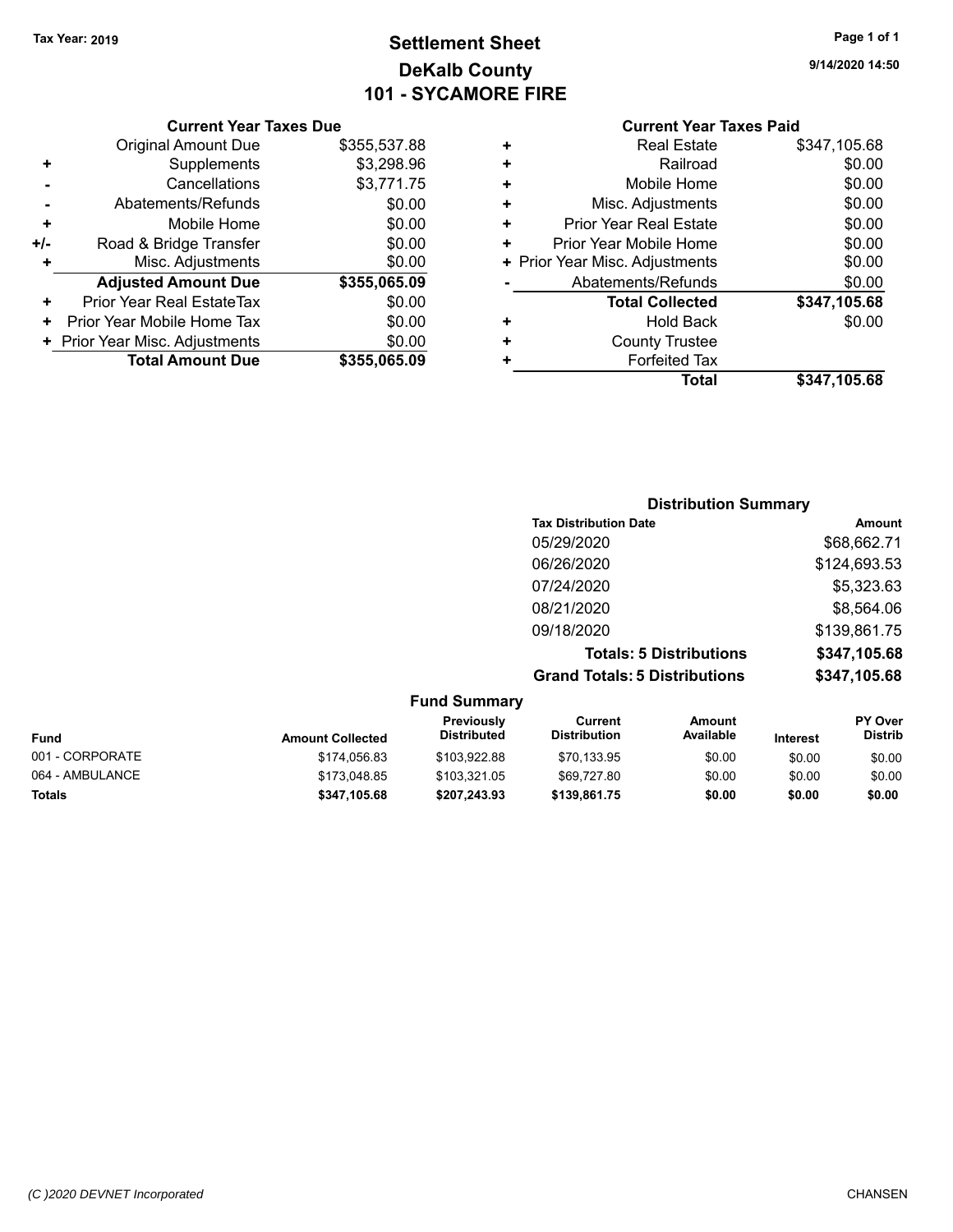**Tax Year: 2019**

# Settlement Sheet
## DeKalb County
## 101 - SYCAMORE FIRE

9/14/2020 14:50

### Current Year Taxes Due

| | | |
|---|---|---|
| | Original Amount Due | $355,537.88 |
| + | Supplements | $3,298.96 |
| - | Cancellations | $3,771.75 |
| - | Abatements/Refunds | $0.00 |
| + | Mobile Home | $0.00 |
| +/- | Road & Bridge Transfer | $0.00 |
| + | Misc. Adjustments | $0.00 |
| | **Adjusted Amount Due** | **$355,065.09** |
| + | Prior Year Real EstateTax | $0.00 |
| + | Prior Year Mobile Home Tax | $0.00 |
| + | Prior Year Misc. Adjustments | $0.00 |
| | **Total Amount Due** | **$355,065.09** |

### Current Year Taxes Paid

| | | |
|---|---|---|
| + | Real Estate | $347,105.68 |
| + | Railroad | $0.00 |
| + | Mobile Home | $0.00 |
| + | Misc. Adjustments | $0.00 |
| + | Prior Year Real Estate | $0.00 |
| + | Prior Year Mobile Home | $0.00 |
| + | Prior Year Misc. Adjustments | $0.00 |
| - | Abatements/Refunds | $0.00 |
| | **Total Collected** | **$347,105.68** |
| + | Hold Back | $0.00 |
| + | County Trustee | |
| + | Forfeited Tax | |
| | **Total** | **$347,105.68** |

### Distribution Summary

| Tax Distribution Date | Amount |
|---|---|
| 05/29/2020 | $68,662.71 |
| 06/26/2020 | $124,693.53 |
| 07/24/2020 | $5,323.63 |
| 08/21/2020 | $8,564.06 |
| 09/18/2020 | $139,861.75 |
| **Totals: 5 Distributions** | **$347,105.68** |
| **Grand Totals: 5 Distributions** | **$347,105.68** |

### Fund Summary

| Fund | Amount Collected | Previously Distributed | Current Distribution | Amount Available | Interest | PY Over Distrib |
|---|---|---|---|---|---|---|
| 001 - CORPORATE | $174,056.83 | $103,922.88 | $70,133.95 | $0.00 | $0.00 | $0.00 |
| 064 - AMBULANCE | $173,048.85 | $103,321.05 | $69,727.80 | $0.00 | $0.00 | $0.00 |
| **Totals** | **$347,105.68** | **$207,243.93** | **$139,861.75** | **$0.00** | **$0.00** | **$0.00** |

(C )2020 DEVNET Incorporated CHANSEN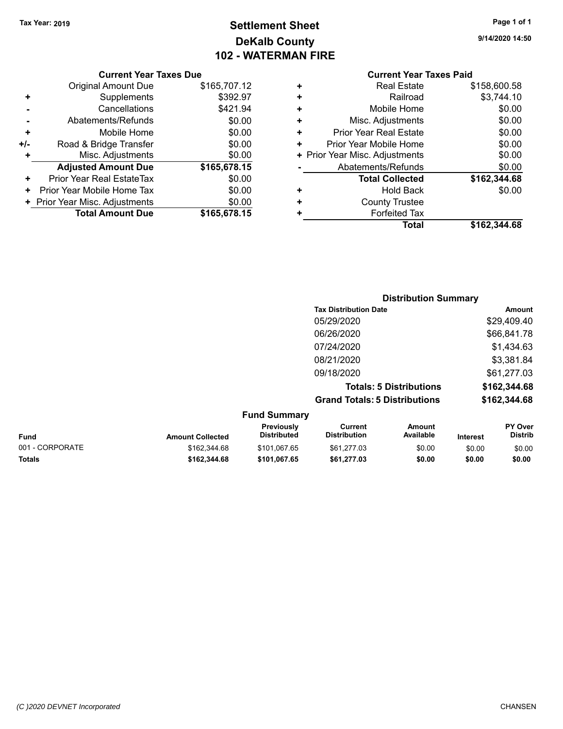Tax Year: 2019

# Settlement Sheet
## DeKalb County
## 102 - WATERMAN FIRE

9/14/2020 14:50

### Current Year Taxes Due

| | | |
|---|---|---|
| | Original Amount Due | $165,707.12 |
| + | Supplements | $392.97 |
| - | Cancellations | $421.94 |
| - | Abatements/Refunds | $0.00 |
| + | Mobile Home | $0.00 |
| +/- | Road & Bridge Transfer | $0.00 |
| + | Misc. Adjustments | $0.00 |
| | **Adjusted Amount Due** | **$165,678.15** |
| + | Prior Year Real EstateTax | $0.00 |
| + | Prior Year Mobile Home Tax | $0.00 |
| + | Prior Year Misc. Adjustments | $0.00 |
| | **Total Amount Due** | **$165,678.15** |

### Current Year Taxes Paid

| | | |
|---|---|---|
| + | Real Estate | $158,600.58 |
| + | Railroad | $3,744.10 |
| + | Mobile Home | $0.00 |
| + | Misc. Adjustments | $0.00 |
| + | Prior Year Real Estate | $0.00 |
| + | Prior Year Mobile Home | $0.00 |
| + | Prior Year Misc. Adjustments | $0.00 |
| - | Abatements/Refunds | $0.00 |
| | **Total Collected** | **$162,344.68** |
| + | Hold Back | $0.00 |
| + | County Trustee | |
| + | Forfeited Tax | |
| | **Total** | **$162,344.68** |

### Distribution Summary

| Tax Distribution Date | Amount |
|---|---|
| 05/29/2020 | $29,409.40 |
| 06/26/2020 | $66,841.78 |
| 07/24/2020 | $1,434.63 |
| 08/21/2020 | $3,381.84 |
| 09/18/2020 | $61,277.03 |
| **Totals: 5 Distributions** | **$162,344.68** |
| **Grand Totals: 5 Distributions** | **$162,344.68** |

### Fund Summary

| Fund | Amount Collected | Previously Distributed | Current Distribution | Amount Available | Interest | PY Over Distrib |
|---|---|---|---|---|---|---|
| 001 - CORPORATE | $162,344.68 | $101,067.65 | $61,277.03 | $0.00 | $0.00 | $0.00 |
| **Totals** | **$162,344.68** | **$101,067.65** | **$61,277.03** | **$0.00** | **$0.00** | **$0.00** |

(C )2020 DEVNET Incorporated — CHANSEN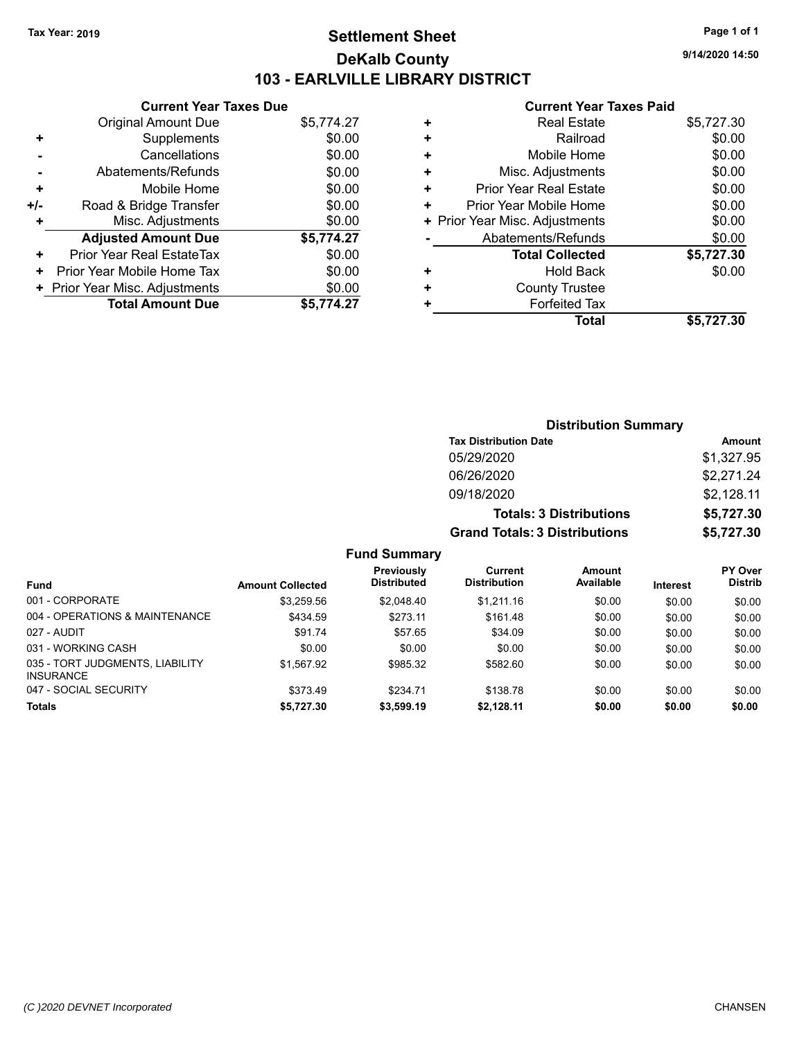Tax Year: 2019

# Settlement Sheet

## DeKalb County

## 103 - EARLVILLE LIBRARY DISTRICT

9/14/2020 14:50

### Current Year Taxes Due

| | | |
|---|---|---|
| | Original Amount Due | $5,774.27 |
| + | Supplements | $0.00 |
| - | Cancellations | $0.00 |
| - | Abatements/Refunds | $0.00 |
| + | Mobile Home | $0.00 |
| +/- | Road & Bridge Transfer | $0.00 |
| + | Misc. Adjustments | $0.00 |
| | **Adjusted Amount Due** | **$5,774.27** |
| + | Prior Year Real EstateTax | $0.00 |
| + | Prior Year Mobile Home Tax | $0.00 |
| + | Prior Year Misc. Adjustments | $0.00 |
| | **Total Amount Due** | **$5,774.27** |

### Current Year Taxes Paid

| | | |
|---|---|---|
| + | Real Estate | $5,727.30 |
| + | Railroad | $0.00 |
| + | Mobile Home | $0.00 |
| + | Misc. Adjustments | $0.00 |
| + | Prior Year Real Estate | $0.00 |
| + | Prior Year Mobile Home | $0.00 |
| + | Prior Year Misc. Adjustments | $0.00 |
| - | Abatements/Refunds | $0.00 |
| | **Total Collected** | **$5,727.30** |
| + | Hold Back | $0.00 |
| + | County Trustee | |
| + | Forfeited Tax | |
| | **Total** | **$5,727.30** |

### Distribution Summary

| Tax Distribution Date | Amount |
|---|---|
| 05/29/2020 | $1,327.95 |
| 06/26/2020 | $2,271.24 |
| 09/18/2020 | $2,128.11 |
| **Totals: 3 Distributions** | **$5,727.30** |
| **Grand Totals: 3 Distributions** | **$5,727.30** |

### Fund Summary

| Fund | Amount Collected | Previously Distributed | Current Distribution | Amount Available | Interest | PY Over Distrib |
|---|---|---|---|---|---|---|
| 001 - CORPORATE | $3,259.56 | $2,048.40 | $1,211.16 | $0.00 | $0.00 | $0.00 |
| 004 - OPERATIONS & MAINTENANCE | $434.59 | $273.11 | $161.48 | $0.00 | $0.00 | $0.00 |
| 027 - AUDIT | $91.74 | $57.65 | $34.09 | $0.00 | $0.00 | $0.00 |
| 031 - WORKING CASH | $0.00 | $0.00 | $0.00 | $0.00 | $0.00 | $0.00 |
| 035 - TORT JUDGMENTS, LIABILITY INSURANCE | $1,567.92 | $985.32 | $582.60 | $0.00 | $0.00 | $0.00 |
| 047 - SOCIAL SECURITY | $373.49 | $234.71 | $138.78 | $0.00 | $0.00 | $0.00 |
| **Totals** | **$5,727.30** | **$3,599.19** | **$2,128.11** | **$0.00** | **$0.00** | **$0.00** |

(C )2020 DEVNET Incorporated CHANSEN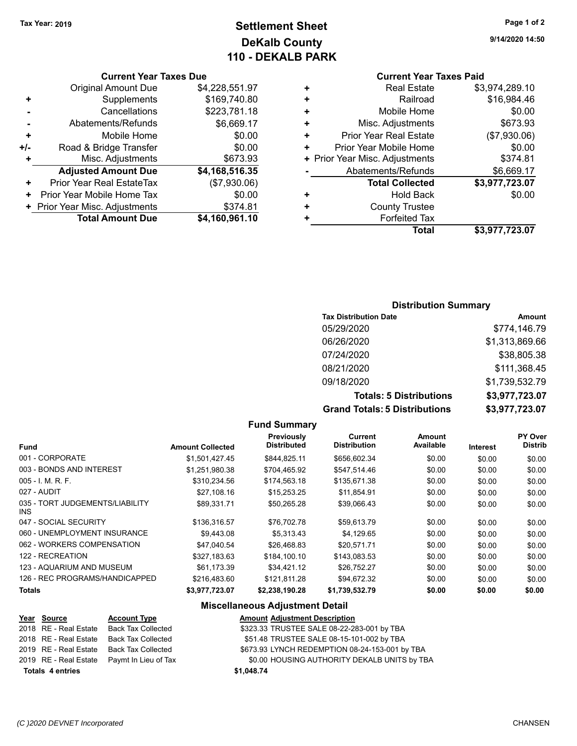Tax Year: 2019

# Settlement Sheet
## DeKalb County
## 110 - DEKALB PARK

9/14/2020 14:50

### Current Year Taxes Due

| | | |
|---|---|---|
| | Original Amount Due | $4,228,551.97 |
| + | Supplements | $169,740.80 |
| - | Cancellations | $223,781.18 |
| - | Abatements/Refunds | $6,669.17 |
| + | Mobile Home | $0.00 |
| +/- | Road & Bridge Transfer | $0.00 |
| + | Misc. Adjustments | $673.93 |
| | **Adjusted Amount Due** | **$4,168,516.35** |
| + | Prior Year Real EstateTax | ($7,930.06) |
| + | Prior Year Mobile Home Tax | $0.00 |
| + | Prior Year Misc. Adjustments | $374.81 |
| | **Total Amount Due** | **$4,160,961.10** |

### Current Year Taxes Paid

| | | |
|---|---|---|
| + | Real Estate | $3,974,289.10 |
| + | Railroad | $16,984.46 |
| + | Mobile Home | $0.00 |
| + | Misc. Adjustments | $673.93 |
| + | Prior Year Real Estate | ($7,930.06) |
| + | Prior Year Mobile Home | $0.00 |
| + | Prior Year Misc. Adjustments | $374.81 |
| - | Abatements/Refunds | $6,669.17 |
| | **Total Collected** | **$3,977,723.07** |
| + | Hold Back | $0.00 |
| + | County Trustee | |
| + | Forfeited Tax | |
| | **Total** | **$3,977,723.07** |

### Distribution Summary

| Tax Distribution Date | Amount |
|---|---|
| 05/29/2020 | $774,146.79 |
| 06/26/2020 | $1,313,869.66 |
| 07/24/2020 | $38,805.38 |
| 08/21/2020 | $111,368.45 |
| 09/18/2020 | $1,739,532.79 |
| **Totals: 5 Distributions** | **$3,977,723.07** |
| **Grand Totals: 5 Distributions** | **$3,977,723.07** |

### Fund Summary

| Fund | Amount Collected | Previously Distributed | Current Distribution | Amount Available | Interest | PY Over Distrib |
|---|---|---|---|---|---|---|
| 001 - CORPORATE | $1,501,427.45 | $844,825.11 | $656,602.34 | $0.00 | $0.00 | $0.00 |
| 003 - BONDS AND INTEREST | $1,251,980.38 | $704,465.92 | $547,514.46 | $0.00 | $0.00 | $0.00 |
| 005 - I. M. R. F. | $310,234.56 | $174,563.18 | $135,671.38 | $0.00 | $0.00 | $0.00 |
| 027 - AUDIT | $27,108.16 | $15,253.25 | $11,854.91 | $0.00 | $0.00 | $0.00 |
| 035 - TORT JUDGEMENTS/LIABILITY INS | $89,331.71 | $50,265.28 | $39,066.43 | $0.00 | $0.00 | $0.00 |
| 047 - SOCIAL SECURITY | $136,316.57 | $76,702.78 | $59,613.79 | $0.00 | $0.00 | $0.00 |
| 060 - UNEMPLOYMENT INSURANCE | $9,443.08 | $5,313.43 | $4,129.65 | $0.00 | $0.00 | $0.00 |
| 062 - WORKERS COMPENSATION | $47,040.54 | $26,468.83 | $20,571.71 | $0.00 | $0.00 | $0.00 |
| 122 - RECREATION | $327,183.63 | $184,100.10 | $143,083.53 | $0.00 | $0.00 | $0.00 |
| 123 - AQUARIUM AND MUSEUM | $61,173.39 | $34,421.12 | $26,752.27 | $0.00 | $0.00 | $0.00 |
| 126 - REC PROGRAMS/HANDICAPPED | $216,483.60 | $121,811.28 | $94,672.32 | $0.00 | $0.00 | $0.00 |
| **Totals** | **$3,977,723.07** | **$2,238,190.28** | **$1,739,532.79** | **$0.00** | **$0.00** | **$0.00** |

### Miscellaneous Adjustment Detail

| Year | Source | Account Type | Amount | Adjustment Description |
|---|---|---|---|---|
| 2018 | RE - Real Estate | Back Tax Collected | $323.33 | TRUSTEE SALE 08-22-283-001 by TBA |
| 2018 | RE - Real Estate | Back Tax Collected | $51.48 | TRUSTEE SALE 08-15-101-002 by TBA |
| 2019 | RE - Real Estate | Back Tax Collected | $673.93 | LYNCH REDEMPTION 08-24-153-001 by TBA |
| 2019 | RE - Real Estate | Paymt In Lieu of Tax | $0.00 | HOUSING AUTHORITY DEKALB UNITS by TBA |
| **Totals** | **4 entries** | | **$1,048.74** | |

(C )2020 DEVNET Incorporated CHANSEN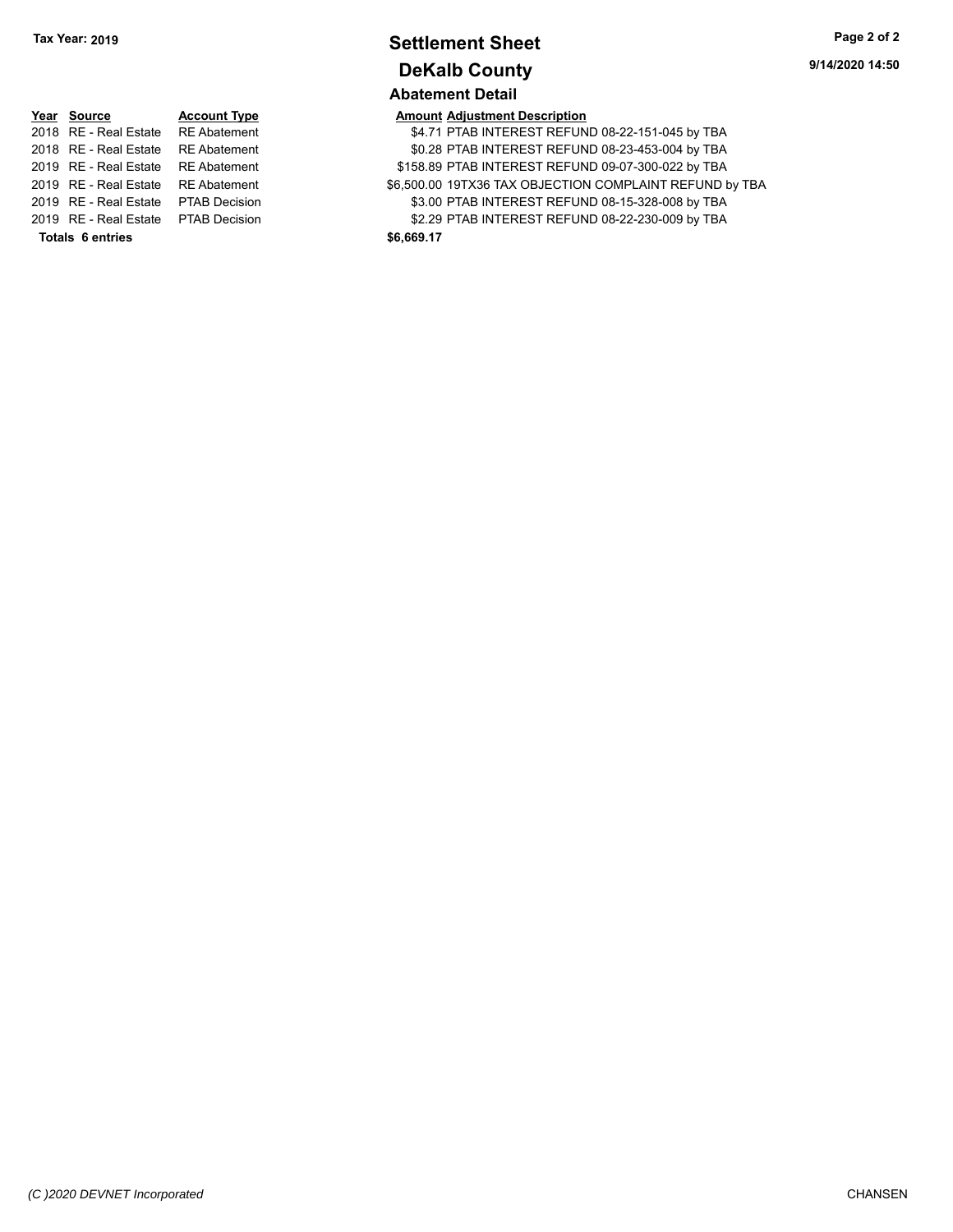**Tax Year: 2019**

# Settlement Sheet

## DeKalb County

9/14/2020 14:50

### Abatement Detail

| Year | Source | Account Type | Amount | Adjustment Description |
|---|---|---|---|---|
| 2018 | RE - Real Estate | RE Abatement | $4.71 | PTAB INTEREST REFUND 08-22-151-045 by TBA |
| 2018 | RE - Real Estate | RE Abatement | $0.28 | PTAB INTEREST REFUND 08-23-453-004 by TBA |
| 2019 | RE - Real Estate | RE Abatement | $158.89 | PTAB INTEREST REFUND 09-07-300-022 by TBA |
| 2019 | RE - Real Estate | RE Abatement | $6,500.00 | 19TX36 TAX OBJECTION COMPLAINT REFUND by TBA |
| 2019 | RE - Real Estate | PTAB Decision | $3.00 | PTAB INTEREST REFUND 08-15-328-008 by TBA |
| 2019 | RE - Real Estate | PTAB Decision | $2.29 | PTAB INTEREST REFUND 08-22-230-009 by TBA |
| **Totals 6 entries** | | | **$6,669.17** | |

*(C )2020 DEVNET Incorporated* CHANSEN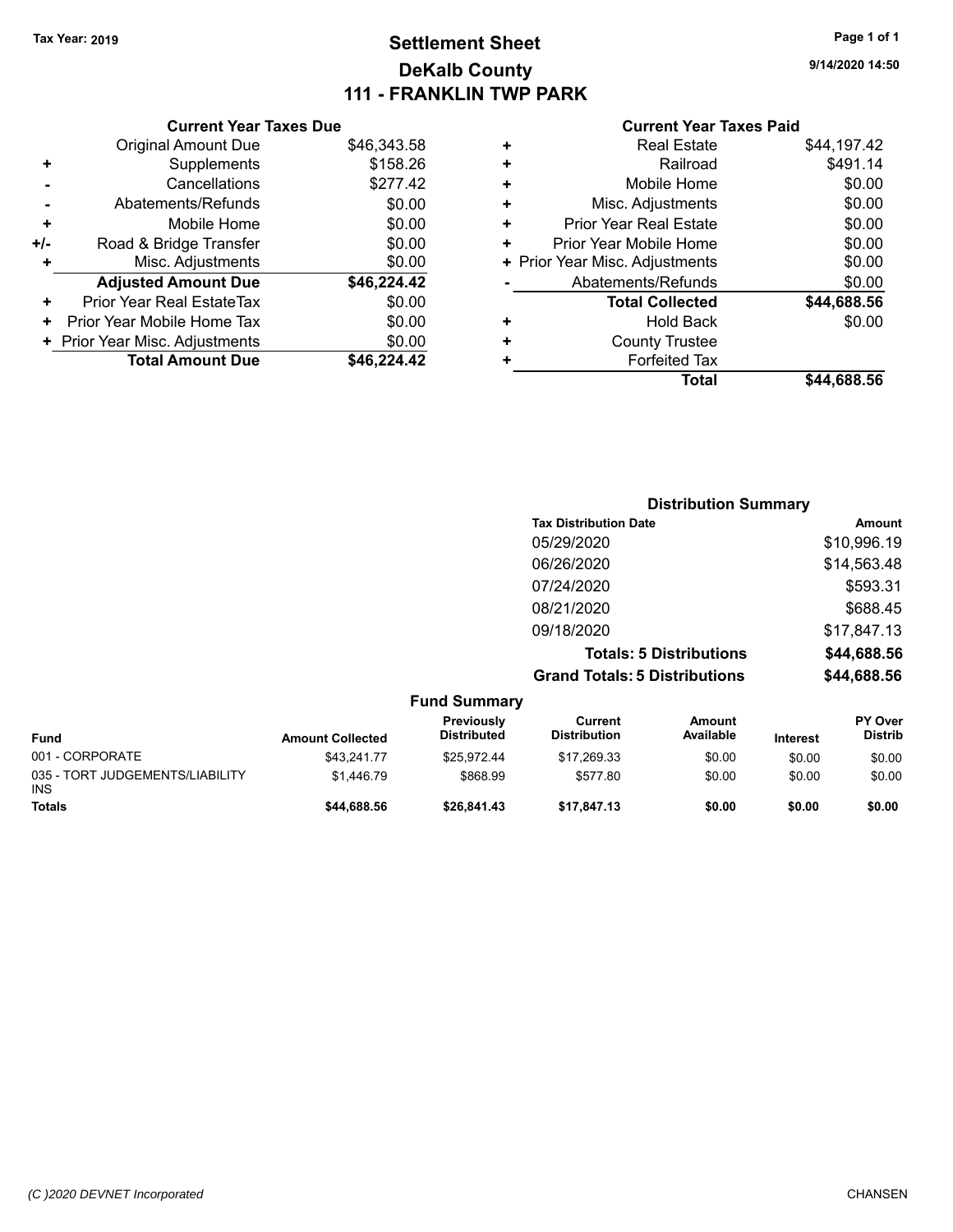**Tax Year: 2019**

# Settlement Sheet
## DeKalb County
## 111 - FRANKLIN TWP PARK

9/14/2020 14:50

### Current Year Taxes Due

| | | |
|---|---|---|
| | Original Amount Due | $46,343.58 |
| + | Supplements | $158.26 |
| - | Cancellations | $277.42 |
| - | Abatements/Refunds | $0.00 |
| + | Mobile Home | $0.00 |
| +/- | Road & Bridge Transfer | $0.00 |
| + | Misc. Adjustments | $0.00 |
| | **Adjusted Amount Due** | **$46,224.42** |
| + | Prior Year Real EstateTax | $0.00 |
| + | Prior Year Mobile Home Tax | $0.00 |
| + | Prior Year Misc. Adjustments | $0.00 |
| | **Total Amount Due** | **$46,224.42** |

### Current Year Taxes Paid

| | | |
|---|---|---|
| + | Real Estate | $44,197.42 |
| + | Railroad | $491.14 |
| + | Mobile Home | $0.00 |
| + | Misc. Adjustments | $0.00 |
| + | Prior Year Real Estate | $0.00 |
| + | Prior Year Mobile Home | $0.00 |
| + | Prior Year Misc. Adjustments | $0.00 |
| - | Abatements/Refunds | $0.00 |
| | **Total Collected** | **$44,688.56** |
| + | Hold Back | $0.00 |
| + | County Trustee | |
| + | Forfeited Tax | |
| | **Total** | **$44,688.56** |

### Distribution Summary

| Tax Distribution Date | Amount |
|---|---|
| 05/29/2020 | $10,996.19 |
| 06/26/2020 | $14,563.48 |
| 07/24/2020 | $593.31 |
| 08/21/2020 | $688.45 |
| 09/18/2020 | $17,847.13 |
| **Totals: 5 Distributions** | **$44,688.56** |
| **Grand Totals: 5 Distributions** | **$44,688.56** |

### Fund Summary

| Fund | Amount Collected | Previously Distributed | Current Distribution | Amount Available | Interest | PY Over Distrib |
|---|---|---|---|---|---|---|
| 001 - CORPORATE | $43,241.77 | $25,972.44 | $17,269.33 | $0.00 | $0.00 | $0.00 |
| 035 - TORT JUDGEMENTS/LIABILITY INS | $1,446.79 | $868.99 | $577.80 | $0.00 | $0.00 | $0.00 |
| **Totals** | **$44,688.56** | **$26,841.43** | **$17,847.13** | **$0.00** | **$0.00** | **$0.00** |

(C )2020 DEVNET Incorporated CHANSEN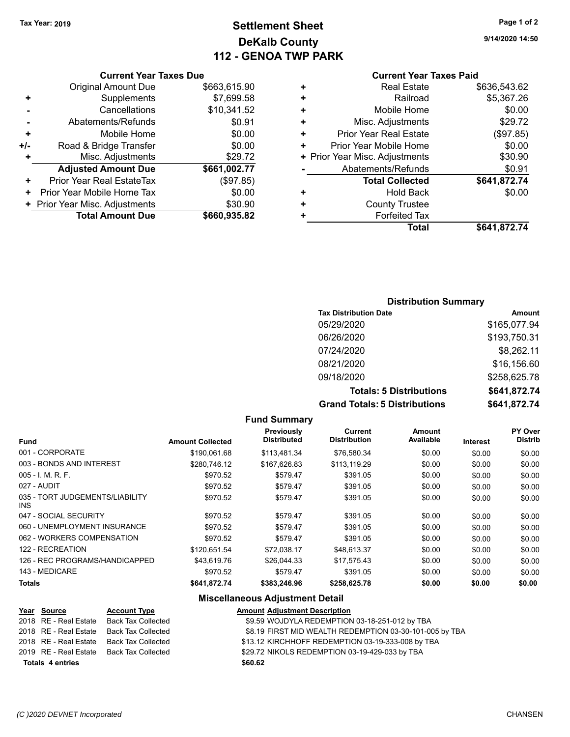Tax Year: 2019

# Settlement Sheet
## DeKalb County
## 112 - GENOA TWP PARK

9/14/2020 14:50

### Current Year Taxes Due

| | | |
|---|---|---|
| | Original Amount Due | $663,615.90 |
| + | Supplements | $7,699.58 |
| - | Cancellations | $10,341.52 |
| - | Abatements/Refunds | $0.91 |
| + | Mobile Home | $0.00 |
| +/- | Road & Bridge Transfer | $0.00 |
| + | Misc. Adjustments | $29.72 |
| | **Adjusted Amount Due** | **$661,002.77** |
| + | Prior Year Real EstateTax | ($97.85) |
| + | Prior Year Mobile Home Tax | $0.00 |
| + | Prior Year Misc. Adjustments | $30.90 |
| | **Total Amount Due** | **$660,935.82** |

### Current Year Taxes Paid

| | | |
|---|---|---|
| + | Real Estate | $636,543.62 |
| + | Railroad | $5,367.26 |
| + | Mobile Home | $0.00 |
| + | Misc. Adjustments | $29.72 |
| + | Prior Year Real Estate | ($97.85) |
| + | Prior Year Mobile Home | $0.00 |
| + | Prior Year Misc. Adjustments | $30.90 |
| - | Abatements/Refunds | $0.91 |
| | **Total Collected** | **$641,872.74** |
| + | Hold Back | $0.00 |
| + | County Trustee | |
| + | Forfeited Tax | |
| | **Total** | **$641,872.74** |

### Distribution Summary

| Tax Distribution Date | Amount |
|---|---|
| 05/29/2020 | $165,077.94 |
| 06/26/2020 | $193,750.31 |
| 07/24/2020 | $8,262.11 |
| 08/21/2020 | $16,156.60 |
| 09/18/2020 | $258,625.78 |
| **Totals: 5 Distributions** | **$641,872.74** |
| **Grand Totals: 5 Distributions** | **$641,872.74** |

### Fund Summary

| Fund | Amount Collected | Previously Distributed | Current Distribution | Amount Available | Interest | PY Over Distrib |
|---|---|---|---|---|---|---|
| 001 - CORPORATE | $190,061.68 | $113,481.34 | $76,580.34 | $0.00 | $0.00 | $0.00 |
| 003 - BONDS AND INTEREST | $280,746.12 | $167,626.83 | $113,119.29 | $0.00 | $0.00 | $0.00 |
| 005 - I. M. R. F. | $970.52 | $579.47 | $391.05 | $0.00 | $0.00 | $0.00 |
| 027 - AUDIT | $970.52 | $579.47 | $391.05 | $0.00 | $0.00 | $0.00 |
| 035 - TORT JUDGEMENTS/LIABILITY INS | $970.52 | $579.47 | $391.05 | $0.00 | $0.00 | $0.00 |
| 047 - SOCIAL SECURITY | $970.52 | $579.47 | $391.05 | $0.00 | $0.00 | $0.00 |
| 060 - UNEMPLOYMENT INSURANCE | $970.52 | $579.47 | $391.05 | $0.00 | $0.00 | $0.00 |
| 062 - WORKERS COMPENSATION | $970.52 | $579.47 | $391.05 | $0.00 | $0.00 | $0.00 |
| 122 - RECREATION | $120,651.54 | $72,038.17 | $48,613.37 | $0.00 | $0.00 | $0.00 |
| 126 - REC PROGRAMS/HANDICAPPED | $43,619.76 | $26,044.33 | $17,575.43 | $0.00 | $0.00 | $0.00 |
| 143 - MEDICARE | $970.52 | $579.47 | $391.05 | $0.00 | $0.00 | $0.00 |
| **Totals** | **$641,872.74** | **$383,246.96** | **$258,625.78** | **$0.00** | **$0.00** | **$0.00** |

### Miscellaneous Adjustment Detail

| Year | Source | Account Type | Amount | Adjustment Description |
|---|---|---|---|---|
| 2018 | RE - Real Estate | Back Tax Collected | $9.59 | WOJDYLA REDEMPTION 03-18-251-012 by TBA |
| 2018 | RE - Real Estate | Back Tax Collected | $8.19 | FIRST MID WEALTH REDEMPTION 03-30-101-005 by TBA |
| 2018 | RE - Real Estate | Back Tax Collected | $13.12 | KIRCHHOFF REDEMPTION 03-19-333-008 by TBA |
| 2019 | RE - Real Estate | Back Tax Collected | $29.72 | NIKOLS REDEMPTION 03-19-429-033 by TBA |
| **Totals** | **4 entries** | | **$60.62** | |

(C )2020 DEVNET Incorporated — CHANSEN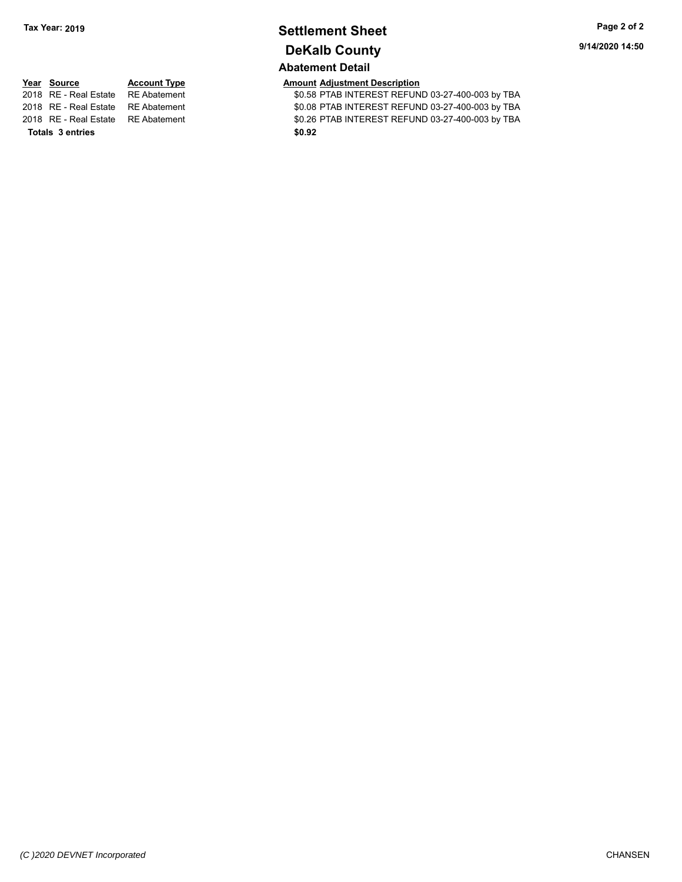**Tax Year: 2019**

# Settlement Sheet

## DeKalb County

9/14/2020 14:50

### Abatement Detail

| Year | Source | Account Type | Amount | Adjustment Description |
|---|---|---|---|---|
| 2018 | RE - Real Estate | RE Abatement | $0.58 | PTAB INTEREST REFUND 03-27-400-003 by TBA |
| 2018 | RE - Real Estate | RE Abatement | $0.08 | PTAB INTEREST REFUND 03-27-400-003 by TBA |
| 2018 | RE - Real Estate | RE Abatement | $0.26 | PTAB INTEREST REFUND 03-27-400-003 by TBA |
| **Totals** | **3 entries** | | **$0.92** | |

*(C )2020 DEVNET Incorporated* CHANSEN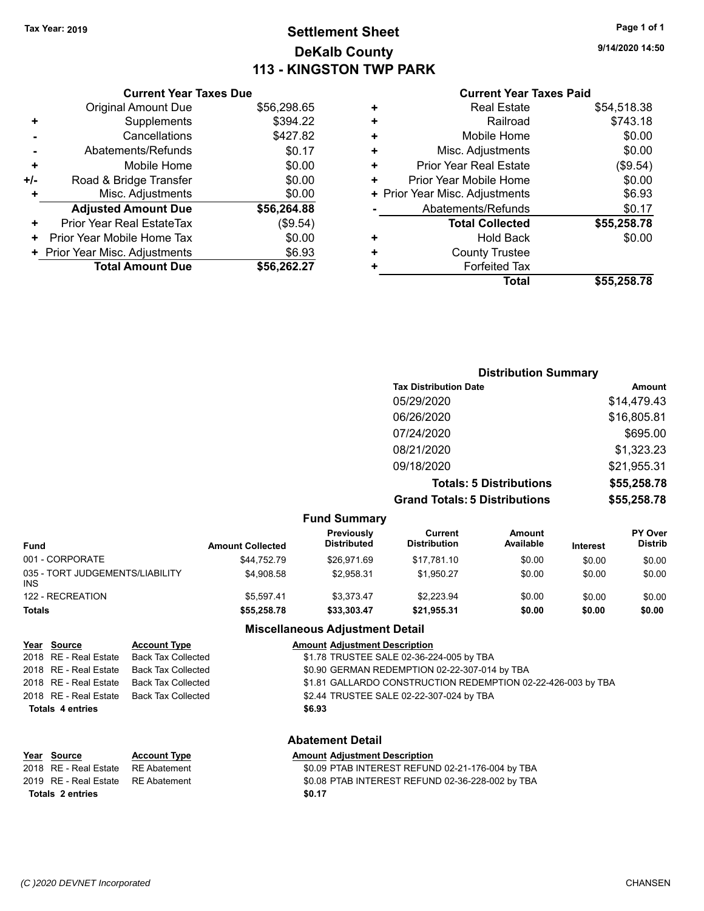Tax Year: 2019

# Settlement Sheet
## DeKalb County
## 113 - KINGSTON TWP PARK

9/14/2020 14:50

### Current Year Taxes Due

| | | |
|---|---|---|
| | Original Amount Due | $56,298.65 |
| + | Supplements | $394.22 |
| - | Cancellations | $427.82 |
| - | Abatements/Refunds | $0.17 |
| + | Mobile Home | $0.00 |
| +/- | Road & Bridge Transfer | $0.00 |
| + | Misc. Adjustments | $0.00 |
| | **Adjusted Amount Due** | **$56,264.88** |
| + | Prior Year Real EstateTax | ($9.54) |
| + | Prior Year Mobile Home Tax | $0.00 |
| + | Prior Year Misc. Adjustments | $6.93 |
| | **Total Amount Due** | **$56,262.27** |

### Current Year Taxes Paid

| | | |
|---|---|---|
| + | Real Estate | $54,518.38 |
| + | Railroad | $743.18 |
| + | Mobile Home | $0.00 |
| + | Misc. Adjustments | $0.00 |
| + | Prior Year Real Estate | ($9.54) |
| + | Prior Year Mobile Home | $0.00 |
| + | Prior Year Misc. Adjustments | $6.93 |
| - | Abatements/Refunds | $0.17 |
| | **Total Collected** | **$55,258.78** |
| + | Hold Back | $0.00 |
| + | County Trustee | |
| + | Forfeited Tax | |
| | **Total** | **$55,258.78** |

### Distribution Summary

| Tax Distribution Date | Amount |
|---|---|
| 05/29/2020 | $14,479.43 |
| 06/26/2020 | $16,805.81 |
| 07/24/2020 | $695.00 |
| 08/21/2020 | $1,323.23 |
| 09/18/2020 | $21,955.31 |
| **Totals: 5 Distributions** | **$55,258.78** |
| **Grand Totals: 5 Distributions** | **$55,258.78** |

### Fund Summary

| Fund | Amount Collected | Previously Distributed | Current Distribution | Amount Available | Interest | PY Over Distrib |
|---|---|---|---|---|---|---|
| 001 - CORPORATE | $44,752.79 | $26,971.69 | $17,781.10 | $0.00 | $0.00 | $0.00 |
| 035 - TORT JUDGEMENTS/LIABILITY INS | $4,908.58 | $2,958.31 | $1,950.27 | $0.00 | $0.00 | $0.00 |
| 122 - RECREATION | $5,597.41 | $3,373.47 | $2,223.94 | $0.00 | $0.00 | $0.00 |
| **Totals** | **$55,258.78** | **$33,303.47** | **$21,955.31** | **$0.00** | **$0.00** | **$0.00** |

### Miscellaneous Adjustment Detail

| Year | Source | Account Type | Amount | Adjustment Description |
|---|---|---|---|---|
| 2018 | RE - Real Estate | Back Tax Collected | $1.78 | TRUSTEE SALE 02-36-224-005 by TBA |
| 2018 | RE - Real Estate | Back Tax Collected | $0.90 | GERMAN REDEMPTION 02-22-307-014 by TBA |
| 2018 | RE - Real Estate | Back Tax Collected | $1.81 | GALLARDO CONSTRUCTION REDEMPTION 02-22-426-003 by TBA |
| 2018 | RE - Real Estate | Back Tax Collected | $2.44 | TRUSTEE SALE 02-22-307-024 by TBA |
| **Totals 4 entries** | | | **$6.93** | |

### Abatement Detail

| Year | Source | Account Type | Amount | Adjustment Description |
|---|---|---|---|---|
| 2018 | RE - Real Estate | RE Abatement | $0.09 | PTAB INTEREST REFUND 02-21-176-004 by TBA |
| 2019 | RE - Real Estate | RE Abatement | $0.08 | PTAB INTEREST REFUND 02-36-228-002 by TBA |
| **Totals 2 entries** | | | **$0.17** | |

(C )2020 DEVNET Incorporated — CHANSEN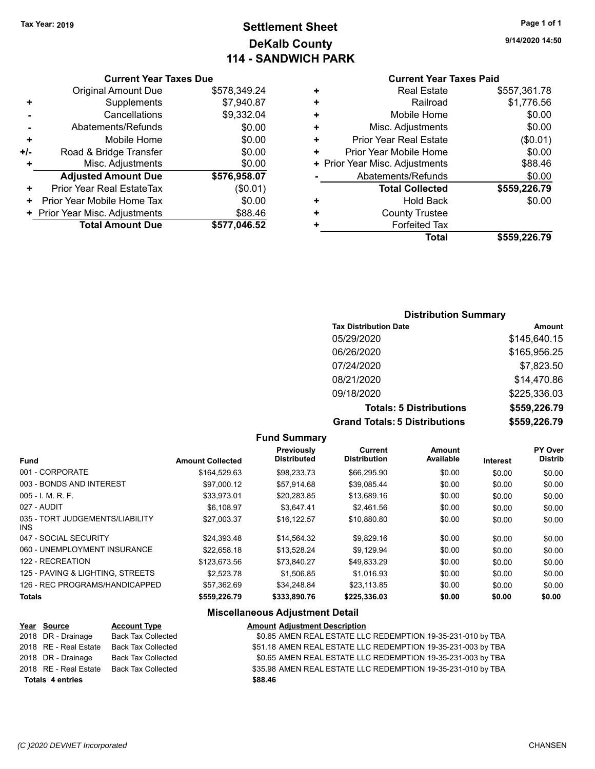**Tax Year: 2019**

# Settlement Sheet
## DeKalb County
## 114 - SANDWICH PARK

9/14/2020 14:50

### Current Year Taxes Due

| | | |
|---|---|---|
| | Original Amount Due | $578,349.24 |
| + | Supplements | $7,940.87 |
| - | Cancellations | $9,332.04 |
| - | Abatements/Refunds | $0.00 |
| + | Mobile Home | $0.00 |
| +/- | Road & Bridge Transfer | $0.00 |
| + | Misc. Adjustments | $0.00 |
| | **Adjusted Amount Due** | **$576,958.07** |
| + | Prior Year Real EstateTax | ($0.01) |
| + | Prior Year Mobile Home Tax | $0.00 |
| + | Prior Year Misc. Adjustments | $88.46 |
| | **Total Amount Due** | **$577,046.52** |

### Current Year Taxes Paid

| | | |
|---|---|---|
| + | Real Estate | $557,361.78 |
| + | Railroad | $1,776.56 |
| + | Mobile Home | $0.00 |
| + | Misc. Adjustments | $0.00 |
| + | Prior Year Real Estate | ($0.01) |
| + | Prior Year Mobile Home | $0.00 |
| + | Prior Year Misc. Adjustments | $88.46 |
| - | Abatements/Refunds | $0.00 |
| | **Total Collected** | **$559,226.79** |
| + | Hold Back | $0.00 |
| + | County Trustee | |
| + | Forfeited Tax | |
| | **Total** | **$559,226.79** |

### Distribution Summary

| Tax Distribution Date | Amount |
|---|---|
| 05/29/2020 | $145,640.15 |
| 06/26/2020 | $165,956.25 |
| 07/24/2020 | $7,823.50 |
| 08/21/2020 | $14,470.86 |
| 09/18/2020 | $225,336.03 |
| **Totals: 5 Distributions** | **$559,226.79** |
| **Grand Totals: 5 Distributions** | **$559,226.79** |

### Fund Summary

| Fund | Amount Collected | Previously Distributed | Current Distribution | Amount Available | Interest | PY Over Distrib |
|---|---|---|---|---|---|---|
| 001 - CORPORATE | $164,529.63 | $98,233.73 | $66,295.90 | $0.00 | $0.00 | $0.00 |
| 003 - BONDS AND INTEREST | $97,000.12 | $57,914.68 | $39,085.44 | $0.00 | $0.00 | $0.00 |
| 005 - I. M. R. F. | $33,973.01 | $20,283.85 | $13,689.16 | $0.00 | $0.00 | $0.00 |
| 027 - AUDIT | $6,108.97 | $3,647.41 | $2,461.56 | $0.00 | $0.00 | $0.00 |
| 035 - TORT JUDGEMENTS/LIABILITY INS | $27,003.37 | $16,122.57 | $10,880.80 | $0.00 | $0.00 | $0.00 |
| 047 - SOCIAL SECURITY | $24,393.48 | $14,564.32 | $9,829.16 | $0.00 | $0.00 | $0.00 |
| 060 - UNEMPLOYMENT INSURANCE | $22,658.18 | $13,528.24 | $9,129.94 | $0.00 | $0.00 | $0.00 |
| 122 - RECREATION | $123,673.56 | $73,840.27 | $49,833.29 | $0.00 | $0.00 | $0.00 |
| 125 - PAVING & LIGHTING, STREETS | $2,523.78 | $1,506.85 | $1,016.93 | $0.00 | $0.00 | $0.00 |
| 126 - REC PROGRAMS/HANDICAPPED | $57,362.69 | $34,248.84 | $23,113.85 | $0.00 | $0.00 | $0.00 |
| **Totals** | **$559,226.79** | **$333,890.76** | **$225,336.03** | **$0.00** | **$0.00** | **$0.00** |

### Miscellaneous Adjustment Detail

| Year | Source | Account Type | Amount | Adjustment Description |
|---|---|---|---|---|
| 2018 | DR - Drainage | Back Tax Collected | $0.65 | AMEN REAL ESTATE LLC REDEMPTION 19-35-231-010 by TBA |
| 2018 | RE - Real Estate | Back Tax Collected | $51.18 | AMEN REAL ESTATE LLC REDEMPTION 19-35-231-003 by TBA |
| 2018 | DR - Drainage | Back Tax Collected | $0.65 | AMEN REAL ESTATE LLC REDEMPTION 19-35-231-003 by TBA |
| 2018 | RE - Real Estate | Back Tax Collected | $35.98 | AMEN REAL ESTATE LLC REDEMPTION 19-35-231-010 by TBA |
| **Totals** | **4 entries** | | **$88.46** | |

(C )2020 DEVNET Incorporated CHANSEN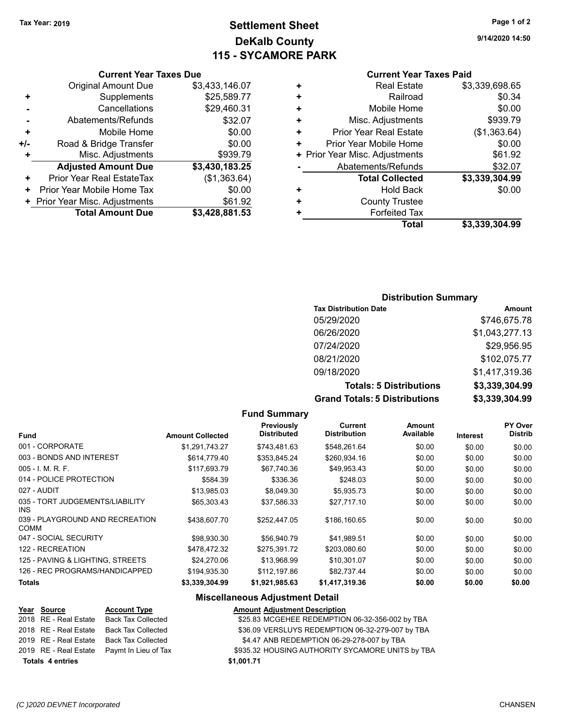Tax Year: 2019

# Settlement Sheet
## DeKalb County
## 115 - SYCAMORE PARK

9/14/2020 14:50

### Current Year Taxes Due

| | | |
|---|---|---|
| | Original Amount Due | $3,433,146.07 |
| + | Supplements | $25,589.77 |
| - | Cancellations | $29,460.31 |
| - | Abatements/Refunds | $32.07 |
| + | Mobile Home | $0.00 |
| +/- | Road & Bridge Transfer | $0.00 |
| + | Misc. Adjustments | $939.79 |
| | **Adjusted Amount Due** | **$3,430,183.25** |
| + | Prior Year Real EstateTax | ($1,363.64) |
| + | Prior Year Mobile Home Tax | $0.00 |
| + | Prior Year Misc. Adjustments | $61.92 |
| | **Total Amount Due** | **$3,428,881.53** |

### Current Year Taxes Paid

| | | |
|---|---|---|
| + | Real Estate | $3,339,698.65 |
| + | Railroad | $0.34 |
| + | Mobile Home | $0.00 |
| + | Misc. Adjustments | $939.79 |
| + | Prior Year Real Estate | ($1,363.64) |
| + | Prior Year Mobile Home | $0.00 |
| + | Prior Year Misc. Adjustments | $61.92 |
| - | Abatements/Refunds | $32.07 |
| | **Total Collected** | **$3,339,304.99** |
| + | Hold Back | $0.00 |
| + | County Trustee | |
| + | Forfeited Tax | |
| | **Total** | **$3,339,304.99** |

### Distribution Summary

| Tax Distribution Date | Amount |
|---|---|
| 05/29/2020 | $746,675.78 |
| 06/26/2020 | $1,043,277.13 |
| 07/24/2020 | $29,956.95 |
| 08/21/2020 | $102,075.77 |
| 09/18/2020 | $1,417,319.36 |
| **Totals: 5 Distributions** | **$3,339,304.99** |
| **Grand Totals: 5 Distributions** | **$3,339,304.99** |

### Fund Summary

| Fund | Amount Collected | Previously Distributed | Current Distribution | Amount Available | Interest | PY Over Distrib |
|---|---|---|---|---|---|---|
| 001 - CORPORATE | $1,291,743.27 | $743,481.63 | $548,261.64 | $0.00 | $0.00 | $0.00 |
| 003 - BONDS AND INTEREST | $614,779.40 | $353,845.24 | $260,934.16 | $0.00 | $0.00 | $0.00 |
| 005 - I. M. R. F. | $117,693.79 | $67,740.36 | $49,953.43 | $0.00 | $0.00 | $0.00 |
| 014 - POLICE PROTECTION | $584.39 | $336.36 | $248.03 | $0.00 | $0.00 | $0.00 |
| 027 - AUDIT | $13,985.03 | $8,049.30 | $5,935.73 | $0.00 | $0.00 | $0.00 |
| 035 - TORT JUDGEMENTS/LIABILITY INS | $65,303.43 | $37,586.33 | $27,717.10 | $0.00 | $0.00 | $0.00 |
| 039 - PLAYGROUND AND RECREATION COMM | $438,607.70 | $252,447.05 | $186,160.65 | $0.00 | $0.00 | $0.00 |
| 047 - SOCIAL SECURITY | $98,930.30 | $56,940.79 | $41,989.51 | $0.00 | $0.00 | $0.00 |
| 122 - RECREATION | $478,472.32 | $275,391.72 | $203,080.60 | $0.00 | $0.00 | $0.00 |
| 125 - PAVING & LIGHTING, STREETS | $24,270.06 | $13,968.99 | $10,301.07 | $0.00 | $0.00 | $0.00 |
| 126 - REC PROGRAMS/HANDICAPPED | $194,935.30 | $112,197.86 | $82,737.44 | $0.00 | $0.00 | $0.00 |
| **Totals** | **$3,339,304.99** | **$1,921,985.63** | **$1,417,319.36** | **$0.00** | **$0.00** | **$0.00** |

### Miscellaneous Adjustment Detail

| Year | Source | Account Type | Amount | Adjustment Description |
|---|---|---|---|---|
| 2018 | RE - Real Estate | Back Tax Collected | $25.83 | MCGEHEE REDEMPTION 06-32-356-002 by TBA |
| 2018 | RE - Real Estate | Back Tax Collected | $36.09 | VERSLUYS REDEMPTION 06-32-279-007 by TBA |
| 2019 | RE - Real Estate | Back Tax Collected | $4.47 | ANB REDEMPTION 06-29-278-007 by TBA |
| 2019 | RE - Real Estate | Paymt In Lieu of Tax | $935.32 | HOUSING AUTHORITY SYCAMORE UNITS by TBA |
| **Totals 4 entries** | | | **$1,001.71** | |

(C )2020 DEVNET Incorporated CHANSEN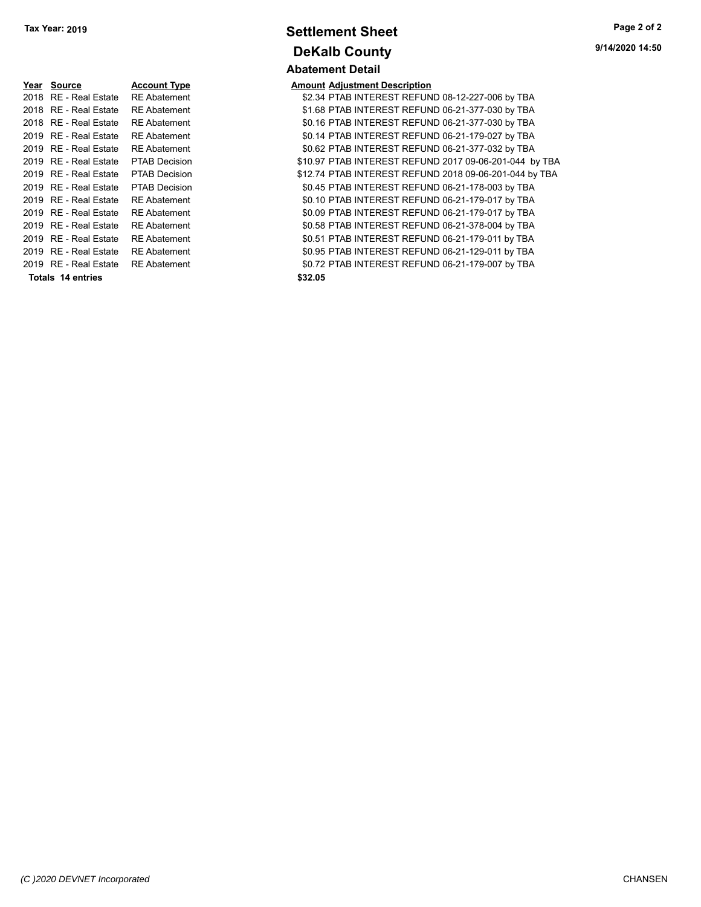**Tax Year: 2019**

# Settlement Sheet

## DeKalb County

9/14/2020 14:50

### Abatement Detail

| Year | Source | Account Type | Amount | Adjustment Description |
|---|---|---|---|---|
| 2018 | RE - Real Estate | RE Abatement | $2.34 | PTAB INTEREST REFUND 08-12-227-006 by TBA |
| 2018 | RE - Real Estate | RE Abatement | $1.68 | PTAB INTEREST REFUND 06-21-377-030 by TBA |
| 2018 | RE - Real Estate | RE Abatement | $0.16 | PTAB INTEREST REFUND 06-21-377-030 by TBA |
| 2019 | RE - Real Estate | RE Abatement | $0.14 | PTAB INTEREST REFUND 06-21-179-027 by TBA |
| 2019 | RE - Real Estate | RE Abatement | $0.62 | PTAB INTEREST REFUND 06-21-377-032 by TBA |
| 2019 | RE - Real Estate | PTAB Decision | $10.97 | PTAB INTEREST REFUND 2017 09-06-201-044 by TBA |
| 2019 | RE - Real Estate | PTAB Decision | $12.74 | PTAB INTEREST REFUND 2018 09-06-201-044 by TBA |
| 2019 | RE - Real Estate | PTAB Decision | $0.45 | PTAB INTEREST REFUND 06-21-178-003 by TBA |
| 2019 | RE - Real Estate | RE Abatement | $0.10 | PTAB INTEREST REFUND 06-21-179-017 by TBA |
| 2019 | RE - Real Estate | RE Abatement | $0.09 | PTAB INTEREST REFUND 06-21-179-017 by TBA |
| 2019 | RE - Real Estate | RE Abatement | $0.58 | PTAB INTEREST REFUND 06-21-378-004 by TBA |
| 2019 | RE - Real Estate | RE Abatement | $0.51 | PTAB INTEREST REFUND 06-21-179-011 by TBA |
| 2019 | RE - Real Estate | RE Abatement | $0.95 | PTAB INTEREST REFUND 06-21-129-011 by TBA |
| 2019 | RE - Real Estate | RE Abatement | $0.72 | PTAB INTEREST REFUND 06-21-179-007 by TBA |
| **Totals** | **14 entries** | | **$32.05** | |

*(C )2020 DEVNET Incorporated* CHANSEN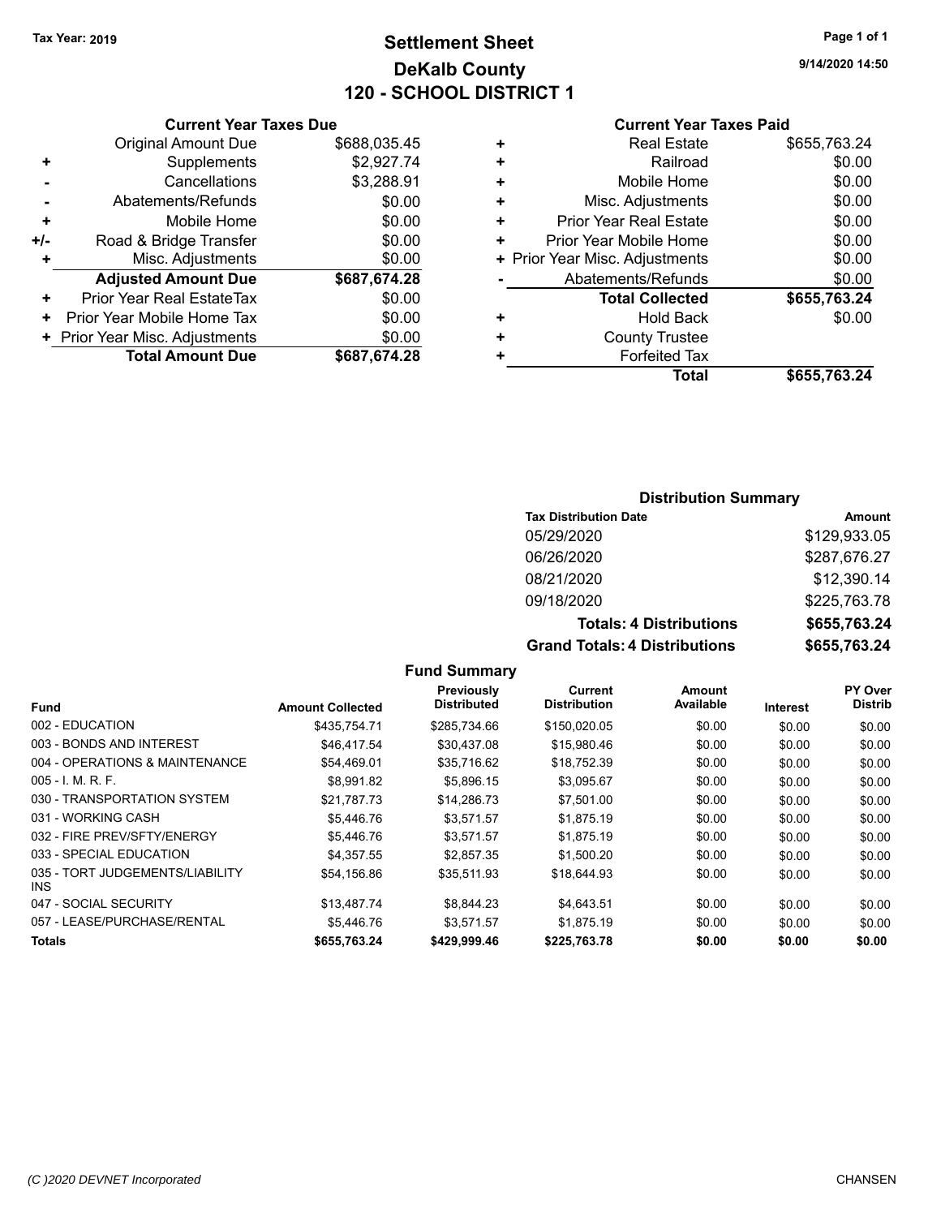Tax Year: 2019

# Settlement Sheet
## DeKalb County
## 120 - SCHOOL DISTRICT 1

9/14/2020 14:50

### Current Year Taxes Due

| | | |
|---|---|---|
| | Original Amount Due | $688,035.45 |
| + | Supplements | $2,927.74 |
| - | Cancellations | $3,288.91 |
| - | Abatements/Refunds | $0.00 |
| + | Mobile Home | $0.00 |
| +/- | Road & Bridge Transfer | $0.00 |
| + | Misc. Adjustments | $0.00 |
| | **Adjusted Amount Due** | **$687,674.28** |
| + | Prior Year Real EstateTax | $0.00 |
| + | Prior Year Mobile Home Tax | $0.00 |
| + | Prior Year Misc. Adjustments | $0.00 |
| | **Total Amount Due** | **$687,674.28** |

### Current Year Taxes Paid

| | | |
|---|---|---|
| + | Real Estate | $655,763.24 |
| + | Railroad | $0.00 |
| + | Mobile Home | $0.00 |
| + | Misc. Adjustments | $0.00 |
| + | Prior Year Real Estate | $0.00 |
| + | Prior Year Mobile Home | $0.00 |
| + | Prior Year Misc. Adjustments | $0.00 |
| - | Abatements/Refunds | $0.00 |
| | **Total Collected** | **$655,763.24** |
| + | Hold Back | $0.00 |
| + | County Trustee | |
| + | Forfeited Tax | |
| | **Total** | **$655,763.24** |

### Distribution Summary

| Tax Distribution Date | Amount |
|---|---|
| 05/29/2020 | $129,933.05 |
| 06/26/2020 | $287,676.27 |
| 08/21/2020 | $12,390.14 |
| 09/18/2020 | $225,763.78 |
| **Totals: 4 Distributions** | **$655,763.24** |
| **Grand Totals: 4 Distributions** | **$655,763.24** |

### Fund Summary

| Fund | Amount Collected | Previously Distributed | Current Distribution | Amount Available | Interest | PY Over Distrib |
|---|---|---|---|---|---|---|
| 002 - EDUCATION | $435,754.71 | $285,734.66 | $150,020.05 | $0.00 | $0.00 | $0.00 |
| 003 - BONDS AND INTEREST | $46,417.54 | $30,437.08 | $15,980.46 | $0.00 | $0.00 | $0.00 |
| 004 - OPERATIONS & MAINTENANCE | $54,469.01 | $35,716.62 | $18,752.39 | $0.00 | $0.00 | $0.00 |
| 005 - I. M. R. F. | $8,991.82 | $5,896.15 | $3,095.67 | $0.00 | $0.00 | $0.00 |
| 030 - TRANSPORTATION SYSTEM | $21,787.73 | $14,286.73 | $7,501.00 | $0.00 | $0.00 | $0.00 |
| 031 - WORKING CASH | $5,446.76 | $3,571.57 | $1,875.19 | $0.00 | $0.00 | $0.00 |
| 032 - FIRE PREV/SFTY/ENERGY | $5,446.76 | $3,571.57 | $1,875.19 | $0.00 | $0.00 | $0.00 |
| 033 - SPECIAL EDUCATION | $4,357.55 | $2,857.35 | $1,500.20 | $0.00 | $0.00 | $0.00 |
| 035 - TORT JUDGEMENTS/LIABILITY INS | $54,156.86 | $35,511.93 | $18,644.93 | $0.00 | $0.00 | $0.00 |
| 047 - SOCIAL SECURITY | $13,487.74 | $8,844.23 | $4,643.51 | $0.00 | $0.00 | $0.00 |
| 057 - LEASE/PURCHASE/RENTAL | $5,446.76 | $3,571.57 | $1,875.19 | $0.00 | $0.00 | $0.00 |
| **Totals** | **$655,763.24** | **$429,999.46** | **$225,763.78** | **$0.00** | **$0.00** | **$0.00** |

(C )2020 DEVNET Incorporated — CHANSEN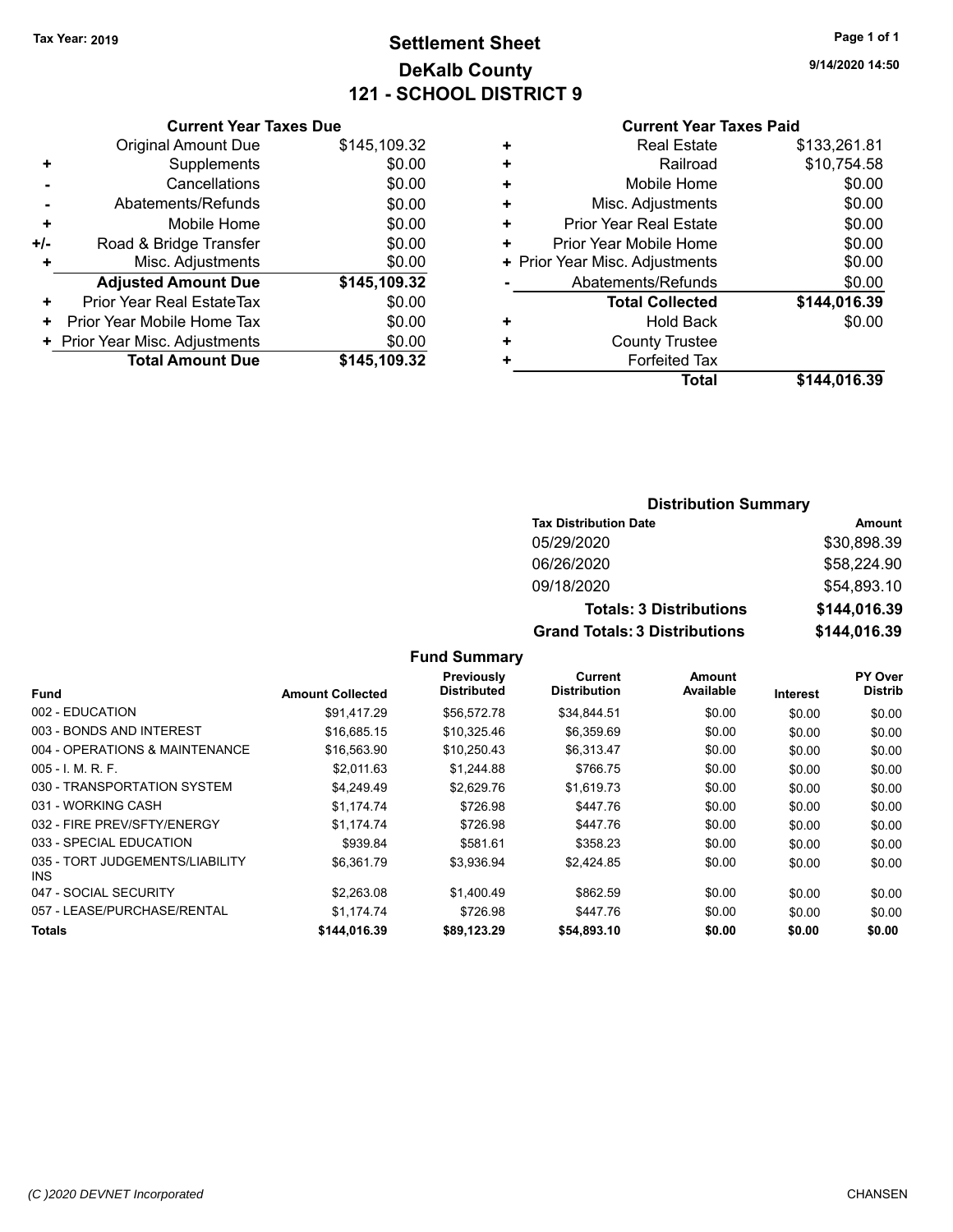**Tax Year: 2019**

# Settlement Sheet
## DeKalb County
## 121 - SCHOOL DISTRICT 9

9/14/2020 14:50

### Current Year Taxes Due

| | | |
|---|---|---|
| | Original Amount Due | $145,109.32 |
| + | Supplements | $0.00 |
| - | Cancellations | $0.00 |
| - | Abatements/Refunds | $0.00 |
| + | Mobile Home | $0.00 |
| +/- | Road & Bridge Transfer | $0.00 |
| + | Misc. Adjustments | $0.00 |
| | **Adjusted Amount Due** | **$145,109.32** |
| + | Prior Year Real EstateTax | $0.00 |
| + | Prior Year Mobile Home Tax | $0.00 |
| + | Prior Year Misc. Adjustments | $0.00 |
| | **Total Amount Due** | **$145,109.32** |

### Current Year Taxes Paid

| | | |
|---|---|---|
| + | Real Estate | $133,261.81 |
| + | Railroad | $10,754.58 |
| + | Mobile Home | $0.00 |
| + | Misc. Adjustments | $0.00 |
| + | Prior Year Real Estate | $0.00 |
| + | Prior Year Mobile Home | $0.00 |
| + | Prior Year Misc. Adjustments | $0.00 |
| - | Abatements/Refunds | $0.00 |
| | **Total Collected** | **$144,016.39** |
| + | Hold Back | $0.00 |
| + | County Trustee | |
| + | Forfeited Tax | |
| | **Total** | **$144,016.39** |

### Distribution Summary

| Tax Distribution Date | Amount |
|---|---|
| 05/29/2020 | $30,898.39 |
| 06/26/2020 | $58,224.90 |
| 09/18/2020 | $54,893.10 |
| **Totals: 3 Distributions** | **$144,016.39** |
| **Grand Totals: 3 Distributions** | **$144,016.39** |

### Fund Summary

| Fund | Amount Collected | Previously Distributed | Current Distribution | Amount Available | Interest | PY Over Distrib |
|---|---|---|---|---|---|---|
| 002 - EDUCATION | $91,417.29 | $56,572.78 | $34,844.51 | $0.00 | $0.00 | $0.00 |
| 003 - BONDS AND INTEREST | $16,685.15 | $10,325.46 | $6,359.69 | $0.00 | $0.00 | $0.00 |
| 004 - OPERATIONS & MAINTENANCE | $16,563.90 | $10,250.43 | $6,313.47 | $0.00 | $0.00 | $0.00 |
| 005 - I. M. R. F. | $2,011.63 | $1,244.88 | $766.75 | $0.00 | $0.00 | $0.00 |
| 030 - TRANSPORTATION SYSTEM | $4,249.49 | $2,629.76 | $1,619.73 | $0.00 | $0.00 | $0.00 |
| 031 - WORKING CASH | $1,174.74 | $726.98 | $447.76 | $0.00 | $0.00 | $0.00 |
| 032 - FIRE PREV/SFTY/ENERGY | $1,174.74 | $726.98 | $447.76 | $0.00 | $0.00 | $0.00 |
| 033 - SPECIAL EDUCATION | $939.84 | $581.61 | $358.23 | $0.00 | $0.00 | $0.00 |
| 035 - TORT JUDGEMENTS/LIABILITY INS | $6,361.79 | $3,936.94 | $2,424.85 | $0.00 | $0.00 | $0.00 |
| 047 - SOCIAL SECURITY | $2,263.08 | $1,400.49 | $862.59 | $0.00 | $0.00 | $0.00 |
| 057 - LEASE/PURCHASE/RENTAL | $1,174.74 | $726.98 | $447.76 | $0.00 | $0.00 | $0.00 |
| **Totals** | **$144,016.39** | **$89,123.29** | **$54,893.10** | **$0.00** | **$0.00** | **$0.00** |

(C )2020 DEVNET Incorporated CHANSEN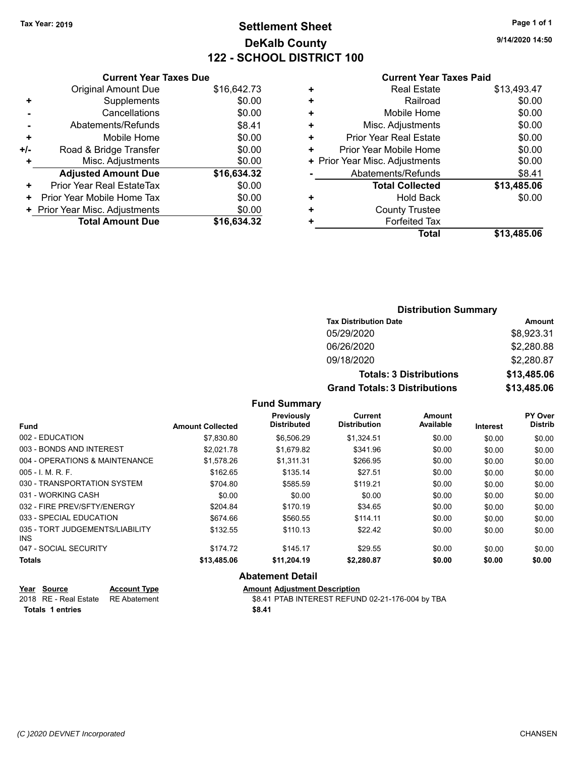Tax Year: 2019

# Settlement Sheet
## DeKalb County
## 122 - SCHOOL DISTRICT 100

9/14/2020 14:50

| | Current Year Taxes Due | |
|---|---|---|
| | Original Amount Due | $16,642.73 |
| + | Supplements | $0.00 |
| - | Cancellations | $0.00 |
| - | Abatements/Refunds | $8.41 |
| + | Mobile Home | $0.00 |
| +/- | Road & Bridge Transfer | $0.00 |
| + | Misc. Adjustments | $0.00 |
| | **Adjusted Amount Due** | **$16,634.32** |
| + | Prior Year Real EstateTax | $0.00 |
| + | Prior Year Mobile Home Tax | $0.00 |
| + | Prior Year Misc. Adjustments | $0.00 |
| | **Total Amount Due** | **$16,634.32** |

| | Current Year Taxes Paid | |
|---|---|---|
| + | Real Estate | $13,493.47 |
| + | Railroad | $0.00 |
| + | Mobile Home | $0.00 |
| + | Misc. Adjustments | $0.00 |
| + | Prior Year Real Estate | $0.00 |
| + | Prior Year Mobile Home | $0.00 |
| + | Prior Year Misc. Adjustments | $0.00 |
| - | Abatements/Refunds | $8.41 |
| | **Total Collected** | **$13,485.06** |
| + | Hold Back | $0.00 |
| + | County Trustee | |
| + | Forfeited Tax | |
| | **Total** | **$13,485.06** |

### Distribution Summary

| Tax Distribution Date | Amount |
|---|---|
| 05/29/2020 | $8,923.31 |
| 06/26/2020 | $2,280.88 |
| 09/18/2020 | $2,280.87 |
| **Totals: 3 Distributions** | **$13,485.06** |
| **Grand Totals: 3 Distributions** | **$13,485.06** |

### Fund Summary

| Fund | Amount Collected | Previously Distributed | Current Distribution | Amount Available | Interest | PY Over Distrib |
|---|---|---|---|---|---|---|
| 002 - EDUCATION | $7,830.80 | $6,506.29 | $1,324.51 | $0.00 | $0.00 | $0.00 |
| 003 - BONDS AND INTEREST | $2,021.78 | $1,679.82 | $341.96 | $0.00 | $0.00 | $0.00 |
| 004 - OPERATIONS & MAINTENANCE | $1,578.26 | $1,311.31 | $266.95 | $0.00 | $0.00 | $0.00 |
| 005 - I. M. R. F. | $162.65 | $135.14 | $27.51 | $0.00 | $0.00 | $0.00 |
| 030 - TRANSPORTATION SYSTEM | $704.80 | $585.59 | $119.21 | $0.00 | $0.00 | $0.00 |
| 031 - WORKING CASH | $0.00 | $0.00 | $0.00 | $0.00 | $0.00 | $0.00 |
| 032 - FIRE PREV/SFTY/ENERGY | $204.84 | $170.19 | $34.65 | $0.00 | $0.00 | $0.00 |
| 033 - SPECIAL EDUCATION | $674.66 | $560.55 | $114.11 | $0.00 | $0.00 | $0.00 |
| 035 - TORT JUDGEMENTS/LIABILITY INS | $132.55 | $110.13 | $22.42 | $0.00 | $0.00 | $0.00 |
| 047 - SOCIAL SECURITY | $174.72 | $145.17 | $29.55 | $0.00 | $0.00 | $0.00 |
| **Totals** | **$13,485.06** | **$11,204.19** | **$2,280.87** | **$0.00** | **$0.00** | **$0.00** |

### Abatement Detail

| Year | Source | Account Type | Amount | Adjustment Description |
|---|---|---|---|---|
| 2018 | RE - Real Estate | RE Abatement | $8.41 | PTAB INTEREST REFUND 02-21-176-004 by TBA |
| **Totals** | **1 entries** | | **$8.41** | |

(C )2020 DEVNET Incorporated — CHANSEN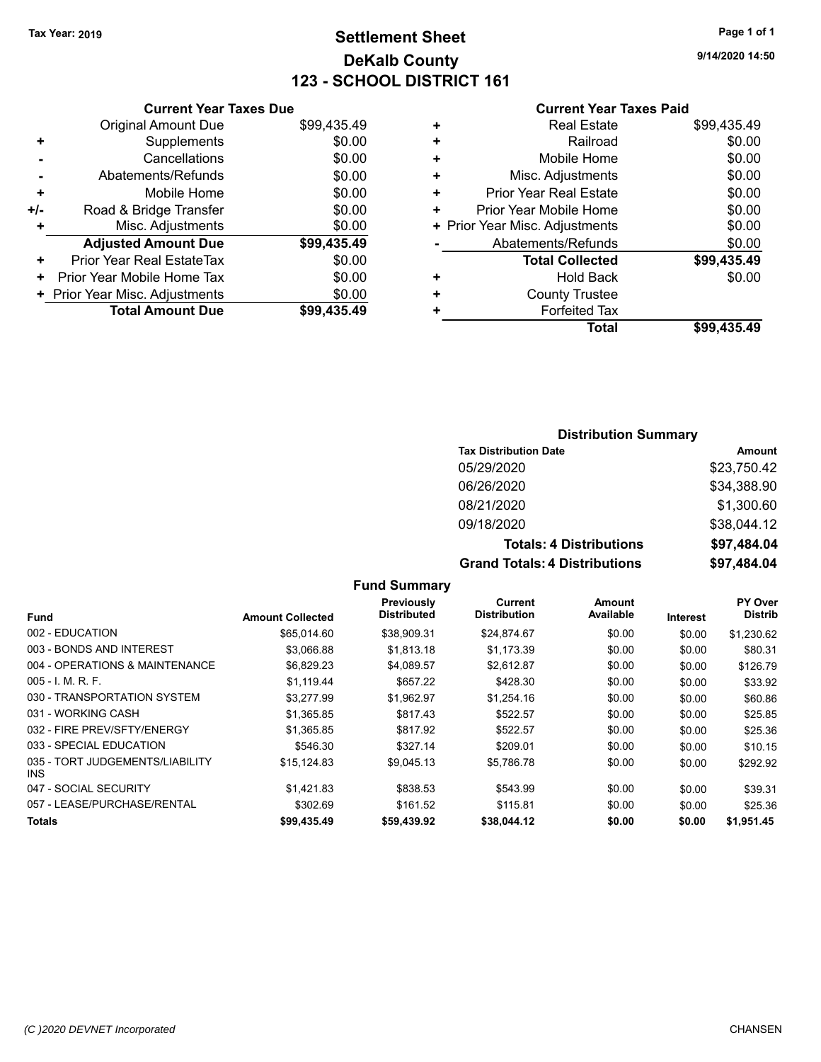Tax Year: 2019

# Settlement Sheet
## DeKalb County
## 123 - SCHOOL DISTRICT 161

9/14/2020 14:50

### Current Year Taxes Due

| | | |
|---|---|---|
| | Original Amount Due | $99,435.49 |
| + | Supplements | $0.00 |
| - | Cancellations | $0.00 |
| - | Abatements/Refunds | $0.00 |
| + | Mobile Home | $0.00 |
| +/- | Road & Bridge Transfer | $0.00 |
| + | Misc. Adjustments | $0.00 |
| | **Adjusted Amount Due** | **$99,435.49** |
| + | Prior Year Real EstateTax | $0.00 |
| + | Prior Year Mobile Home Tax | $0.00 |
| + | Prior Year Misc. Adjustments | $0.00 |
| | **Total Amount Due** | **$99,435.49** |

### Current Year Taxes Paid

| | | |
|---|---|---|
| + | Real Estate | $99,435.49 |
| + | Railroad | $0.00 |
| + | Mobile Home | $0.00 |
| + | Misc. Adjustments | $0.00 |
| + | Prior Year Real Estate | $0.00 |
| + | Prior Year Mobile Home | $0.00 |
| + | Prior Year Misc. Adjustments | $0.00 |
| - | Abatements/Refunds | $0.00 |
| | **Total Collected** | **$99,435.49** |
| + | Hold Back | $0.00 |
| + | County Trustee | |
| + | Forfeited Tax | |
| | **Total** | **$99,435.49** |

### Distribution Summary

| Tax Distribution Date | Amount |
|---|---|
| 05/29/2020 | $23,750.42 |
| 06/26/2020 | $34,388.90 |
| 08/21/2020 | $1,300.60 |
| 09/18/2020 | $38,044.12 |
| **Totals: 4 Distributions** | **$97,484.04** |
| **Grand Totals: 4 Distributions** | **$97,484.04** |

### Fund Summary

| Fund | Amount Collected | Previously Distributed | Current Distribution | Amount Available | Interest | PY Over Distrib |
|---|---|---|---|---|---|---|
| 002 - EDUCATION | $65,014.60 | $38,909.31 | $24,874.67 | $0.00 | $0.00 | $1,230.62 |
| 003 - BONDS AND INTEREST | $3,066.88 | $1,813.18 | $1,173.39 | $0.00 | $0.00 | $80.31 |
| 004 - OPERATIONS & MAINTENANCE | $6,829.23 | $4,089.57 | $2,612.87 | $0.00 | $0.00 | $126.79 |
| 005 - I. M. R. F. | $1,119.44 | $657.22 | $428.30 | $0.00 | $0.00 | $33.92 |
| 030 - TRANSPORTATION SYSTEM | $3,277.99 | $1,962.97 | $1,254.16 | $0.00 | $0.00 | $60.86 |
| 031 - WORKING CASH | $1,365.85 | $817.43 | $522.57 | $0.00 | $0.00 | $25.85 |
| 032 - FIRE PREV/SFTY/ENERGY | $1,365.85 | $817.92 | $522.57 | $0.00 | $0.00 | $25.36 |
| 033 - SPECIAL EDUCATION | $546.30 | $327.14 | $209.01 | $0.00 | $0.00 | $10.15 |
| 035 - TORT JUDGEMENTS/LIABILITY INS | $15,124.83 | $9,045.13 | $5,786.78 | $0.00 | $0.00 | $292.92 |
| 047 - SOCIAL SECURITY | $1,421.83 | $838.53 | $543.99 | $0.00 | $0.00 | $39.31 |
| 057 - LEASE/PURCHASE/RENTAL | $302.69 | $161.52 | $115.81 | $0.00 | $0.00 | $25.36 |
| **Totals** | **$99,435.49** | **$59,439.92** | **$38,044.12** | **$0.00** | **$0.00** | **$1,951.45** |

(C )2020 DEVNET Incorporated — CHANSEN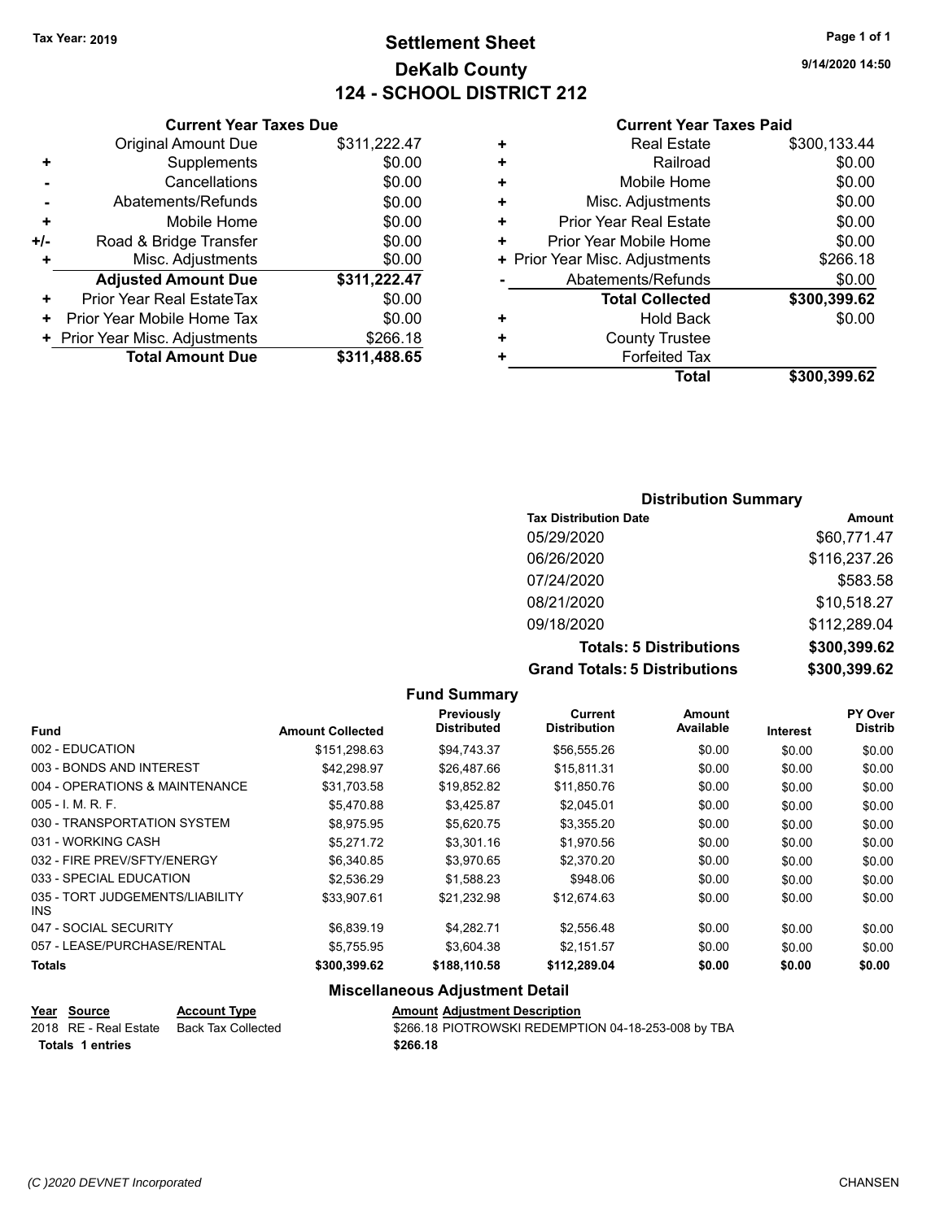Tax Year: 2019

# Settlement Sheet

## DeKalb County

## 124 - SCHOOL DISTRICT 212

9/14/2020 14:50

### Current Year Taxes Due

| | | |
|---|---|---|
| | Original Amount Due | $311,222.47 |
| + | Supplements | $0.00 |
| - | Cancellations | $0.00 |
| - | Abatements/Refunds | $0.00 |
| + | Mobile Home | $0.00 |
| +/- | Road & Bridge Transfer | $0.00 |
| + | Misc. Adjustments | $0.00 |
| | **Adjusted Amount Due** | **$311,222.47** |
| + | Prior Year Real EstateTax | $0.00 |
| + | Prior Year Mobile Home Tax | $0.00 |
| + | Prior Year Misc. Adjustments | $266.18 |
| | **Total Amount Due** | **$311,488.65** |

### Current Year Taxes Paid

| | | |
|---|---|---|
| + | Real Estate | $300,133.44 |
| + | Railroad | $0.00 |
| + | Mobile Home | $0.00 |
| + | Misc. Adjustments | $0.00 |
| + | Prior Year Real Estate | $0.00 |
| + | Prior Year Mobile Home | $0.00 |
| + | Prior Year Misc. Adjustments | $266.18 |
| - | Abatements/Refunds | $0.00 |
| | **Total Collected** | **$300,399.62** |
| + | Hold Back | $0.00 |
| + | County Trustee | |
| + | Forfeited Tax | |
| | **Total** | **$300,399.62** |

### Distribution Summary

| Tax Distribution Date | Amount |
|---|---|
| 05/29/2020 | $60,771.47 |
| 06/26/2020 | $116,237.26 |
| 07/24/2020 | $583.58 |
| 08/21/2020 | $10,518.27 |
| 09/18/2020 | $112,289.04 |
| **Totals: 5 Distributions** | **$300,399.62** |
| **Grand Totals: 5 Distributions** | **$300,399.62** |

### Fund Summary

| Fund | Amount Collected | Previously Distributed | Current Distribution | Amount Available | Interest | PY Over Distrib |
|---|---|---|---|---|---|---|
| 002 - EDUCATION | $151,298.63 | $94,743.37 | $56,555.26 | $0.00 | $0.00 | $0.00 |
| 003 - BONDS AND INTEREST | $42,298.97 | $26,487.66 | $15,811.31 | $0.00 | $0.00 | $0.00 |
| 004 - OPERATIONS & MAINTENANCE | $31,703.58 | $19,852.82 | $11,850.76 | $0.00 | $0.00 | $0.00 |
| 005 - I. M. R. F. | $5,470.88 | $3,425.87 | $2,045.01 | $0.00 | $0.00 | $0.00 |
| 030 - TRANSPORTATION SYSTEM | $8,975.95 | $5,620.75 | $3,355.20 | $0.00 | $0.00 | $0.00 |
| 031 - WORKING CASH | $5,271.72 | $3,301.16 | $1,970.56 | $0.00 | $0.00 | $0.00 |
| 032 - FIRE PREV/SFTY/ENERGY | $6,340.85 | $3,970.65 | $2,370.20 | $0.00 | $0.00 | $0.00 |
| 033 - SPECIAL EDUCATION | $2,536.29 | $1,588.23 | $948.06 | $0.00 | $0.00 | $0.00 |
| 035 - TORT JUDGEMENTS/LIABILITY INS | $33,907.61 | $21,232.98 | $12,674.63 | $0.00 | $0.00 | $0.00 |
| 047 - SOCIAL SECURITY | $6,839.19 | $4,282.71 | $2,556.48 | $0.00 | $0.00 | $0.00 |
| 057 - LEASE/PURCHASE/RENTAL | $5,755.95 | $3,604.38 | $2,151.57 | $0.00 | $0.00 | $0.00 |
| **Totals** | **$300,399.62** | **$188,110.58** | **$112,289.04** | **$0.00** | **$0.00** | **$0.00** |

### Miscellaneous Adjustment Detail

| Year | Source | Account Type | Amount | Adjustment Description |
|---|---|---|---|---|
| 2018 | RE - Real Estate | Back Tax Collected | $266.18 | PIOTROWSKI REDEMPTION 04-18-253-008 by TBA |
| **Totals** | **1 entries** | | **$266.18** | |

(C )2020 DEVNET Incorporated CHANSEN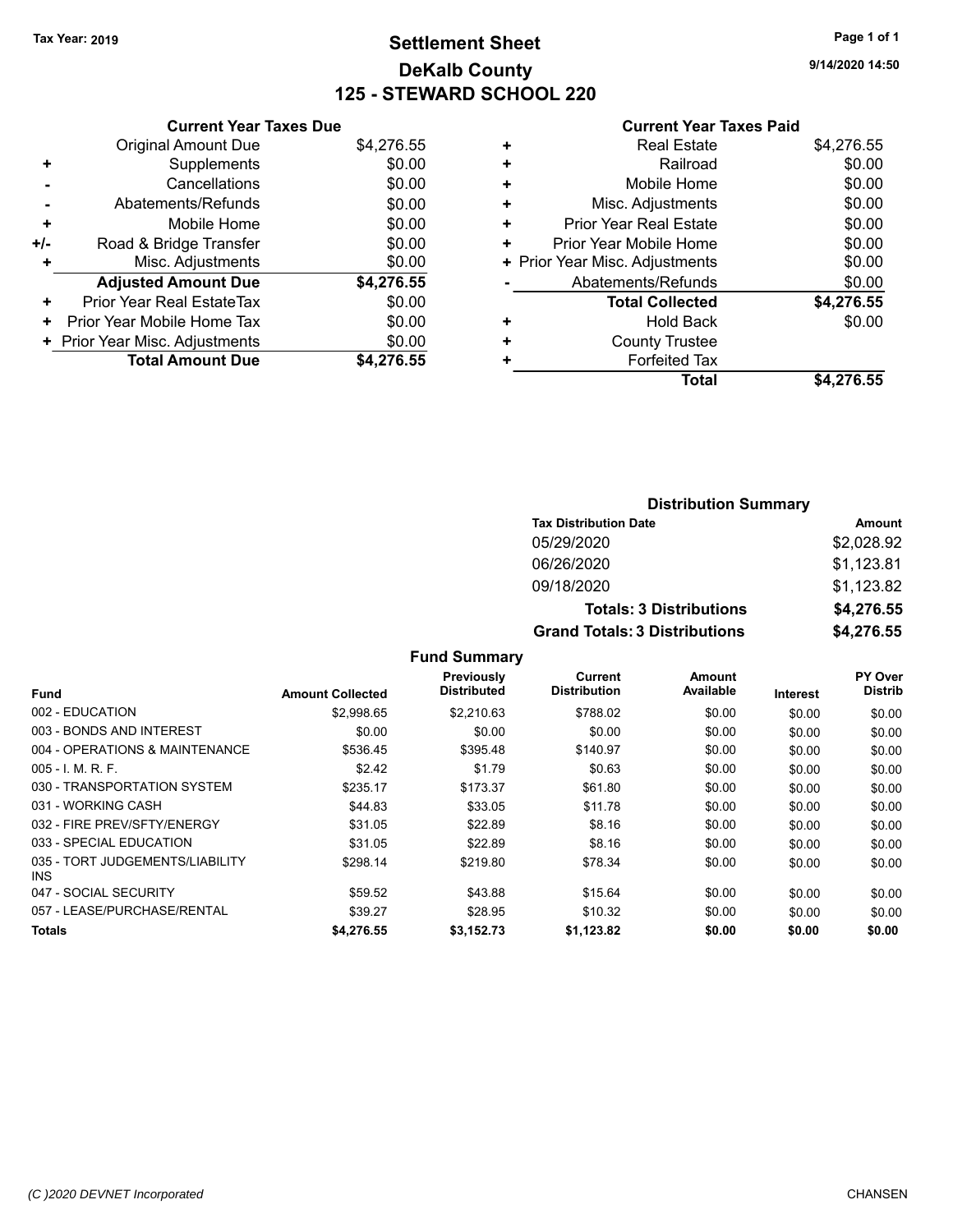Tax Year: 2019

# Settlement Sheet

## DeKalb County

## 125 - STEWARD SCHOOL 220

9/14/2020 14:50

| | Current Year Taxes Due | |
|---|---|---|
| | Original Amount Due | $4,276.55 |
| + | Supplements | $0.00 |
| - | Cancellations | $0.00 |
| - | Abatements/Refunds | $0.00 |
| + | Mobile Home | $0.00 |
| +/- | Road & Bridge Transfer | $0.00 |
| + | Misc. Adjustments | $0.00 |
| | **Adjusted Amount Due** | **$4,276.55** |
| + | Prior Year Real EstateTax | $0.00 |
| + | Prior Year Mobile Home Tax | $0.00 |
| + | Prior Year Misc. Adjustments | $0.00 |
| | **Total Amount Due** | **$4,276.55** |

| | Current Year Taxes Paid | |
|---|---|---|
| + | Real Estate | $4,276.55 |
| + | Railroad | $0.00 |
| + | Mobile Home | $0.00 |
| + | Misc. Adjustments | $0.00 |
| + | Prior Year Real Estate | $0.00 |
| + | Prior Year Mobile Home | $0.00 |
| + | Prior Year Misc. Adjustments | $0.00 |
| - | Abatements/Refunds | $0.00 |
| | **Total Collected** | **$4,276.55** |
| + | Hold Back | $0.00 |
| + | County Trustee | |
| + | Forfeited Tax | |
| | **Total** | **$4,276.55** |

### Distribution Summary

| Tax Distribution Date | Amount |
|---|---|
| 05/29/2020 | $2,028.92 |
| 06/26/2020 | $1,123.81 |
| 09/18/2020 | $1,123.82 |
| **Totals: 3 Distributions** | **$4,276.55** |
| **Grand Totals: 3 Distributions** | **$4,276.55** |

### Fund Summary

| Fund | Amount Collected | Previously Distributed | Current Distribution | Amount Available | Interest | PY Over Distrib |
|---|---|---|---|---|---|---|
| 002 - EDUCATION | $2,998.65 | $2,210.63 | $788.02 | $0.00 | $0.00 | $0.00 |
| 003 - BONDS AND INTEREST | $0.00 | $0.00 | $0.00 | $0.00 | $0.00 | $0.00 |
| 004 - OPERATIONS & MAINTENANCE | $536.45 | $395.48 | $140.97 | $0.00 | $0.00 | $0.00 |
| 005 - I. M. R. F. | $2.42 | $1.79 | $0.63 | $0.00 | $0.00 | $0.00 |
| 030 - TRANSPORTATION SYSTEM | $235.17 | $173.37 | $61.80 | $0.00 | $0.00 | $0.00 |
| 031 - WORKING CASH | $44.83 | $33.05 | $11.78 | $0.00 | $0.00 | $0.00 |
| 032 - FIRE PREV/SFTY/ENERGY | $31.05 | $22.89 | $8.16 | $0.00 | $0.00 | $0.00 |
| 033 - SPECIAL EDUCATION | $31.05 | $22.89 | $8.16 | $0.00 | $0.00 | $0.00 |
| 035 - TORT JUDGEMENTS/LIABILITY INS | $298.14 | $219.80 | $78.34 | $0.00 | $0.00 | $0.00 |
| 047 - SOCIAL SECURITY | $59.52 | $43.88 | $15.64 | $0.00 | $0.00 | $0.00 |
| 057 - LEASE/PURCHASE/RENTAL | $39.27 | $28.95 | $10.32 | $0.00 | $0.00 | $0.00 |
| **Totals** | **$4,276.55** | **$3,152.73** | **$1,123.82** | **$0.00** | **$0.00** | **$0.00** |

(C )2020 DEVNET Incorporated CHANSEN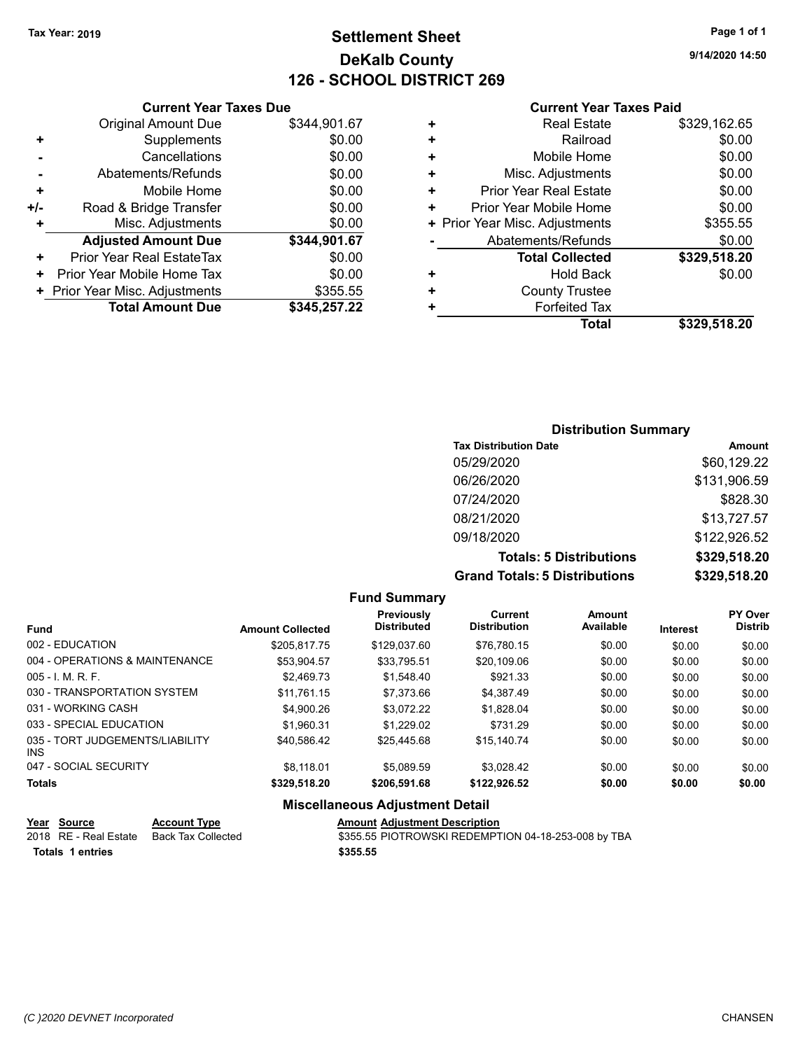Tax Year: 2019

# Settlement Sheet
## DeKalb County
## 126 - SCHOOL DISTRICT 269

9/14/2020 14:50

### Current Year Taxes Due

| | | |
|---|---|---|
| | Original Amount Due | $344,901.67 |
| + | Supplements | $0.00 |
| - | Cancellations | $0.00 |
| - | Abatements/Refunds | $0.00 |
| + | Mobile Home | $0.00 |
| +/- | Road & Bridge Transfer | $0.00 |
| + | Misc. Adjustments | $0.00 |
| | **Adjusted Amount Due** | **$344,901.67** |
| + | Prior Year Real EstateTax | $0.00 |
| + | Prior Year Mobile Home Tax | $0.00 |
| + | Prior Year Misc. Adjustments | $355.55 |
| | **Total Amount Due** | **$345,257.22** |

### Current Year Taxes Paid

| | | |
|---|---|---|
| + | Real Estate | $329,162.65 |
| + | Railroad | $0.00 |
| + | Mobile Home | $0.00 |
| + | Misc. Adjustments | $0.00 |
| + | Prior Year Real Estate | $0.00 |
| + | Prior Year Mobile Home | $0.00 |
| + | Prior Year Misc. Adjustments | $355.55 |
| - | Abatements/Refunds | $0.00 |
| | **Total Collected** | **$329,518.20** |
| + | Hold Back | $0.00 |
| + | County Trustee | |
| + | Forfeited Tax | |
| | **Total** | **$329,518.20** |

### Distribution Summary

| Tax Distribution Date | Amount |
|---|---|
| 05/29/2020 | $60,129.22 |
| 06/26/2020 | $131,906.59 |
| 07/24/2020 | $828.30 |
| 08/21/2020 | $13,727.57 |
| 09/18/2020 | $122,926.52 |
| **Totals: 5 Distributions** | **$329,518.20** |
| **Grand Totals: 5 Distributions** | **$329,518.20** |

### Fund Summary

| Fund | Amount Collected | Previously Distributed | Current Distribution | Amount Available | Interest | PY Over Distrib |
|---|---|---|---|---|---|---|
| 002 - EDUCATION | $205,817.75 | $129,037.60 | $76,780.15 | $0.00 | $0.00 | $0.00 |
| 004 - OPERATIONS & MAINTENANCE | $53,904.57 | $33,795.51 | $20,109.06 | $0.00 | $0.00 | $0.00 |
| 005 - I. M. R. F. | $2,469.73 | $1,548.40 | $921.33 | $0.00 | $0.00 | $0.00 |
| 030 - TRANSPORTATION SYSTEM | $11,761.15 | $7,373.66 | $4,387.49 | $0.00 | $0.00 | $0.00 |
| 031 - WORKING CASH | $4,900.26 | $3,072.22 | $1,828.04 | $0.00 | $0.00 | $0.00 |
| 033 - SPECIAL EDUCATION | $1,960.31 | $1,229.02 | $731.29 | $0.00 | $0.00 | $0.00 |
| 035 - TORT JUDGEMENTS/LIABILITY INS | $40,586.42 | $25,445.68 | $15,140.74 | $0.00 | $0.00 | $0.00 |
| 047 - SOCIAL SECURITY | $8,118.01 | $5,089.59 | $3,028.42 | $0.00 | $0.00 | $0.00 |
| **Totals** | **$329,518.20** | **$206,591.68** | **$122,926.52** | **$0.00** | **$0.00** | **$0.00** |

### Miscellaneous Adjustment Detail

| Year | Source | Account Type | Amount | Adjustment Description |
|---|---|---|---|---|
| 2018 | RE - Real Estate | Back Tax Collected | $355.55 | PIOTROWSKI REDEMPTION 04-18-253-008 by TBA |
| **Totals** | **1 entries** | | **$355.55** | |

(C )2020 DEVNET Incorporated CHANSEN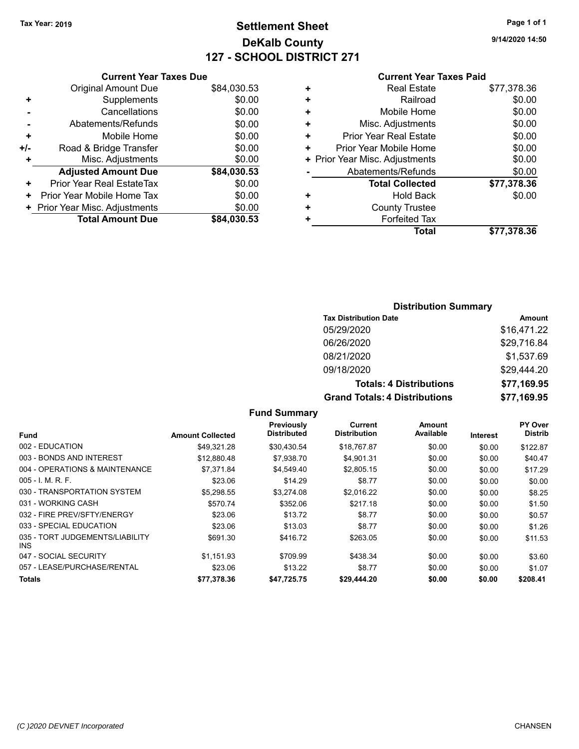Tax Year: 2019

# Settlement Sheet

## DeKalb County

## 127 - SCHOOL DISTRICT 271

9/14/2020 14:50

### Current Year Taxes Due

| | | |
|---|---|---|
| | Original Amount Due | $84,030.53 |
| + | Supplements | $0.00 |
| - | Cancellations | $0.00 |
| - | Abatements/Refunds | $0.00 |
| + | Mobile Home | $0.00 |
| +/- | Road & Bridge Transfer | $0.00 |
| + | Misc. Adjustments | $0.00 |
| | **Adjusted Amount Due** | **$84,030.53** |
| + | Prior Year Real EstateTax | $0.00 |
| + | Prior Year Mobile Home Tax | $0.00 |
| + | Prior Year Misc. Adjustments | $0.00 |
| | **Total Amount Due** | **$84,030.53** |

### Current Year Taxes Paid

| | | |
|---|---|---|
| + | Real Estate | $77,378.36 |
| + | Railroad | $0.00 |
| + | Mobile Home | $0.00 |
| + | Misc. Adjustments | $0.00 |
| + | Prior Year Real Estate | $0.00 |
| + | Prior Year Mobile Home | $0.00 |
| + | Prior Year Misc. Adjustments | $0.00 |
| - | Abatements/Refunds | $0.00 |
| | **Total Collected** | **$77,378.36** |
| + | Hold Back | $0.00 |
| + | County Trustee | |
| + | Forfeited Tax | |
| | **Total** | **$77,378.36** |

### Distribution Summary

| Tax Distribution Date | Amount |
|---|---|
| 05/29/2020 | $16,471.22 |
| 06/26/2020 | $29,716.84 |
| 08/21/2020 | $1,537.69 |
| 09/18/2020 | $29,444.20 |
| **Totals: 4 Distributions** | **$77,169.95** |
| **Grand Totals: 4 Distributions** | **$77,169.95** |

### Fund Summary

| Fund | Amount Collected | Previously Distributed | Current Distribution | Amount Available | Interest | PY Over Distrib |
|---|---|---|---|---|---|---|
| 002 - EDUCATION | $49,321.28 | $30,430.54 | $18,767.87 | $0.00 | $0.00 | $122.87 |
| 003 - BONDS AND INTEREST | $12,880.48 | $7,938.70 | $4,901.31 | $0.00 | $0.00 | $40.47 |
| 004 - OPERATIONS & MAINTENANCE | $7,371.84 | $4,549.40 | $2,805.15 | $0.00 | $0.00 | $17.29 |
| 005 - I. M. R. F. | $23.06 | $14.29 | $8.77 | $0.00 | $0.00 | $0.00 |
| 030 - TRANSPORTATION SYSTEM | $5,298.55 | $3,274.08 | $2,016.22 | $0.00 | $0.00 | $8.25 |
| 031 - WORKING CASH | $570.74 | $352.06 | $217.18 | $0.00 | $0.00 | $1.50 |
| 032 - FIRE PREV/SFTY/ENERGY | $23.06 | $13.72 | $8.77 | $0.00 | $0.00 | $0.57 |
| 033 - SPECIAL EDUCATION | $23.06 | $13.03 | $8.77 | $0.00 | $0.00 | $1.26 |
| 035 - TORT JUDGEMENTS/LIABILITY INS | $691.30 | $416.72 | $263.05 | $0.00 | $0.00 | $11.53 |
| 047 - SOCIAL SECURITY | $1,151.93 | $709.99 | $438.34 | $0.00 | $0.00 | $3.60 |
| 057 - LEASE/PURCHASE/RENTAL | $23.06 | $13.22 | $8.77 | $0.00 | $0.00 | $1.07 |
| **Totals** | **$77,378.36** | **$47,725.75** | **$29,444.20** | **$0.00** | **$0.00** | **$208.41** |

(C )2020 DEVNET Incorporated CHANSEN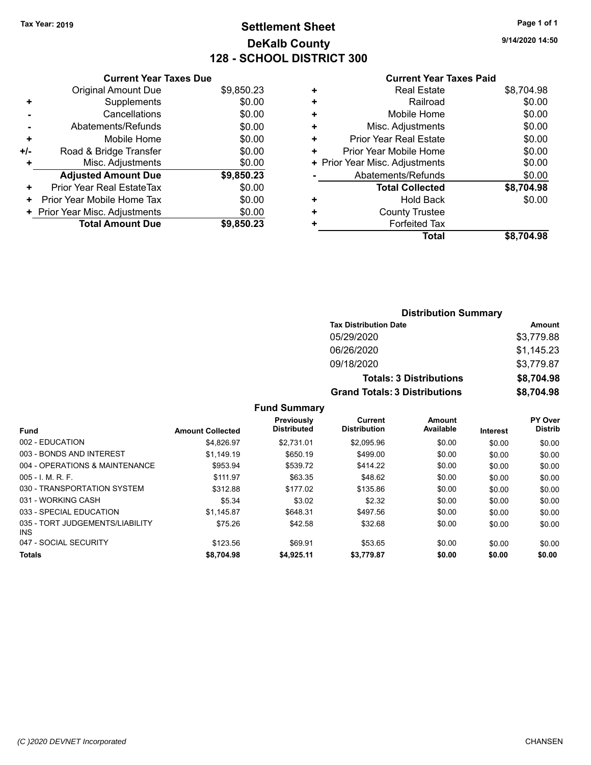Tax Year: 2019

# Settlement Sheet
## DeKalb County
## 128 - SCHOOL DISTRICT 300

9/14/2020 14:50

### Current Year Taxes Due

| | | |
|---|---|---|
| | Original Amount Due | $9,850.23 |
| + | Supplements | $0.00 |
| - | Cancellations | $0.00 |
| - | Abatements/Refunds | $0.00 |
| + | Mobile Home | $0.00 |
| +/- | Road & Bridge Transfer | $0.00 |
| + | Misc. Adjustments | $0.00 |
| | **Adjusted Amount Due** | **$9,850.23** |
| + | Prior Year Real EstateTax | $0.00 |
| + | Prior Year Mobile Home Tax | $0.00 |
| + | Prior Year Misc. Adjustments | $0.00 |
| | **Total Amount Due** | **$9,850.23** |

### Current Year Taxes Paid

| | | |
|---|---|---|
| + | Real Estate | $8,704.98 |
| + | Railroad | $0.00 |
| + | Mobile Home | $0.00 |
| + | Misc. Adjustments | $0.00 |
| + | Prior Year Real Estate | $0.00 |
| + | Prior Year Mobile Home | $0.00 |
| + | Prior Year Misc. Adjustments | $0.00 |
| - | Abatements/Refunds | $0.00 |
| | **Total Collected** | **$8,704.98** |
| + | Hold Back | $0.00 |
| + | County Trustee | |
| + | Forfeited Tax | |
| | **Total** | **$8,704.98** |

### Distribution Summary

| Tax Distribution Date | Amount |
|---|---|
| 05/29/2020 | $3,779.88 |
| 06/26/2020 | $1,145.23 |
| 09/18/2020 | $3,779.87 |
| **Totals: 3 Distributions** | **$8,704.98** |
| **Grand Totals: 3 Distributions** | **$8,704.98** |

### Fund Summary

| Fund | Amount Collected | Previously Distributed | Current Distribution | Amount Available | Interest | PY Over Distrib |
|---|---|---|---|---|---|---|
| 002 - EDUCATION | $4,826.97 | $2,731.01 | $2,095.96 | $0.00 | $0.00 | $0.00 |
| 003 - BONDS AND INTEREST | $1,149.19 | $650.19 | $499.00 | $0.00 | $0.00 | $0.00 |
| 004 - OPERATIONS & MAINTENANCE | $953.94 | $539.72 | $414.22 | $0.00 | $0.00 | $0.00 |
| 005 - I. M. R. F. | $111.97 | $63.35 | $48.62 | $0.00 | $0.00 | $0.00 |
| 030 - TRANSPORTATION SYSTEM | $312.88 | $177.02 | $135.86 | $0.00 | $0.00 | $0.00 |
| 031 - WORKING CASH | $5.34 | $3.02 | $2.32 | $0.00 | $0.00 | $0.00 |
| 033 - SPECIAL EDUCATION | $1,145.87 | $648.31 | $497.56 | $0.00 | $0.00 | $0.00 |
| 035 - TORT JUDGEMENTS/LIABILITY INS | $75.26 | $42.58 | $32.68 | $0.00 | $0.00 | $0.00 |
| 047 - SOCIAL SECURITY | $123.56 | $69.91 | $53.65 | $0.00 | $0.00 | $0.00 |
| **Totals** | **$8,704.98** | **$4,925.11** | **$3,779.87** | **$0.00** | **$0.00** | **$0.00** |

(C )2020 DEVNET Incorporated — CHANSEN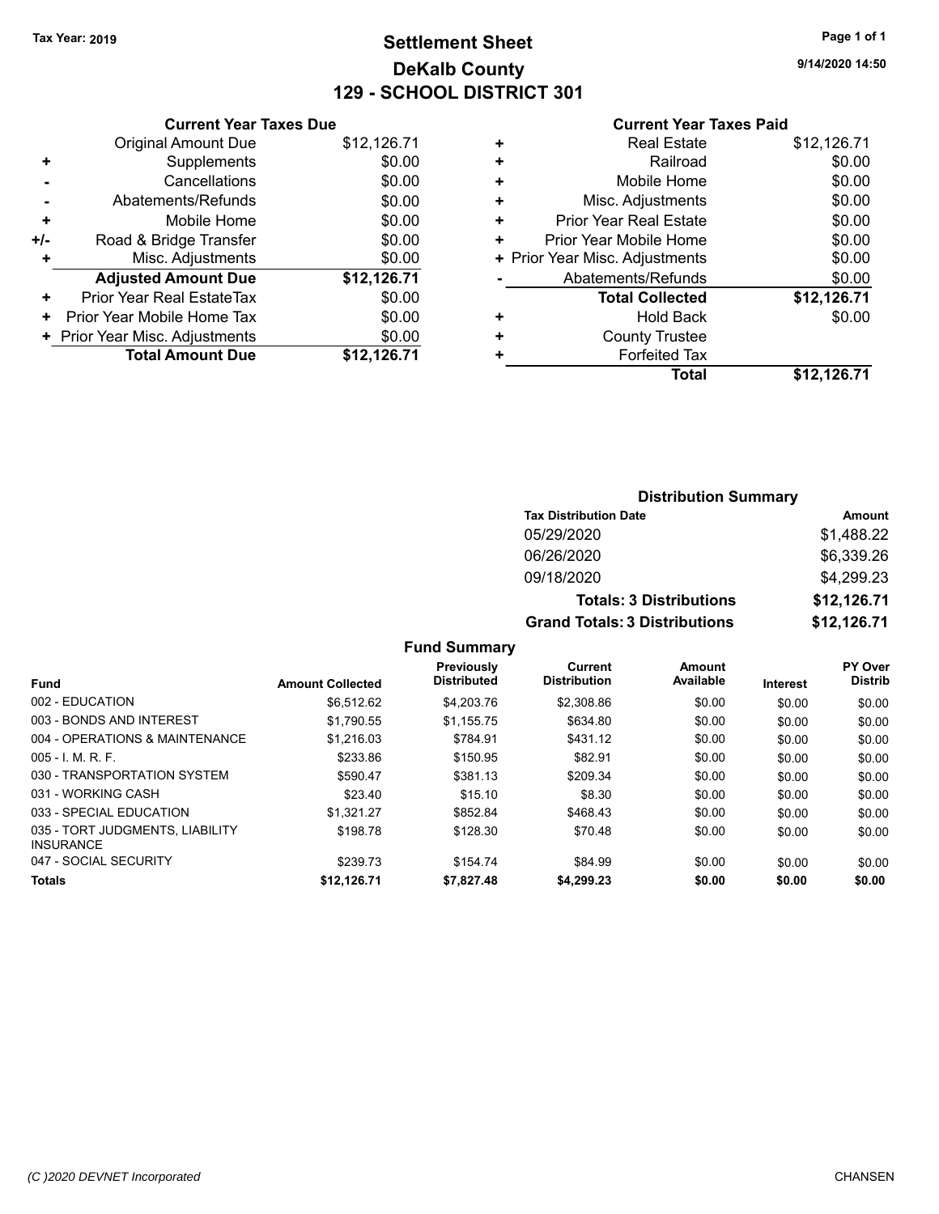Tax Year: 2019

# Settlement Sheet
## DeKalb County
## 129 - SCHOOL DISTRICT 301

9/14/2020 14:50

### Current Year Taxes Due

| | | |
|---|---|---|
| | Original Amount Due | $12,126.71 |
| + | Supplements | $0.00 |
| - | Cancellations | $0.00 |
| - | Abatements/Refunds | $0.00 |
| + | Mobile Home | $0.00 |
| +/- | Road & Bridge Transfer | $0.00 |
| + | Misc. Adjustments | $0.00 |
| | **Adjusted Amount Due** | **$12,126.71** |
| + | Prior Year Real EstateTax | $0.00 |
| + | Prior Year Mobile Home Tax | $0.00 |
| + | Prior Year Misc. Adjustments | $0.00 |
| | **Total Amount Due** | **$12,126.71** |

### Current Year Taxes Paid

| | | |
|---|---|---|
| + | Real Estate | $12,126.71 |
| + | Railroad | $0.00 |
| + | Mobile Home | $0.00 |
| + | Misc. Adjustments | $0.00 |
| + | Prior Year Real Estate | $0.00 |
| + | Prior Year Mobile Home | $0.00 |
| + | Prior Year Misc. Adjustments | $0.00 |
| - | Abatements/Refunds | $0.00 |
| | **Total Collected** | **$12,126.71** |
| + | Hold Back | $0.00 |
| + | County Trustee | |
| + | Forfeited Tax | |
| | **Total** | **$12,126.71** |

### Distribution Summary

| Tax Distribution Date | Amount |
|---|---|
| 05/29/2020 | $1,488.22 |
| 06/26/2020 | $6,339.26 |
| 09/18/2020 | $4,299.23 |
| **Totals: 3 Distributions** | **$12,126.71** |
| **Grand Totals: 3 Distributions** | **$12,126.71** |

### Fund Summary

| Fund | Amount Collected | Previously Distributed | Current Distribution | Amount Available | Interest | PY Over Distrib |
|---|---|---|---|---|---|---|
| 002 - EDUCATION | $6,512.62 | $4,203.76 | $2,308.86 | $0.00 | $0.00 | $0.00 |
| 003 - BONDS AND INTEREST | $1,790.55 | $1,155.75 | $634.80 | $0.00 | $0.00 | $0.00 |
| 004 - OPERATIONS & MAINTENANCE | $1,216.03 | $784.91 | $431.12 | $0.00 | $0.00 | $0.00 |
| 005 - I. M. R. F. | $233.86 | $150.95 | $82.91 | $0.00 | $0.00 | $0.00 |
| 030 - TRANSPORTATION SYSTEM | $590.47 | $381.13 | $209.34 | $0.00 | $0.00 | $0.00 |
| 031 - WORKING CASH | $23.40 | $15.10 | $8.30 | $0.00 | $0.00 | $0.00 |
| 033 - SPECIAL EDUCATION | $1,321.27 | $852.84 | $468.43 | $0.00 | $0.00 | $0.00 |
| 035 - TORT JUDGMENTS, LIABILITY INSURANCE | $198.78 | $128.30 | $70.48 | $0.00 | $0.00 | $0.00 |
| 047 - SOCIAL SECURITY | $239.73 | $154.74 | $84.99 | $0.00 | $0.00 | $0.00 |
| **Totals** | **$12,126.71** | **$7,827.48** | **$4,299.23** | **$0.00** | **$0.00** | **$0.00** |

(C )2020 DEVNET Incorporated CHANSEN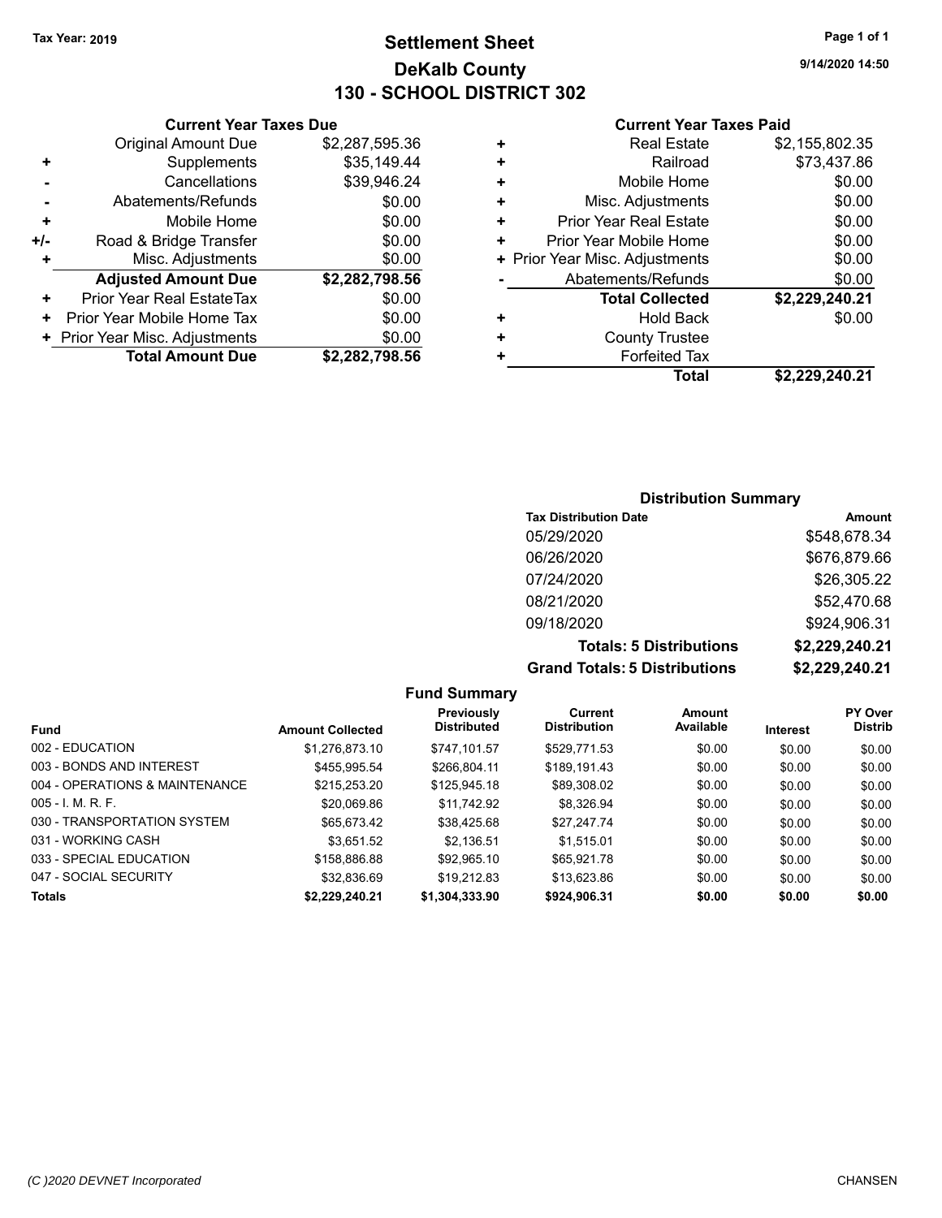Tax Year: 2019

# Settlement Sheet

## DeKalb County

## 130 - SCHOOL DISTRICT 302

9/14/2020 14:50

### Current Year Taxes Due

| | | |
|---|---|---|
| | Original Amount Due | $2,287,595.36 |
| + | Supplements | $35,149.44 |
| - | Cancellations | $39,946.24 |
| - | Abatements/Refunds | $0.00 |
| + | Mobile Home | $0.00 |
| +/- | Road & Bridge Transfer | $0.00 |
| + | Misc. Adjustments | $0.00 |
| | **Adjusted Amount Due** | **$2,282,798.56** |
| + | Prior Year Real EstateTax | $0.00 |
| + | Prior Year Mobile Home Tax | $0.00 |
| + | Prior Year Misc. Adjustments | $0.00 |
| | **Total Amount Due** | **$2,282,798.56** |

### Current Year Taxes Paid

| | | |
|---|---|---|
| + | Real Estate | $2,155,802.35 |
| + | Railroad | $73,437.86 |
| + | Mobile Home | $0.00 |
| + | Misc. Adjustments | $0.00 |
| + | Prior Year Real Estate | $0.00 |
| + | Prior Year Mobile Home | $0.00 |
| + | Prior Year Misc. Adjustments | $0.00 |
| - | Abatements/Refunds | $0.00 |
| | **Total Collected** | **$2,229,240.21** |
| + | Hold Back | $0.00 |
| + | County Trustee | |
| + | Forfeited Tax | |
| | **Total** | **$2,229,240.21** |

### Distribution Summary

| Tax Distribution Date | Amount |
|---|---|
| 05/29/2020 | $548,678.34 |
| 06/26/2020 | $676,879.66 |
| 07/24/2020 | $26,305.22 |
| 08/21/2020 | $52,470.68 |
| 09/18/2020 | $924,906.31 |
| **Totals: 5 Distributions** | **$2,229,240.21** |
| **Grand Totals: 5 Distributions** | **$2,229,240.21** |

### Fund Summary

| Fund | Amount Collected | Previously Distributed | Current Distribution | Amount Available | Interest | PY Over Distrib |
|---|---|---|---|---|---|---|
| 002 - EDUCATION | $1,276,873.10 | $747,101.57 | $529,771.53 | $0.00 | $0.00 | $0.00 |
| 003 - BONDS AND INTEREST | $455,995.54 | $266,804.11 | $189,191.43 | $0.00 | $0.00 | $0.00 |
| 004 - OPERATIONS & MAINTENANCE | $215,253.20 | $125,945.18 | $89,308.02 | $0.00 | $0.00 | $0.00 |
| 005 - I. M. R. F. | $20,069.86 | $11,742.92 | $8,326.94 | $0.00 | $0.00 | $0.00 |
| 030 - TRANSPORTATION SYSTEM | $65,673.42 | $38,425.68 | $27,247.74 | $0.00 | $0.00 | $0.00 |
| 031 - WORKING CASH | $3,651.52 | $2,136.51 | $1,515.01 | $0.00 | $0.00 | $0.00 |
| 033 - SPECIAL EDUCATION | $158,886.88 | $92,965.10 | $65,921.78 | $0.00 | $0.00 | $0.00 |
| 047 - SOCIAL SECURITY | $32,836.69 | $19,212.83 | $13,623.86 | $0.00 | $0.00 | $0.00 |
| **Totals** | **$2,229,240.21** | **$1,304,333.90** | **$924,906.31** | **$0.00** | **$0.00** | **$0.00** |

(C )2020 DEVNET Incorporated

CHANSEN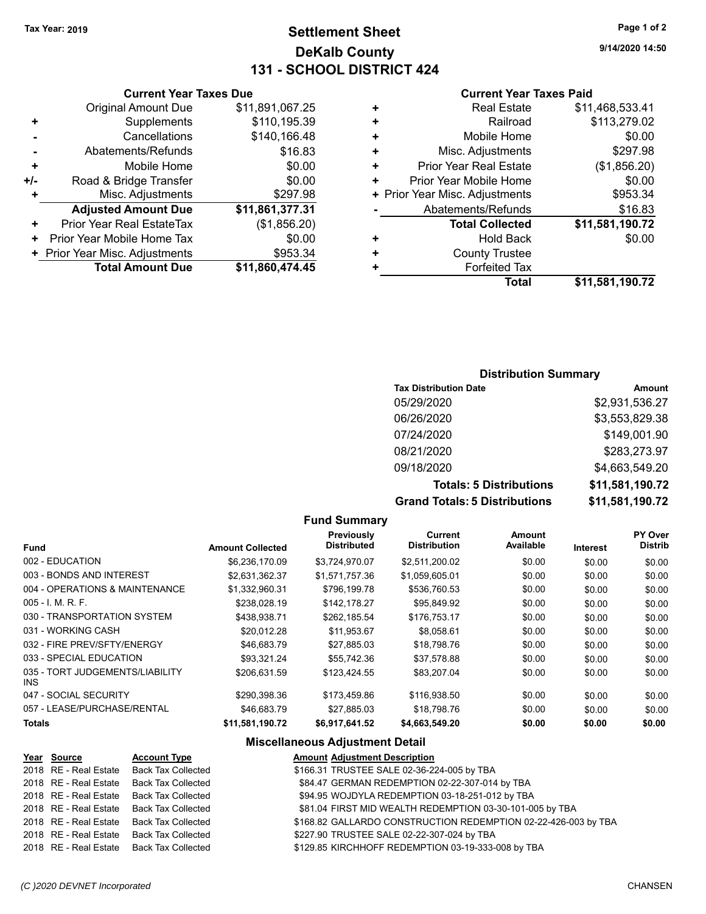Tax Year: 2019

# Settlement Sheet
## DeKalb County
## 131 - SCHOOL DISTRICT 424

9/14/2020 14:50

### Current Year Taxes Due

| | | |
|---|---|---|
| | Original Amount Due | $11,891,067.25 |
| + | Supplements | $110,195.39 |
| - | Cancellations | $140,166.48 |
| - | Abatements/Refunds | $16.83 |
| + | Mobile Home | $0.00 |
| +/- | Road & Bridge Transfer | $0.00 |
| + | Misc. Adjustments | $297.98 |
| | **Adjusted Amount Due** | **$11,861,377.31** |
| + | Prior Year Real EstateTax | ($1,856.20) |
| + | Prior Year Mobile Home Tax | $0.00 |
| + | Prior Year Misc. Adjustments | $953.34 |
| | **Total Amount Due** | **$11,860,474.45** |

### Current Year Taxes Paid

| | | |
|---|---|---|
| + | Real Estate | $11,468,533.41 |
| + | Railroad | $113,279.02 |
| + | Mobile Home | $0.00 |
| + | Misc. Adjustments | $297.98 |
| + | Prior Year Real Estate | ($1,856.20) |
| + | Prior Year Mobile Home | $0.00 |
| + | Prior Year Misc. Adjustments | $953.34 |
| - | Abatements/Refunds | $16.83 |
| | **Total Collected** | **$11,581,190.72** |
| + | Hold Back | $0.00 |
| + | County Trustee | |
| + | Forfeited Tax | |
| | **Total** | **$11,581,190.72** |

### Distribution Summary

| Tax Distribution Date | Amount |
|---|---|
| 05/29/2020 | $2,931,536.27 |
| 06/26/2020 | $3,553,829.38 |
| 07/24/2020 | $149,001.90 |
| 08/21/2020 | $283,273.97 |
| 09/18/2020 | $4,663,549.20 |
| **Totals: 5 Distributions** | **$11,581,190.72** |
| **Grand Totals: 5 Distributions** | **$11,581,190.72** |

### Fund Summary

| Fund | Amount Collected | Previously Distributed | Current Distribution | Amount Available | Interest | PY Over Distrib |
|---|---|---|---|---|---|---|
| 002 - EDUCATION | $6,236,170.09 | $3,724,970.07 | $2,511,200.02 | $0.00 | $0.00 | $0.00 |
| 003 - BONDS AND INTEREST | $2,631,362.37 | $1,571,757.36 | $1,059,605.01 | $0.00 | $0.00 | $0.00 |
| 004 - OPERATIONS & MAINTENANCE | $1,332,960.31 | $796,199.78 | $536,760.53 | $0.00 | $0.00 | $0.00 |
| 005 - I. M. R. F. | $238,028.19 | $142,178.27 | $95,849.92 | $0.00 | $0.00 | $0.00 |
| 030 - TRANSPORTATION SYSTEM | $438,938.71 | $262,185.54 | $176,753.17 | $0.00 | $0.00 | $0.00 |
| 031 - WORKING CASH | $20,012.28 | $11,953.67 | $8,058.61 | $0.00 | $0.00 | $0.00 |
| 032 - FIRE PREV/SFTY/ENERGY | $46,683.79 | $27,885.03 | $18,798.76 | $0.00 | $0.00 | $0.00 |
| 033 - SPECIAL EDUCATION | $93,321.24 | $55,742.36 | $37,578.88 | $0.00 | $0.00 | $0.00 |
| 035 - TORT JUDGEMENTS/LIABILITY INS | $206,631.59 | $123,424.55 | $83,207.04 | $0.00 | $0.00 | $0.00 |
| 047 - SOCIAL SECURITY | $290,398.36 | $173,459.86 | $116,938.50 | $0.00 | $0.00 | $0.00 |
| 057 - LEASE/PURCHASE/RENTAL | $46,683.79 | $27,885.03 | $18,798.76 | $0.00 | $0.00 | $0.00 |
| **Totals** | **$11,581,190.72** | **$6,917,641.52** | **$4,663,549.20** | **$0.00** | **$0.00** | **$0.00** |

### Miscellaneous Adjustment Detail

| Year | Source | Account Type | Amount | Adjustment Description |
|---|---|---|---|---|
| 2018 | RE - Real Estate | Back Tax Collected | $166.31 | TRUSTEE SALE 02-36-224-005 by TBA |
| 2018 | RE - Real Estate | Back Tax Collected | $84.47 | GERMAN REDEMPTION 02-22-307-014 by TBA |
| 2018 | RE - Real Estate | Back Tax Collected | $94.95 | WOJDYLA REDEMPTION 03-18-251-012 by TBA |
| 2018 | RE - Real Estate | Back Tax Collected | $81.04 | FIRST MID WEALTH REDEMPTION 03-30-101-005 by TBA |
| 2018 | RE - Real Estate | Back Tax Collected | $168.82 | GALLARDO CONSTRUCTION REDEMPTION 02-22-426-003 by TBA |
| 2018 | RE - Real Estate | Back Tax Collected | $227.90 | TRUSTEE SALE 02-22-307-024 by TBA |
| 2018 | RE - Real Estate | Back Tax Collected | $129.85 | KIRCHHOFF REDEMPTION 03-19-333-008 by TBA |

(C )2020 DEVNET Incorporated CHANSEN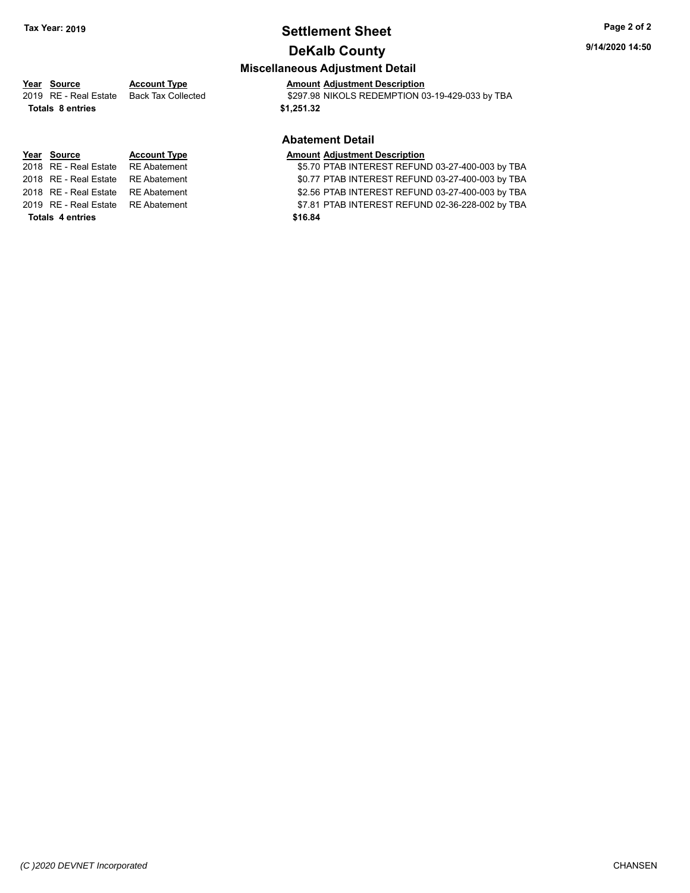**Tax Year: 2019**

# Settlement Sheet

## DeKalb County

9/14/2020 14:50

### Miscellaneous Adjustment Detail

| Year | Source | Account Type | Amount | Adjustment Description |
|---|---|---|---|---|
| 2019 | RE - Real Estate | Back Tax Collected | $297.98 | NIKOLS REDEMPTION 03-19-429-033 by TBA |
| **Totals** | **8 entries** | | **$1,251.32** | |

### Abatement Detail

| Year | Source | Account Type | Amount | Adjustment Description |
|---|---|---|---|---|
| 2018 | RE - Real Estate | RE Abatement | $5.70 | PTAB INTEREST REFUND 03-27-400-003 by TBA |
| 2018 | RE - Real Estate | RE Abatement | $0.77 | PTAB INTEREST REFUND 03-27-400-003 by TBA |
| 2018 | RE - Real Estate | RE Abatement | $2.56 | PTAB INTEREST REFUND 03-27-400-003 by TBA |
| 2019 | RE - Real Estate | RE Abatement | $7.81 | PTAB INTEREST REFUND 02-36-228-002 by TBA |
| **Totals** | **4 entries** | | **$16.84** | |

*(C )2020 DEVNET Incorporated* CHANSEN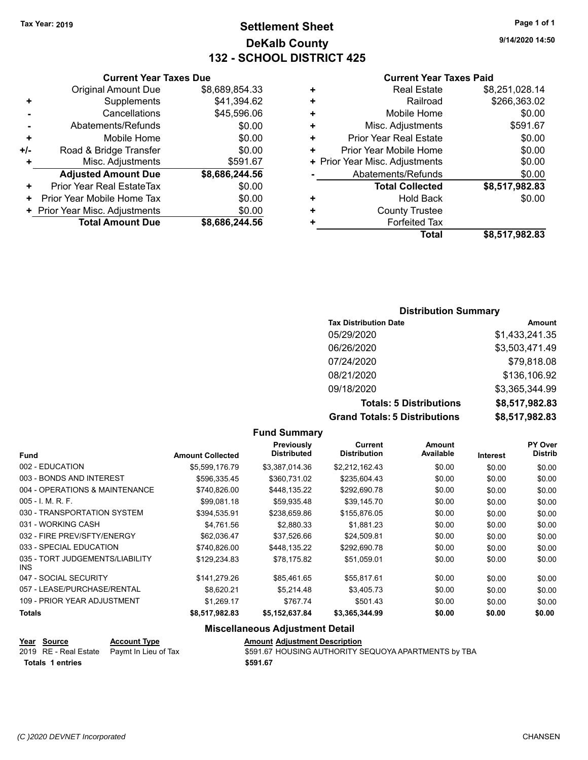Tax Year: 2019

# Settlement Sheet
## DeKalb County
## 132 - SCHOOL DISTRICT 425

9/14/2020 14:50

### Current Year Taxes Due

| | | |
|---|---|---|
| | Original Amount Due | $8,689,854.33 |
| + | Supplements | $41,394.62 |
| - | Cancellations | $45,596.06 |
| - | Abatements/Refunds | $0.00 |
| + | Mobile Home | $0.00 |
| +/- | Road & Bridge Transfer | $0.00 |
| + | Misc. Adjustments | $591.67 |
| | **Adjusted Amount Due** | **$8,686,244.56** |
| + | Prior Year Real EstateTax | $0.00 |
| + | Prior Year Mobile Home Tax | $0.00 |
| + | Prior Year Misc. Adjustments | $0.00 |
| | **Total Amount Due** | **$8,686,244.56** |

### Current Year Taxes Paid

| | | |
|---|---|---|
| + | Real Estate | $8,251,028.14 |
| + | Railroad | $266,363.02 |
| + | Mobile Home | $0.00 |
| + | Misc. Adjustments | $591.67 |
| + | Prior Year Real Estate | $0.00 |
| + | Prior Year Mobile Home | $0.00 |
| + | Prior Year Misc. Adjustments | $0.00 |
| - | Abatements/Refunds | $0.00 |
| | **Total Collected** | **$8,517,982.83** |
| + | Hold Back | $0.00 |
| + | County Trustee | |
| + | Forfeited Tax | |
| | **Total** | **$8,517,982.83** |

### Distribution Summary

| Tax Distribution Date | Amount |
|---|---|
| 05/29/2020 | $1,433,241.35 |
| 06/26/2020 | $3,503,471.49 |
| 07/24/2020 | $79,818.08 |
| 08/21/2020 | $136,106.92 |
| 09/18/2020 | $3,365,344.99 |
| **Totals: 5 Distributions** | **$8,517,982.83** |
| **Grand Totals: 5 Distributions** | **$8,517,982.83** |

### Fund Summary

| Fund | Amount Collected | Previously Distributed | Current Distribution | Amount Available | Interest | PY Over Distrib |
|---|---|---|---|---|---|---|
| 002 - EDUCATION | $5,599,176.79 | $3,387,014.36 | $2,212,162.43 | $0.00 | $0.00 | $0.00 |
| 003 - BONDS AND INTEREST | $596,335.45 | $360,731.02 | $235,604.43 | $0.00 | $0.00 | $0.00 |
| 004 - OPERATIONS & MAINTENANCE | $740,826.00 | $448,135.22 | $292,690.78 | $0.00 | $0.00 | $0.00 |
| 005 - I. M. R. F. | $99,081.18 | $59,935.48 | $39,145.70 | $0.00 | $0.00 | $0.00 |
| 030 - TRANSPORTATION SYSTEM | $394,535.91 | $238,659.86 | $155,876.05 | $0.00 | $0.00 | $0.00 |
| 031 - WORKING CASH | $4,761.56 | $2,880.33 | $1,881.23 | $0.00 | $0.00 | $0.00 |
| 032 - FIRE PREV/SFTY/ENERGY | $62,036.47 | $37,526.66 | $24,509.81 | $0.00 | $0.00 | $0.00 |
| 033 - SPECIAL EDUCATION | $740,826.00 | $448,135.22 | $292,690.78 | $0.00 | $0.00 | $0.00 |
| 035 - TORT JUDGEMENTS/LIABILITY INS | $129,234.83 | $78,175.82 | $51,059.01 | $0.00 | $0.00 | $0.00 |
| 047 - SOCIAL SECURITY | $141,279.26 | $85,461.65 | $55,817.61 | $0.00 | $0.00 | $0.00 |
| 057 - LEASE/PURCHASE/RENTAL | $8,620.21 | $5,214.48 | $3,405.73 | $0.00 | $0.00 | $0.00 |
| 109 - PRIOR YEAR ADJUSTMENT | $1,269.17 | $767.74 | $501.43 | $0.00 | $0.00 | $0.00 |
| **Totals** | **$8,517,982.83** | **$5,152,637.84** | **$3,365,344.99** | **$0.00** | **$0.00** | **$0.00** |

### Miscellaneous Adjustment Detail

| Year | Source | Account Type | Amount | Adjustment Description |
|---|---|---|---|---|
| 2019 | RE - Real Estate | Paymt In Lieu of Tax | $591.67 | HOUSING AUTHORITY SEQUOYA APARTMENTS by TBA |
| **Totals 1 entries** | | | **$591.67** | |

(C )2020 DEVNET Incorporated

CHANSEN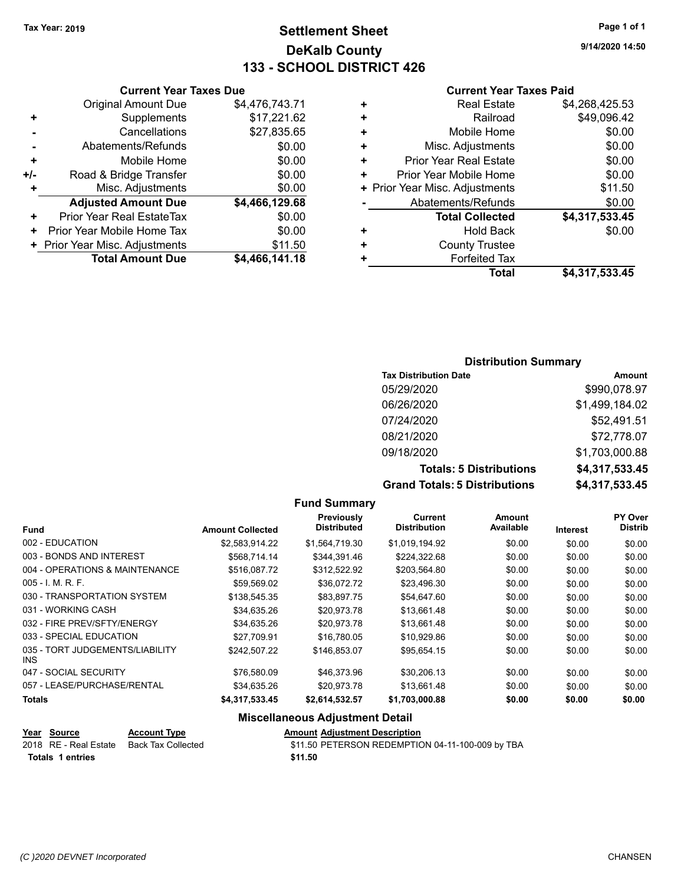Tax Year: 2019

# Settlement Sheet

## DeKalb County

## 133 - SCHOOL DISTRICT 426

9/14/2020 14:50

### Current Year Taxes Due

| | | |
|---|---|---|
| | Original Amount Due | $4,476,743.71 |
| + | Supplements | $17,221.62 |
| - | Cancellations | $27,835.65 |
| - | Abatements/Refunds | $0.00 |
| + | Mobile Home | $0.00 |
| +/- | Road & Bridge Transfer | $0.00 |
| + | Misc. Adjustments | $0.00 |
| | **Adjusted Amount Due** | **$4,466,129.68** |
| + | Prior Year Real EstateTax | $0.00 |
| + | Prior Year Mobile Home Tax | $0.00 |
| + | Prior Year Misc. Adjustments | $11.50 |
| | **Total Amount Due** | **$4,466,141.18** |

### Current Year Taxes Paid

| | | |
|---|---|---|
| + | Real Estate | $4,268,425.53 |
| + | Railroad | $49,096.42 |
| + | Mobile Home | $0.00 |
| + | Misc. Adjustments | $0.00 |
| + | Prior Year Real Estate | $0.00 |
| + | Prior Year Mobile Home | $0.00 |
| + | Prior Year Misc. Adjustments | $11.50 |
| - | Abatements/Refunds | $0.00 |
| | **Total Collected** | **$4,317,533.45** |
| + | Hold Back | $0.00 |
| + | County Trustee | |
| + | Forfeited Tax | |
| | **Total** | **$4,317,533.45** |

### Distribution Summary

| Tax Distribution Date | Amount |
|---|---|
| 05/29/2020 | $990,078.97 |
| 06/26/2020 | $1,499,184.02 |
| 07/24/2020 | $52,491.51 |
| 08/21/2020 | $72,778.07 |
| 09/18/2020 | $1,703,000.88 |
| **Totals: 5 Distributions** | **$4,317,533.45** |
| **Grand Totals: 5 Distributions** | **$4,317,533.45** |

### Fund Summary

| Fund | Amount Collected | Previously Distributed | Current Distribution | Amount Available | Interest | PY Over Distrib |
|---|---|---|---|---|---|---|
| 002 - EDUCATION | $2,583,914.22 | $1,564,719.30 | $1,019,194.92 | $0.00 | $0.00 | $0.00 |
| 003 - BONDS AND INTEREST | $568,714.14 | $344,391.46 | $224,322.68 | $0.00 | $0.00 | $0.00 |
| 004 - OPERATIONS & MAINTENANCE | $516,087.72 | $312,522.92 | $203,564.80 | $0.00 | $0.00 | $0.00 |
| 005 - I. M. R. F. | $59,569.02 | $36,072.72 | $23,496.30 | $0.00 | $0.00 | $0.00 |
| 030 - TRANSPORTATION SYSTEM | $138,545.35 | $83,897.75 | $54,647.60 | $0.00 | $0.00 | $0.00 |
| 031 - WORKING CASH | $34,635.26 | $20,973.78 | $13,661.48 | $0.00 | $0.00 | $0.00 |
| 032 - FIRE PREV/SFTY/ENERGY | $34,635.26 | $20,973.78 | $13,661.48 | $0.00 | $0.00 | $0.00 |
| 033 - SPECIAL EDUCATION | $27,709.91 | $16,780.05 | $10,929.86 | $0.00 | $0.00 | $0.00 |
| 035 - TORT JUDGEMENTS/LIABILITY INS | $242,507.22 | $146,853.07 | $95,654.15 | $0.00 | $0.00 | $0.00 |
| 047 - SOCIAL SECURITY | $76,580.09 | $46,373.96 | $30,206.13 | $0.00 | $0.00 | $0.00 |
| 057 - LEASE/PURCHASE/RENTAL | $34,635.26 | $20,973.78 | $13,661.48 | $0.00 | $0.00 | $0.00 |
| **Totals** | **$4,317,533.45** | **$2,614,532.57** | **$1,703,000.88** | **$0.00** | **$0.00** | **$0.00** |

### Miscellaneous Adjustment Detail

| Year | Source | Account Type | Amount | Adjustment Description |
|---|---|---|---|---|
| 2018 | RE - Real Estate | Back Tax Collected | $11.50 | PETERSON REDEMPTION 04-11-100-009 by TBA |
| **Totals** | **1 entries** | | **$11.50** | |

(C )2020 DEVNET Incorporated — CHANSEN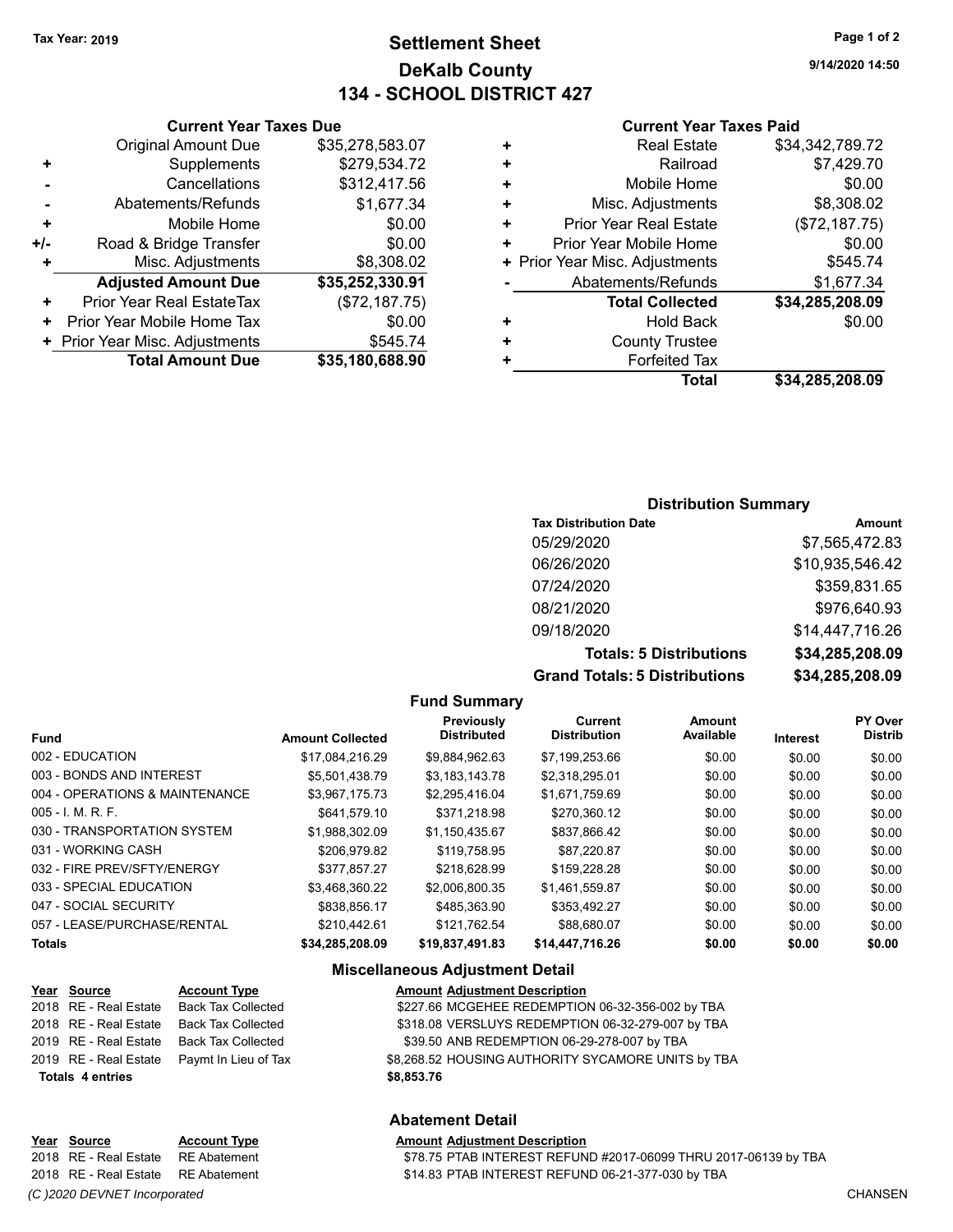Tax Year: 2019

# Settlement Sheet
## DeKalb County
## 134 - SCHOOL DISTRICT 427

9/14/2020 14:50

### Current Year Taxes Due

| | | |
|---|---|---|
| | Original Amount Due | $35,278,583.07 |
| + | Supplements | $279,534.72 |
| - | Cancellations | $312,417.56 |
| - | Abatements/Refunds | $1,677.34 |
| + | Mobile Home | $0.00 |
| +/- | Road & Bridge Transfer | $0.00 |
| + | Misc. Adjustments | $8,308.02 |
| | **Adjusted Amount Due** | **$35,252,330.91** |
| + | Prior Year Real EstateTax | ($72,187.75) |
| + | Prior Year Mobile Home Tax | $0.00 |
| + | Prior Year Misc. Adjustments | $545.74 |
| | **Total Amount Due** | **$35,180,688.90** |

### Current Year Taxes Paid

| | | |
|---|---|---|
| + | Real Estate | $34,342,789.72 |
| + | Railroad | $7,429.70 |
| + | Mobile Home | $0.00 |
| + | Misc. Adjustments | $8,308.02 |
| + | Prior Year Real Estate | ($72,187.75) |
| + | Prior Year Mobile Home | $0.00 |
| + | Prior Year Misc. Adjustments | $545.74 |
| - | Abatements/Refunds | $1,677.34 |
| | **Total Collected** | **$34,285,208.09** |
| + | Hold Back | $0.00 |
| + | County Trustee | |
| + | Forfeited Tax | |
| | **Total** | **$34,285,208.09** |

### Distribution Summary

| Tax Distribution Date | Amount |
|---|---|
| 05/29/2020 | $7,565,472.83 |
| 06/26/2020 | $10,935,546.42 |
| 07/24/2020 | $359,831.65 |
| 08/21/2020 | $976,640.93 |
| 09/18/2020 | $14,447,716.26 |
| **Totals: 5 Distributions** | **$34,285,208.09** |
| **Grand Totals: 5 Distributions** | **$34,285,208.09** |

### Fund Summary

| Fund | Amount Collected | Previously Distributed | Current Distribution | Amount Available | Interest | PY Over Distrib |
|---|---|---|---|---|---|---|
| 002 - EDUCATION | $17,084,216.29 | $9,884,962.63 | $7,199,253.66 | $0.00 | $0.00 | $0.00 |
| 003 - BONDS AND INTEREST | $5,501,438.79 | $3,183,143.78 | $2,318,295.01 | $0.00 | $0.00 | $0.00 |
| 004 - OPERATIONS & MAINTENANCE | $3,967,175.73 | $2,295,416.04 | $1,671,759.69 | $0.00 | $0.00 | $0.00 |
| 005 - I. M. R. F. | $641,579.10 | $371,218.98 | $270,360.12 | $0.00 | $0.00 | $0.00 |
| 030 - TRANSPORTATION SYSTEM | $1,988,302.09 | $1,150,435.67 | $837,866.42 | $0.00 | $0.00 | $0.00 |
| 031 - WORKING CASH | $206,979.82 | $119,758.95 | $87,220.87 | $0.00 | $0.00 | $0.00 |
| 032 - FIRE PREV/SFTY/ENERGY | $377,857.27 | $218,628.99 | $159,228.28 | $0.00 | $0.00 | $0.00 |
| 033 - SPECIAL EDUCATION | $3,468,360.22 | $2,006,800.35 | $1,461,559.87 | $0.00 | $0.00 | $0.00 |
| 047 - SOCIAL SECURITY | $838,856.17 | $485,363.90 | $353,492.27 | $0.00 | $0.00 | $0.00 |
| 057 - LEASE/PURCHASE/RENTAL | $210,442.61 | $121,762.54 | $88,680.07 | $0.00 | $0.00 | $0.00 |
| **Totals** | **$34,285,208.09** | **$19,837,491.83** | **$14,447,716.26** | **$0.00** | **$0.00** | **$0.00** |

### Miscellaneous Adjustment Detail

| Year | Source | Account Type | Amount | Adjustment Description |
|---|---|---|---|---|
| 2018 | RE - Real Estate | Back Tax Collected | $227.66 | MCGEHEE REDEMPTION 06-32-356-002 by TBA |
| 2018 | RE - Real Estate | Back Tax Collected | $318.08 | VERSLUYS REDEMPTION 06-32-279-007 by TBA |
| 2019 | RE - Real Estate | Back Tax Collected | $39.50 | ANB REDEMPTION 06-29-278-007 by TBA |
| 2019 | RE - Real Estate | Paymt In Lieu of Tax | $8,268.52 | HOUSING AUTHORITY SYCAMORE UNITS by TBA |
| **Totals 4 entries** | | | **$8,853.76** | |

### Abatement Detail

| Year | Source | Account Type | Amount | Adjustment Description |
|---|---|---|---|---|
| 2018 | RE - Real Estate | RE Abatement | $78.75 | PTAB INTEREST REFUND #2017-06099 THRU 2017-06139 by TBA |
| 2018 | RE - Real Estate | RE Abatement | $14.83 | PTAB INTEREST REFUND 06-21-377-030 by TBA |

(C )2020 DEVNET Incorporated CHANSEN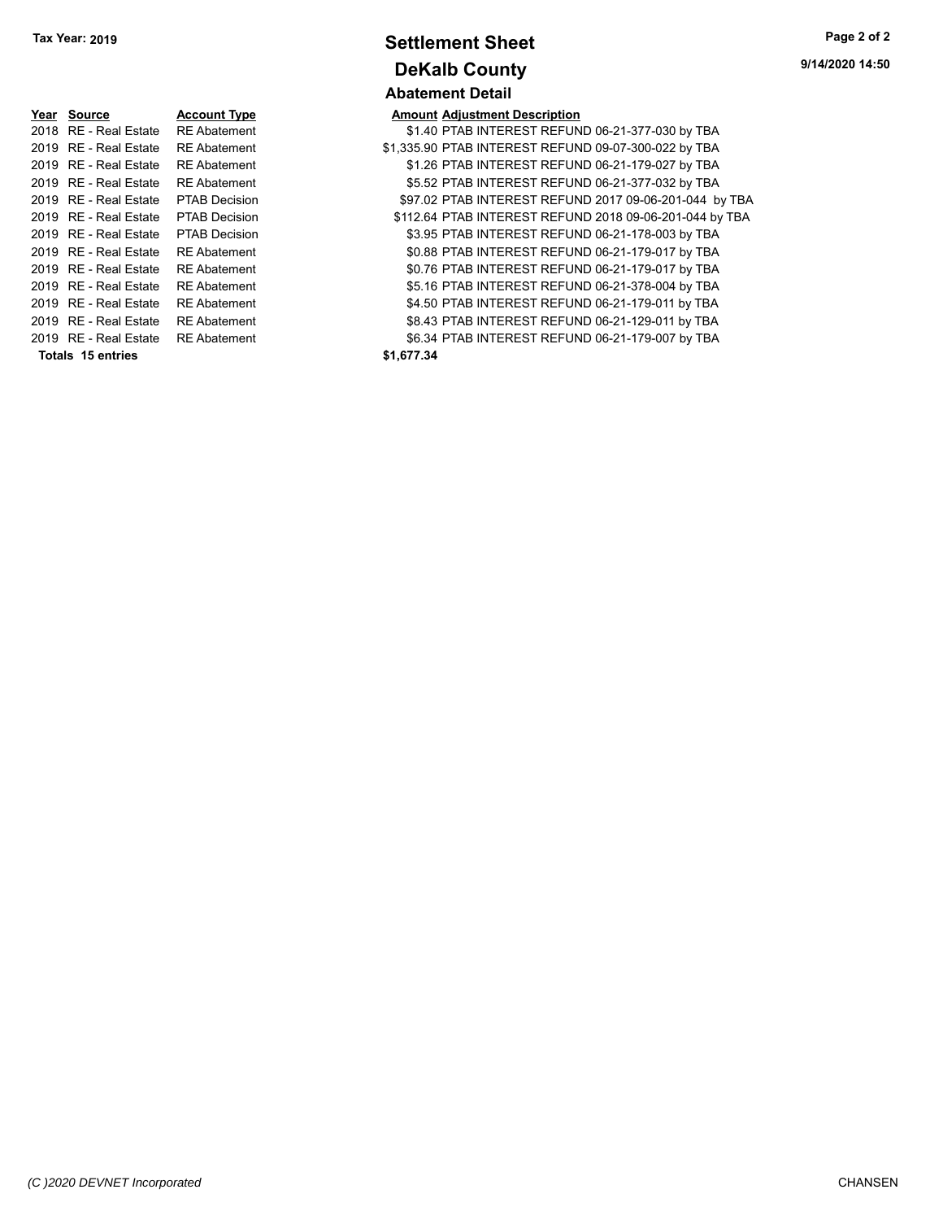Tax Year: 2019

# Settlement Sheet

## DeKalb County

9/14/2020 14:50

### Abatement Detail

| Year | Source | Account Type | Amount | Adjustment Description |
|---|---|---|---|---|
| 2018 | RE - Real Estate | RE Abatement | $1.40 | PTAB INTEREST REFUND 06-21-377-030 by TBA |
| 2019 | RE - Real Estate | RE Abatement | $1,335.90 | PTAB INTEREST REFUND 09-07-300-022 by TBA |
| 2019 | RE - Real Estate | RE Abatement | $1.26 | PTAB INTEREST REFUND 06-21-179-027 by TBA |
| 2019 | RE - Real Estate | RE Abatement | $5.52 | PTAB INTEREST REFUND 06-21-377-032 by TBA |
| 2019 | RE - Real Estate | PTAB Decision | $97.02 | PTAB INTEREST REFUND 2017 09-06-201-044 by TBA |
| 2019 | RE - Real Estate | PTAB Decision | $112.64 | PTAB INTEREST REFUND 2018 09-06-201-044 by TBA |
| 2019 | RE - Real Estate | PTAB Decision | $3.95 | PTAB INTEREST REFUND 06-21-178-003 by TBA |
| 2019 | RE - Real Estate | RE Abatement | $0.88 | PTAB INTEREST REFUND 06-21-179-017 by TBA |
| 2019 | RE - Real Estate | RE Abatement | $0.76 | PTAB INTEREST REFUND 06-21-179-017 by TBA |
| 2019 | RE - Real Estate | RE Abatement | $5.16 | PTAB INTEREST REFUND 06-21-378-004 by TBA |
| 2019 | RE - Real Estate | RE Abatement | $4.50 | PTAB INTEREST REFUND 06-21-179-011 by TBA |
| 2019 | RE - Real Estate | RE Abatement | $8.43 | PTAB INTEREST REFUND 06-21-129-011 by TBA |
| 2019 | RE - Real Estate | RE Abatement | $6.34 | PTAB INTEREST REFUND 06-21-179-007 by TBA |
| **Totals** | **15 entries** | | **$1,677.34** | |

*(C )2020 DEVNET Incorporated* CHANSEN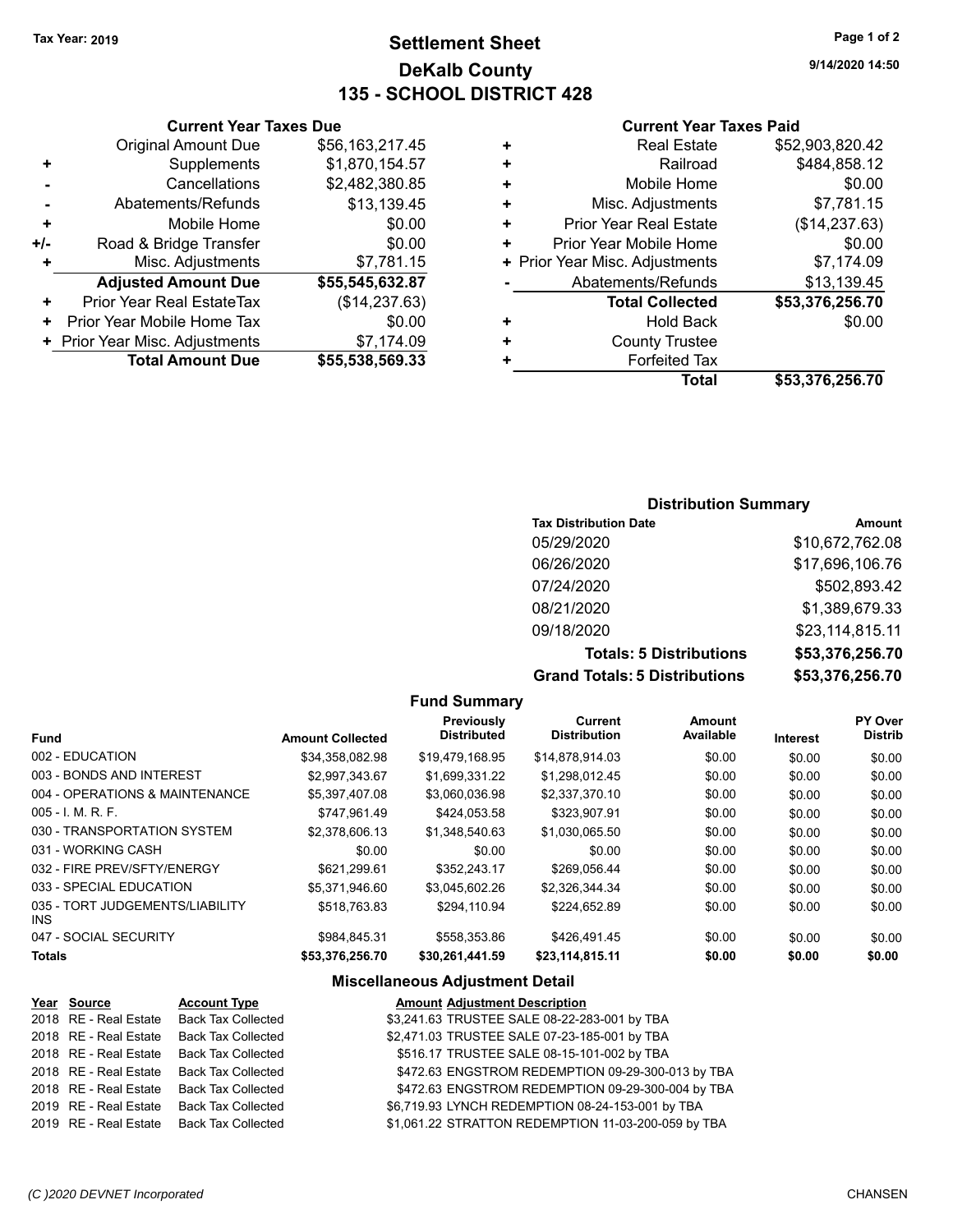**Tax Year: 2019**

# Settlement Sheet
## DeKalb County
## 135 - SCHOOL DISTRICT 428

9/14/2020 14:50

### Current Year Taxes Due

| | | |
|---|---|---|
| | Original Amount Due | $56,163,217.45 |
| + | Supplements | $1,870,154.57 |
| - | Cancellations | $2,482,380.85 |
| - | Abatements/Refunds | $13,139.45 |
| + | Mobile Home | $0.00 |
| +/- | Road & Bridge Transfer | $0.00 |
| + | Misc. Adjustments | $7,781.15 |
| | **Adjusted Amount Due** | **$55,545,632.87** |
| + | Prior Year Real EstateTax | ($14,237.63) |
| + | Prior Year Mobile Home Tax | $0.00 |
| + | Prior Year Misc. Adjustments | $7,174.09 |
| | **Total Amount Due** | **$55,538,569.33** |

### Current Year Taxes Paid

| | | |
|---|---|---|
| + | Real Estate | $52,903,820.42 |
| + | Railroad | $484,858.12 |
| + | Mobile Home | $0.00 |
| + | Misc. Adjustments | $7,781.15 |
| + | Prior Year Real Estate | ($14,237.63) |
| + | Prior Year Mobile Home | $0.00 |
| + | Prior Year Misc. Adjustments | $7,174.09 |
| - | Abatements/Refunds | $13,139.45 |
| | **Total Collected** | **$53,376,256.70** |
| + | Hold Back | $0.00 |
| + | County Trustee | |
| + | Forfeited Tax | |
| | **Total** | **$53,376,256.70** |

### Distribution Summary

| Tax Distribution Date | Amount |
|---|---|
| 05/29/2020 | $10,672,762.08 |
| 06/26/2020 | $17,696,106.76 |
| 07/24/2020 | $502,893.42 |
| 08/21/2020 | $1,389,679.33 |
| 09/18/2020 | $23,114,815.11 |
| **Totals: 5 Distributions** | **$53,376,256.70** |
| **Grand Totals: 5 Distributions** | **$53,376,256.70** |

### Fund Summary

| Fund | Amount Collected | Previously Distributed | Current Distribution | Amount Available | Interest | PY Over Distrib |
|---|---|---|---|---|---|---|
| 002 - EDUCATION | $34,358,082.98 | $19,479,168.95 | $14,878,914.03 | $0.00 | $0.00 | $0.00 |
| 003 - BONDS AND INTEREST | $2,997,343.67 | $1,699,331.22 | $1,298,012.45 | $0.00 | $0.00 | $0.00 |
| 004 - OPERATIONS & MAINTENANCE | $5,397,407.08 | $3,060,036.98 | $2,337,370.10 | $0.00 | $0.00 | $0.00 |
| 005 - I. M. R. F. | $747,961.49 | $424,053.58 | $323,907.91 | $0.00 | $0.00 | $0.00 |
| 030 - TRANSPORTATION SYSTEM | $2,378,606.13 | $1,348,540.63 | $1,030,065.50 | $0.00 | $0.00 | $0.00 |
| 031 - WORKING CASH | $0.00 | $0.00 | $0.00 | $0.00 | $0.00 | $0.00 |
| 032 - FIRE PREV/SFTY/ENERGY | $621,299.61 | $352,243.17 | $269,056.44 | $0.00 | $0.00 | $0.00 |
| 033 - SPECIAL EDUCATION | $5,371,946.60 | $3,045,602.26 | $2,326,344.34 | $0.00 | $0.00 | $0.00 |
| 035 - TORT JUDGEMENTS/LIABILITY INS | $518,763.83 | $294,110.94 | $224,652.89 | $0.00 | $0.00 | $0.00 |
| 047 - SOCIAL SECURITY | $984,845.31 | $558,353.86 | $426,491.45 | $0.00 | $0.00 | $0.00 |
| **Totals** | **$53,376,256.70** | **$30,261,441.59** | **$23,114,815.11** | **$0.00** | **$0.00** | **$0.00** |

### Miscellaneous Adjustment Detail

| Year | Source | Account Type | Amount | Adjustment Description |
|---|---|---|---|---|
| 2018 | RE - Real Estate | Back Tax Collected | $3,241.63 | TRUSTEE SALE 08-22-283-001 by TBA |
| 2018 | RE - Real Estate | Back Tax Collected | $2,471.03 | TRUSTEE SALE 07-23-185-001 by TBA |
| 2018 | RE - Real Estate | Back Tax Collected | $516.17 | TRUSTEE SALE 08-15-101-002 by TBA |
| 2018 | RE - Real Estate | Back Tax Collected | $472.63 | ENGSTROM REDEMPTION 09-29-300-013 by TBA |
| 2018 | RE - Real Estate | Back Tax Collected | $472.63 | ENGSTROM REDEMPTION 09-29-300-004 by TBA |
| 2019 | RE - Real Estate | Back Tax Collected | $6,719.93 | LYNCH REDEMPTION 08-24-153-001 by TBA |
| 2019 | RE - Real Estate | Back Tax Collected | $1,061.22 | STRATTON REDEMPTION 11-03-200-059 by TBA |

(C )2020 DEVNET Incorporated CHANSEN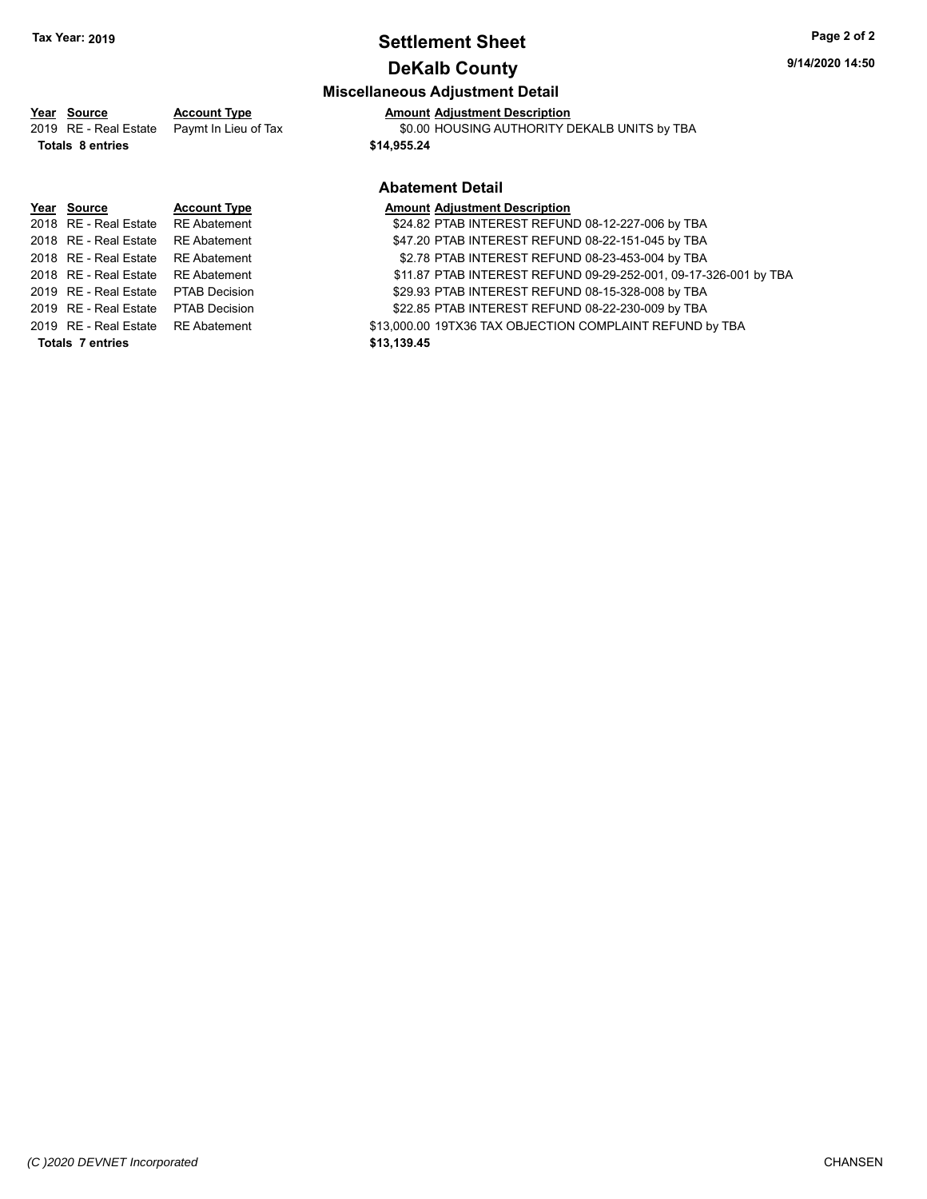# Settlement Sheet

## DeKalb County

### Miscellaneous Adjustment Detail

Tax Year: 2019

9/14/2020 14:50

| Year | Source | Account Type | Amount | Adjustment Description |
|---|---|---|---|---|
| 2019 | RE - Real Estate | Paymt In Lieu of Tax | $0.00 | HOUSING AUTHORITY DEKALB UNITS by TBA |
| **Totals 8 entries** | | | **$14,955.24** | |

### Abatement Detail

| Year | Source | Account Type | Amount | Adjustment Description |
|---|---|---|---|---|
| 2018 | RE - Real Estate | RE Abatement | $24.82 | PTAB INTEREST REFUND 08-12-227-006 by TBA |
| 2018 | RE - Real Estate | RE Abatement | $47.20 | PTAB INTEREST REFUND 08-22-151-045 by TBA |
| 2018 | RE - Real Estate | RE Abatement | $2.78 | PTAB INTEREST REFUND 08-23-453-004 by TBA |
| 2018 | RE - Real Estate | RE Abatement | $11.87 | PTAB INTEREST REFUND 09-29-252-001, 09-17-326-001 by TBA |
| 2019 | RE - Real Estate | PTAB Decision | $29.93 | PTAB INTEREST REFUND 08-15-328-008 by TBA |
| 2019 | RE - Real Estate | PTAB Decision | $22.85 | PTAB INTEREST REFUND 08-22-230-009 by TBA |
| 2019 | RE - Real Estate | RE Abatement | $13,000.00 | 19TX36 TAX OBJECTION COMPLAINT REFUND by TBA |
| **Totals 7 entries** | | | **$13,139.45** | |

*(C )2020 DEVNET Incorporated* CHANSEN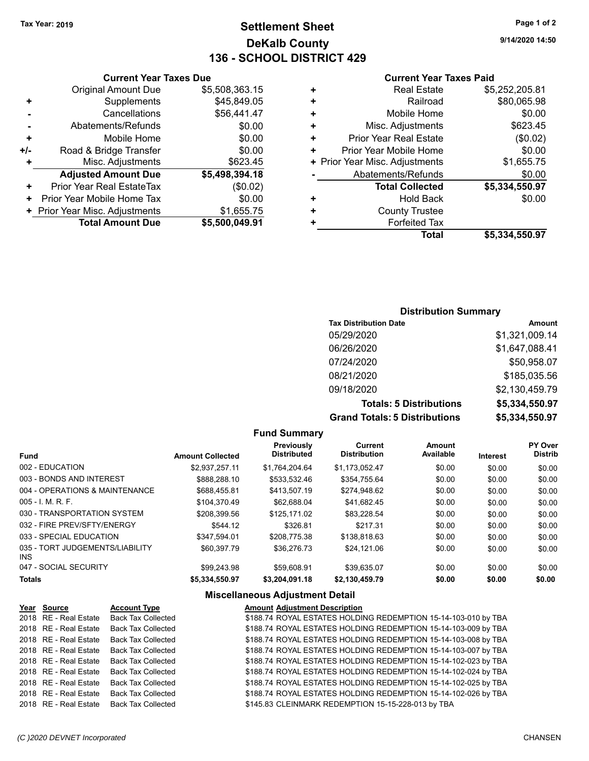Tax Year: 2019

# Settlement Sheet
## DeKalb County
## 136 - SCHOOL DISTRICT 429

9/14/2020 14:50

### Current Year Taxes Due

| | | |
|---|---|---|
| | Original Amount Due | $5,508,363.15 |
| + | Supplements | $45,849.05 |
| - | Cancellations | $56,441.47 |
| - | Abatements/Refunds | $0.00 |
| + | Mobile Home | $0.00 |
| +/- | Road & Bridge Transfer | $0.00 |
| + | Misc. Adjustments | $623.45 |
| | **Adjusted Amount Due** | **$5,498,394.18** |
| + | Prior Year Real EstateTax | ($0.02) |
| + | Prior Year Mobile Home Tax | $0.00 |
| + | Prior Year Misc. Adjustments | $1,655.75 |
| | **Total Amount Due** | **$5,500,049.91** |

### Current Year Taxes Paid

| | | |
|---|---|---|
| + | Real Estate | $5,252,205.81 |
| + | Railroad | $80,065.98 |
| + | Mobile Home | $0.00 |
| + | Misc. Adjustments | $623.45 |
| + | Prior Year Real Estate | ($0.02) |
| + | Prior Year Mobile Home | $0.00 |
| + | Prior Year Misc. Adjustments | $1,655.75 |
| - | Abatements/Refunds | $0.00 |
| | **Total Collected** | **$5,334,550.97** |
| + | Hold Back | $0.00 |
| + | County Trustee | |
| + | Forfeited Tax | |
| | **Total** | **$5,334,550.97** |

### Distribution Summary

| Tax Distribution Date | Amount |
|---|---|
| 05/29/2020 | $1,321,009.14 |
| 06/26/2020 | $1,647,088.41 |
| 07/24/2020 | $50,958.07 |
| 08/21/2020 | $185,035.56 |
| 09/18/2020 | $2,130,459.79 |
| **Totals: 5 Distributions** | **$5,334,550.97** |
| **Grand Totals: 5 Distributions** | **$5,334,550.97** |

### Fund Summary

| Fund | Amount Collected | Previously Distributed | Current Distribution | Amount Available | Interest | PY Over Distrib |
|---|---|---|---|---|---|---|
| 002 - EDUCATION | $2,937,257.11 | $1,764,204.64 | $1,173,052.47 | $0.00 | $0.00 | $0.00 |
| 003 - BONDS AND INTEREST | $888,288.10 | $533,532.46 | $354,755.64 | $0.00 | $0.00 | $0.00 |
| 004 - OPERATIONS & MAINTENANCE | $688,455.81 | $413,507.19 | $274,948.62 | $0.00 | $0.00 | $0.00 |
| 005 - I. M. R. F. | $104,370.49 | $62,688.04 | $41,682.45 | $0.00 | $0.00 | $0.00 |
| 030 - TRANSPORTATION SYSTEM | $208,399.56 | $125,171.02 | $83,228.54 | $0.00 | $0.00 | $0.00 |
| 032 - FIRE PREV/SFTY/ENERGY | $544.12 | $326.81 | $217.31 | $0.00 | $0.00 | $0.00 |
| 033 - SPECIAL EDUCATION | $347,594.01 | $208,775.38 | $138,818.63 | $0.00 | $0.00 | $0.00 |
| 035 - TORT JUDGEMENTS/LIABILITY INS | $60,397.79 | $36,276.73 | $24,121.06 | $0.00 | $0.00 | $0.00 |
| 047 - SOCIAL SECURITY | $99,243.98 | $59,608.91 | $39,635.07 | $0.00 | $0.00 | $0.00 |
| **Totals** | **$5,334,550.97** | **$3,204,091.18** | **$2,130,459.79** | **$0.00** | **$0.00** | **$0.00** |

### Miscellaneous Adjustment Detail

| Year | Source | Account Type | Amount | Adjustment Description |
|---|---|---|---|---|
| 2018 | RE - Real Estate | Back Tax Collected | $188.74 | ROYAL ESTATES HOLDING REDEMPTION 15-14-103-010 by TBA |
| 2018 | RE - Real Estate | Back Tax Collected | $188.74 | ROYAL ESTATES HOLDING REDEMPTION 15-14-103-009 by TBA |
| 2018 | RE - Real Estate | Back Tax Collected | $188.74 | ROYAL ESTATES HOLDING REDEMPTION 15-14-103-008 by TBA |
| 2018 | RE - Real Estate | Back Tax Collected | $188.74 | ROYAL ESTATES HOLDING REDEMPTION 15-14-103-007 by TBA |
| 2018 | RE - Real Estate | Back Tax Collected | $188.74 | ROYAL ESTATES HOLDING REDEMPTION 15-14-102-023 by TBA |
| 2018 | RE - Real Estate | Back Tax Collected | $188.74 | ROYAL ESTATES HOLDING REDEMPTION 15-14-102-024 by TBA |
| 2018 | RE - Real Estate | Back Tax Collected | $188.74 | ROYAL ESTATES HOLDING REDEMPTION 15-14-102-025 by TBA |
| 2018 | RE - Real Estate | Back Tax Collected | $188.74 | ROYAL ESTATES HOLDING REDEMPTION 15-14-102-026 by TBA |
| 2018 | RE - Real Estate | Back Tax Collected | $145.83 | CLEINMARK REDEMPTION 15-15-228-013 by TBA |

(C )2020 DEVNET Incorporated — CHANSEN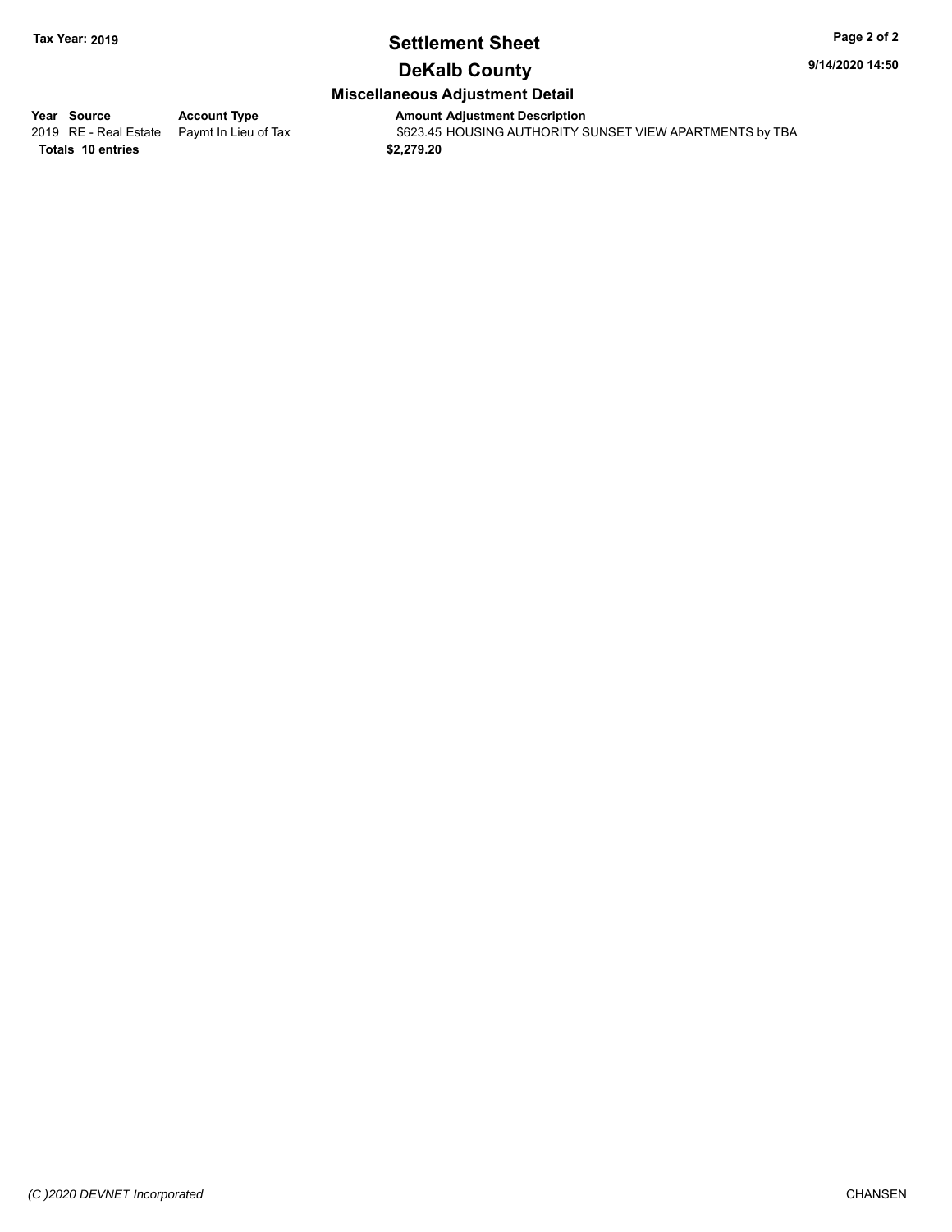# Settlement Sheet

## DeKalb County

### Miscellaneous Adjustment Detail

| Year | Source | Account Type | Amount | Adjustment Description |
|---|---|---|---|---|
| 2019 | RE - Real Estate | Paymt In Lieu of Tax | $623.45 | HOUSING AUTHORITY SUNSET VIEW APARTMENTS by TBA |
| **Totals** | **10 entries** | | **$2,279.20** | |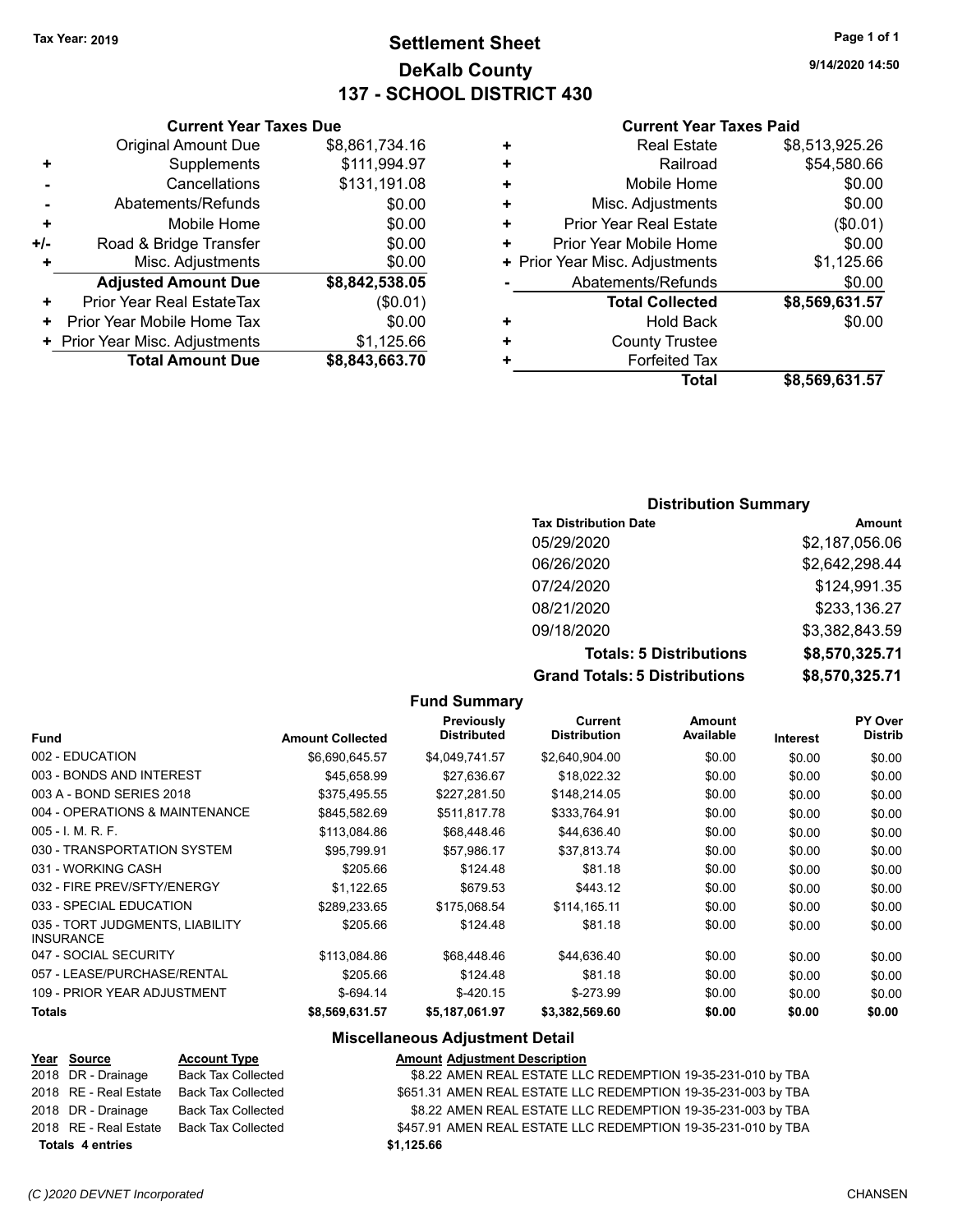Tax Year: 2019

# Settlement Sheet
## DeKalb County
## 137 - SCHOOL DISTRICT 430

9/14/2020 14:50

### Current Year Taxes Due

| | | |
|---|---|---|
| | Original Amount Due | $8,861,734.16 |
| + | Supplements | $111,994.97 |
| - | Cancellations | $131,191.08 |
| - | Abatements/Refunds | $0.00 |
| + | Mobile Home | $0.00 |
| +/- | Road & Bridge Transfer | $0.00 |
| + | Misc. Adjustments | $0.00 |
| | **Adjusted Amount Due** | **$8,842,538.05** |
| + | Prior Year Real EstateTax | ($0.01) |
| + | Prior Year Mobile Home Tax | $0.00 |
| + | Prior Year Misc. Adjustments | $1,125.66 |
| | **Total Amount Due** | **$8,843,663.70** |

### Current Year Taxes Paid

| | | |
|---|---|---|
| + | Real Estate | $8,513,925.26 |
| + | Railroad | $54,580.66 |
| + | Mobile Home | $0.00 |
| + | Misc. Adjustments | $0.00 |
| + | Prior Year Real Estate | ($0.01) |
| + | Prior Year Mobile Home | $0.00 |
| + | Prior Year Misc. Adjustments | $1,125.66 |
| - | Abatements/Refunds | $0.00 |
| | **Total Collected** | **$8,569,631.57** |
| + | Hold Back | $0.00 |
| + | County Trustee | |
| + | Forfeited Tax | |
| | **Total** | **$8,569,631.57** |

### Distribution Summary

| Tax Distribution Date | Amount |
|---|---|
| 05/29/2020 | $2,187,056.06 |
| 06/26/2020 | $2,642,298.44 |
| 07/24/2020 | $124,991.35 |
| 08/21/2020 | $233,136.27 |
| 09/18/2020 | $3,382,843.59 |
| **Totals: 5 Distributions** | **$8,570,325.71** |
| **Grand Totals: 5 Distributions** | **$8,570,325.71** |

### Fund Summary

| Fund | Amount Collected | Previously Distributed | Current Distribution | Amount Available | Interest | PY Over Distrib |
|---|---|---|---|---|---|---|
| 002 - EDUCATION | $6,690,645.57 | $4,049,741.57 | $2,640,904.00 | $0.00 | $0.00 | $0.00 |
| 003 - BONDS AND INTEREST | $45,658.99 | $27,636.67 | $18,022.32 | $0.00 | $0.00 | $0.00 |
| 003 A - BOND SERIES 2018 | $375,495.55 | $227,281.50 | $148,214.05 | $0.00 | $0.00 | $0.00 |
| 004 - OPERATIONS & MAINTENANCE | $845,582.69 | $511,817.78 | $333,764.91 | $0.00 | $0.00 | $0.00 |
| 005 - I. M. R. F. | $113,084.86 | $68,448.46 | $44,636.40 | $0.00 | $0.00 | $0.00 |
| 030 - TRANSPORTATION SYSTEM | $95,799.91 | $57,986.17 | $37,813.74 | $0.00 | $0.00 | $0.00 |
| 031 - WORKING CASH | $205.66 | $124.48 | $81.18 | $0.00 | $0.00 | $0.00 |
| 032 - FIRE PREV/SFTY/ENERGY | $1,122.65 | $679.53 | $443.12 | $0.00 | $0.00 | $0.00 |
| 033 - SPECIAL EDUCATION | $289,233.65 | $175,068.54 | $114,165.11 | $0.00 | $0.00 | $0.00 |
| 035 - TORT JUDGMENTS, LIABILITY INSURANCE | $205.66 | $124.48 | $81.18 | $0.00 | $0.00 | $0.00 |
| 047 - SOCIAL SECURITY | $113,084.86 | $68,448.46 | $44,636.40 | $0.00 | $0.00 | $0.00 |
| 057 - LEASE/PURCHASE/RENTAL | $205.66 | $124.48 | $81.18 | $0.00 | $0.00 | $0.00 |
| 109 - PRIOR YEAR ADJUSTMENT | $-694.14 | $-420.15 | $-273.99 | $0.00 | $0.00 | $0.00 |
| **Totals** | **$8,569,631.57** | **$5,187,061.97** | **$3,382,569.60** | **$0.00** | **$0.00** | **$0.00** |

### Miscellaneous Adjustment Detail

| Year | Source | Account Type | Amount | Adjustment Description |
|---|---|---|---|---|
| 2018 | DR - Drainage | Back Tax Collected | $8.22 | AMEN REAL ESTATE LLC REDEMPTION 19-35-231-010 by TBA |
| 2018 | RE - Real Estate | Back Tax Collected | $651.31 | AMEN REAL ESTATE LLC REDEMPTION 19-35-231-003 by TBA |
| 2018 | DR - Drainage | Back Tax Collected | $8.22 | AMEN REAL ESTATE LLC REDEMPTION 19-35-231-003 by TBA |
| 2018 | RE - Real Estate | Back Tax Collected | $457.91 | AMEN REAL ESTATE LLC REDEMPTION 19-35-231-010 by TBA |
| **Totals** | **4 entries** | | **$1,125.66** | |

(C )2020 DEVNET Incorporated

CHANSEN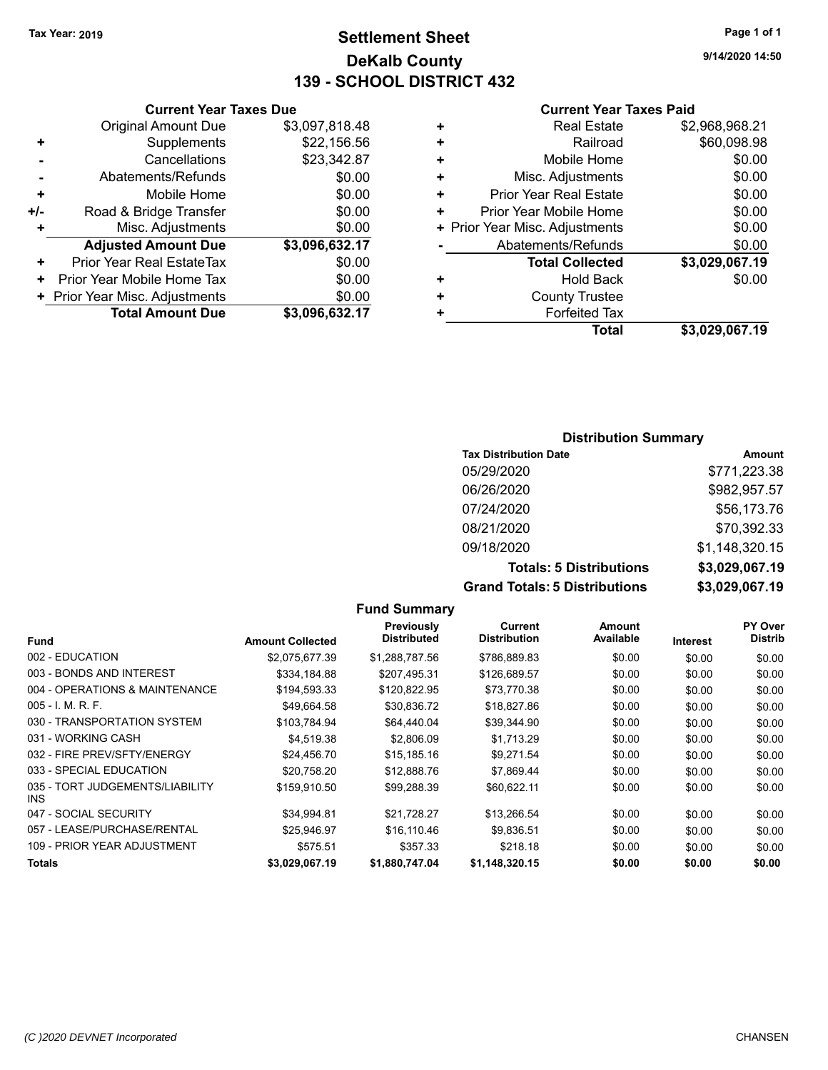**Tax Year: 2019**

# Settlement Sheet

## DeKalb County

## 139 - SCHOOL DISTRICT 432

9/14/2020 14:50

### Current Year Taxes Due

| | | |
|---|---|---|
| | Original Amount Due | $3,097,818.48 |
| + | Supplements | $22,156.56 |
| - | Cancellations | $23,342.87 |
| - | Abatements/Refunds | $0.00 |
| + | Mobile Home | $0.00 |
| +/- | Road & Bridge Transfer | $0.00 |
| + | Misc. Adjustments | $0.00 |
| | **Adjusted Amount Due** | **$3,096,632.17** |
| + | Prior Year Real EstateTax | $0.00 |
| + | Prior Year Mobile Home Tax | $0.00 |
| + | Prior Year Misc. Adjustments | $0.00 |
| | **Total Amount Due** | **$3,096,632.17** |

### Current Year Taxes Paid

| | | |
|---|---|---|
| + | Real Estate | $2,968,968.21 |
| + | Railroad | $60,098.98 |
| + | Mobile Home | $0.00 |
| + | Misc. Adjustments | $0.00 |
| + | Prior Year Real Estate | $0.00 |
| + | Prior Year Mobile Home | $0.00 |
| + | Prior Year Misc. Adjustments | $0.00 |
| - | Abatements/Refunds | $0.00 |
| | **Total Collected** | **$3,029,067.19** |
| + | Hold Back | $0.00 |
| + | County Trustee | |
| + | Forfeited Tax | |
| | **Total** | **$3,029,067.19** |

### Distribution Summary

| Tax Distribution Date | Amount |
|---|---|
| 05/29/2020 | $771,223.38 |
| 06/26/2020 | $982,957.57 |
| 07/24/2020 | $56,173.76 |
| 08/21/2020 | $70,392.33 |
| 09/18/2020 | $1,148,320.15 |
| **Totals: 5 Distributions** | **$3,029,067.19** |
| **Grand Totals: 5 Distributions** | **$3,029,067.19** |

### Fund Summary

| Fund | Amount Collected | Previously Distributed | Current Distribution | Amount Available | Interest | PY Over Distrib |
|---|---|---|---|---|---|---|
| 002 - EDUCATION | $2,075,677.39 | $1,288,787.56 | $786,889.83 | $0.00 | $0.00 | $0.00 |
| 003 - BONDS AND INTEREST | $334,184.88 | $207,495.31 | $126,689.57 | $0.00 | $0.00 | $0.00 |
| 004 - OPERATIONS & MAINTENANCE | $194,593.33 | $120,822.95 | $73,770.38 | $0.00 | $0.00 | $0.00 |
| 005 - I. M. R. F. | $49,664.58 | $30,836.72 | $18,827.86 | $0.00 | $0.00 | $0.00 |
| 030 - TRANSPORTATION SYSTEM | $103,784.94 | $64,440.04 | $39,344.90 | $0.00 | $0.00 | $0.00 |
| 031 - WORKING CASH | $4,519.38 | $2,806.09 | $1,713.29 | $0.00 | $0.00 | $0.00 |
| 032 - FIRE PREV/SFTY/ENERGY | $24,456.70 | $15,185.16 | $9,271.54 | $0.00 | $0.00 | $0.00 |
| 033 - SPECIAL EDUCATION | $20,758.20 | $12,888.76 | $7,869.44 | $0.00 | $0.00 | $0.00 |
| 035 - TORT JUDGEMENTS/LIABILITY INS | $159,910.50 | $99,288.39 | $60,622.11 | $0.00 | $0.00 | $0.00 |
| 047 - SOCIAL SECURITY | $34,994.81 | $21,728.27 | $13,266.54 | $0.00 | $0.00 | $0.00 |
| 057 - LEASE/PURCHASE/RENTAL | $25,946.97 | $16,110.46 | $9,836.51 | $0.00 | $0.00 | $0.00 |
| 109 - PRIOR YEAR ADJUSTMENT | $575.51 | $357.33 | $218.18 | $0.00 | $0.00 | $0.00 |
| **Totals** | **$3,029,067.19** | **$1,880,747.04** | **$1,148,320.15** | **$0.00** | **$0.00** | **$0.00** |

*(C )2020 DEVNET Incorporated* CHANSEN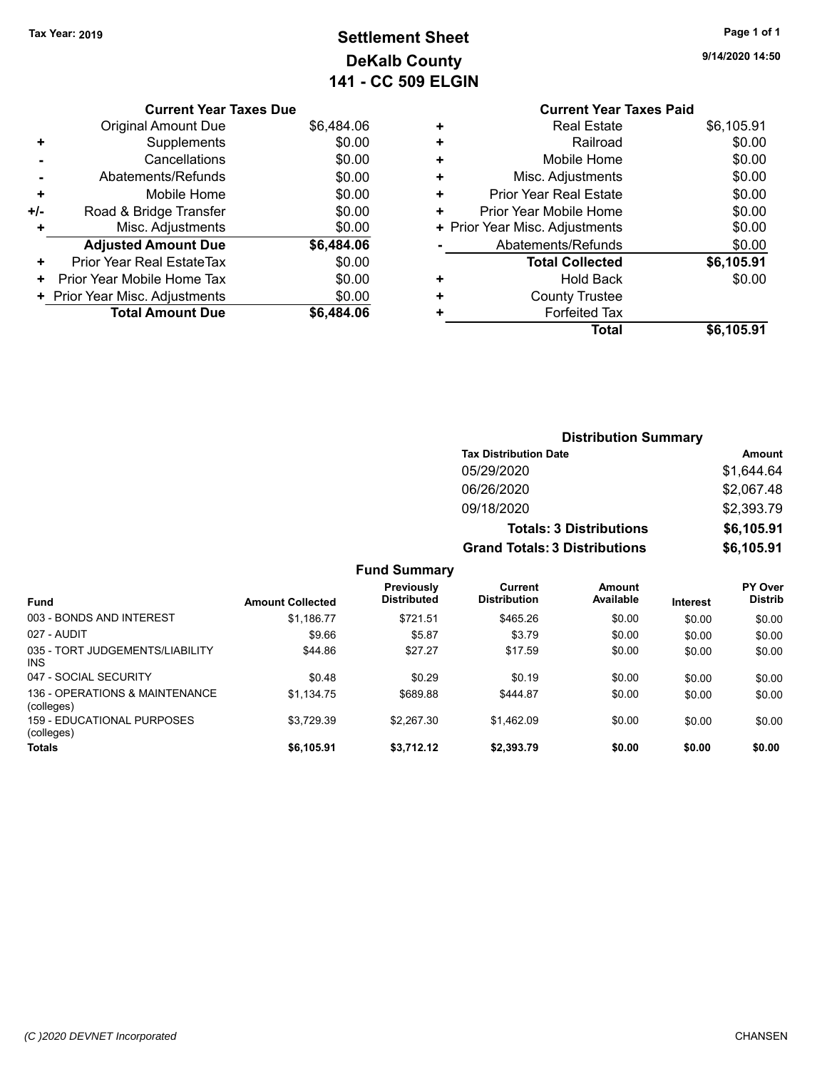Tax Year: 2019

# Settlement Sheet
## DeKalb County
## 141 - CC 509 ELGIN

9/14/2020 14:50

### Current Year Taxes Due

| | | |
|---|---|---|
| | Original Amount Due | $6,484.06 |
| + | Supplements | $0.00 |
| - | Cancellations | $0.00 |
| - | Abatements/Refunds | $0.00 |
| + | Mobile Home | $0.00 |
| +/- | Road & Bridge Transfer | $0.00 |
| + | Misc. Adjustments | $0.00 |
| | **Adjusted Amount Due** | **$6,484.06** |
| + | Prior Year Real EstateTax | $0.00 |
| + | Prior Year Mobile Home Tax | $0.00 |
| + | Prior Year Misc. Adjustments | $0.00 |
| | **Total Amount Due** | **$6,484.06** |

### Current Year Taxes Paid

| | | |
|---|---|---|
| + | Real Estate | $6,105.91 |
| + | Railroad | $0.00 |
| + | Mobile Home | $0.00 |
| + | Misc. Adjustments | $0.00 |
| + | Prior Year Real Estate | $0.00 |
| + | Prior Year Mobile Home | $0.00 |
| + | Prior Year Misc. Adjustments | $0.00 |
| - | Abatements/Refunds | $0.00 |
| | **Total Collected** | **$6,105.91** |
| + | Hold Back | $0.00 |
| + | County Trustee | |
| + | Forfeited Tax | |
| | **Total** | **$6,105.91** |

### Distribution Summary

| Tax Distribution Date | Amount |
|---|---|
| 05/29/2020 | $1,644.64 |
| 06/26/2020 | $2,067.48 |
| 09/18/2020 | $2,393.79 |
| **Totals: 3 Distributions** | **$6,105.91** |
| **Grand Totals: 3 Distributions** | **$6,105.91** |

### Fund Summary

| Fund | Amount Collected | Previously Distributed | Current Distribution | Amount Available | Interest | PY Over Distrib |
|---|---|---|---|---|---|---|
| 003 - BONDS AND INTEREST | $1,186.77 | $721.51 | $465.26 | $0.00 | $0.00 | $0.00 |
| 027 - AUDIT | $9.66 | $5.87 | $3.79 | $0.00 | $0.00 | $0.00 |
| 035 - TORT JUDGEMENTS/LIABILITY INS | $44.86 | $27.27 | $17.59 | $0.00 | $0.00 | $0.00 |
| 047 - SOCIAL SECURITY | $0.48 | $0.29 | $0.19 | $0.00 | $0.00 | $0.00 |
| 136 - OPERATIONS & MAINTENANCE (colleges) | $1,134.75 | $689.88 | $444.87 | $0.00 | $0.00 | $0.00 |
| 159 - EDUCATIONAL PURPOSES (colleges) | $3,729.39 | $2,267.30 | $1,462.09 | $0.00 | $0.00 | $0.00 |
| **Totals** | **$6,105.91** | **$3,712.12** | **$2,393.79** | **$0.00** | **$0.00** | **$0.00** |

(C )2020 DEVNET Incorporated CHANSEN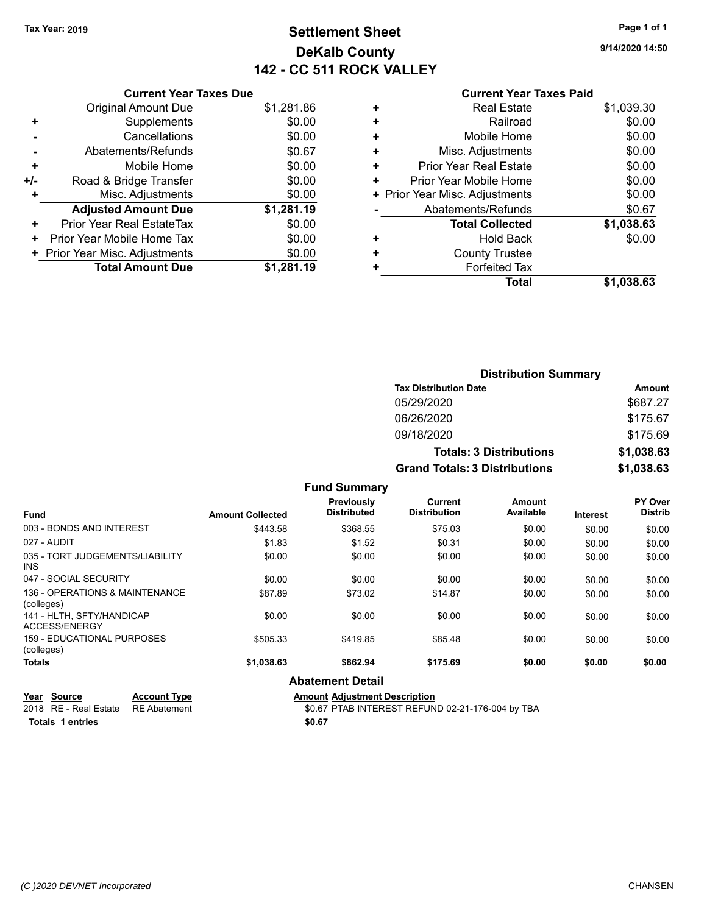Tax Year: 2019

# Settlement Sheet
## DeKalb County
## 142 - CC 511 ROCK VALLEY

9/14/2020 14:50

### Current Year Taxes Due

| | | |
|---|---|---|
| | Original Amount Due | $1,281.86 |
| + | Supplements | $0.00 |
| - | Cancellations | $0.00 |
| - | Abatements/Refunds | $0.67 |
| + | Mobile Home | $0.00 |
| +/- | Road & Bridge Transfer | $0.00 |
| + | Misc. Adjustments | $0.00 |
| | **Adjusted Amount Due** | **$1,281.19** |
| + | Prior Year Real EstateTax | $0.00 |
| + | Prior Year Mobile Home Tax | $0.00 |
| + | Prior Year Misc. Adjustments | $0.00 |
| | **Total Amount Due** | **$1,281.19** |

### Current Year Taxes Paid

| | | |
|---|---|---|
| + | Real Estate | $1,039.30 |
| + | Railroad | $0.00 |
| + | Mobile Home | $0.00 |
| + | Misc. Adjustments | $0.00 |
| + | Prior Year Real Estate | $0.00 |
| + | Prior Year Mobile Home | $0.00 |
| + | Prior Year Misc. Adjustments | $0.00 |
| - | Abatements/Refunds | $0.67 |
| | **Total Collected** | **$1,038.63** |
| + | Hold Back | $0.00 |
| + | County Trustee | |
| + | Forfeited Tax | |
| | **Total** | **$1,038.63** |

### Distribution Summary

| Tax Distribution Date | Amount |
|---|---|
| 05/29/2020 | $687.27 |
| 06/26/2020 | $175.67 |
| 09/18/2020 | $175.69 |
| **Totals: 3 Distributions** | **$1,038.63** |
| **Grand Totals: 3 Distributions** | **$1,038.63** |

### Fund Summary

| Fund | Amount Collected | Previously Distributed | Current Distribution | Amount Available | Interest | PY Over Distrib |
|---|---|---|---|---|---|---|
| 003 - BONDS AND INTEREST | $443.58 | $368.55 | $75.03 | $0.00 | $0.00 | $0.00 |
| 027 - AUDIT | $1.83 | $1.52 | $0.31 | $0.00 | $0.00 | $0.00 |
| 035 - TORT JUDGEMENTS/LIABILITY INS | $0.00 | $0.00 | $0.00 | $0.00 | $0.00 | $0.00 |
| 047 - SOCIAL SECURITY | $0.00 | $0.00 | $0.00 | $0.00 | $0.00 | $0.00 |
| 136 - OPERATIONS & MAINTENANCE (colleges) | $87.89 | $73.02 | $14.87 | $0.00 | $0.00 | $0.00 |
| 141 - HLTH, SFTY/HANDICAP ACCESS/ENERGY | $0.00 | $0.00 | $0.00 | $0.00 | $0.00 | $0.00 |
| 159 - EDUCATIONAL PURPOSES (colleges) | $505.33 | $419.85 | $85.48 | $0.00 | $0.00 | $0.00 |
| **Totals** | **$1,038.63** | **$862.94** | **$175.69** | **$0.00** | **$0.00** | **$0.00** |

### Abatement Detail

| Year | Source | Account Type | Amount | Adjustment Description |
|---|---|---|---|---|
| 2018 | RE - Real Estate | RE Abatement | $0.67 | PTAB INTEREST REFUND 02-21-176-004 by TBA |
| **Totals 1 entries** | | | **$0.67** | |

(C )2020 DEVNET Incorporated — CHANSEN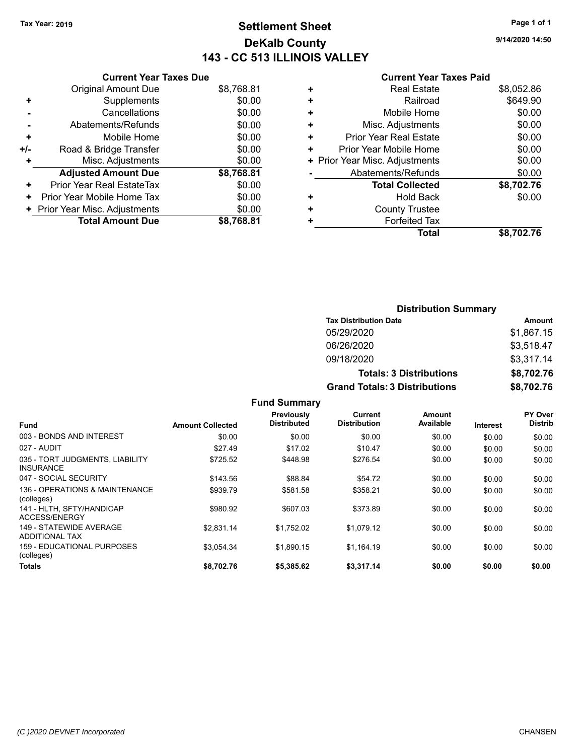Tax Year: 2019

# Settlement Sheet
## DeKalb County
## 143 - CC 513 ILLINOIS VALLEY

9/14/2020 14:50

### Current Year Taxes Due

| | | |
|---|---|---|
| | Original Amount Due | $8,768.81 |
| + | Supplements | $0.00 |
| - | Cancellations | $0.00 |
| - | Abatements/Refunds | $0.00 |
| + | Mobile Home | $0.00 |
| +/- | Road & Bridge Transfer | $0.00 |
| + | Misc. Adjustments | $0.00 |
| | **Adjusted Amount Due** | **$8,768.81** |
| + | Prior Year Real EstateTax | $0.00 |
| + | Prior Year Mobile Home Tax | $0.00 |
| + | Prior Year Misc. Adjustments | $0.00 |
| | **Total Amount Due** | **$8,768.81** |

### Current Year Taxes Paid

| | | |
|---|---|---|
| + | Real Estate | $8,052.86 |
| + | Railroad | $649.90 |
| + | Mobile Home | $0.00 |
| + | Misc. Adjustments | $0.00 |
| + | Prior Year Real Estate | $0.00 |
| + | Prior Year Mobile Home | $0.00 |
| + | Prior Year Misc. Adjustments | $0.00 |
| - | Abatements/Refunds | $0.00 |
| | **Total Collected** | **$8,702.76** |
| + | Hold Back | $0.00 |
| + | County Trustee | |
| + | Forfeited Tax | |
| | **Total** | **$8,702.76** |

### Distribution Summary

| Tax Distribution Date | Amount |
|---|---|
| 05/29/2020 | $1,867.15 |
| 06/26/2020 | $3,518.47 |
| 09/18/2020 | $3,317.14 |
| **Totals: 3 Distributions** | **$8,702.76** |
| **Grand Totals: 3 Distributions** | **$8,702.76** |

### Fund Summary

| Fund | Amount Collected | Previously Distributed | Current Distribution | Amount Available | Interest | PY Over Distrib |
|---|---|---|---|---|---|---|
| 003 - BONDS AND INTEREST | $0.00 | $0.00 | $0.00 | $0.00 | $0.00 | $0.00 |
| 027 - AUDIT | $27.49 | $17.02 | $10.47 | $0.00 | $0.00 | $0.00 |
| 035 - TORT JUDGMENTS, LIABILITY INSURANCE | $725.52 | $448.98 | $276.54 | $0.00 | $0.00 | $0.00 |
| 047 - SOCIAL SECURITY | $143.56 | $88.84 | $54.72 | $0.00 | $0.00 | $0.00 |
| 136 - OPERATIONS & MAINTENANCE (colleges) | $939.79 | $581.58 | $358.21 | $0.00 | $0.00 | $0.00 |
| 141 - HLTH, SFTY/HANDICAP ACCESS/ENERGY | $980.92 | $607.03 | $373.89 | $0.00 | $0.00 | $0.00 |
| 149 - STATEWIDE AVERAGE ADDITIONAL TAX | $2,831.14 | $1,752.02 | $1,079.12 | $0.00 | $0.00 | $0.00 |
| 159 - EDUCATIONAL PURPOSES (colleges) | $3,054.34 | $1,890.15 | $1,164.19 | $0.00 | $0.00 | $0.00 |
| **Totals** | **$8,702.76** | **$5,385.62** | **$3,317.14** | **$0.00** | **$0.00** | **$0.00** |

(C )2020 DEVNET Incorporated CHANSEN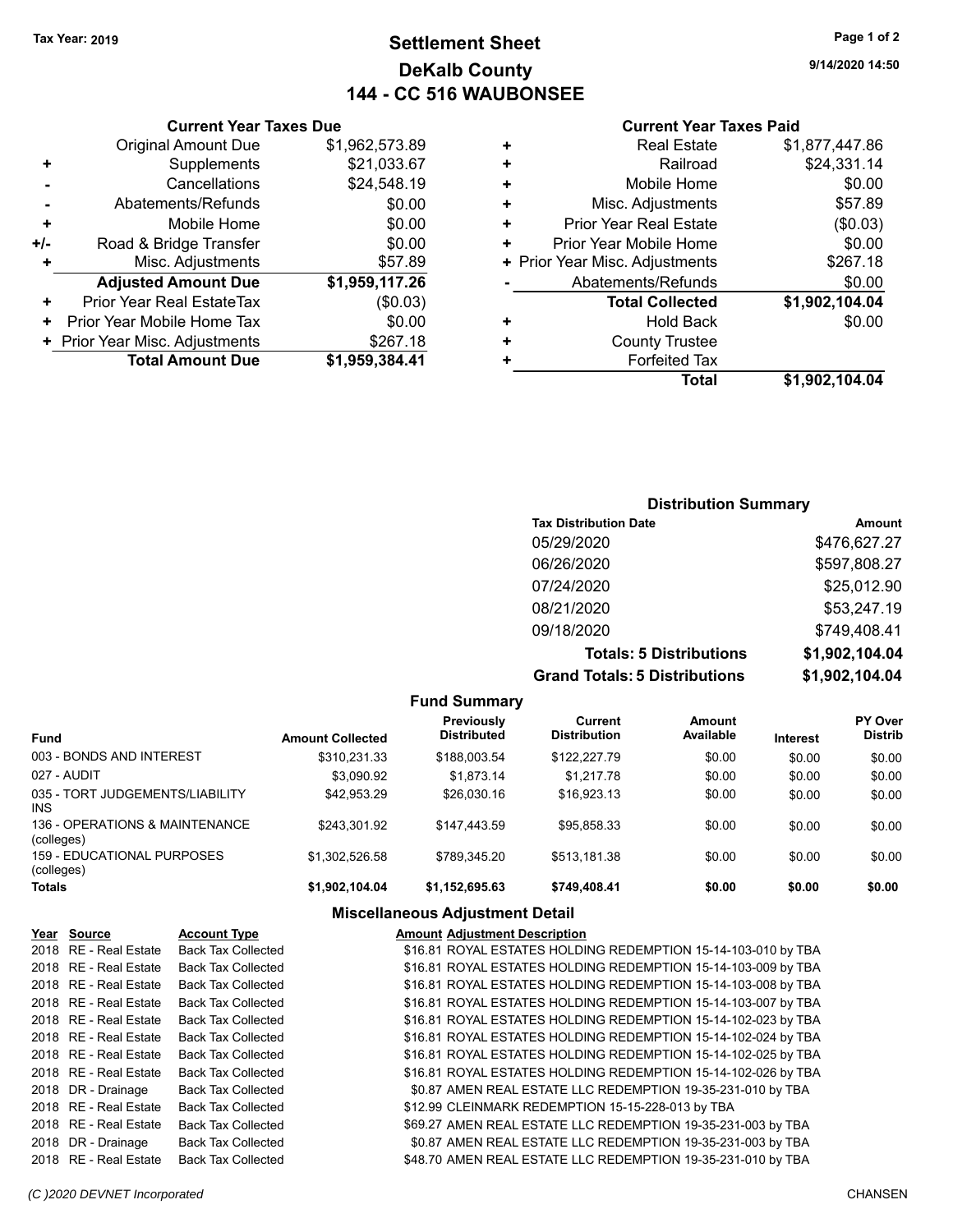Tax Year: 2019

# Settlement Sheet
## DeKalb County
## 144 - CC 516 WAUBONSEE

9/14/2020 14:50

### Current Year Taxes Due

| | | |
|---|---|---|
| | Original Amount Due | $1,962,573.89 |
| + | Supplements | $21,033.67 |
| - | Cancellations | $24,548.19 |
| - | Abatements/Refunds | $0.00 |
| + | Mobile Home | $0.00 |
| +/- | Road & Bridge Transfer | $0.00 |
| + | Misc. Adjustments | $57.89 |
| | **Adjusted Amount Due** | **$1,959,117.26** |
| + | Prior Year Real EstateTax | ($0.03) |
| + | Prior Year Mobile Home Tax | $0.00 |
| + | Prior Year Misc. Adjustments | $267.18 |
| | **Total Amount Due** | **$1,959,384.41** |

### Current Year Taxes Paid

| | | |
|---|---|---|
| + | Real Estate | $1,877,447.86 |
| + | Railroad | $24,331.14 |
| + | Mobile Home | $0.00 |
| + | Misc. Adjustments | $57.89 |
| + | Prior Year Real Estate | ($0.03) |
| + | Prior Year Mobile Home | $0.00 |
| + | Prior Year Misc. Adjustments | $267.18 |
| - | Abatements/Refunds | $0.00 |
| | **Total Collected** | **$1,902,104.04** |
| + | Hold Back | $0.00 |
| + | County Trustee | |
| + | Forfeited Tax | |
| | **Total** | **$1,902,104.04** |

### Distribution Summary

| Tax Distribution Date | Amount |
|---|---|
| 05/29/2020 | $476,627.27 |
| 06/26/2020 | $597,808.27 |
| 07/24/2020 | $25,012.90 |
| 08/21/2020 | $53,247.19 |
| 09/18/2020 | $749,408.41 |
| **Totals: 5 Distributions** | **$1,902,104.04** |
| **Grand Totals: 5 Distributions** | **$1,902,104.04** |

### Fund Summary

| Fund | Amount Collected | Previously Distributed | Current Distribution | Amount Available | Interest | PY Over Distrib |
|---|---|---|---|---|---|---|
| 003 - BONDS AND INTEREST | $310,231.33 | $188,003.54 | $122,227.79 | $0.00 | $0.00 | $0.00 |
| 027 - AUDIT | $3,090.92 | $1,873.14 | $1,217.78 | $0.00 | $0.00 | $0.00 |
| 035 - TORT JUDGEMENTS/LIABILITY INS | $42,953.29 | $26,030.16 | $16,923.13 | $0.00 | $0.00 | $0.00 |
| 136 - OPERATIONS & MAINTENANCE (colleges) | $243,301.92 | $147,443.59 | $95,858.33 | $0.00 | $0.00 | $0.00 |
| 159 - EDUCATIONAL PURPOSES (colleges) | $1,302,526.58 | $789,345.20 | $513,181.38 | $0.00 | $0.00 | $0.00 |
| **Totals** | **$1,902,104.04** | **$1,152,695.63** | **$749,408.41** | **$0.00** | **$0.00** | **$0.00** |

### Miscellaneous Adjustment Detail

| Year | Source | Account Type | Amount | Adjustment Description |
|---|---|---|---|---|
| 2018 | RE - Real Estate | Back Tax Collected | $16.81 | ROYAL ESTATES HOLDING REDEMPTION 15-14-103-010 by TBA |
| 2018 | RE - Real Estate | Back Tax Collected | $16.81 | ROYAL ESTATES HOLDING REDEMPTION 15-14-103-009 by TBA |
| 2018 | RE - Real Estate | Back Tax Collected | $16.81 | ROYAL ESTATES HOLDING REDEMPTION 15-14-103-008 by TBA |
| 2018 | RE - Real Estate | Back Tax Collected | $16.81 | ROYAL ESTATES HOLDING REDEMPTION 15-14-103-007 by TBA |
| 2018 | RE - Real Estate | Back Tax Collected | $16.81 | ROYAL ESTATES HOLDING REDEMPTION 15-14-102-023 by TBA |
| 2018 | RE - Real Estate | Back Tax Collected | $16.81 | ROYAL ESTATES HOLDING REDEMPTION 15-14-102-024 by TBA |
| 2018 | RE - Real Estate | Back Tax Collected | $16.81 | ROYAL ESTATES HOLDING REDEMPTION 15-14-102-025 by TBA |
| 2018 | RE - Real Estate | Back Tax Collected | $16.81 | ROYAL ESTATES HOLDING REDEMPTION 15-14-102-026 by TBA |
| 2018 | DR - Drainage | Back Tax Collected | $0.87 | AMEN REAL ESTATE LLC REDEMPTION 19-35-231-010 by TBA |
| 2018 | RE - Real Estate | Back Tax Collected | $12.99 | CLEINMARK REDEMPTION 15-15-228-013 by TBA |
| 2018 | RE - Real Estate | Back Tax Collected | $69.27 | AMEN REAL ESTATE LLC REDEMPTION 19-35-231-003 by TBA |
| 2018 | DR - Drainage | Back Tax Collected | $0.87 | AMEN REAL ESTATE LLC REDEMPTION 19-35-231-003 by TBA |
| 2018 | RE - Real Estate | Back Tax Collected | $48.70 | AMEN REAL ESTATE LLC REDEMPTION 19-35-231-010 by TBA |

(C )2020 DEVNET Incorporated CHANSEN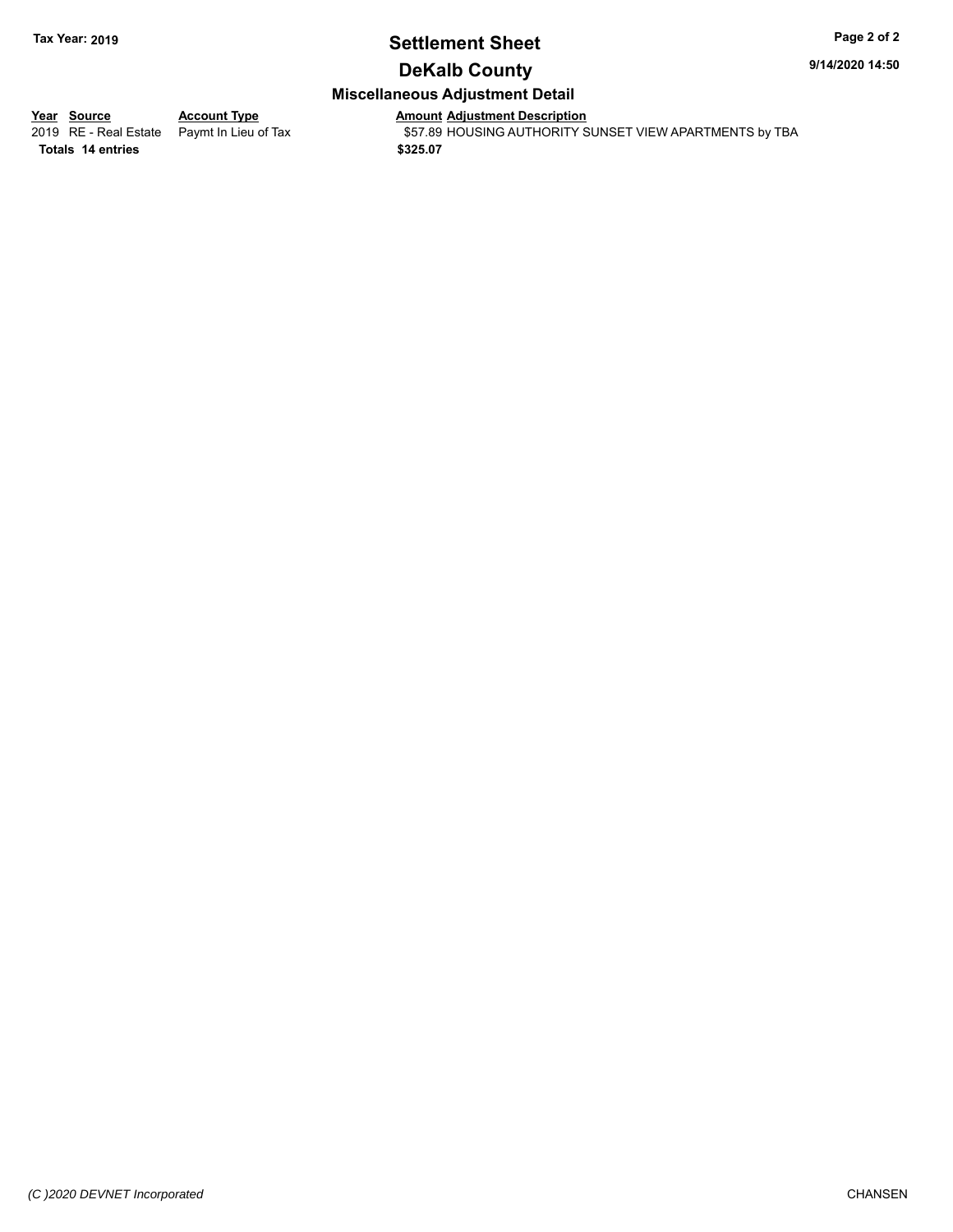## Settlement Sheet

## DeKalb County

### Miscellaneous Adjustment Detail

| Year | Source | Account Type | Amount | Adjustment Description |
|---|---|---|---|---|
| 2019 | RE - Real Estate | Paymt In Lieu of Tax | $57.89 | HOUSING AUTHORITY SUNSET VIEW APARTMENTS by TBA |
| **Totals** | **14 entries** | | **$325.07** | |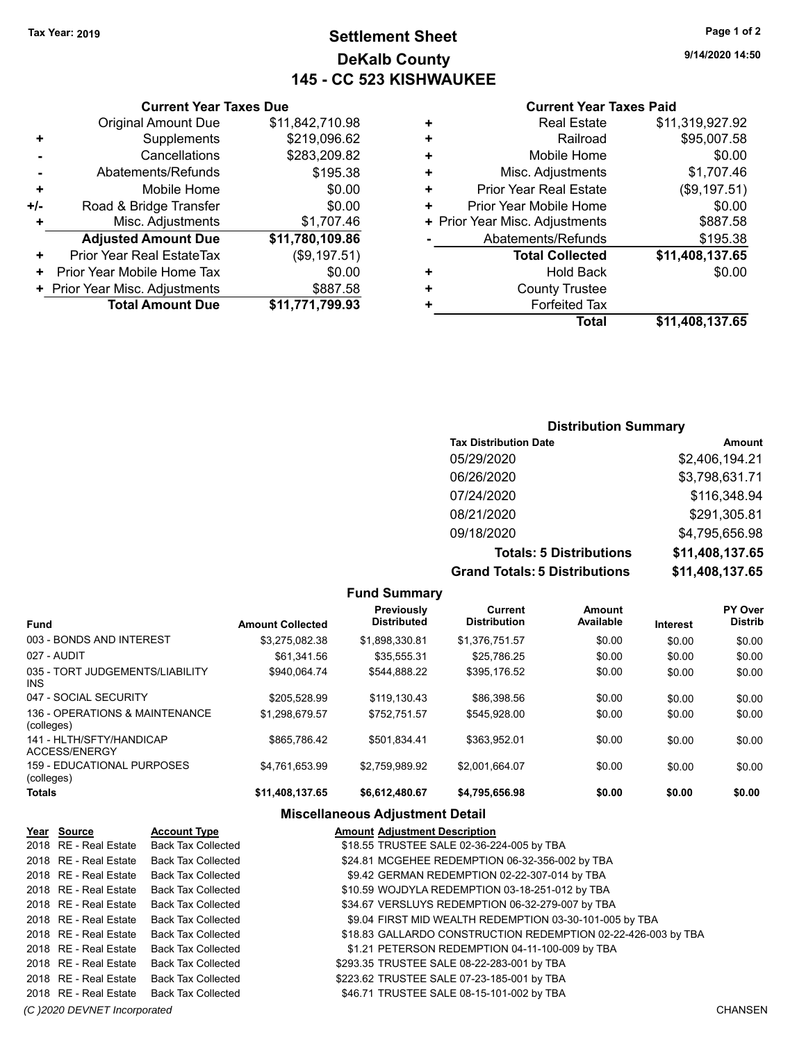Tax Year: 2019

# Settlement Sheet
## DeKalb County
## 145 - CC 523 KISHWAUKEE

9/14/2020 14:50

### Current Year Taxes Due

| | | |
|---|---|---|
| | Original Amount Due | $11,842,710.98 |
| + | Supplements | $219,096.62 |
| - | Cancellations | $283,209.82 |
| - | Abatements/Refunds | $195.38 |
| + | Mobile Home | $0.00 |
| +/- | Road & Bridge Transfer | $0.00 |
| + | Misc. Adjustments | $1,707.46 |
| | **Adjusted Amount Due** | **$11,780,109.86** |
| + | Prior Year Real EstateTax | ($9,197.51) |
| + | Prior Year Mobile Home Tax | $0.00 |
| + | Prior Year Misc. Adjustments | $887.58 |
| | **Total Amount Due** | **$11,771,799.93** |

### Current Year Taxes Paid

| | | |
|---|---|---|
| + | Real Estate | $11,319,927.92 |
| + | Railroad | $95,007.58 |
| + | Mobile Home | $0.00 |
| + | Misc. Adjustments | $1,707.46 |
| + | Prior Year Real Estate | ($9,197.51) |
| + | Prior Year Mobile Home | $0.00 |
| + | Prior Year Misc. Adjustments | $887.58 |
| - | Abatements/Refunds | $195.38 |
| | **Total Collected** | **$11,408,137.65** |
| + | Hold Back | $0.00 |
| + | County Trustee | |
| + | Forfeited Tax | |
| | **Total** | **$11,408,137.65** |

### Distribution Summary

| Tax Distribution Date | Amount |
|---|---|
| 05/29/2020 | $2,406,194.21 |
| 06/26/2020 | $3,798,631.71 |
| 07/24/2020 | $116,348.94 |
| 08/21/2020 | $291,305.81 |
| 09/18/2020 | $4,795,656.98 |
| **Totals: 5 Distributions** | **$11,408,137.65** |
| **Grand Totals: 5 Distributions** | **$11,408,137.65** |

### Fund Summary

| Fund | Amount Collected | Previously Distributed | Current Distribution | Amount Available | Interest | PY Over Distrib |
|---|---|---|---|---|---|---|
| 003 - BONDS AND INTEREST | $3,275,082.38 | $1,898,330.81 | $1,376,751.57 | $0.00 | $0.00 | $0.00 |
| 027 - AUDIT | $61,341.56 | $35,555.31 | $25,786.25 | $0.00 | $0.00 | $0.00 |
| 035 - TORT JUDGEMENTS/LIABILITY INS | $940,064.74 | $544,888.22 | $395,176.52 | $0.00 | $0.00 | $0.00 |
| 047 - SOCIAL SECURITY | $205,528.99 | $119,130.43 | $86,398.56 | $0.00 | $0.00 | $0.00 |
| 136 - OPERATIONS & MAINTENANCE (colleges) | $1,298,679.57 | $752,751.57 | $545,928.00 | $0.00 | $0.00 | $0.00 |
| 141 - HLTH/SFTY/HANDICAP ACCESS/ENERGY | $865,786.42 | $501,834.41 | $363,952.01 | $0.00 | $0.00 | $0.00 |
| 159 - EDUCATIONAL PURPOSES (colleges) | $4,761,653.99 | $2,759,989.92 | $2,001,664.07 | $0.00 | $0.00 | $0.00 |
| **Totals** | **$11,408,137.65** | **$6,612,480.67** | **$4,795,656.98** | **$0.00** | **$0.00** | **$0.00** |

### Miscellaneous Adjustment Detail

| Year | Source | Account Type | Amount | Adjustment Description |
|---|---|---|---|---|
| 2018 | RE - Real Estate | Back Tax Collected | $18.55 | TRUSTEE SALE 02-36-224-005 by TBA |
| 2018 | RE - Real Estate | Back Tax Collected | $24.81 | MCGEHEE REDEMPTION 06-32-356-002 by TBA |
| 2018 | RE - Real Estate | Back Tax Collected | $9.42 | GERMAN REDEMPTION 02-22-307-014 by TBA |
| 2018 | RE - Real Estate | Back Tax Collected | $10.59 | WOJDYLA REDEMPTION 03-18-251-012 by TBA |
| 2018 | RE - Real Estate | Back Tax Collected | $34.67 | VERSLUYS REDEMPTION 06-32-279-007 by TBA |
| 2018 | RE - Real Estate | Back Tax Collected | $9.04 | FIRST MID WEALTH REDEMPTION 03-30-101-005 by TBA |
| 2018 | RE - Real Estate | Back Tax Collected | $18.83 | GALLARDO CONSTRUCTION REDEMPTION 02-22-426-003 by TBA |
| 2018 | RE - Real Estate | Back Tax Collected | $1.21 | PETERSON REDEMPTION 04-11-100-009 by TBA |
| 2018 | RE - Real Estate | Back Tax Collected | $293.35 | TRUSTEE SALE 08-22-283-001 by TBA |
| 2018 | RE - Real Estate | Back Tax Collected | $223.62 | TRUSTEE SALE 07-23-185-001 by TBA |
| 2018 | RE - Real Estate | Back Tax Collected | $46.71 | TRUSTEE SALE 08-15-101-002 by TBA |

(C )2020 DEVNET Incorporated CHANSEN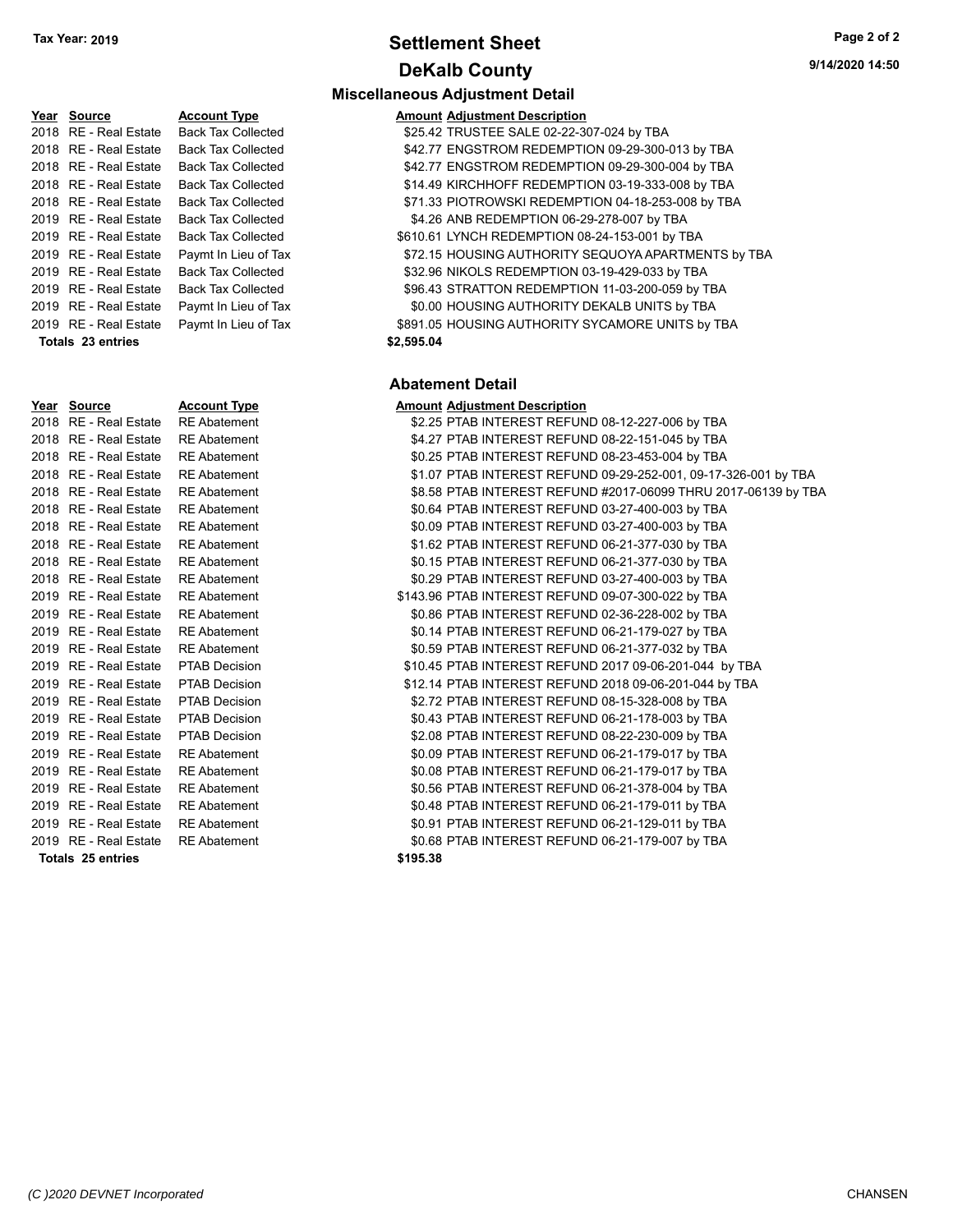**Tax Year: 2019**

# Settlement Sheet

## DeKalb County

9/14/2020 14:50

### Miscellaneous Adjustment Detail

| Year | Source | Account Type | Amount | Adjustment Description |
|---|---|---|---|---|
| 2018 | RE - Real Estate | Back Tax Collected | $25.42 | TRUSTEE SALE 02-22-307-024 by TBA |
| 2018 | RE - Real Estate | Back Tax Collected | $42.77 | ENGSTROM REDEMPTION 09-29-300-013 by TBA |
| 2018 | RE - Real Estate | Back Tax Collected | $42.77 | ENGSTROM REDEMPTION 09-29-300-004 by TBA |
| 2018 | RE - Real Estate | Back Tax Collected | $14.49 | KIRCHHOFF REDEMPTION 03-19-333-008 by TBA |
| 2018 | RE - Real Estate | Back Tax Collected | $71.33 | PIOTROWSKI REDEMPTION 04-18-253-008 by TBA |
| 2019 | RE - Real Estate | Back Tax Collected | $4.26 | ANB REDEMPTION 06-29-278-007 by TBA |
| 2019 | RE - Real Estate | Back Tax Collected | $610.61 | LYNCH REDEMPTION 08-24-153-001 by TBA |
| 2019 | RE - Real Estate | Paymt In Lieu of Tax | $72.15 | HOUSING AUTHORITY SEQUOYA APARTMENTS by TBA |
| 2019 | RE - Real Estate | Back Tax Collected | $32.96 | NIKOLS REDEMPTION 03-19-429-033 by TBA |
| 2019 | RE - Real Estate | Back Tax Collected | $96.43 | STRATTON REDEMPTION 11-03-200-059 by TBA |
| 2019 | RE - Real Estate | Paymt In Lieu of Tax | $0.00 | HOUSING AUTHORITY DEKALB UNITS by TBA |
| 2019 | RE - Real Estate | Paymt In Lieu of Tax | $891.05 | HOUSING AUTHORITY SYCAMORE UNITS by TBA |
| **Totals 23 entries** | | | **$2,595.04** | |

### Abatement Detail

| Year | Source | Account Type | Amount | Adjustment Description |
|---|---|---|---|---|
| 2018 | RE - Real Estate | RE Abatement | $2.25 | PTAB INTEREST REFUND 08-12-227-006 by TBA |
| 2018 | RE - Real Estate | RE Abatement | $4.27 | PTAB INTEREST REFUND 08-22-151-045 by TBA |
| 2018 | RE - Real Estate | RE Abatement | $0.25 | PTAB INTEREST REFUND 08-23-453-004 by TBA |
| 2018 | RE - Real Estate | RE Abatement | $1.07 | PTAB INTEREST REFUND 09-29-252-001, 09-17-326-001 by TBA |
| 2018 | RE - Real Estate | RE Abatement | $8.58 | PTAB INTEREST REFUND #2017-06099 THRU 2017-06139 by TBA |
| 2018 | RE - Real Estate | RE Abatement | $0.64 | PTAB INTEREST REFUND 03-27-400-003 by TBA |
| 2018 | RE - Real Estate | RE Abatement | $0.09 | PTAB INTEREST REFUND 03-27-400-003 by TBA |
| 2018 | RE - Real Estate | RE Abatement | $1.62 | PTAB INTEREST REFUND 06-21-377-030 by TBA |
| 2018 | RE - Real Estate | RE Abatement | $0.15 | PTAB INTEREST REFUND 06-21-377-030 by TBA |
| 2018 | RE - Real Estate | RE Abatement | $0.29 | PTAB INTEREST REFUND 03-27-400-003 by TBA |
| 2019 | RE - Real Estate | RE Abatement | $143.96 | PTAB INTEREST REFUND 09-07-300-022 by TBA |
| 2019 | RE - Real Estate | RE Abatement | $0.86 | PTAB INTEREST REFUND 02-36-228-002 by TBA |
| 2019 | RE - Real Estate | RE Abatement | $0.14 | PTAB INTEREST REFUND 06-21-179-027 by TBA |
| 2019 | RE - Real Estate | RE Abatement | $0.59 | PTAB INTEREST REFUND 06-21-377-032 by TBA |
| 2019 | RE - Real Estate | PTAB Decision | $10.45 | PTAB INTEREST REFUND 2017 09-06-201-044 by TBA |
| 2019 | RE - Real Estate | PTAB Decision | $12.14 | PTAB INTEREST REFUND 2018 09-06-201-044 by TBA |
| 2019 | RE - Real Estate | PTAB Decision | $2.72 | PTAB INTEREST REFUND 08-15-328-008 by TBA |
| 2019 | RE - Real Estate | PTAB Decision | $0.43 | PTAB INTEREST REFUND 06-21-178-003 by TBA |
| 2019 | RE - Real Estate | PTAB Decision | $2.08 | PTAB INTEREST REFUND 08-22-230-009 by TBA |
| 2019 | RE - Real Estate | RE Abatement | $0.09 | PTAB INTEREST REFUND 06-21-179-017 by TBA |
| 2019 | RE - Real Estate | RE Abatement | $0.08 | PTAB INTEREST REFUND 06-21-179-017 by TBA |
| 2019 | RE - Real Estate | RE Abatement | $0.56 | PTAB INTEREST REFUND 06-21-378-004 by TBA |
| 2019 | RE - Real Estate | RE Abatement | $0.48 | PTAB INTEREST REFUND 06-21-179-011 by TBA |
| 2019 | RE - Real Estate | RE Abatement | $0.91 | PTAB INTEREST REFUND 06-21-129-011 by TBA |
| 2019 | RE - Real Estate | RE Abatement | $0.68 | PTAB INTEREST REFUND 06-21-179-007 by TBA |
| **Totals 25 entries** | | | **$195.38** | |

*(C )2020 DEVNET Incorporated* CHANSEN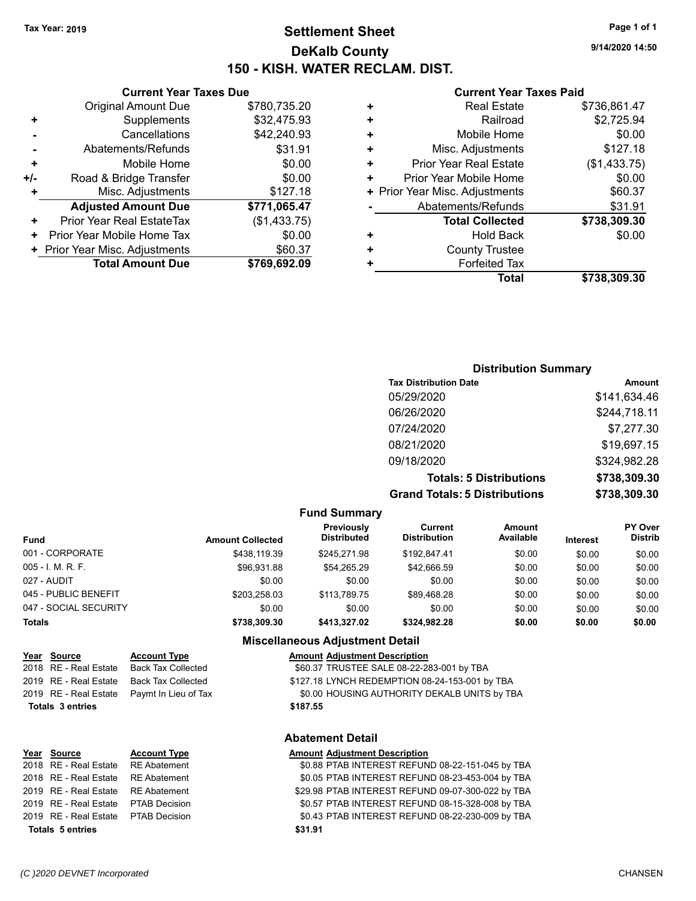Tax Year: 2019

# Settlement Sheet

## DeKalb County

## 150 - KISH. WATER RECLAM. DIST.

9/14/2020 14:50

### Current Year Taxes Due

| | | |
|---|---|---|
| | Original Amount Due | $780,735.20 |
| + | Supplements | $32,475.93 |
| - | Cancellations | $42,240.93 |
| - | Abatements/Refunds | $31.91 |
| + | Mobile Home | $0.00 |
| +/- | Road & Bridge Transfer | $0.00 |
| + | Misc. Adjustments | $127.18 |
| | **Adjusted Amount Due** | **$771,065.47** |
| + | Prior Year Real EstateTax | ($1,433.75) |
| + | Prior Year Mobile Home Tax | $0.00 |
| + | Prior Year Misc. Adjustments | $60.37 |
| | **Total Amount Due** | **$769,692.09** |

### Current Year Taxes Paid

| | | |
|---|---|---|
| + | Real Estate | $736,861.47 |
| + | Railroad | $2,725.94 |
| + | Mobile Home | $0.00 |
| + | Misc. Adjustments | $127.18 |
| + | Prior Year Real Estate | ($1,433.75) |
| + | Prior Year Mobile Home | $0.00 |
| + | Prior Year Misc. Adjustments | $60.37 |
| - | Abatements/Refunds | $31.91 |
| | **Total Collected** | **$738,309.30** |
| + | Hold Back | $0.00 |
| + | County Trustee | |
| + | Forfeited Tax | |
| | **Total** | **$738,309.30** |

### Distribution Summary

| Tax Distribution Date | Amount |
|---|---|
| 05/29/2020 | $141,634.46 |
| 06/26/2020 | $244,718.11 |
| 07/24/2020 | $7,277.30 |
| 08/21/2020 | $19,697.15 |
| 09/18/2020 | $324,982.28 |
| **Totals: 5 Distributions** | **$738,309.30** |
| **Grand Totals: 5 Distributions** | **$738,309.30** |

### Fund Summary

| Fund | Amount Collected | Previously Distributed | Current Distribution | Amount Available | Interest | PY Over Distrib |
|---|---|---|---|---|---|---|
| 001 - CORPORATE | $438,119.39 | $245,271.98 | $192,847.41 | $0.00 | $0.00 | $0.00 |
| 005 - I. M. R. F. | $96,931.88 | $54,265.29 | $42,666.59 | $0.00 | $0.00 | $0.00 |
| 027 - AUDIT | $0.00 | $0.00 | $0.00 | $0.00 | $0.00 | $0.00 |
| 045 - PUBLIC BENEFIT | $203,258.03 | $113,789.75 | $89,468.28 | $0.00 | $0.00 | $0.00 |
| 047 - SOCIAL SECURITY | $0.00 | $0.00 | $0.00 | $0.00 | $0.00 | $0.00 |
| **Totals** | **$738,309.30** | **$413,327.02** | **$324,982.28** | **$0.00** | **$0.00** | **$0.00** |

### Miscellaneous Adjustment Detail

| Year | Source | Account Type | Amount | Adjustment Description |
|---|---|---|---|---|
| 2018 | RE - Real Estate | Back Tax Collected | $60.37 | TRUSTEE SALE 08-22-283-001 by TBA |
| 2019 | RE - Real Estate | Back Tax Collected | $127.18 | LYNCH REDEMPTION 08-24-153-001 by TBA |
| 2019 | RE - Real Estate | Paymt In Lieu of Tax | $0.00 | HOUSING AUTHORITY DEKALB UNITS by TBA |
| **Totals 3 entries** | | | **$187.55** | |

### Abatement Detail

| Year | Source | Account Type | Amount | Adjustment Description |
|---|---|---|---|---|
| 2018 | RE - Real Estate | RE Abatement | $0.88 | PTAB INTEREST REFUND 08-22-151-045 by TBA |
| 2018 | RE - Real Estate | RE Abatement | $0.05 | PTAB INTEREST REFUND 08-23-453-004 by TBA |
| 2019 | RE - Real Estate | RE Abatement | $29.98 | PTAB INTEREST REFUND 09-07-300-022 by TBA |
| 2019 | RE - Real Estate | PTAB Decision | $0.57 | PTAB INTEREST REFUND 08-15-328-008 by TBA |
| 2019 | RE - Real Estate | PTAB Decision | $0.43 | PTAB INTEREST REFUND 08-22-230-009 by TBA |
| **Totals 5 entries** | | | **$31.91** | |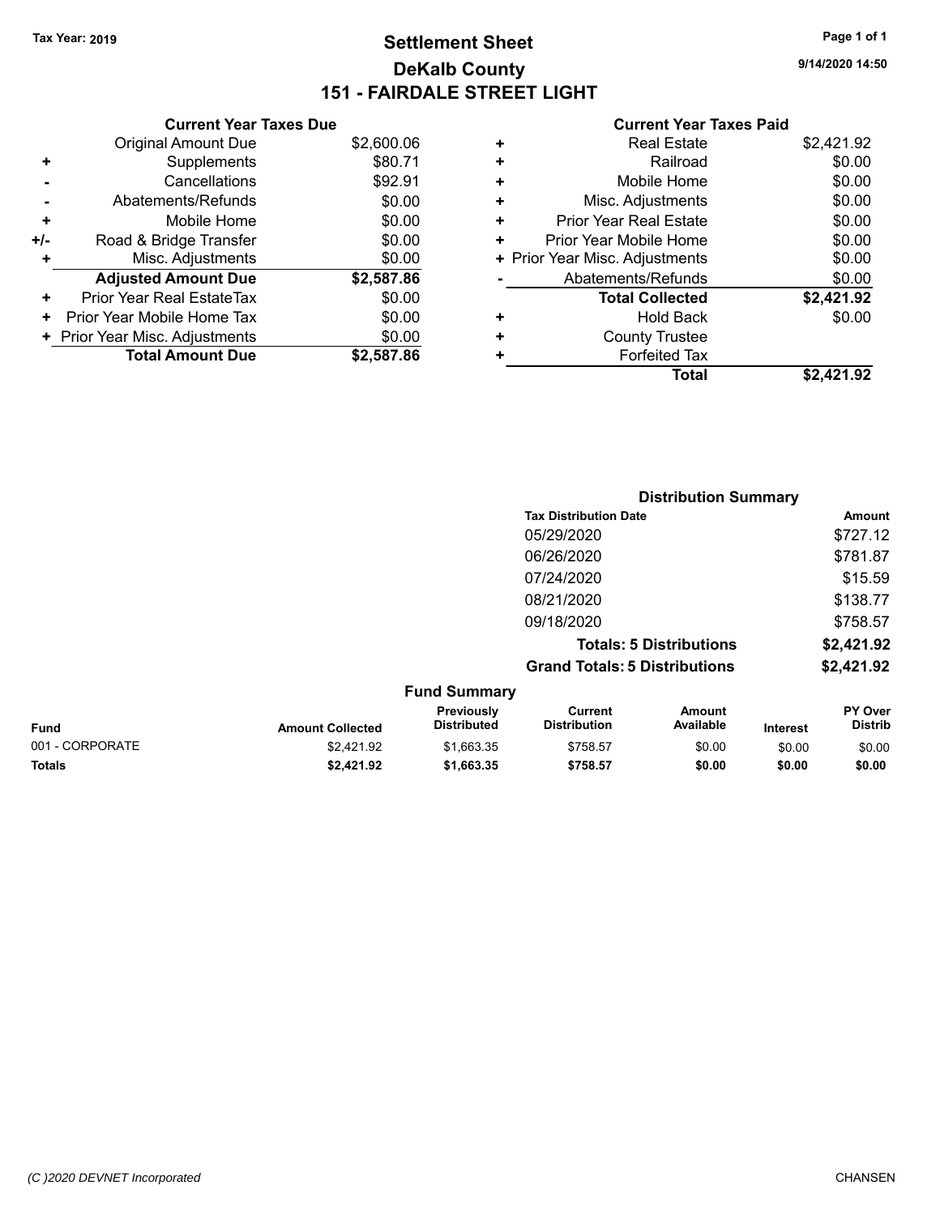Tax Year: 2019

# Settlement Sheet
## DeKalb County
## 151 - FAIRDALE STREET LIGHT

9/14/2020 14:50

### Current Year Taxes Due

| | | |
|---|---|---|
| | Original Amount Due | $2,600.06 |
| + | Supplements | $80.71 |
| - | Cancellations | $92.91 |
| - | Abatements/Refunds | $0.00 |
| + | Mobile Home | $0.00 |
| +/- | Road & Bridge Transfer | $0.00 |
| + | Misc. Adjustments | $0.00 |
| | **Adjusted Amount Due** | **$2,587.86** |
| + | Prior Year Real EstateTax | $0.00 |
| + | Prior Year Mobile Home Tax | $0.00 |
| + | Prior Year Misc. Adjustments | $0.00 |
| | **Total Amount Due** | **$2,587.86** |

### Current Year Taxes Paid

| | | |
|---|---|---|
| + | Real Estate | $2,421.92 |
| + | Railroad | $0.00 |
| + | Mobile Home | $0.00 |
| + | Misc. Adjustments | $0.00 |
| + | Prior Year Real Estate | $0.00 |
| + | Prior Year Mobile Home | $0.00 |
| + | Prior Year Misc. Adjustments | $0.00 |
| - | Abatements/Refunds | $0.00 |
| | **Total Collected** | **$2,421.92** |
| + | Hold Back | $0.00 |
| + | County Trustee | |
| + | Forfeited Tax | |
| | **Total** | **$2,421.92** |

### Distribution Summary

| Tax Distribution Date | Amount |
|---|---|
| 05/29/2020 | $727.12 |
| 06/26/2020 | $781.87 |
| 07/24/2020 | $15.59 |
| 08/21/2020 | $138.77 |
| 09/18/2020 | $758.57 |
| **Totals: 5 Distributions** | **$2,421.92** |
| **Grand Totals: 5 Distributions** | **$2,421.92** |

### Fund Summary

| Fund | Amount Collected | Previously Distributed | Current Distribution | Amount Available | Interest | PY Over Distrib |
|---|---|---|---|---|---|---|
| 001 - CORPORATE | $2,421.92 | $1,663.35 | $758.57 | $0.00 | $0.00 | $0.00 |
| **Totals** | **$2,421.92** | **$1,663.35** | **$758.57** | **$0.00** | **$0.00** | **$0.00** |

(C )2020 DEVNET Incorporated

CHANSEN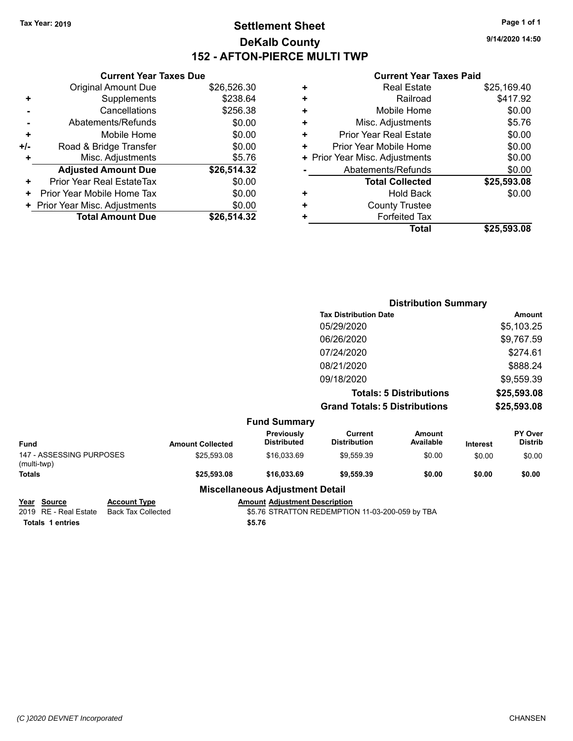**Tax Year: 2019**

# Settlement Sheet

## DeKalb County

## 152 - AFTON-PIERCE MULTI TWP

9/14/2020 14:50

### Current Year Taxes Due

| | | |
|---|---|---|
| | Original Amount Due | $26,526.30 |
| + | Supplements | $238.64 |
| - | Cancellations | $256.38 |
| - | Abatements/Refunds | $0.00 |
| + | Mobile Home | $0.00 |
| +/- | Road & Bridge Transfer | $0.00 |
| + | Misc. Adjustments | $5.76 |
| | **Adjusted Amount Due** | **$26,514.32** |
| + | Prior Year Real EstateTax | $0.00 |
| + | Prior Year Mobile Home Tax | $0.00 |
| + | Prior Year Misc. Adjustments | $0.00 |
| | **Total Amount Due** | **$26,514.32** |

### Current Year Taxes Paid

| | | |
|---|---|---|
| + | Real Estate | $25,169.40 |
| + | Railroad | $417.92 |
| + | Mobile Home | $0.00 |
| + | Misc. Adjustments | $5.76 |
| + | Prior Year Real Estate | $0.00 |
| + | Prior Year Mobile Home | $0.00 |
| + | Prior Year Misc. Adjustments | $0.00 |
| - | Abatements/Refunds | $0.00 |
| | **Total Collected** | **$25,593.08** |
| + | Hold Back | $0.00 |
| + | County Trustee | |
| + | Forfeited Tax | |
| | **Total** | **$25,593.08** |

### Distribution Summary

| Tax Distribution Date | Amount |
|---|---|
| 05/29/2020 | $5,103.25 |
| 06/26/2020 | $9,767.59 |
| 07/24/2020 | $274.61 |
| 08/21/2020 | $888.24 |
| 09/18/2020 | $9,559.39 |
| **Totals: 5 Distributions** | **$25,593.08** |
| **Grand Totals: 5 Distributions** | **$25,593.08** |

### Fund Summary

| Fund | Amount Collected | Previously Distributed | Current Distribution | Amount Available | Interest | PY Over Distrib |
|---|---|---|---|---|---|---|
| 147 - ASSESSING PURPOSES (multi-twp) | $25,593.08 | $16,033.69 | $9,559.39 | $0.00 | $0.00 | $0.00 |
| **Totals** | **$25,593.08** | **$16,033.69** | **$9,559.39** | **$0.00** | **$0.00** | **$0.00** |

### Miscellaneous Adjustment Detail

| Year | Source | Account Type | Amount | Adjustment Description |
|---|---|---|---|---|
| 2019 | RE - Real Estate | Back Tax Collected | $5.76 | STRATTON REDEMPTION 11-03-200-059 by TBA |
| **Totals 1 entries** | | | **$5.76** | |

(C )2020 DEVNET Incorporated CHANSEN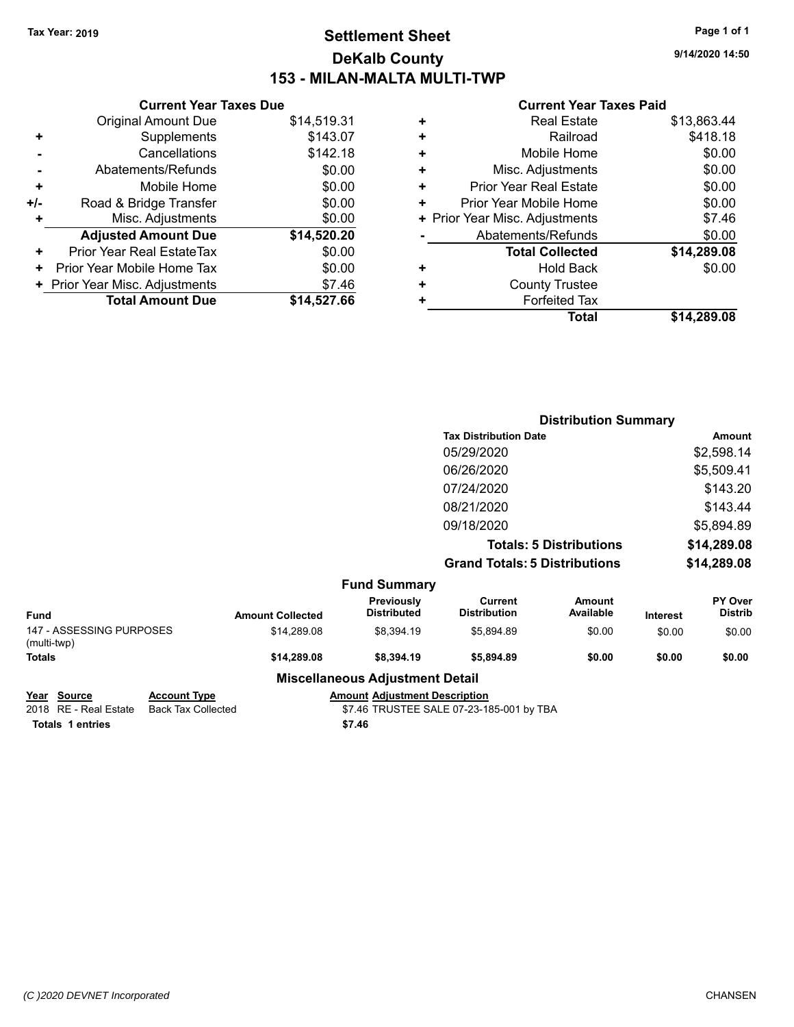Tax Year: 2019

# Settlement Sheet

## DeKalb County

## 153 - MILAN-MALTA MULTI-TWP

9/14/2020 14:50

### Current Year Taxes Due

| | | |
|---|---|---|
| | Original Amount Due | $14,519.31 |
| + | Supplements | $143.07 |
| - | Cancellations | $142.18 |
| - | Abatements/Refunds | $0.00 |
| + | Mobile Home | $0.00 |
| +/- | Road & Bridge Transfer | $0.00 |
| + | Misc. Adjustments | $0.00 |
| | **Adjusted Amount Due** | **$14,520.20** |
| + | Prior Year Real EstateTax | $0.00 |
| + | Prior Year Mobile Home Tax | $0.00 |
| + | Prior Year Misc. Adjustments | $7.46 |
| | **Total Amount Due** | **$14,527.66** |

### Current Year Taxes Paid

| | | |
|---|---|---|
| + | Real Estate | $13,863.44 |
| + | Railroad | $418.18 |
| + | Mobile Home | $0.00 |
| + | Misc. Adjustments | $0.00 |
| + | Prior Year Real Estate | $0.00 |
| + | Prior Year Mobile Home | $0.00 |
| + | Prior Year Misc. Adjustments | $7.46 |
| - | Abatements/Refunds | $0.00 |
| | **Total Collected** | **$14,289.08** |
| + | Hold Back | $0.00 |
| + | County Trustee | |
| + | Forfeited Tax | |
| | **Total** | **$14,289.08** |

### Distribution Summary

| Tax Distribution Date | Amount |
|---|---|
| 05/29/2020 | $2,598.14 |
| 06/26/2020 | $5,509.41 |
| 07/24/2020 | $143.20 |
| 08/21/2020 | $143.44 |
| 09/18/2020 | $5,894.89 |
| **Totals: 5 Distributions** | **$14,289.08** |
| **Grand Totals: 5 Distributions** | **$14,289.08** |

### Fund Summary

| Fund | Amount Collected | Previously Distributed | Current Distribution | Amount Available | Interest | PY Over Distrib |
|---|---|---|---|---|---|---|
| 147 - ASSESSING PURPOSES (multi-twp) | $14,289.08 | $8,394.19 | $5,894.89 | $0.00 | $0.00 | $0.00 |
| **Totals** | **$14,289.08** | **$8,394.19** | **$5,894.89** | **$0.00** | **$0.00** | **$0.00** |

### Miscellaneous Adjustment Detail

| Year | Source | Account Type | Amount | Adjustment Description |
|---|---|---|---|---|
| 2018 | RE - Real Estate | Back Tax Collected | $7.46 | TRUSTEE SALE 07-23-185-001 by TBA |
| **Totals** | **1 entries** | | **$7.46** | |

(C )2020 DEVNET Incorporated CHANSEN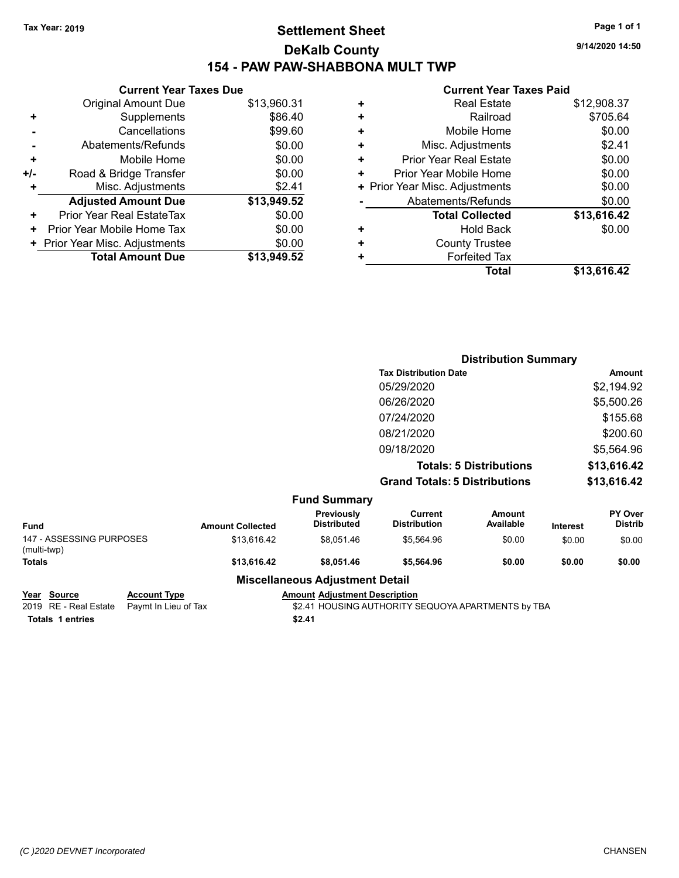**Tax Year: 2019**

# Settlement Sheet

## DeKalb County

## 154 - PAW PAW-SHABBONA MULT TWP

9/14/2020 14:50

### Current Year Taxes Due

| | | |
|---|---|---|
| | Original Amount Due | $13,960.31 |
| + | Supplements | $86.40 |
| - | Cancellations | $99.60 |
| - | Abatements/Refunds | $0.00 |
| + | Mobile Home | $0.00 |
| +/- | Road & Bridge Transfer | $0.00 |
| + | Misc. Adjustments | $2.41 |
| | **Adjusted Amount Due** | **$13,949.52** |
| + | Prior Year Real EstateTax | $0.00 |
| + | Prior Year Mobile Home Tax | $0.00 |
| + | Prior Year Misc. Adjustments | $0.00 |
| | **Total Amount Due** | **$13,949.52** |

### Current Year Taxes Paid

| | | |
|---|---|---|
| + | Real Estate | $12,908.37 |
| + | Railroad | $705.64 |
| + | Mobile Home | $0.00 |
| + | Misc. Adjustments | $2.41 |
| + | Prior Year Real Estate | $0.00 |
| + | Prior Year Mobile Home | $0.00 |
| + | Prior Year Misc. Adjustments | $0.00 |
| - | Abatements/Refunds | $0.00 |
| | **Total Collected** | **$13,616.42** |
| + | Hold Back | $0.00 |
| + | County Trustee | |
| + | Forfeited Tax | |
| | **Total** | **$13,616.42** |

### Distribution Summary

| Tax Distribution Date | Amount |
|---|---|
| 05/29/2020 | $2,194.92 |
| 06/26/2020 | $5,500.26 |
| 07/24/2020 | $155.68 |
| 08/21/2020 | $200.60 |
| 09/18/2020 | $5,564.96 |
| **Totals: 5 Distributions** | **$13,616.42** |
| **Grand Totals: 5 Distributions** | **$13,616.42** |

### Fund Summary

| Fund | Amount Collected | Previously Distributed | Current Distribution | Amount Available | Interest | PY Over Distrib |
|---|---|---|---|---|---|---|
| 147 - ASSESSING PURPOSES (multi-twp) | $13,616.42 | $8,051.46 | $5,564.96 | $0.00 | $0.00 | $0.00 |
| **Totals** | **$13,616.42** | **$8,051.46** | **$5,564.96** | **$0.00** | **$0.00** | **$0.00** |

### Miscellaneous Adjustment Detail

| Year | Source | Account Type | Amount | Adjustment Description |
|---|---|---|---|---|
| 2019 | RE - Real Estate | Paymt In Lieu of Tax | $2.41 | HOUSING AUTHORITY SEQUOYA APARTMENTS by TBA |
| **Totals** | **1 entries** | | **$2.41** | |

(C )2020 DEVNET Incorporated

CHANSEN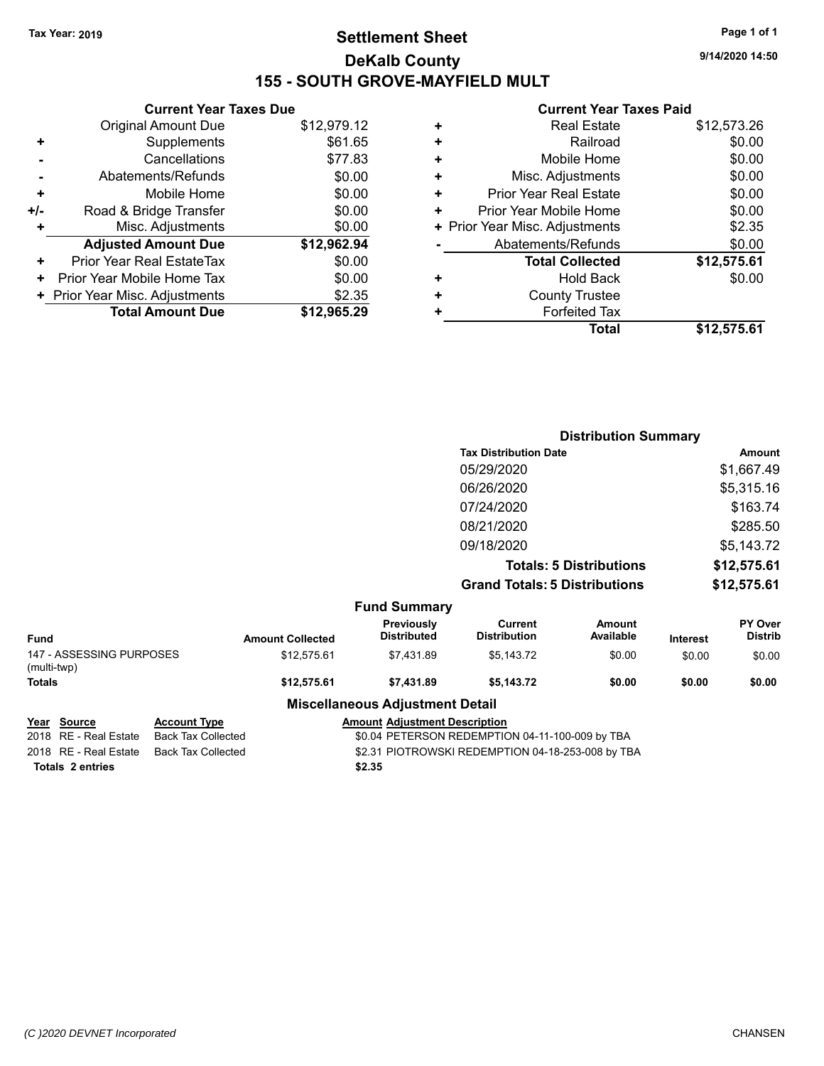Tax Year: 2019

# Settlement Sheet

## DeKalb County

## 155 - SOUTH GROVE-MAYFIELD MULT

9/14/2020 14:50

### Current Year Taxes Due

| | | |
|---|---|---|
| | Original Amount Due | $12,979.12 |
| + | Supplements | $61.65 |
| - | Cancellations | $77.83 |
| - | Abatements/Refunds | $0.00 |
| + | Mobile Home | $0.00 |
| +/- | Road & Bridge Transfer | $0.00 |
| + | Misc. Adjustments | $0.00 |
| | **Adjusted Amount Due** | **$12,962.94** |
| + | Prior Year Real EstateTax | $0.00 |
| + | Prior Year Mobile Home Tax | $0.00 |
| + | Prior Year Misc. Adjustments | $2.35 |
| | **Total Amount Due** | **$12,965.29** |

### Current Year Taxes Paid

| | | |
|---|---|---|
| + | Real Estate | $12,573.26 |
| + | Railroad | $0.00 |
| + | Mobile Home | $0.00 |
| + | Misc. Adjustments | $0.00 |
| + | Prior Year Real Estate | $0.00 |
| + | Prior Year Mobile Home | $0.00 |
| + | Prior Year Misc. Adjustments | $2.35 |
| - | Abatements/Refunds | $0.00 |
| | **Total Collected** | **$12,575.61** |
| + | Hold Back | $0.00 |
| + | County Trustee | |
| + | Forfeited Tax | |
| | **Total** | **$12,575.61** |

### Distribution Summary

| Tax Distribution Date | Amount |
|---|---|
| 05/29/2020 | $1,667.49 |
| 06/26/2020 | $5,315.16 |
| 07/24/2020 | $163.74 |
| 08/21/2020 | $285.50 |
| 09/18/2020 | $5,143.72 |
| **Totals: 5 Distributions** | **$12,575.61** |
| **Grand Totals: 5 Distributions** | **$12,575.61** |

### Fund Summary

| Fund | Amount Collected | Previously Distributed | Current Distribution | Amount Available | Interest | PY Over Distrib |
|---|---|---|---|---|---|---|
| 147 - ASSESSING PURPOSES (multi-twp) | $12,575.61 | $7,431.89 | $5,143.72 | $0.00 | $0.00 | $0.00 |
| **Totals** | **$12,575.61** | **$7,431.89** | **$5,143.72** | **$0.00** | **$0.00** | **$0.00** |

### Miscellaneous Adjustment Detail

| Year | Source | Account Type | Amount | Adjustment Description |
|---|---|---|---|---|
| 2018 | RE - Real Estate | Back Tax Collected | $0.04 | PETERSON REDEMPTION 04-11-100-009 by TBA |
| 2018 | RE - Real Estate | Back Tax Collected | $2.31 | PIOTROWSKI REDEMPTION 04-18-253-008 by TBA |
| **Totals 2 entries** | | | **$2.35** | |

(C )2020 DEVNET Incorporated CHANSEN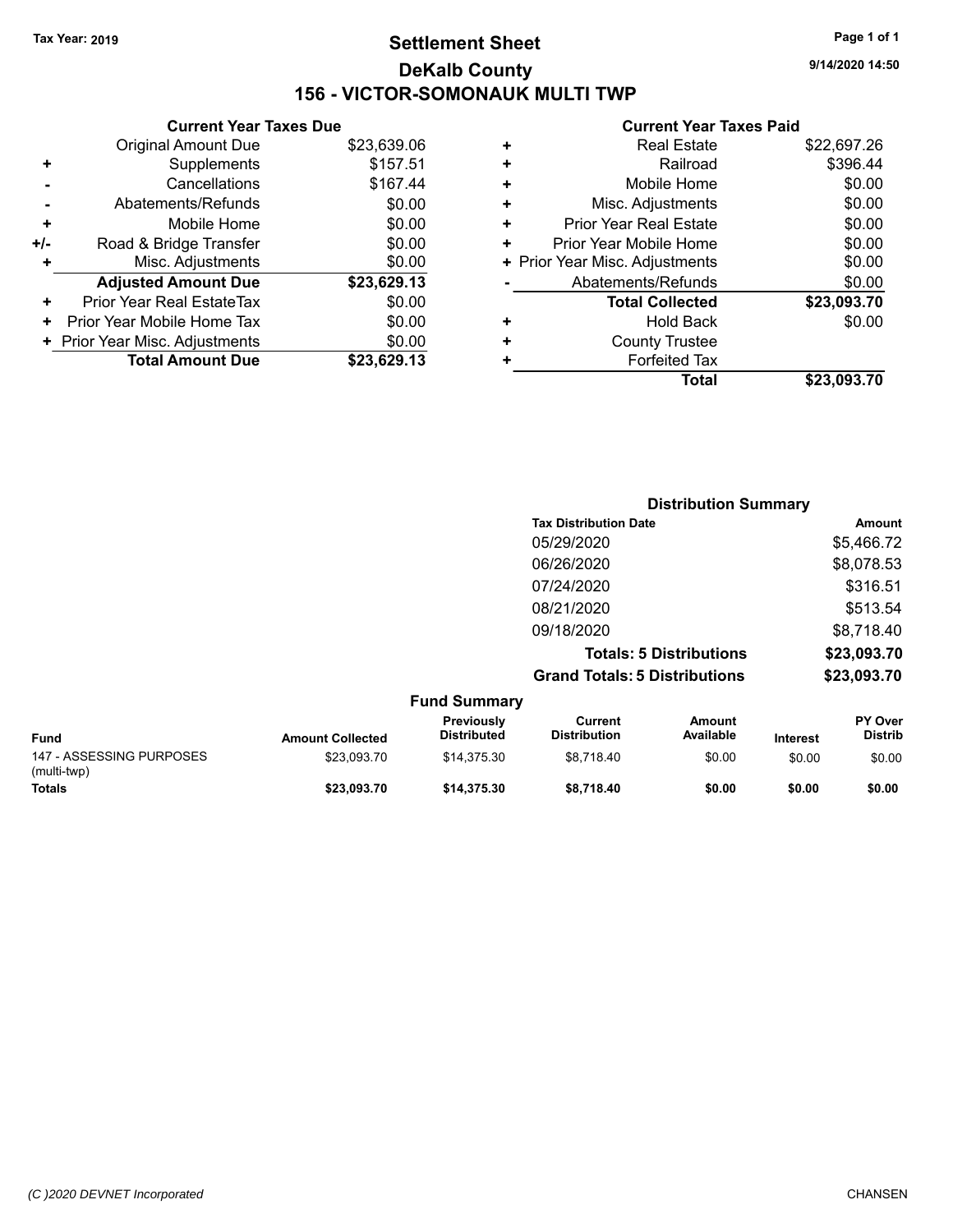Tax Year: 2019

# Settlement Sheet

## DeKalb County

## 156 - VICTOR-SOMONAUK MULTI TWP

9/14/2020 14:50

### Current Year Taxes Due

| | | |
|---|---|---|
| | Original Amount Due | $23,639.06 |
| + | Supplements | $157.51 |
| - | Cancellations | $167.44 |
| - | Abatements/Refunds | $0.00 |
| + | Mobile Home | $0.00 |
| +/- | Road & Bridge Transfer | $0.00 |
| + | Misc. Adjustments | $0.00 |
| | **Adjusted Amount Due** | **$23,629.13** |
| + | Prior Year Real EstateTax | $0.00 |
| + | Prior Year Mobile Home Tax | $0.00 |
| + | Prior Year Misc. Adjustments | $0.00 |
| | **Total Amount Due** | **$23,629.13** |

### Current Year Taxes Paid

| | | |
|---|---|---|
| + | Real Estate | $22,697.26 |
| + | Railroad | $396.44 |
| + | Mobile Home | $0.00 |
| + | Misc. Adjustments | $0.00 |
| + | Prior Year Real Estate | $0.00 |
| + | Prior Year Mobile Home | $0.00 |
| + | Prior Year Misc. Adjustments | $0.00 |
| - | Abatements/Refunds | $0.00 |
| | **Total Collected** | **$23,093.70** |
| + | Hold Back | $0.00 |
| + | County Trustee | |
| + | Forfeited Tax | |
| | **Total** | **$23,093.70** |

### Distribution Summary

| Tax Distribution Date | Amount |
|---|---|
| 05/29/2020 | $5,466.72 |
| 06/26/2020 | $8,078.53 |
| 07/24/2020 | $316.51 |
| 08/21/2020 | $513.54 |
| 09/18/2020 | $8,718.40 |
| **Totals: 5 Distributions** | **$23,093.70** |
| **Grand Totals: 5 Distributions** | **$23,093.70** |

### Fund Summary

| Fund | Amount Collected | Previously Distributed | Current Distribution | Amount Available | Interest | PY Over Distrib |
|---|---|---|---|---|---|---|
| 147 - ASSESSING PURPOSES (multi-twp) | $23,093.70 | $14,375.30 | $8,718.40 | $0.00 | $0.00 | $0.00 |
| **Totals** | **$23,093.70** | **$14,375.30** | **$8,718.40** | **$0.00** | **$0.00** | **$0.00** |

(C )2020 DEVNET Incorporated

CHANSEN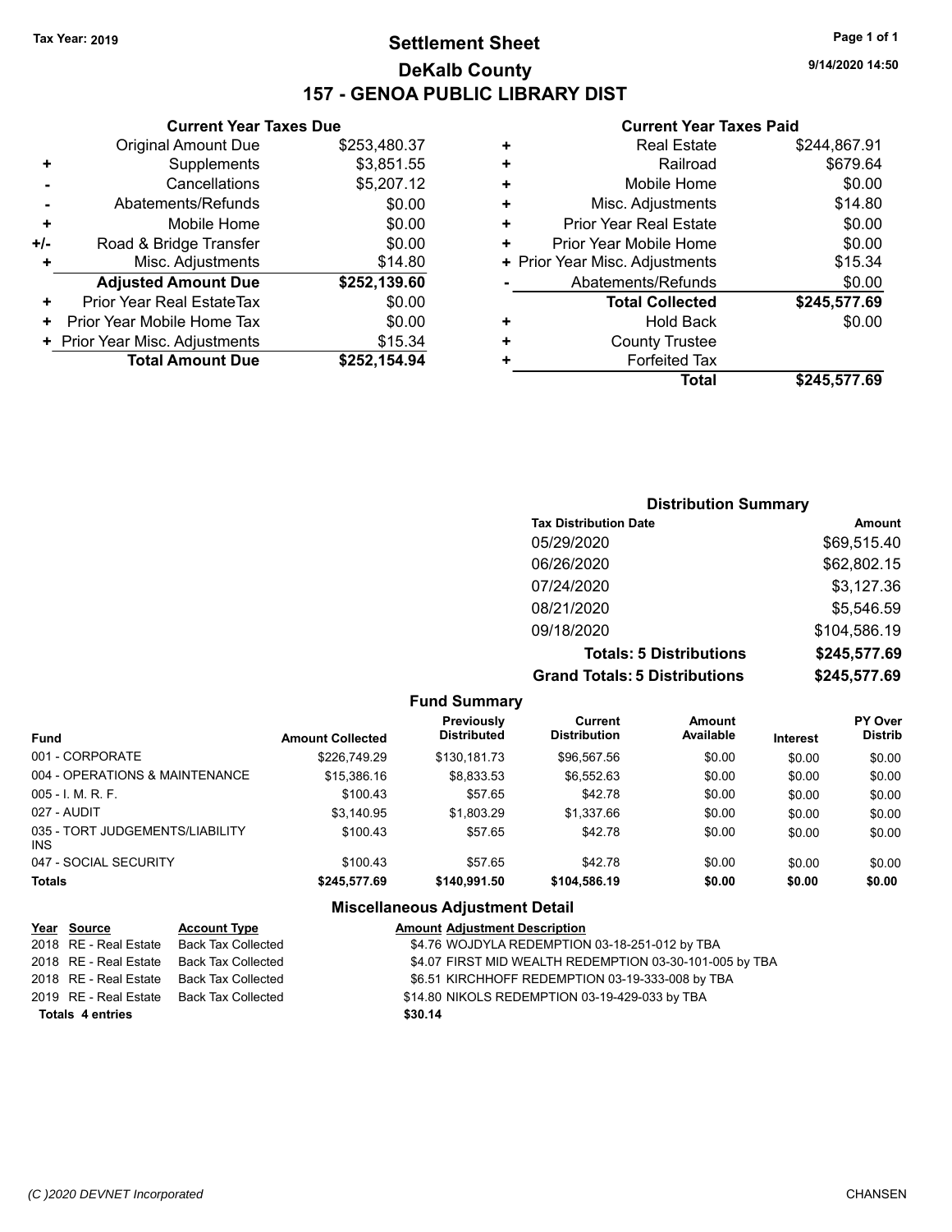Tax Year: 2019

# Settlement Sheet

## DeKalb County

## 157 - GENOA PUBLIC LIBRARY DIST

9/14/2020 14:50

### Current Year Taxes Due

| | | |
|---|---|---|
| | Original Amount Due | $253,480.37 |
| + | Supplements | $3,851.55 |
| - | Cancellations | $5,207.12 |
| - | Abatements/Refunds | $0.00 |
| + | Mobile Home | $0.00 |
| +/- | Road & Bridge Transfer | $0.00 |
| + | Misc. Adjustments | $14.80 |
| | **Adjusted Amount Due** | **$252,139.60** |
| + | Prior Year Real EstateTax | $0.00 |
| + | Prior Year Mobile Home Tax | $0.00 |
| + | Prior Year Misc. Adjustments | $15.34 |
| | **Total Amount Due** | **$252,154.94** |

### Current Year Taxes Paid

| | | |
|---|---|---|
| + | Real Estate | $244,867.91 |
| + | Railroad | $679.64 |
| + | Mobile Home | $0.00 |
| + | Misc. Adjustments | $14.80 |
| + | Prior Year Real Estate | $0.00 |
| + | Prior Year Mobile Home | $0.00 |
| + | Prior Year Misc. Adjustments | $15.34 |
| - | Abatements/Refunds | $0.00 |
| | **Total Collected** | **$245,577.69** |
| + | Hold Back | $0.00 |
| + | County Trustee | |
| + | Forfeited Tax | |
| | **Total** | **$245,577.69** |

### Distribution Summary

| Tax Distribution Date | Amount |
|---|---|
| 05/29/2020 | $69,515.40 |
| 06/26/2020 | $62,802.15 |
| 07/24/2020 | $3,127.36 |
| 08/21/2020 | $5,546.59 |
| 09/18/2020 | $104,586.19 |
| **Totals: 5 Distributions** | **$245,577.69** |
| **Grand Totals: 5 Distributions** | **$245,577.69** |

### Fund Summary

| Fund | Amount Collected | Previously Distributed | Current Distribution | Amount Available | Interest | PY Over Distrib |
|---|---|---|---|---|---|---|
| 001 - CORPORATE | $226,749.29 | $130,181.73 | $96,567.56 | $0.00 | $0.00 | $0.00 |
| 004 - OPERATIONS & MAINTENANCE | $15,386.16 | $8,833.53 | $6,552.63 | $0.00 | $0.00 | $0.00 |
| 005 - I. M. R. F. | $100.43 | $57.65 | $42.78 | $0.00 | $0.00 | $0.00 |
| 027 - AUDIT | $3,140.95 | $1,803.29 | $1,337.66 | $0.00 | $0.00 | $0.00 |
| 035 - TORT JUDGEMENTS/LIABILITY INS | $100.43 | $57.65 | $42.78 | $0.00 | $0.00 | $0.00 |
| 047 - SOCIAL SECURITY | $100.43 | $57.65 | $42.78 | $0.00 | $0.00 | $0.00 |
| **Totals** | **$245,577.69** | **$140,991.50** | **$104,586.19** | **$0.00** | **$0.00** | **$0.00** |

### Miscellaneous Adjustment Detail

| Year | Source | Account Type | Amount | Adjustment Description |
|---|---|---|---|---|
| 2018 | RE - Real Estate | Back Tax Collected | $4.76 | WOJDYLA REDEMPTION 03-18-251-012 by TBA |
| 2018 | RE - Real Estate | Back Tax Collected | $4.07 | FIRST MID WEALTH REDEMPTION 03-30-101-005 by TBA |
| 2018 | RE - Real Estate | Back Tax Collected | $6.51 | KIRCHHOFF REDEMPTION 03-19-333-008 by TBA |
| 2019 | RE - Real Estate | Back Tax Collected | $14.80 | NIKOLS REDEMPTION 03-19-429-033 by TBA |
| **Totals 4 entries** | | | **$30.14** | |

(C )2020 DEVNET Incorporated CHANSEN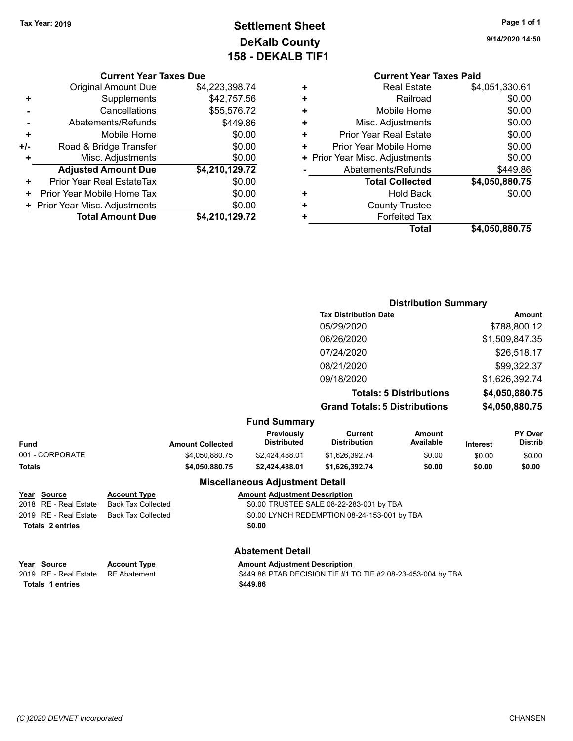Tax Year: 2019

# Settlement Sheet
## DeKalb County
## 158 - DEKALB TIF1

9/14/2020 14:50

### Current Year Taxes Due

| | | |
|---|---|---|
| | Original Amount Due | $4,223,398.74 |
| + | Supplements | $42,757.56 |
| - | Cancellations | $55,576.72 |
| - | Abatements/Refunds | $449.86 |
| + | Mobile Home | $0.00 |
| +/- | Road & Bridge Transfer | $0.00 |
| + | Misc. Adjustments | $0.00 |
| | **Adjusted Amount Due** | **$4,210,129.72** |
| + | Prior Year Real EstateTax | $0.00 |
| + | Prior Year Mobile Home Tax | $0.00 |
| + | Prior Year Misc. Adjustments | $0.00 |
| | **Total Amount Due** | **$4,210,129.72** |

### Current Year Taxes Paid

| | | |
|---|---|---|
| + | Real Estate | $4,051,330.61 |
| + | Railroad | $0.00 |
| + | Mobile Home | $0.00 |
| + | Misc. Adjustments | $0.00 |
| + | Prior Year Real Estate | $0.00 |
| + | Prior Year Mobile Home | $0.00 |
| + | Prior Year Misc. Adjustments | $0.00 |
| - | Abatements/Refunds | $449.86 |
| | **Total Collected** | **$4,050,880.75** |
| + | Hold Back | $0.00 |
| + | County Trustee | |
| + | Forfeited Tax | |
| | **Total** | **$4,050,880.75** |

### Distribution Summary

| Tax Distribution Date | Amount |
|---|---|
| 05/29/2020 | $788,800.12 |
| 06/26/2020 | $1,509,847.35 |
| 07/24/2020 | $26,518.17 |
| 08/21/2020 | $99,322.37 |
| 09/18/2020 | $1,626,392.74 |
| **Totals: 5 Distributions** | **$4,050,880.75** |
| **Grand Totals: 5 Distributions** | **$4,050,880.75** |

### Fund Summary

| Fund | Amount Collected | Previously Distributed | Current Distribution | Amount Available | Interest | PY Over Distrib |
|---|---|---|---|---|---|---|
| 001 - CORPORATE | $4,050,880.75 | $2,424,488.01 | $1,626,392.74 | $0.00 | $0.00 | $0.00 |
| **Totals** | **$4,050,880.75** | **$2,424,488.01** | **$1,626,392.74** | **$0.00** | **$0.00** | **$0.00** |

### Miscellaneous Adjustment Detail

| Year | Source | Account Type | Amount | Adjustment Description |
|---|---|---|---|---|
| 2018 | RE - Real Estate | Back Tax Collected | $0.00 | TRUSTEE SALE 08-22-283-001 by TBA |
| 2019 | RE - Real Estate | Back Tax Collected | $0.00 | LYNCH REDEMPTION 08-24-153-001 by TBA |
| **Totals 2 entries** | | | **$0.00** | |

### Abatement Detail

| Year | Source | Account Type | Amount | Adjustment Description |
|---|---|---|---|---|
| 2019 | RE - Real Estate | RE Abatement | $449.86 | PTAB DECISION TIF #1 TO TIF #2 08-23-453-004 by TBA |
| **Totals 1 entries** | | | **$449.86** | |

(C )2020 DEVNET Incorporated — CHANSEN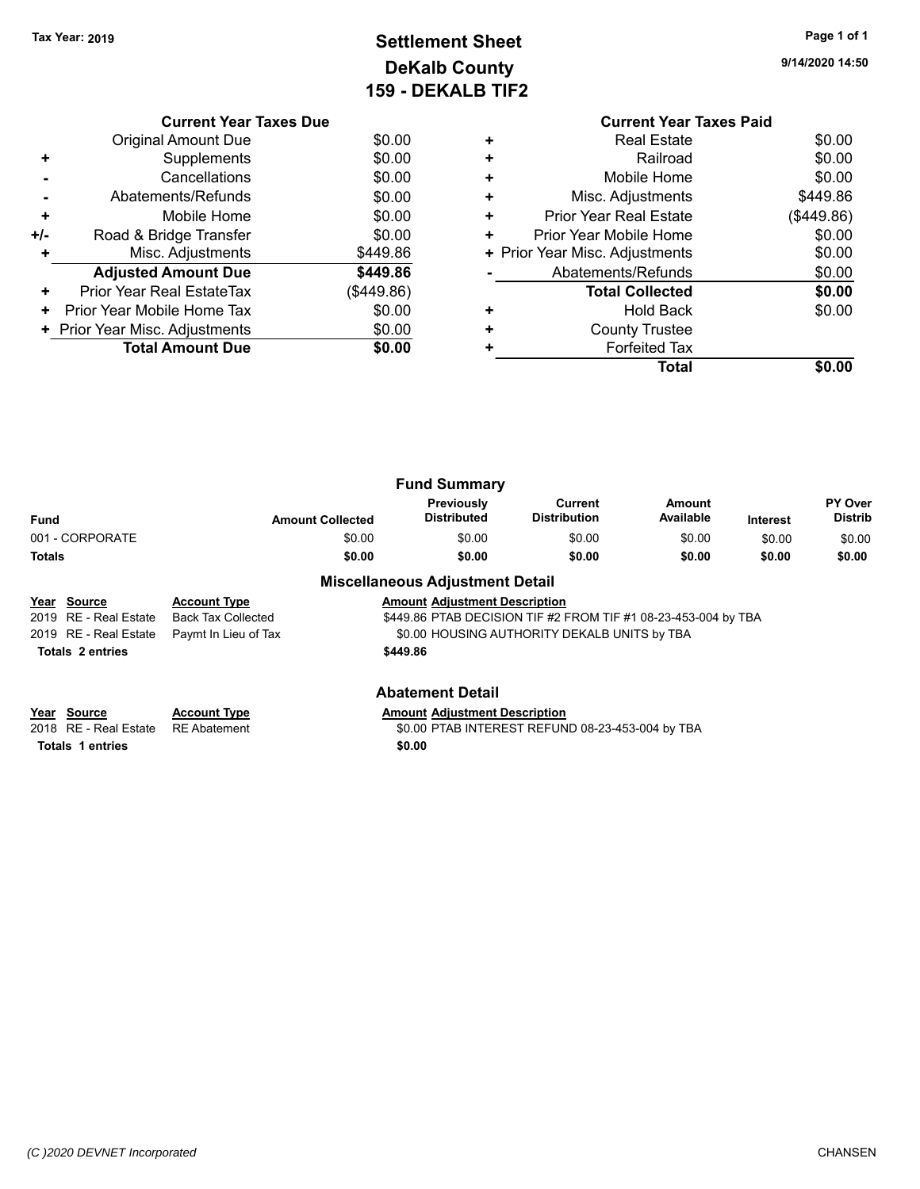Tax Year: 2019

# Settlement Sheet
## DeKalb County
## 159 - DEKALB TIF2

9/14/2020 14:50

### Current Year Taxes Due

| | | |
|---|---|---|
| | Original Amount Due | $0.00 |
| + | Supplements | $0.00 |
| - | Cancellations | $0.00 |
| - | Abatements/Refunds | $0.00 |
| + | Mobile Home | $0.00 |
| +/- | Road & Bridge Transfer | $0.00 |
| + | Misc. Adjustments | $449.86 |
| | **Adjusted Amount Due** | **$449.86** |
| + | Prior Year Real EstateTax | ($449.86) |
| + | Prior Year Mobile Home Tax | $0.00 |
| + | Prior Year Misc. Adjustments | $0.00 |
| | **Total Amount Due** | **$0.00** |

### Current Year Taxes Paid

| | | |
|---|---|---|
| + | Real Estate | $0.00 |
| + | Railroad | $0.00 |
| + | Mobile Home | $0.00 |
| + | Misc. Adjustments | $449.86 |
| + | Prior Year Real Estate | ($449.86) |
| + | Prior Year Mobile Home | $0.00 |
| + | Prior Year Misc. Adjustments | $0.00 |
| - | Abatements/Refunds | $0.00 |
| | **Total Collected** | **$0.00** |
| + | Hold Back | $0.00 |
| + | County Trustee | |
| + | Forfeited Tax | |
| | **Total** | **$0.00** |

### Fund Summary

| Fund | Amount Collected | Previously Distributed | Current Distribution | Amount Available | Interest | PY Over Distrib |
|---|---|---|---|---|---|---|
| 001 - CORPORATE | $0.00 | $0.00 | $0.00 | $0.00 | $0.00 | $0.00 |
| **Totals** | **$0.00** | **$0.00** | **$0.00** | **$0.00** | **$0.00** | **$0.00** |

### Miscellaneous Adjustment Detail

| Year | Source | Account Type | Amount | Adjustment Description |
|---|---|---|---|---|
| 2019 | RE - Real Estate | Back Tax Collected | $449.86 | PTAB DECISION TIF #2 FROM TIF #1 08-23-453-004 by TBA |
| 2019 | RE - Real Estate | Paymt In Lieu of Tax | $0.00 | HOUSING AUTHORITY DEKALB UNITS by TBA |
| **Totals 2 entries** | | | **$449.86** | |

### Abatement Detail

| Year | Source | Account Type | Amount | Adjustment Description |
|---|---|---|---|---|
| 2018 | RE - Real Estate | RE Abatement | $0.00 | PTAB INTEREST REFUND 08-23-453-004 by TBA |
| **Totals 1 entries** | | | **$0.00** | |

(C )2020 DEVNET Incorporated — CHANSEN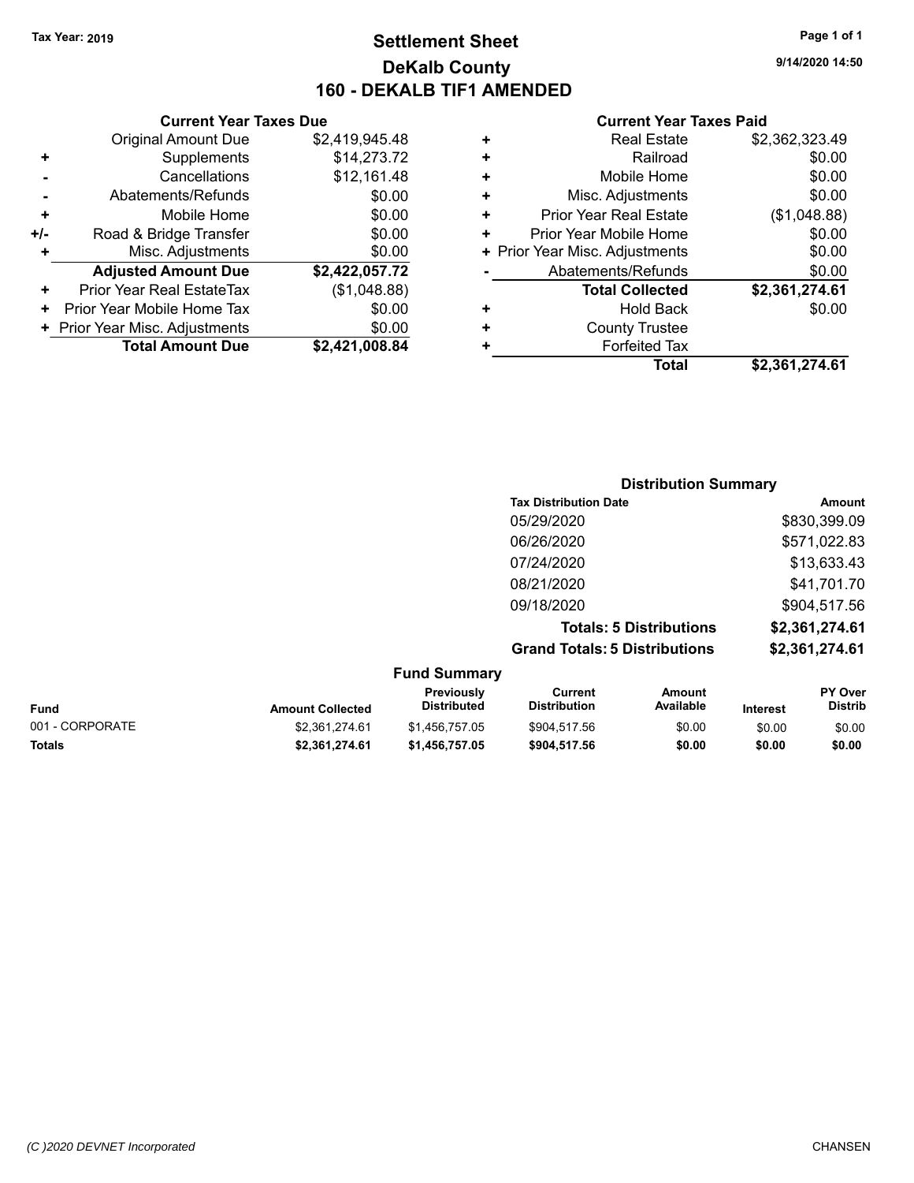Tax Year: 2019

# Settlement Sheet

## DeKalb County

## 160 - DEKALB TIF1 AMENDED

9/14/2020 14:50

### Current Year Taxes Due

| | | |
|---|---|---|
| | Original Amount Due | $2,419,945.48 |
| + | Supplements | $14,273.72 |
| - | Cancellations | $12,161.48 |
| - | Abatements/Refunds | $0.00 |
| + | Mobile Home | $0.00 |
| +/- | Road & Bridge Transfer | $0.00 |
| + | Misc. Adjustments | $0.00 |
| | **Adjusted Amount Due** | **$2,422,057.72** |
| + | Prior Year Real EstateTax | ($1,048.88) |
| + | Prior Year Mobile Home Tax | $0.00 |
| + | Prior Year Misc. Adjustments | $0.00 |
| | **Total Amount Due** | **$2,421,008.84** |

### Current Year Taxes Paid

| | | |
|---|---|---|
| + | Real Estate | $2,362,323.49 |
| + | Railroad | $0.00 |
| + | Mobile Home | $0.00 |
| + | Misc. Adjustments | $0.00 |
| + | Prior Year Real Estate | ($1,048.88) |
| + | Prior Year Mobile Home | $0.00 |
| + | Prior Year Misc. Adjustments | $0.00 |
| - | Abatements/Refunds | $0.00 |
| | **Total Collected** | **$2,361,274.61** |
| + | Hold Back | $0.00 |
| + | County Trustee | |
| + | Forfeited Tax | |
| | **Total** | **$2,361,274.61** |

### Distribution Summary

| Tax Distribution Date | Amount |
|---|---|
| 05/29/2020 | $830,399.09 |
| 06/26/2020 | $571,022.83 |
| 07/24/2020 | $13,633.43 |
| 08/21/2020 | $41,701.70 |
| 09/18/2020 | $904,517.56 |
| **Totals: 5 Distributions** | **$2,361,274.61** |
| **Grand Totals: 5 Distributions** | **$2,361,274.61** |

### Fund Summary

| Fund | Amount Collected | Previously Distributed | Current Distribution | Amount Available | Interest | PY Over Distrib |
|---|---|---|---|---|---|---|
| 001 - CORPORATE | $2,361,274.61 | $1,456,757.05 | $904,517.56 | $0.00 | $0.00 | $0.00 |
| **Totals** | **$2,361,274.61** | **$1,456,757.05** | **$904,517.56** | **$0.00** | **$0.00** | **$0.00** |

(C )2020 DEVNET Incorporated

CHANSEN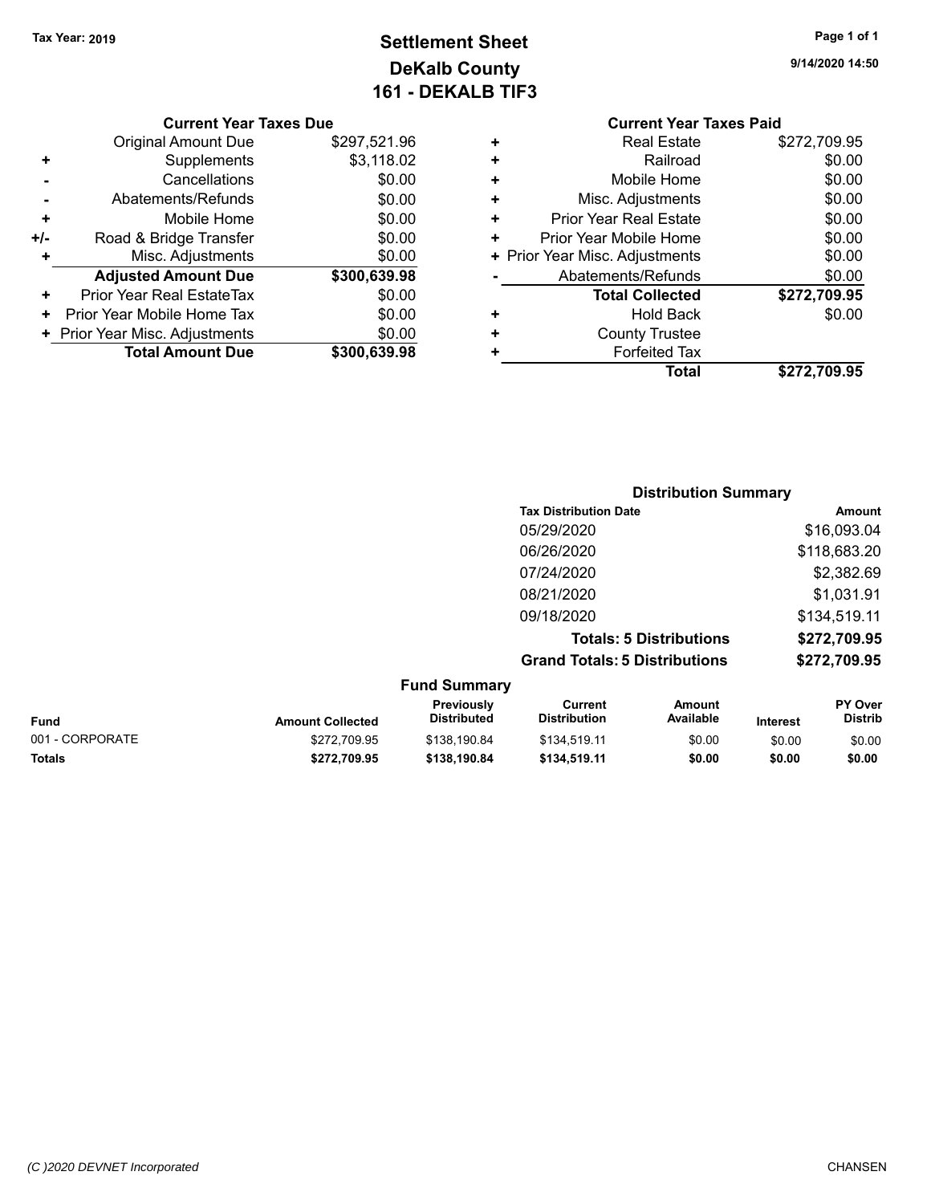Tax Year: 2019

# Settlement Sheet
## DeKalb County
## 161 - DEKALB TIF3

9/14/2020 14:50

### Current Year Taxes Due

| | | |
|---|---|---|
| | Original Amount Due | $297,521.96 |
| + | Supplements | $3,118.02 |
| - | Cancellations | $0.00 |
| - | Abatements/Refunds | $0.00 |
| + | Mobile Home | $0.00 |
| +/- | Road & Bridge Transfer | $0.00 |
| + | Misc. Adjustments | $0.00 |
| | **Adjusted Amount Due** | **$300,639.98** |
| + | Prior Year Real EstateTax | $0.00 |
| + | Prior Year Mobile Home Tax | $0.00 |
| + | Prior Year Misc. Adjustments | $0.00 |
| | **Total Amount Due** | **$300,639.98** |

### Current Year Taxes Paid

| | | |
|---|---|---|
| + | Real Estate | $272,709.95 |
| + | Railroad | $0.00 |
| + | Mobile Home | $0.00 |
| + | Misc. Adjustments | $0.00 |
| + | Prior Year Real Estate | $0.00 |
| + | Prior Year Mobile Home | $0.00 |
| + | Prior Year Misc. Adjustments | $0.00 |
| - | Abatements/Refunds | $0.00 |
| | **Total Collected** | **$272,709.95** |
| + | Hold Back | $0.00 |
| + | County Trustee | |
| + | Forfeited Tax | |
| | **Total** | **$272,709.95** |

### Distribution Summary

| Tax Distribution Date | Amount |
|---|---|
| 05/29/2020 | $16,093.04 |
| 06/26/2020 | $118,683.20 |
| 07/24/2020 | $2,382.69 |
| 08/21/2020 | $1,031.91 |
| 09/18/2020 | $134,519.11 |
| **Totals: 5 Distributions** | **$272,709.95** |
| **Grand Totals: 5 Distributions** | **$272,709.95** |

### Fund Summary

| Fund | Amount Collected | Previously Distributed | Current Distribution | Amount Available | Interest | PY Over Distrib |
|---|---|---|---|---|---|---|
| 001 - CORPORATE | $272,709.95 | $138,190.84 | $134,519.11 | $0.00 | $0.00 | $0.00 |
| **Totals** | **$272,709.95** | **$138,190.84** | **$134,519.11** | **$0.00** | **$0.00** | **$0.00** |

(C )2020 DEVNET Incorporated CHANSEN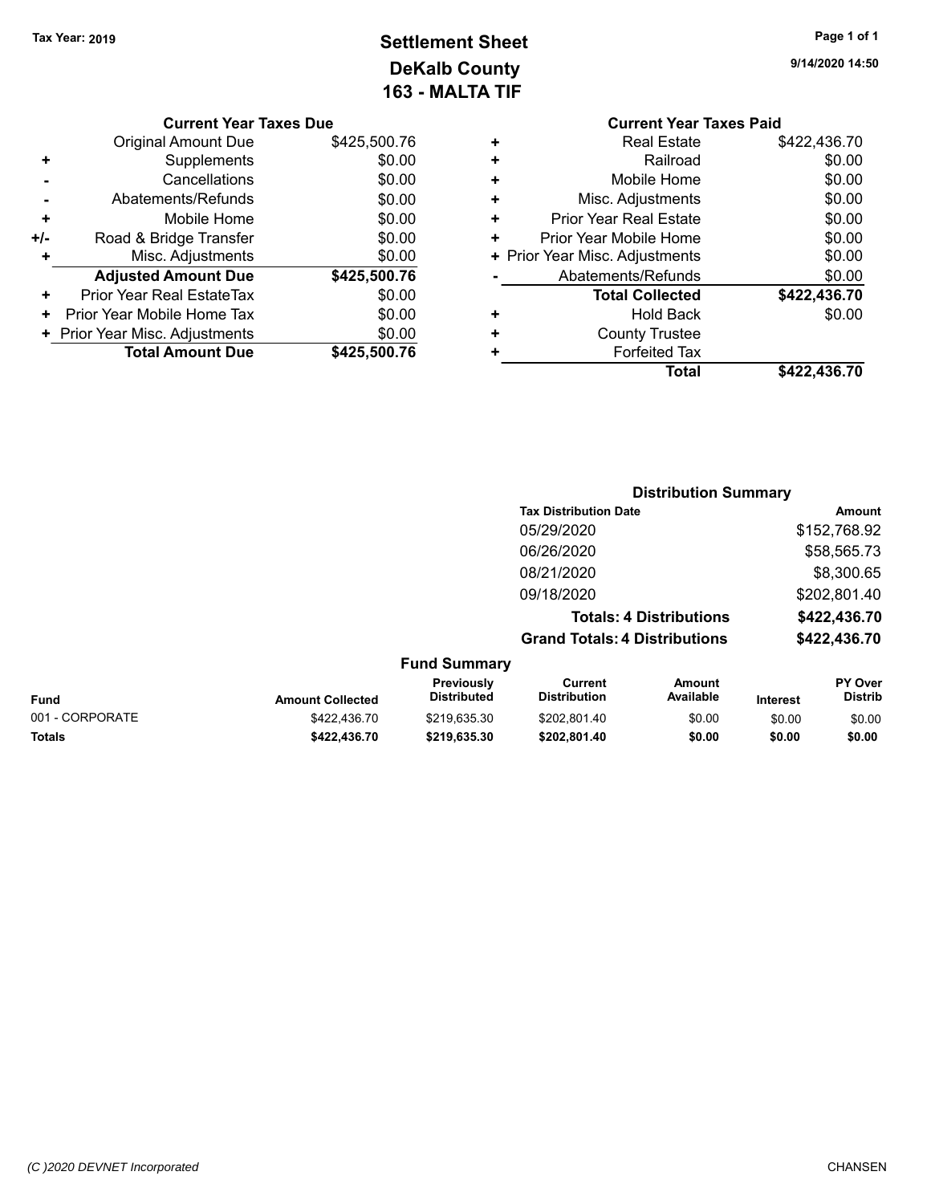Tax Year: 2019

# Settlement Sheet
## DeKalb County
## 163 - MALTA TIF

9/14/2020 14:50

### Current Year Taxes Due

| | | |
|---|---|---|
| | Original Amount Due | $425,500.76 |
| + | Supplements | $0.00 |
| - | Cancellations | $0.00 |
| - | Abatements/Refunds | $0.00 |
| + | Mobile Home | $0.00 |
| +/- | Road & Bridge Transfer | $0.00 |
| + | Misc. Adjustments | $0.00 |
| | **Adjusted Amount Due** | **$425,500.76** |
| + | Prior Year Real EstateTax | $0.00 |
| + | Prior Year Mobile Home Tax | $0.00 |
| + | Prior Year Misc. Adjustments | $0.00 |
| | **Total Amount Due** | **$425,500.76** |

### Current Year Taxes Paid

| | | |
|---|---|---|
| + | Real Estate | $422,436.70 |
| + | Railroad | $0.00 |
| + | Mobile Home | $0.00 |
| + | Misc. Adjustments | $0.00 |
| + | Prior Year Real Estate | $0.00 |
| + | Prior Year Mobile Home | $0.00 |
| + | Prior Year Misc. Adjustments | $0.00 |
| - | Abatements/Refunds | $0.00 |
| | **Total Collected** | **$422,436.70** |
| + | Hold Back | $0.00 |
| + | County Trustee | |
| + | Forfeited Tax | |
| | **Total** | **$422,436.70** |

### Distribution Summary

| Tax Distribution Date | Amount |
|---|---|
| 05/29/2020 | $152,768.92 |
| 06/26/2020 | $58,565.73 |
| 08/21/2020 | $8,300.65 |
| 09/18/2020 | $202,801.40 |
| **Totals: 4 Distributions** | **$422,436.70** |
| **Grand Totals: 4 Distributions** | **$422,436.70** |

### Fund Summary

| Fund | Amount Collected | Previously Distributed | Current Distribution | Amount Available | Interest | PY Over Distrib |
|---|---|---|---|---|---|---|
| 001 - CORPORATE | $422,436.70 | $219,635.30 | $202,801.40 | $0.00 | $0.00 | $0.00 |
| **Totals** | **$422,436.70** | **$219,635.30** | **$202,801.40** | **$0.00** | **$0.00** | **$0.00** |

(C )2020 DEVNET Incorporated CHANSEN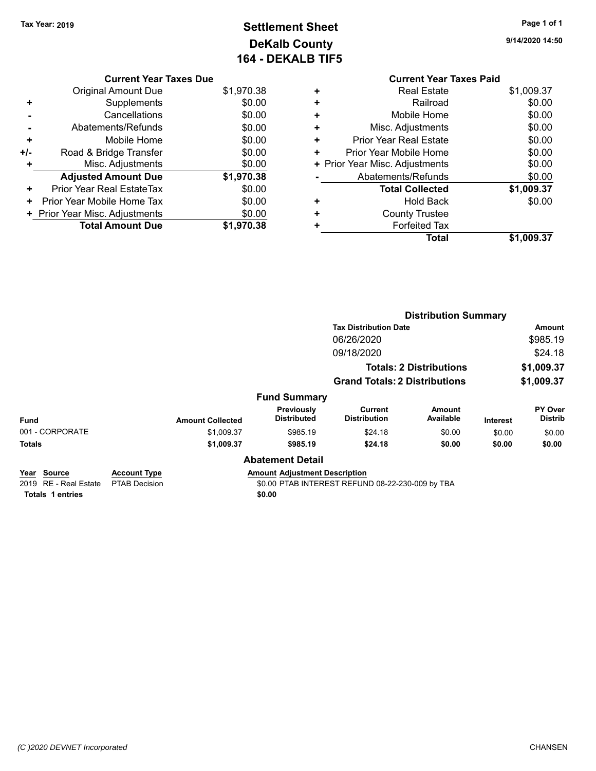Tax Year: 2019

# Settlement Sheet
## DeKalb County
## 164 - DEKALB TIF5

9/14/2020 14:50

| | Current Year Taxes Due | |
|---|---|---|
| | Original Amount Due | $1,970.38 |
| + | Supplements | $0.00 |
| - | Cancellations | $0.00 |
| - | Abatements/Refunds | $0.00 |
| + | Mobile Home | $0.00 |
| +/- | Road & Bridge Transfer | $0.00 |
| + | Misc. Adjustments | $0.00 |
| | **Adjusted Amount Due** | **$1,970.38** |
| + | Prior Year Real EstateTax | $0.00 |
| + | Prior Year Mobile Home Tax | $0.00 |
| + | Prior Year Misc. Adjustments | $0.00 |
| | **Total Amount Due** | **$1,970.38** |

| | Current Year Taxes Paid | |
|---|---|---|
| + | Real Estate | $1,009.37 |
| + | Railroad | $0.00 |
| + | Mobile Home | $0.00 |
| + | Misc. Adjustments | $0.00 |
| + | Prior Year Real Estate | $0.00 |
| + | Prior Year Mobile Home | $0.00 |
| + | Prior Year Misc. Adjustments | $0.00 |
| - | Abatements/Refunds | $0.00 |
| | **Total Collected** | **$1,009.37** |
| + | Hold Back | $0.00 |
| + | County Trustee | |
| + | Forfeited Tax | |
| | **Total** | **$1,009.37** |

### Distribution Summary

| Tax Distribution Date | Amount |
|---|---|
| 06/26/2020 | $985.19 |
| 09/18/2020 | $24.18 |
| **Totals: 2 Distributions** | **$1,009.37** |
| **Grand Totals: 2 Distributions** | **$1,009.37** |

### Fund Summary

| Fund | Amount Collected | Previously Distributed | Current Distribution | Amount Available | Interest | PY Over Distrib |
|---|---|---|---|---|---|---|
| 001 - CORPORATE | $1,009.37 | $985.19 | $24.18 | $0.00 | $0.00 | $0.00 |
| **Totals** | **$1,009.37** | **$985.19** | **$24.18** | **$0.00** | **$0.00** | **$0.00** |

### Abatement Detail

| Year | Source | Account Type | Amount | Adjustment Description |
|---|---|---|---|---|
| 2019 | RE - Real Estate | PTAB Decision | $0.00 | PTAB INTEREST REFUND 08-22-230-009 by TBA |
| **Totals 1 entries** | | | **$0.00** | |

(C )2020 DEVNET Incorporated CHANSEN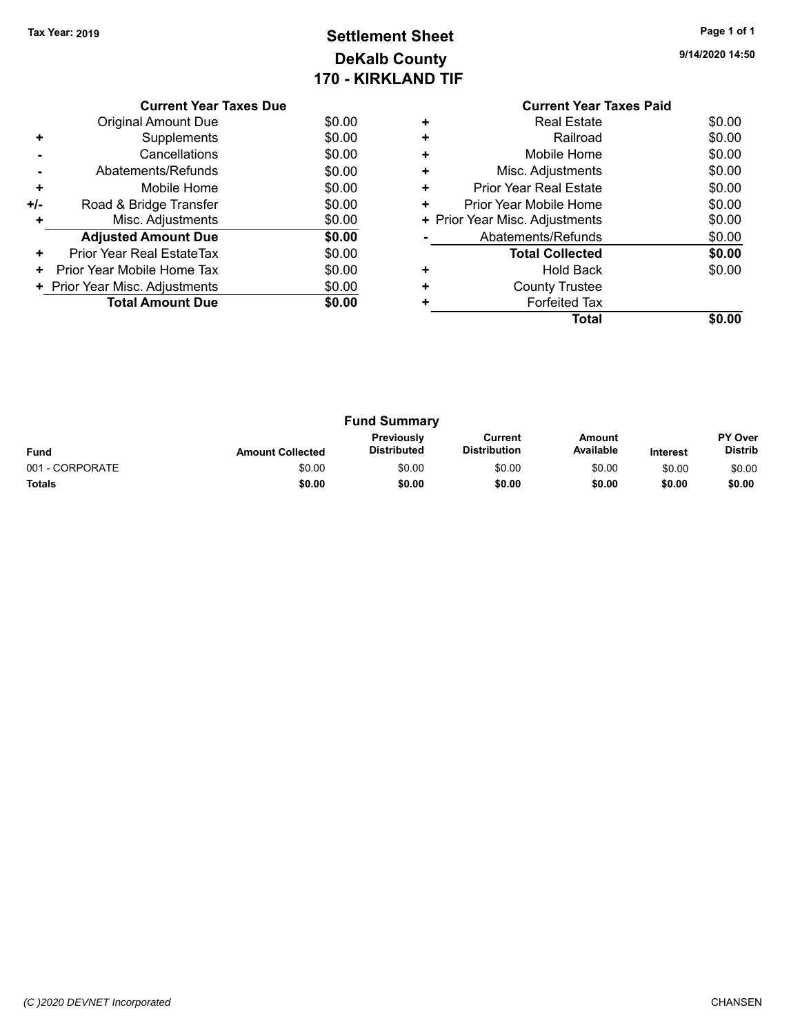**Tax Year: 2019**

# Settlement Sheet
## DeKalb County
## 170 - KIRKLAND TIF

9/14/2020 14:50

| | Current Year Taxes Due | |
|---|---|---|
| | Original Amount Due | $0.00 |
| + | Supplements | $0.00 |
| - | Cancellations | $0.00 |
| - | Abatements/Refunds | $0.00 |
| + | Mobile Home | $0.00 |
| +/- | Road & Bridge Transfer | $0.00 |
| + | Misc. Adjustments | $0.00 |
| | **Adjusted Amount Due** | **$0.00** |
| + | Prior Year Real EstateTax | $0.00 |
| + | Prior Year Mobile Home Tax | $0.00 |
| + | Prior Year Misc. Adjustments | $0.00 |
| | **Total Amount Due** | **$0.00** |

| | Current Year Taxes Paid | |
|---|---|---|
| + | Real Estate | $0.00 |
| + | Railroad | $0.00 |
| + | Mobile Home | $0.00 |
| + | Misc. Adjustments | $0.00 |
| + | Prior Year Real Estate | $0.00 |
| + | Prior Year Mobile Home | $0.00 |
| + | Prior Year Misc. Adjustments | $0.00 |
| - | Abatements/Refunds | $0.00 |
| | **Total Collected** | **$0.00** |
| + | Hold Back | $0.00 |
| + | County Trustee | |
| + | Forfeited Tax | |
| | **Total** | **$0.00** |

### Fund Summary

| Fund | Amount Collected | Previously Distributed | Current Distribution | Amount Available | Interest | PY Over Distrib |
|---|---|---|---|---|---|---|
| 001 - CORPORATE | $0.00 | $0.00 | $0.00 | $0.00 | $0.00 | $0.00 |
| **Totals** | **$0.00** | **$0.00** | **$0.00** | **$0.00** | **$0.00** | **$0.00** |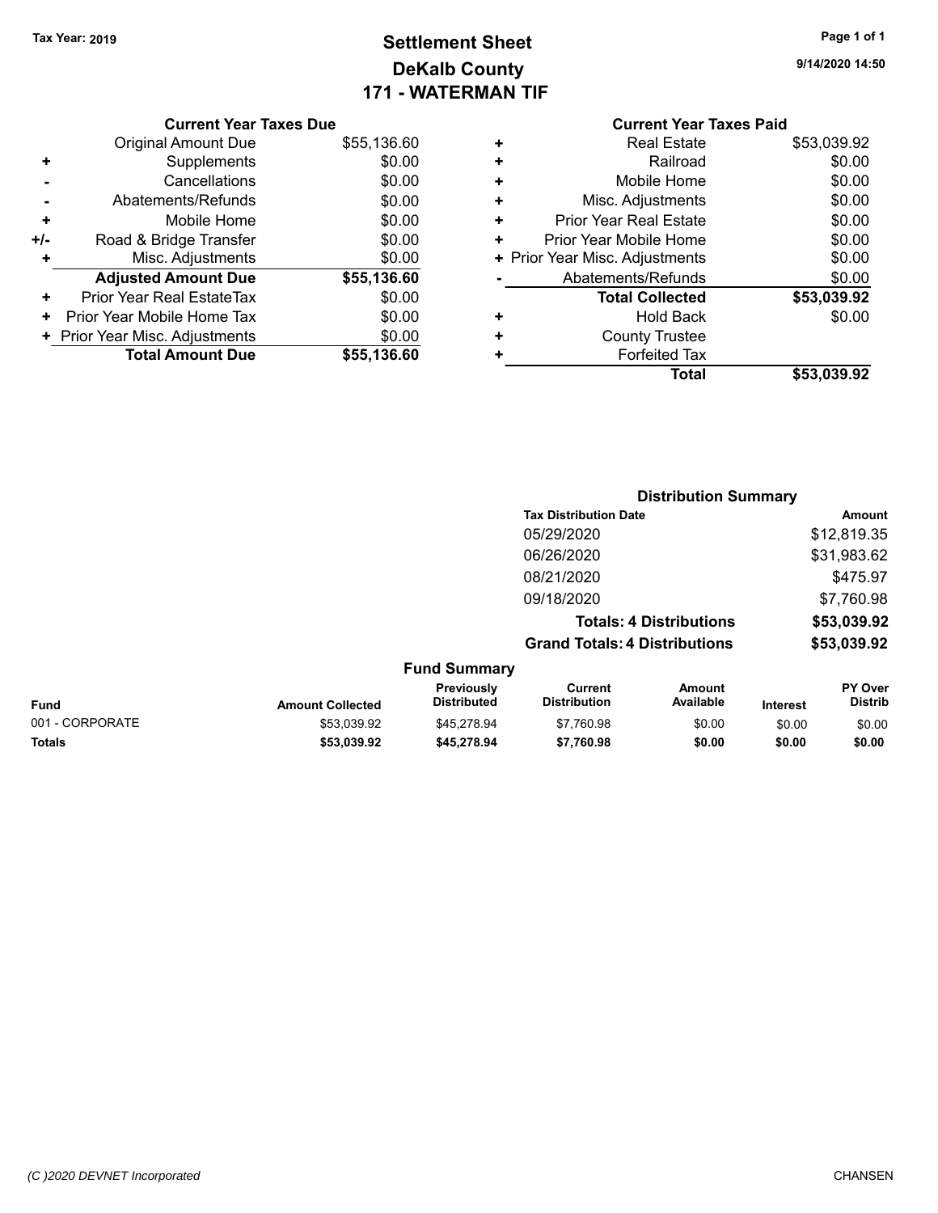Tax Year: 2019

# Settlement Sheet
## DeKalb County
## 171 - WATERMAN TIF

9/14/2020 14:50

### Current Year Taxes Due

| | | |
|---|---|---|
| | Original Amount Due | $55,136.60 |
| + | Supplements | $0.00 |
| - | Cancellations | $0.00 |
| - | Abatements/Refunds | $0.00 |
| + | Mobile Home | $0.00 |
| +/- | Road & Bridge Transfer | $0.00 |
| + | Misc. Adjustments | $0.00 |
| | **Adjusted Amount Due** | **$55,136.60** |
| + | Prior Year Real EstateTax | $0.00 |
| + | Prior Year Mobile Home Tax | $0.00 |
| + | Prior Year Misc. Adjustments | $0.00 |
| | **Total Amount Due** | **$55,136.60** |

### Current Year Taxes Paid

| | | |
|---|---|---|
| + | Real Estate | $53,039.92 |
| + | Railroad | $0.00 |
| + | Mobile Home | $0.00 |
| + | Misc. Adjustments | $0.00 |
| + | Prior Year Real Estate | $0.00 |
| + | Prior Year Mobile Home | $0.00 |
| + | Prior Year Misc. Adjustments | $0.00 |
| - | Abatements/Refunds | $0.00 |
| | **Total Collected** | **$53,039.92** |
| + | Hold Back | $0.00 |
| + | County Trustee | |
| + | Forfeited Tax | |
| | **Total** | **$53,039.92** |

### Distribution Summary

| Tax Distribution Date | Amount |
|---|---|
| 05/29/2020 | $12,819.35 |
| 06/26/2020 | $31,983.62 |
| 08/21/2020 | $475.97 |
| 09/18/2020 | $7,760.98 |
| **Totals: 4 Distributions** | **$53,039.92** |
| **Grand Totals: 4 Distributions** | **$53,039.92** |

### Fund Summary

| Fund | Amount Collected | Previously Distributed | Current Distribution | Amount Available | Interest | PY Over Distrib |
|---|---|---|---|---|---|---|
| 001 - CORPORATE | $53,039.92 | $45,278.94 | $7,760.98 | $0.00 | $0.00 | $0.00 |
| **Totals** | **$53,039.92** | **$45,278.94** | **$7,760.98** | **$0.00** | **$0.00** | **$0.00** |

(C )2020 DEVNET Incorporated CHANSEN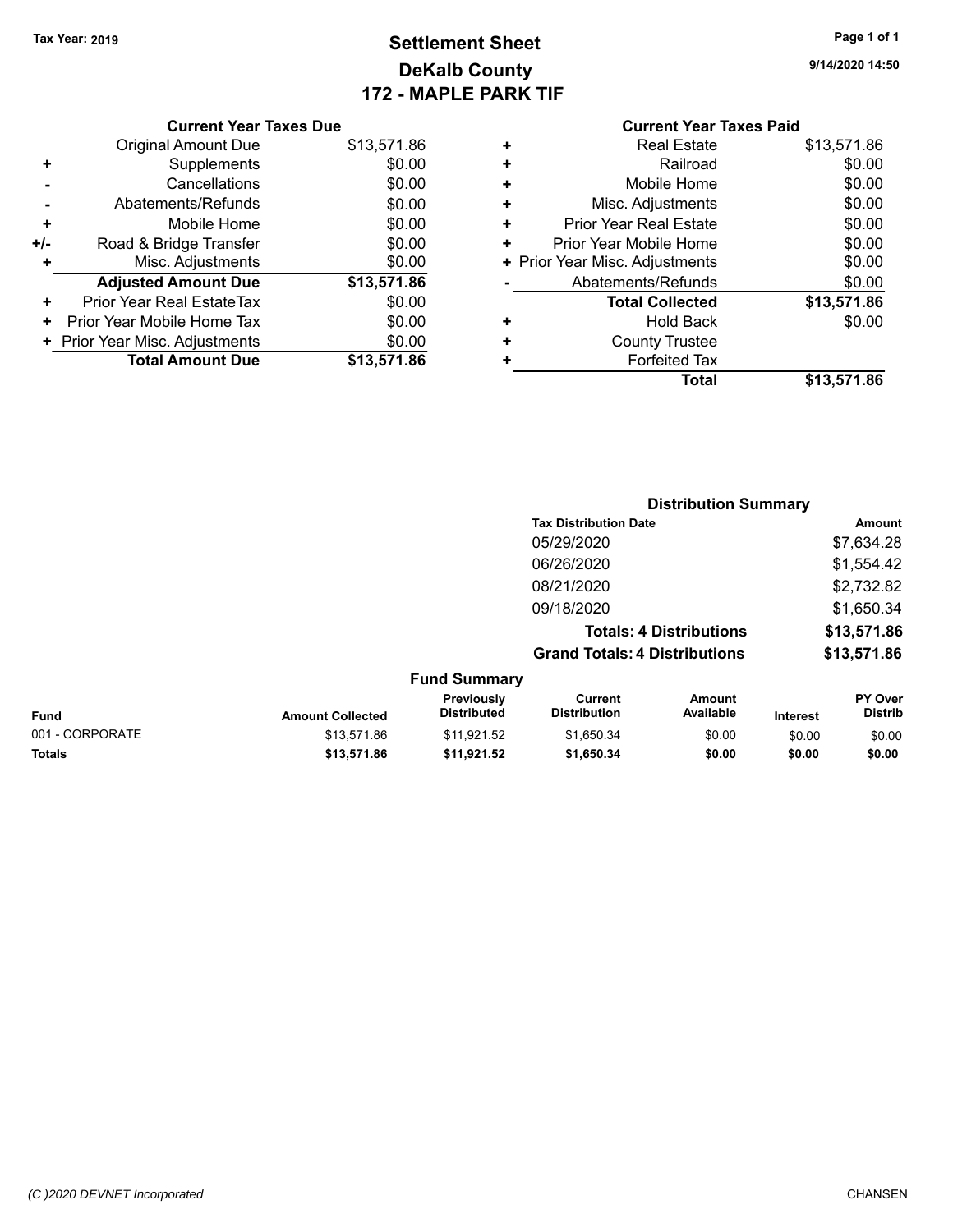Tax Year: 2019

# Settlement Sheet
## DeKalb County
## 172 - MAPLE PARK TIF

9/14/2020 14:50

### Current Year Taxes Due

| | | |
|---|---|---|
| | Original Amount Due | $13,571.86 |
| + | Supplements | $0.00 |
| - | Cancellations | $0.00 |
| - | Abatements/Refunds | $0.00 |
| + | Mobile Home | $0.00 |
| +/- | Road & Bridge Transfer | $0.00 |
| + | Misc. Adjustments | $0.00 |
| | **Adjusted Amount Due** | **$13,571.86** |
| + | Prior Year Real EstateTax | $0.00 |
| + | Prior Year Mobile Home Tax | $0.00 |
| + | Prior Year Misc. Adjustments | $0.00 |
| | **Total Amount Due** | **$13,571.86** |

### Current Year Taxes Paid

| | | |
|---|---|---|
| + | Real Estate | $13,571.86 |
| + | Railroad | $0.00 |
| + | Mobile Home | $0.00 |
| + | Misc. Adjustments | $0.00 |
| + | Prior Year Real Estate | $0.00 |
| + | Prior Year Mobile Home | $0.00 |
| + | Prior Year Misc. Adjustments | $0.00 |
| - | Abatements/Refunds | $0.00 |
| | **Total Collected** | **$13,571.86** |
| + | Hold Back | $0.00 |
| + | County Trustee | |
| + | Forfeited Tax | |
| | **Total** | **$13,571.86** |

### Distribution Summary

| Tax Distribution Date | Amount |
|---|---|
| 05/29/2020 | $7,634.28 |
| 06/26/2020 | $1,554.42 |
| 08/21/2020 | $2,732.82 |
| 09/18/2020 | $1,650.34 |
| **Totals: 4 Distributions** | **$13,571.86** |
| **Grand Totals: 4 Distributions** | **$13,571.86** |

### Fund Summary

| Fund | Amount Collected | Previously Distributed | Current Distribution | Amount Available | Interest | PY Over Distrib |
|---|---|---|---|---|---|---|
| 001 - CORPORATE | $13,571.86 | $11,921.52 | $1,650.34 | $0.00 | $0.00 | $0.00 |
| **Totals** | **$13,571.86** | **$11,921.52** | **$1,650.34** | **$0.00** | **$0.00** | **$0.00** |

(C )2020 DEVNET Incorporated CHANSEN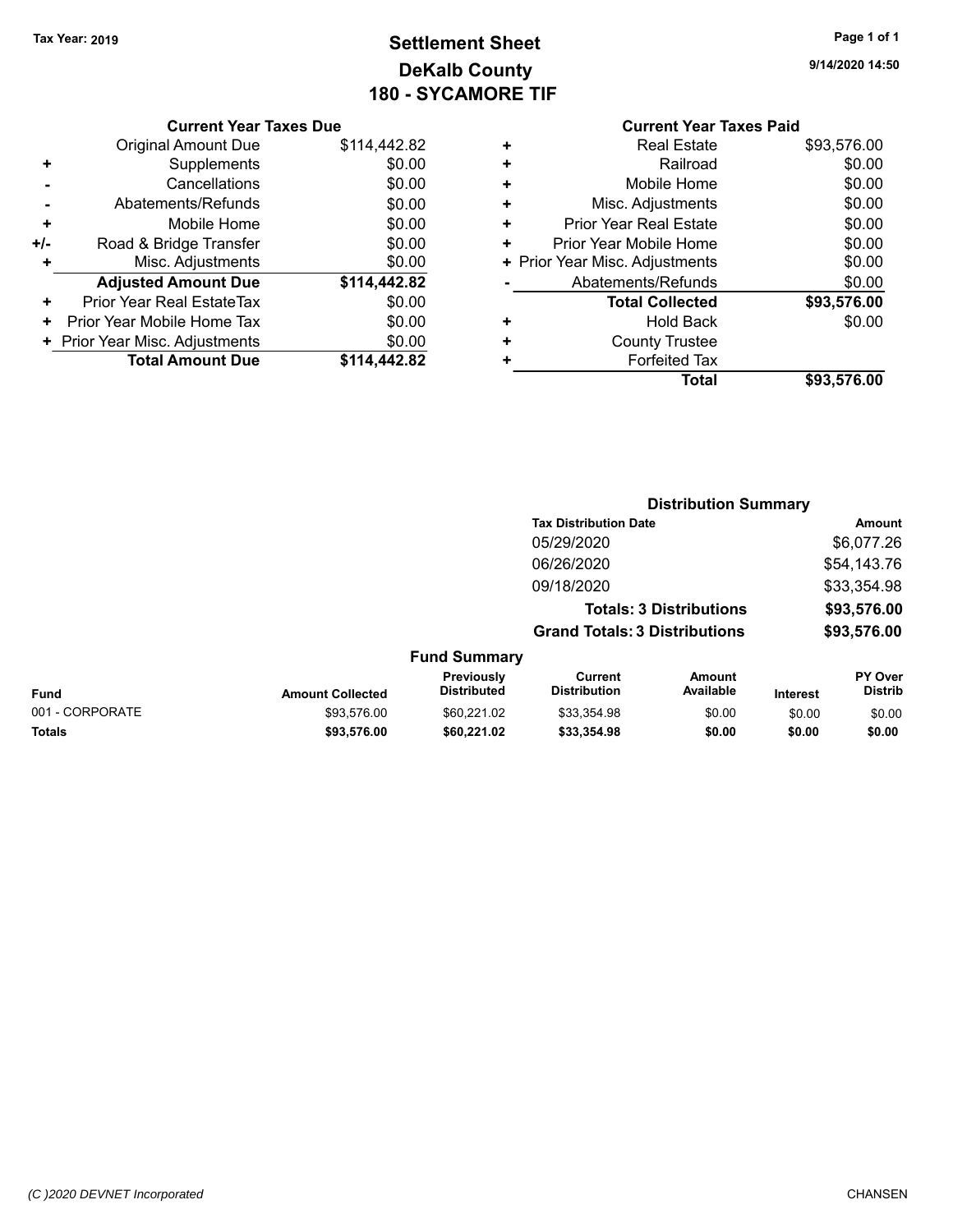Tax Year: 2019

# Settlement Sheet
## DeKalb County
## 180 - SYCAMORE TIF

9/14/2020 14:50

### Current Year Taxes Due

| | | |
|---|---|---|
| | Original Amount Due | $114,442.82 |
| + | Supplements | $0.00 |
| - | Cancellations | $0.00 |
| - | Abatements/Refunds | $0.00 |
| + | Mobile Home | $0.00 |
| +/- | Road & Bridge Transfer | $0.00 |
| + | Misc. Adjustments | $0.00 |
| | **Adjusted Amount Due** | **$114,442.82** |
| + | Prior Year Real EstateTax | $0.00 |
| + | Prior Year Mobile Home Tax | $0.00 |
| + | Prior Year Misc. Adjustments | $0.00 |
| | **Total Amount Due** | **$114,442.82** |

### Current Year Taxes Paid

| | | |
|---|---|---|
| + | Real Estate | $93,576.00 |
| + | Railroad | $0.00 |
| + | Mobile Home | $0.00 |
| + | Misc. Adjustments | $0.00 |
| + | Prior Year Real Estate | $0.00 |
| + | Prior Year Mobile Home | $0.00 |
| + | Prior Year Misc. Adjustments | $0.00 |
| - | Abatements/Refunds | $0.00 |
| | **Total Collected** | **$93,576.00** |
| + | Hold Back | $0.00 |
| + | County Trustee | |
| + | Forfeited Tax | |
| | **Total** | **$93,576.00** |

### Distribution Summary

| Tax Distribution Date | Amount |
|---|---|
| 05/29/2020 | $6,077.26 |
| 06/26/2020 | $54,143.76 |
| 09/18/2020 | $33,354.98 |
| **Totals: 3 Distributions** | **$93,576.00** |
| **Grand Totals: 3 Distributions** | **$93,576.00** |

### Fund Summary

| Fund | Amount Collected | Previously Distributed | Current Distribution | Amount Available | Interest | PY Over Distrib |
|---|---|---|---|---|---|---|
| 001 - CORPORATE | $93,576.00 | $60,221.02 | $33,354.98 | $0.00 | $0.00 | $0.00 |
| **Totals** | **$93,576.00** | **$60,221.02** | **$33,354.98** | **$0.00** | **$0.00** | **$0.00** |

(C )2020 DEVNET Incorporated CHANSEN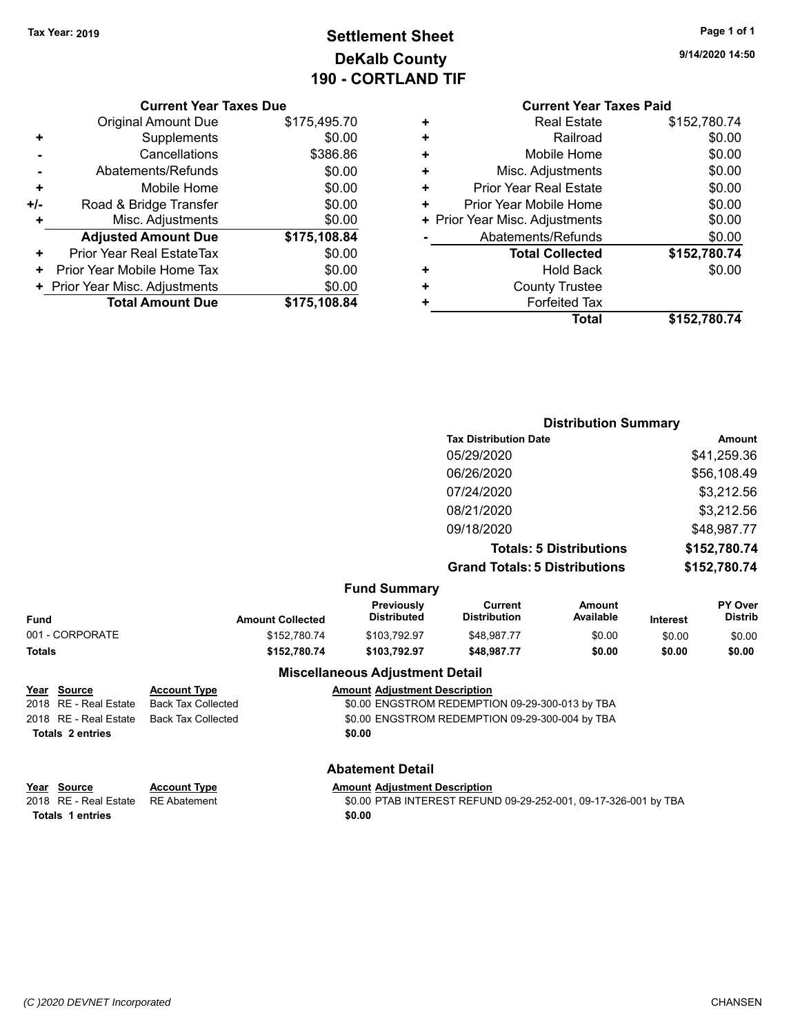Tax Year: 2019

# Settlement Sheet
## DeKalb County
## 190 - CORTLAND TIF

9/14/2020 14:50

### Current Year Taxes Due

| | | |
|---|---|---|
| | Original Amount Due | $175,495.70 |
| + | Supplements | $0.00 |
| - | Cancellations | $386.86 |
| - | Abatements/Refunds | $0.00 |
| + | Mobile Home | $0.00 |
| +/- | Road & Bridge Transfer | $0.00 |
| + | Misc. Adjustments | $0.00 |
| | **Adjusted Amount Due** | **$175,108.84** |
| + | Prior Year Real EstateTax | $0.00 |
| + | Prior Year Mobile Home Tax | $0.00 |
| + | Prior Year Misc. Adjustments | $0.00 |
| | **Total Amount Due** | **$175,108.84** |

### Current Year Taxes Paid

| | | |
|---|---|---|
| + | Real Estate | $152,780.74 |
| + | Railroad | $0.00 |
| + | Mobile Home | $0.00 |
| + | Misc. Adjustments | $0.00 |
| + | Prior Year Real Estate | $0.00 |
| + | Prior Year Mobile Home | $0.00 |
| + | Prior Year Misc. Adjustments | $0.00 |
| - | Abatements/Refunds | $0.00 |
| | **Total Collected** | **$152,780.74** |
| + | Hold Back | $0.00 |
| + | County Trustee | |
| + | Forfeited Tax | |
| | **Total** | **$152,780.74** |

### Distribution Summary

| Tax Distribution Date | Amount |
|---|---|
| 05/29/2020 | $41,259.36 |
| 06/26/2020 | $56,108.49 |
| 07/24/2020 | $3,212.56 |
| 08/21/2020 | $3,212.56 |
| 09/18/2020 | $48,987.77 |
| **Totals: 5 Distributions** | **$152,780.74** |
| **Grand Totals: 5 Distributions** | **$152,780.74** |

### Fund Summary

| Fund | Amount Collected | Previously Distributed | Current Distribution | Amount Available | Interest | PY Over Distrib |
|---|---|---|---|---|---|---|
| 001 - CORPORATE | $152,780.74 | $103,792.97 | $48,987.77 | $0.00 | $0.00 | $0.00 |
| **Totals** | **$152,780.74** | **$103,792.97** | **$48,987.77** | **$0.00** | **$0.00** | **$0.00** |

### Miscellaneous Adjustment Detail

| Year | Source | Account Type | Amount | Adjustment Description |
|---|---|---|---|---|
| 2018 | RE - Real Estate | Back Tax Collected | $0.00 | ENGSTROM REDEMPTION 09-29-300-013 by TBA |
| 2018 | RE - Real Estate | Back Tax Collected | $0.00 | ENGSTROM REDEMPTION 09-29-300-004 by TBA |
| **Totals 2 entries** | | | **$0.00** | |

### Abatement Detail

| Year | Source | Account Type | Amount | Adjustment Description |
|---|---|---|---|---|
| 2018 | RE - Real Estate | RE Abatement | $0.00 | PTAB INTEREST REFUND 09-29-252-001, 09-17-326-001 by TBA |
| **Totals 1 entries** | | | **$0.00** | |

(C )2020 DEVNET Incorporated CHANSEN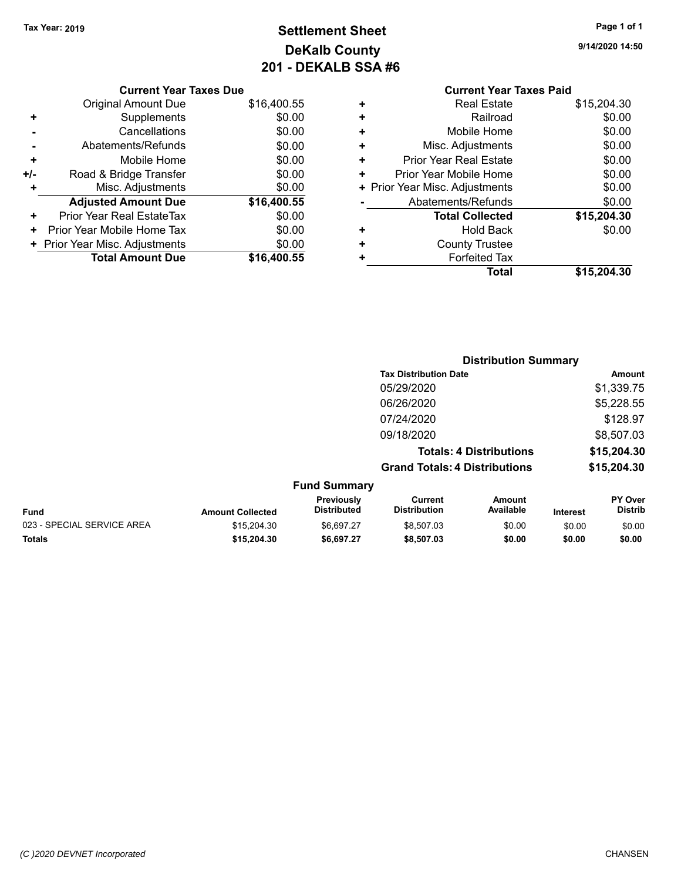**Tax Year: 2019**

# Settlement Sheet
## DeKalb County
## 201 - DEKALB SSA #6

9/14/2020 14:50

### Current Year Taxes Due

| | | |
|---|---|---|
| | Original Amount Due | $16,400.55 |
| + | Supplements | $0.00 |
| - | Cancellations | $0.00 |
| - | Abatements/Refunds | $0.00 |
| + | Mobile Home | $0.00 |
| +/- | Road & Bridge Transfer | $0.00 |
| + | Misc. Adjustments | $0.00 |
| | **Adjusted Amount Due** | **$16,400.55** |
| + | Prior Year Real EstateTax | $0.00 |
| + | Prior Year Mobile Home Tax | $0.00 |
| + | Prior Year Misc. Adjustments | $0.00 |
| | **Total Amount Due** | **$16,400.55** |

### Current Year Taxes Paid

| | | |
|---|---|---|
| + | Real Estate | $15,204.30 |
| + | Railroad | $0.00 |
| + | Mobile Home | $0.00 |
| + | Misc. Adjustments | $0.00 |
| + | Prior Year Real Estate | $0.00 |
| + | Prior Year Mobile Home | $0.00 |
| + | Prior Year Misc. Adjustments | $0.00 |
| - | Abatements/Refunds | $0.00 |
| | **Total Collected** | **$15,204.30** |
| + | Hold Back | $0.00 |
| + | County Trustee | |
| + | Forfeited Tax | |
| | **Total** | **$15,204.30** |

### Distribution Summary

| Tax Distribution Date | Amount |
|---|---|
| 05/29/2020 | $1,339.75 |
| 06/26/2020 | $5,228.55 |
| 07/24/2020 | $128.97 |
| 09/18/2020 | $8,507.03 |
| **Totals: 4 Distributions** | **$15,204.30** |
| **Grand Totals: 4 Distributions** | **$15,204.30** |

### Fund Summary

| Fund | Amount Collected | Previously Distributed | Current Distribution | Amount Available | Interest | PY Over Distrib |
|---|---|---|---|---|---|---|
| 023 - SPECIAL SERVICE AREA | $15,204.30 | $6,697.27 | $8,507.03 | $0.00 | $0.00 | $0.00 |
| **Totals** | **$15,204.30** | **$6,697.27** | **$8,507.03** | **$0.00** | **$0.00** | **$0.00** |

(C )2020 DEVNET Incorporated    CHANSEN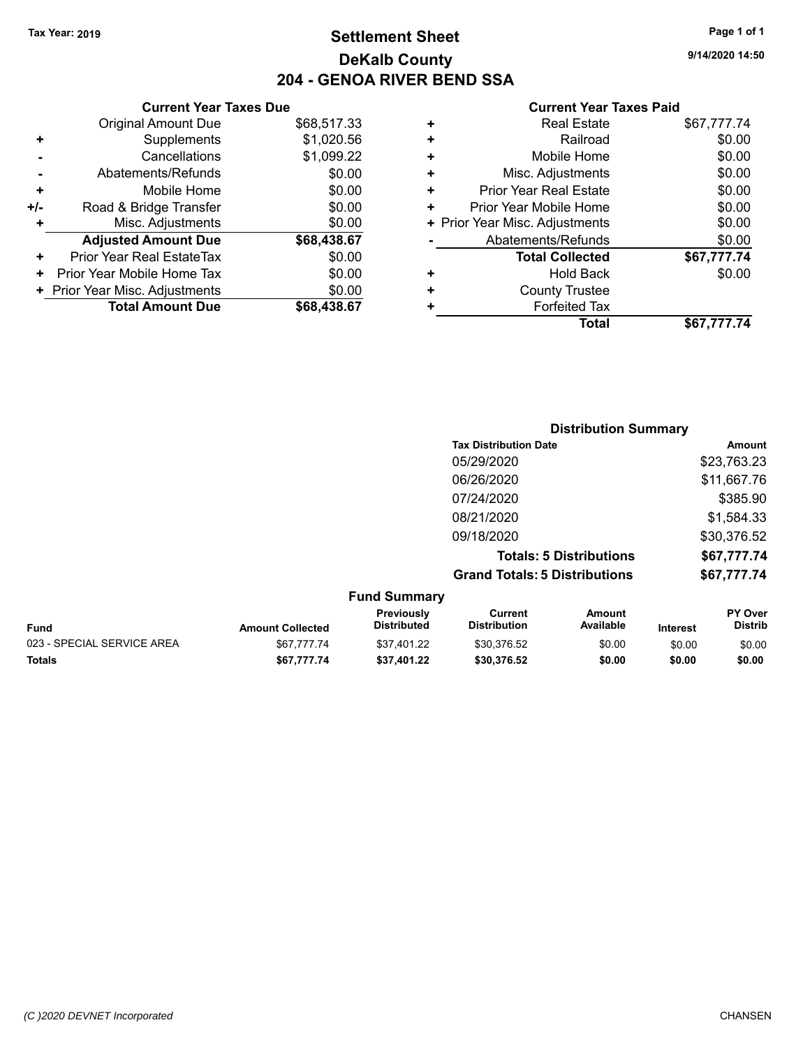**Tax Year: 2019**

# Settlement Sheet
## DeKalb County
## 204 - GENOA RIVER BEND SSA

9/14/2020 14:50

### Current Year Taxes Due

| | | |
|---|---|---|
| | Original Amount Due | $68,517.33 |
| + | Supplements | $1,020.56 |
| - | Cancellations | $1,099.22 |
| - | Abatements/Refunds | $0.00 |
| + | Mobile Home | $0.00 |
| +/- | Road & Bridge Transfer | $0.00 |
| + | Misc. Adjustments | $0.00 |
| | **Adjusted Amount Due** | **$68,438.67** |
| + | Prior Year Real EstateTax | $0.00 |
| + | Prior Year Mobile Home Tax | $0.00 |
| + | Prior Year Misc. Adjustments | $0.00 |
| | **Total Amount Due** | **$68,438.67** |

### Current Year Taxes Paid

| | | |
|---|---|---|
| + | Real Estate | $67,777.74 |
| + | Railroad | $0.00 |
| + | Mobile Home | $0.00 |
| + | Misc. Adjustments | $0.00 |
| + | Prior Year Real Estate | $0.00 |
| + | Prior Year Mobile Home | $0.00 |
| + | Prior Year Misc. Adjustments | $0.00 |
| - | Abatements/Refunds | $0.00 |
| | **Total Collected** | **$67,777.74** |
| + | Hold Back | $0.00 |
| + | County Trustee | |
| + | Forfeited Tax | |
| | **Total** | **$67,777.74** |

### Distribution Summary

| Tax Distribution Date | Amount |
|---|---|
| 05/29/2020 | $23,763.23 |
| 06/26/2020 | $11,667.76 |
| 07/24/2020 | $385.90 |
| 08/21/2020 | $1,584.33 |
| 09/18/2020 | $30,376.52 |
| **Totals: 5 Distributions** | **$67,777.74** |
| **Grand Totals: 5 Distributions** | **$67,777.74** |

### Fund Summary

| Fund | Amount Collected | Previously Distributed | Current Distribution | Amount Available | Interest | PY Over Distrib |
|---|---|---|---|---|---|---|
| 023 - SPECIAL SERVICE AREA | $67,777.74 | $37,401.22 | $30,376.52 | $0.00 | $0.00 | $0.00 |
| **Totals** | **$67,777.74** | **$37,401.22** | **$30,376.52** | **$0.00** | **$0.00** | **$0.00** |

*(C )2020 DEVNET Incorporated* CHANSEN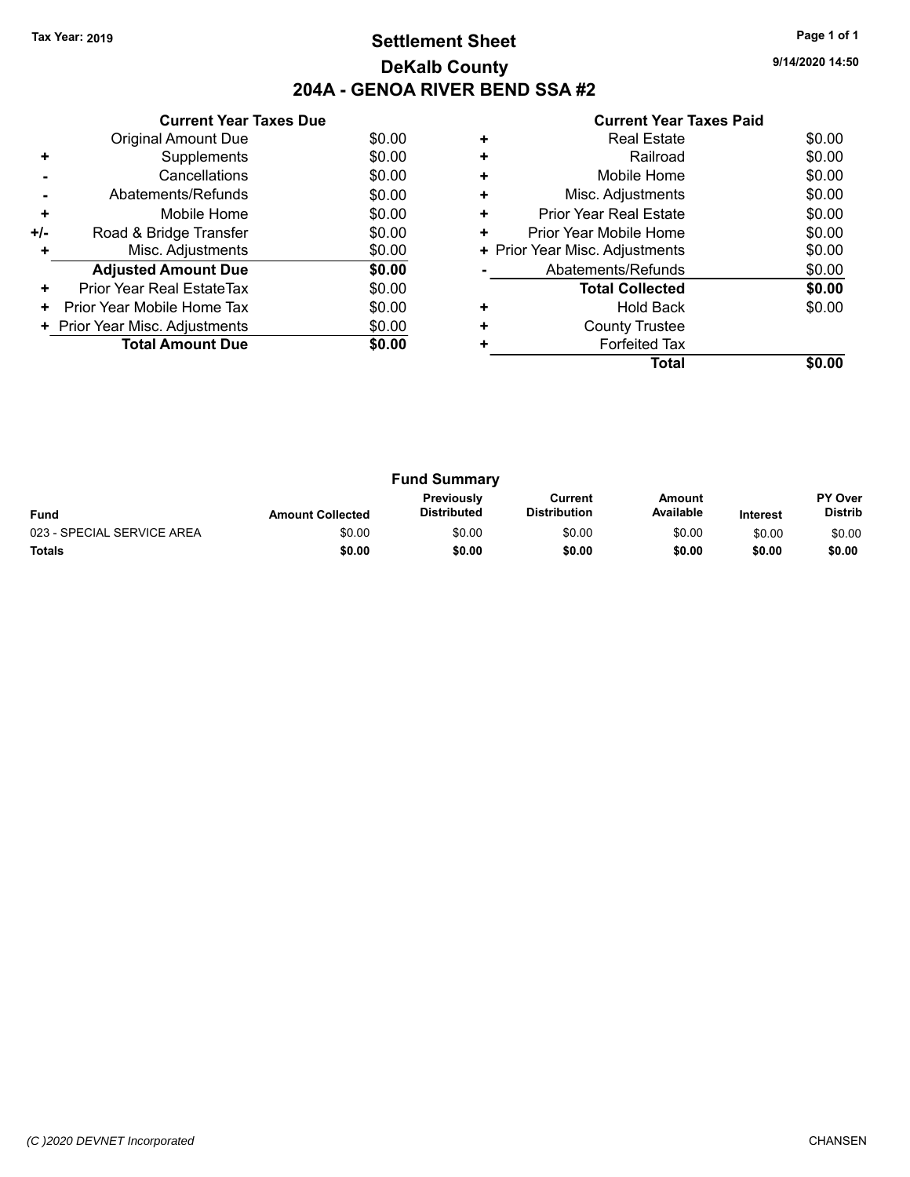Tax Year: 2019

# Settlement Sheet
## DeKalb County
## 204A - GENOA RIVER BEND SSA #2

9/14/2020 14:50

**Current Year Taxes Due**

| | | |
|---|---|---|
| | Original Amount Due | $0.00 |
| + | Supplements | $0.00 |
| - | Cancellations | $0.00 |
| - | Abatements/Refunds | $0.00 |
| + | Mobile Home | $0.00 |
| +/- | Road & Bridge Transfer | $0.00 |
| + | Misc. Adjustments | $0.00 |
| | **Adjusted Amount Due** | **$0.00** |
| + | Prior Year Real EstateTax | $0.00 |
| + | Prior Year Mobile Home Tax | $0.00 |
| + | Prior Year Misc. Adjustments | $0.00 |
| | **Total Amount Due** | **$0.00** |

**Current Year Taxes Paid**

| | | |
|---|---|---|
| + | Real Estate | $0.00 |
| + | Railroad | $0.00 |
| + | Mobile Home | $0.00 |
| + | Misc. Adjustments | $0.00 |
| + | Prior Year Real Estate | $0.00 |
| + | Prior Year Mobile Home | $0.00 |
| + | Prior Year Misc. Adjustments | $0.00 |
| - | Abatements/Refunds | $0.00 |
| | **Total Collected** | **$0.00** |
| + | Hold Back | $0.00 |
| + | County Trustee | |
| + | Forfeited Tax | |
| | **Total** | **$0.00** |

**Fund Summary**

| Fund | Amount Collected | Previously Distributed | Current Distribution | Amount Available | Interest | PY Over Distrib |
|---|---|---|---|---|---|---|
| 023 - SPECIAL SERVICE AREA | $0.00 | $0.00 | $0.00 | $0.00 | $0.00 | $0.00 |
| **Totals** | **$0.00** | **$0.00** | **$0.00** | **$0.00** | **$0.00** | **$0.00** |

(C )2020 DEVNET Incorporated CHANSEN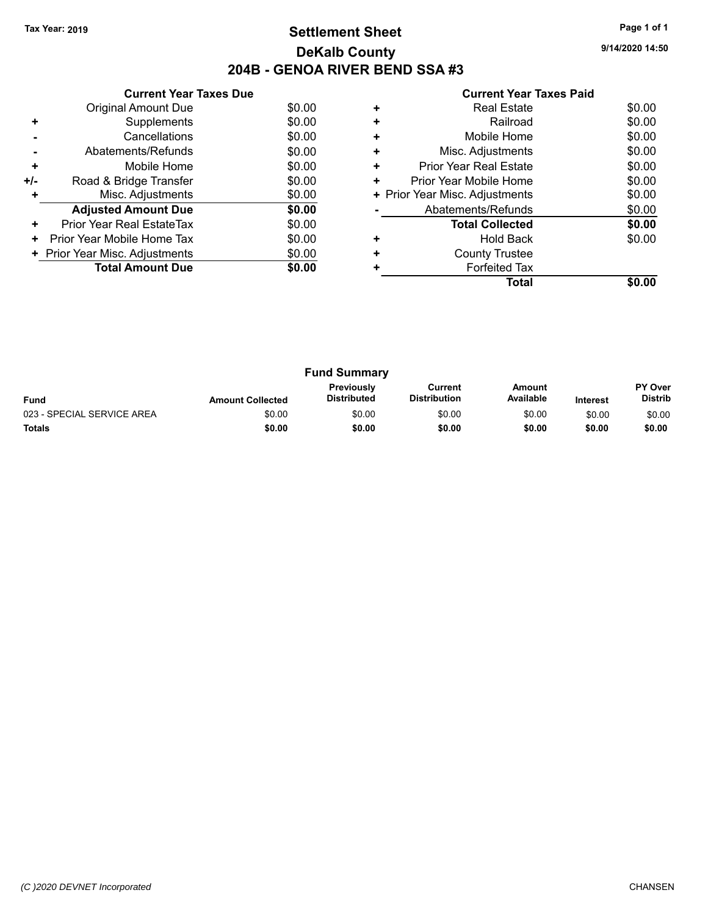**Tax Year: 2019**

# Settlement Sheet
## DeKalb County
## 204B - GENOA RIVER BEND SSA #3

9/14/2020 14:50

### Current Year Taxes Due

| | | |
|---|---|---|
| | Original Amount Due | $0.00 |
| + | Supplements | $0.00 |
| - | Cancellations | $0.00 |
| - | Abatements/Refunds | $0.00 |
| + | Mobile Home | $0.00 |
| +/- | Road & Bridge Transfer | $0.00 |
| + | Misc. Adjustments | $0.00 |
| | **Adjusted Amount Due** | **$0.00** |
| + | Prior Year Real EstateTax | $0.00 |
| + | Prior Year Mobile Home Tax | $0.00 |
| + | Prior Year Misc. Adjustments | $0.00 |
| | **Total Amount Due** | **$0.00** |

### Current Year Taxes Paid

| | | |
|---|---|---|
| + | Real Estate | $0.00 |
| + | Railroad | $0.00 |
| + | Mobile Home | $0.00 |
| + | Misc. Adjustments | $0.00 |
| + | Prior Year Real Estate | $0.00 |
| + | Prior Year Mobile Home | $0.00 |
| + | Prior Year Misc. Adjustments | $0.00 |
| - | Abatements/Refunds | $0.00 |
| | **Total Collected** | **$0.00** |
| + | Hold Back | $0.00 |
| + | County Trustee | |
| + | Forfeited Tax | |
| | **Total** | **$0.00** |

### Fund Summary

| Fund | Amount Collected | Previously Distributed | Current Distribution | Amount Available | Interest | PY Over Distrib |
|---|---|---|---|---|---|---|
| 023 - SPECIAL SERVICE AREA | $0.00 | $0.00 | $0.00 | $0.00 | $0.00 | $0.00 |
| **Totals** | **$0.00** | **$0.00** | **$0.00** | **$0.00** | **$0.00** | **$0.00** |

(C )2020 DEVNET Incorporated

CHANSEN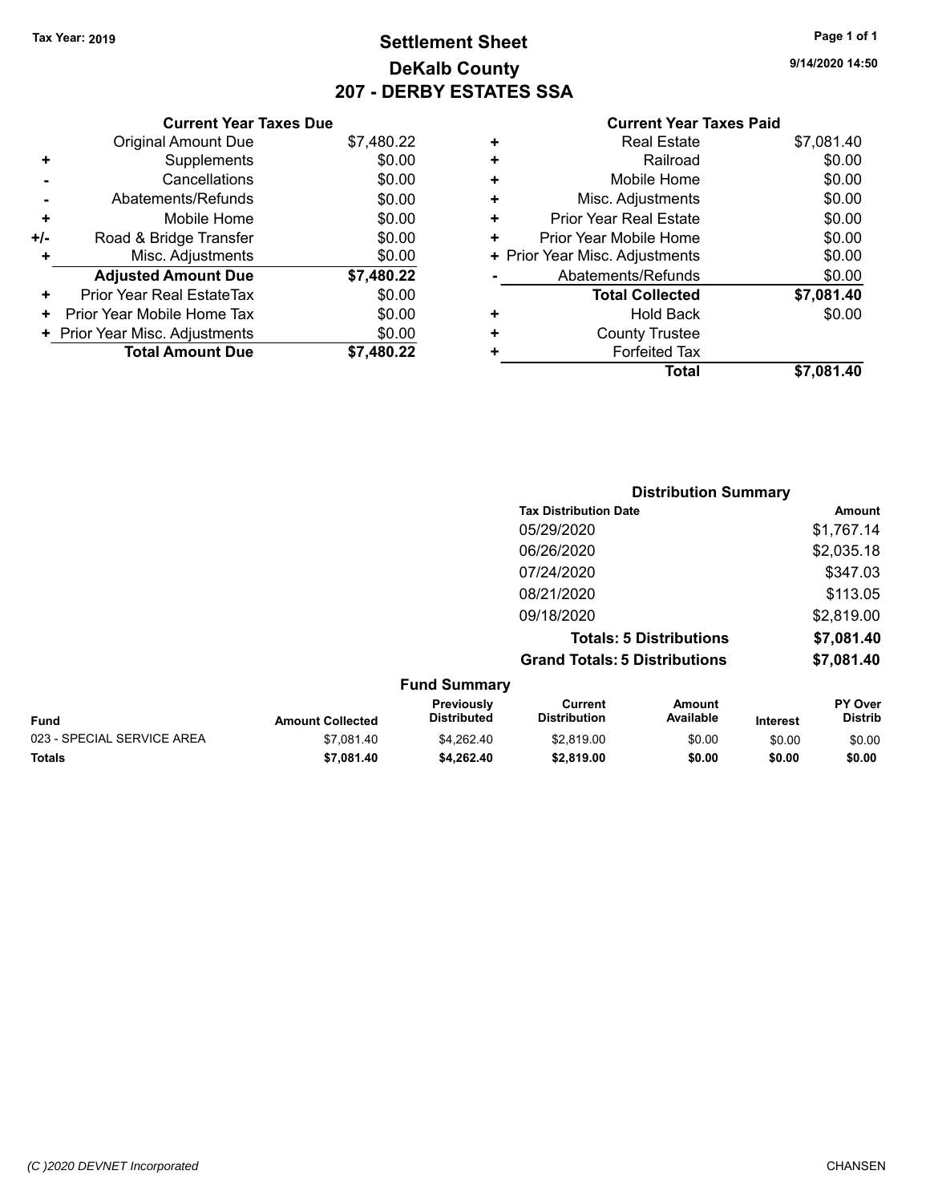Tax Year: 2019

# Settlement Sheet
## DeKalb County
## 207 - DERBY ESTATES SSA

9/14/2020 14:50

### Current Year Taxes Due

| | | |
|---|---|---|
| | Original Amount Due | $7,480.22 |
| + | Supplements | $0.00 |
| - | Cancellations | $0.00 |
| - | Abatements/Refunds | $0.00 |
| + | Mobile Home | $0.00 |
| +/- | Road & Bridge Transfer | $0.00 |
| + | Misc. Adjustments | $0.00 |
| | **Adjusted Amount Due** | **$7,480.22** |
| + | Prior Year Real EstateTax | $0.00 |
| + | Prior Year Mobile Home Tax | $0.00 |
| + | Prior Year Misc. Adjustments | $0.00 |
| | **Total Amount Due** | **$7,480.22** |

### Current Year Taxes Paid

| | | |
|---|---|---|
| + | Real Estate | $7,081.40 |
| + | Railroad | $0.00 |
| + | Mobile Home | $0.00 |
| + | Misc. Adjustments | $0.00 |
| + | Prior Year Real Estate | $0.00 |
| + | Prior Year Mobile Home | $0.00 |
| + | Prior Year Misc. Adjustments | $0.00 |
| - | Abatements/Refunds | $0.00 |
| | **Total Collected** | **$7,081.40** |
| + | Hold Back | $0.00 |
| + | County Trustee | |
| + | Forfeited Tax | |
| | **Total** | **$7,081.40** |

### Distribution Summary

| Tax Distribution Date | Amount |
|---|---|
| 05/29/2020 | $1,767.14 |
| 06/26/2020 | $2,035.18 |
| 07/24/2020 | $347.03 |
| 08/21/2020 | $113.05 |
| 09/18/2020 | $2,819.00 |
| **Totals: 5 Distributions** | **$7,081.40** |
| **Grand Totals: 5 Distributions** | **$7,081.40** |

### Fund Summary

| Fund | Amount Collected | Previously Distributed | Current Distribution | Amount Available | Interest | PY Over Distrib |
|---|---|---|---|---|---|---|
| 023 - SPECIAL SERVICE AREA | $7,081.40 | $4,262.40 | $2,819.00 | $0.00 | $0.00 | $0.00 |
| **Totals** | **$7,081.40** | **$4,262.40** | **$2,819.00** | **$0.00** | **$0.00** | **$0.00** |

(C )2020 DEVNET Incorporated

CHANSEN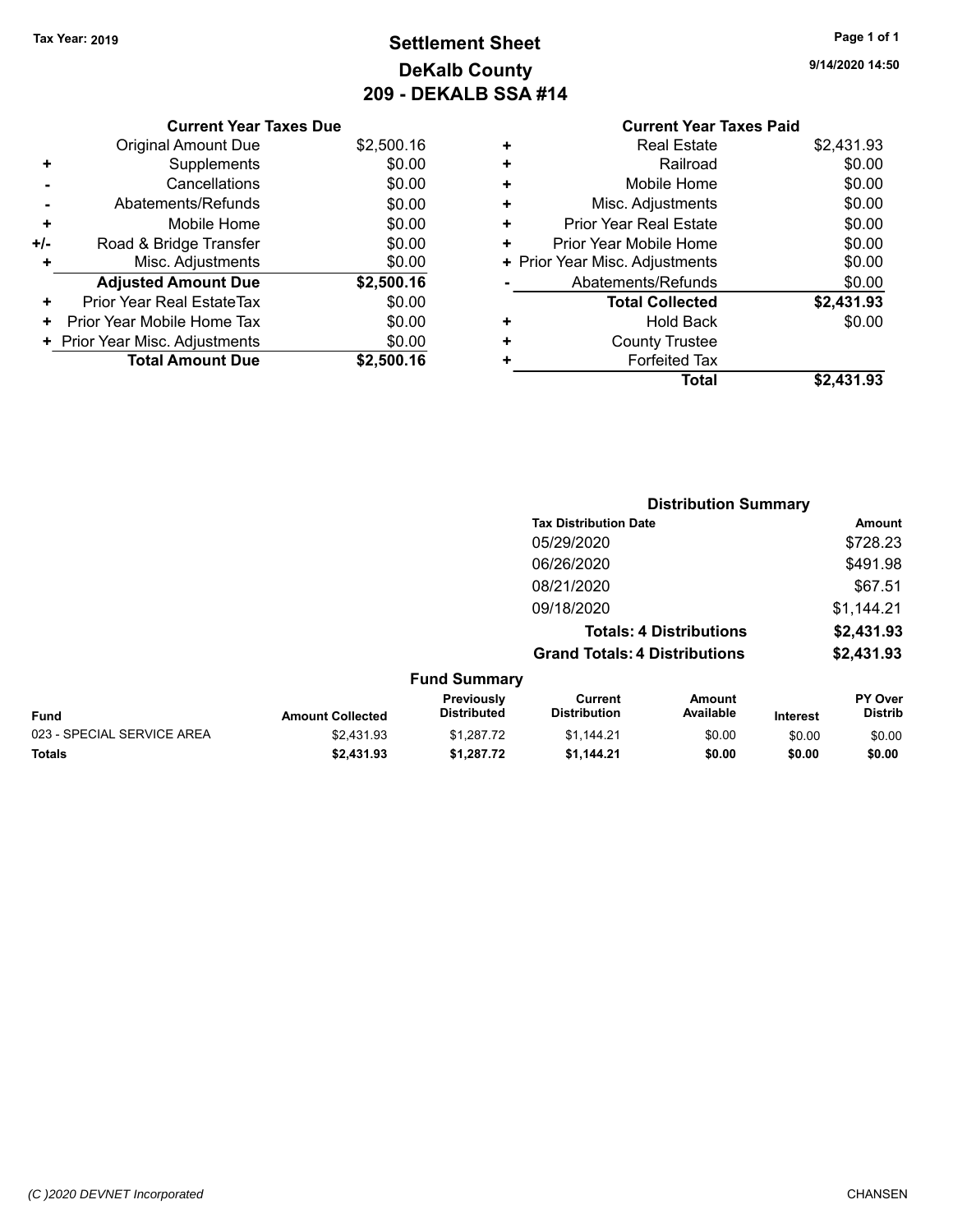Tax Year: 2019

# Settlement Sheet
## DeKalb County
## 209 - DEKALB SSA #14

9/14/2020 14:50

### Current Year Taxes Due

| | | |
|---|---|---|
| | Original Amount Due | $2,500.16 |
| + | Supplements | $0.00 |
| - | Cancellations | $0.00 |
| - | Abatements/Refunds | $0.00 |
| + | Mobile Home | $0.00 |
| +/- | Road & Bridge Transfer | $0.00 |
| + | Misc. Adjustments | $0.00 |
| | **Adjusted Amount Due** | **$2,500.16** |
| + | Prior Year Real EstateTax | $0.00 |
| + | Prior Year Mobile Home Tax | $0.00 |
| + | Prior Year Misc. Adjustments | $0.00 |
| | **Total Amount Due** | **$2,500.16** |

### Current Year Taxes Paid

| | | |
|---|---|---|
| + | Real Estate | $2,431.93 |
| + | Railroad | $0.00 |
| + | Mobile Home | $0.00 |
| + | Misc. Adjustments | $0.00 |
| + | Prior Year Real Estate | $0.00 |
| + | Prior Year Mobile Home | $0.00 |
| + | Prior Year Misc. Adjustments | $0.00 |
| - | Abatements/Refunds | $0.00 |
| | **Total Collected** | **$2,431.93** |
| + | Hold Back | $0.00 |
| + | County Trustee | |
| + | Forfeited Tax | |
| | **Total** | **$2,431.93** |

### Distribution Summary

| Tax Distribution Date | Amount |
|---|---|
| 05/29/2020 | $728.23 |
| 06/26/2020 | $491.98 |
| 08/21/2020 | $67.51 |
| 09/18/2020 | $1,144.21 |
| **Totals: 4 Distributions** | **$2,431.93** |
| **Grand Totals: 4 Distributions** | **$2,431.93** |

### Fund Summary

| Fund | Amount Collected | Previously Distributed | Current Distribution | Amount Available | Interest | PY Over Distrib |
|---|---|---|---|---|---|---|
| 023 - SPECIAL SERVICE AREA | $2,431.93 | $1,287.72 | $1,144.21 | $0.00 | $0.00 | $0.00 |
| **Totals** | **$2,431.93** | **$1,287.72** | **$1,144.21** | **$0.00** | **$0.00** | **$0.00** |

(C )2020 DEVNET Incorporated

CHANSEN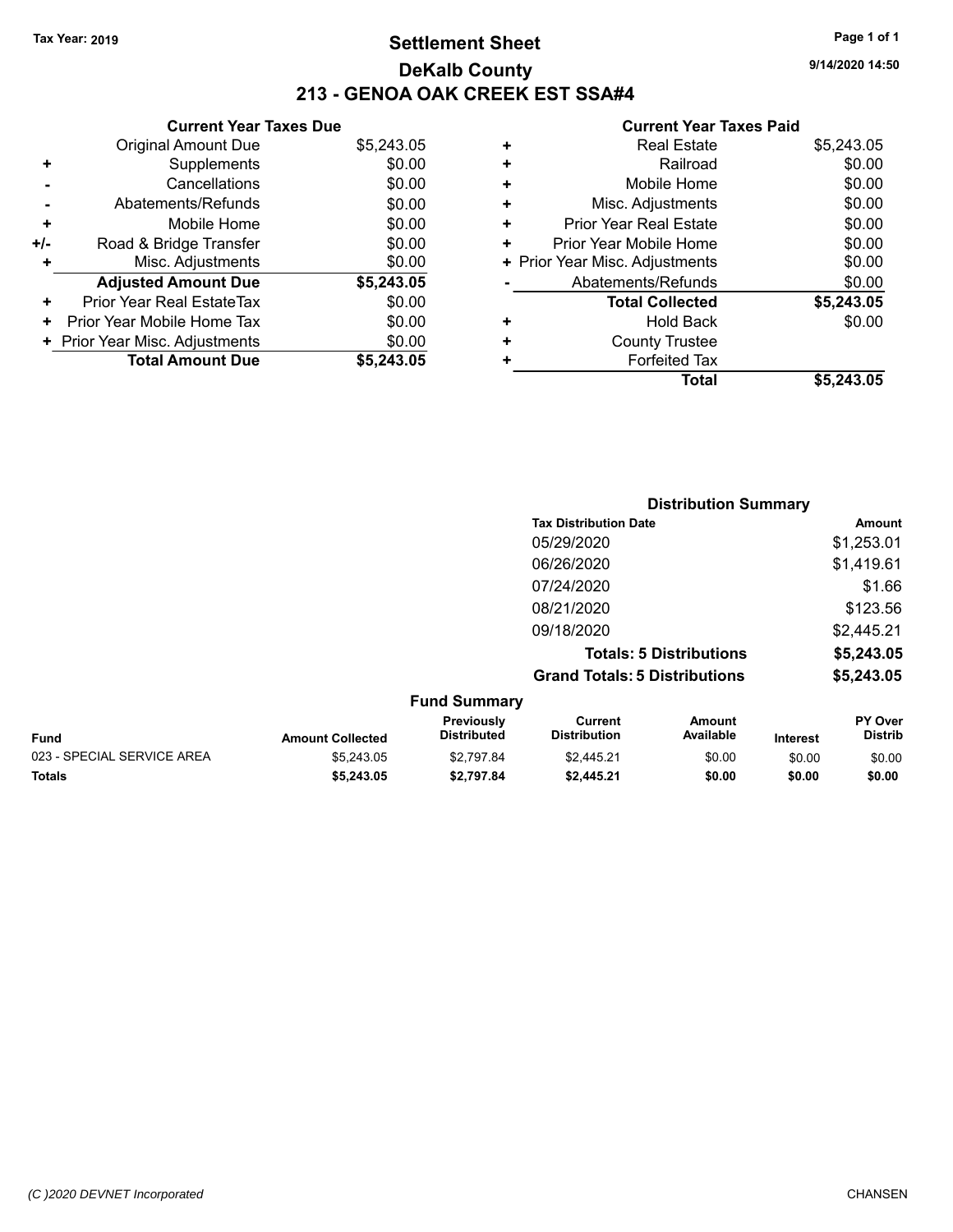Tax Year: 2019

# Settlement Sheet
## DeKalb County
## 213 - GENOA OAK CREEK EST SSA#4

9/14/2020 14:50

| | Current Year Taxes Due | |
|---|---|---|
| | Original Amount Due | $5,243.05 |
| + | Supplements | $0.00 |
| - | Cancellations | $0.00 |
| - | Abatements/Refunds | $0.00 |
| + | Mobile Home | $0.00 |
| +/- | Road & Bridge Transfer | $0.00 |
| + | Misc. Adjustments | $0.00 |
| | **Adjusted Amount Due** | **$5,243.05** |
| + | Prior Year Real EstateTax | $0.00 |
| + | Prior Year Mobile Home Tax | $0.00 |
| + | Prior Year Misc. Adjustments | $0.00 |
| | **Total Amount Due** | **$5,243.05** |

| | Current Year Taxes Paid | |
|---|---|---|
| + | Real Estate | $5,243.05 |
| + | Railroad | $0.00 |
| + | Mobile Home | $0.00 |
| + | Misc. Adjustments | $0.00 |
| + | Prior Year Real Estate | $0.00 |
| + | Prior Year Mobile Home | $0.00 |
| + | Prior Year Misc. Adjustments | $0.00 |
| - | Abatements/Refunds | $0.00 |
| | **Total Collected** | **$5,243.05** |
| + | Hold Back | $0.00 |
| + | County Trustee | |
| + | Forfeited Tax | |
| | **Total** | **$5,243.05** |

### Distribution Summary

| Tax Distribution Date | Amount |
|---|---|
| 05/29/2020 | $1,253.01 |
| 06/26/2020 | $1,419.61 |
| 07/24/2020 | $1.66 |
| 08/21/2020 | $123.56 |
| 09/18/2020 | $2,445.21 |
| **Totals: 5 Distributions** | **$5,243.05** |
| **Grand Totals: 5 Distributions** | **$5,243.05** |

### Fund Summary

| Fund | Amount Collected | Previously Distributed | Current Distribution | Amount Available | Interest | PY Over Distrib |
|---|---|---|---|---|---|---|
| 023 - SPECIAL SERVICE AREA | $5,243.05 | $2,797.84 | $2,445.21 | $0.00 | $0.00 | $0.00 |
| **Totals** | **$5,243.05** | **$2,797.84** | **$2,445.21** | **$0.00** | **$0.00** | **$0.00** |

(C )2020 DEVNET Incorporated

CHANSEN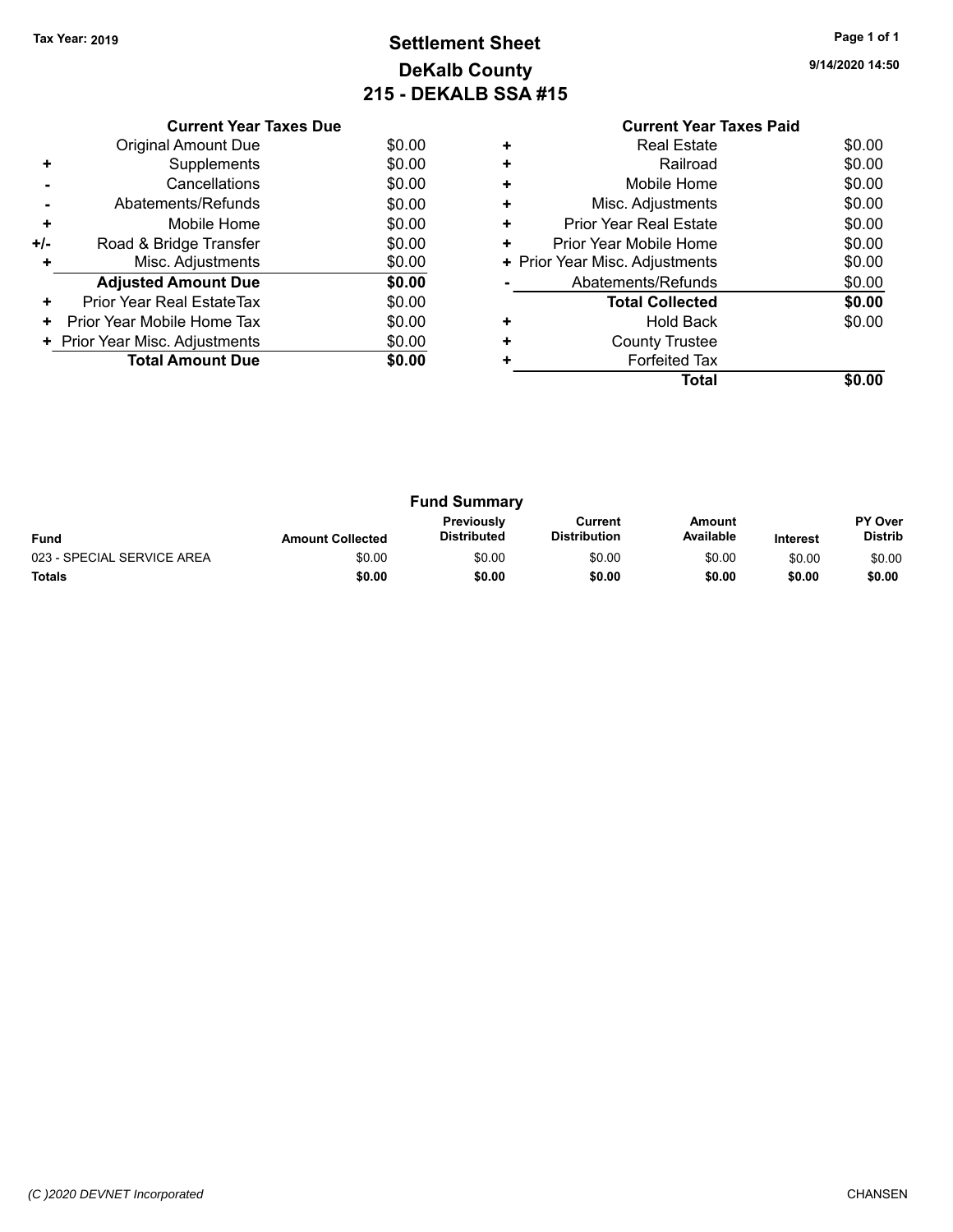Tax Year: 2019

# Settlement Sheet
## DeKalb County
## 215 - DEKALB SSA #15

9/14/2020 14:50

| | Current Year Taxes Due | |
|---|---|---|
| | Original Amount Due | $0.00 |
| + | Supplements | $0.00 |
| - | Cancellations | $0.00 |
| - | Abatements/Refunds | $0.00 |
| + | Mobile Home | $0.00 |
| +/- | Road & Bridge Transfer | $0.00 |
| + | Misc. Adjustments | $0.00 |
| | **Adjusted Amount Due** | **$0.00** |
| + | Prior Year Real EstateTax | $0.00 |
| + | Prior Year Mobile Home Tax | $0.00 |
| + | Prior Year Misc. Adjustments | $0.00 |
| | **Total Amount Due** | **$0.00** |

| | Current Year Taxes Paid | |
|---|---|---|
| + | Real Estate | $0.00 |
| + | Railroad | $0.00 |
| + | Mobile Home | $0.00 |
| + | Misc. Adjustments | $0.00 |
| + | Prior Year Real Estate | $0.00 |
| + | Prior Year Mobile Home | $0.00 |
| + | Prior Year Misc. Adjustments | $0.00 |
| - | Abatements/Refunds | $0.00 |
| | **Total Collected** | **$0.00** |
| + | Hold Back | $0.00 |
| + | County Trustee | |
| + | Forfeited Tax | |
| | **Total** | **$0.00** |

### Fund Summary

| Fund | Amount Collected | Previously Distributed | Current Distribution | Amount Available | Interest | PY Over Distrib |
|---|---|---|---|---|---|---|
| 023 - SPECIAL SERVICE AREA | $0.00 | $0.00 | $0.00 | $0.00 | $0.00 | $0.00 |
| **Totals** | **$0.00** | **$0.00** | **$0.00** | **$0.00** | **$0.00** | **$0.00** |

(C )2020 DEVNET Incorporated

CHANSEN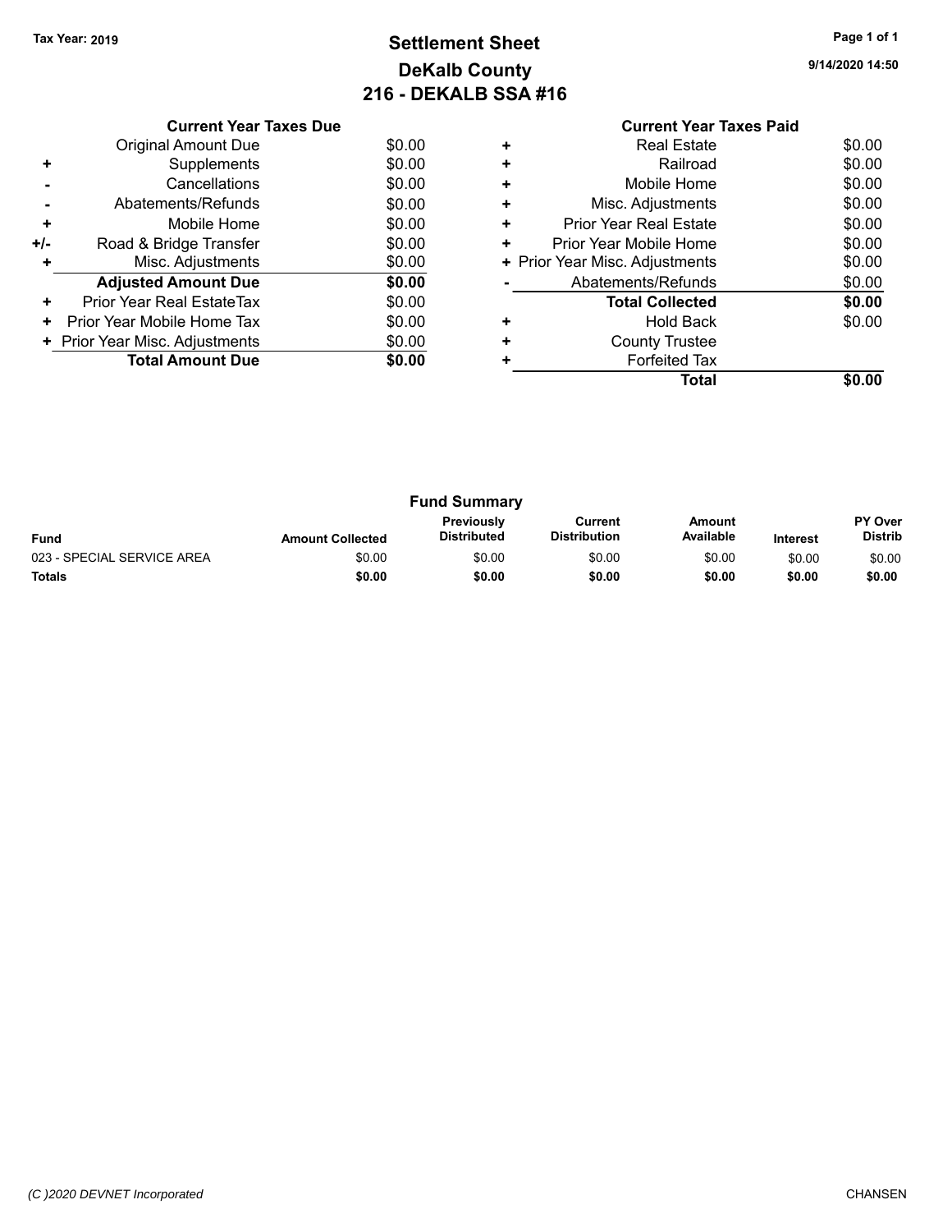**Tax Year: 2019**

# Settlement Sheet
## DeKalb County
## 216 - DEKALB SSA #16

9/14/2020 14:50

| | Current Year Taxes Due | |
|---|---|---|
| | Original Amount Due | $0.00 |
| + | Supplements | $0.00 |
| - | Cancellations | $0.00 |
| - | Abatements/Refunds | $0.00 |
| + | Mobile Home | $0.00 |
| +/- | Road & Bridge Transfer | $0.00 |
| + | Misc. Adjustments | $0.00 |
| | **Adjusted Amount Due** | **$0.00** |
| + | Prior Year Real EstateTax | $0.00 |
| + | Prior Year Mobile Home Tax | $0.00 |
| + | Prior Year Misc. Adjustments | $0.00 |
| | **Total Amount Due** | **$0.00** |

| | Current Year Taxes Paid | |
|---|---|---|
| + | Real Estate | $0.00 |
| + | Railroad | $0.00 |
| + | Mobile Home | $0.00 |
| + | Misc. Adjustments | $0.00 |
| + | Prior Year Real Estate | $0.00 |
| + | Prior Year Mobile Home | $0.00 |
| + | Prior Year Misc. Adjustments | $0.00 |
| - | Abatements/Refunds | $0.00 |
| | **Total Collected** | **$0.00** |
| + | Hold Back | $0.00 |
| + | County Trustee | |
| + | Forfeited Tax | |
| | **Total** | **$0.00** |

### Fund Summary

| Fund | Amount Collected | Previously Distributed | Current Distribution | Amount Available | Interest | PY Over Distrib |
|---|---|---|---|---|---|---|
| 023 - SPECIAL SERVICE AREA | $0.00 | $0.00 | $0.00 | $0.00 | $0.00 | $0.00 |
| **Totals** | **$0.00** | **$0.00** | **$0.00** | **$0.00** | **$0.00** | **$0.00** |

*(C )2020 DEVNET Incorporated* CHANSEN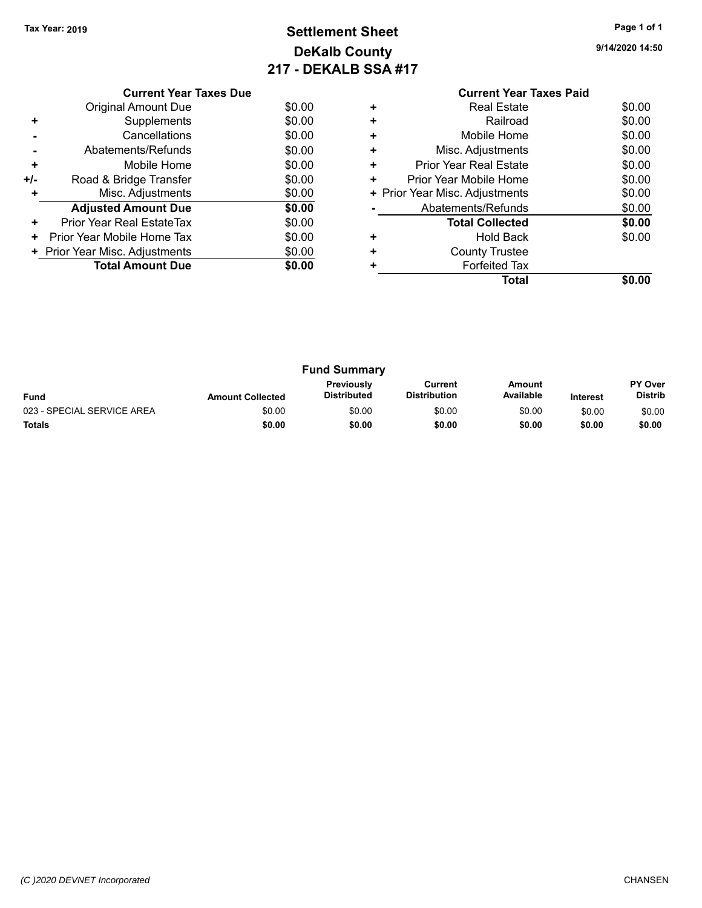Tax Year: 2019

# Settlement Sheet
## DeKalb County
## 217 - DEKALB SSA #17

9/14/2020 14:50

| | Current Year Taxes Due | |
|---|---|---|
| | Original Amount Due | $0.00 |
| + | Supplements | $0.00 |
| - | Cancellations | $0.00 |
| - | Abatements/Refunds | $0.00 |
| + | Mobile Home | $0.00 |
| +/- | Road & Bridge Transfer | $0.00 |
| + | Misc. Adjustments | $0.00 |
| | **Adjusted Amount Due** | **$0.00** |
| + | Prior Year Real EstateTax | $0.00 |
| + | Prior Year Mobile Home Tax | $0.00 |
| + | Prior Year Misc. Adjustments | $0.00 |
| | **Total Amount Due** | **$0.00** |

| | Current Year Taxes Paid | |
|---|---|---|
| + | Real Estate | $0.00 |
| + | Railroad | $0.00 |
| + | Mobile Home | $0.00 |
| + | Misc. Adjustments | $0.00 |
| + | Prior Year Real Estate | $0.00 |
| + | Prior Year Mobile Home | $0.00 |
| + | Prior Year Misc. Adjustments | $0.00 |
| - | Abatements/Refunds | $0.00 |
| | **Total Collected** | **$0.00** |
| + | Hold Back | $0.00 |
| + | County Trustee | |
| + | Forfeited Tax | |
| | **Total** | **$0.00** |

### Fund Summary

| Fund | Amount Collected | Previously Distributed | Current Distribution | Amount Available | Interest | PY Over Distrib |
|---|---|---|---|---|---|---|
| 023 - SPECIAL SERVICE AREA | $0.00 | $0.00 | $0.00 | $0.00 | $0.00 | $0.00 |
| **Totals** | **$0.00** | **$0.00** | **$0.00** | **$0.00** | **$0.00** | **$0.00** |

(C )2020 DEVNET Incorporated CHANSEN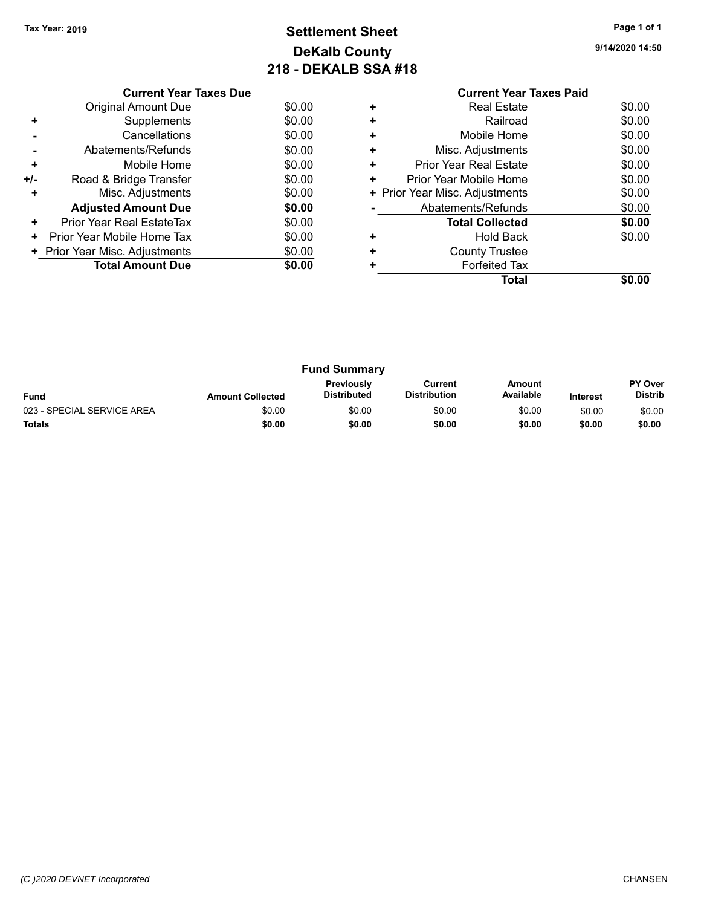Tax Year: 2019

# Settlement Sheet
## DeKalb County
## 218 - DEKALB SSA #18

9/14/2020 14:50

### Current Year Taxes Due

| | | |
|---|---|---|
| | Original Amount Due | $0.00 |
| + | Supplements | $0.00 |
| - | Cancellations | $0.00 |
| - | Abatements/Refunds | $0.00 |
| + | Mobile Home | $0.00 |
| +/- | Road & Bridge Transfer | $0.00 |
| + | Misc. Adjustments | $0.00 |
| | **Adjusted Amount Due** | **$0.00** |
| + | Prior Year Real EstateTax | $0.00 |
| + | Prior Year Mobile Home Tax | $0.00 |
| + | Prior Year Misc. Adjustments | $0.00 |
| | **Total Amount Due** | **$0.00** |

### Current Year Taxes Paid

| | | |
|---|---|---|
| + | Real Estate | $0.00 |
| + | Railroad | $0.00 |
| + | Mobile Home | $0.00 |
| + | Misc. Adjustments | $0.00 |
| + | Prior Year Real Estate | $0.00 |
| + | Prior Year Mobile Home | $0.00 |
| + | Prior Year Misc. Adjustments | $0.00 |
| - | Abatements/Refunds | $0.00 |
| | **Total Collected** | **$0.00** |
| + | Hold Back | $0.00 |
| + | County Trustee | |
| + | Forfeited Tax | |
| | **Total** | **$0.00** |

### Fund Summary

| Fund | Amount Collected | Previously Distributed | Current Distribution | Amount Available | Interest | PY Over Distrib |
|---|---|---|---|---|---|---|
| 023 - SPECIAL SERVICE AREA | $0.00 | $0.00 | $0.00 | $0.00 | $0.00 | $0.00 |
| **Totals** | **$0.00** | **$0.00** | **$0.00** | **$0.00** | **$0.00** | **$0.00** |

(C )2020 DEVNET Incorporated — CHANSEN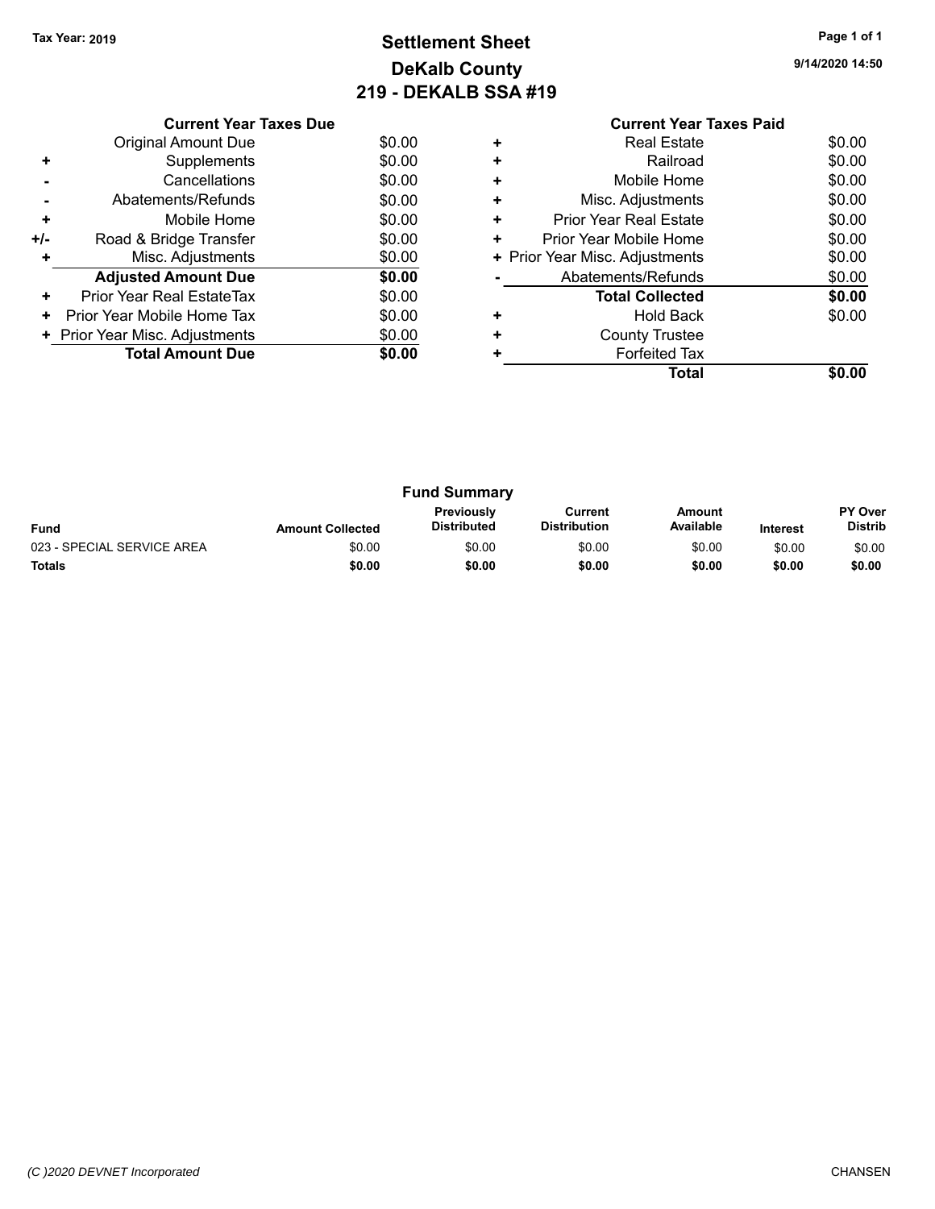Tax Year: 2019

# Settlement Sheet
## DeKalb County
## 219 - DEKALB SSA #19

9/14/2020 14:50

### Current Year Taxes Due

| | | |
|---|---|---|
| | Original Amount Due | $0.00 |
| + | Supplements | $0.00 |
| - | Cancellations | $0.00 |
| - | Abatements/Refunds | $0.00 |
| + | Mobile Home | $0.00 |
| +/- | Road & Bridge Transfer | $0.00 |
| + | Misc. Adjustments | $0.00 |
| | **Adjusted Amount Due** | **$0.00** |
| + | Prior Year Real EstateTax | $0.00 |
| + | Prior Year Mobile Home Tax | $0.00 |
| + | Prior Year Misc. Adjustments | $0.00 |
| | **Total Amount Due** | **$0.00** |

### Current Year Taxes Paid

| | | |
|---|---|---|
| + | Real Estate | $0.00 |
| + | Railroad | $0.00 |
| + | Mobile Home | $0.00 |
| + | Misc. Adjustments | $0.00 |
| + | Prior Year Real Estate | $0.00 |
| + | Prior Year Mobile Home | $0.00 |
| + | Prior Year Misc. Adjustments | $0.00 |
| - | Abatements/Refunds | $0.00 |
| | **Total Collected** | **$0.00** |
| + | Hold Back | $0.00 |
| + | County Trustee | |
| + | Forfeited Tax | |
| | **Total** | **$0.00** |

### Fund Summary

| Fund | Amount Collected | Previously Distributed | Current Distribution | Amount Available | Interest | PY Over Distrib |
|---|---|---|---|---|---|---|
| 023 - SPECIAL SERVICE AREA | $0.00 | $0.00 | $0.00 | $0.00 | $0.00 | $0.00 |
| **Totals** | **$0.00** | **$0.00** | **$0.00** | **$0.00** | **$0.00** | **$0.00** |

(C )2020 DEVNET Incorporated CHANSEN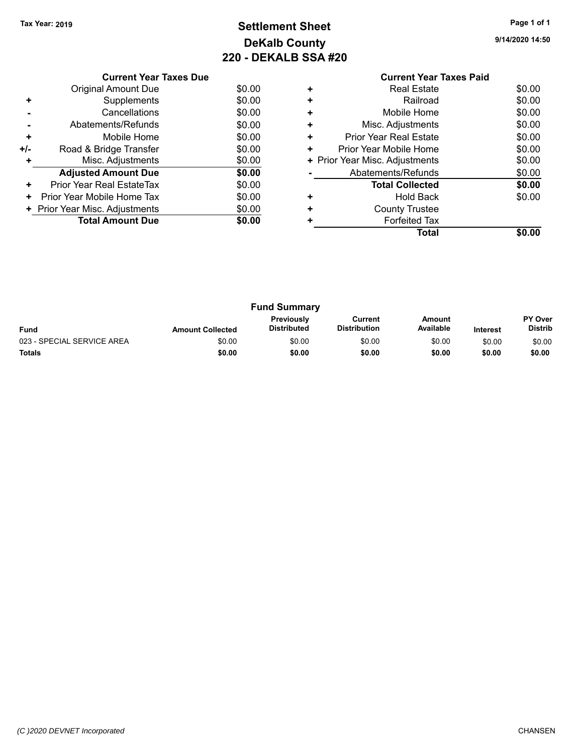Tax Year: 2019

# Settlement Sheet
## DeKalb County
## 220 - DEKALB SSA #20

9/14/2020 14:50

### Current Year Taxes Due

| | | |
|---|---|---|
| | Original Amount Due | $0.00 |
| + | Supplements | $0.00 |
| - | Cancellations | $0.00 |
| - | Abatements/Refunds | $0.00 |
| + | Mobile Home | $0.00 |
| +/- | Road & Bridge Transfer | $0.00 |
| + | Misc. Adjustments | $0.00 |
| | **Adjusted Amount Due** | **$0.00** |
| + | Prior Year Real EstateTax | $0.00 |
| + | Prior Year Mobile Home Tax | $0.00 |
| + | Prior Year Misc. Adjustments | $0.00 |
| | **Total Amount Due** | **$0.00** |

### Current Year Taxes Paid

| | | |
|---|---|---|
| + | Real Estate | $0.00 |
| + | Railroad | $0.00 |
| + | Mobile Home | $0.00 |
| + | Misc. Adjustments | $0.00 |
| + | Prior Year Real Estate | $0.00 |
| + | Prior Year Mobile Home | $0.00 |
| + | Prior Year Misc. Adjustments | $0.00 |
| - | Abatements/Refunds | $0.00 |
| | **Total Collected** | **$0.00** |
| + | Hold Back | $0.00 |
| + | County Trustee | |
| + | Forfeited Tax | |
| | **Total** | **$0.00** |

### Fund Summary

| Fund | Amount Collected | Previously Distributed | Current Distribution | Amount Available | Interest | PY Over Distrib |
|---|---|---|---|---|---|---|
| 023 - SPECIAL SERVICE AREA | $0.00 | $0.00 | $0.00 | $0.00 | $0.00 | $0.00 |
| **Totals** | **$0.00** | **$0.00** | **$0.00** | **$0.00** | **$0.00** | **$0.00** |

*(C )2020 DEVNET Incorporated* CHANSEN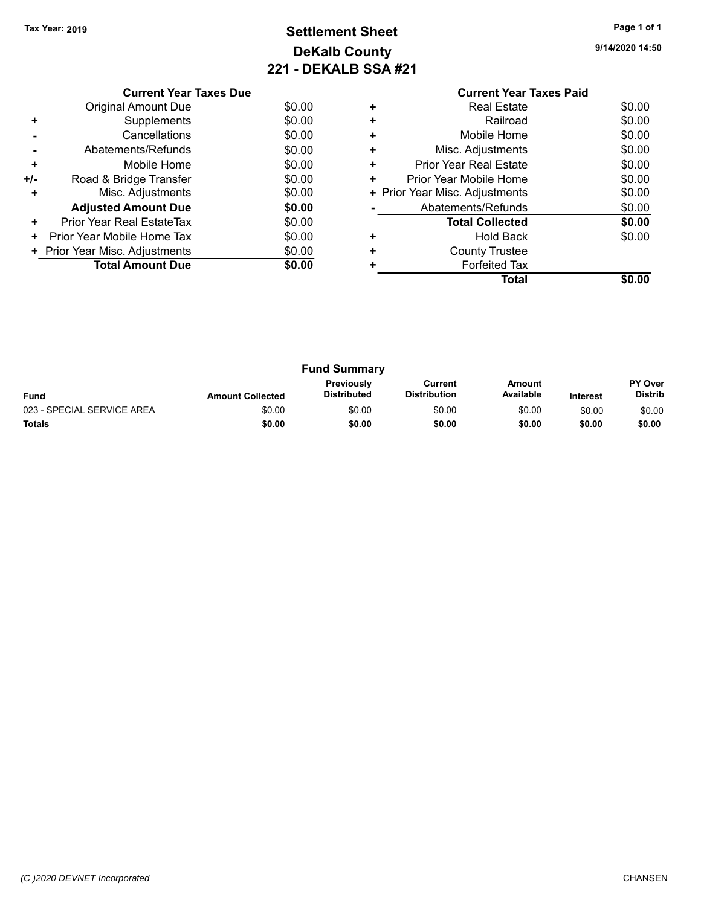Tax Year: 2019

# Settlement Sheet
## DeKalb County
## 221 - DEKALB SSA #21

9/14/2020 14:50

| | Current Year Taxes Due | |
|---|---|---|
| | Original Amount Due | $0.00 |
| + | Supplements | $0.00 |
| - | Cancellations | $0.00 |
| - | Abatements/Refunds | $0.00 |
| + | Mobile Home | $0.00 |
| +/- | Road & Bridge Transfer | $0.00 |
| + | Misc. Adjustments | $0.00 |
| | **Adjusted Amount Due** | **$0.00** |
| + | Prior Year Real EstateTax | $0.00 |
| + | Prior Year Mobile Home Tax | $0.00 |
| + | Prior Year Misc. Adjustments | $0.00 |
| | **Total Amount Due** | **$0.00** |

| | Current Year Taxes Paid | |
|---|---|---|
| + | Real Estate | $0.00 |
| + | Railroad | $0.00 |
| + | Mobile Home | $0.00 |
| + | Misc. Adjustments | $0.00 |
| + | Prior Year Real Estate | $0.00 |
| + | Prior Year Mobile Home | $0.00 |
| + | Prior Year Misc. Adjustments | $0.00 |
| - | Abatements/Refunds | $0.00 |
| | **Total Collected** | **$0.00** |
| + | Hold Back | $0.00 |
| + | County Trustee | |
| + | Forfeited Tax | |
| | **Total** | **$0.00** |

### Fund Summary

| Fund | Amount Collected | Previously Distributed | Current Distribution | Amount Available | Interest | PY Over Distrib |
|---|---|---|---|---|---|---|
| 023 - SPECIAL SERVICE AREA | $0.00 | $0.00 | $0.00 | $0.00 | $0.00 | $0.00 |
| **Totals** | **$0.00** | **$0.00** | **$0.00** | **$0.00** | **$0.00** | **$0.00** |

(C )2020 DEVNET Incorporated    CHANSEN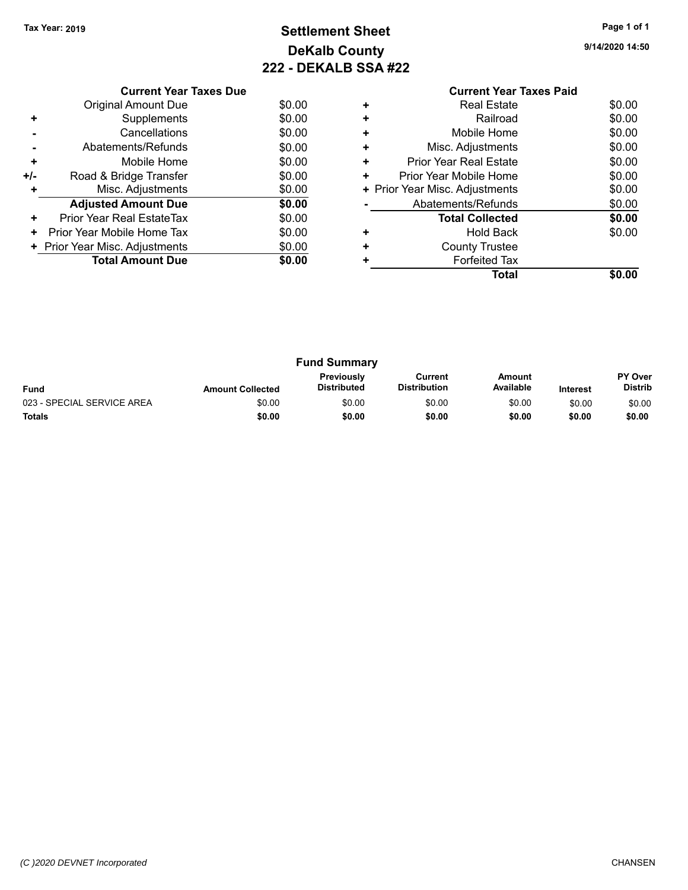Tax Year: 2019

# Settlement Sheet
## DeKalb County
## 222 - DEKALB SSA #22

9/14/2020 14:50

| | Current Year Taxes Due | |
|---|---|---|
| | Original Amount Due | $0.00 |
| + | Supplements | $0.00 |
| - | Cancellations | $0.00 |
| - | Abatements/Refunds | $0.00 |
| + | Mobile Home | $0.00 |
| +/- | Road & Bridge Transfer | $0.00 |
| + | Misc. Adjustments | $0.00 |
| | **Adjusted Amount Due** | **$0.00** |
| + | Prior Year Real EstateTax | $0.00 |
| + | Prior Year Mobile Home Tax | $0.00 |
| + | Prior Year Misc. Adjustments | $0.00 |
| | **Total Amount Due** | **$0.00** |

| | Current Year Taxes Paid | |
|---|---|---|
| + | Real Estate | $0.00 |
| + | Railroad | $0.00 |
| + | Mobile Home | $0.00 |
| + | Misc. Adjustments | $0.00 |
| + | Prior Year Real Estate | $0.00 |
| + | Prior Year Mobile Home | $0.00 |
| + | Prior Year Misc. Adjustments | $0.00 |
| - | Abatements/Refunds | $0.00 |
| | **Total Collected** | **$0.00** |
| + | Hold Back | $0.00 |
| + | County Trustee | |
| + | Forfeited Tax | |
| | **Total** | **$0.00** |

### Fund Summary

| Fund | Amount Collected | Previously Distributed | Current Distribution | Amount Available | Interest | PY Over Distrib |
|---|---|---|---|---|---|---|
| 023 - SPECIAL SERVICE AREA | $0.00 | $0.00 | $0.00 | $0.00 | $0.00 | $0.00 |
| **Totals** | **$0.00** | **$0.00** | **$0.00** | **$0.00** | **$0.00** | **$0.00** |

(C )2020 DEVNET Incorporated CHANSEN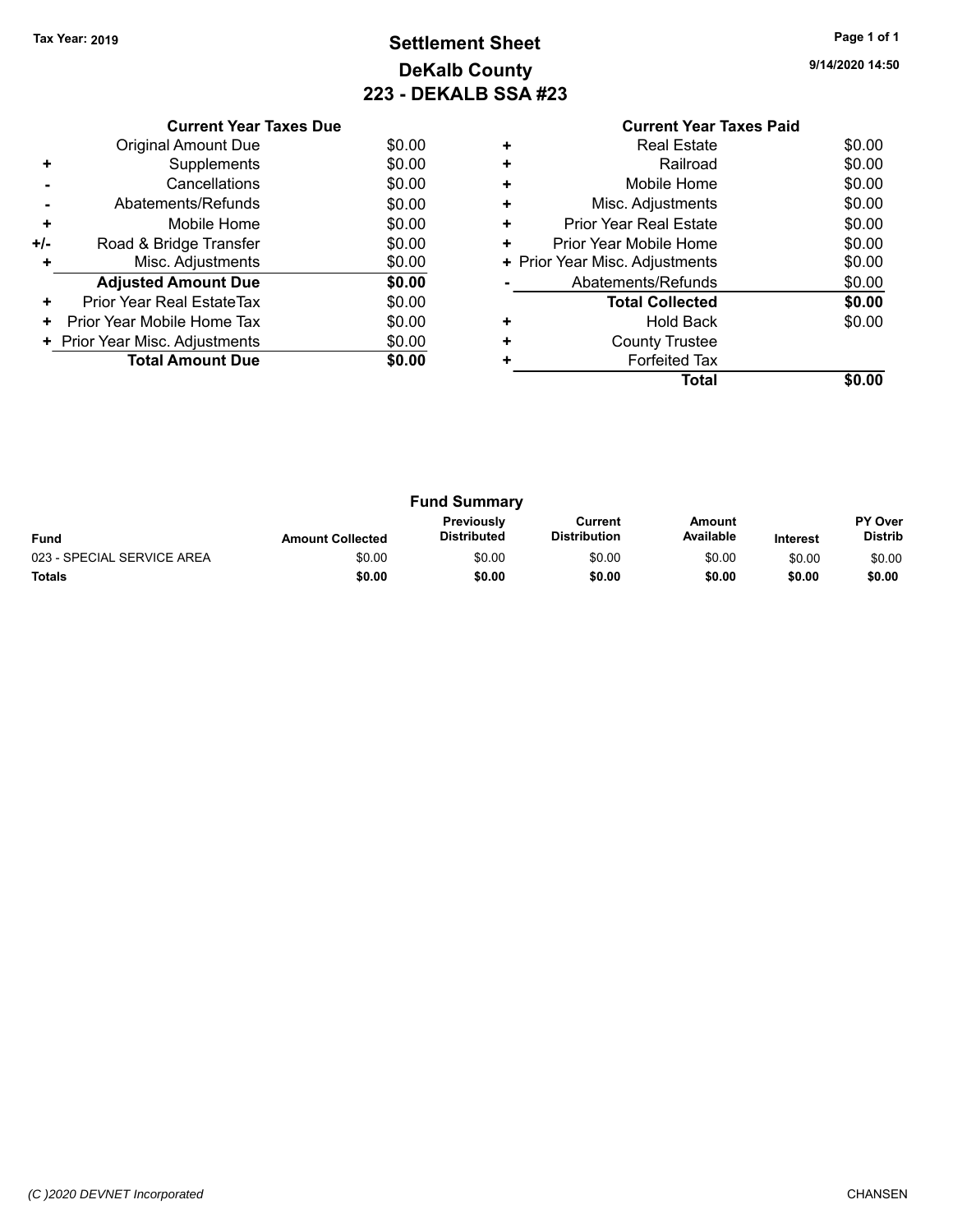Tax Year: 2019

# Settlement Sheet
## DeKalb County
## 223 - DEKALB SSA #23

9/14/2020 14:50

### Current Year Taxes Due

| | | |
|---|---|---|
| | Original Amount Due | $0.00 |
| + | Supplements | $0.00 |
| - | Cancellations | $0.00 |
| - | Abatements/Refunds | $0.00 |
| + | Mobile Home | $0.00 |
| +/- | Road & Bridge Transfer | $0.00 |
| + | Misc. Adjustments | $0.00 |
| | **Adjusted Amount Due** | **$0.00** |
| + | Prior Year Real EstateTax | $0.00 |
| + | Prior Year Mobile Home Tax | $0.00 |
| + | Prior Year Misc. Adjustments | $0.00 |
| | **Total Amount Due** | **$0.00** |

### Current Year Taxes Paid

| | | |
|---|---|---|
| + | Real Estate | $0.00 |
| + | Railroad | $0.00 |
| + | Mobile Home | $0.00 |
| + | Misc. Adjustments | $0.00 |
| + | Prior Year Real Estate | $0.00 |
| + | Prior Year Mobile Home | $0.00 |
| + | Prior Year Misc. Adjustments | $0.00 |
| - | Abatements/Refunds | $0.00 |
| | **Total Collected** | **$0.00** |
| + | Hold Back | $0.00 |
| + | County Trustee | |
| + | Forfeited Tax | |
| | **Total** | **$0.00** |

### Fund Summary

| Fund | Amount Collected | Previously Distributed | Current Distribution | Amount Available | Interest | PY Over Distrib |
|---|---|---|---|---|---|---|
| 023 - SPECIAL SERVICE AREA | $0.00 | $0.00 | $0.00 | $0.00 | $0.00 | $0.00 |
| **Totals** | **$0.00** | **$0.00** | **$0.00** | **$0.00** | **$0.00** | **$0.00** |

(C )2020 DEVNET Incorporated

CHANSEN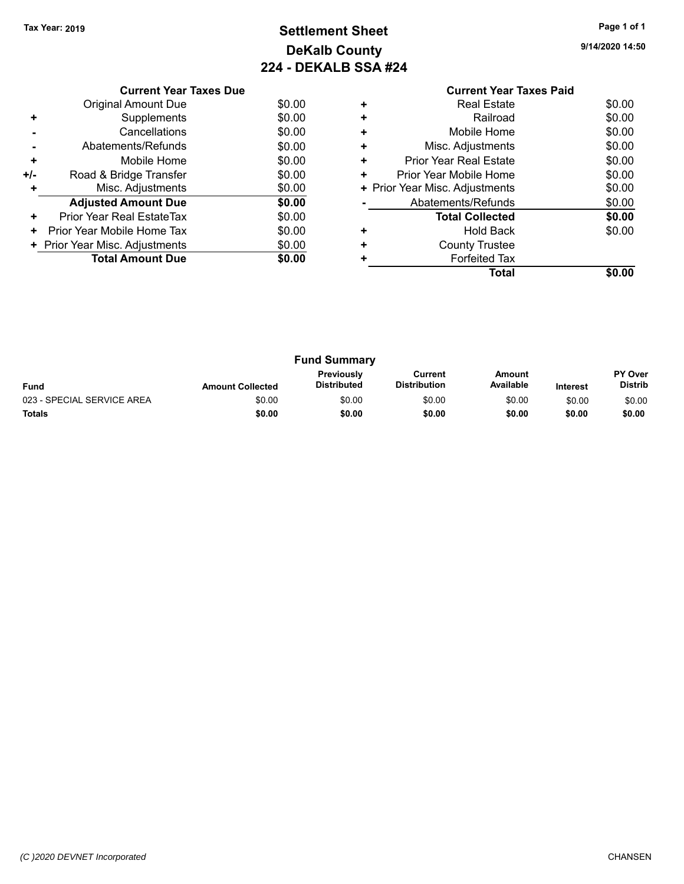**Tax Year: 2019**

# Settlement Sheet
## DeKalb County
## 224 - DEKALB SSA #24

9/14/2020 14:50

| | Current Year Taxes Due | |
|---|---|---|
| | Original Amount Due | $0.00 |
| + | Supplements | $0.00 |
| - | Cancellations | $0.00 |
| - | Abatements/Refunds | $0.00 |
| + | Mobile Home | $0.00 |
| +/- | Road & Bridge Transfer | $0.00 |
| + | Misc. Adjustments | $0.00 |
| | **Adjusted Amount Due** | **$0.00** |
| + | Prior Year Real EstateTax | $0.00 |
| + | Prior Year Mobile Home Tax | $0.00 |
| + | Prior Year Misc. Adjustments | $0.00 |
| | **Total Amount Due** | **$0.00** |

| | Current Year Taxes Paid | |
|---|---|---|
| + | Real Estate | $0.00 |
| + | Railroad | $0.00 |
| + | Mobile Home | $0.00 |
| + | Misc. Adjustments | $0.00 |
| + | Prior Year Real Estate | $0.00 |
| + | Prior Year Mobile Home | $0.00 |
| + | Prior Year Misc. Adjustments | $0.00 |
| - | Abatements/Refunds | $0.00 |
| | **Total Collected** | **$0.00** |
| + | Hold Back | $0.00 |
| + | County Trustee | |
| + | Forfeited Tax | |
| | **Total** | **$0.00** |

### Fund Summary

| Fund | Amount Collected | Previously Distributed | Current Distribution | Amount Available | Interest | PY Over Distrib |
|---|---|---|---|---|---|---|
| 023 - SPECIAL SERVICE AREA | $0.00 | $0.00 | $0.00 | $0.00 | $0.00 | $0.00 |
| **Totals** | **$0.00** | **$0.00** | **$0.00** | **$0.00** | **$0.00** | **$0.00** |

*(C )2020 DEVNET Incorporated* CHANSEN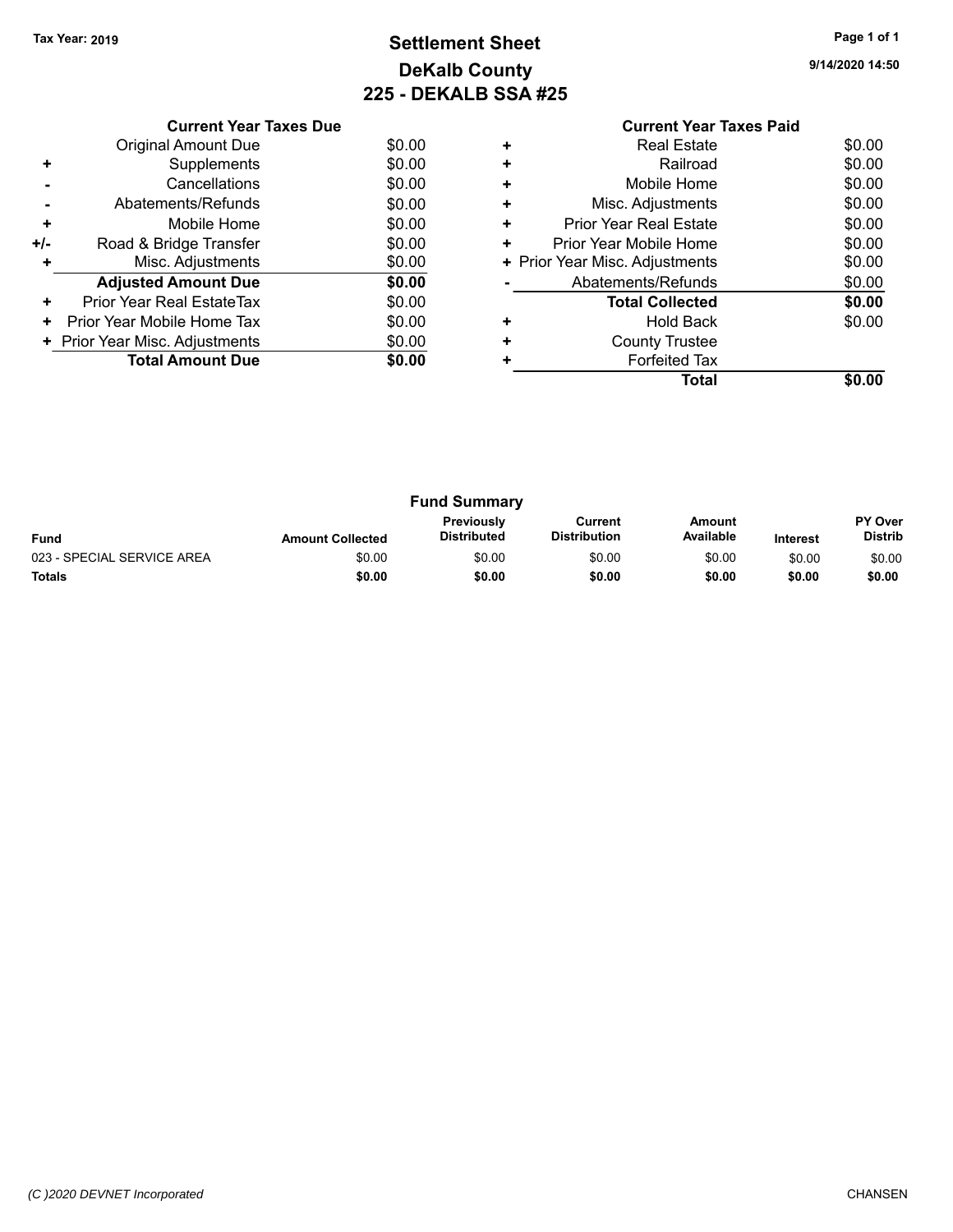Tax Year: 2019

# Settlement Sheet
## DeKalb County
## 225 - DEKALB SSA #25

9/14/2020 14:50

| | Current Year Taxes Due | |
|---|---|---|
| | Original Amount Due | $0.00 |
| + | Supplements | $0.00 |
| - | Cancellations | $0.00 |
| - | Abatements/Refunds | $0.00 |
| + | Mobile Home | $0.00 |
| +/- | Road & Bridge Transfer | $0.00 |
| + | Misc. Adjustments | $0.00 |
| | **Adjusted Amount Due** | **$0.00** |
| + | Prior Year Real EstateTax | $0.00 |
| + | Prior Year Mobile Home Tax | $0.00 |
| + | Prior Year Misc. Adjustments | $0.00 |
| | **Total Amount Due** | **$0.00** |

| | Current Year Taxes Paid | |
|---|---|---|
| + | Real Estate | $0.00 |
| + | Railroad | $0.00 |
| + | Mobile Home | $0.00 |
| + | Misc. Adjustments | $0.00 |
| + | Prior Year Real Estate | $0.00 |
| + | Prior Year Mobile Home | $0.00 |
| + | Prior Year Misc. Adjustments | $0.00 |
| - | Abatements/Refunds | $0.00 |
| | **Total Collected** | **$0.00** |
| + | Hold Back | $0.00 |
| + | County Trustee | |
| + | Forfeited Tax | |
| | **Total** | **$0.00** |

### Fund Summary

| Fund | Amount Collected | Previously Distributed | Current Distribution | Amount Available | Interest | PY Over Distrib |
|---|---|---|---|---|---|---|
| 023 - SPECIAL SERVICE AREA | $0.00 | $0.00 | $0.00 | $0.00 | $0.00 | $0.00 |
| **Totals** | **$0.00** | **$0.00** | **$0.00** | **$0.00** | **$0.00** | **$0.00** |

(C )2020 DEVNET Incorporated CHANSEN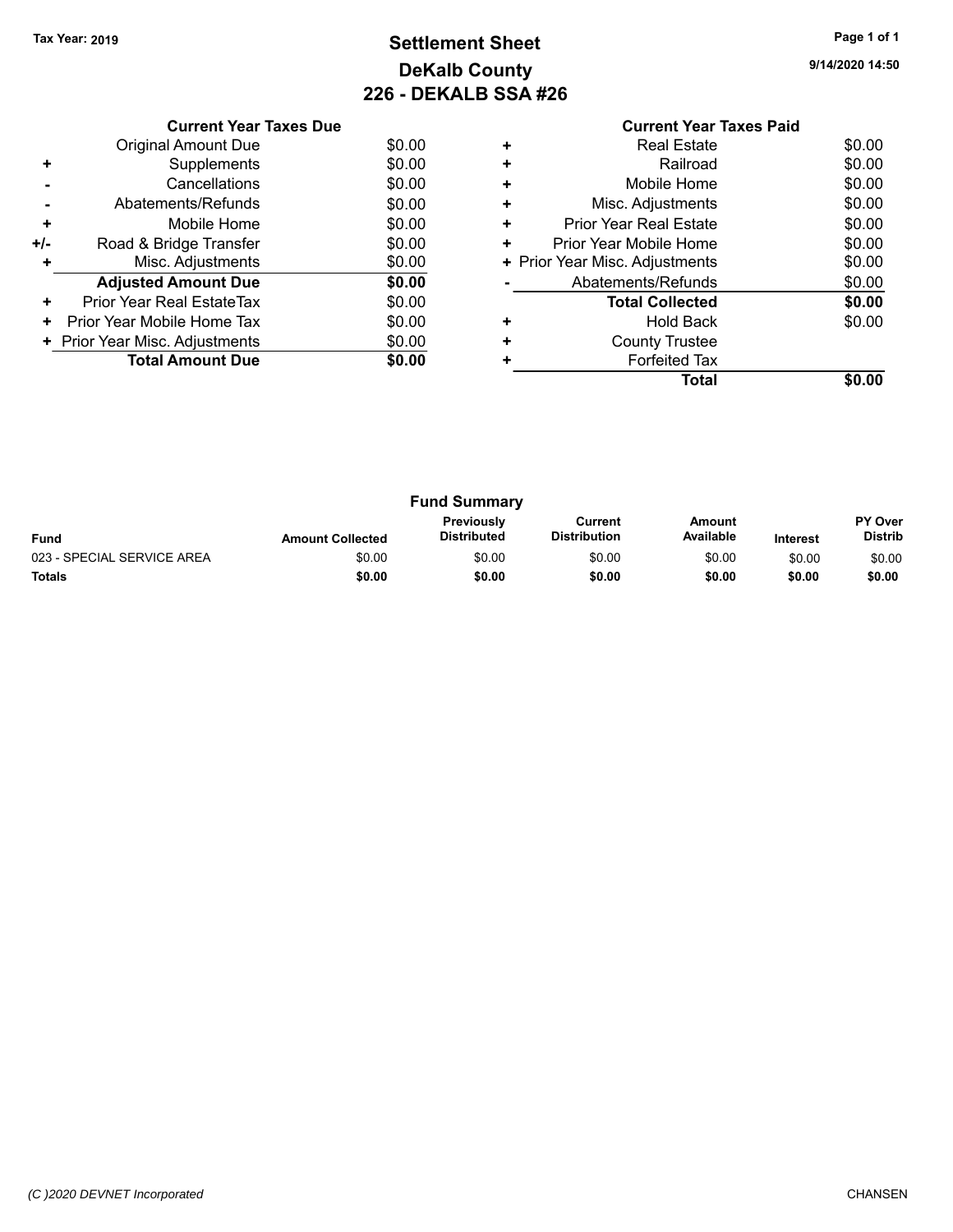Tax Year: 2019

# Settlement Sheet
## DeKalb County
## 226 - DEKALB SSA #26

9/14/2020 14:50

| | Current Year Taxes Due | |
|---|---|---|
| | Original Amount Due | $0.00 |
| + | Supplements | $0.00 |
| - | Cancellations | $0.00 |
| - | Abatements/Refunds | $0.00 |
| + | Mobile Home | $0.00 |
| +/- | Road & Bridge Transfer | $0.00 |
| + | Misc. Adjustments | $0.00 |
| | **Adjusted Amount Due** | **$0.00** |
| + | Prior Year Real EstateTax | $0.00 |
| + | Prior Year Mobile Home Tax | $0.00 |
| + | Prior Year Misc. Adjustments | $0.00 |
| | **Total Amount Due** | **$0.00** |

| | Current Year Taxes Paid | |
|---|---|---|
| + | Real Estate | $0.00 |
| + | Railroad | $0.00 |
| + | Mobile Home | $0.00 |
| + | Misc. Adjustments | $0.00 |
| + | Prior Year Real Estate | $0.00 |
| + | Prior Year Mobile Home | $0.00 |
| + | Prior Year Misc. Adjustments | $0.00 |
| - | Abatements/Refunds | $0.00 |
| | **Total Collected** | **$0.00** |
| + | Hold Back | $0.00 |
| + | County Trustee | |
| + | Forfeited Tax | |
| | **Total** | **$0.00** |

### Fund Summary

| Fund | Amount Collected | Previously Distributed | Current Distribution | Amount Available | Interest | PY Over Distrib |
|---|---|---|---|---|---|---|
| 023 - SPECIAL SERVICE AREA | $0.00 | $0.00 | $0.00 | $0.00 | $0.00 | $0.00 |
| **Totals** | **$0.00** | **$0.00** | **$0.00** | **$0.00** | **$0.00** | **$0.00** |

(C )2020 DEVNET Incorporated CHANSEN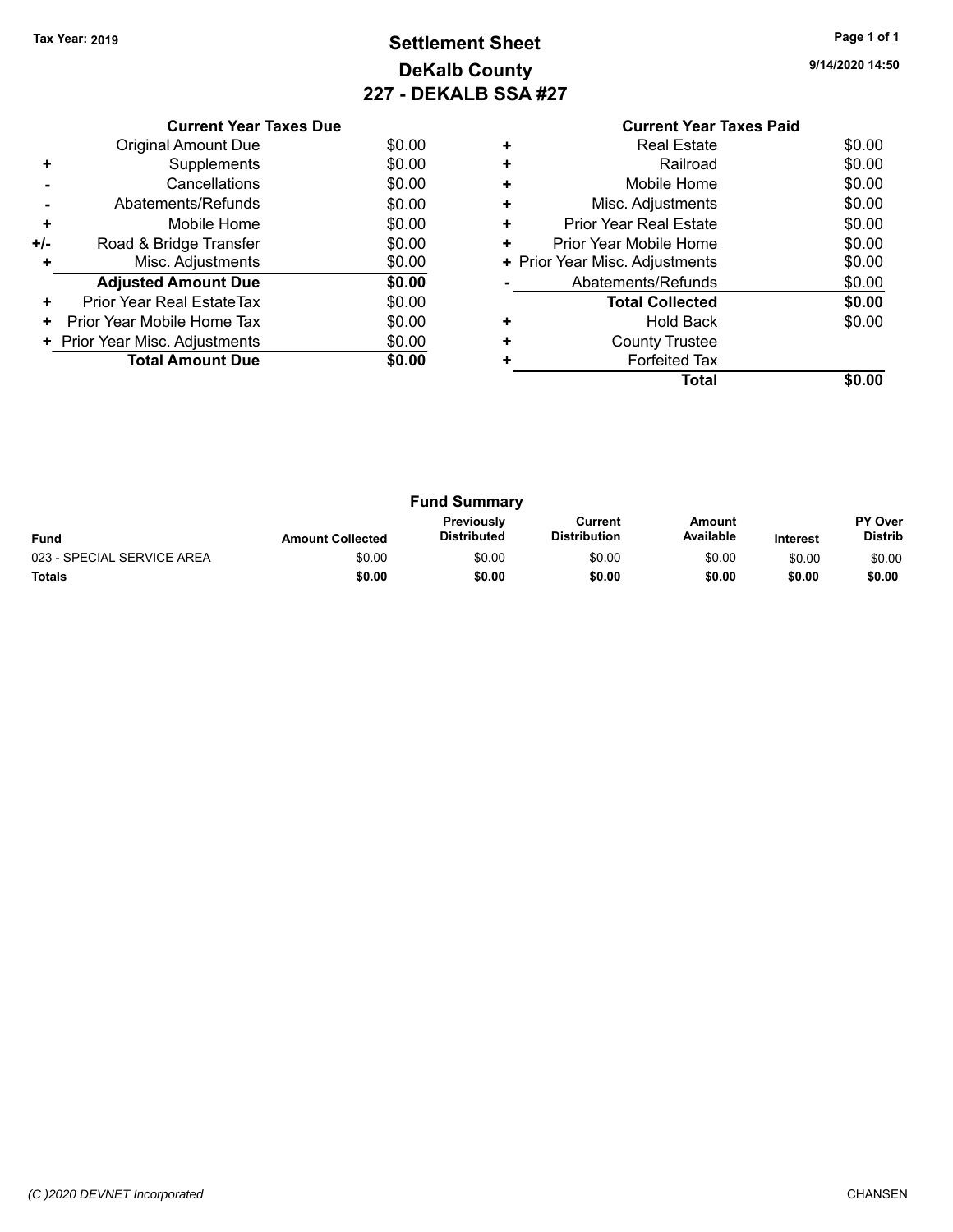**Tax Year: 2019**

# Settlement Sheet
## DeKalb County
## 227 - DEKALB SSA #27

9/14/2020 14:50

### Current Year Taxes Due

| | | |
|---|---|---|
| | Original Amount Due | $0.00 |
| + | Supplements | $0.00 |
| - | Cancellations | $0.00 |
| - | Abatements/Refunds | $0.00 |
| + | Mobile Home | $0.00 |
| +/- | Road & Bridge Transfer | $0.00 |
| + | Misc. Adjustments | $0.00 |
| | **Adjusted Amount Due** | **$0.00** |
| + | Prior Year Real EstateTax | $0.00 |
| + | Prior Year Mobile Home Tax | $0.00 |
| + | Prior Year Misc. Adjustments | $0.00 |
| | **Total Amount Due** | **$0.00** |

### Current Year Taxes Paid

| | | |
|---|---|---|
| + | Real Estate | $0.00 |
| + | Railroad | $0.00 |
| + | Mobile Home | $0.00 |
| + | Misc. Adjustments | $0.00 |
| + | Prior Year Real Estate | $0.00 |
| + | Prior Year Mobile Home | $0.00 |
| + | Prior Year Misc. Adjustments | $0.00 |
| - | Abatements/Refunds | $0.00 |
| | **Total Collected** | **$0.00** |
| + | Hold Back | $0.00 |
| + | County Trustee | |
| + | Forfeited Tax | |
| | **Total** | **$0.00** |

### Fund Summary

| Fund | Amount Collected | Previously Distributed | Current Distribution | Amount Available | Interest | PY Over Distrib |
|---|---|---|---|---|---|---|
| 023 - SPECIAL SERVICE AREA | $0.00 | $0.00 | $0.00 | $0.00 | $0.00 | $0.00 |
| **Totals** | **$0.00** | **$0.00** | **$0.00** | **$0.00** | **$0.00** | **$0.00** |

*(C )2020 DEVNET Incorporated* CHANSEN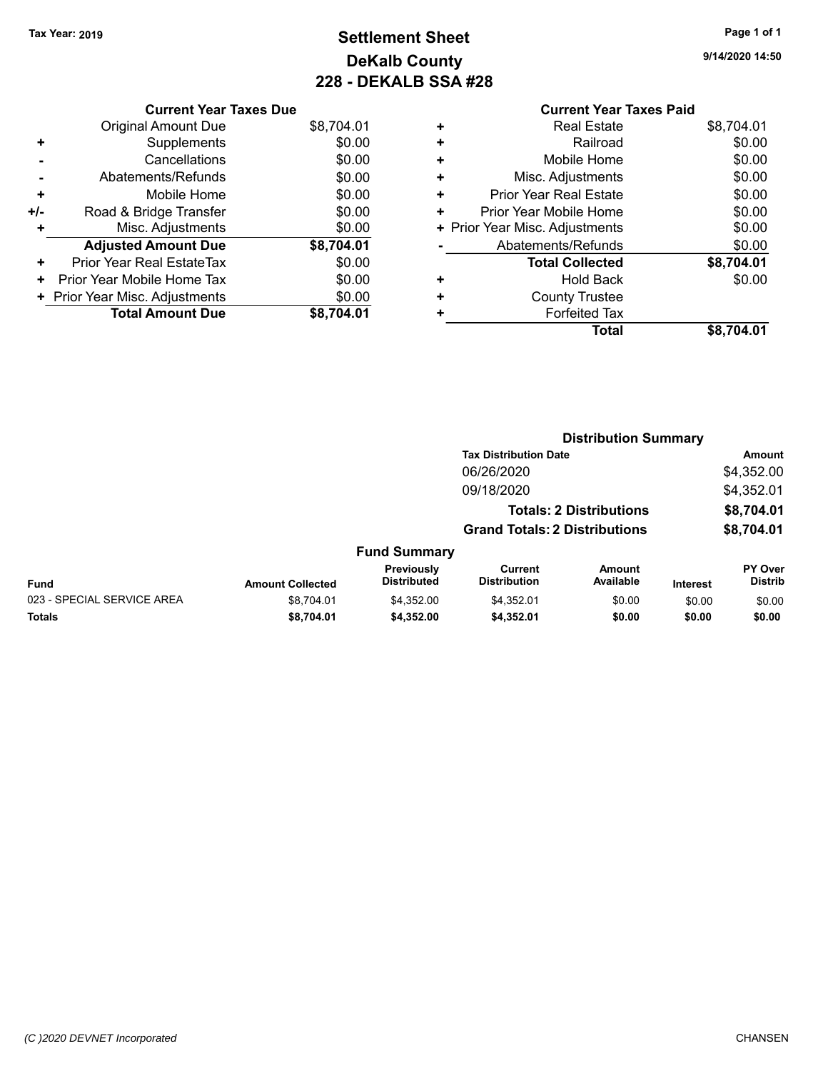Tax Year: 2019

# Settlement Sheet
## DeKalb County
## 228 - DEKALB SSA #28

9/14/2020 14:50

| | Current Year Taxes Due | |
|---|---|---|
| | Original Amount Due | $8,704.01 |
| + | Supplements | $0.00 |
| - | Cancellations | $0.00 |
| - | Abatements/Refunds | $0.00 |
| + | Mobile Home | $0.00 |
| +/- | Road & Bridge Transfer | $0.00 |
| + | Misc. Adjustments | $0.00 |
| | **Adjusted Amount Due** | **$8,704.01** |
| + | Prior Year Real EstateTax | $0.00 |
| + | Prior Year Mobile Home Tax | $0.00 |
| + | Prior Year Misc. Adjustments | $0.00 |
| | **Total Amount Due** | **$8,704.01** |

| | Current Year Taxes Paid | |
|---|---|---|
| + | Real Estate | $8,704.01 |
| + | Railroad | $0.00 |
| + | Mobile Home | $0.00 |
| + | Misc. Adjustments | $0.00 |
| + | Prior Year Real Estate | $0.00 |
| + | Prior Year Mobile Home | $0.00 |
| + | Prior Year Misc. Adjustments | $0.00 |
| - | Abatements/Refunds | $0.00 |
| | **Total Collected** | **$8,704.01** |
| + | Hold Back | $0.00 |
| + | County Trustee | |
| + | Forfeited Tax | |
| | **Total** | **$8,704.01** |

### Distribution Summary

| Tax Distribution Date | Amount |
|---|---|
| 06/26/2020 | $4,352.00 |
| 09/18/2020 | $4,352.01 |
| **Totals: 2 Distributions** | **$8,704.01** |
| **Grand Totals: 2 Distributions** | **$8,704.01** |

### Fund Summary

| Fund | Amount Collected | Previously Distributed | Current Distribution | Amount Available | Interest | PY Over Distrib |
|---|---|---|---|---|---|---|
| 023 - SPECIAL SERVICE AREA | $8,704.01 | $4,352.00 | $4,352.01 | $0.00 | $0.00 | $0.00 |
| **Totals** | **$8,704.01** | **$4,352.00** | **$4,352.01** | **$0.00** | **$0.00** | **$0.00** |

(C )2020 DEVNET Incorporated CHANSEN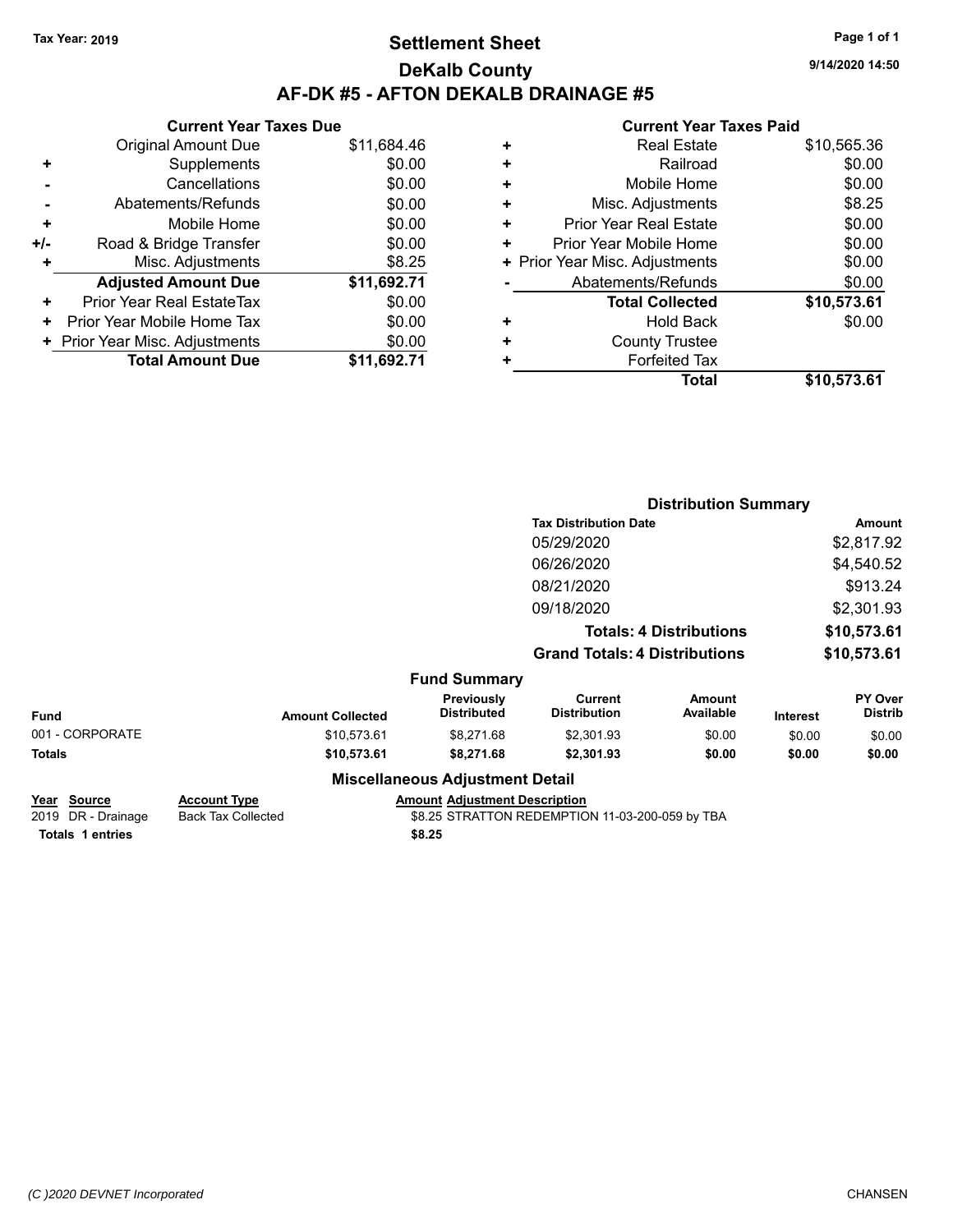Tax Year: 2019

# Settlement Sheet

## DeKalb County

## AF-DK #5 - AFTON DEKALB DRAINAGE #5

9/14/2020 14:50

### Current Year Taxes Due

| | | |
|---|---|---|
| | Original Amount Due | $11,684.46 |
| + | Supplements | $0.00 |
| - | Cancellations | $0.00 |
| - | Abatements/Refunds | $0.00 |
| + | Mobile Home | $0.00 |
| +/- | Road & Bridge Transfer | $0.00 |
| + | Misc. Adjustments | $8.25 |
| | **Adjusted Amount Due** | **$11,692.71** |
| + | Prior Year Real EstateTax | $0.00 |
| + | Prior Year Mobile Home Tax | $0.00 |
| + | Prior Year Misc. Adjustments | $0.00 |
| | **Total Amount Due** | **$11,692.71** |

### Current Year Taxes Paid

| | | |
|---|---|---|
| + | Real Estate | $10,565.36 |
| + | Railroad | $0.00 |
| + | Mobile Home | $0.00 |
| + | Misc. Adjustments | $8.25 |
| + | Prior Year Real Estate | $0.00 |
| + | Prior Year Mobile Home | $0.00 |
| + | Prior Year Misc. Adjustments | $0.00 |
| - | Abatements/Refunds | $0.00 |
| | **Total Collected** | **$10,573.61** |
| + | Hold Back | $0.00 |
| + | County Trustee | |
| + | Forfeited Tax | |
| | **Total** | **$10,573.61** |

### Distribution Summary

| Tax Distribution Date | Amount |
|---|---|
| 05/29/2020 | $2,817.92 |
| 06/26/2020 | $4,540.52 |
| 08/21/2020 | $913.24 |
| 09/18/2020 | $2,301.93 |
| **Totals: 4 Distributions** | **$10,573.61** |
| **Grand Totals: 4 Distributions** | **$10,573.61** |

### Fund Summary

| Fund | Amount Collected | Previously Distributed | Current Distribution | Amount Available | Interest | PY Over Distrib |
|---|---|---|---|---|---|---|
| 001 - CORPORATE | $10,573.61 | $8,271.68 | $2,301.93 | $0.00 | $0.00 | $0.00 |
| **Totals** | **$10,573.61** | **$8,271.68** | **$2,301.93** | **$0.00** | **$0.00** | **$0.00** |

### Miscellaneous Adjustment Detail

| Year | Source | Account Type | Amount | Adjustment Description |
|---|---|---|---|---|
| 2019 | DR - Drainage | Back Tax Collected | $8.25 | STRATTON REDEMPTION 11-03-200-059 by TBA |
| **Totals** | **1 entries** | | **$8.25** | |

(C )2020 DEVNET Incorporated — CHANSEN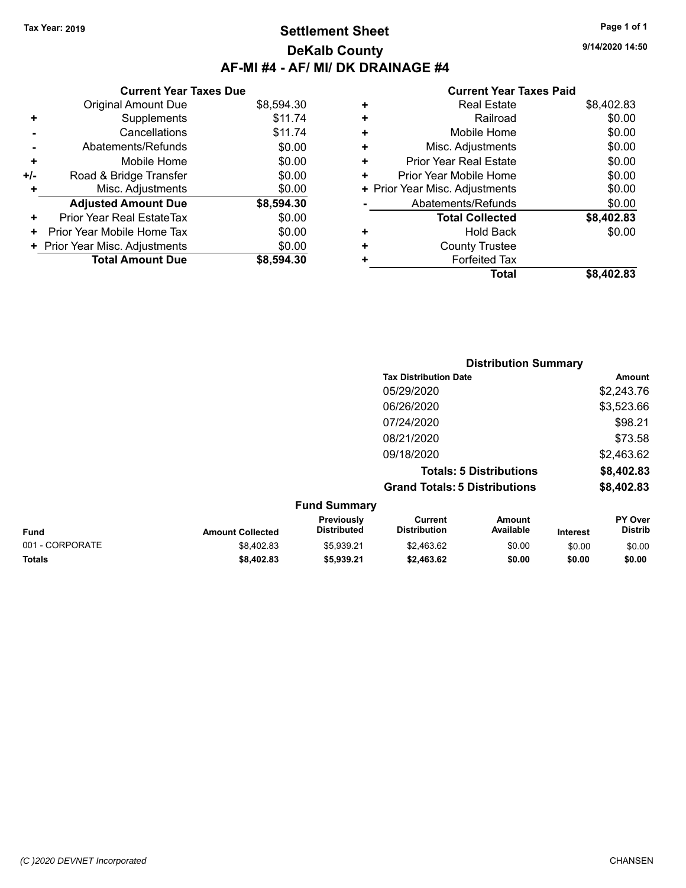Tax Year: 2019

# Settlement Sheet
## DeKalb County
## AF-MI #4 - AF/ MI/ DK DRAINAGE #4

9/14/2020 14:50

### Current Year Taxes Due

| | | |
|---|---|---|
| | Original Amount Due | $8,594.30 |
| + | Supplements | $11.74 |
| - | Cancellations | $11.74 |
| - | Abatements/Refunds | $0.00 |
| + | Mobile Home | $0.00 |
| +/- | Road & Bridge Transfer | $0.00 |
| + | Misc. Adjustments | $0.00 |
| | **Adjusted Amount Due** | **$8,594.30** |
| + | Prior Year Real EstateTax | $0.00 |
| + | Prior Year Mobile Home Tax | $0.00 |
| + | Prior Year Misc. Adjustments | $0.00 |
| | **Total Amount Due** | **$8,594.30** |

### Current Year Taxes Paid

| | | |
|---|---|---|
| + | Real Estate | $8,402.83 |
| + | Railroad | $0.00 |
| + | Mobile Home | $0.00 |
| + | Misc. Adjustments | $0.00 |
| + | Prior Year Real Estate | $0.00 |
| + | Prior Year Mobile Home | $0.00 |
| + | Prior Year Misc. Adjustments | $0.00 |
| - | Abatements/Refunds | $0.00 |
| | **Total Collected** | **$8,402.83** |
| + | Hold Back | $0.00 |
| + | County Trustee | |
| + | Forfeited Tax | |
| | **Total** | **$8,402.83** |

### Distribution Summary

| Tax Distribution Date | Amount |
|---|---|
| 05/29/2020 | $2,243.76 |
| 06/26/2020 | $3,523.66 |
| 07/24/2020 | $98.21 |
| 08/21/2020 | $73.58 |
| 09/18/2020 | $2,463.62 |
| **Totals: 5 Distributions** | **$8,402.83** |
| **Grand Totals: 5 Distributions** | **$8,402.83** |

### Fund Summary

| Fund | Amount Collected | Previously Distributed | Current Distribution | Amount Available | Interest | PY Over Distrib |
|---|---|---|---|---|---|---|
| 001 - CORPORATE | $8,402.83 | $5,939.21 | $2,463.62 | $0.00 | $0.00 | $0.00 |
| **Totals** | **$8,402.83** | **$5,939.21** | **$2,463.62** | **$0.00** | **$0.00** | **$0.00** |

(C )2020 DEVNET Incorporated CHANSEN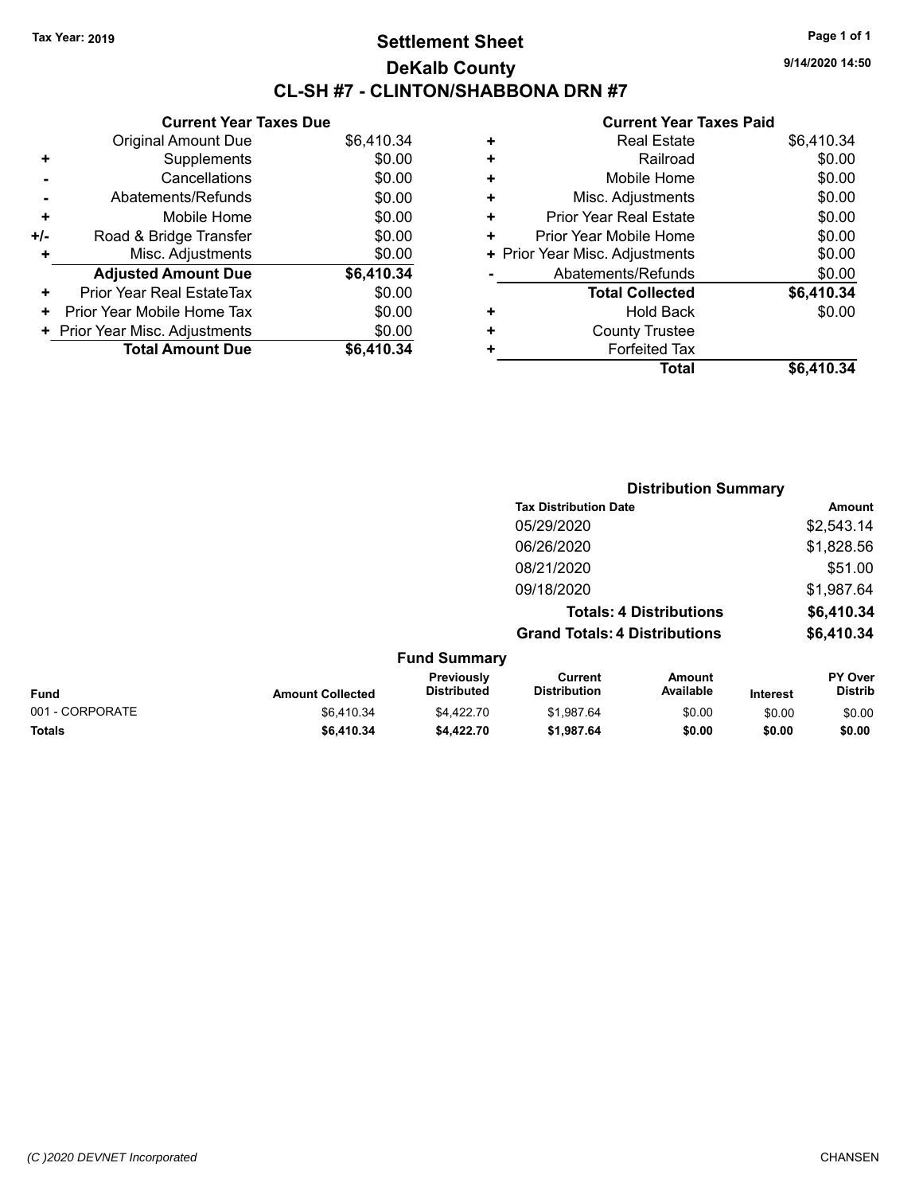Tax Year: 2019

# Settlement Sheet

## DeKalb County

## CL-SH #7 - CLINTON/SHABBONA DRN #7

9/14/2020 14:50

### Current Year Taxes Due

| | | |
|---|---|---|
| | Original Amount Due | $6,410.34 |
| + | Supplements | $0.00 |
| - | Cancellations | $0.00 |
| - | Abatements/Refunds | $0.00 |
| + | Mobile Home | $0.00 |
| +/- | Road & Bridge Transfer | $0.00 |
| + | Misc. Adjustments | $0.00 |
| | **Adjusted Amount Due** | **$6,410.34** |
| + | Prior Year Real EstateTax | $0.00 |
| + | Prior Year Mobile Home Tax | $0.00 |
| + | Prior Year Misc. Adjustments | $0.00 |
| | **Total Amount Due** | **$6,410.34** |

### Current Year Taxes Paid

| | | |
|---|---|---|
| + | Real Estate | $6,410.34 |
| + | Railroad | $0.00 |
| + | Mobile Home | $0.00 |
| + | Misc. Adjustments | $0.00 |
| + | Prior Year Real Estate | $0.00 |
| + | Prior Year Mobile Home | $0.00 |
| + | Prior Year Misc. Adjustments | $0.00 |
| - | Abatements/Refunds | $0.00 |
| | **Total Collected** | **$6,410.34** |
| + | Hold Back | $0.00 |
| + | County Trustee | |
| + | Forfeited Tax | |
| | **Total** | **$6,410.34** |

### Distribution Summary

| Tax Distribution Date | Amount |
|---|---|
| 05/29/2020 | $2,543.14 |
| 06/26/2020 | $1,828.56 |
| 08/21/2020 | $51.00 |
| 09/18/2020 | $1,987.64 |
| **Totals: 4 Distributions** | **$6,410.34** |
| **Grand Totals: 4 Distributions** | **$6,410.34** |

### Fund Summary

| Fund | Amount Collected | Previously Distributed | Current Distribution | Amount Available | Interest | PY Over Distrib |
|---|---|---|---|---|---|---|
| 001 - CORPORATE | $6,410.34 | $4,422.70 | $1,987.64 | $0.00 | $0.00 | $0.00 |
| **Totals** | **$6,410.34** | **$4,422.70** | **$1,987.64** | **$0.00** | **$0.00** | **$0.00** |

(C )2020 DEVNET Incorporated CHANSEN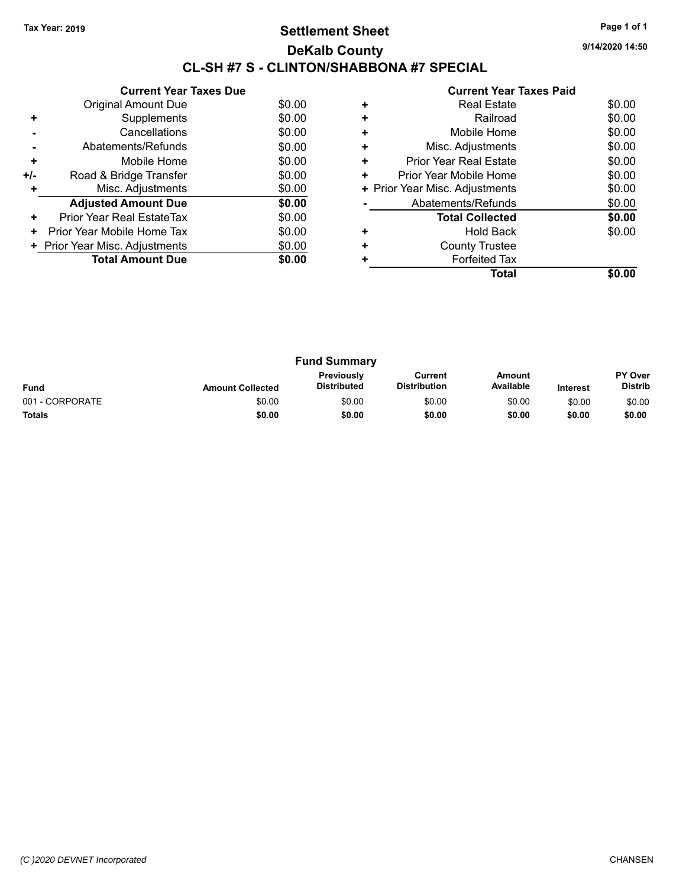**Tax Year: 2019**

# Settlement Sheet

## DeKalb County

## CL-SH #7 S - CLINTON/SHABBONA #7 SPECIAL

9/14/2020 14:50

### Current Year Taxes Due

| | | |
|---|---|---|
| | Original Amount Due | $0.00 |
| + | Supplements | $0.00 |
| - | Cancellations | $0.00 |
| - | Abatements/Refunds | $0.00 |
| + | Mobile Home | $0.00 |
| +/- | Road & Bridge Transfer | $0.00 |
| + | Misc. Adjustments | $0.00 |
| | **Adjusted Amount Due** | **$0.00** |
| + | Prior Year Real EstateTax | $0.00 |
| + | Prior Year Mobile Home Tax | $0.00 |
| + | Prior Year Misc. Adjustments | $0.00 |
| | **Total Amount Due** | **$0.00** |

### Current Year Taxes Paid

| | | |
|---|---|---|
| + | Real Estate | $0.00 |
| + | Railroad | $0.00 |
| + | Mobile Home | $0.00 |
| + | Misc. Adjustments | $0.00 |
| + | Prior Year Real Estate | $0.00 |
| + | Prior Year Mobile Home | $0.00 |
| + | Prior Year Misc. Adjustments | $0.00 |
| - | Abatements/Refunds | $0.00 |
| | **Total Collected** | **$0.00** |
| + | Hold Back | $0.00 |
| + | County Trustee | |
| + | Forfeited Tax | |
| | **Total** | **$0.00** |

### Fund Summary

| Fund | Amount Collected | Previously Distributed | Current Distribution | Amount Available | Interest | PY Over Distrib |
|---|---|---|---|---|---|---|
| 001 - CORPORATE | $0.00 | $0.00 | $0.00 | $0.00 | $0.00 | $0.00 |
| **Totals** | **$0.00** | **$0.00** | **$0.00** | **$0.00** | **$0.00** | **$0.00** |

*(C )2020 DEVNET Incorporated* CHANSEN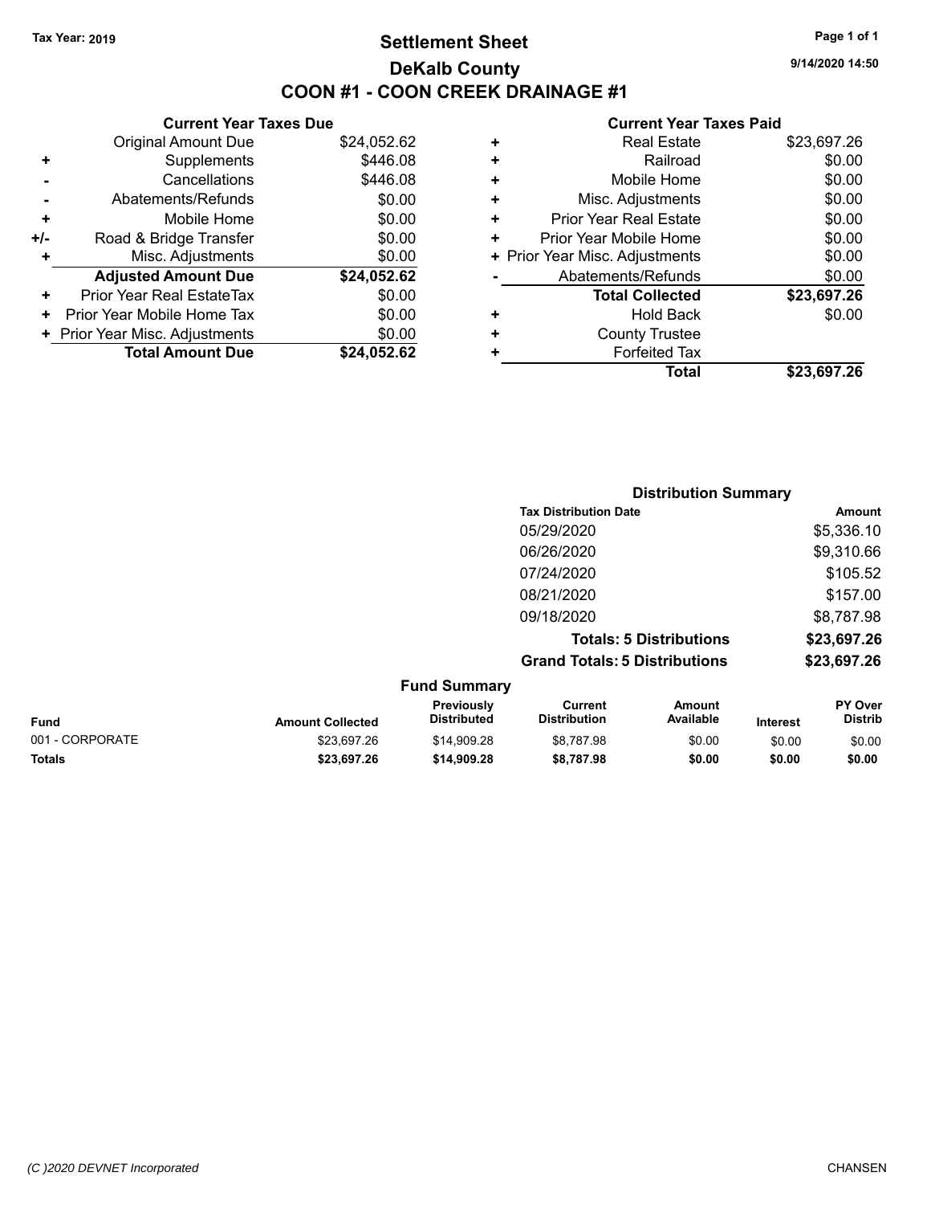Tax Year: 2019

# Settlement Sheet

## DeKalb County

## COON #1 - COON CREEK DRAINAGE #1

9/14/2020 14:50

### Current Year Taxes Due

| | | |
|---|---|---|
| | Original Amount Due | $24,052.62 |
| + | Supplements | $446.08 |
| - | Cancellations | $446.08 |
| - | Abatements/Refunds | $0.00 |
| + | Mobile Home | $0.00 |
| +/- | Road & Bridge Transfer | $0.00 |
| + | Misc. Adjustments | $0.00 |
| | **Adjusted Amount Due** | **$24,052.62** |
| + | Prior Year Real EstateTax | $0.00 |
| + | Prior Year Mobile Home Tax | $0.00 |
| + | Prior Year Misc. Adjustments | $0.00 |
| | **Total Amount Due** | **$24,052.62** |

### Current Year Taxes Paid

| | | |
|---|---|---|
| + | Real Estate | $23,697.26 |
| + | Railroad | $0.00 |
| + | Mobile Home | $0.00 |
| + | Misc. Adjustments | $0.00 |
| + | Prior Year Real Estate | $0.00 |
| + | Prior Year Mobile Home | $0.00 |
| + | Prior Year Misc. Adjustments | $0.00 |
| - | Abatements/Refunds | $0.00 |
| | **Total Collected** | **$23,697.26** |
| + | Hold Back | $0.00 |
| + | County Trustee | |
| + | Forfeited Tax | |
| | **Total** | **$23,697.26** |

### Distribution Summary

| Tax Distribution Date | Amount |
|---|---|
| 05/29/2020 | $5,336.10 |
| 06/26/2020 | $9,310.66 |
| 07/24/2020 | $105.52 |
| 08/21/2020 | $157.00 |
| 09/18/2020 | $8,787.98 |
| **Totals: 5 Distributions** | **$23,697.26** |
| **Grand Totals: 5 Distributions** | **$23,697.26** |

### Fund Summary

| Fund | Amount Collected | Previously Distributed | Current Distribution | Amount Available | Interest | PY Over Distrib |
|---|---|---|---|---|---|---|
| 001 - CORPORATE | $23,697.26 | $14,909.28 | $8,787.98 | $0.00 | $0.00 | $0.00 |
| **Totals** | **$23,697.26** | **$14,909.28** | **$8,787.98** | **$0.00** | **$0.00** | **$0.00** |

(C )2020 DEVNET Incorporated

CHANSEN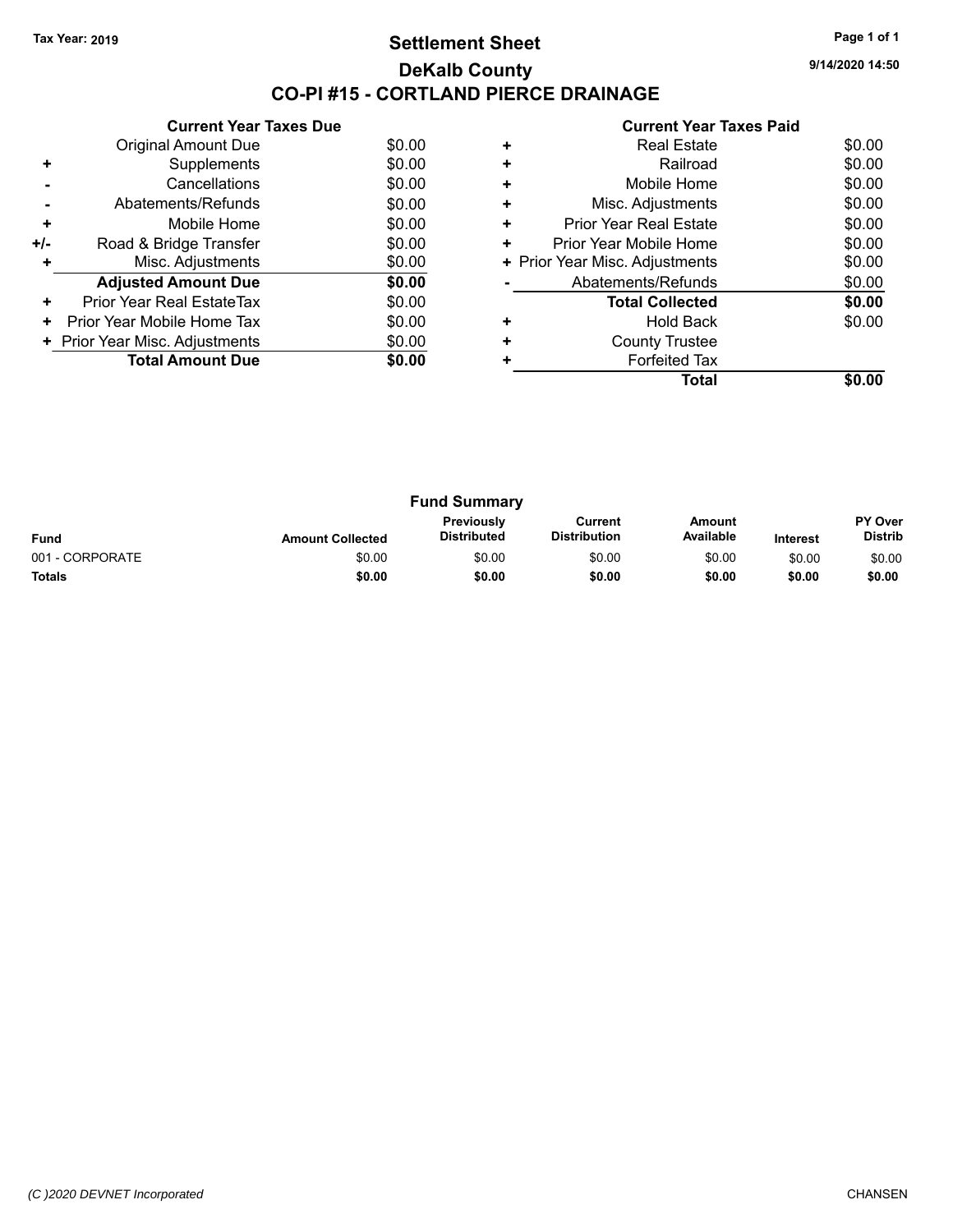Tax Year: 2019

# Settlement Sheet

## DeKalb County

## CO-PI #15 - CORTLAND PIERCE DRAINAGE

9/14/2020 14:50

### Current Year Taxes Due

| | | |
|---|---|---|
| | Original Amount Due | $0.00 |
| + | Supplements | $0.00 |
| - | Cancellations | $0.00 |
| - | Abatements/Refunds | $0.00 |
| + | Mobile Home | $0.00 |
| +/- | Road & Bridge Transfer | $0.00 |
| + | Misc. Adjustments | $0.00 |
| | **Adjusted Amount Due** | **$0.00** |
| + | Prior Year Real EstateTax | $0.00 |
| + | Prior Year Mobile Home Tax | $0.00 |
| + | Prior Year Misc. Adjustments | $0.00 |
| | **Total Amount Due** | **$0.00** |

### Current Year Taxes Paid

| | | |
|---|---|---|
| + | Real Estate | $0.00 |
| + | Railroad | $0.00 |
| + | Mobile Home | $0.00 |
| + | Misc. Adjustments | $0.00 |
| + | Prior Year Real Estate | $0.00 |
| + | Prior Year Mobile Home | $0.00 |
| + | Prior Year Misc. Adjustments | $0.00 |
| - | Abatements/Refunds | $0.00 |
| | **Total Collected** | **$0.00** |
| + | Hold Back | $0.00 |
| + | County Trustee | |
| + | Forfeited Tax | |
| | **Total** | **$0.00** |

### Fund Summary

| Fund | Amount Collected | Previously Distributed | Current Distribution | Amount Available | Interest | PY Over Distrib |
|---|---|---|---|---|---|---|
| 001 - CORPORATE | $0.00 | $0.00 | $0.00 | $0.00 | $0.00 | $0.00 |
| **Totals** | **$0.00** | **$0.00** | **$0.00** | **$0.00** | **$0.00** | **$0.00** |

(C )2020 DEVNET Incorporated CHANSEN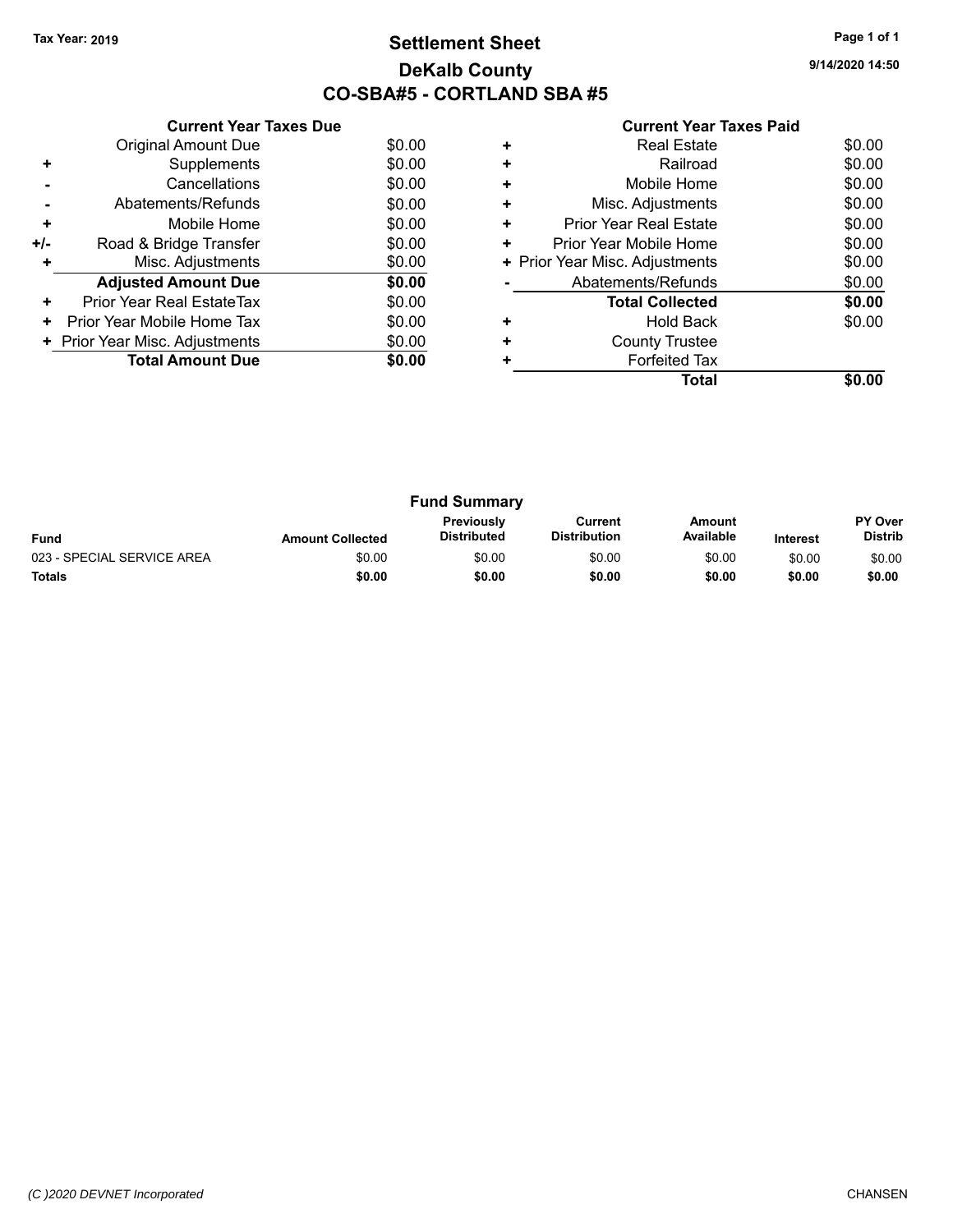Tax Year: 2019

# Settlement Sheet
## DeKalb County
## CO-SBA#5 - CORTLAND SBA #5

9/14/2020 14:50

### Current Year Taxes Due

| | | |
|---|---|---|
| | Original Amount Due | $0.00 |
| + | Supplements | $0.00 |
| - | Cancellations | $0.00 |
| - | Abatements/Refunds | $0.00 |
| + | Mobile Home | $0.00 |
| +/- | Road & Bridge Transfer | $0.00 |
| + | Misc. Adjustments | $0.00 |
| | **Adjusted Amount Due** | **$0.00** |
| + | Prior Year Real EstateTax | $0.00 |
| + | Prior Year Mobile Home Tax | $0.00 |
| + | Prior Year Misc. Adjustments | $0.00 |
| | **Total Amount Due** | **$0.00** |

### Current Year Taxes Paid

| | | |
|---|---|---|
| + | Real Estate | $0.00 |
| + | Railroad | $0.00 |
| + | Mobile Home | $0.00 |
| + | Misc. Adjustments | $0.00 |
| + | Prior Year Real Estate | $0.00 |
| + | Prior Year Mobile Home | $0.00 |
| + | Prior Year Misc. Adjustments | $0.00 |
| - | Abatements/Refunds | $0.00 |
| | **Total Collected** | **$0.00** |
| + | Hold Back | $0.00 |
| + | County Trustee | |
| + | Forfeited Tax | |
| | **Total** | **$0.00** |

### Fund Summary

| Fund | Amount Collected | Previously Distributed | Current Distribution | Amount Available | Interest | PY Over Distrib |
|---|---|---|---|---|---|---|
| 023 - SPECIAL SERVICE AREA | $0.00 | $0.00 | $0.00 | $0.00 | $0.00 | $0.00 |
| **Totals** | **$0.00** | **$0.00** | **$0.00** | **$0.00** | **$0.00** | **$0.00** |

(C )2020 DEVNET Incorporated CHANSEN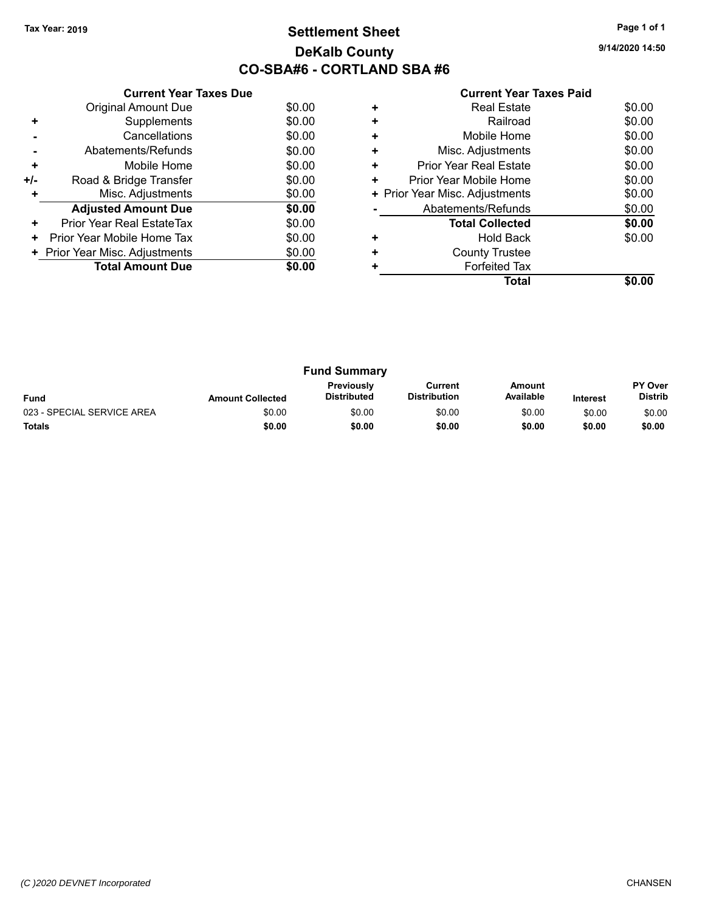**Tax Year: 2019**

# Settlement Sheet

## DeKalb County

## CO-SBA#6 - CORTLAND SBA #6

**9/14/2020 14:50**

### Current Year Taxes Due

| | | |
|---|---|---|
| | Original Amount Due | $0.00 |
| + | Supplements | $0.00 |
| - | Cancellations | $0.00 |
| - | Abatements/Refunds | $0.00 |
| + | Mobile Home | $0.00 |
| +/- | Road & Bridge Transfer | $0.00 |
| + | Misc. Adjustments | $0.00 |
| | **Adjusted Amount Due** | **$0.00** |
| + | Prior Year Real EstateTax | $0.00 |
| + | Prior Year Mobile Home Tax | $0.00 |
| + | Prior Year Misc. Adjustments | $0.00 |
| | **Total Amount Due** | **$0.00** |

### Current Year Taxes Paid

| | | |
|---|---|---|
| + | Real Estate | $0.00 |
| + | Railroad | $0.00 |
| + | Mobile Home | $0.00 |
| + | Misc. Adjustments | $0.00 |
| + | Prior Year Real Estate | $0.00 |
| + | Prior Year Mobile Home | $0.00 |
| + | Prior Year Misc. Adjustments | $0.00 |
| - | Abatements/Refunds | $0.00 |
| | **Total Collected** | **$0.00** |
| + | Hold Back | $0.00 |
| + | County Trustee | |
| + | Forfeited Tax | |
| | **Total** | **$0.00** |

### Fund Summary

| Fund | Amount Collected | Previously Distributed | Current Distribution | Amount Available | Interest | PY Over Distrib |
|---|---|---|---|---|---|---|
| 023 - SPECIAL SERVICE AREA | $0.00 | $0.00 | $0.00 | $0.00 | $0.00 | $0.00 |
| **Totals** | **$0.00** | **$0.00** | **$0.00** | **$0.00** | **$0.00** | **$0.00** |

*(C )2020 DEVNET Incorporated* CHANSEN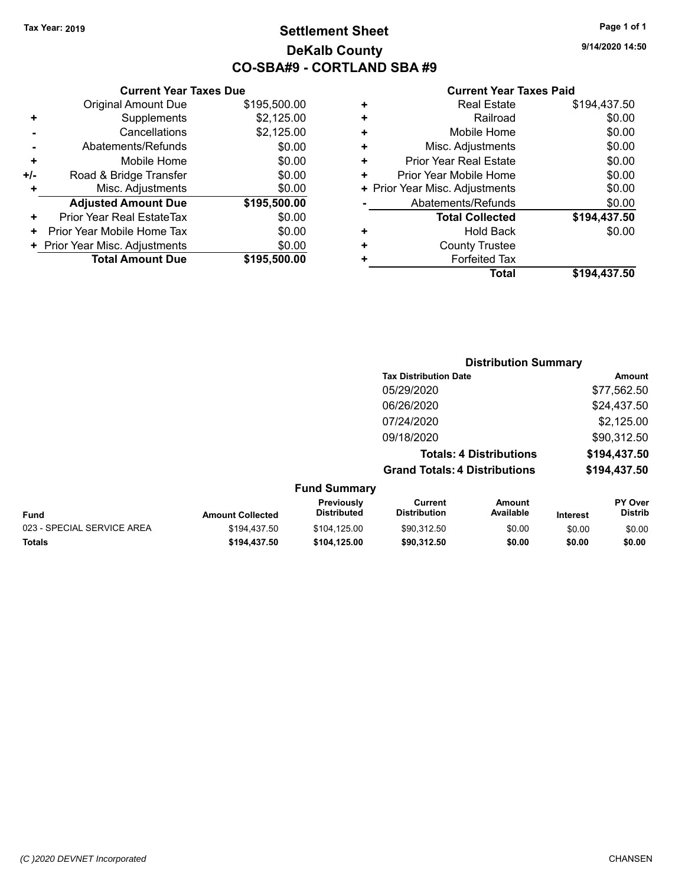Tax Year: 2019

# Settlement Sheet
## DeKalb County
## CO-SBA#9 - CORTLAND SBA #9

9/14/2020 14:50

### Current Year Taxes Due

| | | |
|---|---|---|
| | Original Amount Due | $195,500.00 |
| + | Supplements | $2,125.00 |
| - | Cancellations | $2,125.00 |
| - | Abatements/Refunds | $0.00 |
| + | Mobile Home | $0.00 |
| +/- | Road & Bridge Transfer | $0.00 |
| + | Misc. Adjustments | $0.00 |
| | **Adjusted Amount Due** | **$195,500.00** |
| + | Prior Year Real EstateTax | $0.00 |
| + | Prior Year Mobile Home Tax | $0.00 |
| + | Prior Year Misc. Adjustments | $0.00 |
| | **Total Amount Due** | **$195,500.00** |

### Current Year Taxes Paid

| | | |
|---|---|---|
| + | Real Estate | $194,437.50 |
| + | Railroad | $0.00 |
| + | Mobile Home | $0.00 |
| + | Misc. Adjustments | $0.00 |
| + | Prior Year Real Estate | $0.00 |
| + | Prior Year Mobile Home | $0.00 |
| + | Prior Year Misc. Adjustments | $0.00 |
| - | Abatements/Refunds | $0.00 |
| | **Total Collected** | **$194,437.50** |
| + | Hold Back | $0.00 |
| + | County Trustee | |
| + | Forfeited Tax | |
| | **Total** | **$194,437.50** |

### Distribution Summary

| Tax Distribution Date | Amount |
|---|---|
| 05/29/2020 | $77,562.50 |
| 06/26/2020 | $24,437.50 |
| 07/24/2020 | $2,125.00 |
| 09/18/2020 | $90,312.50 |
| **Totals: 4 Distributions** | **$194,437.50** |
| **Grand Totals: 4 Distributions** | **$194,437.50** |

### Fund Summary

| Fund | Amount Collected | Previously Distributed | Current Distribution | Amount Available | Interest | PY Over Distrib |
|---|---|---|---|---|---|---|
| 023 - SPECIAL SERVICE AREA | $194,437.50 | $104,125.00 | $90,312.50 | $0.00 | $0.00 | $0.00 |
| **Totals** | **$194,437.50** | **$104,125.00** | **$90,312.50** | **$0.00** | **$0.00** | **$0.00** |

(C )2020 DEVNET Incorporated CHANSEN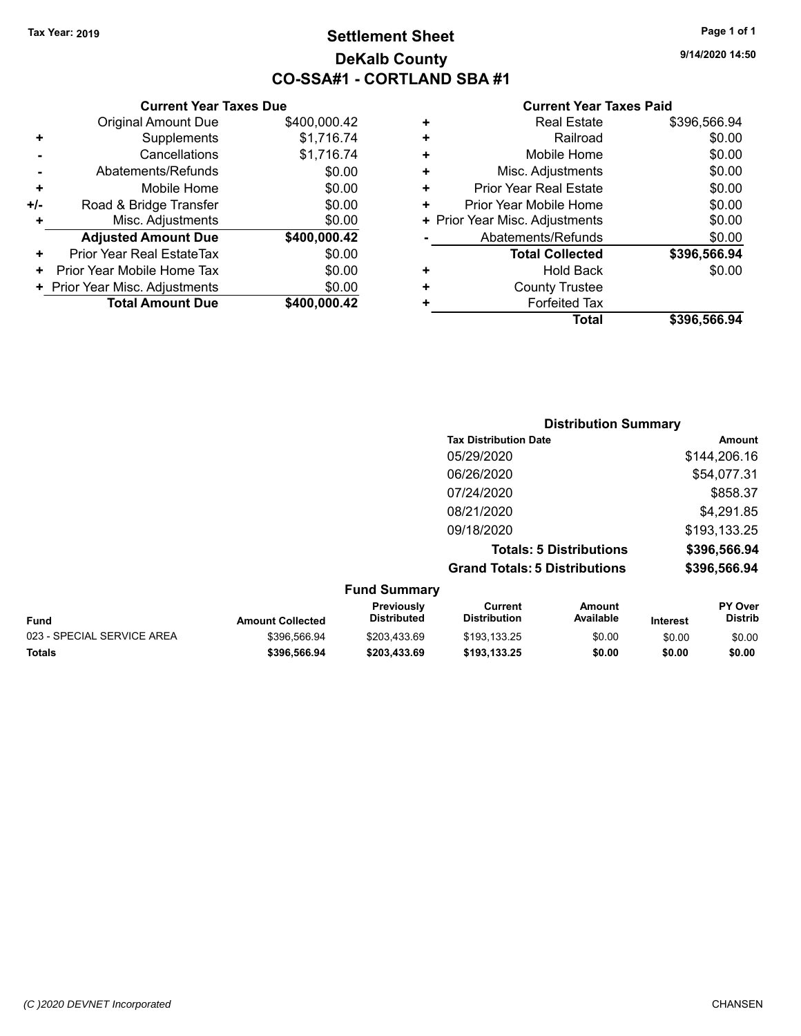Tax Year: 2019

# Settlement Sheet
## DeKalb County
## CO-SSA#1 - CORTLAND SBA #1

9/14/2020 14:50

| | Current Year Taxes Due | |
|---|---|---|
| | Original Amount Due | $400,000.42 |
| + | Supplements | $1,716.74 |
| - | Cancellations | $1,716.74 |
| - | Abatements/Refunds | $0.00 |
| + | Mobile Home | $0.00 |
| +/- | Road & Bridge Transfer | $0.00 |
| + | Misc. Adjustments | $0.00 |
| | **Adjusted Amount Due** | **$400,000.42** |
| + | Prior Year Real EstateTax | $0.00 |
| + | Prior Year Mobile Home Tax | $0.00 |
| + | Prior Year Misc. Adjustments | $0.00 |
| | **Total Amount Due** | **$400,000.42** |

| | Current Year Taxes Paid | |
|---|---|---|
| + | Real Estate | $396,566.94 |
| + | Railroad | $0.00 |
| + | Mobile Home | $0.00 |
| + | Misc. Adjustments | $0.00 |
| + | Prior Year Real Estate | $0.00 |
| + | Prior Year Mobile Home | $0.00 |
| + | Prior Year Misc. Adjustments | $0.00 |
| - | Abatements/Refunds | $0.00 |
| | **Total Collected** | **$396,566.94** |
| + | Hold Back | $0.00 |
| + | County Trustee | |
| + | Forfeited Tax | |
| | **Total** | **$396,566.94** |

### Distribution Summary

| Tax Distribution Date | Amount |
|---|---|
| 05/29/2020 | $144,206.16 |
| 06/26/2020 | $54,077.31 |
| 07/24/2020 | $858.37 |
| 08/21/2020 | $4,291.85 |
| 09/18/2020 | $193,133.25 |
| **Totals: 5 Distributions** | **$396,566.94** |
| **Grand Totals: 5 Distributions** | **$396,566.94** |

### Fund Summary

| Fund | Amount Collected | Previously Distributed | Current Distribution | Amount Available | Interest | PY Over Distrib |
|---|---|---|---|---|---|---|
| 023 - SPECIAL SERVICE AREA | $396,566.94 | $203,433.69 | $193,133.25 | $0.00 | $0.00 | $0.00 |
| **Totals** | **$396,566.94** | **$203,433.69** | **$193,133.25** | **$0.00** | **$0.00** | **$0.00** |

(C )2020 DEVNET Incorporated CHANSEN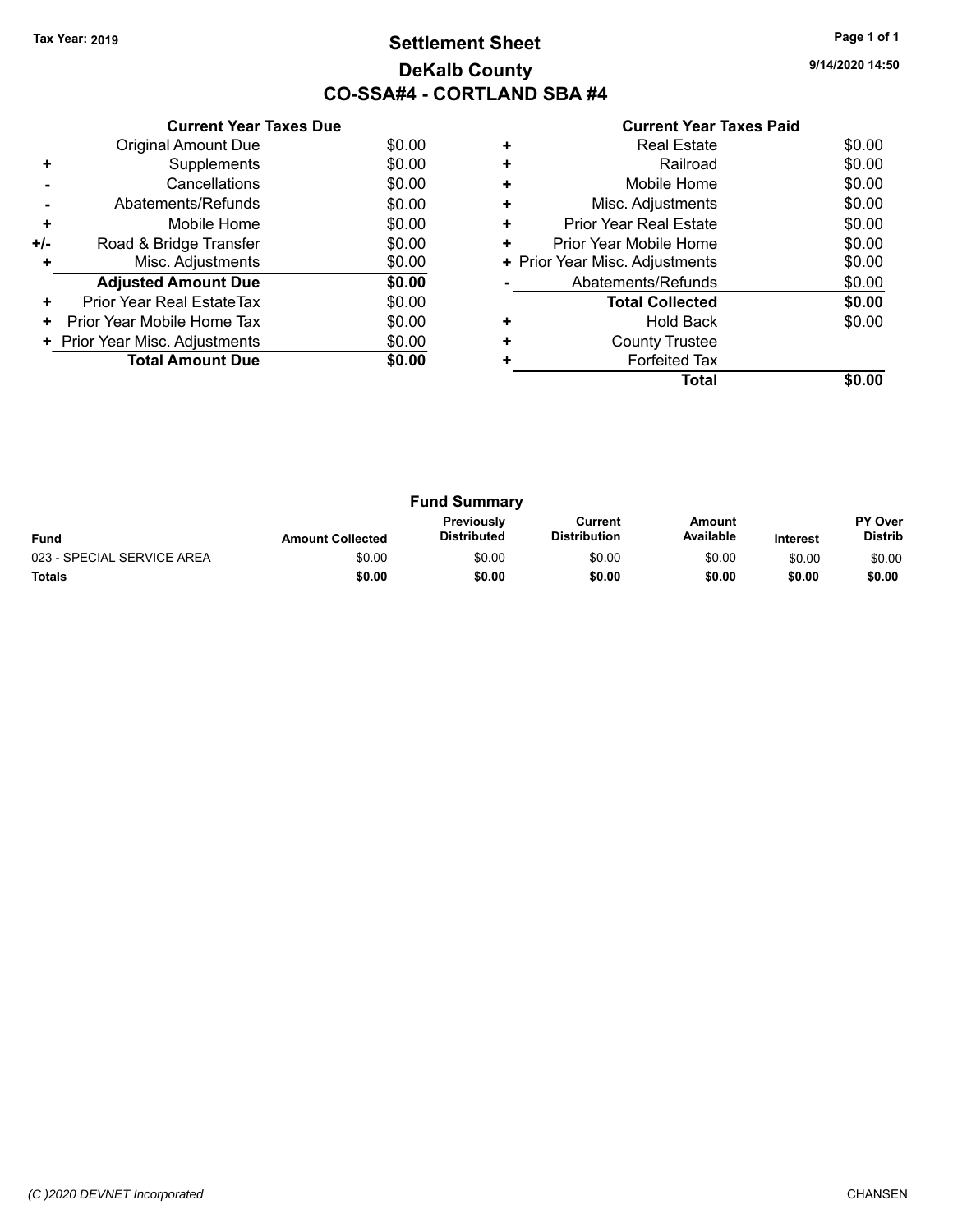Tax Year: 2019

# Settlement Sheet
## DeKalb County
## CO-SSA#4 - CORTLAND SBA #4

9/14/2020 14:50

### Current Year Taxes Due

| | | |
|---|---|---|
| | Original Amount Due | $0.00 |
| + | Supplements | $0.00 |
| - | Cancellations | $0.00 |
| - | Abatements/Refunds | $0.00 |
| + | Mobile Home | $0.00 |
| +/- | Road & Bridge Transfer | $0.00 |
| + | Misc. Adjustments | $0.00 |
| | **Adjusted Amount Due** | **$0.00** |
| + | Prior Year Real EstateTax | $0.00 |
| + | Prior Year Mobile Home Tax | $0.00 |
| + | Prior Year Misc. Adjustments | $0.00 |
| | **Total Amount Due** | **$0.00** |

### Current Year Taxes Paid

| | | |
|---|---|---|
| + | Real Estate | $0.00 |
| + | Railroad | $0.00 |
| + | Mobile Home | $0.00 |
| + | Misc. Adjustments | $0.00 |
| + | Prior Year Real Estate | $0.00 |
| + | Prior Year Mobile Home | $0.00 |
| + | Prior Year Misc. Adjustments | $0.00 |
| - | Abatements/Refunds | $0.00 |
| | **Total Collected** | **$0.00** |
| + | Hold Back | $0.00 |
| + | County Trustee | |
| + | Forfeited Tax | |
| | **Total** | **$0.00** |

### Fund Summary

| Fund | Amount Collected | Previously Distributed | Current Distribution | Amount Available | Interest | PY Over Distrib |
|---|---|---|---|---|---|---|
| 023 - SPECIAL SERVICE AREA | $0.00 | $0.00 | $0.00 | $0.00 | $0.00 | $0.00 |
| **Totals** | **$0.00** | **$0.00** | **$0.00** | **$0.00** | **$0.00** | **$0.00** |

*(C )2020 DEVNET Incorporated* CHANSEN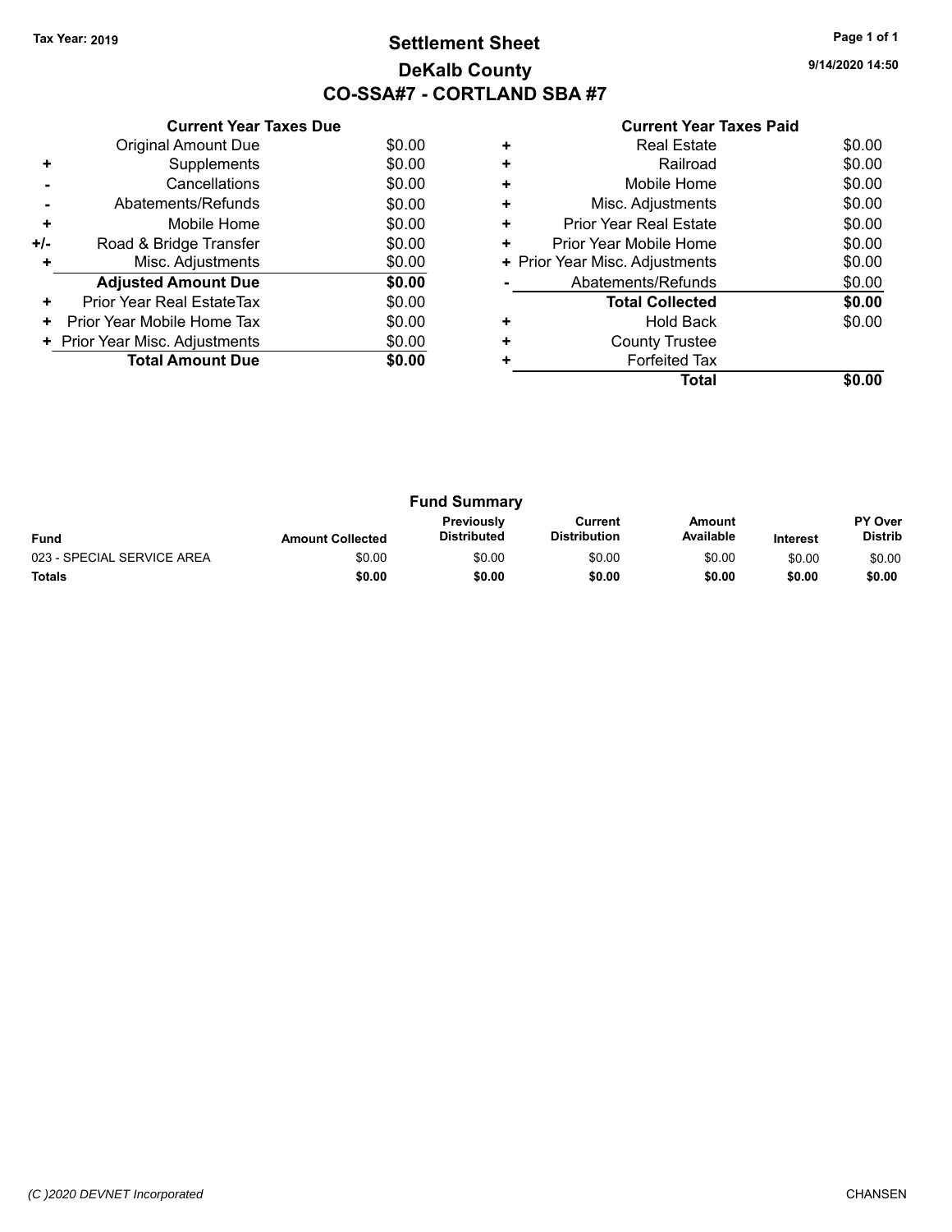Tax Year: 2019

# Settlement Sheet
## DeKalb County
## CO-SSA#7 - CORTLAND SBA #7

9/14/2020 14:50

### Current Year Taxes Due

| | | |
|---|---|---|
| | Original Amount Due | $0.00 |
| + | Supplements | $0.00 |
| - | Cancellations | $0.00 |
| - | Abatements/Refunds | $0.00 |
| + | Mobile Home | $0.00 |
| +/- | Road & Bridge Transfer | $0.00 |
| + | Misc. Adjustments | $0.00 |
| | **Adjusted Amount Due** | **$0.00** |
| + | Prior Year Real EstateTax | $0.00 |
| + | Prior Year Mobile Home Tax | $0.00 |
| + | Prior Year Misc. Adjustments | $0.00 |
| | **Total Amount Due** | **$0.00** |

### Current Year Taxes Paid

| | | |
|---|---|---|
| + | Real Estate | $0.00 |
| + | Railroad | $0.00 |
| + | Mobile Home | $0.00 |
| + | Misc. Adjustments | $0.00 |
| + | Prior Year Real Estate | $0.00 |
| + | Prior Year Mobile Home | $0.00 |
| + | Prior Year Misc. Adjustments | $0.00 |
| - | Abatements/Refunds | $0.00 |
| | **Total Collected** | **$0.00** |
| + | Hold Back | $0.00 |
| + | County Trustee | |
| + | Forfeited Tax | |
| | **Total** | **$0.00** |

### Fund Summary

| Fund | Amount Collected | Previously Distributed | Current Distribution | Amount Available | Interest | PY Over Distrib |
|---|---|---|---|---|---|---|
| 023 - SPECIAL SERVICE AREA | $0.00 | $0.00 | $0.00 | $0.00 | $0.00 | $0.00 |
| **Totals** | **$0.00** | **$0.00** | **$0.00** | **$0.00** | **$0.00** | **$0.00** |

(C )2020 DEVNET Incorporated

CHANSEN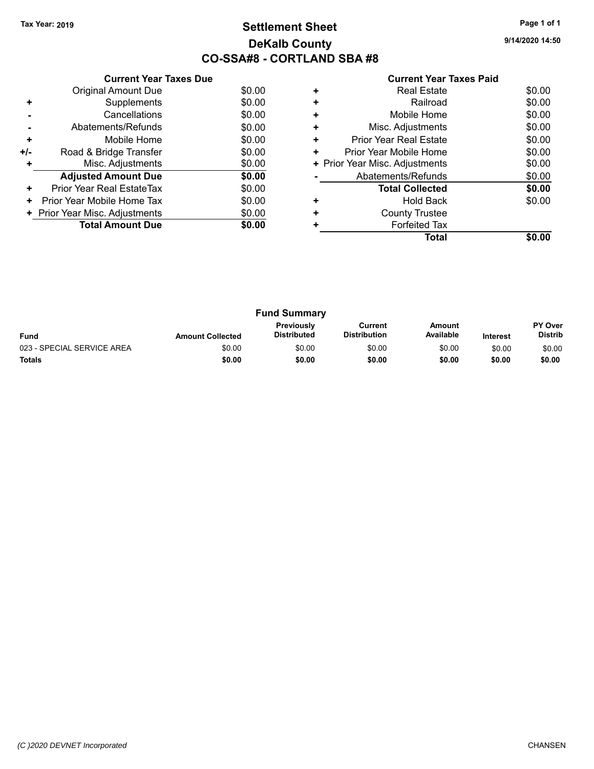Tax Year: 2019

# Settlement Sheet
## DeKalb County
## CO-SSA#8 - CORTLAND SBA #8

9/14/2020 14:50

| | Current Year Taxes Due | |
|---|---|---|
| | Original Amount Due | $0.00 |
| + | Supplements | $0.00 |
| - | Cancellations | $0.00 |
| - | Abatements/Refunds | $0.00 |
| + | Mobile Home | $0.00 |
| +/- | Road & Bridge Transfer | $0.00 |
| + | Misc. Adjustments | $0.00 |
| | **Adjusted Amount Due** | **$0.00** |
| + | Prior Year Real EstateTax | $0.00 |
| + | Prior Year Mobile Home Tax | $0.00 |
| + | Prior Year Misc. Adjustments | $0.00 |
| | **Total Amount Due** | **$0.00** |

| | Current Year Taxes Paid | |
|---|---|---|
| + | Real Estate | $0.00 |
| + | Railroad | $0.00 |
| + | Mobile Home | $0.00 |
| + | Misc. Adjustments | $0.00 |
| + | Prior Year Real Estate | $0.00 |
| + | Prior Year Mobile Home | $0.00 |
| + | Prior Year Misc. Adjustments | $0.00 |
| - | Abatements/Refunds | $0.00 |
| | **Total Collected** | **$0.00** |
| + | Hold Back | $0.00 |
| + | County Trustee | |
| + | Forfeited Tax | |
| | **Total** | **$0.00** |

### Fund Summary

| Fund | Amount Collected | Previously Distributed | Current Distribution | Amount Available | Interest | PY Over Distrib |
|---|---|---|---|---|---|---|
| 023 - SPECIAL SERVICE AREA | $0.00 | $0.00 | $0.00 | $0.00 | $0.00 | $0.00 |
| **Totals** | **$0.00** | **$0.00** | **$0.00** | **$0.00** | **$0.00** | **$0.00** |

*(C )2020 DEVNET Incorporated* CHANSEN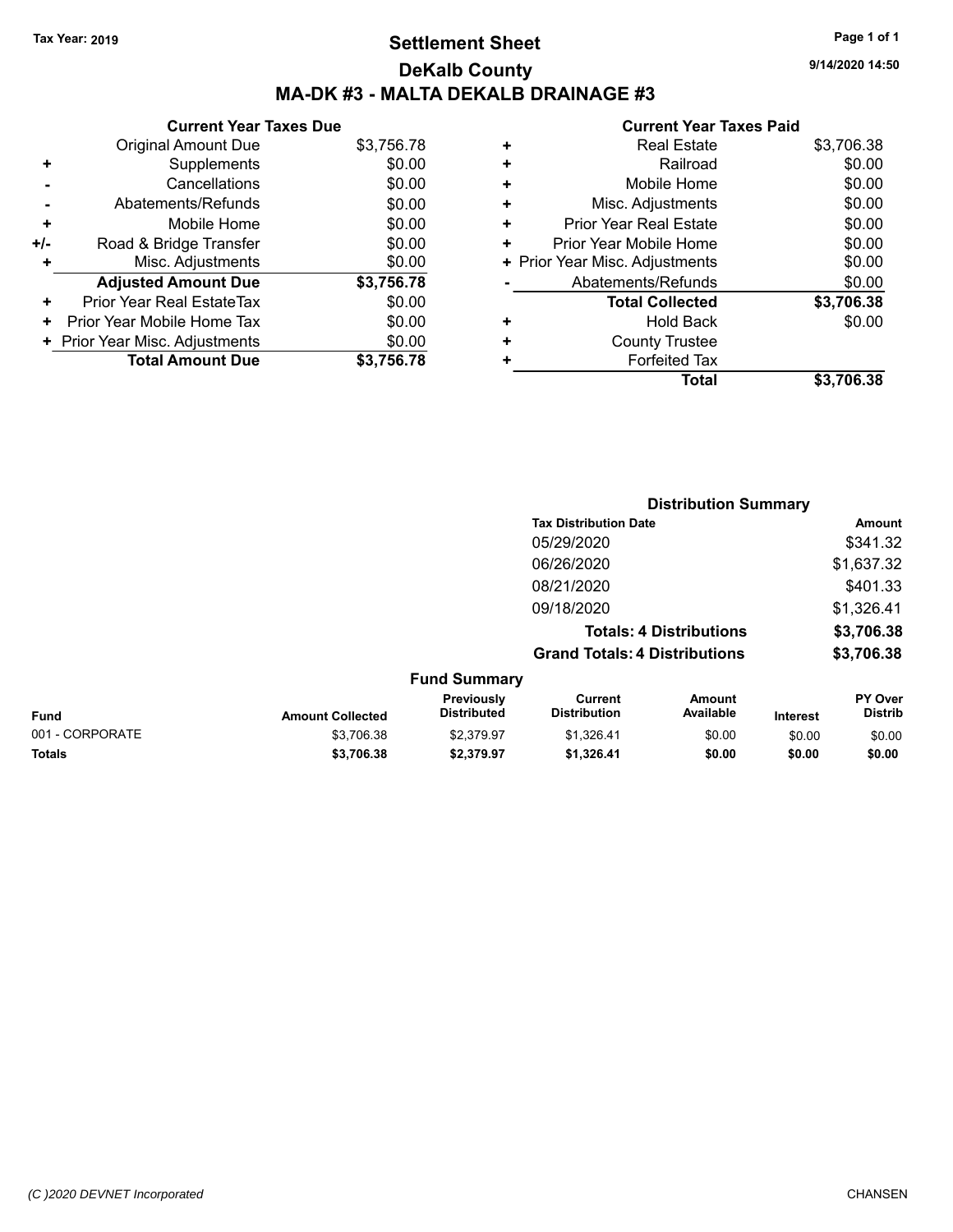**Tax Year: 2019**

# Settlement Sheet

## DeKalb County

## MA-DK #3 - MALTA DEKALB DRAINAGE #3

9/14/2020 14:50

### Current Year Taxes Due

| | | |
|---|---|---|
| | Original Amount Due | $3,756.78 |
| + | Supplements | $0.00 |
| - | Cancellations | $0.00 |
| - | Abatements/Refunds | $0.00 |
| + | Mobile Home | $0.00 |
| +/- | Road & Bridge Transfer | $0.00 |
| + | Misc. Adjustments | $0.00 |
| | **Adjusted Amount Due** | **$3,756.78** |
| + | Prior Year Real EstateTax | $0.00 |
| + | Prior Year Mobile Home Tax | $0.00 |
| + | Prior Year Misc. Adjustments | $0.00 |
| | **Total Amount Due** | **$3,756.78** |

### Current Year Taxes Paid

| | | |
|---|---|---|
| + | Real Estate | $3,706.38 |
| + | Railroad | $0.00 |
| + | Mobile Home | $0.00 |
| + | Misc. Adjustments | $0.00 |
| + | Prior Year Real Estate | $0.00 |
| + | Prior Year Mobile Home | $0.00 |
| + | Prior Year Misc. Adjustments | $0.00 |
| - | Abatements/Refunds | $0.00 |
| | **Total Collected** | **$3,706.38** |
| + | Hold Back | $0.00 |
| + | County Trustee | |
| + | Forfeited Tax | |
| | **Total** | **$3,706.38** |

### Distribution Summary

| Tax Distribution Date | Amount |
|---|---|
| 05/29/2020 | $341.32 |
| 06/26/2020 | $1,637.32 |
| 08/21/2020 | $401.33 |
| 09/18/2020 | $1,326.41 |
| **Totals: 4 Distributions** | **$3,706.38** |
| **Grand Totals: 4 Distributions** | **$3,706.38** |

### Fund Summary

| Fund | Amount Collected | Previously Distributed | Current Distribution | Amount Available | Interest | PY Over Distrib |
|---|---|---|---|---|---|---|
| 001 - CORPORATE | $3,706.38 | $2,379.97 | $1,326.41 | $0.00 | $0.00 | $0.00 |
| **Totals** | **$3,706.38** | **$2,379.97** | **$1,326.41** | **$0.00** | **$0.00** | **$0.00** |

(C )2020 DEVNET Incorporated CHANSEN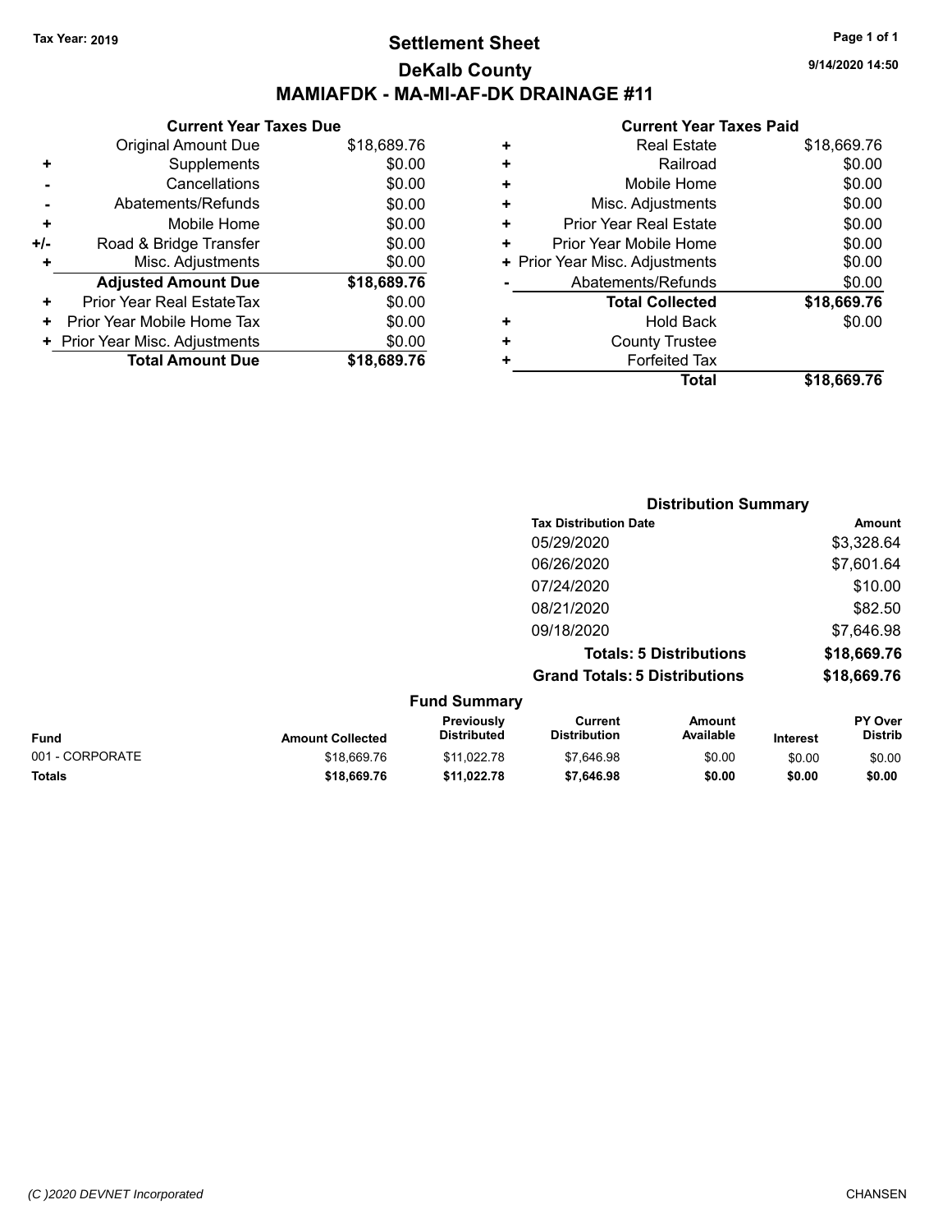Tax Year: 2019

# Settlement Sheet

## DeKalb County

## MAMIAFDK - MA-MI-AF-DK DRAINAGE #11

9/14/2020 14:50

### Current Year Taxes Due

| | | |
|---|---|---|
| | Original Amount Due | $18,689.76 |
| + | Supplements | $0.00 |
| - | Cancellations | $0.00 |
| - | Abatements/Refunds | $0.00 |
| + | Mobile Home | $0.00 |
| +/- | Road & Bridge Transfer | $0.00 |
| + | Misc. Adjustments | $0.00 |
| | **Adjusted Amount Due** | **$18,689.76** |
| + | Prior Year Real EstateTax | $0.00 |
| + | Prior Year Mobile Home Tax | $0.00 |
| + | Prior Year Misc. Adjustments | $0.00 |
| | **Total Amount Due** | **$18,689.76** |

### Current Year Taxes Paid

| | | |
|---|---|---|
| + | Real Estate | $18,669.76 |
| + | Railroad | $0.00 |
| + | Mobile Home | $0.00 |
| + | Misc. Adjustments | $0.00 |
| + | Prior Year Real Estate | $0.00 |
| + | Prior Year Mobile Home | $0.00 |
| + | Prior Year Misc. Adjustments | $0.00 |
| - | Abatements/Refunds | $0.00 |
| | **Total Collected** | **$18,669.76** |
| + | Hold Back | $0.00 |
| + | County Trustee | |
| + | Forfeited Tax | |
| | **Total** | **$18,669.76** |

### Distribution Summary

| Tax Distribution Date | Amount |
|---|---|
| 05/29/2020 | $3,328.64 |
| 06/26/2020 | $7,601.64 |
| 07/24/2020 | $10.00 |
| 08/21/2020 | $82.50 |
| 09/18/2020 | $7,646.98 |
| **Totals: 5 Distributions** | **$18,669.76** |
| **Grand Totals: 5 Distributions** | **$18,669.76** |

### Fund Summary

| Fund | Amount Collected | Previously Distributed | Current Distribution | Amount Available | Interest | PY Over Distrib |
|---|---|---|---|---|---|---|
| 001 - CORPORATE | $18,669.76 | $11,022.78 | $7,646.98 | $0.00 | $0.00 | $0.00 |
| **Totals** | **$18,669.76** | **$11,022.78** | **$7,646.98** | **$0.00** | **$0.00** | **$0.00** |

(C )2020 DEVNET Incorporated CHANSEN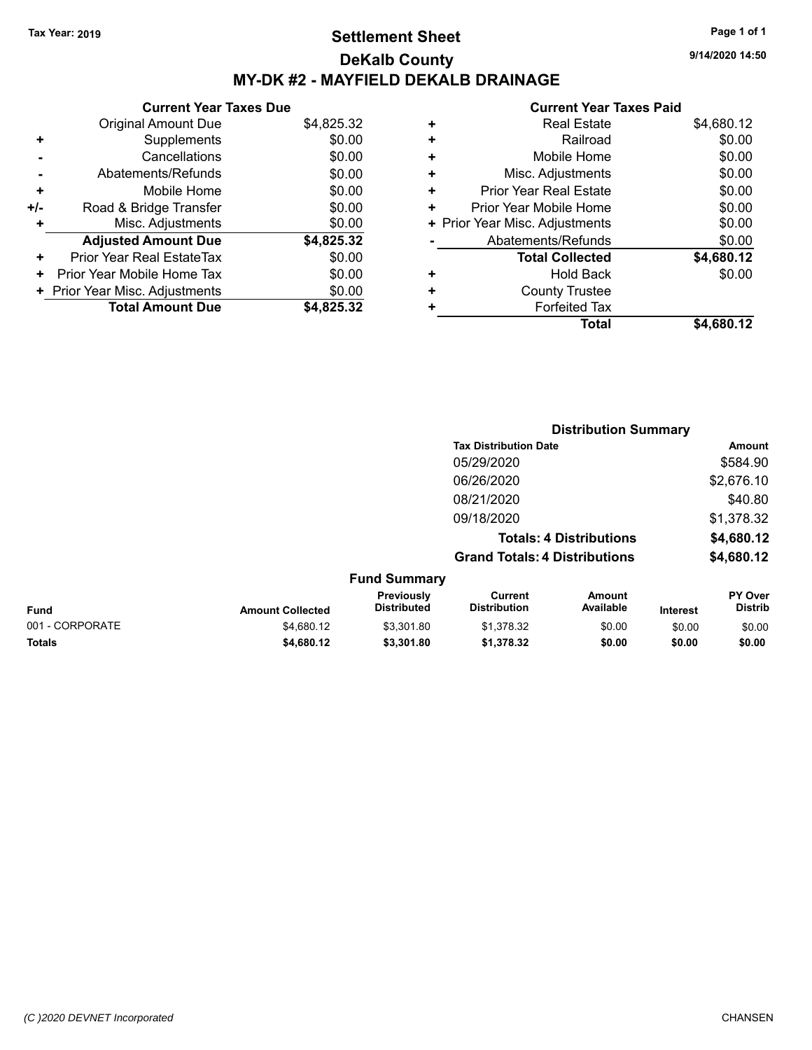Tax Year: 2019

# Settlement Sheet

## DeKalb County

## MY-DK #2 - MAYFIELD DEKALB DRAINAGE

9/14/2020 14:50

### Current Year Taxes Due

| | | |
|---|---|---|
| | Original Amount Due | $4,825.32 |
| + | Supplements | $0.00 |
| - | Cancellations | $0.00 |
| - | Abatements/Refunds | $0.00 |
| + | Mobile Home | $0.00 |
| +/- | Road & Bridge Transfer | $0.00 |
| + | Misc. Adjustments | $0.00 |
| | **Adjusted Amount Due** | **$4,825.32** |
| + | Prior Year Real EstateTax | $0.00 |
| + | Prior Year Mobile Home Tax | $0.00 |
| + | Prior Year Misc. Adjustments | $0.00 |
| | **Total Amount Due** | **$4,825.32** |

### Current Year Taxes Paid

| | | |
|---|---|---|
| + | Real Estate | $4,680.12 |
| + | Railroad | $0.00 |
| + | Mobile Home | $0.00 |
| + | Misc. Adjustments | $0.00 |
| + | Prior Year Real Estate | $0.00 |
| + | Prior Year Mobile Home | $0.00 |
| + | Prior Year Misc. Adjustments | $0.00 |
| - | Abatements/Refunds | $0.00 |
| | **Total Collected** | **$4,680.12** |
| + | Hold Back | $0.00 |
| + | County Trustee | |
| + | Forfeited Tax | |
| | **Total** | **$4,680.12** |

### Distribution Summary

| Tax Distribution Date | Amount |
|---|---|
| 05/29/2020 | $584.90 |
| 06/26/2020 | $2,676.10 |
| 08/21/2020 | $40.80 |
| 09/18/2020 | $1,378.32 |
| **Totals: 4 Distributions** | **$4,680.12** |
| **Grand Totals: 4 Distributions** | **$4,680.12** |

### Fund Summary

| Fund | Amount Collected | Previously Distributed | Current Distribution | Amount Available | Interest | PY Over Distrib |
|---|---|---|---|---|---|---|
| 001 - CORPORATE | $4,680.12 | $3,301.80 | $1,378.32 | $0.00 | $0.00 | $0.00 |
| **Totals** | **$4,680.12** | **$3,301.80** | **$1,378.32** | **$0.00** | **$0.00** | **$0.00** |

(C )2020 DEVNET Incorporated CHANSEN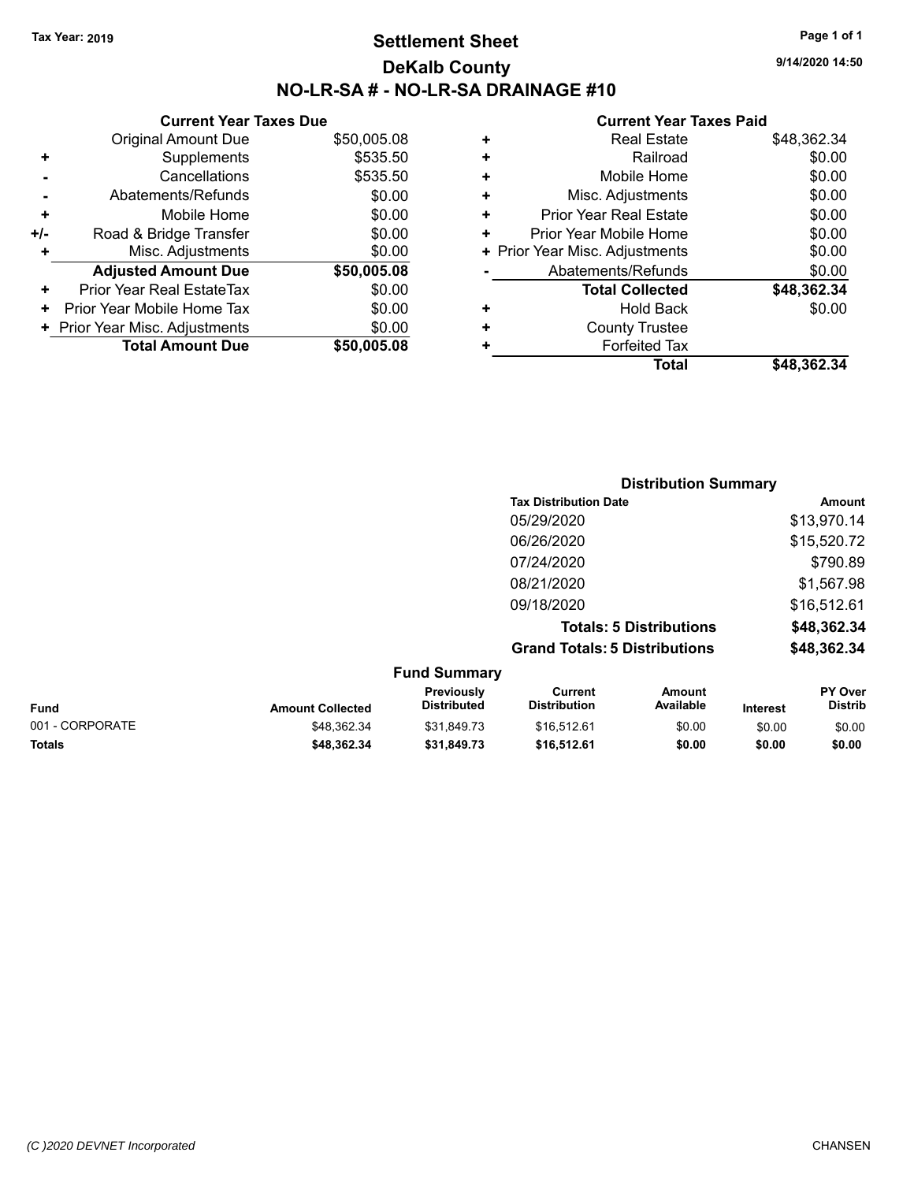Tax Year: 2019

# Settlement Sheet

## DeKalb County

## NO-LR-SA # - NO-LR-SA DRAINAGE #10

9/14/2020 14:50

### Current Year Taxes Due

| | | |
|---|---|---|
| | Original Amount Due | $50,005.08 |
| + | Supplements | $535.50 |
| - | Cancellations | $535.50 |
| - | Abatements/Refunds | $0.00 |
| + | Mobile Home | $0.00 |
| +/- | Road & Bridge Transfer | $0.00 |
| + | Misc. Adjustments | $0.00 |
| | **Adjusted Amount Due** | **$50,005.08** |
| + | Prior Year Real EstateTax | $0.00 |
| + | Prior Year Mobile Home Tax | $0.00 |
| + | Prior Year Misc. Adjustments | $0.00 |
| | **Total Amount Due** | **$50,005.08** |

### Current Year Taxes Paid

| | | |
|---|---|---|
| + | Real Estate | $48,362.34 |
| + | Railroad | $0.00 |
| + | Mobile Home | $0.00 |
| + | Misc. Adjustments | $0.00 |
| + | Prior Year Real Estate | $0.00 |
| + | Prior Year Mobile Home | $0.00 |
| + | Prior Year Misc. Adjustments | $0.00 |
| - | Abatements/Refunds | $0.00 |
| | **Total Collected** | **$48,362.34** |
| + | Hold Back | $0.00 |
| + | County Trustee | |
| + | Forfeited Tax | |
| | **Total** | **$48,362.34** |

### Distribution Summary

| Tax Distribution Date | Amount |
|---|---|
| 05/29/2020 | $13,970.14 |
| 06/26/2020 | $15,520.72 |
| 07/24/2020 | $790.89 |
| 08/21/2020 | $1,567.98 |
| 09/18/2020 | $16,512.61 |
| **Totals: 5 Distributions** | **$48,362.34** |
| **Grand Totals: 5 Distributions** | **$48,362.34** |

### Fund Summary

| Fund | Amount Collected | Previously Distributed | Current Distribution | Amount Available | Interest | PY Over Distrib |
|---|---|---|---|---|---|---|
| 001 - CORPORATE | $48,362.34 | $31,849.73 | $16,512.61 | $0.00 | $0.00 | $0.00 |
| **Totals** | **$48,362.34** | **$31,849.73** | **$16,512.61** | **$0.00** | **$0.00** | **$0.00** |

(C )2020 DEVNET Incorporated CHANSEN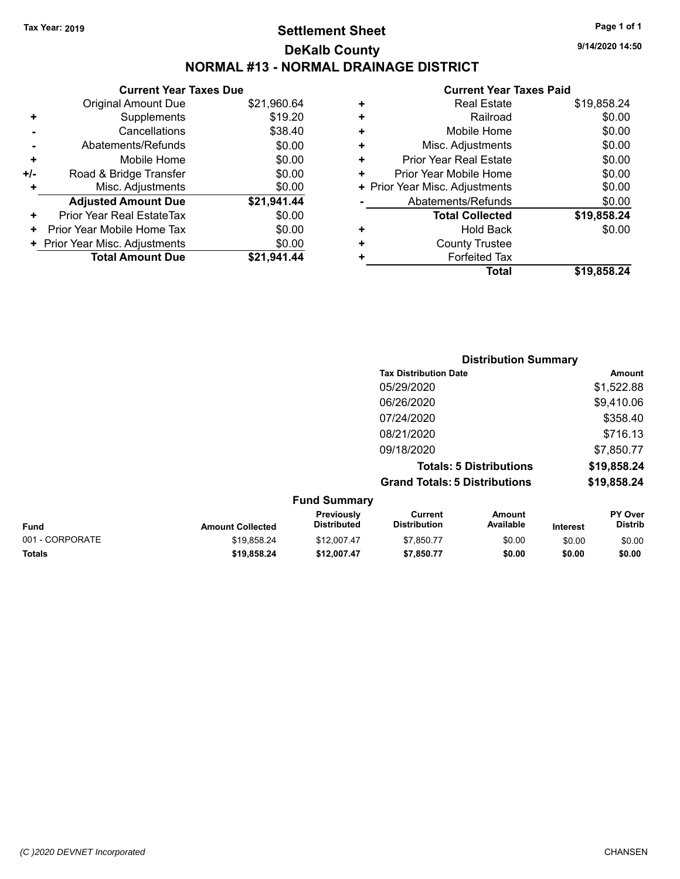Tax Year: 2019

# Settlement Sheet

## DeKalb County

## NORMAL #13 - NORMAL DRAINAGE DISTRICT

9/14/2020 14:50

| | Current Year Taxes Due | |
|---|---|---|
| | Original Amount Due | $21,960.64 |
| + | Supplements | $19.20 |
| - | Cancellations | $38.40 |
| - | Abatements/Refunds | $0.00 |
| + | Mobile Home | $0.00 |
| +/- | Road & Bridge Transfer | $0.00 |
| + | Misc. Adjustments | $0.00 |
| | **Adjusted Amount Due** | **$21,941.44** |
| + | Prior Year Real EstateTax | $0.00 |
| + | Prior Year Mobile Home Tax | $0.00 |
| + | Prior Year Misc. Adjustments | $0.00 |
| | **Total Amount Due** | **$21,941.44** |

| | Current Year Taxes Paid | |
|---|---|---|
| + | Real Estate | $19,858.24 |
| + | Railroad | $0.00 |
| + | Mobile Home | $0.00 |
| + | Misc. Adjustments | $0.00 |
| + | Prior Year Real Estate | $0.00 |
| + | Prior Year Mobile Home | $0.00 |
| + | Prior Year Misc. Adjustments | $0.00 |
| - | Abatements/Refunds | $0.00 |
| | **Total Collected** | **$19,858.24** |
| + | Hold Back | $0.00 |
| + | County Trustee | |
| + | Forfeited Tax | |
| | **Total** | **$19,858.24** |

### Distribution Summary

| Tax Distribution Date | Amount |
|---|---|
| 05/29/2020 | $1,522.88 |
| 06/26/2020 | $9,410.06 |
| 07/24/2020 | $358.40 |
| 08/21/2020 | $716.13 |
| 09/18/2020 | $7,850.77 |
| **Totals: 5 Distributions** | **$19,858.24** |
| **Grand Totals: 5 Distributions** | **$19,858.24** |

### Fund Summary

| Fund | Amount Collected | Previously Distributed | Current Distribution | Amount Available | Interest | PY Over Distrib |
|---|---|---|---|---|---|---|
| 001 - CORPORATE | $19,858.24 | $12,007.47 | $7,850.77 | $0.00 | $0.00 | $0.00 |
| **Totals** | **$19,858.24** | **$12,007.47** | **$7,850.77** | **$0.00** | **$0.00** | **$0.00** |

(C )2020 DEVNET Incorporated

CHANSEN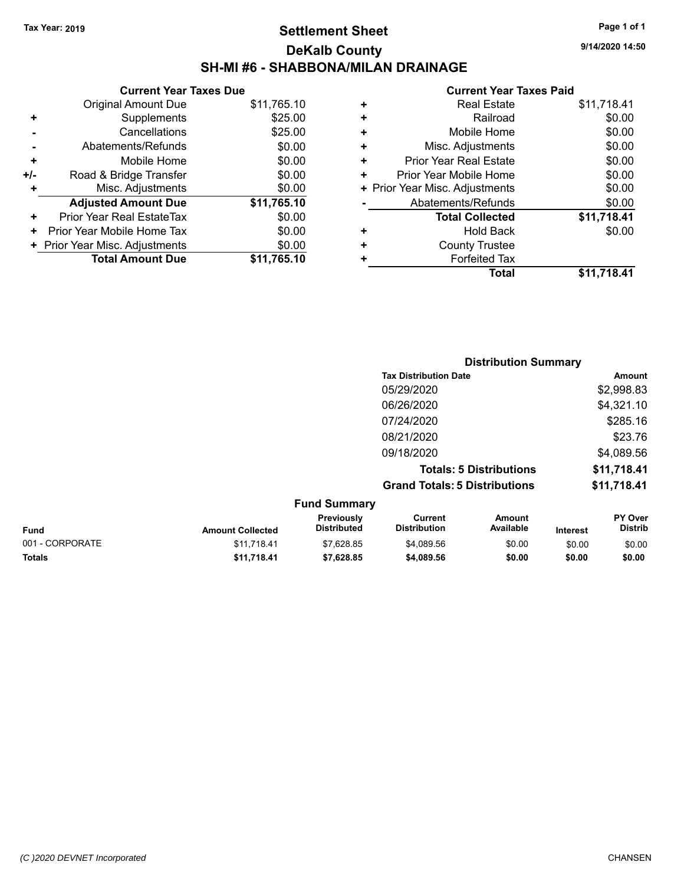Tax Year: 2019

# Settlement Sheet

## DeKalb County

## SH-MI #6 - SHABBONA/MILAN DRAINAGE

9/14/2020 14:50

| | Current Year Taxes Due | |
|---|---|---|
| | Original Amount Due | $11,765.10 |
| + | Supplements | $25.00 |
| - | Cancellations | $25.00 |
| - | Abatements/Refunds | $0.00 |
| + | Mobile Home | $0.00 |
| +/- | Road & Bridge Transfer | $0.00 |
| + | Misc. Adjustments | $0.00 |
| | **Adjusted Amount Due** | **$11,765.10** |
| + | Prior Year Real EstateTax | $0.00 |
| + | Prior Year Mobile Home Tax | $0.00 |
| + | Prior Year Misc. Adjustments | $0.00 |
| | **Total Amount Due** | **$11,765.10** |

| | Current Year Taxes Paid | |
|---|---|---|
| + | Real Estate | $11,718.41 |
| + | Railroad | $0.00 |
| + | Mobile Home | $0.00 |
| + | Misc. Adjustments | $0.00 |
| + | Prior Year Real Estate | $0.00 |
| + | Prior Year Mobile Home | $0.00 |
| + | Prior Year Misc. Adjustments | $0.00 |
| - | Abatements/Refunds | $0.00 |
| | **Total Collected** | **$11,718.41** |
| + | Hold Back | $0.00 |
| + | County Trustee | |
| + | Forfeited Tax | |
| | **Total** | **$11,718.41** |

### Distribution Summary

| Tax Distribution Date | Amount |
|---|---|
| 05/29/2020 | $2,998.83 |
| 06/26/2020 | $4,321.10 |
| 07/24/2020 | $285.16 |
| 08/21/2020 | $23.76 |
| 09/18/2020 | $4,089.56 |
| **Totals: 5 Distributions** | **$11,718.41** |
| **Grand Totals: 5 Distributions** | **$11,718.41** |

### Fund Summary

| Fund | Amount Collected | Previously Distributed | Current Distribution | Amount Available | Interest | PY Over Distrib |
|---|---|---|---|---|---|---|
| 001 - CORPORATE | $11,718.41 | $7,628.85 | $4,089.56 | $0.00 | $0.00 | $0.00 |
| **Totals** | **$11,718.41** | **$7,628.85** | **$4,089.56** | **$0.00** | **$0.00** | **$0.00** |

(C )2020 DEVNET Incorporated CHANSEN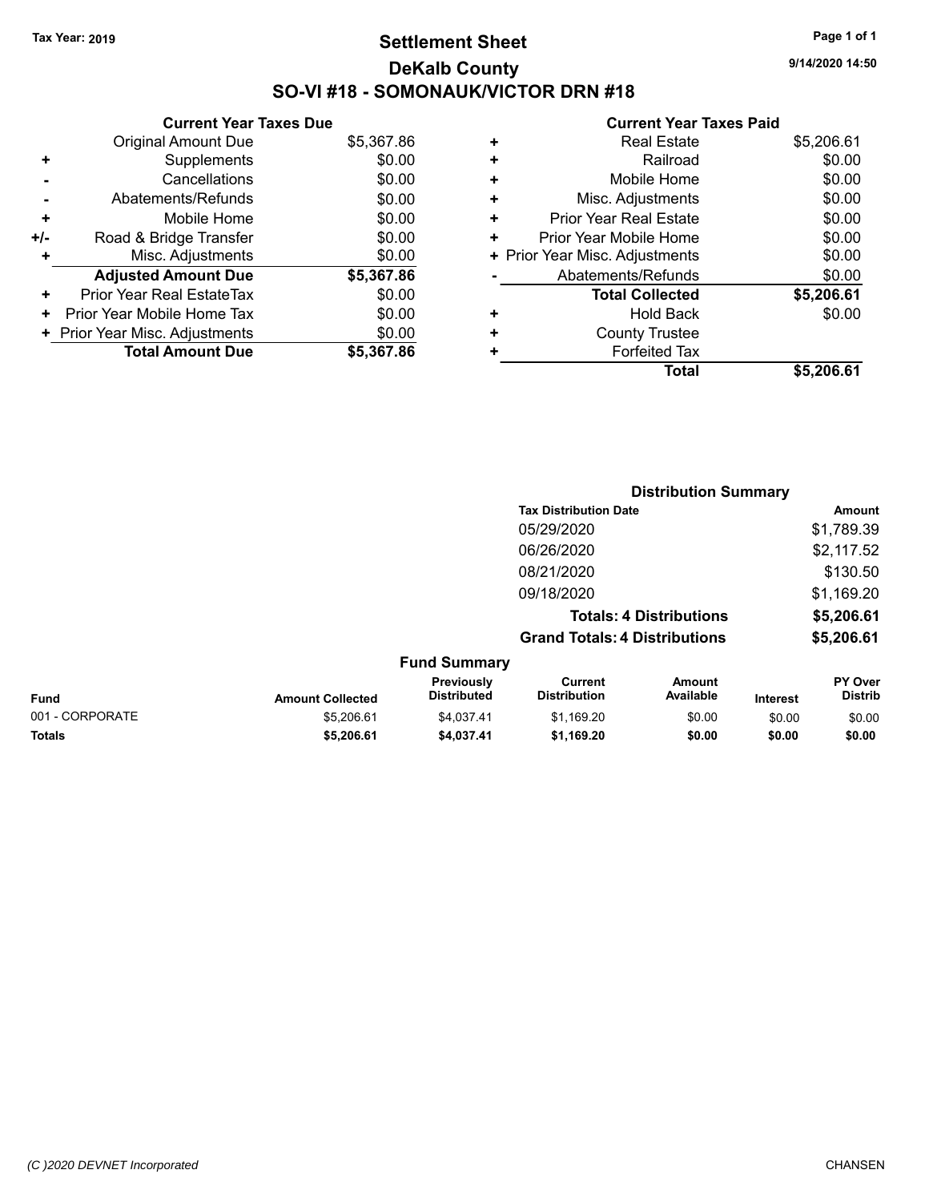**Tax Year: 2019**

# Settlement Sheet

## DeKalb County

## SO-VI #18 - SOMONAUK/VICTOR DRN #18

9/14/2020 14:50

### Current Year Taxes Due

| | | |
|---|---|---|
| | Original Amount Due | $5,367.86 |
| + | Supplements | $0.00 |
| - | Cancellations | $0.00 |
| - | Abatements/Refunds | $0.00 |
| + | Mobile Home | $0.00 |
| +/- | Road & Bridge Transfer | $0.00 |
| + | Misc. Adjustments | $0.00 |
| | **Adjusted Amount Due** | **$5,367.86** |
| + | Prior Year Real EstateTax | $0.00 |
| + | Prior Year Mobile Home Tax | $0.00 |
| + | Prior Year Misc. Adjustments | $0.00 |
| | **Total Amount Due** | **$5,367.86** |

### Current Year Taxes Paid

| | | |
|---|---|---|
| + | Real Estate | $5,206.61 |
| + | Railroad | $0.00 |
| + | Mobile Home | $0.00 |
| + | Misc. Adjustments | $0.00 |
| + | Prior Year Real Estate | $0.00 |
| + | Prior Year Mobile Home | $0.00 |
| + | Prior Year Misc. Adjustments | $0.00 |
| - | Abatements/Refunds | $0.00 |
| | **Total Collected** | **$5,206.61** |
| + | Hold Back | $0.00 |
| + | County Trustee | |
| + | Forfeited Tax | |
| | **Total** | **$5,206.61** |

### Distribution Summary

| Tax Distribution Date | Amount |
|---|---|
| 05/29/2020 | $1,789.39 |
| 06/26/2020 | $2,117.52 |
| 08/21/2020 | $130.50 |
| 09/18/2020 | $1,169.20 |
| **Totals: 4 Distributions** | **$5,206.61** |
| **Grand Totals: 4 Distributions** | **$5,206.61** |

### Fund Summary

| Fund | Amount Collected | Previously Distributed | Current Distribution | Amount Available | Interest | PY Over Distrib |
|---|---|---|---|---|---|---|
| 001 - CORPORATE | $5,206.61 | $4,037.41 | $1,169.20 | $0.00 | $0.00 | $0.00 |
| **Totals** | **$5,206.61** | **$4,037.41** | **$1,169.20** | **$0.00** | **$0.00** | **$0.00** |

(C )2020 DEVNET Incorporated — CHANSEN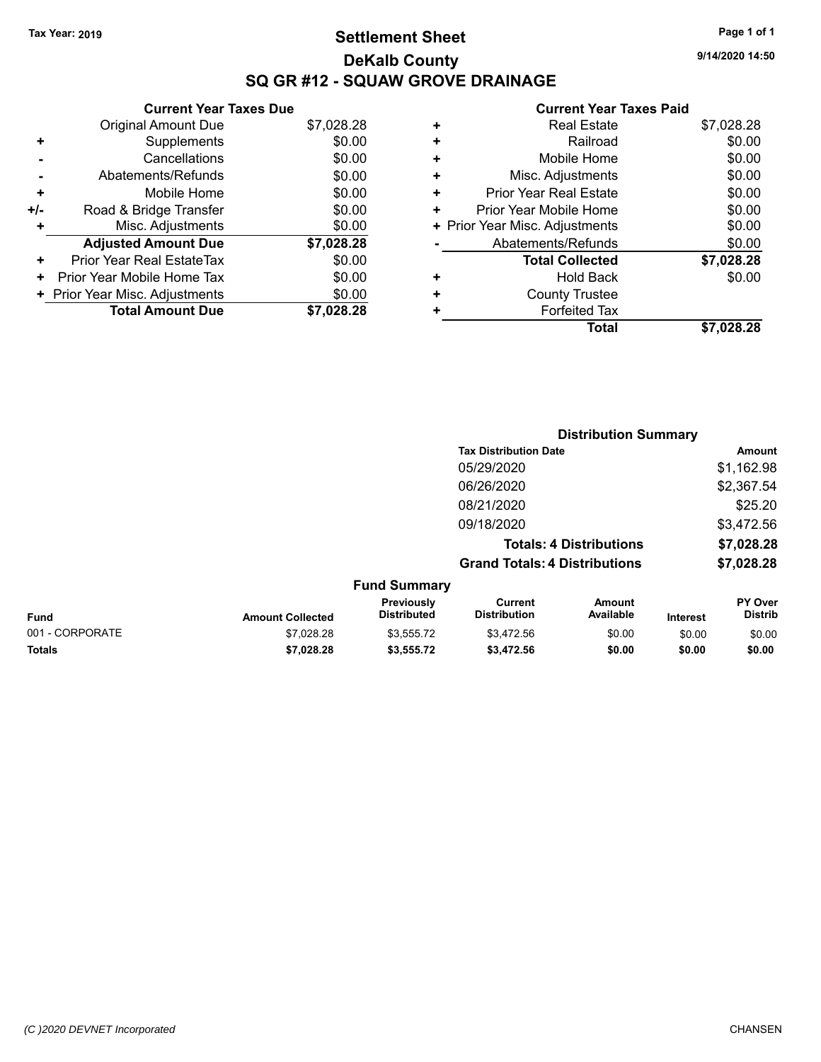**Tax Year: 2019**

# Settlement Sheet

## DeKalb County

## SQ GR #12 - SQUAW GROVE DRAINAGE

9/14/2020 14:50

### Current Year Taxes Due

| | | |
|---|---|---|
| | Original Amount Due | $7,028.28 |
| + | Supplements | $0.00 |
| - | Cancellations | $0.00 |
| - | Abatements/Refunds | $0.00 |
| + | Mobile Home | $0.00 |
| +/- | Road & Bridge Transfer | $0.00 |
| + | Misc. Adjustments | $0.00 |
| | **Adjusted Amount Due** | **$7,028.28** |
| + | Prior Year Real EstateTax | $0.00 |
| + | Prior Year Mobile Home Tax | $0.00 |
| + | Prior Year Misc. Adjustments | $0.00 |
| | **Total Amount Due** | **$7,028.28** |

### Current Year Taxes Paid

| | | |
|---|---|---|
| + | Real Estate | $7,028.28 |
| + | Railroad | $0.00 |
| + | Mobile Home | $0.00 |
| + | Misc. Adjustments | $0.00 |
| + | Prior Year Real Estate | $0.00 |
| + | Prior Year Mobile Home | $0.00 |
| + | Prior Year Misc. Adjustments | $0.00 |
| - | Abatements/Refunds | $0.00 |
| | **Total Collected** | **$7,028.28** |
| + | Hold Back | $0.00 |
| + | County Trustee | |
| + | Forfeited Tax | |
| | **Total** | **$7,028.28** |

### Distribution Summary

| Tax Distribution Date | Amount |
|---|---|
| 05/29/2020 | $1,162.98 |
| 06/26/2020 | $2,367.54 |
| 08/21/2020 | $25.20 |
| 09/18/2020 | $3,472.56 |
| **Totals: 4 Distributions** | **$7,028.28** |
| **Grand Totals: 4 Distributions** | **$7,028.28** |

### Fund Summary

| Fund | Amount Collected | Previously Distributed | Current Distribution | Amount Available | Interest | PY Over Distrib |
|---|---|---|---|---|---|---|
| 001 - CORPORATE | $7,028.28 | $3,555.72 | $3,472.56 | $0.00 | $0.00 | $0.00 |
| **Totals** | **$7,028.28** | **$3,555.72** | **$3,472.56** | **$0.00** | **$0.00** | **$0.00** |

(C )2020 DEVNET Incorporated CHANSEN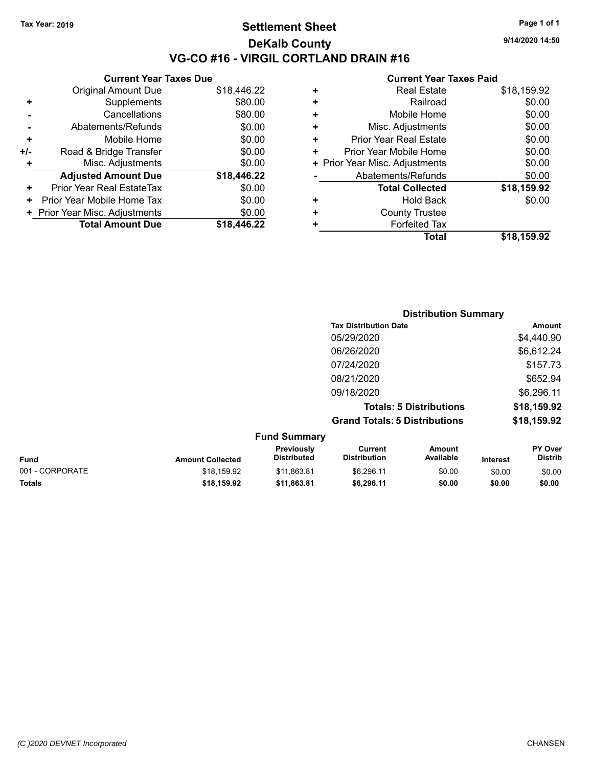**Tax Year: 2019**

# Settlement Sheet

## DeKalb County

## VG-CO #16 - VIRGIL CORTLAND DRAIN #16

9/14/2020 14:50

### Current Year Taxes Due

| | | |
|---|---|---|
| | Original Amount Due | $18,446.22 |
| + | Supplements | $80.00 |
| - | Cancellations | $80.00 |
| - | Abatements/Refunds | $0.00 |
| + | Mobile Home | $0.00 |
| +/- | Road & Bridge Transfer | $0.00 |
| + | Misc. Adjustments | $0.00 |
| | **Adjusted Amount Due** | **$18,446.22** |
| + | Prior Year Real EstateTax | $0.00 |
| + | Prior Year Mobile Home Tax | $0.00 |
| + | Prior Year Misc. Adjustments | $0.00 |
| | **Total Amount Due** | **$18,446.22** |

### Current Year Taxes Paid

| | | |
|---|---|---|
| + | Real Estate | $18,159.92 |
| + | Railroad | $0.00 |
| + | Mobile Home | $0.00 |
| + | Misc. Adjustments | $0.00 |
| + | Prior Year Real Estate | $0.00 |
| + | Prior Year Mobile Home | $0.00 |
| + | Prior Year Misc. Adjustments | $0.00 |
| - | Abatements/Refunds | $0.00 |
| | **Total Collected** | **$18,159.92** |
| + | Hold Back | $0.00 |
| + | County Trustee | |
| + | Forfeited Tax | |
| | **Total** | **$18,159.92** |

### Distribution Summary

| Tax Distribution Date | Amount |
|---|---|
| 05/29/2020 | $4,440.90 |
| 06/26/2020 | $6,612.24 |
| 07/24/2020 | $157.73 |
| 08/21/2020 | $652.94 |
| 09/18/2020 | $6,296.11 |
| **Totals: 5 Distributions** | **$18,159.92** |
| **Grand Totals: 5 Distributions** | **$18,159.92** |

### Fund Summary

| Fund | Amount Collected | Previously Distributed | Current Distribution | Amount Available | Interest | PY Over Distrib |
|---|---|---|---|---|---|---|
| 001 - CORPORATE | $18,159.92 | $11,863.81 | $6,296.11 | $0.00 | $0.00 | $0.00 |
| **Totals** | **$18,159.92** | **$11,863.81** | **$6,296.11** | **$0.00** | **$0.00** | **$0.00** |

(C )2020 DEVNET Incorporated

CHANSEN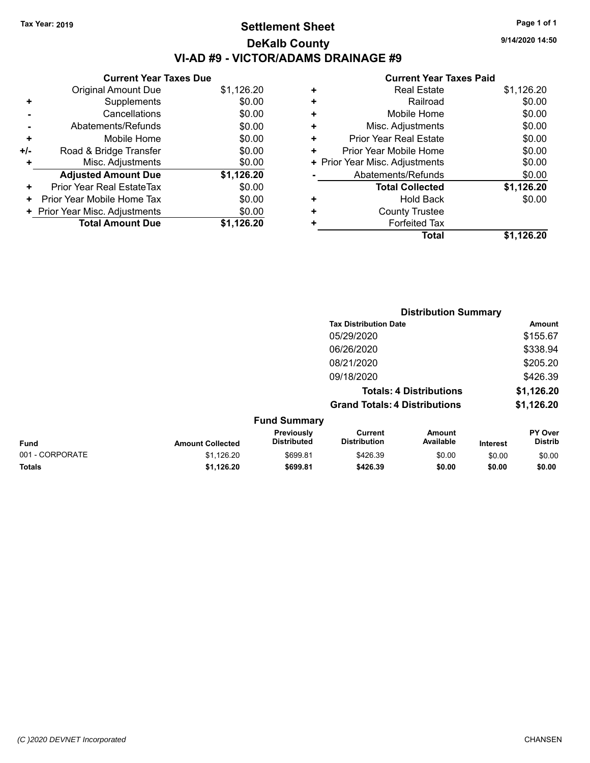Tax Year: 2019

# Settlement Sheet

## DeKalb County

## VI-AD #9 - VICTOR/ADAMS DRAINAGE #9

9/14/2020 14:50

### Current Year Taxes Due

| | | |
|---|---|---|
| | Original Amount Due | $1,126.20 |
| + | Supplements | $0.00 |
| - | Cancellations | $0.00 |
| - | Abatements/Refunds | $0.00 |
| + | Mobile Home | $0.00 |
| +/- | Road & Bridge Transfer | $0.00 |
| + | Misc. Adjustments | $0.00 |
| | **Adjusted Amount Due** | **$1,126.20** |
| + | Prior Year Real EstateTax | $0.00 |
| + | Prior Year Mobile Home Tax | $0.00 |
| + | Prior Year Misc. Adjustments | $0.00 |
| | **Total Amount Due** | **$1,126.20** |

### Current Year Taxes Paid

| | | |
|---|---|---|
| + | Real Estate | $1,126.20 |
| + | Railroad | $0.00 |
| + | Mobile Home | $0.00 |
| + | Misc. Adjustments | $0.00 |
| + | Prior Year Real Estate | $0.00 |
| + | Prior Year Mobile Home | $0.00 |
| + | Prior Year Misc. Adjustments | $0.00 |
| - | Abatements/Refunds | $0.00 |
| | **Total Collected** | **$1,126.20** |
| + | Hold Back | $0.00 |
| + | County Trustee | |
| + | Forfeited Tax | |
| | **Total** | **$1,126.20** |

### Distribution Summary

| Tax Distribution Date | Amount |
|---|---|
| 05/29/2020 | $155.67 |
| 06/26/2020 | $338.94 |
| 08/21/2020 | $205.20 |
| 09/18/2020 | $426.39 |
| **Totals: 4 Distributions** | **$1,126.20** |
| **Grand Totals: 4 Distributions** | **$1,126.20** |

### Fund Summary

| Fund | Amount Collected | Previously Distributed | Current Distribution | Amount Available | Interest | PY Over Distrib |
|---|---|---|---|---|---|---|
| 001 - CORPORATE | $1,126.20 | $699.81 | $426.39 | $0.00 | $0.00 | $0.00 |
| **Totals** | **$1,126.20** | **$699.81** | **$426.39** | **$0.00** | **$0.00** | **$0.00** |

(C )2020 DEVNET Incorporated

CHANSEN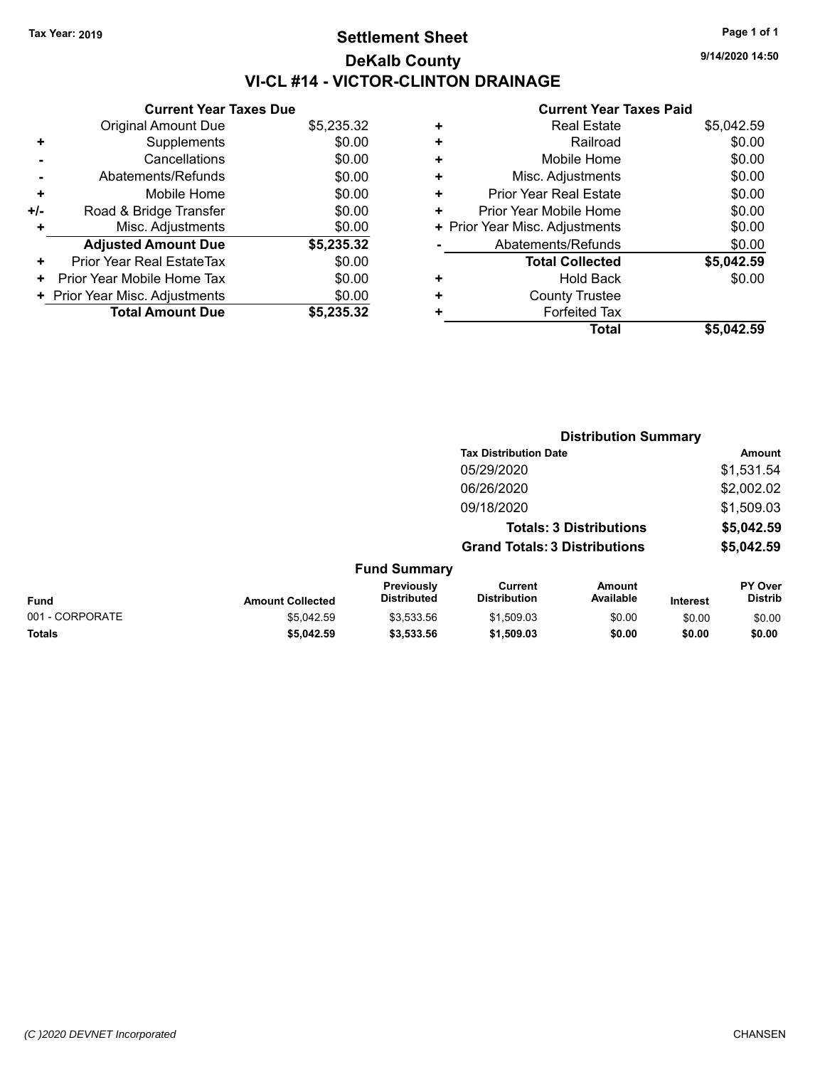Tax Year: 2019

# Settlement Sheet
## DeKalb County
## VI-CL #14 - VICTOR-CLINTON DRAINAGE

9/14/2020 14:50

| | Current Year Taxes Due | |
|---|---|---|
| | Original Amount Due | $5,235.32 |
| + | Supplements | $0.00 |
| - | Cancellations | $0.00 |
| - | Abatements/Refunds | $0.00 |
| + | Mobile Home | $0.00 |
| +/- | Road & Bridge Transfer | $0.00 |
| + | Misc. Adjustments | $0.00 |
| | **Adjusted Amount Due** | **$5,235.32** |
| + | Prior Year Real EstateTax | $0.00 |
| + | Prior Year Mobile Home Tax | $0.00 |
| + | Prior Year Misc. Adjustments | $0.00 |
| | **Total Amount Due** | **$5,235.32** |

| | Current Year Taxes Paid | |
|---|---|---|
| + | Real Estate | $5,042.59 |
| + | Railroad | $0.00 |
| + | Mobile Home | $0.00 |
| + | Misc. Adjustments | $0.00 |
| + | Prior Year Real Estate | $0.00 |
| + | Prior Year Mobile Home | $0.00 |
| + | Prior Year Misc. Adjustments | $0.00 |
| - | Abatements/Refunds | $0.00 |
| | **Total Collected** | **$5,042.59** |
| + | Hold Back | $0.00 |
| + | County Trustee | |
| + | Forfeited Tax | |
| | **Total** | **$5,042.59** |

### Distribution Summary

| Tax Distribution Date | Amount |
|---|---|
| 05/29/2020 | $1,531.54 |
| 06/26/2020 | $2,002.02 |
| 09/18/2020 | $1,509.03 |
| **Totals: 3 Distributions** | **$5,042.59** |
| **Grand Totals: 3 Distributions** | **$5,042.59** |

### Fund Summary

| Fund | Amount Collected | Previously Distributed | Current Distribution | Amount Available | Interest | PY Over Distrib |
|---|---|---|---|---|---|---|
| 001 - CORPORATE | $5,042.59 | $3,533.56 | $1,509.03 | $0.00 | $0.00 | $0.00 |
| **Totals** | **$5,042.59** | **$3,533.56** | **$1,509.03** | **$0.00** | **$0.00** | **$0.00** |

(C )2020 DEVNET Incorporated

CHANSEN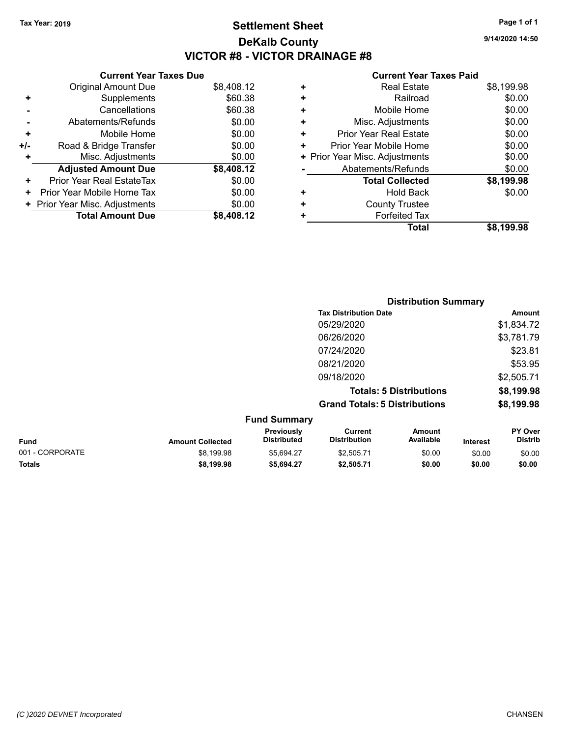Tax Year: 2019

# Settlement Sheet
## DeKalb County
## VICTOR #8 - VICTOR DRAINAGE #8

9/14/2020 14:50

### Current Year Taxes Due

| | | |
|---|---|---|
| | Original Amount Due | $8,408.12 |
| + | Supplements | $60.38 |
| - | Cancellations | $60.38 |
| - | Abatements/Refunds | $0.00 |
| + | Mobile Home | $0.00 |
| +/- | Road & Bridge Transfer | $0.00 |
| + | Misc. Adjustments | $0.00 |
| | **Adjusted Amount Due** | **$8,408.12** |
| + | Prior Year Real EstateTax | $0.00 |
| + | Prior Year Mobile Home Tax | $0.00 |
| + | Prior Year Misc. Adjustments | $0.00 |
| | **Total Amount Due** | **$8,408.12** |

### Current Year Taxes Paid

| | | |
|---|---|---|
| + | Real Estate | $8,199.98 |
| + | Railroad | $0.00 |
| + | Mobile Home | $0.00 |
| + | Misc. Adjustments | $0.00 |
| + | Prior Year Real Estate | $0.00 |
| + | Prior Year Mobile Home | $0.00 |
| + | Prior Year Misc. Adjustments | $0.00 |
| - | Abatements/Refunds | $0.00 |
| | **Total Collected** | **$8,199.98** |
| + | Hold Back | $0.00 |
| + | County Trustee | |
| + | Forfeited Tax | |
| | **Total** | **$8,199.98** |

### Distribution Summary

| Tax Distribution Date | Amount |
|---|---|
| 05/29/2020 | $1,834.72 |
| 06/26/2020 | $3,781.79 |
| 07/24/2020 | $23.81 |
| 08/21/2020 | $53.95 |
| 09/18/2020 | $2,505.71 |
| **Totals: 5 Distributions** | **$8,199.98** |
| **Grand Totals: 5 Distributions** | **$8,199.98** |

### Fund Summary

| Fund | Amount Collected | Previously Distributed | Current Distribution | Amount Available | Interest | PY Over Distrib |
|---|---|---|---|---|---|---|
| 001 - CORPORATE | $8,199.98 | $5,694.27 | $2,505.71 | $0.00 | $0.00 | $0.00 |
| **Totals** | **$8,199.98** | **$5,694.27** | **$2,505.71** | **$0.00** | **$0.00** | **$0.00** |

(C )2020 DEVNET Incorporated

CHANSEN